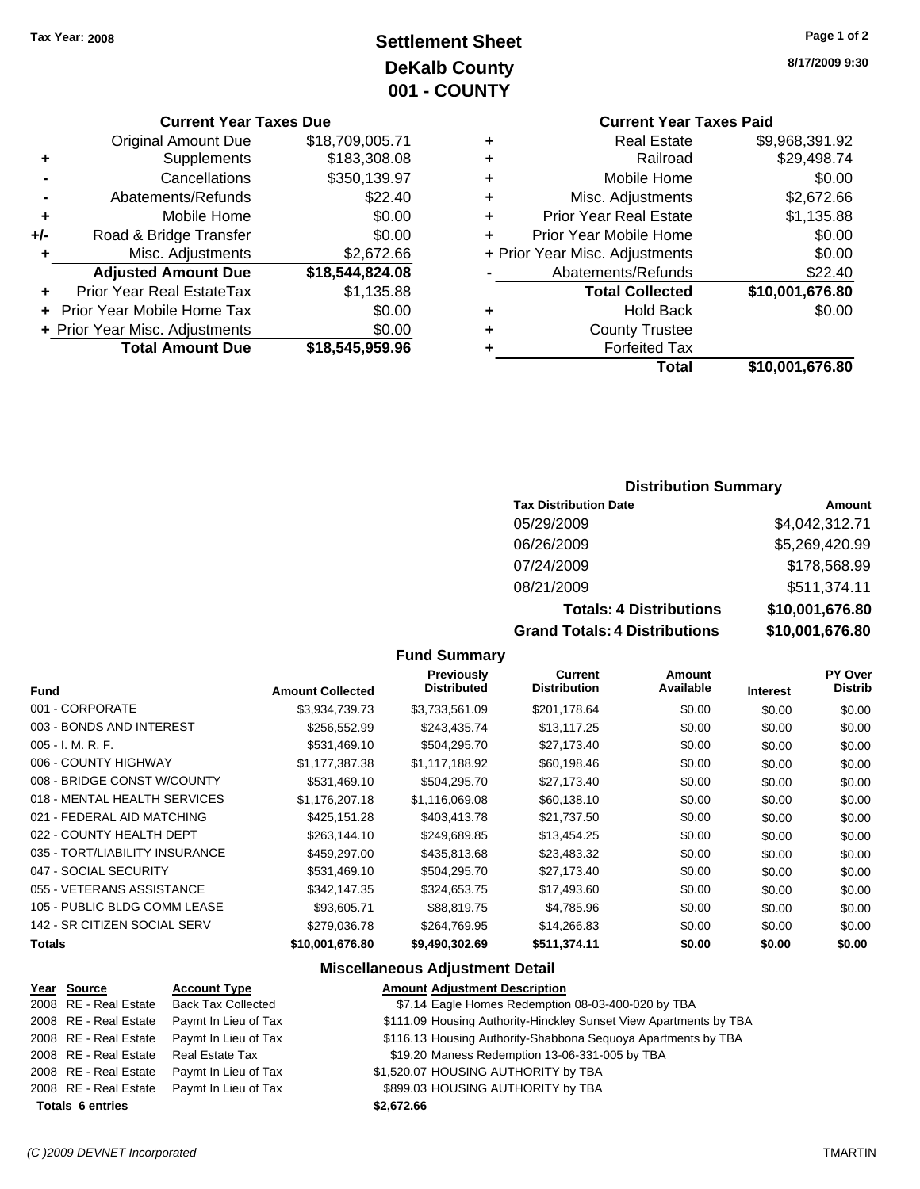Tax Year: 2008

# Settlement Sheet
## DeKalb County
## 001 - COUNTY

8/17/2009 9:30

### Current Year Taxes Due

| | | |
|---|---|---|
| | Original Amount Due | $18,709,005.71 |
| + | Supplements | $183,308.08 |
| - | Cancellations | $350,139.97 |
| - | Abatements/Refunds | $22.40 |
| + | Mobile Home | $0.00 |
| +/- | Road & Bridge Transfer | $0.00 |
| + | Misc. Adjustments | $2,672.66 |
| | **Adjusted Amount Due** | **$18,544,824.08** |
| + | Prior Year Real EstateTax | $1,135.88 |
| + | Prior Year Mobile Home Tax | $0.00 |
| + | Prior Year Misc. Adjustments | $0.00 |
| | **Total Amount Due** | **$18,545,959.96** |

### Current Year Taxes Paid

| | | |
|---|---|---|
| + | Real Estate | $9,968,391.92 |
| + | Railroad | $29,498.74 |
| + | Mobile Home | $0.00 |
| + | Misc. Adjustments | $2,672.66 |
| + | Prior Year Real Estate | $1,135.88 |
| + | Prior Year Mobile Home | $0.00 |
| + | Prior Year Misc. Adjustments | $0.00 |
| - | Abatements/Refunds | $22.40 |
| | **Total Collected** | **$10,001,676.80** |
| + | Hold Back | $0.00 |
| + | County Trustee | |
| + | Forfeited Tax | |
| | **Total** | **$10,001,676.80** |

### Distribution Summary

| Tax Distribution Date | Amount |
|---|---|
| 05/29/2009 | $4,042,312.71 |
| 06/26/2009 | $5,269,420.99 |
| 07/24/2009 | $178,568.99 |
| 08/21/2009 | $511,374.11 |
| **Totals: 4 Distributions** | **$10,001,676.80** |
| **Grand Totals: 4 Distributions** | **$10,001,676.80** |

### Fund Summary

| Fund | Amount Collected | Previously Distributed | Current Distribution | Amount Available | Interest | PY Over Distrib |
|---|---|---|---|---|---|---|
| 001 - CORPORATE | $3,934,739.73 | $3,733,561.09 | $201,178.64 | $0.00 | $0.00 | $0.00 |
| 003 - BONDS AND INTEREST | $256,552.99 | $243,435.74 | $13,117.25 | $0.00 | $0.00 | $0.00 |
| 005 - I. M. R. F. | $531,469.10 | $504,295.70 | $27,173.40 | $0.00 | $0.00 | $0.00 |
| 006 - COUNTY HIGHWAY | $1,177,387.38 | $1,117,188.92 | $60,198.46 | $0.00 | $0.00 | $0.00 |
| 008 - BRIDGE CONST W/COUNTY | $531,469.10 | $504,295.70 | $27,173.40 | $0.00 | $0.00 | $0.00 |
| 018 - MENTAL HEALTH SERVICES | $1,176,207.18 | $1,116,069.08 | $60,138.10 | $0.00 | $0.00 | $0.00 |
| 021 - FEDERAL AID MATCHING | $425,151.28 | $403,413.78 | $21,737.50 | $0.00 | $0.00 | $0.00 |
| 022 - COUNTY HEALTH DEPT | $263,144.10 | $249,689.85 | $13,454.25 | $0.00 | $0.00 | $0.00 |
| 035 - TORT/LIABILITY INSURANCE | $459,297.00 | $435,813.68 | $23,483.32 | $0.00 | $0.00 | $0.00 |
| 047 - SOCIAL SECURITY | $531,469.10 | $504,295.70 | $27,173.40 | $0.00 | $0.00 | $0.00 |
| 055 - VETERANS ASSISTANCE | $342,147.35 | $324,653.75 | $17,493.60 | $0.00 | $0.00 | $0.00 |
| 105 - PUBLIC BLDG COMM LEASE | $93,605.71 | $88,819.75 | $4,785.96 | $0.00 | $0.00 | $0.00 |
| 142 - SR CITIZEN SOCIAL SERV | $279,036.78 | $264,769.95 | $14,266.83 | $0.00 | $0.00 | $0.00 |
| **Totals** | **$10,001,676.80** | **$9,490,302.69** | **$511,374.11** | **$0.00** | **$0.00** | **$0.00** |

### Miscellaneous Adjustment Detail

| Year | Source | Account Type | Amount | Adjustment Description |
|---|---|---|---|---|
| 2008 | RE - Real Estate | Back Tax Collected | $7.14 | Eagle Homes Redemption 08-03-400-020 by TBA |
| 2008 | RE - Real Estate | Paymt In Lieu of Tax | $111.09 | Housing Authority-Hinckley Sunset View Apartments by TBA |
| 2008 | RE - Real Estate | Paymt In Lieu of Tax | $116.13 | Housing Authority-Shabbona Sequoya Apartments by TBA |
| 2008 | RE - Real Estate | Real Estate Tax | $19.20 | Maness Redemption 13-06-331-005 by TBA |
| 2008 | RE - Real Estate | Paymt In Lieu of Tax | $1,520.07 | HOUSING AUTHORITY by TBA |
| 2008 | RE - Real Estate | Paymt In Lieu of Tax | $899.03 | HOUSING AUTHORITY by TBA |
| **Totals 6 entries** | | | **$2,672.66** | |

(C )2009 DEVNET Incorporated    TMARTIN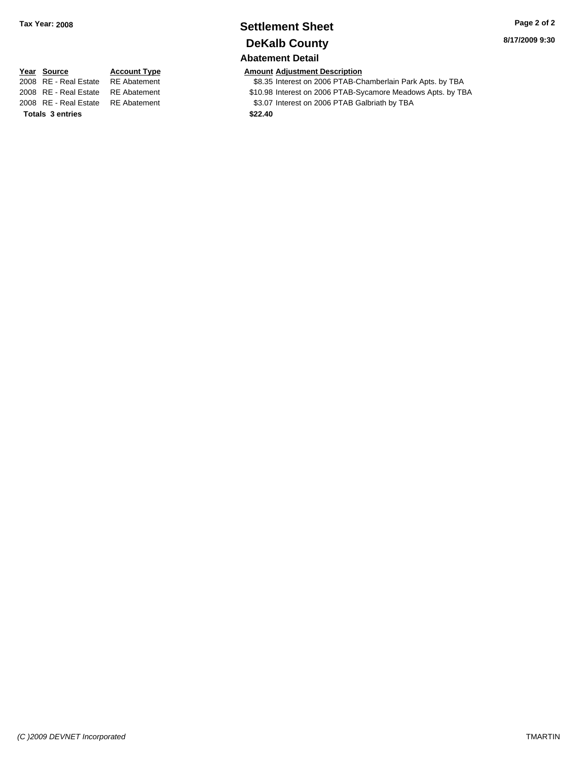**Tax Year: 2008**

# Settlement Sheet

## DeKalb County

**8/17/2009 9:30**

### Abatement Detail

| Year | Source | Account Type | Amount | Adjustment Description |
|---|---|---|---|---|
| 2008 | RE - Real Estate | RE Abatement | $8.35 | Interest on 2006 PTAB-Chamberlain Park Apts. by TBA |
| 2008 | RE - Real Estate | RE Abatement | $10.98 | Interest on 2006 PTAB-Sycamore Meadows Apts. by TBA |
| 2008 | RE - Real Estate | RE Abatement | $3.07 | Interest on 2006 PTAB Galbriath by TBA |
| **Totals** | **3 entries** | | **$22.40** | |

*(C )2009 DEVNET Incorporated*

TMARTIN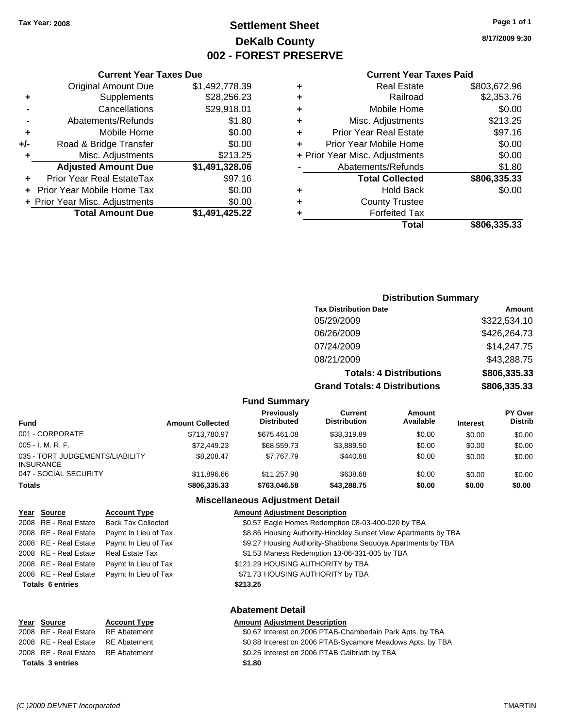Tax Year: 2008

# Settlement Sheet
## DeKalb County
## 002 - FOREST PRESERVE

8/17/2009 9:30

### Current Year Taxes Due

| | | |
|---|---|---|
| | Original Amount Due | $1,492,778.39 |
| + | Supplements | $28,256.23 |
| - | Cancellations | $29,918.01 |
| - | Abatements/Refunds | $1.80 |
| + | Mobile Home | $0.00 |
| +/- | Road & Bridge Transfer | $0.00 |
| + | Misc. Adjustments | $213.25 |
| | **Adjusted Amount Due** | **$1,491,328.06** |
| + | Prior Year Real EstateTax | $97.16 |
| + | Prior Year Mobile Home Tax | $0.00 |
| + | Prior Year Misc. Adjustments | $0.00 |
| | **Total Amount Due** | **$1,491,425.22** |

### Current Year Taxes Paid

| | | |
|---|---|---|
| + | Real Estate | $803,672.96 |
| + | Railroad | $2,353.76 |
| + | Mobile Home | $0.00 |
| + | Misc. Adjustments | $213.25 |
| + | Prior Year Real Estate | $97.16 |
| + | Prior Year Mobile Home | $0.00 |
| + | Prior Year Misc. Adjustments | $0.00 |
| - | Abatements/Refunds | $1.80 |
| | **Total Collected** | **$806,335.33** |
| + | Hold Back | $0.00 |
| + | County Trustee | |
| + | Forfeited Tax | |
| | **Total** | **$806,335.33** |

### Distribution Summary

| Tax Distribution Date | Amount |
|---|---|
| 05/29/2009 | $322,534.10 |
| 06/26/2009 | $426,264.73 |
| 07/24/2009 | $14,247.75 |
| 08/21/2009 | $43,288.75 |
| **Totals: 4 Distributions** | **$806,335.33** |
| **Grand Totals: 4 Distributions** | **$806,335.33** |

### Fund Summary

| Fund | Amount Collected | Previously Distributed | Current Distribution | Amount Available | Interest | PY Over Distrib |
|---|---|---|---|---|---|---|
| 001 - CORPORATE | $713,780.97 | $675,461.08 | $38,319.89 | $0.00 | $0.00 | $0.00 |
| 005 - I. M. R. F. | $72,449.23 | $68,559.73 | $3,889.50 | $0.00 | $0.00 | $0.00 |
| 035 - TORT JUDGEMENTS/LIABILITY INSURANCE | $8,208.47 | $7,767.79 | $440.68 | $0.00 | $0.00 | $0.00 |
| 047 - SOCIAL SECURITY | $11,896.66 | $11,257.98 | $638.68 | $0.00 | $0.00 | $0.00 |
| **Totals** | **$806,335.33** | **$763,046.58** | **$43,288.75** | **$0.00** | **$0.00** | **$0.00** |

### Miscellaneous Adjustment Detail

| Year | Source | Account Type | Amount | Adjustment Description |
|---|---|---|---|---|
| 2008 | RE - Real Estate | Back Tax Collected | $0.57 | Eagle Homes Redemption 08-03-400-020 by TBA |
| 2008 | RE - Real Estate | Paymt In Lieu of Tax | $8.86 | Housing Authority-Hinckley Sunset View Apartments by TBA |
| 2008 | RE - Real Estate | Paymt In Lieu of Tax | $9.27 | Housing Authority-Shabbona Sequoya Apartments by TBA |
| 2008 | RE - Real Estate | Real Estate Tax | $1.53 | Maness Redemption 13-06-331-005 by TBA |
| 2008 | RE - Real Estate | Paymt In Lieu of Tax | $121.29 | HOUSING AUTHORITY by TBA |
| 2008 | RE - Real Estate | Paymt In Lieu of Tax | $71.73 | HOUSING AUTHORITY by TBA |
| **Totals 6 entries** | | | **$213.25** | |

### Abatement Detail

| Year | Source | Account Type | Amount | Adjustment Description |
|---|---|---|---|---|
| 2008 | RE - Real Estate | RE Abatement | $0.67 | Interest on 2006 PTAB-Chamberlain Park Apts. by TBA |
| 2008 | RE - Real Estate | RE Abatement | $0.88 | Interest on 2006 PTAB-Sycamore Meadows Apts. by TBA |
| 2008 | RE - Real Estate | RE Abatement | $0.25 | Interest on 2006 PTAB Galbriath by TBA |
| **Totals 3 entries** | | | **$1.80** | |

(C )2009 DEVNET Incorporated TMARTIN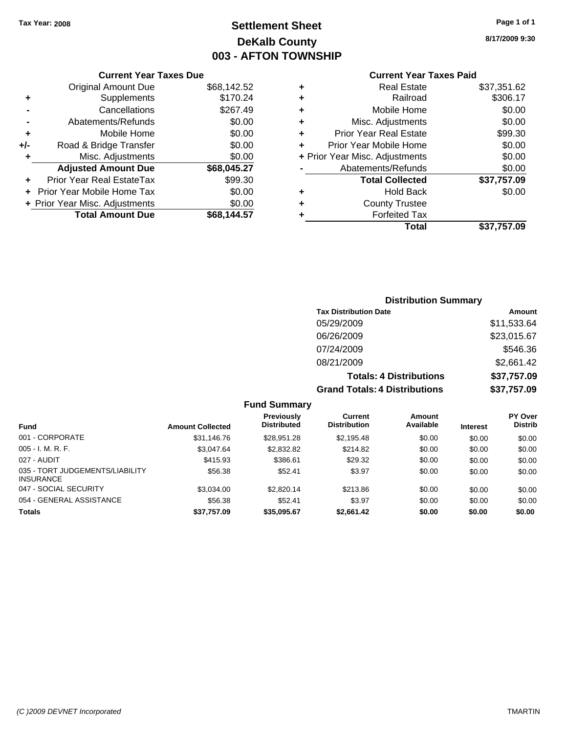Tax Year: 2008

# Settlement Sheet
## DeKalb County
## 003 - AFTON TOWNSHIP

8/17/2009 9:30

### Current Year Taxes Due

| | | |
|---|---|---|
| | Original Amount Due | $68,142.52 |
| + | Supplements | $170.24 |
| - | Cancellations | $267.49 |
| - | Abatements/Refunds | $0.00 |
| + | Mobile Home | $0.00 |
| +/- | Road & Bridge Transfer | $0.00 |
| + | Misc. Adjustments | $0.00 |
| | **Adjusted Amount Due** | **$68,045.27** |
| + | Prior Year Real EstateTax | $99.30 |
| + | Prior Year Mobile Home Tax | $0.00 |
| + | Prior Year Misc. Adjustments | $0.00 |
| | **Total Amount Due** | **$68,144.57** |

### Current Year Taxes Paid

| | | |
|---|---|---|
| + | Real Estate | $37,351.62 |
| + | Railroad | $306.17 |
| + | Mobile Home | $0.00 |
| + | Misc. Adjustments | $0.00 |
| + | Prior Year Real Estate | $99.30 |
| + | Prior Year Mobile Home | $0.00 |
| + | Prior Year Misc. Adjustments | $0.00 |
| - | Abatements/Refunds | $0.00 |
| | **Total Collected** | **$37,757.09** |
| + | Hold Back | $0.00 |
| + | County Trustee | |
| + | Forfeited Tax | |
| | **Total** | **$37,757.09** |

### Distribution Summary

| Tax Distribution Date | Amount |
|---|---|
| 05/29/2009 | $11,533.64 |
| 06/26/2009 | $23,015.67 |
| 07/24/2009 | $546.36 |
| 08/21/2009 | $2,661.42 |
| **Totals: 4 Distributions** | **$37,757.09** |
| **Grand Totals: 4 Distributions** | **$37,757.09** |

### Fund Summary

| Fund | Amount Collected | Previously Distributed | Current Distribution | Amount Available | Interest | PY Over Distrib |
|---|---|---|---|---|---|---|
| 001 - CORPORATE | $31,146.76 | $28,951.28 | $2,195.48 | $0.00 | $0.00 | $0.00 |
| 005 - I. M. R. F. | $3,047.64 | $2,832.82 | $214.82 | $0.00 | $0.00 | $0.00 |
| 027 - AUDIT | $415.93 | $386.61 | $29.32 | $0.00 | $0.00 | $0.00 |
| 035 - TORT JUDGEMENTS/LIABILITY INSURANCE | $56.38 | $52.41 | $3.97 | $0.00 | $0.00 | $0.00 |
| 047 - SOCIAL SECURITY | $3,034.00 | $2,820.14 | $213.86 | $0.00 | $0.00 | $0.00 |
| 054 - GENERAL ASSISTANCE | $56.38 | $52.41 | $3.97 | $0.00 | $0.00 | $0.00 |
| **Totals** | **$37,757.09** | **$35,095.67** | **$2,661.42** | **$0.00** | **$0.00** | **$0.00** |

(C )2009 DEVNET Incorporated TMARTIN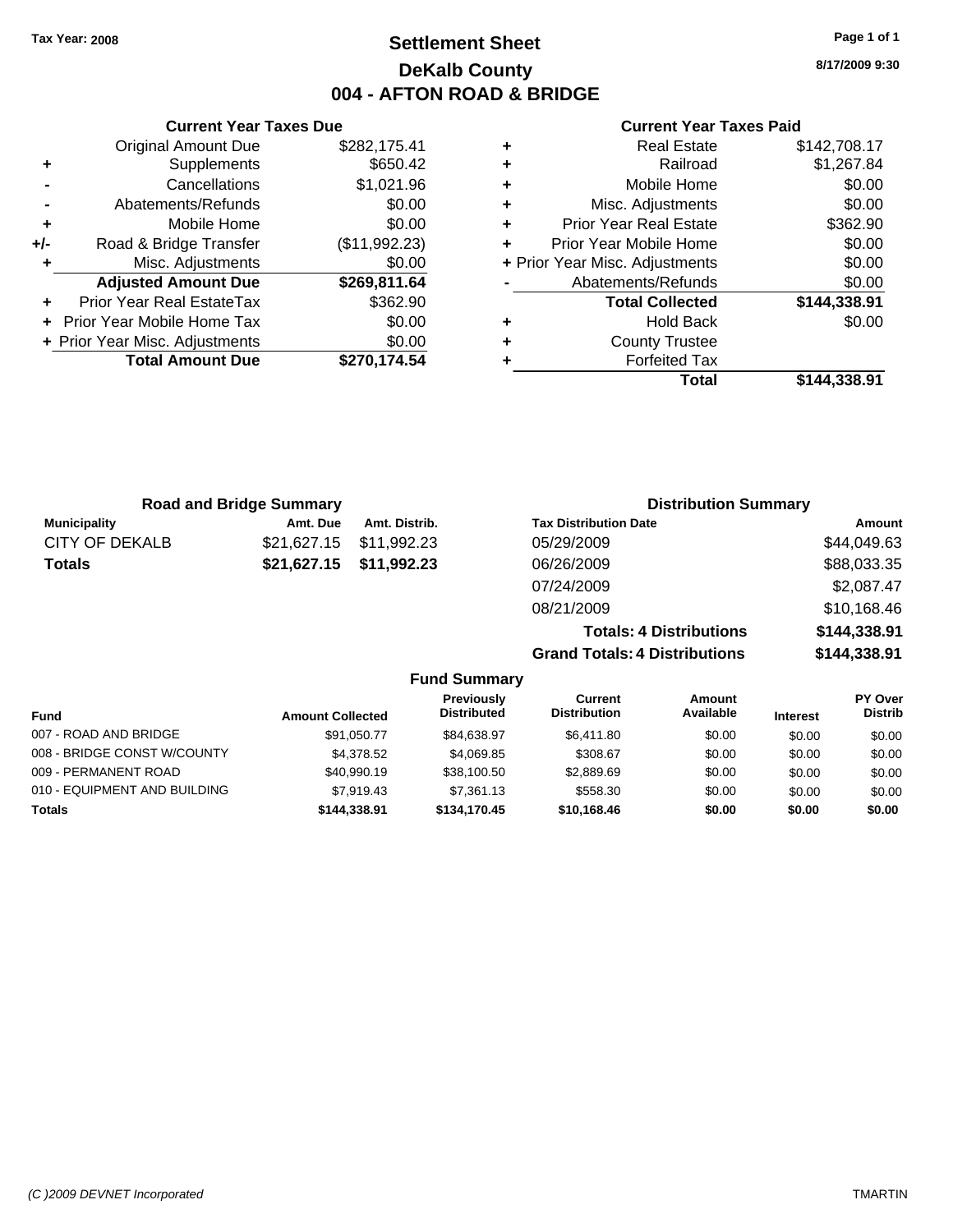Tax Year: 2008

# Settlement Sheet
## DeKalb County
## 004 - AFTON ROAD & BRIDGE

8/17/2009 9:30

**Current Year Taxes Due**

| | | |
|---|---|---|
| | Original Amount Due | $282,175.41 |
| + | Supplements | $650.42 |
| - | Cancellations | $1,021.96 |
| - | Abatements/Refunds | $0.00 |
| + | Mobile Home | $0.00 |
| +/- | Road & Bridge Transfer | ($11,992.23) |
| + | Misc. Adjustments | $0.00 |
| | **Adjusted Amount Due** | **$269,811.64** |
| + | Prior Year Real EstateTax | $362.90 |
| + | Prior Year Mobile Home Tax | $0.00 |
| + | Prior Year Misc. Adjustments | $0.00 |
| | **Total Amount Due** | **$270,174.54** |

**Current Year Taxes Paid**

| | | |
|---|---|---|
| + | Real Estate | $142,708.17 |
| + | Railroad | $1,267.84 |
| + | Mobile Home | $0.00 |
| + | Misc. Adjustments | $0.00 |
| + | Prior Year Real Estate | $362.90 |
| + | Prior Year Mobile Home | $0.00 |
| + | Prior Year Misc. Adjustments | $0.00 |
| - | Abatements/Refunds | $0.00 |
| | **Total Collected** | **$144,338.91** |
| + | Hold Back | $0.00 |
| + | County Trustee | |
| + | Forfeited Tax | |
| | **Total** | **$144,338.91** |

**Road and Bridge Summary**

| Municipality | Amt. Due | Amt. Distrib. |
|---|---|---|
| CITY OF DEKALB | $21,627.15 | $11,992.23 |
| **Totals** | **$21,627.15** | **$11,992.23** |

**Distribution Summary**

| Tax Distribution Date | Amount |
|---|---|
| 05/29/2009 | $44,049.63 |
| 06/26/2009 | $88,033.35 |
| 07/24/2009 | $2,087.47 |
| 08/21/2009 | $10,168.46 |
| **Totals: 4 Distributions** | **$144,338.91** |
| **Grand Totals: 4 Distributions** | **$144,338.91** |

**Fund Summary**

| Fund | Amount Collected | Previously Distributed | Current Distribution | Amount Available | Interest | PY Over Distrib |
|---|---|---|---|---|---|---|
| 007 - ROAD AND BRIDGE | $91,050.77 | $84,638.97 | $6,411.80 | $0.00 | $0.00 | $0.00 |
| 008 - BRIDGE CONST W/COUNTY | $4,378.52 | $4,069.85 | $308.67 | $0.00 | $0.00 | $0.00 |
| 009 - PERMANENT ROAD | $40,990.19 | $38,100.50 | $2,889.69 | $0.00 | $0.00 | $0.00 |
| 010 - EQUIPMENT AND BUILDING | $7,919.43 | $7,361.13 | $558.30 | $0.00 | $0.00 | $0.00 |
| **Totals** | **$144,338.91** | **$134,170.45** | **$10,168.46** | **$0.00** | **$0.00** | **$0.00** |

(C )2009 DEVNET Incorporated — TMARTIN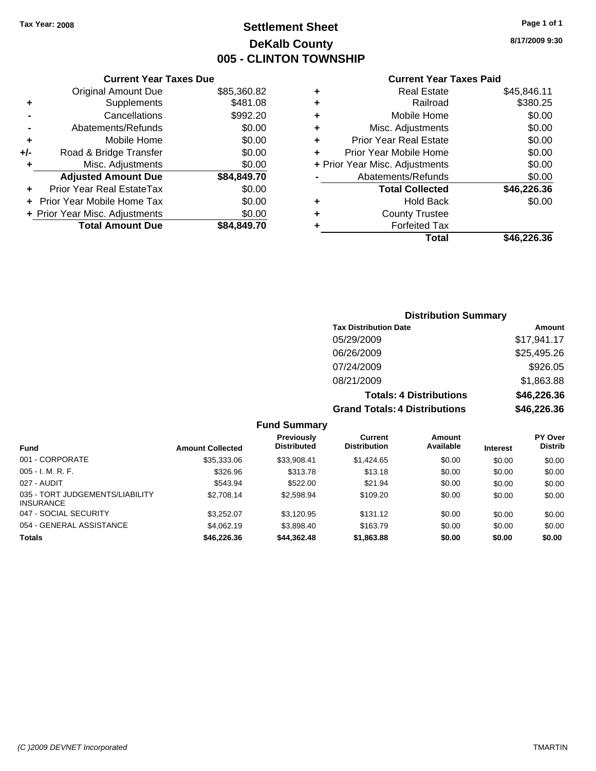**Tax Year: 2008**

# Settlement Sheet
## DeKalb County
## 005 - CLINTON TOWNSHIP

8/17/2009 9:30

### Current Year Taxes Due

| | | |
|---|---|---|
| | Original Amount Due | $85,360.82 |
| + | Supplements | $481.08 |
| - | Cancellations | $992.20 |
| - | Abatements/Refunds | $0.00 |
| + | Mobile Home | $0.00 |
| +/- | Road & Bridge Transfer | $0.00 |
| + | Misc. Adjustments | $0.00 |
| | **Adjusted Amount Due** | **$84,849.70** |
| + | Prior Year Real EstateTax | $0.00 |
| + | Prior Year Mobile Home Tax | $0.00 |
| + | Prior Year Misc. Adjustments | $0.00 |
| | **Total Amount Due** | **$84,849.70** |

### Current Year Taxes Paid

| | | |
|---|---|---|
| + | Real Estate | $45,846.11 |
| + | Railroad | $380.25 |
| + | Mobile Home | $0.00 |
| + | Misc. Adjustments | $0.00 |
| + | Prior Year Real Estate | $0.00 |
| + | Prior Year Mobile Home | $0.00 |
| + | Prior Year Misc. Adjustments | $0.00 |
| - | Abatements/Refunds | $0.00 |
| | **Total Collected** | **$46,226.36** |
| + | Hold Back | $0.00 |
| + | County Trustee | |
| + | Forfeited Tax | |
| | **Total** | **$46,226.36** |

### Distribution Summary

| Tax Distribution Date | Amount |
|---|---|
| 05/29/2009 | $17,941.17 |
| 06/26/2009 | $25,495.26 |
| 07/24/2009 | $926.05 |
| 08/21/2009 | $1,863.88 |
| **Totals: 4 Distributions** | **$46,226.36** |
| **Grand Totals: 4 Distributions** | **$46,226.36** |

### Fund Summary

| Fund | Amount Collected | Previously Distributed | Current Distribution | Amount Available | Interest | PY Over Distrib |
|---|---|---|---|---|---|---|
| 001 - CORPORATE | $35,333.06 | $33,908.41 | $1,424.65 | $0.00 | $0.00 | $0.00 |
| 005 - I. M. R. F. | $326.96 | $313.78 | $13.18 | $0.00 | $0.00 | $0.00 |
| 027 - AUDIT | $543.94 | $522.00 | $21.94 | $0.00 | $0.00 | $0.00 |
| 035 - TORT JUDGEMENTS/LIABILITY INSURANCE | $2,708.14 | $2,598.94 | $109.20 | $0.00 | $0.00 | $0.00 |
| 047 - SOCIAL SECURITY | $3,252.07 | $3,120.95 | $131.12 | $0.00 | $0.00 | $0.00 |
| 054 - GENERAL ASSISTANCE | $4,062.19 | $3,898.40 | $163.79 | $0.00 | $0.00 | $0.00 |
| **Totals** | **$46,226.36** | **$44,362.48** | **$1,863.88** | **$0.00** | **$0.00** | **$0.00** |

(C )2009 DEVNET Incorporated TMARTIN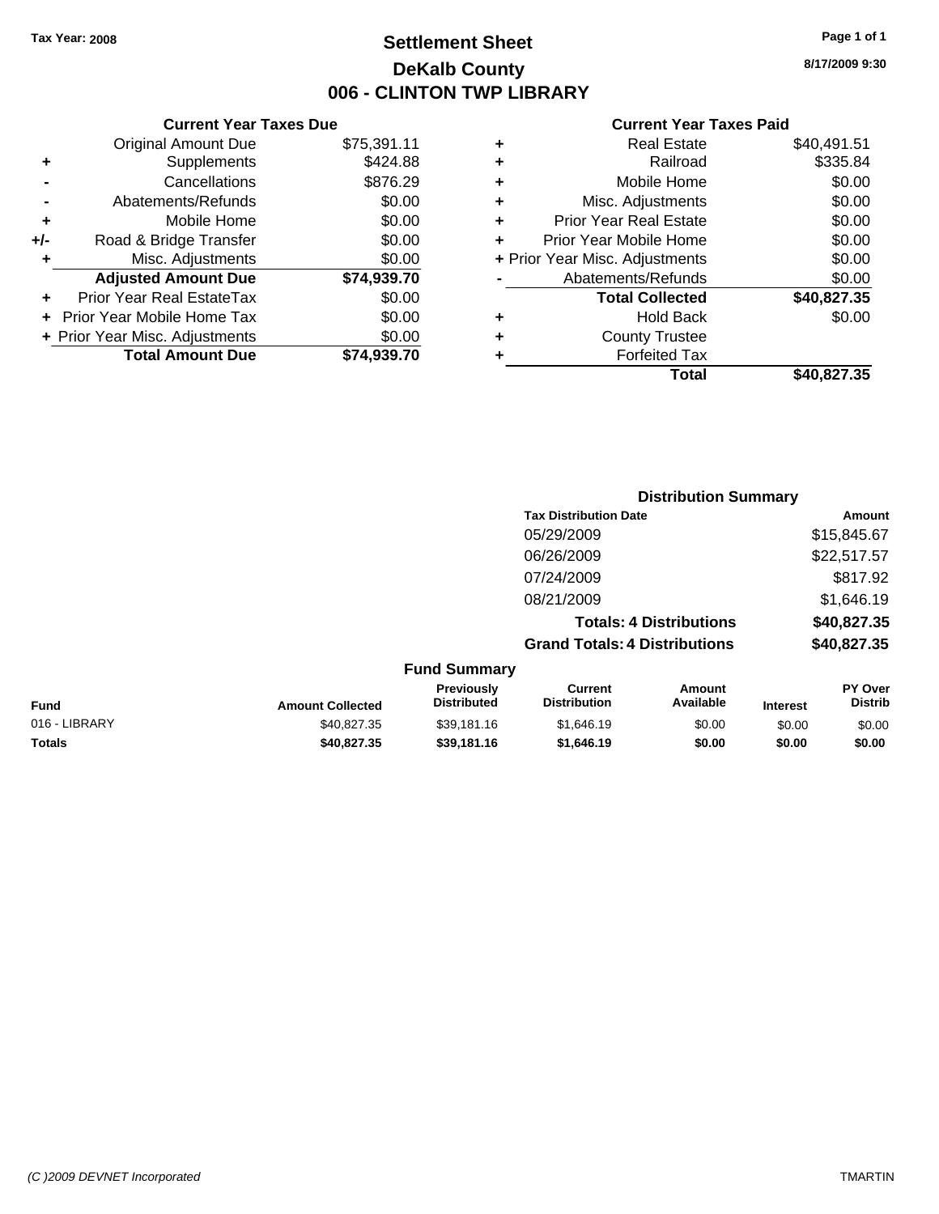**Tax Year: 2008**

# Settlement Sheet
## DeKalb County
## 006 - CLINTON TWP LIBRARY

8/17/2009 9:30

### Current Year Taxes Due

| | | |
|---|---|---|
| | Original Amount Due | $75,391.11 |
| + | Supplements | $424.88 |
| - | Cancellations | $876.29 |
| - | Abatements/Refunds | $0.00 |
| + | Mobile Home | $0.00 |
| +/- | Road & Bridge Transfer | $0.00 |
| + | Misc. Adjustments | $0.00 |
| | **Adjusted Amount Due** | **$74,939.70** |
| + | Prior Year Real EstateTax | $0.00 |
| + | Prior Year Mobile Home Tax | $0.00 |
| + | Prior Year Misc. Adjustments | $0.00 |
| | **Total Amount Due** | **$74,939.70** |

### Current Year Taxes Paid

| | | |
|---|---|---|
| + | Real Estate | $40,491.51 |
| + | Railroad | $335.84 |
| + | Mobile Home | $0.00 |
| + | Misc. Adjustments | $0.00 |
| + | Prior Year Real Estate | $0.00 |
| + | Prior Year Mobile Home | $0.00 |
| + | Prior Year Misc. Adjustments | $0.00 |
| - | Abatements/Refunds | $0.00 |
| | **Total Collected** | **$40,827.35** |
| + | Hold Back | $0.00 |
| + | County Trustee | |
| + | Forfeited Tax | |
| | **Total** | **$40,827.35** |

### Distribution Summary

| Tax Distribution Date | Amount |
|---|---|
| 05/29/2009 | $15,845.67 |
| 06/26/2009 | $22,517.57 |
| 07/24/2009 | $817.92 |
| 08/21/2009 | $1,646.19 |
| **Totals: 4 Distributions** | **$40,827.35** |
| **Grand Totals: 4 Distributions** | **$40,827.35** |

### Fund Summary

| Fund | Amount Collected | Previously Distributed | Current Distribution | Amount Available | Interest | PY Over Distrib |
|---|---|---|---|---|---|---|
| 016 - LIBRARY | $40,827.35 | $39,181.16 | $1,646.19 | $0.00 | $0.00 | $0.00 |
| **Totals** | **$40,827.35** | **$39,181.16** | **$1,646.19** | **$0.00** | **$0.00** | **$0.00** |

(C )2009 DEVNET Incorporated TMARTIN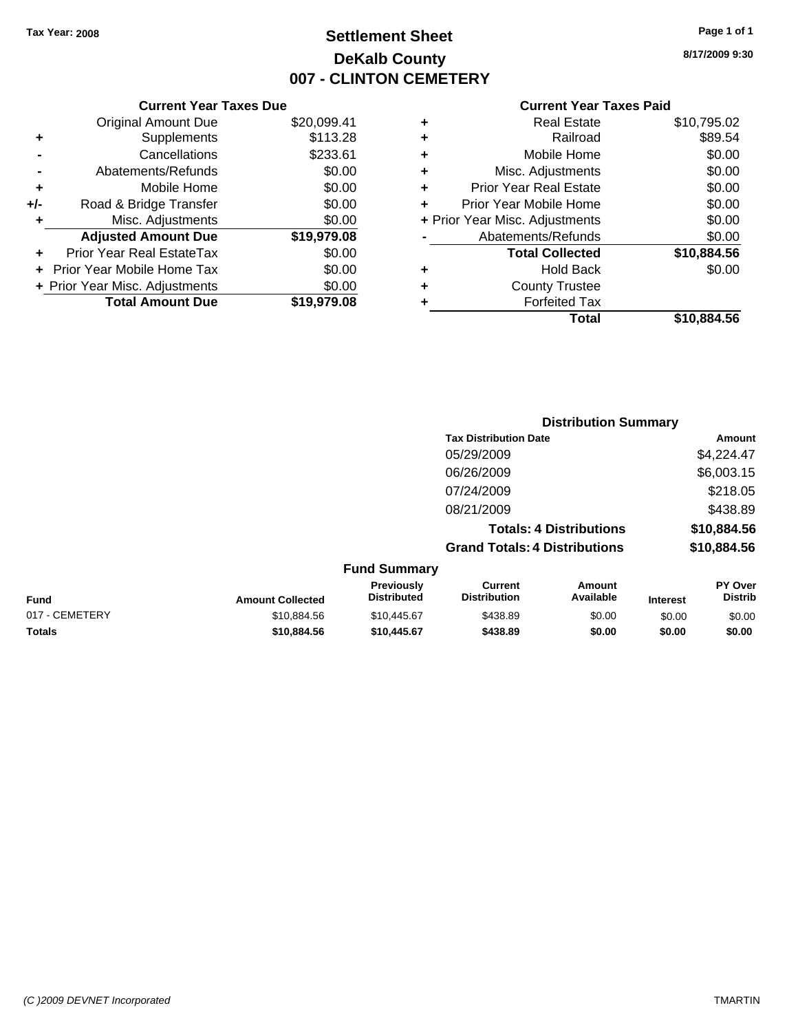Tax Year: 2008

# Settlement Sheet
## DeKalb County
## 007 - CLINTON CEMETERY

8/17/2009 9:30

### Current Year Taxes Due

| | | |
|---|---|---|
| | Original Amount Due | $20,099.41 |
| + | Supplements | $113.28 |
| - | Cancellations | $233.61 |
| - | Abatements/Refunds | $0.00 |
| + | Mobile Home | $0.00 |
| +/- | Road & Bridge Transfer | $0.00 |
| + | Misc. Adjustments | $0.00 |
| | **Adjusted Amount Due** | **$19,979.08** |
| + | Prior Year Real EstateTax | $0.00 |
| + | Prior Year Mobile Home Tax | $0.00 |
| + | Prior Year Misc. Adjustments | $0.00 |
| | **Total Amount Due** | **$19,979.08** |

### Current Year Taxes Paid

| | | |
|---|---|---|
| + | Real Estate | $10,795.02 |
| + | Railroad | $89.54 |
| + | Mobile Home | $0.00 |
| + | Misc. Adjustments | $0.00 |
| + | Prior Year Real Estate | $0.00 |
| + | Prior Year Mobile Home | $0.00 |
| + | Prior Year Misc. Adjustments | $0.00 |
| - | Abatements/Refunds | $0.00 |
| | **Total Collected** | **$10,884.56** |
| + | Hold Back | $0.00 |
| + | County Trustee | |
| + | Forfeited Tax | |
| | **Total** | **$10,884.56** |

### Distribution Summary

| Tax Distribution Date | Amount |
|---|---|
| 05/29/2009 | $4,224.47 |
| 06/26/2009 | $6,003.15 |
| 07/24/2009 | $218.05 |
| 08/21/2009 | $438.89 |
| **Totals: 4 Distributions** | **$10,884.56** |
| **Grand Totals: 4 Distributions** | **$10,884.56** |

### Fund Summary

| Fund | Amount Collected | Previously Distributed | Current Distribution | Amount Available | Interest | PY Over Distrib |
|---|---|---|---|---|---|---|
| 017 - CEMETERY | $10,884.56 | $10,445.67 | $438.89 | $0.00 | $0.00 | $0.00 |
| **Totals** | **$10,884.56** | **$10,445.67** | **$438.89** | **$0.00** | **$0.00** | **$0.00** |

(C )2009 DEVNET Incorporated

TMARTIN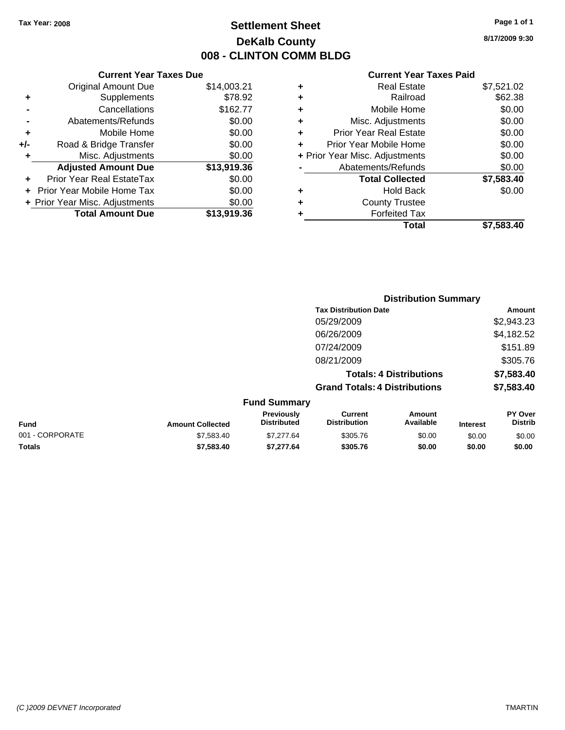Tax Year: 2008

# Settlement Sheet
## DeKalb County
## 008 - CLINTON COMM BLDG

8/17/2009 9:30

### Current Year Taxes Due

| | | |
|---|---|---|
| | Original Amount Due | $14,003.21 |
| + | Supplements | $78.92 |
| - | Cancellations | $162.77 |
| - | Abatements/Refunds | $0.00 |
| + | Mobile Home | $0.00 |
| +/- | Road & Bridge Transfer | $0.00 |
| + | Misc. Adjustments | $0.00 |
| | **Adjusted Amount Due** | **$13,919.36** |
| + | Prior Year Real EstateTax | $0.00 |
| + | Prior Year Mobile Home Tax | $0.00 |
| + | Prior Year Misc. Adjustments | $0.00 |
| | **Total Amount Due** | **$13,919.36** |

### Current Year Taxes Paid

| | | |
|---|---|---|
| + | Real Estate | $7,521.02 |
| + | Railroad | $62.38 |
| + | Mobile Home | $0.00 |
| + | Misc. Adjustments | $0.00 |
| + | Prior Year Real Estate | $0.00 |
| + | Prior Year Mobile Home | $0.00 |
| + | Prior Year Misc. Adjustments | $0.00 |
| - | Abatements/Refunds | $0.00 |
| | **Total Collected** | **$7,583.40** |
| + | Hold Back | $0.00 |
| + | County Trustee | |
| + | Forfeited Tax | |
| | **Total** | **$7,583.40** |

### Distribution Summary

| Tax Distribution Date | Amount |
|---|---|
| 05/29/2009 | $2,943.23 |
| 06/26/2009 | $4,182.52 |
| 07/24/2009 | $151.89 |
| 08/21/2009 | $305.76 |
| **Totals: 4 Distributions** | **$7,583.40** |
| **Grand Totals: 4 Distributions** | **$7,583.40** |

### Fund Summary

| Fund | Amount Collected | Previously Distributed | Current Distribution | Amount Available | Interest | PY Over Distrib |
|---|---|---|---|---|---|---|
| 001 - CORPORATE | $7,583.40 | $7,277.64 | $305.76 | $0.00 | $0.00 | $0.00 |
| **Totals** | **$7,583.40** | **$7,277.64** | **$305.76** | **$0.00** | **$0.00** | **$0.00** |

(C )2009 DEVNET Incorporated TMARTIN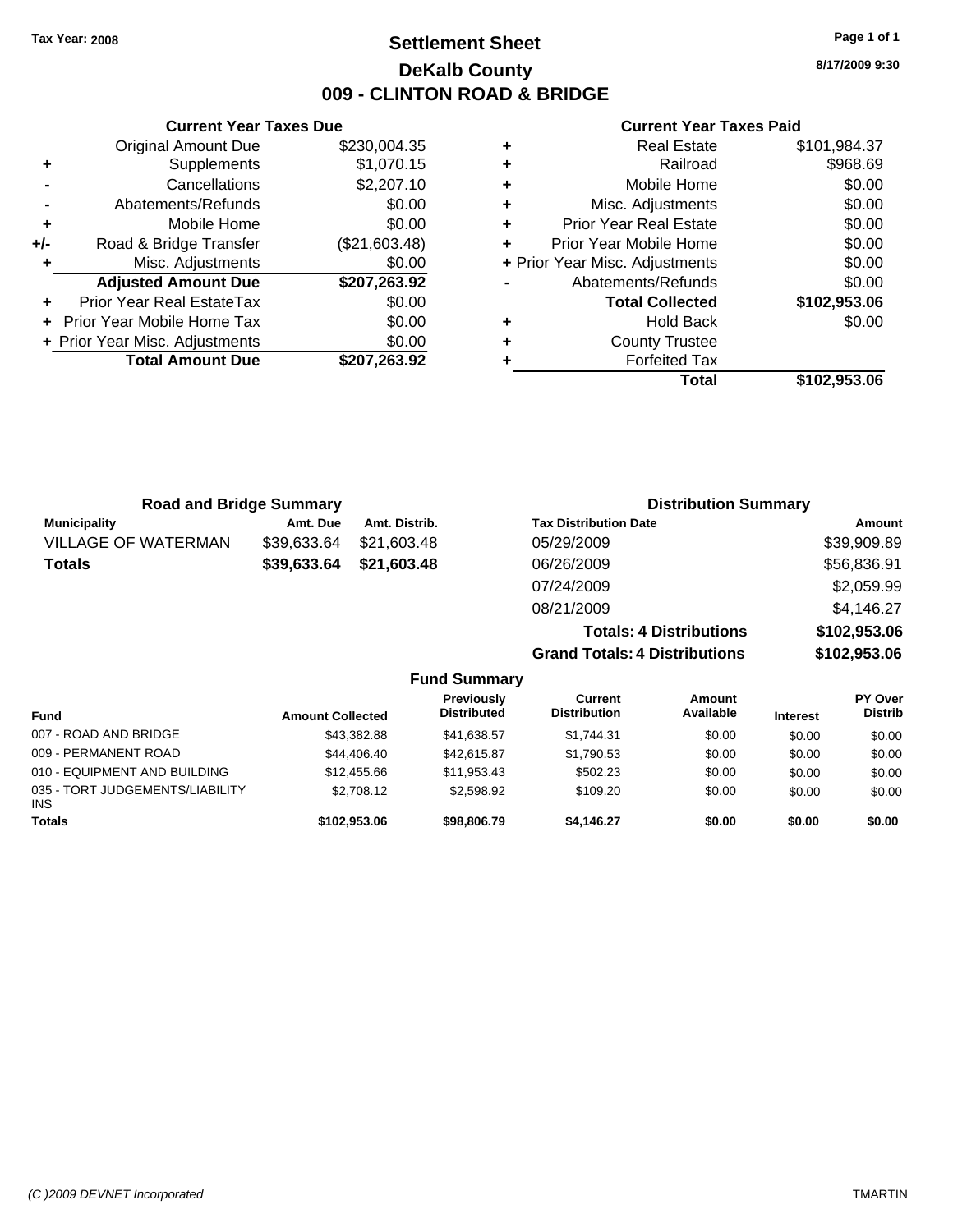Tax Year: 2008

# Settlement Sheet
## DeKalb County
## 009 - CLINTON ROAD & BRIDGE

8/17/2009 9:30

### Current Year Taxes Due

| | | |
|---|---|---|
| | Original Amount Due | $230,004.35 |
| + | Supplements | $1,070.15 |
| - | Cancellations | $2,207.10 |
| - | Abatements/Refunds | $0.00 |
| + | Mobile Home | $0.00 |
| +/- | Road & Bridge Transfer | ($21,603.48) |
| + | Misc. Adjustments | $0.00 |
| | **Adjusted Amount Due** | **$207,263.92** |
| + | Prior Year Real EstateTax | $0.00 |
| + | Prior Year Mobile Home Tax | $0.00 |
| + | Prior Year Misc. Adjustments | $0.00 |
| | **Total Amount Due** | **$207,263.92** |

### Current Year Taxes Paid

| | | |
|---|---|---|
| + | Real Estate | $101,984.37 |
| + | Railroad | $968.69 |
| + | Mobile Home | $0.00 |
| + | Misc. Adjustments | $0.00 |
| + | Prior Year Real Estate | $0.00 |
| + | Prior Year Mobile Home | $0.00 |
| + | Prior Year Misc. Adjustments | $0.00 |
| - | Abatements/Refunds | $0.00 |
| | **Total Collected** | **$102,953.06** |
| + | Hold Back | $0.00 |
| + | County Trustee | |
| + | Forfeited Tax | |
| | **Total** | **$102,953.06** |

### Road and Bridge Summary

| Municipality | Amt. Due | Amt. Distrib. |
|---|---|---|
| VILLAGE OF WATERMAN | $39,633.64 | $21,603.48 |
| **Totals** | **$39,633.64** | **$21,603.48** |

### Distribution Summary

| Tax Distribution Date | Amount |
|---|---|
| 05/29/2009 | $39,909.89 |
| 06/26/2009 | $56,836.91 |
| 07/24/2009 | $2,059.99 |
| 08/21/2009 | $4,146.27 |
| **Totals: 4 Distributions** | **$102,953.06** |
| **Grand Totals: 4 Distributions** | **$102,953.06** |

### Fund Summary

| Fund | Amount Collected | Previously Distributed | Current Distribution | Amount Available | Interest | PY Over Distrib |
|---|---|---|---|---|---|---|
| 007 - ROAD AND BRIDGE | $43,382.88 | $41,638.57 | $1,744.31 | $0.00 | $0.00 | $0.00 |
| 009 - PERMANENT ROAD | $44,406.40 | $42,615.87 | $1,790.53 | $0.00 | $0.00 | $0.00 |
| 010 - EQUIPMENT AND BUILDING | $12,455.66 | $11,953.43 | $502.23 | $0.00 | $0.00 | $0.00 |
| 035 - TORT JUDGEMENTS/LIABILITY INS | $2,708.12 | $2,598.92 | $109.20 | $0.00 | $0.00 | $0.00 |
| **Totals** | **$102,953.06** | **$98,806.79** | **$4,146.27** | **$0.00** | **$0.00** | **$0.00** |

(C )2009 DEVNET Incorporated TMARTIN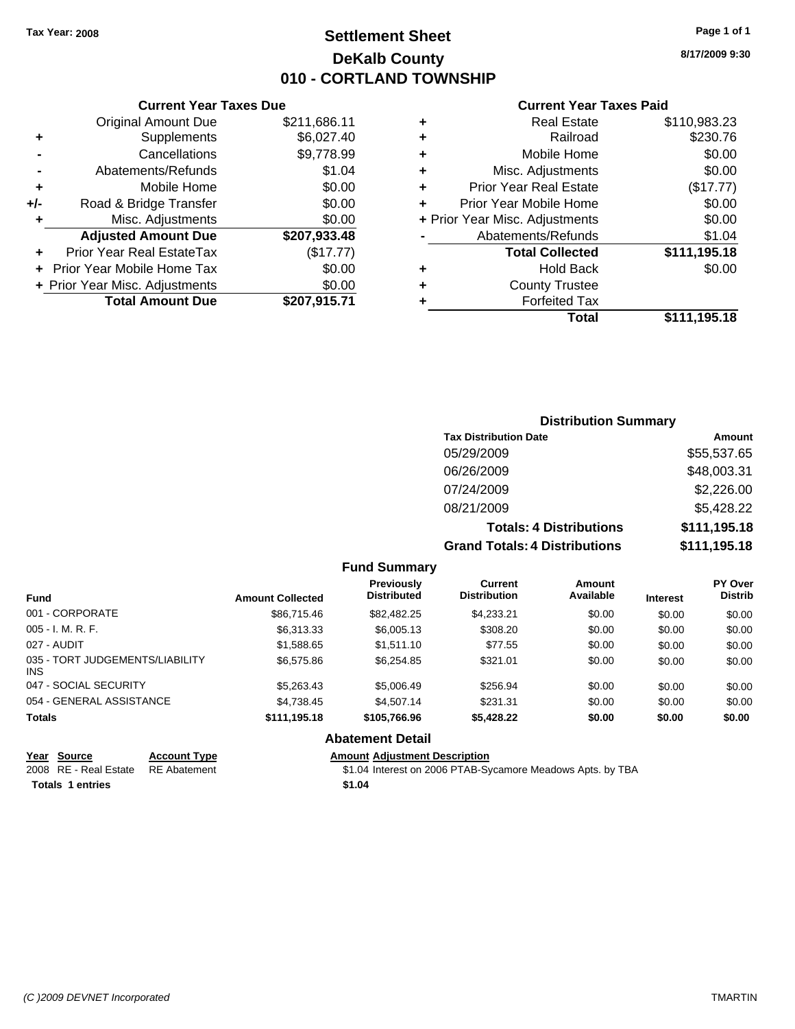Tax Year: 2008

# Settlement Sheet

## DeKalb County

## 010 - CORTLAND TOWNSHIP

8/17/2009 9:30

### Current Year Taxes Due

| | | |
|---|---|---|
| | Original Amount Due | $211,686.11 |
| + | Supplements | $6,027.40 |
| - | Cancellations | $9,778.99 |
| - | Abatements/Refunds | $1.04 |
| + | Mobile Home | $0.00 |
| +/- | Road & Bridge Transfer | $0.00 |
| + | Misc. Adjustments | $0.00 |
| | **Adjusted Amount Due** | **$207,933.48** |
| + | Prior Year Real EstateTax | ($17.77) |
| + | Prior Year Mobile Home Tax | $0.00 |
| + | Prior Year Misc. Adjustments | $0.00 |
| | **Total Amount Due** | **$207,915.71** |

### Current Year Taxes Paid

| | | |
|---|---|---|
| + | Real Estate | $110,983.23 |
| + | Railroad | $230.76 |
| + | Mobile Home | $0.00 |
| + | Misc. Adjustments | $0.00 |
| + | Prior Year Real Estate | ($17.77) |
| + | Prior Year Mobile Home | $0.00 |
| + | Prior Year Misc. Adjustments | $0.00 |
| - | Abatements/Refunds | $1.04 |
| | **Total Collected** | **$111,195.18** |
| + | Hold Back | $0.00 |
| + | County Trustee | |
| + | Forfeited Tax | |
| | **Total** | **$111,195.18** |

### Distribution Summary

| Tax Distribution Date | Amount |
|---|---|
| 05/29/2009 | $55,537.65 |
| 06/26/2009 | $48,003.31 |
| 07/24/2009 | $2,226.00 |
| 08/21/2009 | $5,428.22 |
| **Totals: 4 Distributions** | **$111,195.18** |
| **Grand Totals: 4 Distributions** | **$111,195.18** |

### Fund Summary

| Fund | Amount Collected | Previously Distributed | Current Distribution | Amount Available | Interest | PY Over Distrib |
|---|---|---|---|---|---|---|
| 001 - CORPORATE | $86,715.46 | $82,482.25 | $4,233.21 | $0.00 | $0.00 | $0.00 |
| 005 - I. M. R. F. | $6,313.33 | $6,005.13 | $308.20 | $0.00 | $0.00 | $0.00 |
| 027 - AUDIT | $1,588.65 | $1,511.10 | $77.55 | $0.00 | $0.00 | $0.00 |
| 035 - TORT JUDGEMENTS/LIABILITY INS | $6,575.86 | $6,254.85 | $321.01 | $0.00 | $0.00 | $0.00 |
| 047 - SOCIAL SECURITY | $5,263.43 | $5,006.49 | $256.94 | $0.00 | $0.00 | $0.00 |
| 054 - GENERAL ASSISTANCE | $4,738.45 | $4,507.14 | $231.31 | $0.00 | $0.00 | $0.00 |
| **Totals** | **$111,195.18** | **$105,766.96** | **$5,428.22** | **$0.00** | **$0.00** | **$0.00** |

### Abatement Detail

| Year | Source | Account Type | Amount | Adjustment Description |
|---|---|---|---|---|
| 2008 | RE - Real Estate | RE Abatement | $1.04 | Interest on 2006 PTAB-Sycamore Meadows Apts. by TBA |
| **Totals 1 entries** | | | **$1.04** | |

(C )2009 DEVNET Incorporated — TMARTIN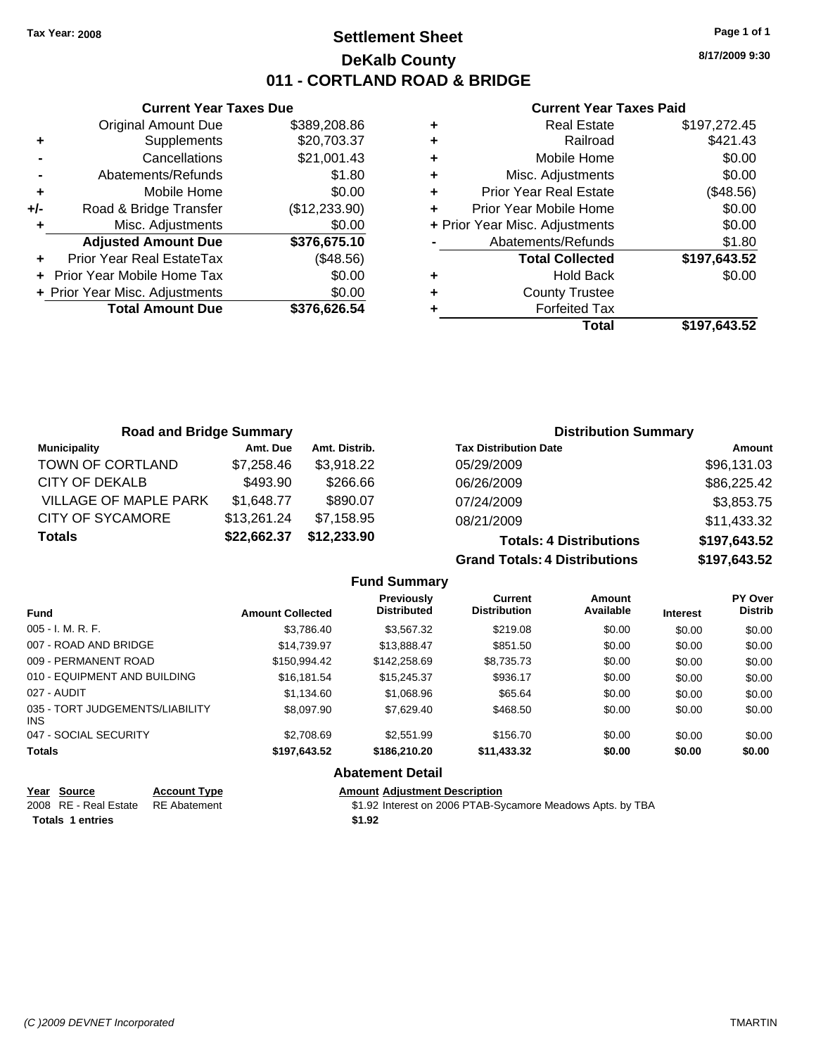Tax Year: 2008

# Settlement Sheet
## DeKalb County
## 011 - CORTLAND ROAD & BRIDGE

8/17/2009 9:30

### Current Year Taxes Due

| | | |
|---|---|---|
| | Original Amount Due | $389,208.86 |
| + | Supplements | $20,703.37 |
| - | Cancellations | $21,001.43 |
| - | Abatements/Refunds | $1.80 |
| + | Mobile Home | $0.00 |
| +/- | Road & Bridge Transfer | ($12,233.90) |
| + | Misc. Adjustments | $0.00 |
| | **Adjusted Amount Due** | **$376,675.10** |
| + | Prior Year Real EstateTax | ($48.56) |
| + | Prior Year Mobile Home Tax | $0.00 |
| + | Prior Year Misc. Adjustments | $0.00 |
| | **Total Amount Due** | **$376,626.54** |

### Current Year Taxes Paid

| | | |
|---|---|---|
| + | Real Estate | $197,272.45 |
| + | Railroad | $421.43 |
| + | Mobile Home | $0.00 |
| + | Misc. Adjustments | $0.00 |
| + | Prior Year Real Estate | ($48.56) |
| + | Prior Year Mobile Home | $0.00 |
| + | Prior Year Misc. Adjustments | $0.00 |
| - | Abatements/Refunds | $1.80 |
| | **Total Collected** | **$197,643.52** |
| + | Hold Back | $0.00 |
| + | County Trustee | |
| + | Forfeited Tax | |
| | **Total** | **$197,643.52** |

### Road and Bridge Summary

| Municipality | Amt. Due | Amt. Distrib. |
|---|---|---|
| TOWN OF CORTLAND | $7,258.46 | $3,918.22 |
| CITY OF DEKALB | $493.90 | $266.66 |
| VILLAGE OF MAPLE PARK | $1,648.77 | $890.07 |
| CITY OF SYCAMORE | $13,261.24 | $7,158.95 |
| **Totals** | **$22,662.37** | **$12,233.90** |

### Distribution Summary

| Tax Distribution Date | Amount |
|---|---|
| 05/29/2009 | $96,131.03 |
| 06/26/2009 | $86,225.42 |
| 07/24/2009 | $3,853.75 |
| 08/21/2009 | $11,433.32 |
| **Totals: 4 Distributions** | **$197,643.52** |
| **Grand Totals: 4 Distributions** | **$197,643.52** |

### Fund Summary

| Fund | Amount Collected | Previously Distributed | Current Distribution | Amount Available | Interest | PY Over Distrib |
|---|---|---|---|---|---|---|
| 005 - I. M. R. F. | $3,786.40 | $3,567.32 | $219.08 | $0.00 | $0.00 | $0.00 |
| 007 - ROAD AND BRIDGE | $14,739.97 | $13,888.47 | $851.50 | $0.00 | $0.00 | $0.00 |
| 009 - PERMANENT ROAD | $150,994.42 | $142,258.69 | $8,735.73 | $0.00 | $0.00 | $0.00 |
| 010 - EQUIPMENT AND BUILDING | $16,181.54 | $15,245.37 | $936.17 | $0.00 | $0.00 | $0.00 |
| 027 - AUDIT | $1,134.60 | $1,068.96 | $65.64 | $0.00 | $0.00 | $0.00 |
| 035 - TORT JUDGEMENTS/LIABILITY INS | $8,097.90 | $7,629.40 | $468.50 | $0.00 | $0.00 | $0.00 |
| 047 - SOCIAL SECURITY | $2,708.69 | $2,551.99 | $156.70 | $0.00 | $0.00 | $0.00 |
| **Totals** | **$197,643.52** | **$186,210.20** | **$11,433.32** | **$0.00** | **$0.00** | **$0.00** |

### Abatement Detail

| Year | Source | Account Type | Amount | Adjustment Description |
|---|---|---|---|---|
| 2008 | RE - Real Estate | RE Abatement | $1.92 | Interest on 2006 PTAB-Sycamore Meadows Apts. by TBA |
| **Totals** | **1 entries** | | **$1.92** | |

(C )2009 DEVNET Incorporated TMARTIN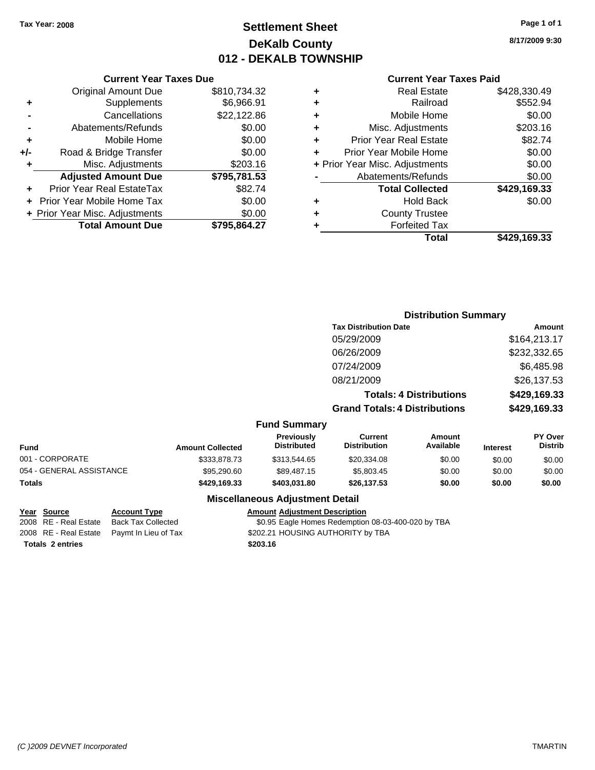Tax Year: 2008

# Settlement Sheet
## DeKalb County
## 012 - DEKALB TOWNSHIP

8/17/2009 9:30

### Current Year Taxes Due

| | | |
|---|---|---|
| | Original Amount Due | $810,734.32 |
| + | Supplements | $6,966.91 |
| - | Cancellations | $22,122.86 |
| - | Abatements/Refunds | $0.00 |
| + | Mobile Home | $0.00 |
| +/- | Road & Bridge Transfer | $0.00 |
| + | Misc. Adjustments | $203.16 |
| | **Adjusted Amount Due** | **$795,781.53** |
| + | Prior Year Real EstateTax | $82.74 |
| + | Prior Year Mobile Home Tax | $0.00 |
| + | Prior Year Misc. Adjustments | $0.00 |
| | **Total Amount Due** | **$795,864.27** |

### Current Year Taxes Paid

| | | |
|---|---|---|
| + | Real Estate | $428,330.49 |
| + | Railroad | $552.94 |
| + | Mobile Home | $0.00 |
| + | Misc. Adjustments | $203.16 |
| + | Prior Year Real Estate | $82.74 |
| + | Prior Year Mobile Home | $0.00 |
| + | Prior Year Misc. Adjustments | $0.00 |
| - | Abatements/Refunds | $0.00 |
| | **Total Collected** | **$429,169.33** |
| + | Hold Back | $0.00 |
| + | County Trustee | |
| + | Forfeited Tax | |
| | **Total** | **$429,169.33** |

### Distribution Summary

| Tax Distribution Date | Amount |
|---|---|
| 05/29/2009 | $164,213.17 |
| 06/26/2009 | $232,332.65 |
| 07/24/2009 | $6,485.98 |
| 08/21/2009 | $26,137.53 |
| **Totals: 4 Distributions** | **$429,169.33** |
| **Grand Totals: 4 Distributions** | **$429,169.33** |

### Fund Summary

| Fund | Amount Collected | Previously Distributed | Current Distribution | Amount Available | Interest | PY Over Distrib |
|---|---|---|---|---|---|---|
| 001 - CORPORATE | $333,878.73 | $313,544.65 | $20,334.08 | $0.00 | $0.00 | $0.00 |
| 054 - GENERAL ASSISTANCE | $95,290.60 | $89,487.15 | $5,803.45 | $0.00 | $0.00 | $0.00 |
| **Totals** | **$429,169.33** | **$403,031.80** | **$26,137.53** | **$0.00** | **$0.00** | **$0.00** |

### Miscellaneous Adjustment Detail

| Year | Source | Account Type | Amount | Adjustment Description |
|---|---|---|---|---|
| 2008 | RE - Real Estate | Back Tax Collected | $0.95 | Eagle Homes Redemption 08-03-400-020 by TBA |
| 2008 | RE - Real Estate | Paymt In Lieu of Tax | $202.21 | HOUSING AUTHORITY by TBA |
| **Totals 2 entries** | | | **$203.16** | |

(C )2009 DEVNET Incorporated — TMARTIN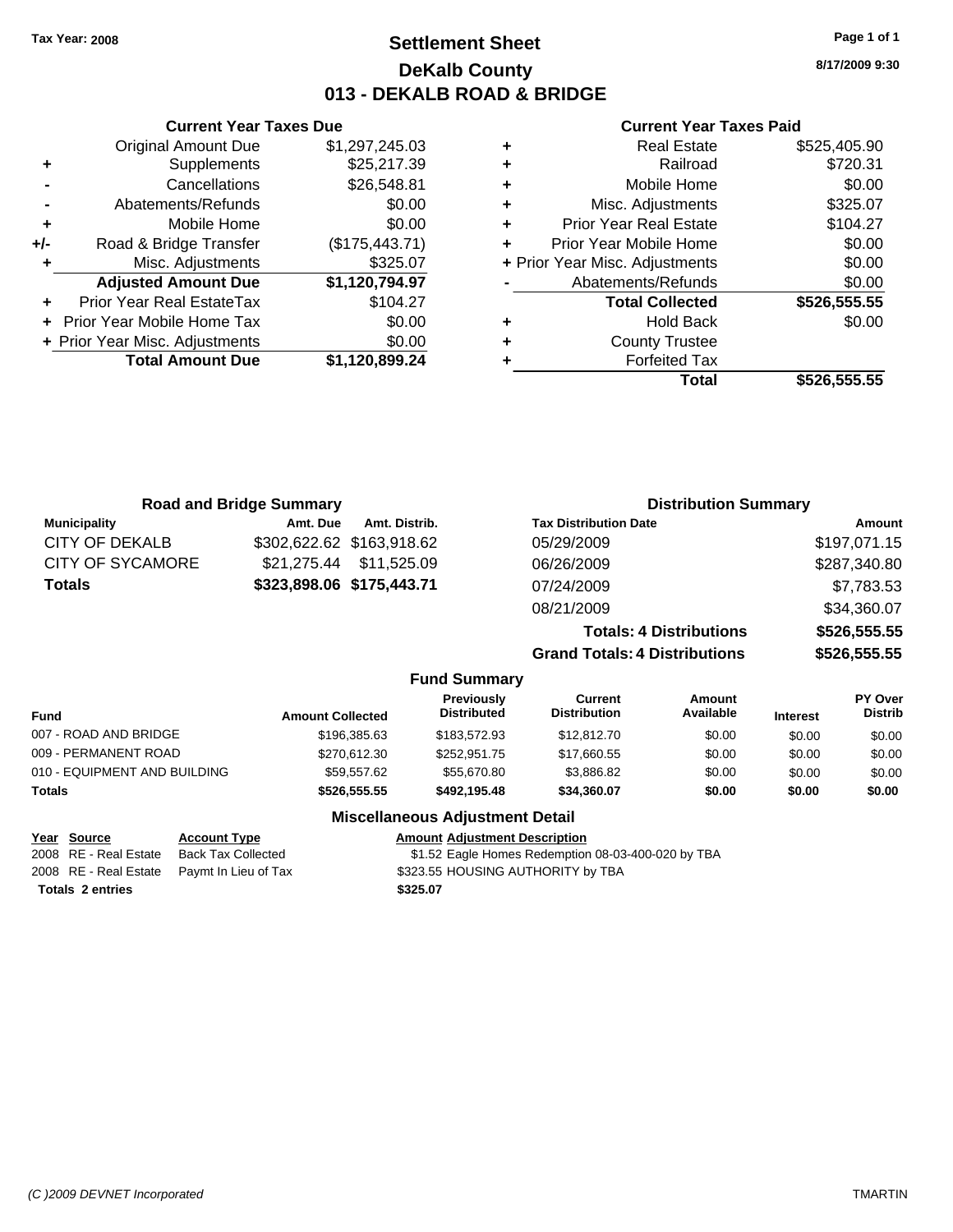Tax Year: 2008

# Settlement Sheet
## DeKalb County
## 013 - DEKALB ROAD & BRIDGE

8/17/2009 9:30

### Current Year Taxes Due

| | | |
|---|---|---|
| | Original Amount Due | $1,297,245.03 |
| + | Supplements | $25,217.39 |
| - | Cancellations | $26,548.81 |
| - | Abatements/Refunds | $0.00 |
| + | Mobile Home | $0.00 |
| +/- | Road & Bridge Transfer | ($175,443.71) |
| + | Misc. Adjustments | $325.07 |
| | **Adjusted Amount Due** | **$1,120,794.97** |
| + | Prior Year Real EstateTax | $104.27 |
| + | Prior Year Mobile Home Tax | $0.00 |
| + | Prior Year Misc. Adjustments | $0.00 |
| | **Total Amount Due** | **$1,120,899.24** |

### Current Year Taxes Paid

| | | |
|---|---|---|
| + | Real Estate | $525,405.90 |
| + | Railroad | $720.31 |
| + | Mobile Home | $0.00 |
| + | Misc. Adjustments | $325.07 |
| + | Prior Year Real Estate | $104.27 |
| + | Prior Year Mobile Home | $0.00 |
| + | Prior Year Misc. Adjustments | $0.00 |
| - | Abatements/Refunds | $0.00 |
| | **Total Collected** | **$526,555.55** |
| + | Hold Back | $0.00 |
| + | County Trustee | |
| + | Forfeited Tax | |
| | **Total** | **$526,555.55** |

### Road and Bridge Summary

| Municipality | Amt. Due | Amt. Distrib. |
|---|---|---|
| CITY OF DEKALB | $302,622.62 | $163,918.62 |
| CITY OF SYCAMORE | $21,275.44 | $11,525.09 |
| **Totals** | **$323,898.06** | **$175,443.71** |

### Distribution Summary

| Tax Distribution Date | Amount |
|---|---|
| 05/29/2009 | $197,071.15 |
| 06/26/2009 | $287,340.80 |
| 07/24/2009 | $7,783.53 |
| 08/21/2009 | $34,360.07 |
| **Totals: 4 Distributions** | **$526,555.55** |
| **Grand Totals: 4 Distributions** | **$526,555.55** |

### Fund Summary

| Fund | Amount Collected | Previously Distributed | Current Distribution | Amount Available | Interest | PY Over Distrib |
|---|---|---|---|---|---|---|
| 007 - ROAD AND BRIDGE | $196,385.63 | $183,572.93 | $12,812.70 | $0.00 | $0.00 | $0.00 |
| 009 - PERMANENT ROAD | $270,612.30 | $252,951.75 | $17,660.55 | $0.00 | $0.00 | $0.00 |
| 010 - EQUIPMENT AND BUILDING | $59,557.62 | $55,670.80 | $3,886.82 | $0.00 | $0.00 | $0.00 |
| **Totals** | **$526,555.55** | **$492,195.48** | **$34,360.07** | **$0.00** | **$0.00** | **$0.00** |

### Miscellaneous Adjustment Detail

| Year | Source | Account Type | Amount | Adjustment Description |
|---|---|---|---|---|
| 2008 | RE - Real Estate | Back Tax Collected | $1.52 | Eagle Homes Redemption 08-03-400-020 by TBA |
| 2008 | RE - Real Estate | Paymt In Lieu of Tax | $323.55 | HOUSING AUTHORITY by TBA |
| **Totals 2 entries** | | | **$325.07** | |

(C )2009 DEVNET Incorporated TMARTIN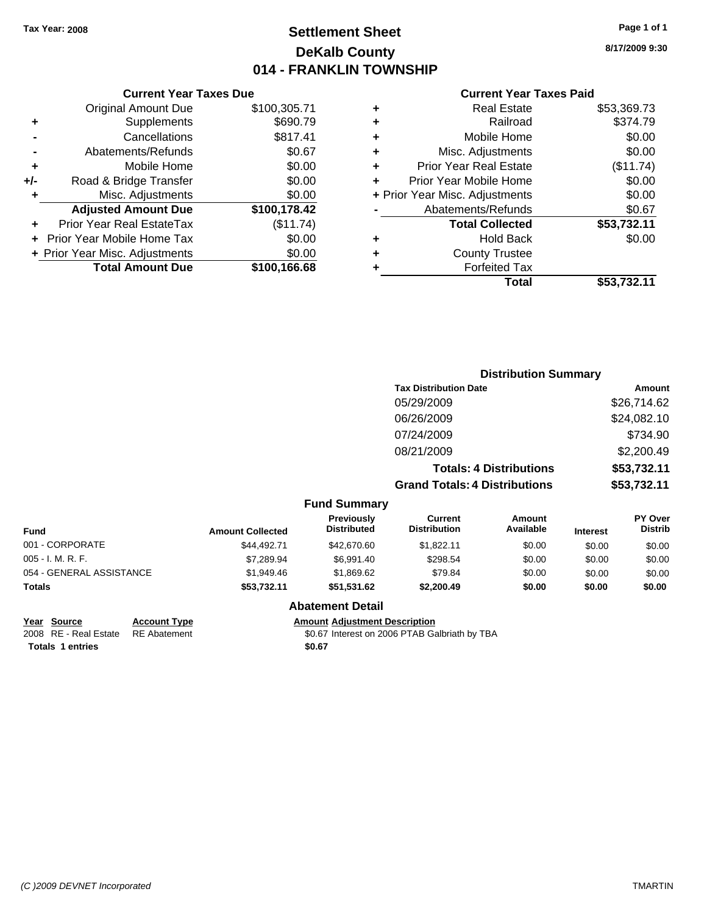Tax Year: 2008

# Settlement Sheet
## DeKalb County
## 014 - FRANKLIN TOWNSHIP

8/17/2009 9:30

### Current Year Taxes Due

| | | |
|---|---|---|
| | Original Amount Due | $100,305.71 |
| + | Supplements | $690.79 |
| - | Cancellations | $817.41 |
| - | Abatements/Refunds | $0.67 |
| + | Mobile Home | $0.00 |
| +/- | Road & Bridge Transfer | $0.00 |
| + | Misc. Adjustments | $0.00 |
| | **Adjusted Amount Due** | **$100,178.42** |
| + | Prior Year Real EstateTax | ($11.74) |
| + | Prior Year Mobile Home Tax | $0.00 |
| + | Prior Year Misc. Adjustments | $0.00 |
| | **Total Amount Due** | **$100,166.68** |

### Current Year Taxes Paid

| | | |
|---|---|---|
| + | Real Estate | $53,369.73 |
| + | Railroad | $374.79 |
| + | Mobile Home | $0.00 |
| + | Misc. Adjustments | $0.00 |
| + | Prior Year Real Estate | ($11.74) |
| + | Prior Year Mobile Home | $0.00 |
| + | Prior Year Misc. Adjustments | $0.00 |
| - | Abatements/Refunds | $0.67 |
| | **Total Collected** | **$53,732.11** |
| + | Hold Back | $0.00 |
| + | County Trustee | |
| + | Forfeited Tax | |
| | **Total** | **$53,732.11** |

### Distribution Summary

| Tax Distribution Date | Amount |
|---|---|
| 05/29/2009 | $26,714.62 |
| 06/26/2009 | $24,082.10 |
| 07/24/2009 | $734.90 |
| 08/21/2009 | $2,200.49 |
| **Totals: 4 Distributions** | **$53,732.11** |
| **Grand Totals: 4 Distributions** | **$53,732.11** |

### Fund Summary

| Fund | Amount Collected | Previously Distributed | Current Distribution | Amount Available | Interest | PY Over Distrib |
|---|---|---|---|---|---|---|
| 001 - CORPORATE | $44,492.71 | $42,670.60 | $1,822.11 | $0.00 | $0.00 | $0.00 |
| 005 - I. M. R. F. | $7,289.94 | $6,991.40 | $298.54 | $0.00 | $0.00 | $0.00 |
| 054 - GENERAL ASSISTANCE | $1,949.46 | $1,869.62 | $79.84 | $0.00 | $0.00 | $0.00 |
| **Totals** | **$53,732.11** | **$51,531.62** | **$2,200.49** | **$0.00** | **$0.00** | **$0.00** |

### Abatement Detail

| Year | Source | Account Type | Amount | Adjustment Description |
|---|---|---|---|---|
| 2008 | RE - Real Estate | RE Abatement | $0.67 | Interest on 2006 PTAB Galbriath by TBA |
| **Totals** | **1 entries** | | **$0.67** | |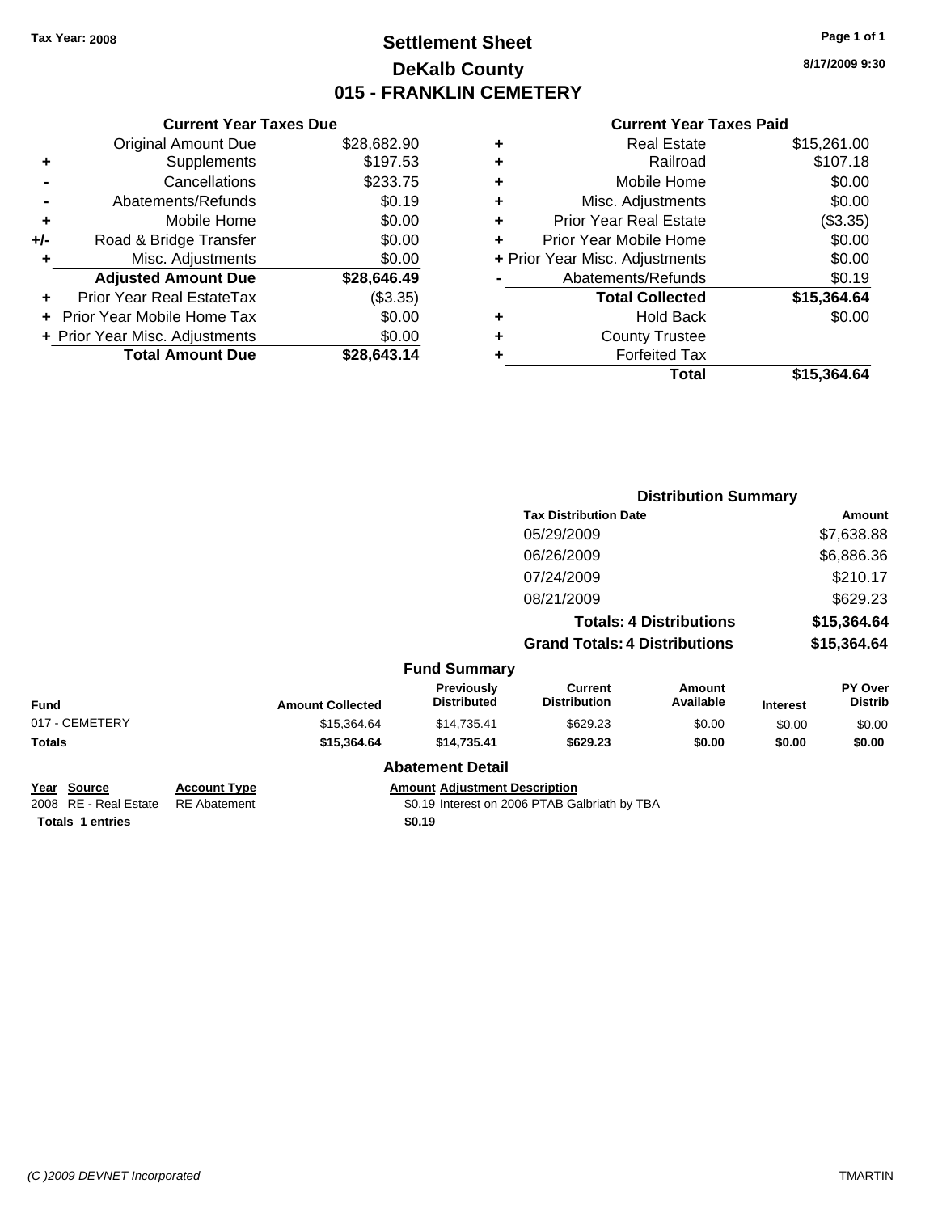Tax Year: 2008

# Settlement Sheet
## DeKalb County
## 015 - FRANKLIN CEMETERY

8/17/2009 9:30

### Current Year Taxes Due

| | | |
|---|---|---|
| | Original Amount Due | $28,682.90 |
| + | Supplements | $197.53 |
| - | Cancellations | $233.75 |
| - | Abatements/Refunds | $0.19 |
| + | Mobile Home | $0.00 |
| +/- | Road & Bridge Transfer | $0.00 |
| + | Misc. Adjustments | $0.00 |
| | **Adjusted Amount Due** | **$28,646.49** |
| + | Prior Year Real EstateTax | ($3.35) |
| + | Prior Year Mobile Home Tax | $0.00 |
| + | Prior Year Misc. Adjustments | $0.00 |
| | **Total Amount Due** | **$28,643.14** |

### Current Year Taxes Paid

| | | |
|---|---|---|
| + | Real Estate | $15,261.00 |
| + | Railroad | $107.18 |
| + | Mobile Home | $0.00 |
| + | Misc. Adjustments | $0.00 |
| + | Prior Year Real Estate | ($3.35) |
| + | Prior Year Mobile Home | $0.00 |
| + | Prior Year Misc. Adjustments | $0.00 |
| - | Abatements/Refunds | $0.19 |
| | **Total Collected** | **$15,364.64** |
| + | Hold Back | $0.00 |
| + | County Trustee | |
| + | Forfeited Tax | |
| | **Total** | **$15,364.64** |

### Distribution Summary

| Tax Distribution Date | Amount |
|---|---|
| 05/29/2009 | $7,638.88 |
| 06/26/2009 | $6,886.36 |
| 07/24/2009 | $210.17 |
| 08/21/2009 | $629.23 |
| **Totals: 4 Distributions** | **$15,364.64** |
| **Grand Totals: 4 Distributions** | **$15,364.64** |

### Fund Summary

| Fund | Amount Collected | Previously Distributed | Current Distribution | Amount Available | Interest | PY Over Distrib |
|---|---|---|---|---|---|---|
| 017 - CEMETERY | $15,364.64 | $14,735.41 | $629.23 | $0.00 | $0.00 | $0.00 |
| **Totals** | **$15,364.64** | **$14,735.41** | **$629.23** | **$0.00** | **$0.00** | **$0.00** |

### Abatement Detail

| Year | Source | Account Type | Amount | Adjustment Description |
|---|---|---|---|---|
| 2008 | RE - Real Estate | RE Abatement | $0.19 | Interest on 2006 PTAB Galbriath by TBA |
| **Totals 1 entries** | | | **$0.19** | |

(C )2009 DEVNET Incorporated TMARTIN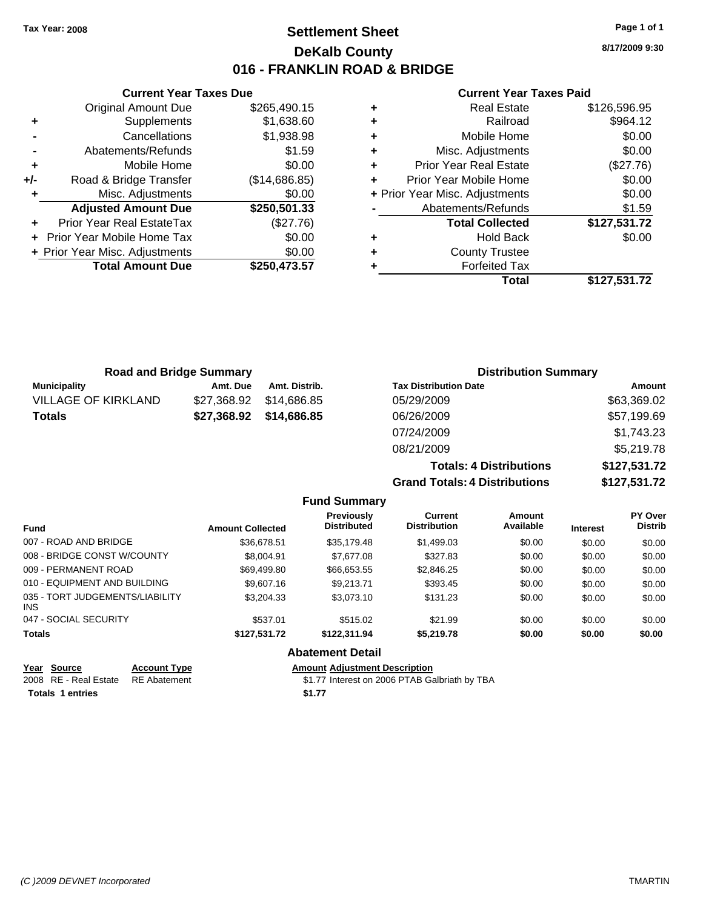Tax Year: 2008

# Settlement Sheet
## DeKalb County
## 016 - FRANKLIN ROAD & BRIDGE

8/17/2009 9:30

### Current Year Taxes Due

| | | |
|---|---|---|
| | Original Amount Due | $265,490.15 |
| + | Supplements | $1,638.60 |
| - | Cancellations | $1,938.98 |
| - | Abatements/Refunds | $1.59 |
| + | Mobile Home | $0.00 |
| +/- | Road & Bridge Transfer | ($14,686.85) |
| + | Misc. Adjustments | $0.00 |
| | **Adjusted Amount Due** | **$250,501.33** |
| + | Prior Year Real EstateTax | ($27.76) |
| + | Prior Year Mobile Home Tax | $0.00 |
| + | Prior Year Misc. Adjustments | $0.00 |
| | **Total Amount Due** | **$250,473.57** |

### Current Year Taxes Paid

| | | |
|---|---|---|
| + | Real Estate | $126,596.95 |
| + | Railroad | $964.12 |
| + | Mobile Home | $0.00 |
| + | Misc. Adjustments | $0.00 |
| + | Prior Year Real Estate | ($27.76) |
| + | Prior Year Mobile Home | $0.00 |
| + | Prior Year Misc. Adjustments | $0.00 |
| - | Abatements/Refunds | $1.59 |
| | **Total Collected** | **$127,531.72** |
| + | Hold Back | $0.00 |
| + | County Trustee | |
| + | Forfeited Tax | |
| | **Total** | **$127,531.72** |

### Road and Bridge Summary

| Municipality | Amt. Due | Amt. Distrib. |
|---|---|---|
| VILLAGE OF KIRKLAND | $27,368.92 | $14,686.85 |
| **Totals** | **$27,368.92** | **$14,686.85** |

### Distribution Summary

| Tax Distribution Date | Amount |
|---|---|
| 05/29/2009 | $63,369.02 |
| 06/26/2009 | $57,199.69 |
| 07/24/2009 | $1,743.23 |
| 08/21/2009 | $5,219.78 |
| **Totals: 4 Distributions** | **$127,531.72** |
| **Grand Totals: 4 Distributions** | **$127,531.72** |

### Fund Summary

| Fund | Amount Collected | Previously Distributed | Current Distribution | Amount Available | Interest | PY Over Distrib |
|---|---|---|---|---|---|---|
| 007 - ROAD AND BRIDGE | $36,678.51 | $35,179.48 | $1,499.03 | $0.00 | $0.00 | $0.00 |
| 008 - BRIDGE CONST W/COUNTY | $8,004.91 | $7,677.08 | $327.83 | $0.00 | $0.00 | $0.00 |
| 009 - PERMANENT ROAD | $69,499.80 | $66,653.55 | $2,846.25 | $0.00 | $0.00 | $0.00 |
| 010 - EQUIPMENT AND BUILDING | $9,607.16 | $9,213.71 | $393.45 | $0.00 | $0.00 | $0.00 |
| 035 - TORT JUDGEMENTS/LIABILITY INS | $3,204.33 | $3,073.10 | $131.23 | $0.00 | $0.00 | $0.00 |
| 047 - SOCIAL SECURITY | $537.01 | $515.02 | $21.99 | $0.00 | $0.00 | $0.00 |
| **Totals** | **$127,531.72** | **$122,311.94** | **$5,219.78** | **$0.00** | **$0.00** | **$0.00** |

### Abatement Detail

| Year | Source | Account Type | Amount | Adjustment Description |
|---|---|---|---|---|
| 2008 | RE - Real Estate | RE Abatement | $1.77 | Interest on 2006 PTAB Galbriath by TBA |
| **Totals 1 entries** | | | **$1.77** | |

(C )2009 DEVNET Incorporated TMARTIN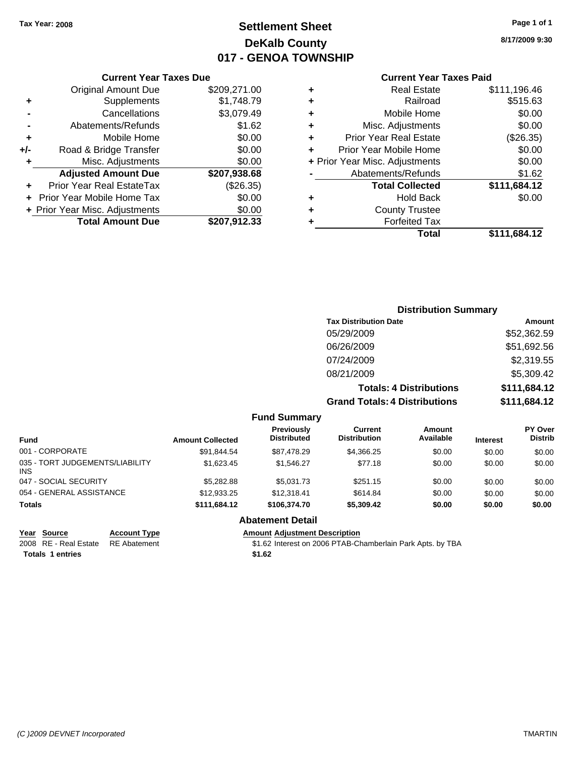**Tax Year: 2008**

# Settlement Sheet
## DeKalb County
## 017 - GENOA TOWNSHIP

8/17/2009 9:30

### Current Year Taxes Due

| | | |
|---|---|---|
| | Original Amount Due | $209,271.00 |
| + | Supplements | $1,748.79 |
| - | Cancellations | $3,079.49 |
| - | Abatements/Refunds | $1.62 |
| + | Mobile Home | $0.00 |
| +/- | Road & Bridge Transfer | $0.00 |
| + | Misc. Adjustments | $0.00 |
| | **Adjusted Amount Due** | **$207,938.68** |
| + | Prior Year Real EstateTax | ($26.35) |
| + | Prior Year Mobile Home Tax | $0.00 |
| + | Prior Year Misc. Adjustments | $0.00 |
| | **Total Amount Due** | **$207,912.33** |

### Current Year Taxes Paid

| | | |
|---|---|---|
| + | Real Estate | $111,196.46 |
| + | Railroad | $515.63 |
| + | Mobile Home | $0.00 |
| + | Misc. Adjustments | $0.00 |
| + | Prior Year Real Estate | ($26.35) |
| + | Prior Year Mobile Home | $0.00 |
| + | Prior Year Misc. Adjustments | $0.00 |
| - | Abatements/Refunds | $1.62 |
| | **Total Collected** | **$111,684.12** |
| + | Hold Back | $0.00 |
| + | County Trustee | |
| + | Forfeited Tax | |
| | **Total** | **$111,684.12** |

### Distribution Summary

| Tax Distribution Date | Amount |
|---|---|
| 05/29/2009 | $52,362.59 |
| 06/26/2009 | $51,692.56 |
| 07/24/2009 | $2,319.55 |
| 08/21/2009 | $5,309.42 |
| **Totals: 4 Distributions** | **$111,684.12** |
| **Grand Totals: 4 Distributions** | **$111,684.12** |

### Fund Summary

| Fund | Amount Collected | Previously Distributed | Current Distribution | Amount Available | Interest | PY Over Distrib |
|---|---|---|---|---|---|---|
| 001 - CORPORATE | $91,844.54 | $87,478.29 | $4,366.25 | $0.00 | $0.00 | $0.00 |
| 035 - TORT JUDGEMENTS/LIABILITY INS | $1,623.45 | $1,546.27 | $77.18 | $0.00 | $0.00 | $0.00 |
| 047 - SOCIAL SECURITY | $5,282.88 | $5,031.73 | $251.15 | $0.00 | $0.00 | $0.00 |
| 054 - GENERAL ASSISTANCE | $12,933.25 | $12,318.41 | $614.84 | $0.00 | $0.00 | $0.00 |
| **Totals** | **$111,684.12** | **$106,374.70** | **$5,309.42** | **$0.00** | **$0.00** | **$0.00** |

### Abatement Detail

| Year | Source | Account Type | Amount | Adjustment Description |
|---|---|---|---|---|
| 2008 | RE - Real Estate | RE Abatement | $1.62 | Interest on 2006 PTAB-Chamberlain Park Apts. by TBA |
| **Totals** | **1 entries** | | **$1.62** | |

*(C )2009 DEVNET Incorporated* TMARTIN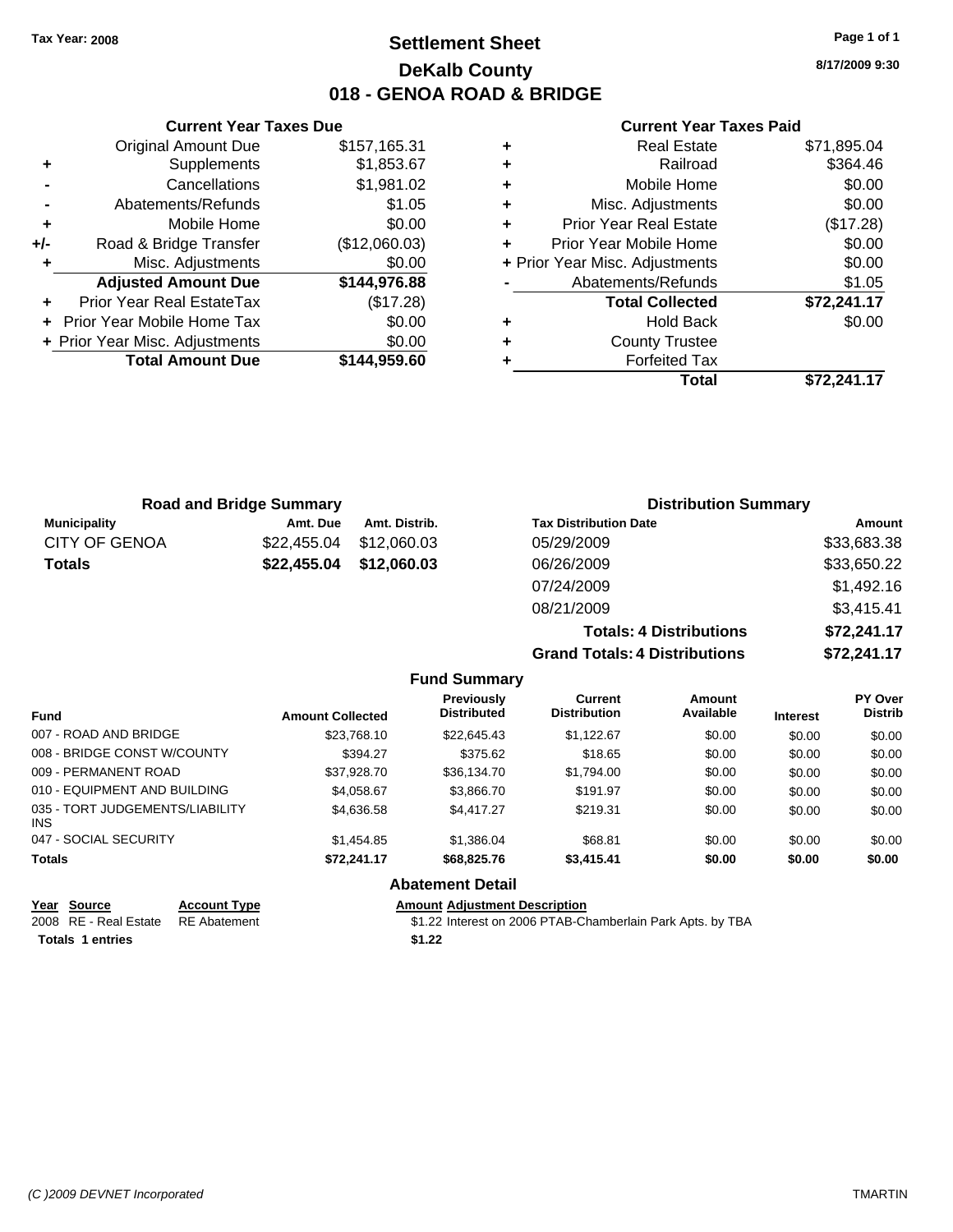Tax Year: 2008

# Settlement Sheet
## DeKalb County
## 018 - GENOA ROAD & BRIDGE

8/17/2009 9:30

### Current Year Taxes Due

| | | |
|---|---|---|
| | Original Amount Due | $157,165.31 |
| + | Supplements | $1,853.67 |
| - | Cancellations | $1,981.02 |
| - | Abatements/Refunds | $1.05 |
| + | Mobile Home | $0.00 |
| +/- | Road & Bridge Transfer | ($12,060.03) |
| + | Misc. Adjustments | $0.00 |
| | **Adjusted Amount Due** | **$144,976.88** |
| + | Prior Year Real EstateTax | ($17.28) |
| + | Prior Year Mobile Home Tax | $0.00 |
| + | Prior Year Misc. Adjustments | $0.00 |
| | **Total Amount Due** | **$144,959.60** |

### Current Year Taxes Paid

| | | |
|---|---|---|
| + | Real Estate | $71,895.04 |
| + | Railroad | $364.46 |
| + | Mobile Home | $0.00 |
| + | Misc. Adjustments | $0.00 |
| + | Prior Year Real Estate | ($17.28) |
| + | Prior Year Mobile Home | $0.00 |
| + | Prior Year Misc. Adjustments | $0.00 |
| - | Abatements/Refunds | $1.05 |
| | **Total Collected** | **$72,241.17** |
| + | Hold Back | $0.00 |
| + | County Trustee | |
| + | Forfeited Tax | |
| | **Total** | **$72,241.17** |

### Road and Bridge Summary

| Municipality | Amt. Due | Amt. Distrib. |
|---|---|---|
| CITY OF GENOA | $22,455.04 | $12,060.03 |
| **Totals** | **$22,455.04** | **$12,060.03** |

### Distribution Summary

| Tax Distribution Date | Amount |
|---|---|
| 05/29/2009 | $33,683.38 |
| 06/26/2009 | $33,650.22 |
| 07/24/2009 | $1,492.16 |
| 08/21/2009 | $3,415.41 |
| **Totals: 4 Distributions** | **$72,241.17** |
| **Grand Totals: 4 Distributions** | **$72,241.17** |

### Fund Summary

| Fund | Amount Collected | Previously Distributed | Current Distribution | Amount Available | Interest | PY Over Distrib |
|---|---|---|---|---|---|---|
| 007 - ROAD AND BRIDGE | $23,768.10 | $22,645.43 | $1,122.67 | $0.00 | $0.00 | $0.00 |
| 008 - BRIDGE CONST W/COUNTY | $394.27 | $375.62 | $18.65 | $0.00 | $0.00 | $0.00 |
| 009 - PERMANENT ROAD | $37,928.70 | $36,134.70 | $1,794.00 | $0.00 | $0.00 | $0.00 |
| 010 - EQUIPMENT AND BUILDING | $4,058.67 | $3,866.70 | $191.97 | $0.00 | $0.00 | $0.00 |
| 035 - TORT JUDGEMENTS/LIABILITY INS | $4,636.58 | $4,417.27 | $219.31 | $0.00 | $0.00 | $0.00 |
| 047 - SOCIAL SECURITY | $1,454.85 | $1,386.04 | $68.81 | $0.00 | $0.00 | $0.00 |
| **Totals** | **$72,241.17** | **$68,825.76** | **$3,415.41** | **$0.00** | **$0.00** | **$0.00** |

### Abatement Detail

| Year | Source | Account Type | Amount | Adjustment Description |
|---|---|---|---|---|
| 2008 | RE - Real Estate | RE Abatement | $1.22 | Interest on 2006 PTAB-Chamberlain Park Apts. by TBA |
| **Totals 1 entries** | | | **$1.22** | |

(C )2009 DEVNET Incorporated TMARTIN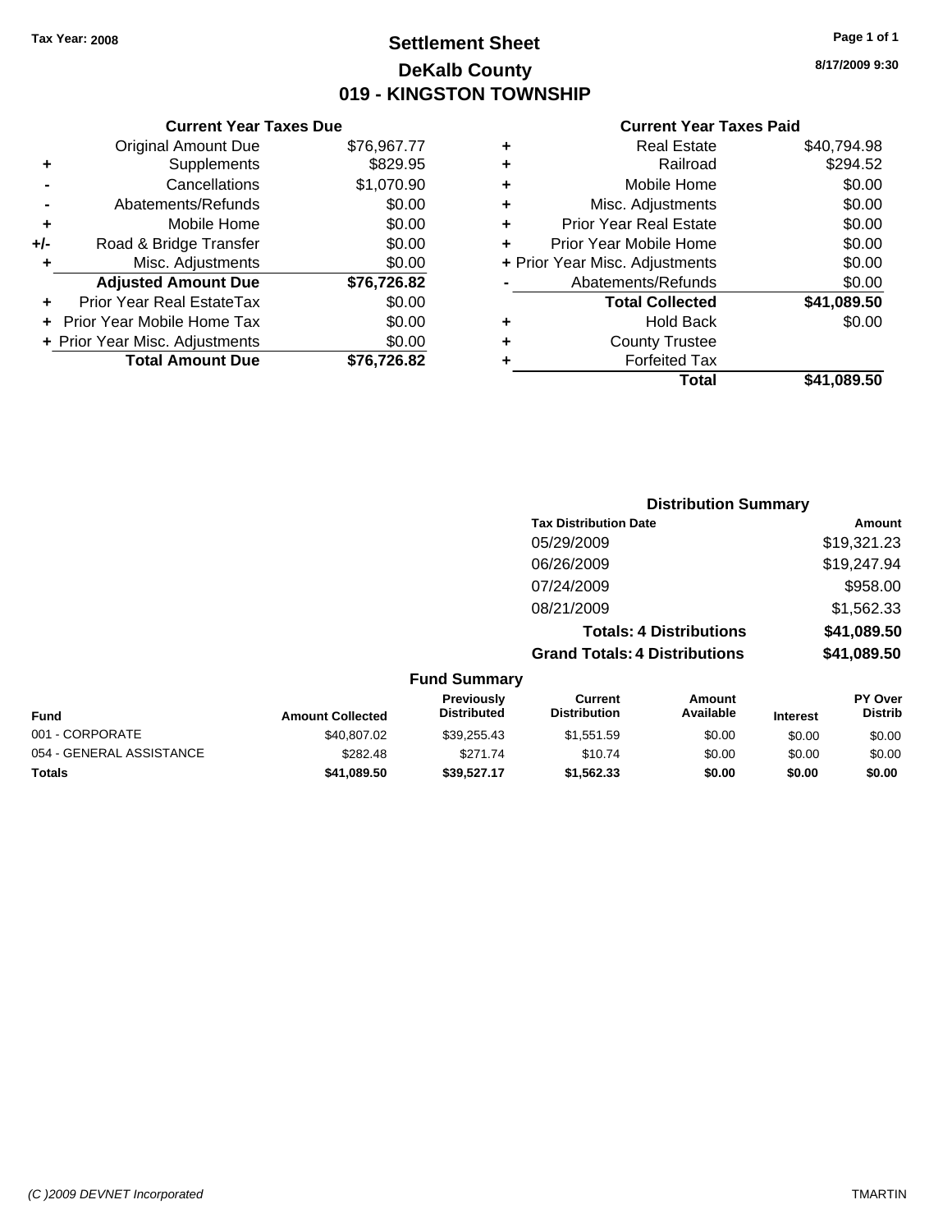Tax Year: 2008

# Settlement Sheet
## DeKalb County
## 019 - KINGSTON TOWNSHIP

8/17/2009 9:30

### Current Year Taxes Due

| | | |
|---|---|---|
| | Original Amount Due | $76,967.77 |
| + | Supplements | $829.95 |
| - | Cancellations | $1,070.90 |
| - | Abatements/Refunds | $0.00 |
| + | Mobile Home | $0.00 |
| +/- | Road & Bridge Transfer | $0.00 |
| + | Misc. Adjustments | $0.00 |
| | **Adjusted Amount Due** | **$76,726.82** |
| + | Prior Year Real EstateTax | $0.00 |
| + | Prior Year Mobile Home Tax | $0.00 |
| + | Prior Year Misc. Adjustments | $0.00 |
| | **Total Amount Due** | **$76,726.82** |

### Current Year Taxes Paid

| | | |
|---|---|---|
| + | Real Estate | $40,794.98 |
| + | Railroad | $294.52 |
| + | Mobile Home | $0.00 |
| + | Misc. Adjustments | $0.00 |
| + | Prior Year Real Estate | $0.00 |
| + | Prior Year Mobile Home | $0.00 |
| + | Prior Year Misc. Adjustments | $0.00 |
| - | Abatements/Refunds | $0.00 |
| | **Total Collected** | **$41,089.50** |
| + | Hold Back | $0.00 |
| + | County Trustee | |
| + | Forfeited Tax | |
| | **Total** | **$41,089.50** |

### Distribution Summary

| Tax Distribution Date | Amount |
|---|---|
| 05/29/2009 | $19,321.23 |
| 06/26/2009 | $19,247.94 |
| 07/24/2009 | $958.00 |
| 08/21/2009 | $1,562.33 |
| **Totals: 4 Distributions** | **$41,089.50** |
| **Grand Totals: 4 Distributions** | **$41,089.50** |

### Fund Summary

| Fund | Amount Collected | Previously Distributed | Current Distribution | Amount Available | Interest | PY Over Distrib |
|---|---|---|---|---|---|---|
| 001 - CORPORATE | $40,807.02 | $39,255.43 | $1,551.59 | $0.00 | $0.00 | $0.00 |
| 054 - GENERAL ASSISTANCE | $282.48 | $271.74 | $10.74 | $0.00 | $0.00 | $0.00 |
| **Totals** | **$41,089.50** | **$39,527.17** | **$1,562.33** | **$0.00** | **$0.00** | **$0.00** |

(C )2009 DEVNET Incorporated

TMARTIN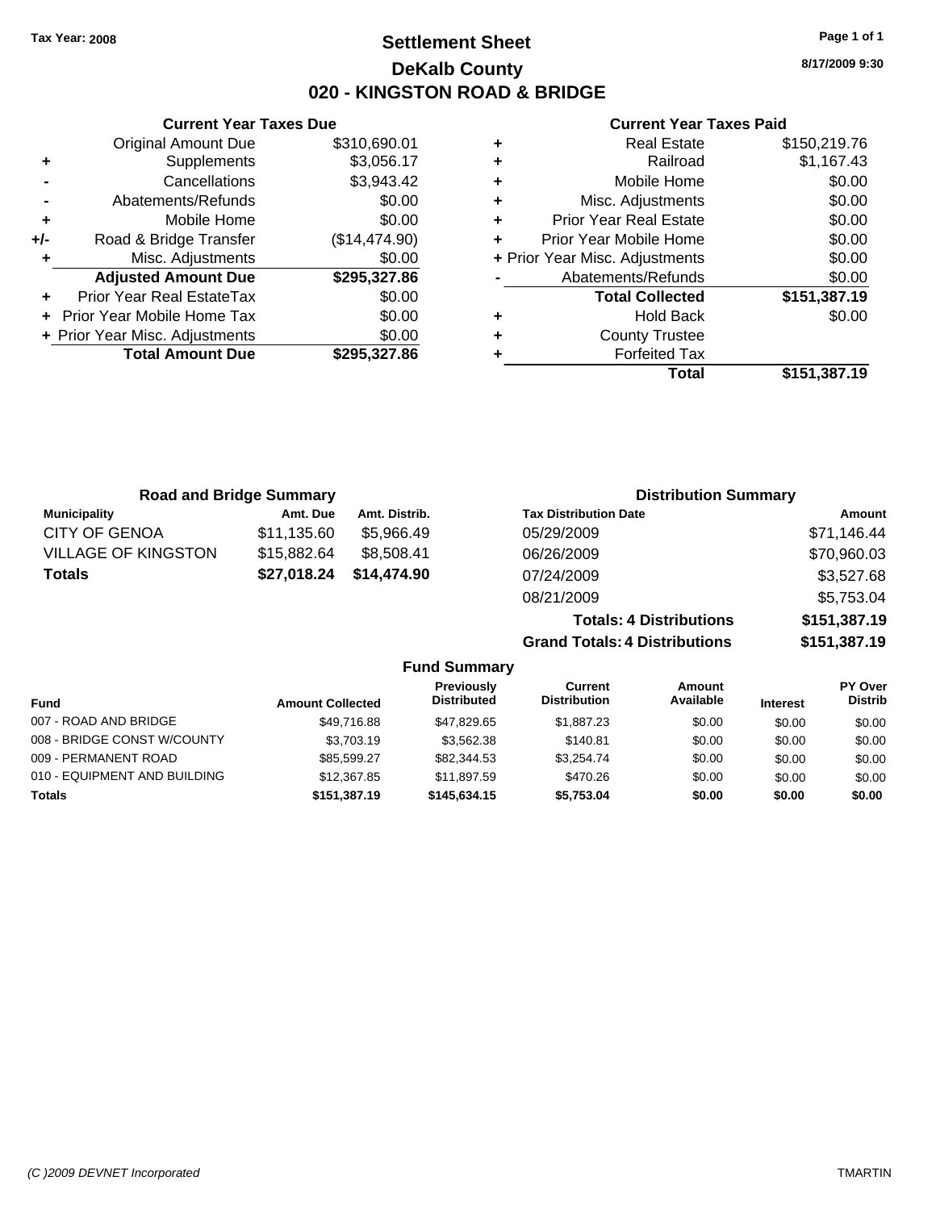**Tax Year: 2008**

# Settlement Sheet

## DeKalb County

## 020 - KINGSTON ROAD & BRIDGE

8/17/2009 9:30

### Current Year Taxes Due

| | | |
|---|---|---|
| | Original Amount Due | $310,690.01 |
| + | Supplements | $3,056.17 |
| - | Cancellations | $3,943.42 |
| - | Abatements/Refunds | $0.00 |
| + | Mobile Home | $0.00 |
| +/- | Road & Bridge Transfer | ($14,474.90) |
| + | Misc. Adjustments | $0.00 |
| | **Adjusted Amount Due** | **$295,327.86** |
| + | Prior Year Real EstateTax | $0.00 |
| + | Prior Year Mobile Home Tax | $0.00 |
| + | Prior Year Misc. Adjustments | $0.00 |
| | **Total Amount Due** | **$295,327.86** |

### Current Year Taxes Paid

| | | |
|---|---|---|
| + | Real Estate | $150,219.76 |
| + | Railroad | $1,167.43 |
| + | Mobile Home | $0.00 |
| + | Misc. Adjustments | $0.00 |
| + | Prior Year Real Estate | $0.00 |
| + | Prior Year Mobile Home | $0.00 |
| + | Prior Year Misc. Adjustments | $0.00 |
| - | Abatements/Refunds | $0.00 |
| | **Total Collected** | **$151,387.19** |
| + | Hold Back | $0.00 |
| + | County Trustee | |
| + | Forfeited Tax | |
| | **Total** | **$151,387.19** |

### Road and Bridge Summary

| Municipality | Amt. Due | Amt. Distrib. |
|---|---|---|
| CITY OF GENOA | $11,135.60 | $5,966.49 |
| VILLAGE OF KINGSTON | $15,882.64 | $8,508.41 |
| **Totals** | **$27,018.24** | **$14,474.90** |

### Distribution Summary

| Tax Distribution Date | Amount |
|---|---|
| 05/29/2009 | $71,146.44 |
| 06/26/2009 | $70,960.03 |
| 07/24/2009 | $3,527.68 |
| 08/21/2009 | $5,753.04 |
| **Totals: 4 Distributions** | **$151,387.19** |
| **Grand Totals: 4 Distributions** | **$151,387.19** |

### Fund Summary

| Fund | Amount Collected | Previously Distributed | Current Distribution | Amount Available | Interest | PY Over Distrib |
|---|---|---|---|---|---|---|
| 007 - ROAD AND BRIDGE | $49,716.88 | $47,829.65 | $1,887.23 | $0.00 | $0.00 | $0.00 |
| 008 - BRIDGE CONST W/COUNTY | $3,703.19 | $3,562.38 | $140.81 | $0.00 | $0.00 | $0.00 |
| 009 - PERMANENT ROAD | $85,599.27 | $82,344.53 | $3,254.74 | $0.00 | $0.00 | $0.00 |
| 010 - EQUIPMENT AND BUILDING | $12,367.85 | $11,897.59 | $470.26 | $0.00 | $0.00 | $0.00 |
| **Totals** | **$151,387.19** | **$145,634.15** | **$5,753.04** | **$0.00** | **$0.00** | **$0.00** |

(C )2009 DEVNET Incorporated TMARTIN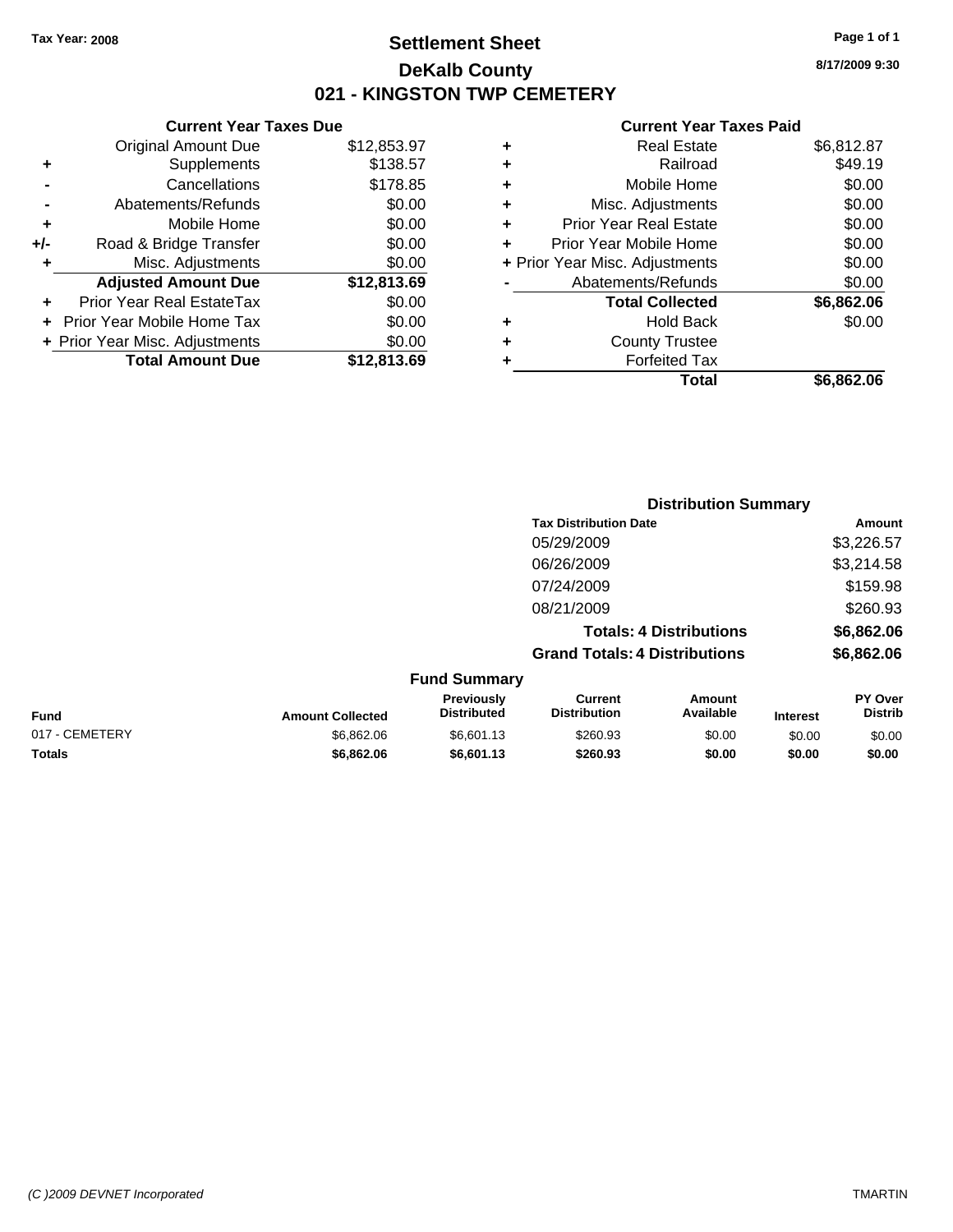**Tax Year: 2008**

# Settlement Sheet

## DeKalb County

## 021 - KINGSTON TWP CEMETERY

8/17/2009 9:30

| | Current Year Taxes Due | |
|---|---|---|
| | Original Amount Due | $12,853.97 |
| + | Supplements | $138.57 |
| - | Cancellations | $178.85 |
| - | Abatements/Refunds | $0.00 |
| + | Mobile Home | $0.00 |
| +/- | Road & Bridge Transfer | $0.00 |
| + | Misc. Adjustments | $0.00 |
| | **Adjusted Amount Due** | **$12,813.69** |
| + | Prior Year Real EstateTax | $0.00 |
| + | Prior Year Mobile Home Tax | $0.00 |
| + | Prior Year Misc. Adjustments | $0.00 |
| | **Total Amount Due** | **$12,813.69** |

| | Current Year Taxes Paid | |
|---|---|---|
| + | Real Estate | $6,812.87 |
| + | Railroad | $49.19 |
| + | Mobile Home | $0.00 |
| + | Misc. Adjustments | $0.00 |
| + | Prior Year Real Estate | $0.00 |
| + | Prior Year Mobile Home | $0.00 |
| + | Prior Year Misc. Adjustments | $0.00 |
| - | Abatements/Refunds | $0.00 |
| | **Total Collected** | **$6,862.06** |
| + | Hold Back | $0.00 |
| + | County Trustee | |
| + | Forfeited Tax | |
| | **Total** | **$6,862.06** |

### Distribution Summary

| Tax Distribution Date | Amount |
|---|---|
| 05/29/2009 | $3,226.57 |
| 06/26/2009 | $3,214.58 |
| 07/24/2009 | $159.98 |
| 08/21/2009 | $260.93 |
| **Totals: 4 Distributions** | **$6,862.06** |
| **Grand Totals: 4 Distributions** | **$6,862.06** |

### Fund Summary

| Fund | Amount Collected | Previously Distributed | Current Distribution | Amount Available | Interest | PY Over Distrib |
|---|---|---|---|---|---|---|
| 017 - CEMETERY | $6,862.06 | $6,601.13 | $260.93 | $0.00 | $0.00 | $0.00 |
| **Totals** | **$6,862.06** | **$6,601.13** | **$260.93** | **$0.00** | **$0.00** | **$0.00** |

*(C )2009 DEVNET Incorporated* TMARTIN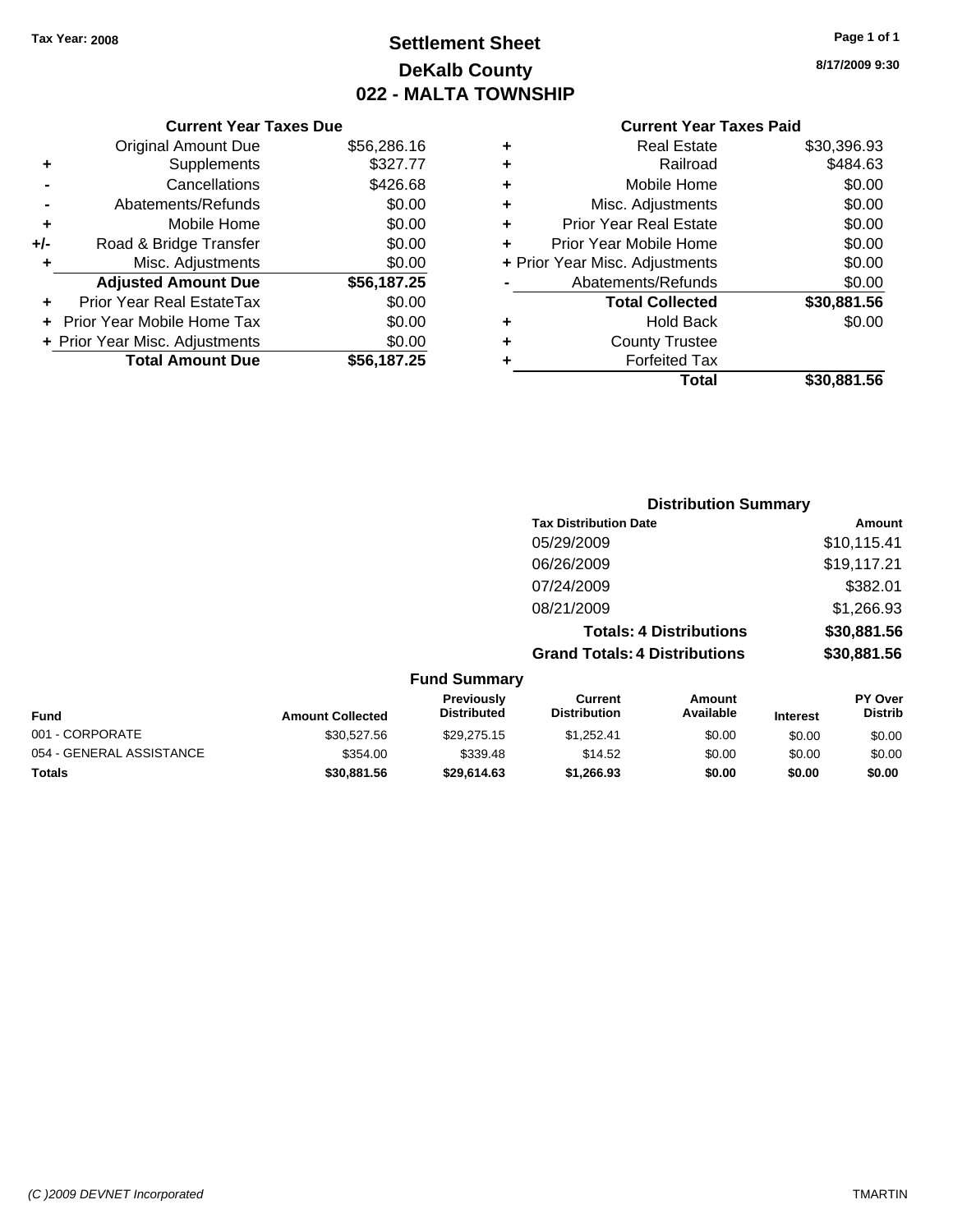Tax Year: 2008

# Settlement Sheet
## DeKalb County
## 022 - MALTA TOWNSHIP

8/17/2009 9:30

### Current Year Taxes Due

| | | |
|---|---|---|
| | Original Amount Due | $56,286.16 |
| + | Supplements | $327.77 |
| - | Cancellations | $426.68 |
| - | Abatements/Refunds | $0.00 |
| + | Mobile Home | $0.00 |
| +/- | Road & Bridge Transfer | $0.00 |
| + | Misc. Adjustments | $0.00 |
| | **Adjusted Amount Due** | **$56,187.25** |
| + | Prior Year Real EstateTax | $0.00 |
| + | Prior Year Mobile Home Tax | $0.00 |
| + | Prior Year Misc. Adjustments | $0.00 |
| | **Total Amount Due** | **$56,187.25** |

### Current Year Taxes Paid

| | | |
|---|---|---|
| + | Real Estate | $30,396.93 |
| + | Railroad | $484.63 |
| + | Mobile Home | $0.00 |
| + | Misc. Adjustments | $0.00 |
| + | Prior Year Real Estate | $0.00 |
| + | Prior Year Mobile Home | $0.00 |
| + | Prior Year Misc. Adjustments | $0.00 |
| - | Abatements/Refunds | $0.00 |
| | **Total Collected** | **$30,881.56** |
| + | Hold Back | $0.00 |
| + | County Trustee | |
| + | Forfeited Tax | |
| | **Total** | **$30,881.56** |

### Distribution Summary

| Tax Distribution Date | Amount |
|---|---|
| 05/29/2009 | $10,115.41 |
| 06/26/2009 | $19,117.21 |
| 07/24/2009 | $382.01 |
| 08/21/2009 | $1,266.93 |
| **Totals: 4 Distributions** | **$30,881.56** |
| **Grand Totals: 4 Distributions** | **$30,881.56** |

### Fund Summary

| Fund | Amount Collected | Previously Distributed | Current Distribution | Amount Available | Interest | PY Over Distrib |
|---|---|---|---|---|---|---|
| 001 - CORPORATE | $30,527.56 | $29,275.15 | $1,252.41 | $0.00 | $0.00 | $0.00 |
| 054 - GENERAL ASSISTANCE | $354.00 | $339.48 | $14.52 | $0.00 | $0.00 | $0.00 |
| **Totals** | **$30,881.56** | **$29,614.63** | **$1,266.93** | **$0.00** | **$0.00** | **$0.00** |

(C )2009 DEVNET Incorporated TMARTIN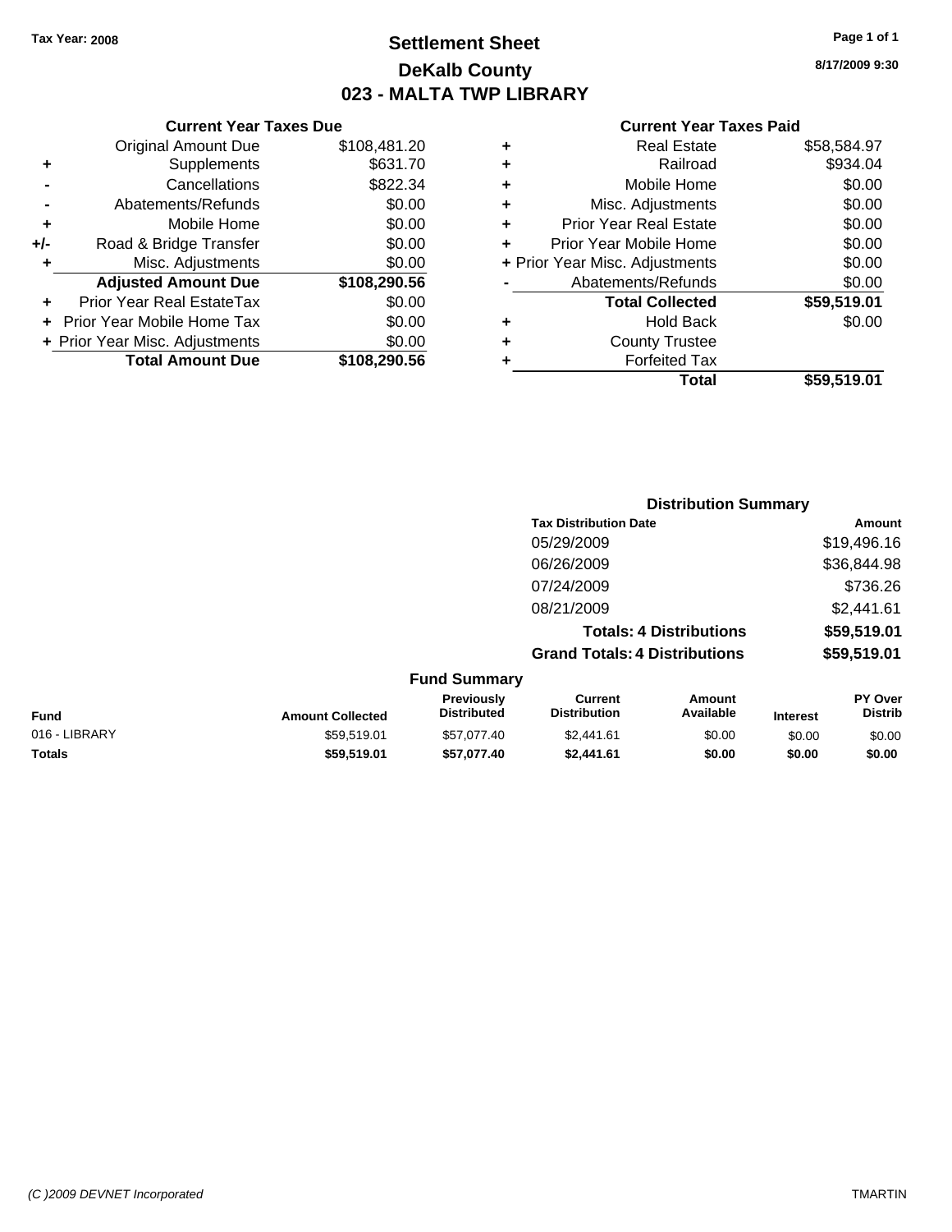Tax Year: 2008

# Settlement Sheet
## DeKalb County
## 023 - MALTA TWP LIBRARY

8/17/2009 9:30

### Current Year Taxes Due

| | | |
|---|---|---|
| | Original Amount Due | $108,481.20 |
| + | Supplements | $631.70 |
| - | Cancellations | $822.34 |
| - | Abatements/Refunds | $0.00 |
| + | Mobile Home | $0.00 |
| +/- | Road & Bridge Transfer | $0.00 |
| + | Misc. Adjustments | $0.00 |
| | **Adjusted Amount Due** | **$108,290.56** |
| + | Prior Year Real EstateTax | $0.00 |
| + | Prior Year Mobile Home Tax | $0.00 |
| + | Prior Year Misc. Adjustments | $0.00 |
| | **Total Amount Due** | **$108,290.56** |

### Current Year Taxes Paid

| | | |
|---|---|---|
| + | Real Estate | $58,584.97 |
| + | Railroad | $934.04 |
| + | Mobile Home | $0.00 |
| + | Misc. Adjustments | $0.00 |
| + | Prior Year Real Estate | $0.00 |
| + | Prior Year Mobile Home | $0.00 |
| + | Prior Year Misc. Adjustments | $0.00 |
| - | Abatements/Refunds | $0.00 |
| | **Total Collected** | **$59,519.01** |
| + | Hold Back | $0.00 |
| + | County Trustee | |
| + | Forfeited Tax | |
| | **Total** | **$59,519.01** |

### Distribution Summary

| Tax Distribution Date | Amount |
|---|---|
| 05/29/2009 | $19,496.16 |
| 06/26/2009 | $36,844.98 |
| 07/24/2009 | $736.26 |
| 08/21/2009 | $2,441.61 |
| **Totals: 4 Distributions** | **$59,519.01** |
| **Grand Totals: 4 Distributions** | **$59,519.01** |

### Fund Summary

| Fund | Amount Collected | Previously Distributed | Current Distribution | Amount Available | Interest | PY Over Distrib |
|---|---|---|---|---|---|---|
| 016 - LIBRARY | $59,519.01 | $57,077.40 | $2,441.61 | $0.00 | $0.00 | $0.00 |
| **Totals** | **$59,519.01** | **$57,077.40** | **$2,441.61** | **$0.00** | **$0.00** | **$0.00** |

(C )2009 DEVNET Incorporated TMARTIN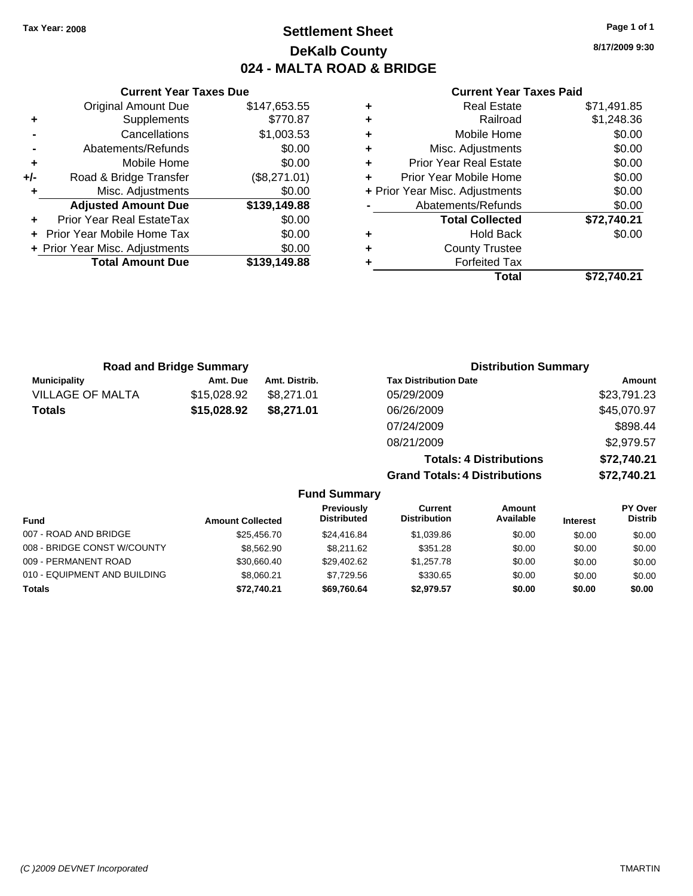Tax Year: 2008

# Settlement Sheet
## DeKalb County
## 024 - MALTA ROAD & BRIDGE

8/17/2009 9:30

### Current Year Taxes Due

| | | |
|---|---|---|
| | Original Amount Due | $147,653.55 |
| + | Supplements | $770.87 |
| - | Cancellations | $1,003.53 |
| - | Abatements/Refunds | $0.00 |
| + | Mobile Home | $0.00 |
| +/- | Road & Bridge Transfer | ($8,271.01) |
| + | Misc. Adjustments | $0.00 |
| | **Adjusted Amount Due** | **$139,149.88** |
| + | Prior Year Real EstateTax | $0.00 |
| + | Prior Year Mobile Home Tax | $0.00 |
| + | Prior Year Misc. Adjustments | $0.00 |
| | **Total Amount Due** | **$139,149.88** |

### Current Year Taxes Paid

| | | |
|---|---|---|
| + | Real Estate | $71,491.85 |
| + | Railroad | $1,248.36 |
| + | Mobile Home | $0.00 |
| + | Misc. Adjustments | $0.00 |
| + | Prior Year Real Estate | $0.00 |
| + | Prior Year Mobile Home | $0.00 |
| + | Prior Year Misc. Adjustments | $0.00 |
| - | Abatements/Refunds | $0.00 |
| | **Total Collected** | **$72,740.21** |
| + | Hold Back | $0.00 |
| + | County Trustee | |
| + | Forfeited Tax | |
| | **Total** | **$72,740.21** |

### Road and Bridge Summary

| Municipality | Amt. Due | Amt. Distrib. |
|---|---|---|
| VILLAGE OF MALTA | $15,028.92 | $8,271.01 |
| **Totals** | **$15,028.92** | **$8,271.01** |

### Distribution Summary

| Tax Distribution Date | Amount |
|---|---|
| 05/29/2009 | $23,791.23 |
| 06/26/2009 | $45,070.97 |
| 07/24/2009 | $898.44 |
| 08/21/2009 | $2,979.57 |
| **Totals: 4 Distributions** | **$72,740.21** |
| **Grand Totals: 4 Distributions** | **$72,740.21** |

### Fund Summary

| Fund | Amount Collected | Previously Distributed | Current Distribution | Amount Available | Interest | PY Over Distrib |
|---|---|---|---|---|---|---|
| 007 - ROAD AND BRIDGE | $25,456.70 | $24,416.84 | $1,039.86 | $0.00 | $0.00 | $0.00 |
| 008 - BRIDGE CONST W/COUNTY | $8,562.90 | $8,211.62 | $351.28 | $0.00 | $0.00 | $0.00 |
| 009 - PERMANENT ROAD | $30,660.40 | $29,402.62 | $1,257.78 | $0.00 | $0.00 | $0.00 |
| 010 - EQUIPMENT AND BUILDING | $8,060.21 | $7,729.56 | $330.65 | $0.00 | $0.00 | $0.00 |
| **Totals** | **$72,740.21** | **$69,760.64** | **$2,979.57** | **$0.00** | **$0.00** | **$0.00** |

(C )2009 DEVNET Incorporated TMARTIN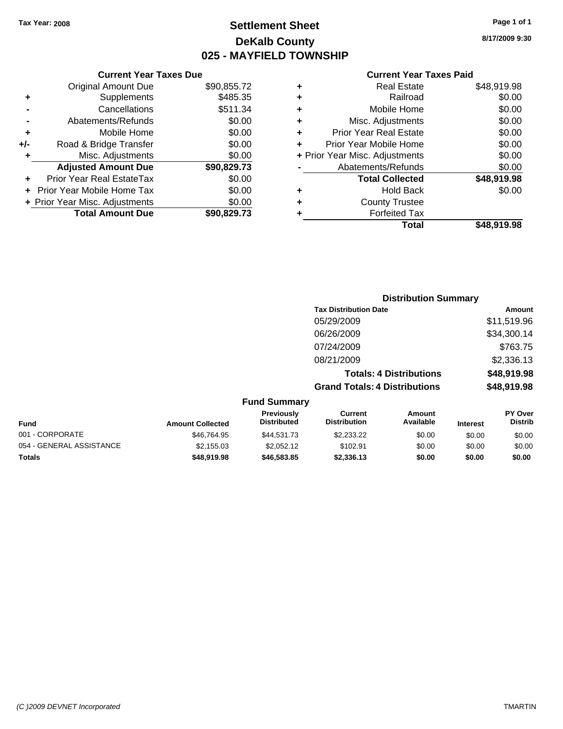Tax Year: 2008

# Settlement Sheet

## DeKalb County

## 025 - MAYFIELD TOWNSHIP

8/17/2009 9:30

### Current Year Taxes Due

| | | |
|---|---|---|
| | Original Amount Due | $90,855.72 |
| + | Supplements | $485.35 |
| - | Cancellations | $511.34 |
| - | Abatements/Refunds | $0.00 |
| + | Mobile Home | $0.00 |
| +/- | Road & Bridge Transfer | $0.00 |
| + | Misc. Adjustments | $0.00 |
| | **Adjusted Amount Due** | **$90,829.73** |
| + | Prior Year Real EstateTax | $0.00 |
| + | Prior Year Mobile Home Tax | $0.00 |
| + | Prior Year Misc. Adjustments | $0.00 |
| | **Total Amount Due** | **$90,829.73** |

### Current Year Taxes Paid

| | | |
|---|---|---|
| + | Real Estate | $48,919.98 |
| + | Railroad | $0.00 |
| + | Mobile Home | $0.00 |
| + | Misc. Adjustments | $0.00 |
| + | Prior Year Real Estate | $0.00 |
| + | Prior Year Mobile Home | $0.00 |
| + | Prior Year Misc. Adjustments | $0.00 |
| - | Abatements/Refunds | $0.00 |
| | **Total Collected** | **$48,919.98** |
| + | Hold Back | $0.00 |
| + | County Trustee | |
| + | Forfeited Tax | |
| | **Total** | **$48,919.98** |

### Distribution Summary

| Tax Distribution Date | Amount |
|---|---|
| 05/29/2009 | $11,519.96 |
| 06/26/2009 | $34,300.14 |
| 07/24/2009 | $763.75 |
| 08/21/2009 | $2,336.13 |
| **Totals: 4 Distributions** | **$48,919.98** |
| **Grand Totals: 4 Distributions** | **$48,919.98** |

### Fund Summary

| Fund | Amount Collected | Previously Distributed | Current Distribution | Amount Available | Interest | PY Over Distrib |
|---|---|---|---|---|---|---|
| 001 - CORPORATE | $46,764.95 | $44,531.73 | $2,233.22 | $0.00 | $0.00 | $0.00 |
| 054 - GENERAL ASSISTANCE | $2,155.03 | $2,052.12 | $102.91 | $0.00 | $0.00 | $0.00 |
| **Totals** | **$48,919.98** | **$46,583.85** | **$2,336.13** | **$0.00** | **$0.00** | **$0.00** |

(C )2009 DEVNET Incorporated TMARTIN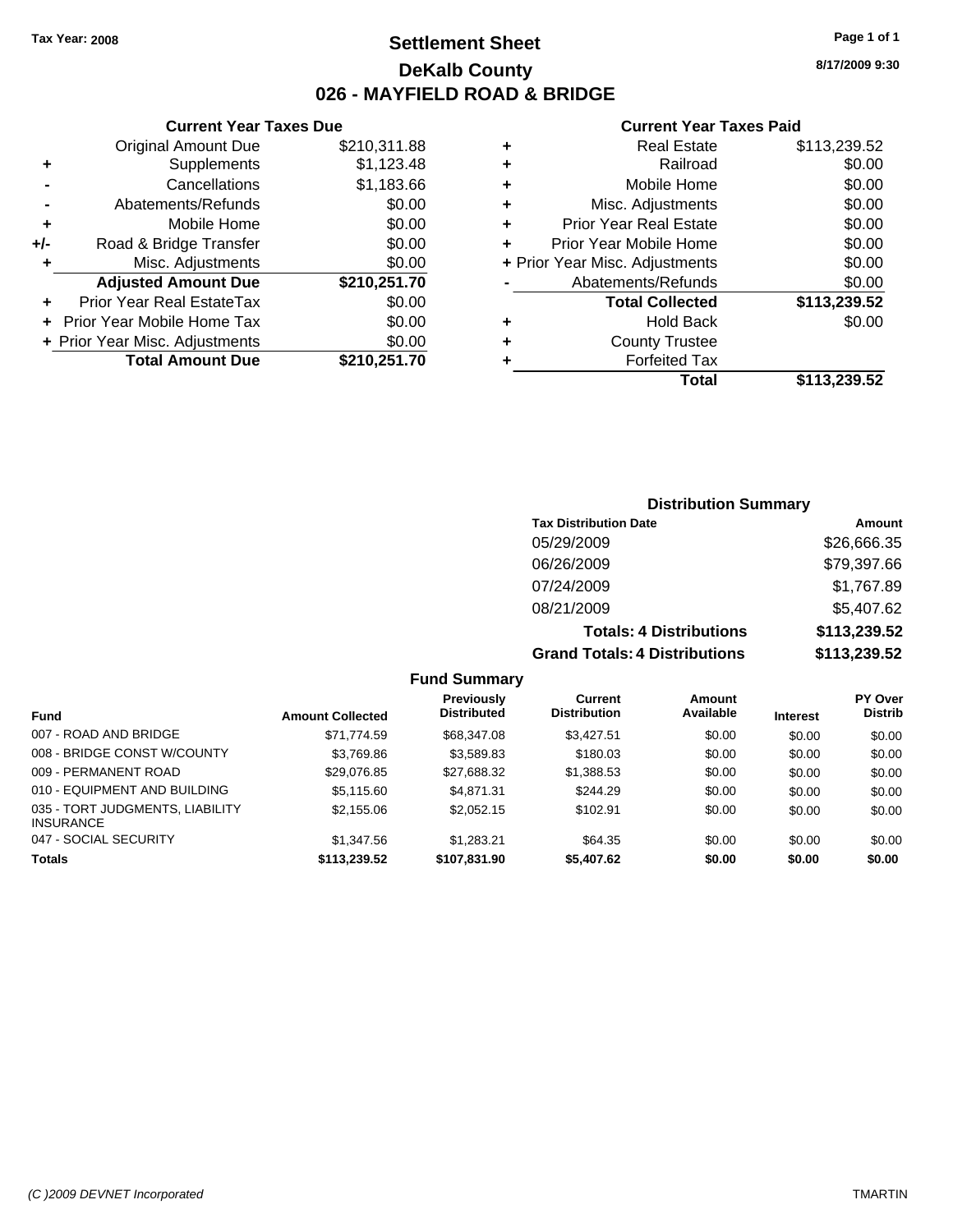Tax Year: 2008

# Settlement Sheet
## DeKalb County
## 026 - MAYFIELD ROAD & BRIDGE

8/17/2009 9:30

### Current Year Taxes Due

| | | |
|---|---|---|
| | Original Amount Due | $210,311.88 |
| + | Supplements | $1,123.48 |
| - | Cancellations | $1,183.66 |
| - | Abatements/Refunds | $0.00 |
| + | Mobile Home | $0.00 |
| +/- | Road & Bridge Transfer | $0.00 |
| + | Misc. Adjustments | $0.00 |
| | **Adjusted Amount Due** | **$210,251.70** |
| + | Prior Year Real EstateTax | $0.00 |
| + | Prior Year Mobile Home Tax | $0.00 |
| + | Prior Year Misc. Adjustments | $0.00 |
| | **Total Amount Due** | **$210,251.70** |

### Current Year Taxes Paid

| | | |
|---|---|---|
| + | Real Estate | $113,239.52 |
| + | Railroad | $0.00 |
| + | Mobile Home | $0.00 |
| + | Misc. Adjustments | $0.00 |
| + | Prior Year Real Estate | $0.00 |
| + | Prior Year Mobile Home | $0.00 |
| + | Prior Year Misc. Adjustments | $0.00 |
| - | Abatements/Refunds | $0.00 |
| | **Total Collected** | **$113,239.52** |
| + | Hold Back | $0.00 |
| + | County Trustee | |
| + | Forfeited Tax | |
| | **Total** | **$113,239.52** |

### Distribution Summary

| Tax Distribution Date | Amount |
|---|---|
| 05/29/2009 | $26,666.35 |
| 06/26/2009 | $79,397.66 |
| 07/24/2009 | $1,767.89 |
| 08/21/2009 | $5,407.62 |
| **Totals: 4 Distributions** | **$113,239.52** |
| **Grand Totals: 4 Distributions** | **$113,239.52** |

### Fund Summary

| Fund | Amount Collected | Previously Distributed | Current Distribution | Amount Available | Interest | PY Over Distrib |
|---|---|---|---|---|---|---|
| 007 - ROAD AND BRIDGE | $71,774.59 | $68,347.08 | $3,427.51 | $0.00 | $0.00 | $0.00 |
| 008 - BRIDGE CONST W/COUNTY | $3,769.86 | $3,589.83 | $180.03 | $0.00 | $0.00 | $0.00 |
| 009 - PERMANENT ROAD | $29,076.85 | $27,688.32 | $1,388.53 | $0.00 | $0.00 | $0.00 |
| 010 - EQUIPMENT AND BUILDING | $5,115.60 | $4,871.31 | $244.29 | $0.00 | $0.00 | $0.00 |
| 035 - TORT JUDGMENTS, LIABILITY INSURANCE | $2,155.06 | $2,052.15 | $102.91 | $0.00 | $0.00 | $0.00 |
| 047 - SOCIAL SECURITY | $1,347.56 | $1,283.21 | $64.35 | $0.00 | $0.00 | $0.00 |
| **Totals** | **$113,239.52** | **$107,831.90** | **$5,407.62** | **$0.00** | **$0.00** | **$0.00** |

(C )2009 DEVNET Incorporated TMARTIN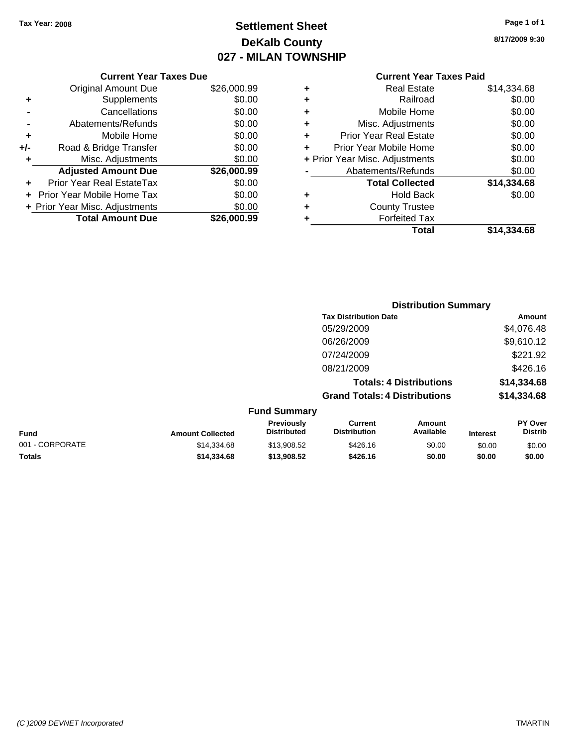Tax Year: 2008

# Settlement Sheet
## DeKalb County
## 027 - MILAN TOWNSHIP

8/17/2009 9:30

### Current Year Taxes Due

| | | |
|---|---|---|
| | Original Amount Due | $26,000.99 |
| + | Supplements | $0.00 |
| - | Cancellations | $0.00 |
| - | Abatements/Refunds | $0.00 |
| + | Mobile Home | $0.00 |
| +/- | Road & Bridge Transfer | $0.00 |
| + | Misc. Adjustments | $0.00 |
| | **Adjusted Amount Due** | **$26,000.99** |
| + | Prior Year Real EstateTax | $0.00 |
| + | Prior Year Mobile Home Tax | $0.00 |
| + | Prior Year Misc. Adjustments | $0.00 |
| | **Total Amount Due** | **$26,000.99** |

### Current Year Taxes Paid

| | | |
|---|---|---|
| + | Real Estate | $14,334.68 |
| + | Railroad | $0.00 |
| + | Mobile Home | $0.00 |
| + | Misc. Adjustments | $0.00 |
| + | Prior Year Real Estate | $0.00 |
| + | Prior Year Mobile Home | $0.00 |
| + | Prior Year Misc. Adjustments | $0.00 |
| - | Abatements/Refunds | $0.00 |
| | **Total Collected** | **$14,334.68** |
| + | Hold Back | $0.00 |
| + | County Trustee | |
| + | Forfeited Tax | |
| | **Total** | **$14,334.68** |

### Distribution Summary

| Tax Distribution Date | Amount |
|---|---|
| 05/29/2009 | $4,076.48 |
| 06/26/2009 | $9,610.12 |
| 07/24/2009 | $221.92 |
| 08/21/2009 | $426.16 |
| **Totals: 4 Distributions** | **$14,334.68** |
| **Grand Totals: 4 Distributions** | **$14,334.68** |

### Fund Summary

| Fund | Amount Collected | Previously Distributed | Current Distribution | Amount Available | Interest | PY Over Distrib |
|---|---|---|---|---|---|---|
| 001 - CORPORATE | $14,334.68 | $13,908.52 | $426.16 | $0.00 | $0.00 | $0.00 |
| **Totals** | **$14,334.68** | **$13,908.52** | **$426.16** | **$0.00** | **$0.00** | **$0.00** |

(C )2009 DEVNET Incorporated — TMARTIN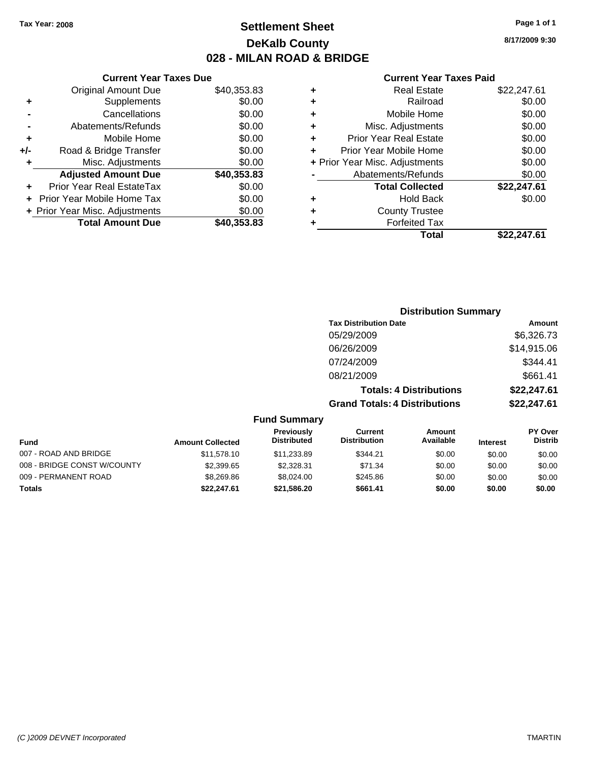Tax Year: 2008

# Settlement Sheet

## DeKalb County

## 028 - MILAN ROAD & BRIDGE

8/17/2009 9:30

### Current Year Taxes Due

| | | |
|---|---|---|
| | Original Amount Due | $40,353.83 |
| + | Supplements | $0.00 |
| - | Cancellations | $0.00 |
| - | Abatements/Refunds | $0.00 |
| + | Mobile Home | $0.00 |
| +/- | Road & Bridge Transfer | $0.00 |
| + | Misc. Adjustments | $0.00 |
| | **Adjusted Amount Due** | **$40,353.83** |
| + | Prior Year Real EstateTax | $0.00 |
| + | Prior Year Mobile Home Tax | $0.00 |
| + | Prior Year Misc. Adjustments | $0.00 |
| | **Total Amount Due** | **$40,353.83** |

### Current Year Taxes Paid

| | | |
|---|---|---|
| + | Real Estate | $22,247.61 |
| + | Railroad | $0.00 |
| + | Mobile Home | $0.00 |
| + | Misc. Adjustments | $0.00 |
| + | Prior Year Real Estate | $0.00 |
| + | Prior Year Mobile Home | $0.00 |
| + | Prior Year Misc. Adjustments | $0.00 |
| - | Abatements/Refunds | $0.00 |
| | **Total Collected** | **$22,247.61** |
| + | Hold Back | $0.00 |
| + | County Trustee | |
| + | Forfeited Tax | |
| | **Total** | **$22,247.61** |

### Distribution Summary

| Tax Distribution Date | Amount |
|---|---|
| 05/29/2009 | $6,326.73 |
| 06/26/2009 | $14,915.06 |
| 07/24/2009 | $344.41 |
| 08/21/2009 | $661.41 |
| **Totals: 4 Distributions** | **$22,247.61** |
| **Grand Totals: 4 Distributions** | **$22,247.61** |

### Fund Summary

| Fund | Amount Collected | Previously Distributed | Current Distribution | Amount Available | Interest | PY Over Distrib |
|---|---|---|---|---|---|---|
| 007 - ROAD AND BRIDGE | $11,578.10 | $11,233.89 | $344.21 | $0.00 | $0.00 | $0.00 |
| 008 - BRIDGE CONST W/COUNTY | $2,399.65 | $2,328.31 | $71.34 | $0.00 | $0.00 | $0.00 |
| 009 - PERMANENT ROAD | $8,269.86 | $8,024.00 | $245.86 | $0.00 | $0.00 | $0.00 |
| **Totals** | **$22,247.61** | **$21,586.20** | **$661.41** | **$0.00** | **$0.00** | **$0.00** |

(C )2009 DEVNET Incorporated TMARTIN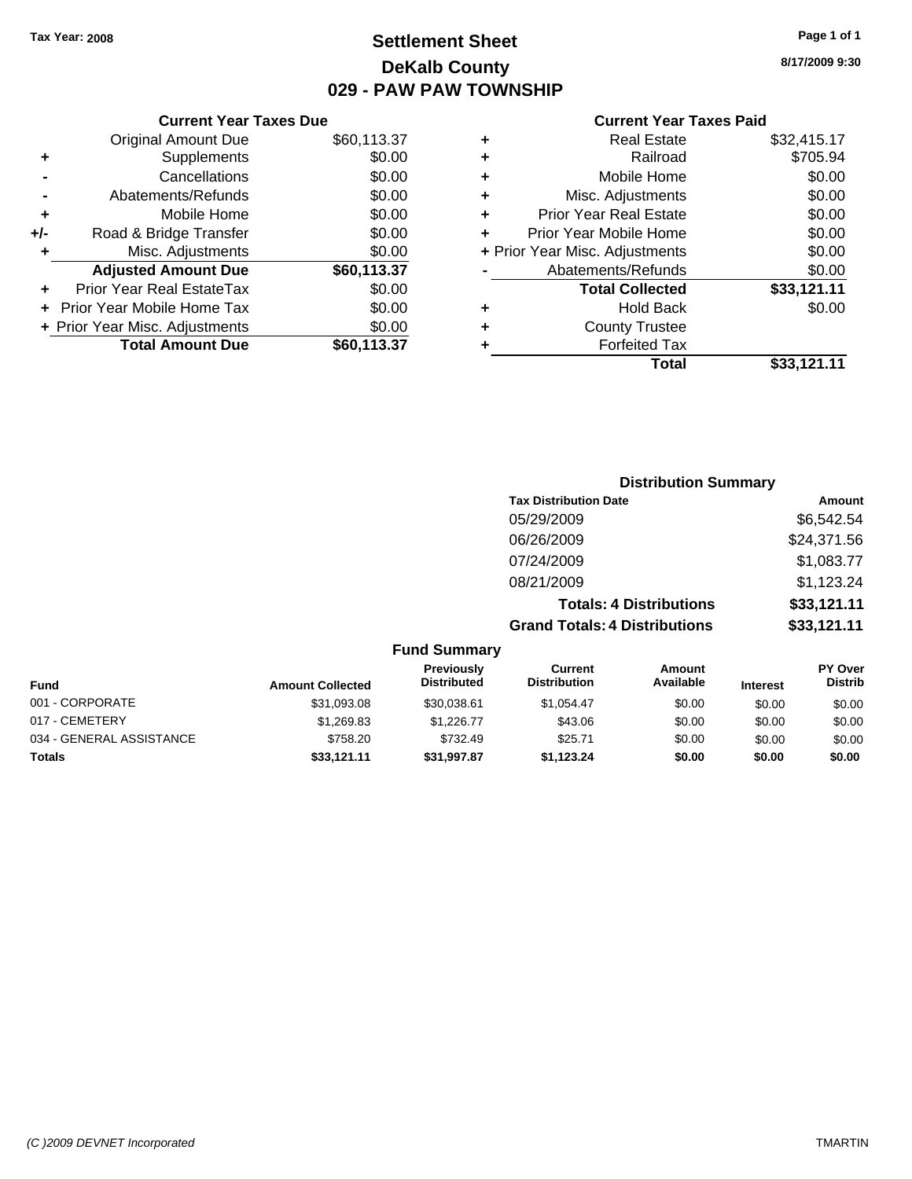Tax Year: 2008

# Settlement Sheet
## DeKalb County
## 029 - PAW PAW TOWNSHIP

8/17/2009 9:30

### Current Year Taxes Due

| | | |
|---|---|---|
| | Original Amount Due | $60,113.37 |
| + | Supplements | $0.00 |
| - | Cancellations | $0.00 |
| - | Abatements/Refunds | $0.00 |
| + | Mobile Home | $0.00 |
| +/- | Road & Bridge Transfer | $0.00 |
| + | Misc. Adjustments | $0.00 |
| | **Adjusted Amount Due** | **$60,113.37** |
| + | Prior Year Real EstateTax | $0.00 |
| + | Prior Year Mobile Home Tax | $0.00 |
| + | Prior Year Misc. Adjustments | $0.00 |
| | **Total Amount Due** | **$60,113.37** |

### Current Year Taxes Paid

| | | |
|---|---|---|
| + | Real Estate | $32,415.17 |
| + | Railroad | $705.94 |
| + | Mobile Home | $0.00 |
| + | Misc. Adjustments | $0.00 |
| + | Prior Year Real Estate | $0.00 |
| + | Prior Year Mobile Home | $0.00 |
| + | Prior Year Misc. Adjustments | $0.00 |
| - | Abatements/Refunds | $0.00 |
| | **Total Collected** | **$33,121.11** |
| + | Hold Back | $0.00 |
| + | County Trustee | |
| + | Forfeited Tax | |
| | **Total** | **$33,121.11** |

### Distribution Summary

| Tax Distribution Date | Amount |
|---|---|
| 05/29/2009 | $6,542.54 |
| 06/26/2009 | $24,371.56 |
| 07/24/2009 | $1,083.77 |
| 08/21/2009 | $1,123.24 |
| **Totals: 4 Distributions** | **$33,121.11** |
| **Grand Totals: 4 Distributions** | **$33,121.11** |

### Fund Summary

| Fund | Amount Collected | Previously Distributed | Current Distribution | Amount Available | Interest | PY Over Distrib |
|---|---|---|---|---|---|---|
| 001 - CORPORATE | $31,093.08 | $30,038.61 | $1,054.47 | $0.00 | $0.00 | $0.00 |
| 017 - CEMETERY | $1,269.83 | $1,226.77 | $43.06 | $0.00 | $0.00 | $0.00 |
| 034 - GENERAL ASSISTANCE | $758.20 | $732.49 | $25.71 | $0.00 | $0.00 | $0.00 |
| **Totals** | **$33,121.11** | **$31,997.87** | **$1,123.24** | **$0.00** | **$0.00** | **$0.00** |

(C )2009 DEVNET Incorporated TMARTIN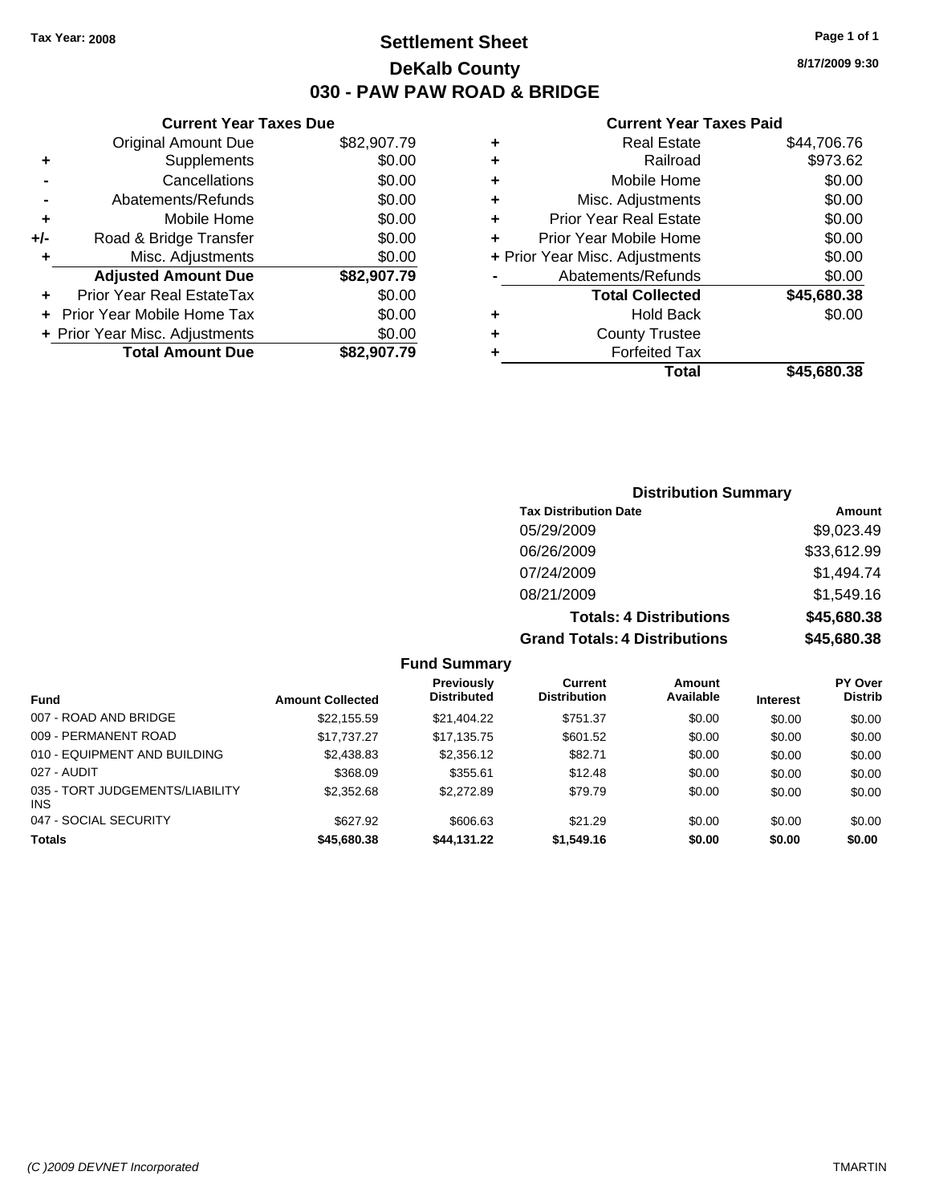**Tax Year: 2008**

# Settlement Sheet

## DeKalb County

## 030 - PAW PAW ROAD & BRIDGE

8/17/2009 9:30

### Current Year Taxes Due

| | | |
|---|---|---|
| | Original Amount Due | $82,907.79 |
| + | Supplements | $0.00 |
| - | Cancellations | $0.00 |
| - | Abatements/Refunds | $0.00 |
| + | Mobile Home | $0.00 |
| +/- | Road & Bridge Transfer | $0.00 |
| + | Misc. Adjustments | $0.00 |
| | **Adjusted Amount Due** | **$82,907.79** |
| + | Prior Year Real EstateTax | $0.00 |
| + | Prior Year Mobile Home Tax | $0.00 |
| + | Prior Year Misc. Adjustments | $0.00 |
| | **Total Amount Due** | **$82,907.79** |

### Current Year Taxes Paid

| | | |
|---|---|---|
| + | Real Estate | $44,706.76 |
| + | Railroad | $973.62 |
| + | Mobile Home | $0.00 |
| + | Misc. Adjustments | $0.00 |
| + | Prior Year Real Estate | $0.00 |
| + | Prior Year Mobile Home | $0.00 |
| + | Prior Year Misc. Adjustments | $0.00 |
| - | Abatements/Refunds | $0.00 |
| | **Total Collected** | **$45,680.38** |
| + | Hold Back | $0.00 |
| + | County Trustee | |
| + | Forfeited Tax | |
| | **Total** | **$45,680.38** |

### Distribution Summary

| Tax Distribution Date | Amount |
|---|---|
| 05/29/2009 | $9,023.49 |
| 06/26/2009 | $33,612.99 |
| 07/24/2009 | $1,494.74 |
| 08/21/2009 | $1,549.16 |
| **Totals: 4 Distributions** | **$45,680.38** |
| **Grand Totals: 4 Distributions** | **$45,680.38** |

### Fund Summary

| Fund | Amount Collected | Previously Distributed | Current Distribution | Amount Available | Interest | PY Over Distrib |
|---|---|---|---|---|---|---|
| 007 - ROAD AND BRIDGE | $22,155.59 | $21,404.22 | $751.37 | $0.00 | $0.00 | $0.00 |
| 009 - PERMANENT ROAD | $17,737.27 | $17,135.75 | $601.52 | $0.00 | $0.00 | $0.00 |
| 010 - EQUIPMENT AND BUILDING | $2,438.83 | $2,356.12 | $82.71 | $0.00 | $0.00 | $0.00 |
| 027 - AUDIT | $368.09 | $355.61 | $12.48 | $0.00 | $0.00 | $0.00 |
| 035 - TORT JUDGEMENTS/LIABILITY INS | $2,352.68 | $2,272.89 | $79.79 | $0.00 | $0.00 | $0.00 |
| 047 - SOCIAL SECURITY | $627.92 | $606.63 | $21.29 | $0.00 | $0.00 | $0.00 |
| **Totals** | **$45,680.38** | **$44,131.22** | **$1,549.16** | **$0.00** | **$0.00** | **$0.00** |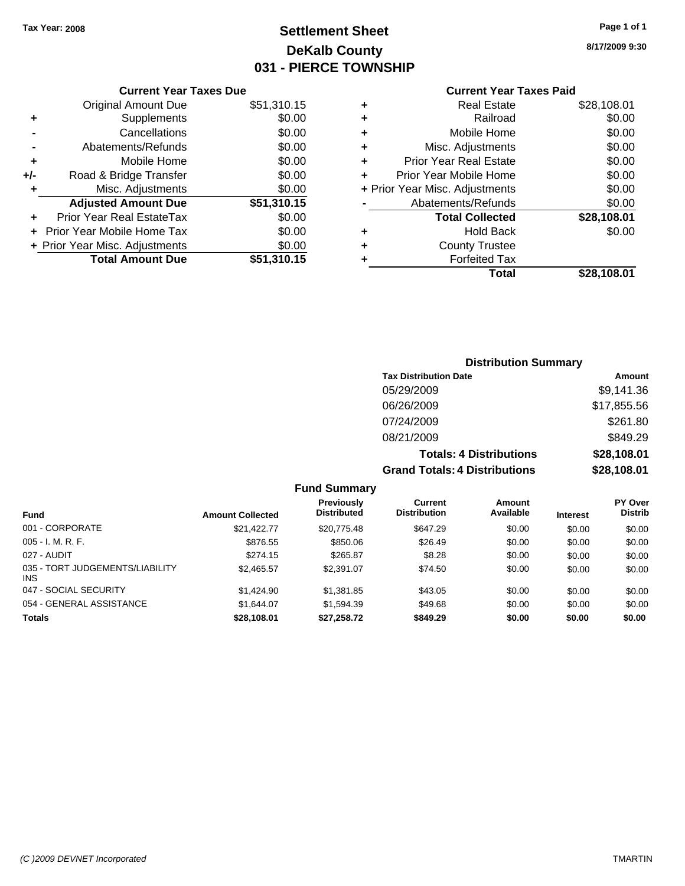Tax Year: 2008

# Settlement Sheet

## DeKalb County

## 031 - PIERCE TOWNSHIP

8/17/2009 9:30

### Current Year Taxes Due

| | | |
|---|---|---|
| | Original Amount Due | $51,310.15 |
| + | Supplements | $0.00 |
| - | Cancellations | $0.00 |
| - | Abatements/Refunds | $0.00 |
| + | Mobile Home | $0.00 |
| +/- | Road & Bridge Transfer | $0.00 |
| + | Misc. Adjustments | $0.00 |
| | **Adjusted Amount Due** | **$51,310.15** |
| + | Prior Year Real EstateTax | $0.00 |
| + | Prior Year Mobile Home Tax | $0.00 |
| + | Prior Year Misc. Adjustments | $0.00 |
| | **Total Amount Due** | **$51,310.15** |

### Current Year Taxes Paid

| | | |
|---|---|---|
| + | Real Estate | $28,108.01 |
| + | Railroad | $0.00 |
| + | Mobile Home | $0.00 |
| + | Misc. Adjustments | $0.00 |
| + | Prior Year Real Estate | $0.00 |
| + | Prior Year Mobile Home | $0.00 |
| + | Prior Year Misc. Adjustments | $0.00 |
| - | Abatements/Refunds | $0.00 |
| | **Total Collected** | **$28,108.01** |
| + | Hold Back | $0.00 |
| + | County Trustee | |
| + | Forfeited Tax | |
| | **Total** | **$28,108.01** |

### Distribution Summary

| Tax Distribution Date | Amount |
|---|---|
| 05/29/2009 | $9,141.36 |
| 06/26/2009 | $17,855.56 |
| 07/24/2009 | $261.80 |
| 08/21/2009 | $849.29 |
| **Totals: 4 Distributions** | **$28,108.01** |
| **Grand Totals: 4 Distributions** | **$28,108.01** |

### Fund Summary

| Fund | Amount Collected | Previously Distributed | Current Distribution | Amount Available | Interest | PY Over Distrib |
|---|---|---|---|---|---|---|
| 001 - CORPORATE | $21,422.77 | $20,775.48 | $647.29 | $0.00 | $0.00 | $0.00 |
| 005 - I. M. R. F. | $876.55 | $850.06 | $26.49 | $0.00 | $0.00 | $0.00 |
| 027 - AUDIT | $274.15 | $265.87 | $8.28 | $0.00 | $0.00 | $0.00 |
| 035 - TORT JUDGEMENTS/LIABILITY INS | $2,465.57 | $2,391.07 | $74.50 | $0.00 | $0.00 | $0.00 |
| 047 - SOCIAL SECURITY | $1,424.90 | $1,381.85 | $43.05 | $0.00 | $0.00 | $0.00 |
| 054 - GENERAL ASSISTANCE | $1,644.07 | $1,594.39 | $49.68 | $0.00 | $0.00 | $0.00 |
| **Totals** | **$28,108.01** | **$27,258.72** | **$849.29** | **$0.00** | **$0.00** | **$0.00** |

(C )2009 DEVNET Incorporated TMARTIN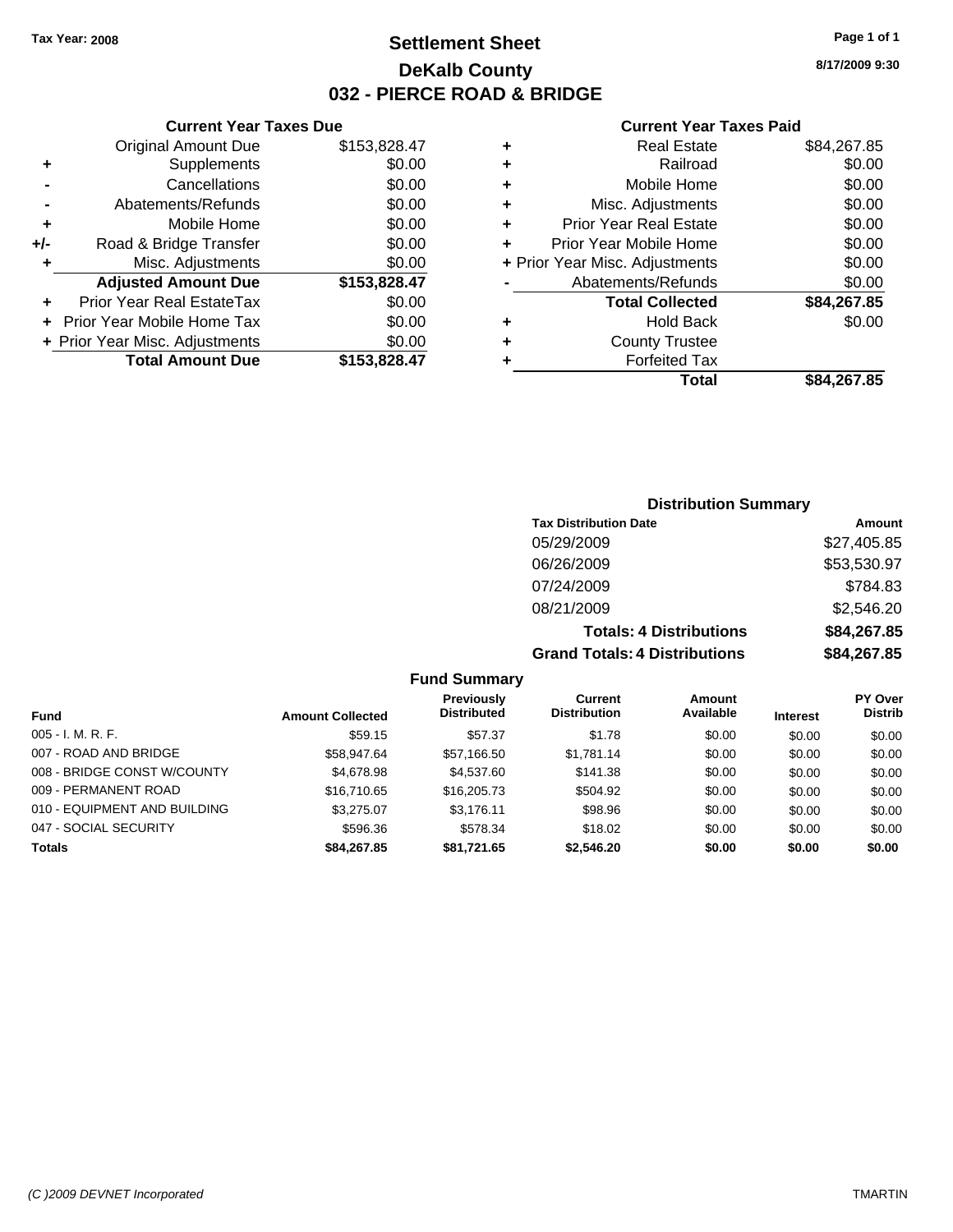Tax Year: 2008

# Settlement Sheet
## DeKalb County
## 032 - PIERCE ROAD & BRIDGE

8/17/2009 9:30

### Current Year Taxes Due

| | | |
|---|---|---|
| | Original Amount Due | $153,828.47 |
| + | Supplements | $0.00 |
| - | Cancellations | $0.00 |
| - | Abatements/Refunds | $0.00 |
| + | Mobile Home | $0.00 |
| +/- | Road & Bridge Transfer | $0.00 |
| + | Misc. Adjustments | $0.00 |
| | **Adjusted Amount Due** | **$153,828.47** |
| + | Prior Year Real EstateTax | $0.00 |
| + | Prior Year Mobile Home Tax | $0.00 |
| + | Prior Year Misc. Adjustments | $0.00 |
| | **Total Amount Due** | **$153,828.47** |

### Current Year Taxes Paid

| | | |
|---|---|---|
| + | Real Estate | $84,267.85 |
| + | Railroad | $0.00 |
| + | Mobile Home | $0.00 |
| + | Misc. Adjustments | $0.00 |
| + | Prior Year Real Estate | $0.00 |
| + | Prior Year Mobile Home | $0.00 |
| + | Prior Year Misc. Adjustments | $0.00 |
| - | Abatements/Refunds | $0.00 |
| | **Total Collected** | **$84,267.85** |
| + | Hold Back | $0.00 |
| + | County Trustee | |
| + | Forfeited Tax | |
| | **Total** | **$84,267.85** |

### Distribution Summary

| Tax Distribution Date | Amount |
|---|---|
| 05/29/2009 | $27,405.85 |
| 06/26/2009 | $53,530.97 |
| 07/24/2009 | $784.83 |
| 08/21/2009 | $2,546.20 |
| **Totals: 4 Distributions** | **$84,267.85** |
| **Grand Totals: 4 Distributions** | **$84,267.85** |

### Fund Summary

| Fund | Amount Collected | Previously Distributed | Current Distribution | Amount Available | Interest | PY Over Distrib |
|---|---|---|---|---|---|---|
| 005 - I. M. R. F. | $59.15 | $57.37 | $1.78 | $0.00 | $0.00 | $0.00 |
| 007 - ROAD AND BRIDGE | $58,947.64 | $57,166.50 | $1,781.14 | $0.00 | $0.00 | $0.00 |
| 008 - BRIDGE CONST W/COUNTY | $4,678.98 | $4,537.60 | $141.38 | $0.00 | $0.00 | $0.00 |
| 009 - PERMANENT ROAD | $16,710.65 | $16,205.73 | $504.92 | $0.00 | $0.00 | $0.00 |
| 010 - EQUIPMENT AND BUILDING | $3,275.07 | $3,176.11 | $98.96 | $0.00 | $0.00 | $0.00 |
| 047 - SOCIAL SECURITY | $596.36 | $578.34 | $18.02 | $0.00 | $0.00 | $0.00 |
| **Totals** | **$84,267.85** | **$81,721.65** | **$2,546.20** | **$0.00** | **$0.00** | **$0.00** |

(C )2009 DEVNET Incorporated TMARTIN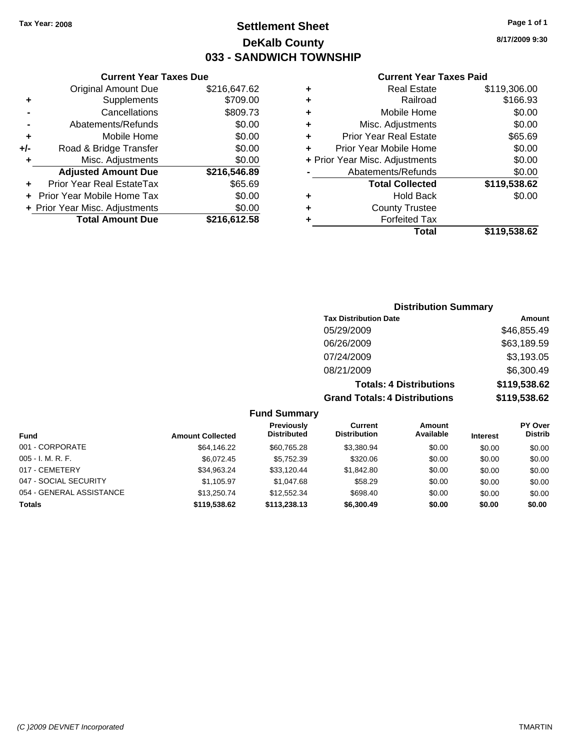Tax Year: 2008

# Settlement Sheet
## DeKalb County
## 033 - SANDWICH TOWNSHIP

8/17/2009 9:30

### Current Year Taxes Due

| | | |
|---|---|---|
| | Original Amount Due | $216,647.62 |
| + | Supplements | $709.00 |
| - | Cancellations | $809.73 |
| - | Abatements/Refunds | $0.00 |
| + | Mobile Home | $0.00 |
| +/- | Road & Bridge Transfer | $0.00 |
| + | Misc. Adjustments | $0.00 |
| | **Adjusted Amount Due** | **$216,546.89** |
| + | Prior Year Real EstateTax | $65.69 |
| + | Prior Year Mobile Home Tax | $0.00 |
| + | Prior Year Misc. Adjustments | $0.00 |
| | **Total Amount Due** | **$216,612.58** |

### Current Year Taxes Paid

| | | |
|---|---|---|
| + | Real Estate | $119,306.00 |
| + | Railroad | $166.93 |
| + | Mobile Home | $0.00 |
| + | Misc. Adjustments | $0.00 |
| + | Prior Year Real Estate | $65.69 |
| + | Prior Year Mobile Home | $0.00 |
| + | Prior Year Misc. Adjustments | $0.00 |
| - | Abatements/Refunds | $0.00 |
| | **Total Collected** | **$119,538.62** |
| + | Hold Back | $0.00 |
| + | County Trustee | |
| + | Forfeited Tax | |
| | **Total** | **$119,538.62** |

### Distribution Summary

| Tax Distribution Date | Amount |
|---|---|
| 05/29/2009 | $46,855.49 |
| 06/26/2009 | $63,189.59 |
| 07/24/2009 | $3,193.05 |
| 08/21/2009 | $6,300.49 |
| **Totals: 4 Distributions** | **$119,538.62** |
| **Grand Totals: 4 Distributions** | **$119,538.62** |

### Fund Summary

| Fund | Amount Collected | Previously Distributed | Current Distribution | Amount Available | Interest | PY Over Distrib |
|---|---|---|---|---|---|---|
| 001 - CORPORATE | $64,146.22 | $60,765.28 | $3,380.94 | $0.00 | $0.00 | $0.00 |
| 005 - I. M. R. F. | $6,072.45 | $5,752.39 | $320.06 | $0.00 | $0.00 | $0.00 |
| 017 - CEMETERY | $34,963.24 | $33,120.44 | $1,842.80 | $0.00 | $0.00 | $0.00 |
| 047 - SOCIAL SECURITY | $1,105.97 | $1,047.68 | $58.29 | $0.00 | $0.00 | $0.00 |
| 054 - GENERAL ASSISTANCE | $13,250.74 | $12,552.34 | $698.40 | $0.00 | $0.00 | $0.00 |
| **Totals** | **$119,538.62** | **$113,238.13** | **$6,300.49** | **$0.00** | **$0.00** | **$0.00** |

(C )2009 DEVNET Incorporated TMARTIN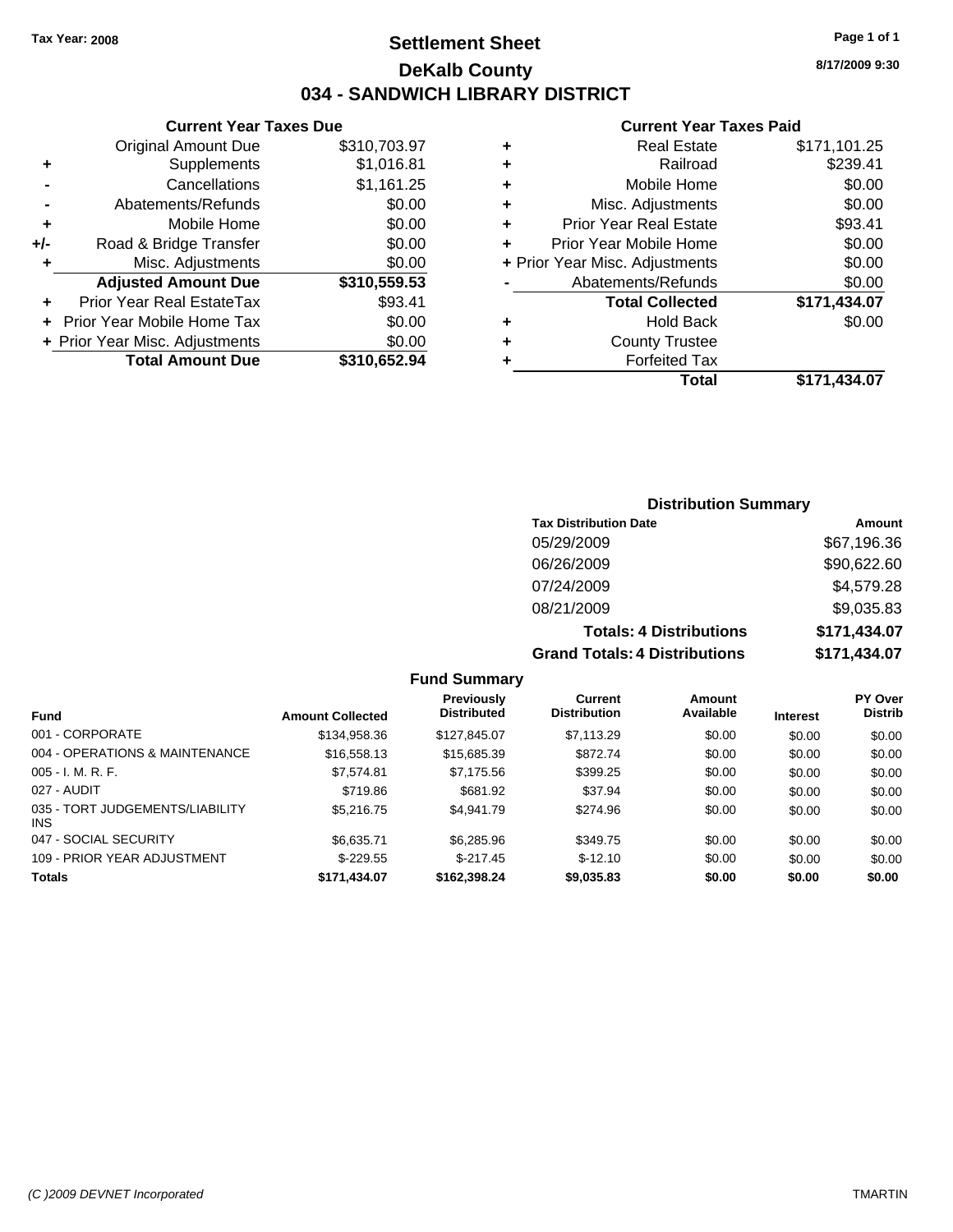Tax Year: 2008

# Settlement Sheet

## DeKalb County

## 034 - SANDWICH LIBRARY DISTRICT

8/17/2009 9:30

### Current Year Taxes Due

| | | |
|---|---|---|
| | Original Amount Due | $310,703.97 |
| + | Supplements | $1,016.81 |
| - | Cancellations | $1,161.25 |
| - | Abatements/Refunds | $0.00 |
| + | Mobile Home | $0.00 |
| +/- | Road & Bridge Transfer | $0.00 |
| + | Misc. Adjustments | $0.00 |
| | **Adjusted Amount Due** | **$310,559.53** |
| + | Prior Year Real EstateTax | $93.41 |
| + | Prior Year Mobile Home Tax | $0.00 |
| + | Prior Year Misc. Adjustments | $0.00 |
| | **Total Amount Due** | **$310,652.94** |

### Current Year Taxes Paid

| | | |
|---|---|---|
| + | Real Estate | $171,101.25 |
| + | Railroad | $239.41 |
| + | Mobile Home | $0.00 |
| + | Misc. Adjustments | $0.00 |
| + | Prior Year Real Estate | $93.41 |
| + | Prior Year Mobile Home | $0.00 |
| + | Prior Year Misc. Adjustments | $0.00 |
| - | Abatements/Refunds | $0.00 |
| | **Total Collected** | **$171,434.07** |
| + | Hold Back | $0.00 |
| + | County Trustee | |
| + | Forfeited Tax | |
| | **Total** | **$171,434.07** |

### Distribution Summary

| Tax Distribution Date | Amount |
|---|---|
| 05/29/2009 | $67,196.36 |
| 06/26/2009 | $90,622.60 |
| 07/24/2009 | $4,579.28 |
| 08/21/2009 | $9,035.83 |
| **Totals: 4 Distributions** | **$171,434.07** |
| **Grand Totals: 4 Distributions** | **$171,434.07** |

### Fund Summary

| Fund | Amount Collected | Previously Distributed | Current Distribution | Amount Available | Interest | PY Over Distrib |
|---|---|---|---|---|---|---|
| 001 - CORPORATE | $134,958.36 | $127,845.07 | $7,113.29 | $0.00 | $0.00 | $0.00 |
| 004 - OPERATIONS & MAINTENANCE | $16,558.13 | $15,685.39 | $872.74 | $0.00 | $0.00 | $0.00 |
| 005 - I. M. R. F. | $7,574.81 | $7,175.56 | $399.25 | $0.00 | $0.00 | $0.00 |
| 027 - AUDIT | $719.86 | $681.92 | $37.94 | $0.00 | $0.00 | $0.00 |
| 035 - TORT JUDGEMENTS/LIABILITY INS | $5,216.75 | $4,941.79 | $274.96 | $0.00 | $0.00 | $0.00 |
| 047 - SOCIAL SECURITY | $6,635.71 | $6,285.96 | $349.75 | $0.00 | $0.00 | $0.00 |
| 109 - PRIOR YEAR ADJUSTMENT | $-229.55 | $-217.45 | $-12.10 | $0.00 | $0.00 | $0.00 |
| **Totals** | **$171,434.07** | **$162,398.24** | **$9,035.83** | **$0.00** | **$0.00** | **$0.00** |

(C )2009 DEVNET Incorporated

TMARTIN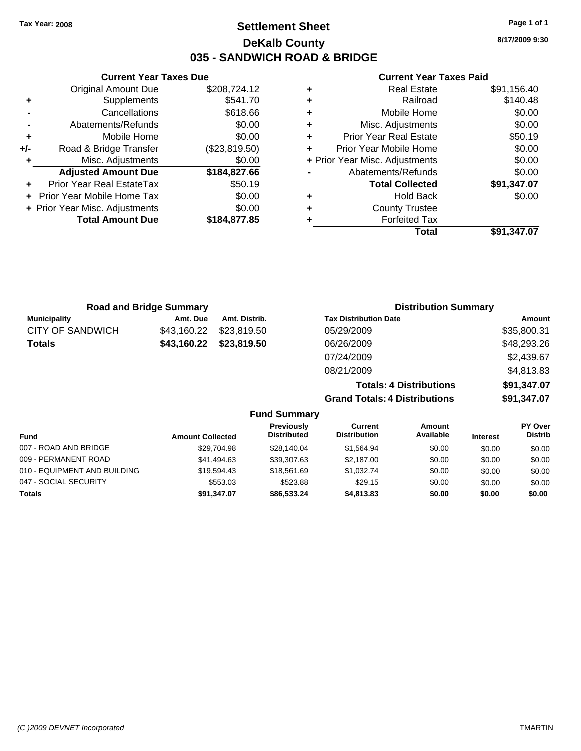**Tax Year: 2008**

# Settlement Sheet
## DeKalb County
## 035 - SANDWICH ROAD & BRIDGE

8/17/2009 9:30

### Current Year Taxes Due

| | | |
|---|---|---|
| | Original Amount Due | $208,724.12 |
| + | Supplements | $541.70 |
| - | Cancellations | $618.66 |
| - | Abatements/Refunds | $0.00 |
| + | Mobile Home | $0.00 |
| +/- | Road & Bridge Transfer | ($23,819.50) |
| + | Misc. Adjustments | $0.00 |
| | **Adjusted Amount Due** | **$184,827.66** |
| + | Prior Year Real EstateTax | $50.19 |
| + | Prior Year Mobile Home Tax | $0.00 |
| + | Prior Year Misc. Adjustments | $0.00 |
| | **Total Amount Due** | **$184,877.85** |

### Current Year Taxes Paid

| | | |
|---|---|---|
| + | Real Estate | $91,156.40 |
| + | Railroad | $140.48 |
| + | Mobile Home | $0.00 |
| + | Misc. Adjustments | $0.00 |
| + | Prior Year Real Estate | $50.19 |
| + | Prior Year Mobile Home | $0.00 |
| + | Prior Year Misc. Adjustments | $0.00 |
| - | Abatements/Refunds | $0.00 |
| | **Total Collected** | **$91,347.07** |
| + | Hold Back | $0.00 |
| + | County Trustee | |
| + | Forfeited Tax | |
| | **Total** | **$91,347.07** |

### Road and Bridge Summary

| Municipality | Amt. Due | Amt. Distrib. |
|---|---|---|
| CITY OF SANDWICH | $43,160.22 | $23,819.50 |
| **Totals** | **$43,160.22** | **$23,819.50** |

### Distribution Summary

| Tax Distribution Date | Amount |
|---|---|
| 05/29/2009 | $35,800.31 |
| 06/26/2009 | $48,293.26 |
| 07/24/2009 | $2,439.67 |
| 08/21/2009 | $4,813.83 |
| **Totals: 4 Distributions** | **$91,347.07** |
| **Grand Totals: 4 Distributions** | **$91,347.07** |

### Fund Summary

| Fund | Amount Collected | Previously Distributed | Current Distribution | Amount Available | Interest | PY Over Distrib |
|---|---|---|---|---|---|---|
| 007 - ROAD AND BRIDGE | $29,704.98 | $28,140.04 | $1,564.94 | $0.00 | $0.00 | $0.00 |
| 009 - PERMANENT ROAD | $41,494.63 | $39,307.63 | $2,187.00 | $0.00 | $0.00 | $0.00 |
| 010 - EQUIPMENT AND BUILDING | $19,594.43 | $18,561.69 | $1,032.74 | $0.00 | $0.00 | $0.00 |
| 047 - SOCIAL SECURITY | $553.03 | $523.88 | $29.15 | $0.00 | $0.00 | $0.00 |
| **Totals** | **$91,347.07** | **$86,533.24** | **$4,813.83** | **$0.00** | **$0.00** | **$0.00** |

(C )2009 DEVNET Incorporated TMARTIN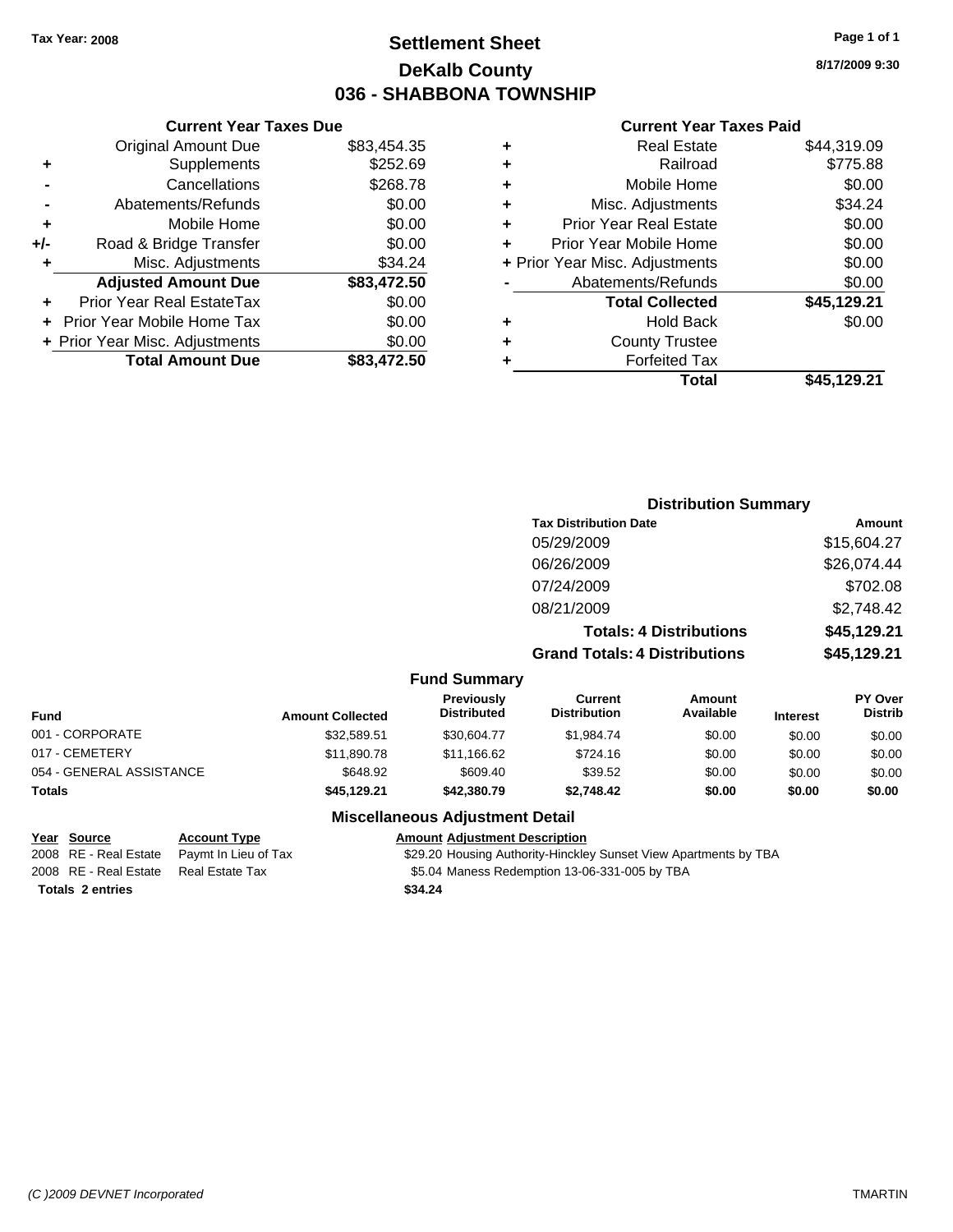Tax Year: 2008

# Settlement Sheet
## DeKalb County
## 036 - SHABBONA TOWNSHIP

8/17/2009 9:30

### Current Year Taxes Due

| | | |
|---|---|---|
| | Original Amount Due | $83,454.35 |
| + | Supplements | $252.69 |
| - | Cancellations | $268.78 |
| - | Abatements/Refunds | $0.00 |
| + | Mobile Home | $0.00 |
| +/- | Road & Bridge Transfer | $0.00 |
| + | Misc. Adjustments | $34.24 |
| | **Adjusted Amount Due** | **$83,472.50** |
| + | Prior Year Real EstateTax | $0.00 |
| + | Prior Year Mobile Home Tax | $0.00 |
| + | Prior Year Misc. Adjustments | $0.00 |
| | **Total Amount Due** | **$83,472.50** |

### Current Year Taxes Paid

| | | |
|---|---|---|
| + | Real Estate | $44,319.09 |
| + | Railroad | $775.88 |
| + | Mobile Home | $0.00 |
| + | Misc. Adjustments | $34.24 |
| + | Prior Year Real Estate | $0.00 |
| + | Prior Year Mobile Home | $0.00 |
| + | Prior Year Misc. Adjustments | $0.00 |
| - | Abatements/Refunds | $0.00 |
| | **Total Collected** | **$45,129.21** |
| + | Hold Back | $0.00 |
| + | County Trustee | |
| + | Forfeited Tax | |
| | **Total** | **$45,129.21** |

### Distribution Summary

| Tax Distribution Date | Amount |
|---|---|
| 05/29/2009 | $15,604.27 |
| 06/26/2009 | $26,074.44 |
| 07/24/2009 | $702.08 |
| 08/21/2009 | $2,748.42 |
| **Totals: 4 Distributions** | **$45,129.21** |
| **Grand Totals: 4 Distributions** | **$45,129.21** |

### Fund Summary

| Fund | Amount Collected | Previously Distributed | Current Distribution | Amount Available | Interest | PY Over Distrib |
|---|---|---|---|---|---|---|
| 001 - CORPORATE | $32,589.51 | $30,604.77 | $1,984.74 | $0.00 | $0.00 | $0.00 |
| 017 - CEMETERY | $11,890.78 | $11,166.62 | $724.16 | $0.00 | $0.00 | $0.00 |
| 054 - GENERAL ASSISTANCE | $648.92 | $609.40 | $39.52 | $0.00 | $0.00 | $0.00 |
| **Totals** | **$45,129.21** | **$42,380.79** | **$2,748.42** | **$0.00** | **$0.00** | **$0.00** |

### Miscellaneous Adjustment Detail

| Year | Source | Account Type | Amount | Adjustment Description |
|---|---|---|---|---|
| 2008 | RE - Real Estate | Paymt In Lieu of Tax | $29.20 | Housing Authority-Hinckley Sunset View Apartments by TBA |
| 2008 | RE - Real Estate | Real Estate Tax | $5.04 | Maness Redemption 13-06-331-005 by TBA |
| **Totals** | **2 entries** | | **$34.24** | |

(C )2009 DEVNET Incorporated TMARTIN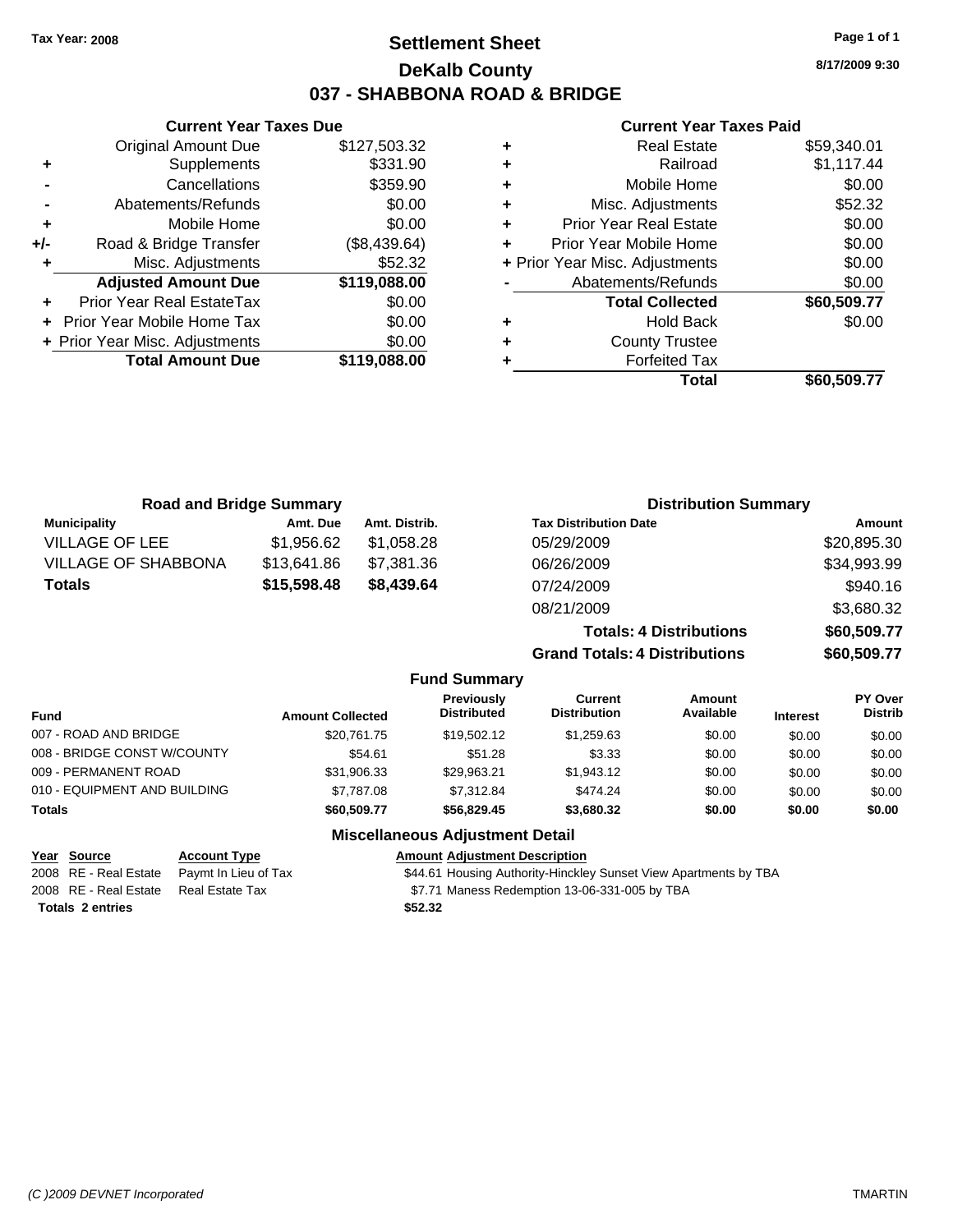**Tax Year: 2008**

# Settlement Sheet
## DeKalb County
## 037 - SHABBONA ROAD & BRIDGE

8/17/2009 9:30

### Current Year Taxes Due

| | | |
|---|---|---|
| | Original Amount Due | $127,503.32 |
| + | Supplements | $331.90 |
| - | Cancellations | $359.90 |
| - | Abatements/Refunds | $0.00 |
| + | Mobile Home | $0.00 |
| +/- | Road & Bridge Transfer | ($8,439.64) |
| + | Misc. Adjustments | $52.32 |
| | **Adjusted Amount Due** | **$119,088.00** |
| + | Prior Year Real EstateTax | $0.00 |
| + | Prior Year Mobile Home Tax | $0.00 |
| + | Prior Year Misc. Adjustments | $0.00 |
| | **Total Amount Due** | **$119,088.00** |

### Current Year Taxes Paid

| | | |
|---|---|---|
| + | Real Estate | $59,340.01 |
| + | Railroad | $1,117.44 |
| + | Mobile Home | $0.00 |
| + | Misc. Adjustments | $52.32 |
| + | Prior Year Real Estate | $0.00 |
| + | Prior Year Mobile Home | $0.00 |
| + | Prior Year Misc. Adjustments | $0.00 |
| - | Abatements/Refunds | $0.00 |
| | **Total Collected** | **$60,509.77** |
| + | Hold Back | $0.00 |
| + | County Trustee | |
| + | Forfeited Tax | |
| | **Total** | **$60,509.77** |

### Road and Bridge Summary

| Municipality | Amt. Due | Amt. Distrib. |
|---|---|---|
| VILLAGE OF LEE | $1,956.62 | $1,058.28 |
| VILLAGE OF SHABBONA | $13,641.86 | $7,381.36 |
| **Totals** | **$15,598.48** | **$8,439.64** |

### Distribution Summary

| Tax Distribution Date | Amount |
|---|---|
| 05/29/2009 | $20,895.30 |
| 06/26/2009 | $34,993.99 |
| 07/24/2009 | $940.16 |
| 08/21/2009 | $3,680.32 |
| **Totals: 4 Distributions** | **$60,509.77** |
| **Grand Totals: 4 Distributions** | **$60,509.77** |

### Fund Summary

| Fund | Amount Collected | Previously Distributed | Current Distribution | Amount Available | Interest | PY Over Distrib |
|---|---|---|---|---|---|---|
| 007 - ROAD AND BRIDGE | $20,761.75 | $19,502.12 | $1,259.63 | $0.00 | $0.00 | $0.00 |
| 008 - BRIDGE CONST W/COUNTY | $54.61 | $51.28 | $3.33 | $0.00 | $0.00 | $0.00 |
| 009 - PERMANENT ROAD | $31,906.33 | $29,963.21 | $1,943.12 | $0.00 | $0.00 | $0.00 |
| 010 - EQUIPMENT AND BUILDING | $7,787.08 | $7,312.84 | $474.24 | $0.00 | $0.00 | $0.00 |
| **Totals** | **$60,509.77** | **$56,829.45** | **$3,680.32** | **$0.00** | **$0.00** | **$0.00** |

### Miscellaneous Adjustment Detail

| Year | Source | Account Type | Amount | Adjustment Description |
|---|---|---|---|---|
| 2008 | RE - Real Estate | Paymt In Lieu of Tax | $44.61 | Housing Authority-Hinckley Sunset View Apartments by TBA |
| 2008 | RE - Real Estate | Real Estate Tax | $7.71 | Maness Redemption 13-06-331-005 by TBA |
| **Totals 2 entries** | | | **$52.32** | |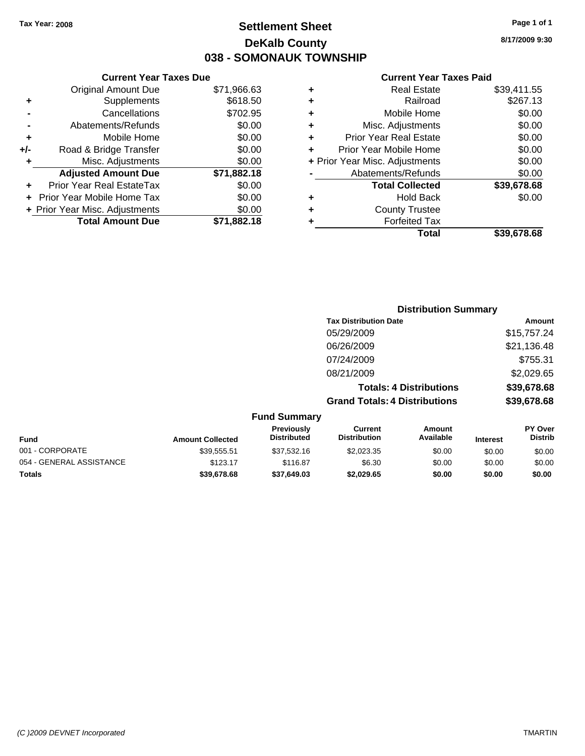Tax Year: 2008

# Settlement Sheet
## DeKalb County
## 038 - SOMONAUK TOWNSHIP

8/17/2009 9:30

### Current Year Taxes Due

| | | |
|---|---|---|
| | Original Amount Due | $71,966.63 |
| + | Supplements | $618.50 |
| - | Cancellations | $702.95 |
| - | Abatements/Refunds | $0.00 |
| + | Mobile Home | $0.00 |
| +/- | Road & Bridge Transfer | $0.00 |
| + | Misc. Adjustments | $0.00 |
| | **Adjusted Amount Due** | **$71,882.18** |
| + | Prior Year Real EstateTax | $0.00 |
| + | Prior Year Mobile Home Tax | $0.00 |
| + | Prior Year Misc. Adjustments | $0.00 |
| | **Total Amount Due** | **$71,882.18** |

### Current Year Taxes Paid

| | | |
|---|---|---|
| + | Real Estate | $39,411.55 |
| + | Railroad | $267.13 |
| + | Mobile Home | $0.00 |
| + | Misc. Adjustments | $0.00 |
| + | Prior Year Real Estate | $0.00 |
| + | Prior Year Mobile Home | $0.00 |
| + | Prior Year Misc. Adjustments | $0.00 |
| - | Abatements/Refunds | $0.00 |
| | **Total Collected** | **$39,678.68** |
| + | Hold Back | $0.00 |
| + | County Trustee | |
| + | Forfeited Tax | |
| | **Total** | **$39,678.68** |

### Distribution Summary

| Tax Distribution Date | Amount |
|---|---|
| 05/29/2009 | $15,757.24 |
| 06/26/2009 | $21,136.48 |
| 07/24/2009 | $755.31 |
| 08/21/2009 | $2,029.65 |
| **Totals: 4 Distributions** | **$39,678.68** |
| **Grand Totals: 4 Distributions** | **$39,678.68** |

### Fund Summary

| Fund | Amount Collected | Previously Distributed | Current Distribution | Amount Available | Interest | PY Over Distrib |
|---|---|---|---|---|---|---|
| 001 - CORPORATE | $39,555.51 | $37,532.16 | $2,023.35 | $0.00 | $0.00 | $0.00 |
| 054 - GENERAL ASSISTANCE | $123.17 | $116.87 | $6.30 | $0.00 | $0.00 | $0.00 |
| **Totals** | **$39,678.68** | **$37,649.03** | **$2,029.65** | **$0.00** | **$0.00** | **$0.00** |

(C )2009 DEVNET Incorporated TMARTIN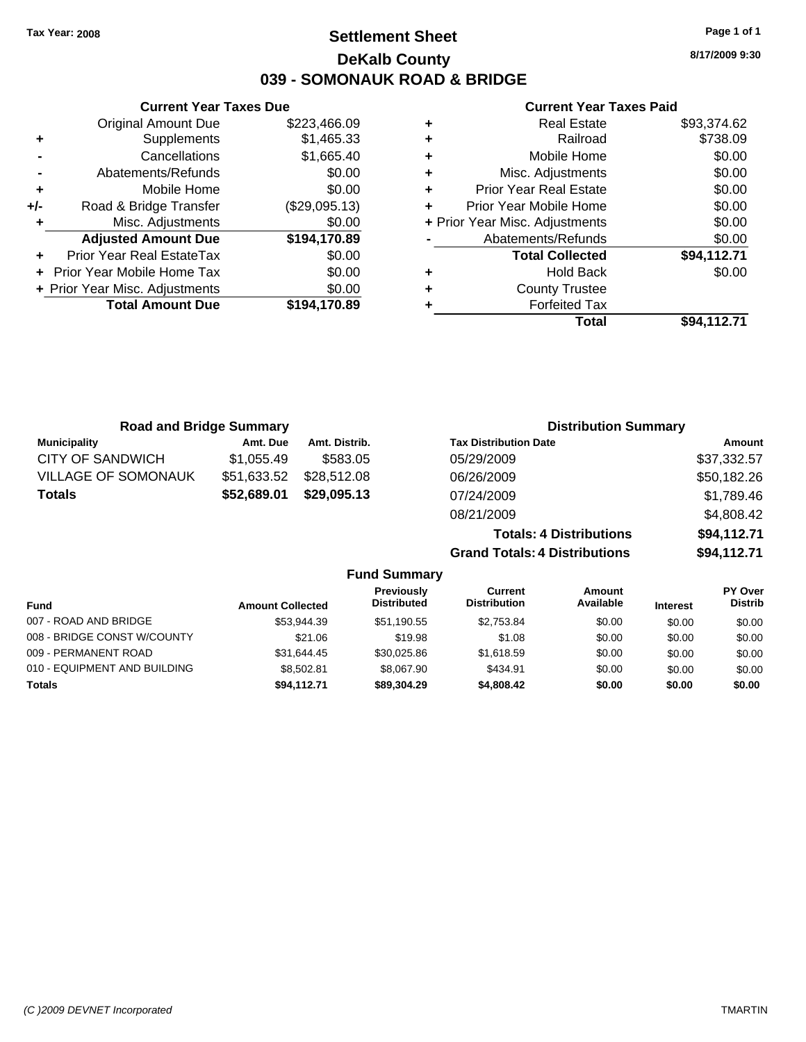**Tax Year: 2008**

# Settlement Sheet

## DeKalb County

## 039 - SOMONAUK ROAD & BRIDGE

8/17/2009 9:30

### Current Year Taxes Due

| | | |
|---|---|---|
| | Original Amount Due | $223,466.09 |
| + | Supplements | $1,465.33 |
| - | Cancellations | $1,665.40 |
| - | Abatements/Refunds | $0.00 |
| + | Mobile Home | $0.00 |
| +/- | Road & Bridge Transfer | ($29,095.13) |
| + | Misc. Adjustments | $0.00 |
| | **Adjusted Amount Due** | **$194,170.89** |
| + | Prior Year Real EstateTax | $0.00 |
| + | Prior Year Mobile Home Tax | $0.00 |
| + | Prior Year Misc. Adjustments | $0.00 |
| | **Total Amount Due** | **$194,170.89** |

### Current Year Taxes Paid

| | | |
|---|---|---|
| + | Real Estate | $93,374.62 |
| + | Railroad | $738.09 |
| + | Mobile Home | $0.00 |
| + | Misc. Adjustments | $0.00 |
| + | Prior Year Real Estate | $0.00 |
| + | Prior Year Mobile Home | $0.00 |
| + | Prior Year Misc. Adjustments | $0.00 |
| - | Abatements/Refunds | $0.00 |
| | **Total Collected** | **$94,112.71** |
| + | Hold Back | $0.00 |
| + | County Trustee | |
| + | Forfeited Tax | |
| | **Total** | **$94,112.71** |

### Road and Bridge Summary

| Municipality | Amt. Due | Amt. Distrib. |
|---|---|---|
| CITY OF SANDWICH | $1,055.49 | $583.05 |
| VILLAGE OF SOMONAUK | $51,633.52 | $28,512.08 |
| **Totals** | **$52,689.01** | **$29,095.13** |

### Distribution Summary

| Tax Distribution Date | Amount |
|---|---|
| 05/29/2009 | $37,332.57 |
| 06/26/2009 | $50,182.26 |
| 07/24/2009 | $1,789.46 |
| 08/21/2009 | $4,808.42 |
| **Totals: 4 Distributions** | **$94,112.71** |
| **Grand Totals: 4 Distributions** | **$94,112.71** |

### Fund Summary

| Fund | Amount Collected | Previously Distributed | Current Distribution | Amount Available | Interest | PY Over Distrib |
|---|---|---|---|---|---|---|
| 007 - ROAD AND BRIDGE | $53,944.39 | $51,190.55 | $2,753.84 | $0.00 | $0.00 | $0.00 |
| 008 - BRIDGE CONST W/COUNTY | $21.06 | $19.98 | $1.08 | $0.00 | $0.00 | $0.00 |
| 009 - PERMANENT ROAD | $31,644.45 | $30,025.86 | $1,618.59 | $0.00 | $0.00 | $0.00 |
| 010 - EQUIPMENT AND BUILDING | $8,502.81 | $8,067.90 | $434.91 | $0.00 | $0.00 | $0.00 |
| **Totals** | **$94,112.71** | **$89,304.29** | **$4,808.42** | **$0.00** | **$0.00** | **$0.00** |

(C )2009 DEVNET Incorporated TMARTIN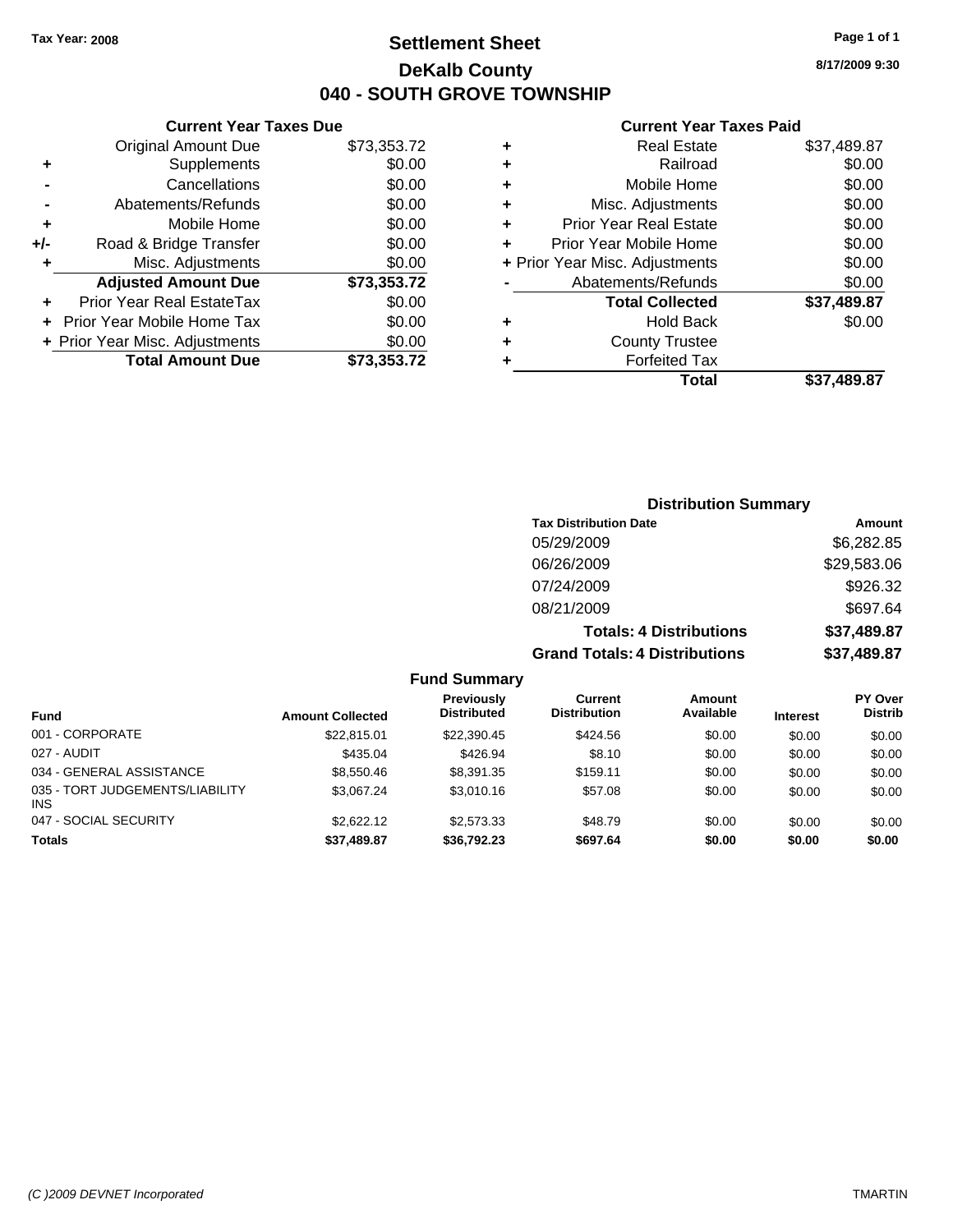Tax Year: 2008

# Settlement Sheet

## DeKalb County

## 040 - SOUTH GROVE TOWNSHIP

8/17/2009 9:30

### Current Year Taxes Due

| | | |
|---|---|---|
| | Original Amount Due | $73,353.72 |
| + | Supplements | $0.00 |
| - | Cancellations | $0.00 |
| - | Abatements/Refunds | $0.00 |
| + | Mobile Home | $0.00 |
| +/- | Road & Bridge Transfer | $0.00 |
| + | Misc. Adjustments | $0.00 |
| | **Adjusted Amount Due** | **$73,353.72** |
| + | Prior Year Real EstateTax | $0.00 |
| + | Prior Year Mobile Home Tax | $0.00 |
| + | Prior Year Misc. Adjustments | $0.00 |
| | **Total Amount Due** | **$73,353.72** |

### Current Year Taxes Paid

| | | |
|---|---|---|
| + | Real Estate | $37,489.87 |
| + | Railroad | $0.00 |
| + | Mobile Home | $0.00 |
| + | Misc. Adjustments | $0.00 |
| + | Prior Year Real Estate | $0.00 |
| + | Prior Year Mobile Home | $0.00 |
| + | Prior Year Misc. Adjustments | $0.00 |
| - | Abatements/Refunds | $0.00 |
| | **Total Collected** | **$37,489.87** |
| + | Hold Back | $0.00 |
| + | County Trustee | |
| + | Forfeited Tax | |
| | **Total** | **$37,489.87** |

### Distribution Summary

| Tax Distribution Date | Amount |
|---|---|
| 05/29/2009 | $6,282.85 |
| 06/26/2009 | $29,583.06 |
| 07/24/2009 | $926.32 |
| 08/21/2009 | $697.64 |
| **Totals: 4 Distributions** | **$37,489.87** |
| **Grand Totals: 4 Distributions** | **$37,489.87** |

### Fund Summary

| Fund | Amount Collected | Previously Distributed | Current Distribution | Amount Available | Interest | PY Over Distrib |
|---|---|---|---|---|---|---|
| 001 - CORPORATE | $22,815.01 | $22,390.45 | $424.56 | $0.00 | $0.00 | $0.00 |
| 027 - AUDIT | $435.04 | $426.94 | $8.10 | $0.00 | $0.00 | $0.00 |
| 034 - GENERAL ASSISTANCE | $8,550.46 | $8,391.35 | $159.11 | $0.00 | $0.00 | $0.00 |
| 035 - TORT JUDGEMENTS/LIABILITY INS | $3,067.24 | $3,010.16 | $57.08 | $0.00 | $0.00 | $0.00 |
| 047 - SOCIAL SECURITY | $2,622.12 | $2,573.33 | $48.79 | $0.00 | $0.00 | $0.00 |
| **Totals** | **$37,489.87** | **$36,792.23** | **$697.64** | **$0.00** | **$0.00** | **$0.00** |

(C )2009 DEVNET Incorporated TMARTIN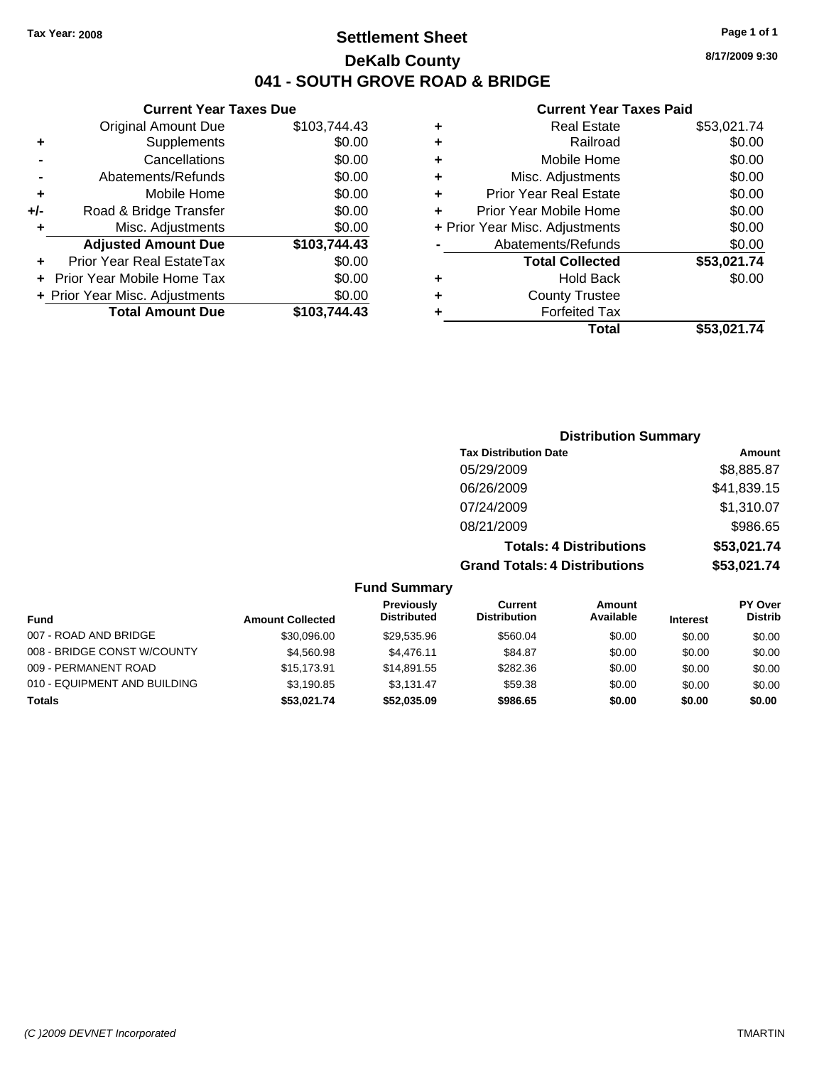Tax Year: 2008

# Settlement Sheet

## DeKalb County

## 041 - SOUTH GROVE ROAD & BRIDGE

8/17/2009 9:30

### Current Year Taxes Due

| | | |
|---|---|---|
| | Original Amount Due | $103,744.43 |
| + | Supplements | $0.00 |
| - | Cancellations | $0.00 |
| - | Abatements/Refunds | $0.00 |
| + | Mobile Home | $0.00 |
| +/- | Road & Bridge Transfer | $0.00 |
| + | Misc. Adjustments | $0.00 |
| | **Adjusted Amount Due** | **$103,744.43** |
| + | Prior Year Real EstateTax | $0.00 |
| + | Prior Year Mobile Home Tax | $0.00 |
| + | Prior Year Misc. Adjustments | $0.00 |
| | **Total Amount Due** | **$103,744.43** |

### Current Year Taxes Paid

| | | |
|---|---|---|
| + | Real Estate | $53,021.74 |
| + | Railroad | $0.00 |
| + | Mobile Home | $0.00 |
| + | Misc. Adjustments | $0.00 |
| + | Prior Year Real Estate | $0.00 |
| + | Prior Year Mobile Home | $0.00 |
| + | Prior Year Misc. Adjustments | $0.00 |
| - | Abatements/Refunds | $0.00 |
| | **Total Collected** | **$53,021.74** |
| + | Hold Back | $0.00 |
| + | County Trustee | |
| + | Forfeited Tax | |
| | **Total** | **$53,021.74** |

### Distribution Summary

| Tax Distribution Date | Amount |
|---|---|
| 05/29/2009 | $8,885.87 |
| 06/26/2009 | $41,839.15 |
| 07/24/2009 | $1,310.07 |
| 08/21/2009 | $986.65 |
| **Totals: 4 Distributions** | **$53,021.74** |
| **Grand Totals: 4 Distributions** | **$53,021.74** |

### Fund Summary

| Fund | Amount Collected | Previously Distributed | Current Distribution | Amount Available | Interest | PY Over Distrib |
|---|---|---|---|---|---|---|
| 007 - ROAD AND BRIDGE | $30,096.00 | $29,535.96 | $560.04 | $0.00 | $0.00 | $0.00 |
| 008 - BRIDGE CONST W/COUNTY | $4,560.98 | $4,476.11 | $84.87 | $0.00 | $0.00 | $0.00 |
| 009 - PERMANENT ROAD | $15,173.91 | $14,891.55 | $282.36 | $0.00 | $0.00 | $0.00 |
| 010 - EQUIPMENT AND BUILDING | $3,190.85 | $3,131.47 | $59.38 | $0.00 | $0.00 | $0.00 |
| **Totals** | **$53,021.74** | **$52,035.09** | **$986.65** | **$0.00** | **$0.00** | **$0.00** |

(C )2009 DEVNET Incorporated TMARTIN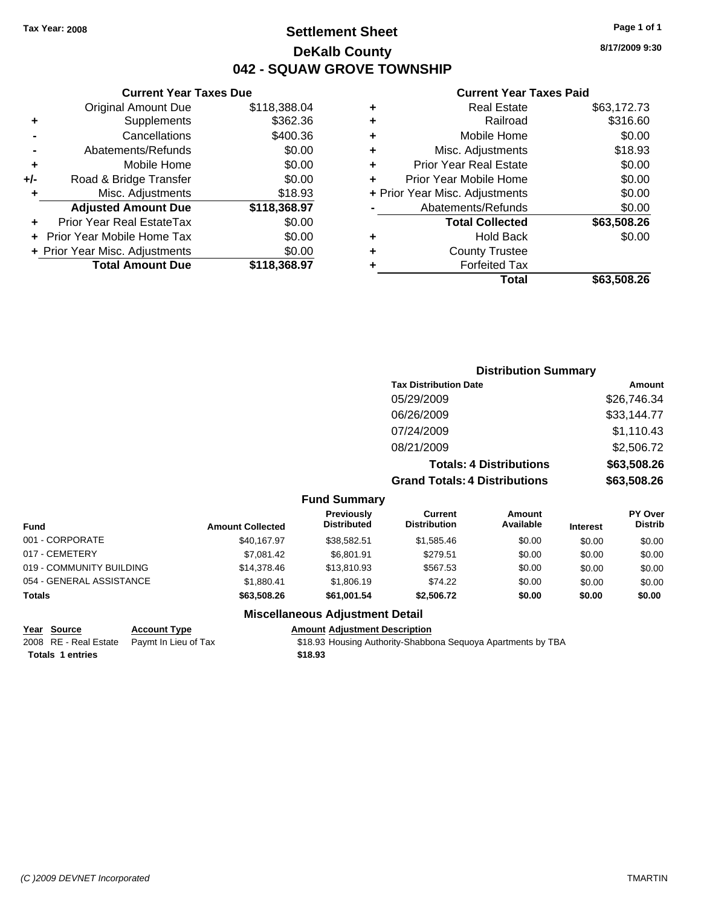Tax Year: 2008

# Settlement Sheet
## DeKalb County
## 042 - SQUAW GROVE TOWNSHIP

8/17/2009 9:30

### Current Year Taxes Due

| | | |
|---|---|---|
| | Original Amount Due | $118,388.04 |
| + | Supplements | $362.36 |
| - | Cancellations | $400.36 |
| - | Abatements/Refunds | $0.00 |
| + | Mobile Home | $0.00 |
| +/- | Road & Bridge Transfer | $0.00 |
| + | Misc. Adjustments | $18.93 |
| | **Adjusted Amount Due** | **$118,368.97** |
| + | Prior Year Real EstateTax | $0.00 |
| + | Prior Year Mobile Home Tax | $0.00 |
| + | Prior Year Misc. Adjustments | $0.00 |
| | **Total Amount Due** | **$118,368.97** |

### Current Year Taxes Paid

| | | |
|---|---|---|
| + | Real Estate | $63,172.73 |
| + | Railroad | $316.60 |
| + | Mobile Home | $0.00 |
| + | Misc. Adjustments | $18.93 |
| + | Prior Year Real Estate | $0.00 |
| + | Prior Year Mobile Home | $0.00 |
| + | Prior Year Misc. Adjustments | $0.00 |
| - | Abatements/Refunds | $0.00 |
| | **Total Collected** | **$63,508.26** |
| + | Hold Back | $0.00 |
| + | County Trustee | |
| + | Forfeited Tax | |
| | **Total** | **$63,508.26** |

### Distribution Summary

| Tax Distribution Date | Amount |
|---|---|
| 05/29/2009 | $26,746.34 |
| 06/26/2009 | $33,144.77 |
| 07/24/2009 | $1,110.43 |
| 08/21/2009 | $2,506.72 |
| **Totals: 4 Distributions** | **$63,508.26** |
| **Grand Totals: 4 Distributions** | **$63,508.26** |

### Fund Summary

| Fund | Amount Collected | Previously Distributed | Current Distribution | Amount Available | Interest | PY Over Distrib |
|---|---|---|---|---|---|---|
| 001 - CORPORATE | $40,167.97 | $38,582.51 | $1,585.46 | $0.00 | $0.00 | $0.00 |
| 017 - CEMETERY | $7,081.42 | $6,801.91 | $279.51 | $0.00 | $0.00 | $0.00 |
| 019 - COMMUNITY BUILDING | $14,378.46 | $13,810.93 | $567.53 | $0.00 | $0.00 | $0.00 |
| 054 - GENERAL ASSISTANCE | $1,880.41 | $1,806.19 | $74.22 | $0.00 | $0.00 | $0.00 |
| **Totals** | **$63,508.26** | **$61,001.54** | **$2,506.72** | **$0.00** | **$0.00** | **$0.00** |

### Miscellaneous Adjustment Detail

| Year | Source | Account Type | Amount | Adjustment Description |
|---|---|---|---|---|
| 2008 | RE - Real Estate | Paymt In Lieu of Tax | $18.93 | Housing Authority-Shabbona Sequoya Apartments by TBA |
| **Totals 1 entries** | | | **$18.93** | |

(C )2009 DEVNET Incorporated TMARTIN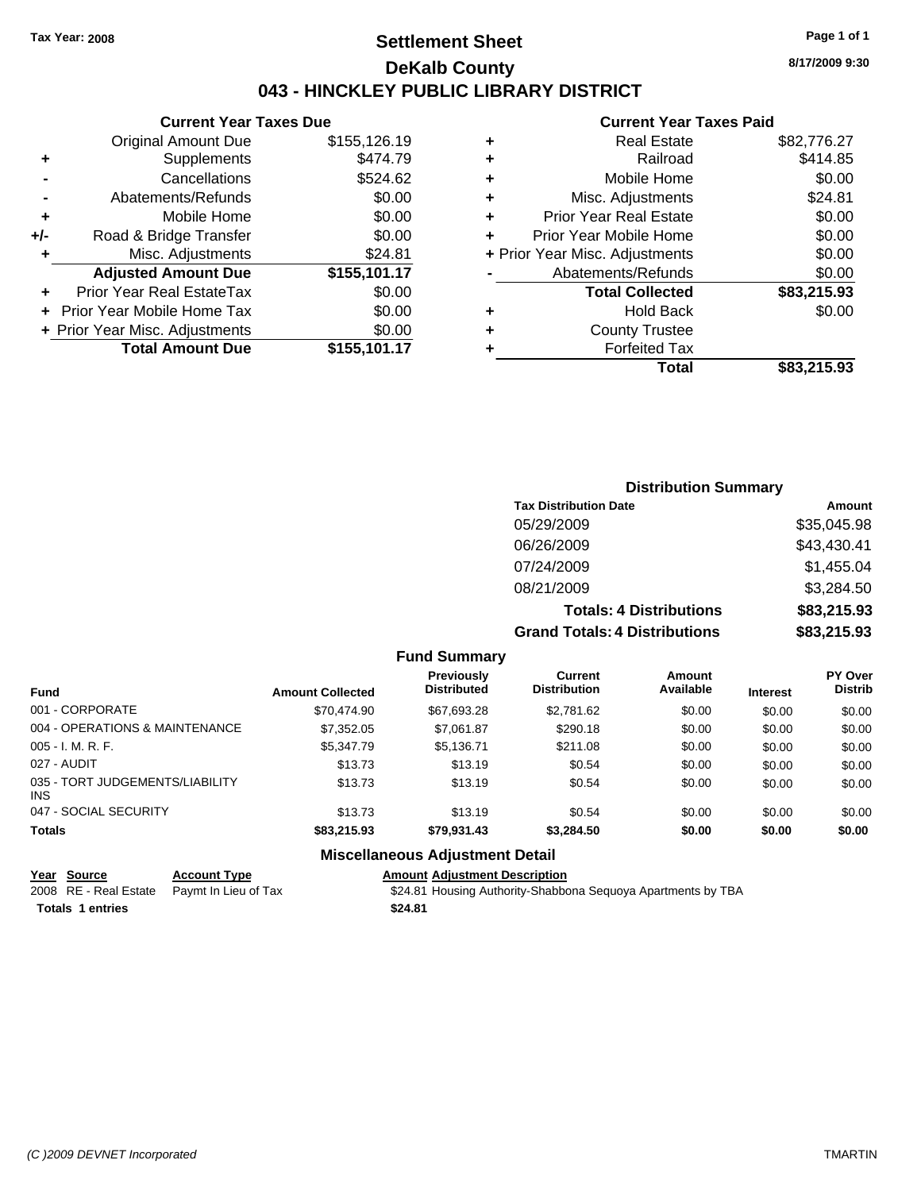Tax Year: 2008

# Settlement Sheet

## DeKalb County

## 043 - HINCKLEY PUBLIC LIBRARY DISTRICT

8/17/2009 9:30

### Current Year Taxes Due

| | | |
|---|---|---|
| | Original Amount Due | $155,126.19 |
| + | Supplements | $474.79 |
| - | Cancellations | $524.62 |
| - | Abatements/Refunds | $0.00 |
| + | Mobile Home | $0.00 |
| +/- | Road & Bridge Transfer | $0.00 |
| + | Misc. Adjustments | $24.81 |
| | **Adjusted Amount Due** | **$155,101.17** |
| + | Prior Year Real EstateTax | $0.00 |
| + | Prior Year Mobile Home Tax | $0.00 |
| + | Prior Year Misc. Adjustments | $0.00 |
| | **Total Amount Due** | **$155,101.17** |

### Current Year Taxes Paid

| | | |
|---|---|---|
| + | Real Estate | $82,776.27 |
| + | Railroad | $414.85 |
| + | Mobile Home | $0.00 |
| + | Misc. Adjustments | $24.81 |
| + | Prior Year Real Estate | $0.00 |
| + | Prior Year Mobile Home | $0.00 |
| + | Prior Year Misc. Adjustments | $0.00 |
| - | Abatements/Refunds | $0.00 |
| | **Total Collected** | **$83,215.93** |
| + | Hold Back | $0.00 |
| + | County Trustee | |
| + | Forfeited Tax | |
| | **Total** | **$83,215.93** |

### Distribution Summary

| Tax Distribution Date | Amount |
|---|---|
| 05/29/2009 | $35,045.98 |
| 06/26/2009 | $43,430.41 |
| 07/24/2009 | $1,455.04 |
| 08/21/2009 | $3,284.50 |
| **Totals: 4 Distributions** | **$83,215.93** |
| **Grand Totals: 4 Distributions** | **$83,215.93** |

### Fund Summary

| Fund | Amount Collected | Previously Distributed | Current Distribution | Amount Available | Interest | PY Over Distrib |
|---|---|---|---|---|---|---|
| 001 - CORPORATE | $70,474.90 | $67,693.28 | $2,781.62 | $0.00 | $0.00 | $0.00 |
| 004 - OPERATIONS & MAINTENANCE | $7,352.05 | $7,061.87 | $290.18 | $0.00 | $0.00 | $0.00 |
| 005 - I. M. R. F. | $5,347.79 | $5,136.71 | $211.08 | $0.00 | $0.00 | $0.00 |
| 027 - AUDIT | $13.73 | $13.19 | $0.54 | $0.00 | $0.00 | $0.00 |
| 035 - TORT JUDGEMENTS/LIABILITY INS | $13.73 | $13.19 | $0.54 | $0.00 | $0.00 | $0.00 |
| 047 - SOCIAL SECURITY | $13.73 | $13.19 | $0.54 | $0.00 | $0.00 | $0.00 |
| **Totals** | **$83,215.93** | **$79,931.43** | **$3,284.50** | **$0.00** | **$0.00** | **$0.00** |

### Miscellaneous Adjustment Detail

| Year | Source | Account Type | Amount | Adjustment Description |
|---|---|---|---|---|
| 2008 | RE - Real Estate | Paymt In Lieu of Tax | $24.81 | Housing Authority-Shabbona Sequoya Apartments by TBA |
| **Totals** | **1 entries** | | **$24.81** | |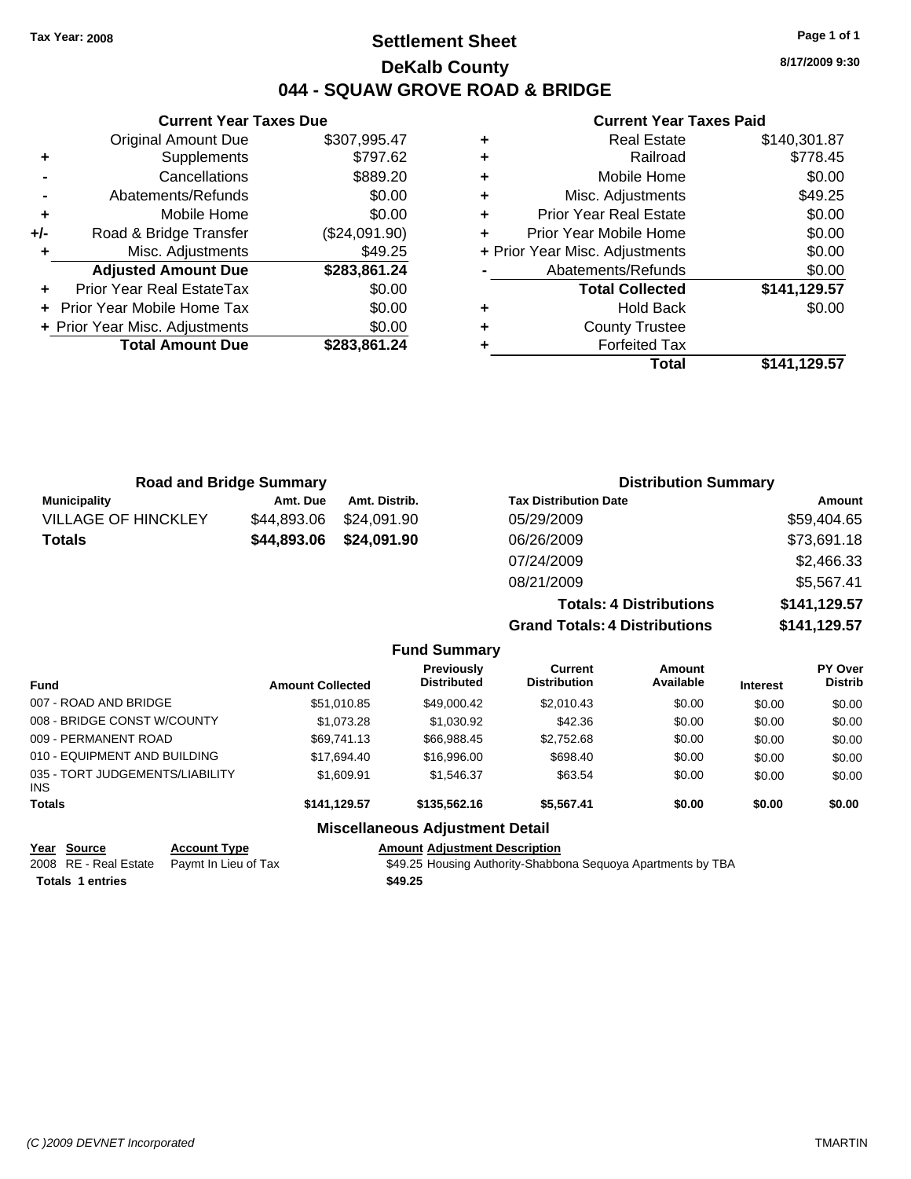Tax Year: 2008

# Settlement Sheet

## DeKalb County

## 044 - SQUAW GROVE ROAD & BRIDGE

8/17/2009 9:30

### Current Year Taxes Due

| | | |
|---|---|---|
| | Original Amount Due | $307,995.47 |
| + | Supplements | $797.62 |
| - | Cancellations | $889.20 |
| - | Abatements/Refunds | $0.00 |
| + | Mobile Home | $0.00 |
| +/- | Road & Bridge Transfer | ($24,091.90) |
| + | Misc. Adjustments | $49.25 |
| | **Adjusted Amount Due** | **$283,861.24** |
| + | Prior Year Real EstateTax | $0.00 |
| + | Prior Year Mobile Home Tax | $0.00 |
| + | Prior Year Misc. Adjustments | $0.00 |
| | **Total Amount Due** | **$283,861.24** |

### Current Year Taxes Paid

| | | |
|---|---|---|
| + | Real Estate | $140,301.87 |
| + | Railroad | $778.45 |
| + | Mobile Home | $0.00 |
| + | Misc. Adjustments | $49.25 |
| + | Prior Year Real Estate | $0.00 |
| + | Prior Year Mobile Home | $0.00 |
| + | Prior Year Misc. Adjustments | $0.00 |
| - | Abatements/Refunds | $0.00 |
| | **Total Collected** | **$141,129.57** |
| + | Hold Back | $0.00 |
| + | County Trustee | |
| + | Forfeited Tax | |
| | **Total** | **$141,129.57** |

### Road and Bridge Summary

| Municipality | Amt. Due | Amt. Distrib. |
|---|---|---|
| VILLAGE OF HINCKLEY | $44,893.06 | $24,091.90 |
| **Totals** | **$44,893.06** | **$24,091.90** |

### Distribution Summary

| Tax Distribution Date | Amount |
|---|---|
| 05/29/2009 | $59,404.65 |
| 06/26/2009 | $73,691.18 |
| 07/24/2009 | $2,466.33 |
| 08/21/2009 | $5,567.41 |
| **Totals: 4 Distributions** | **$141,129.57** |
| **Grand Totals: 4 Distributions** | **$141,129.57** |

### Fund Summary

| Fund | Amount Collected | Previously Distributed | Current Distribution | Amount Available | Interest | PY Over Distrib |
|---|---|---|---|---|---|---|
| 007 - ROAD AND BRIDGE | $51,010.85 | $49,000.42 | $2,010.43 | $0.00 | $0.00 | $0.00 |
| 008 - BRIDGE CONST W/COUNTY | $1,073.28 | $1,030.92 | $42.36 | $0.00 | $0.00 | $0.00 |
| 009 - PERMANENT ROAD | $69,741.13 | $66,988.45 | $2,752.68 | $0.00 | $0.00 | $0.00 |
| 010 - EQUIPMENT AND BUILDING | $17,694.40 | $16,996.00 | $698.40 | $0.00 | $0.00 | $0.00 |
| 035 - TORT JUDGEMENTS/LIABILITY INS | $1,609.91 | $1,546.37 | $63.54 | $0.00 | $0.00 | $0.00 |
| **Totals** | **$141,129.57** | **$135,562.16** | **$5,567.41** | **$0.00** | **$0.00** | **$0.00** |

### Miscellaneous Adjustment Detail

| Year | Source | Account Type | Amount | Adjustment Description |
|---|---|---|---|---|
| 2008 | RE - Real Estate | Paymt In Lieu of Tax | $49.25 | Housing Authority-Shabbona Sequoya Apartments by TBA |
| **Totals** | **1 entries** | | **$49.25** | |

(C )2009 DEVNET Incorporated — TMARTIN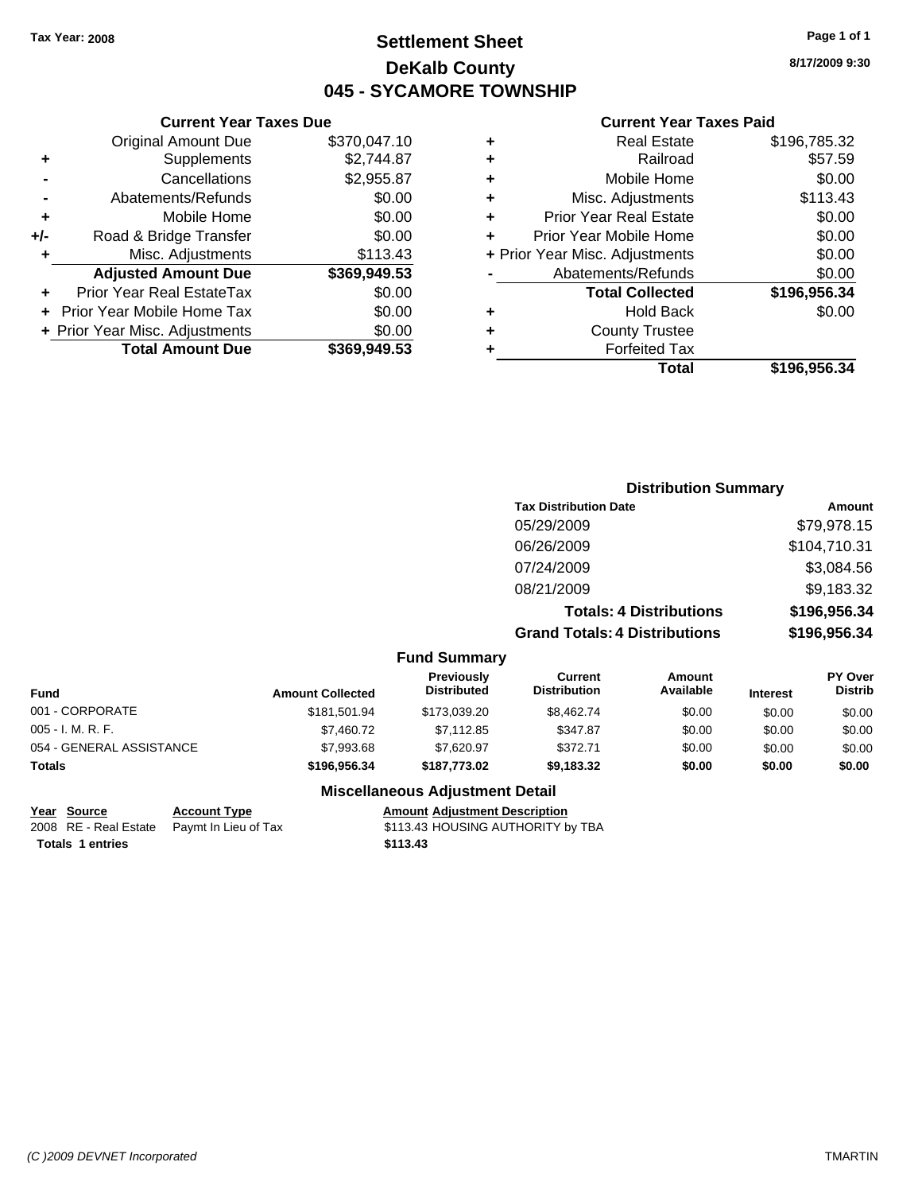Tax Year: 2008

# Settlement Sheet
## DeKalb County
## 045 - SYCAMORE TOWNSHIP

8/17/2009 9:30

### Current Year Taxes Due

| | | |
|---|---|---|
| | Original Amount Due | $370,047.10 |
| + | Supplements | $2,744.87 |
| - | Cancellations | $2,955.87 |
| - | Abatements/Refunds | $0.00 |
| + | Mobile Home | $0.00 |
| +/- | Road & Bridge Transfer | $0.00 |
| + | Misc. Adjustments | $113.43 |
| | **Adjusted Amount Due** | **$369,949.53** |
| + | Prior Year Real EstateTax | $0.00 |
| + | Prior Year Mobile Home Tax | $0.00 |
| + | Prior Year Misc. Adjustments | $0.00 |
| | **Total Amount Due** | **$369,949.53** |

### Current Year Taxes Paid

| | | |
|---|---|---|
| + | Real Estate | $196,785.32 |
| + | Railroad | $57.59 |
| + | Mobile Home | $0.00 |
| + | Misc. Adjustments | $113.43 |
| + | Prior Year Real Estate | $0.00 |
| + | Prior Year Mobile Home | $0.00 |
| + | Prior Year Misc. Adjustments | $0.00 |
| - | Abatements/Refunds | $0.00 |
| | **Total Collected** | **$196,956.34** |
| + | Hold Back | $0.00 |
| + | County Trustee | |
| + | Forfeited Tax | |
| | **Total** | **$196,956.34** |

### Distribution Summary

| Tax Distribution Date | Amount |
|---|---|
| 05/29/2009 | $79,978.15 |
| 06/26/2009 | $104,710.31 |
| 07/24/2009 | $3,084.56 |
| 08/21/2009 | $9,183.32 |
| **Totals: 4 Distributions** | **$196,956.34** |
| **Grand Totals: 4 Distributions** | **$196,956.34** |

### Fund Summary

| Fund | Amount Collected | Previously Distributed | Current Distribution | Amount Available | Interest | PY Over Distrib |
|---|---|---|---|---|---|---|
| 001 - CORPORATE | $181,501.94 | $173,039.20 | $8,462.74 | $0.00 | $0.00 | $0.00 |
| 005 - I. M. R. F. | $7,460.72 | $7,112.85 | $347.87 | $0.00 | $0.00 | $0.00 |
| 054 - GENERAL ASSISTANCE | $7,993.68 | $7,620.97 | $372.71 | $0.00 | $0.00 | $0.00 |
| **Totals** | **$196,956.34** | **$187,773.02** | **$9,183.32** | **$0.00** | **$0.00** | **$0.00** |

### Miscellaneous Adjustment Detail

| Year | Source | Account Type | Amount | Adjustment Description |
|---|---|---|---|---|
| 2008 | RE - Real Estate | Paymt In Lieu of Tax | $113.43 | HOUSING AUTHORITY by TBA |
| **Totals 1 entries** | | | **$113.43** | |

(C )2009 DEVNET Incorporated TMARTIN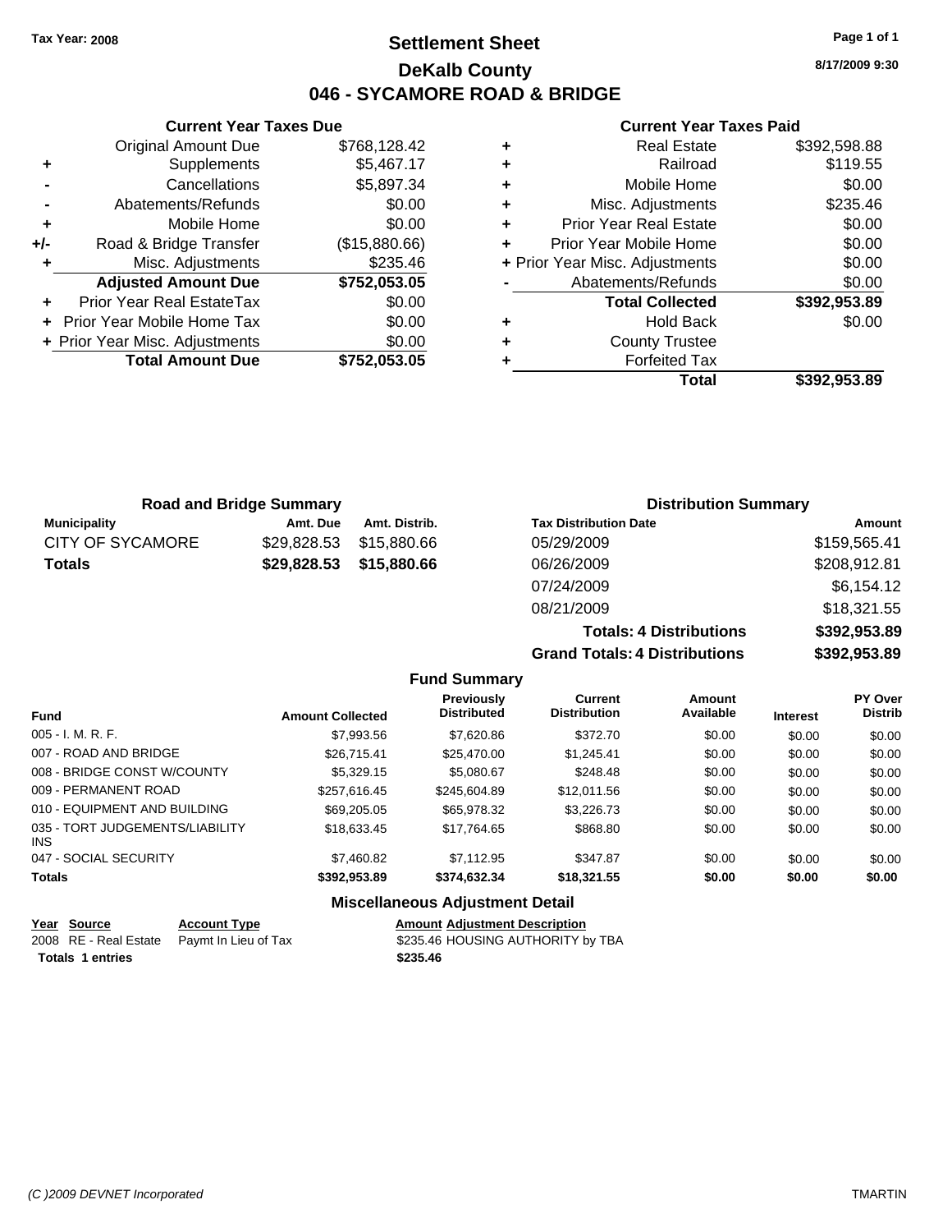**Tax Year: 2008**

# Settlement Sheet

## DeKalb County

## 046 - SYCAMORE ROAD & BRIDGE

**8/17/2009 9:30**

### Current Year Taxes Due

| | | |
|---|---|---|
| | Original Amount Due | $768,128.42 |
| + | Supplements | $5,467.17 |
| - | Cancellations | $5,897.34 |
| - | Abatements/Refunds | $0.00 |
| + | Mobile Home | $0.00 |
| +/- | Road & Bridge Transfer | ($15,880.66) |
| + | Misc. Adjustments | $235.46 |
| | **Adjusted Amount Due** | **$752,053.05** |
| + | Prior Year Real EstateTax | $0.00 |
| + | Prior Year Mobile Home Tax | $0.00 |
| + | Prior Year Misc. Adjustments | $0.00 |
| | **Total Amount Due** | **$752,053.05** |

### Current Year Taxes Paid

| | | |
|---|---|---|
| + | Real Estate | $392,598.88 |
| + | Railroad | $119.55 |
| + | Mobile Home | $0.00 |
| + | Misc. Adjustments | $235.46 |
| + | Prior Year Real Estate | $0.00 |
| + | Prior Year Mobile Home | $0.00 |
| + | Prior Year Misc. Adjustments | $0.00 |
| - | Abatements/Refunds | $0.00 |
| | **Total Collected** | **$392,953.89** |
| + | Hold Back | $0.00 |
| + | County Trustee | |
| + | Forfeited Tax | |
| | **Total** | **$392,953.89** |

### Road and Bridge Summary

| Municipality | Amt. Due | Amt. Distrib. |
|---|---|---|
| CITY OF SYCAMORE | $29,828.53 | $15,880.66 |
| **Totals** | **$29,828.53** | **$15,880.66** |

### Distribution Summary

| Tax Distribution Date | Amount |
|---|---|
| 05/29/2009 | $159,565.41 |
| 06/26/2009 | $208,912.81 |
| 07/24/2009 | $6,154.12 |
| 08/21/2009 | $18,321.55 |
| **Totals: 4 Distributions** | **$392,953.89** |
| **Grand Totals: 4 Distributions** | **$392,953.89** |

### Fund Summary

| Fund | Amount Collected | Previously Distributed | Current Distribution | Amount Available | Interest | PY Over Distrib |
|---|---|---|---|---|---|---|
| 005 - I. M. R. F. | $7,993.56 | $7,620.86 | $372.70 | $0.00 | $0.00 | $0.00 |
| 007 - ROAD AND BRIDGE | $26,715.41 | $25,470.00 | $1,245.41 | $0.00 | $0.00 | $0.00 |
| 008 - BRIDGE CONST W/COUNTY | $5,329.15 | $5,080.67 | $248.48 | $0.00 | $0.00 | $0.00 |
| 009 - PERMANENT ROAD | $257,616.45 | $245,604.89 | $12,011.56 | $0.00 | $0.00 | $0.00 |
| 010 - EQUIPMENT AND BUILDING | $69,205.05 | $65,978.32 | $3,226.73 | $0.00 | $0.00 | $0.00 |
| 035 - TORT JUDGEMENTS/LIABILITY INS | $18,633.45 | $17,764.65 | $868.80 | $0.00 | $0.00 | $0.00 |
| 047 - SOCIAL SECURITY | $7,460.82 | $7,112.95 | $347.87 | $0.00 | $0.00 | $0.00 |
| **Totals** | **$392,953.89** | **$374,632.34** | **$18,321.55** | **$0.00** | **$0.00** | **$0.00** |

### Miscellaneous Adjustment Detail

| Year | Source | Account Type | Amount | Adjustment Description |
|---|---|---|---|---|
| 2008 | RE - Real Estate | Paymt In Lieu of Tax | $235.46 | HOUSING AUTHORITY by TBA |
| **Totals** | **1 entries** | | **$235.46** | |

*(C )2009 DEVNET Incorporated* TMARTIN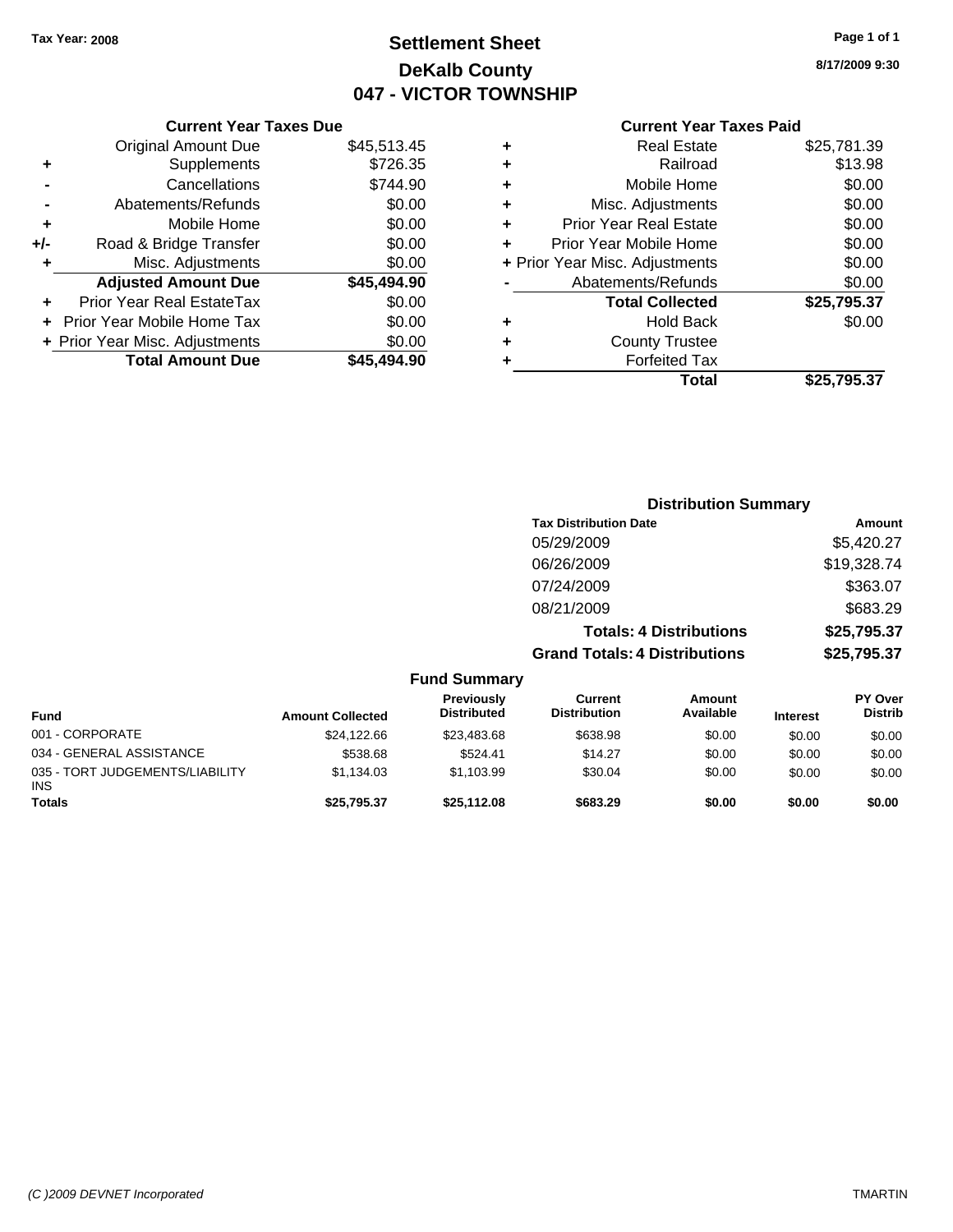**Tax Year: 2008**

# Settlement Sheet
## DeKalb County
## 047 - VICTOR TOWNSHIP

**8/17/2009 9:30**

### Current Year Taxes Due

| | | |
|---|---|---|
| | Original Amount Due | $45,513.45 |
| + | Supplements | $726.35 |
| - | Cancellations | $744.90 |
| - | Abatements/Refunds | $0.00 |
| + | Mobile Home | $0.00 |
| +/- | Road & Bridge Transfer | $0.00 |
| + | Misc. Adjustments | $0.00 |
| | **Adjusted Amount Due** | **$45,494.90** |
| + | Prior Year Real EstateTax | $0.00 |
| + | Prior Year Mobile Home Tax | $0.00 |
| + | Prior Year Misc. Adjustments | $0.00 |
| | **Total Amount Due** | **$45,494.90** |

### Current Year Taxes Paid

| | | |
|---|---|---|
| + | Real Estate | $25,781.39 |
| + | Railroad | $13.98 |
| + | Mobile Home | $0.00 |
| + | Misc. Adjustments | $0.00 |
| + | Prior Year Real Estate | $0.00 |
| + | Prior Year Mobile Home | $0.00 |
| + | Prior Year Misc. Adjustments | $0.00 |
| - | Abatements/Refunds | $0.00 |
| | **Total Collected** | **$25,795.37** |
| + | Hold Back | $0.00 |
| + | County Trustee | |
| + | Forfeited Tax | |
| | **Total** | **$25,795.37** |

### Distribution Summary

| Tax Distribution Date | Amount |
|---|---|
| 05/29/2009 | $5,420.27 |
| 06/26/2009 | $19,328.74 |
| 07/24/2009 | $363.07 |
| 08/21/2009 | $683.29 |
| **Totals: 4 Distributions** | **$25,795.37** |
| **Grand Totals: 4 Distributions** | **$25,795.37** |

### Fund Summary

| Fund | Amount Collected | Previously Distributed | Current Distribution | Amount Available | Interest | PY Over Distrib |
|---|---|---|---|---|---|---|
| 001 - CORPORATE | $24,122.66 | $23,483.68 | $638.98 | $0.00 | $0.00 | $0.00 |
| 034 - GENERAL ASSISTANCE | $538.68 | $524.41 | $14.27 | $0.00 | $0.00 | $0.00 |
| 035 - TORT JUDGEMENTS/LIABILITY INS | $1,134.03 | $1,103.99 | $30.04 | $0.00 | $0.00 | $0.00 |
| **Totals** | **$25,795.37** | **$25,112.08** | **$683.29** | **$0.00** | **$0.00** | **$0.00** |

*(C )2009 DEVNET Incorporated* TMARTIN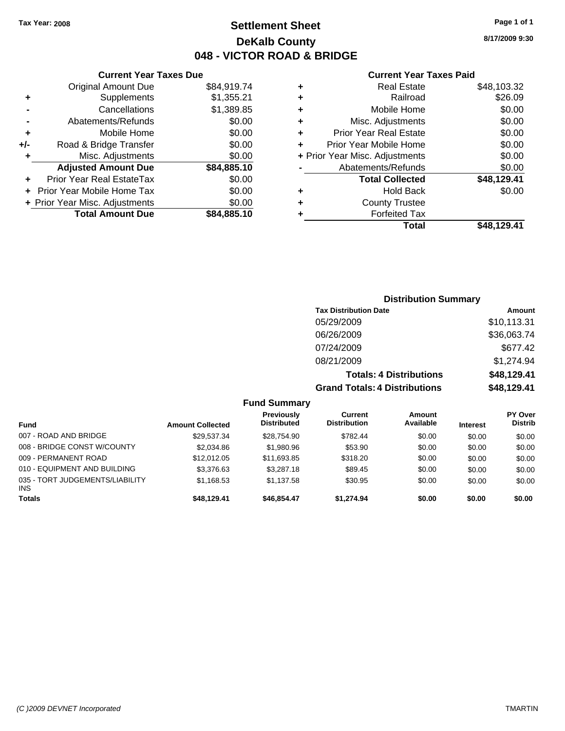Tax Year: 2008

# Settlement Sheet
## DeKalb County
## 048 - VICTOR ROAD & BRIDGE

8/17/2009 9:30

### Current Year Taxes Due

| | | |
|---|---|---|
| | Original Amount Due | $84,919.74 |
| + | Supplements | $1,355.21 |
| - | Cancellations | $1,389.85 |
| - | Abatements/Refunds | $0.00 |
| + | Mobile Home | $0.00 |
| +/- | Road & Bridge Transfer | $0.00 |
| + | Misc. Adjustments | $0.00 |
| | **Adjusted Amount Due** | **$84,885.10** |
| + | Prior Year Real EstateTax | $0.00 |
| + | Prior Year Mobile Home Tax | $0.00 |
| + | Prior Year Misc. Adjustments | $0.00 |
| | **Total Amount Due** | **$84,885.10** |

### Current Year Taxes Paid

| | | |
|---|---|---|
| + | Real Estate | $48,103.32 |
| + | Railroad | $26.09 |
| + | Mobile Home | $0.00 |
| + | Misc. Adjustments | $0.00 |
| + | Prior Year Real Estate | $0.00 |
| + | Prior Year Mobile Home | $0.00 |
| + | Prior Year Misc. Adjustments | $0.00 |
| - | Abatements/Refunds | $0.00 |
| | **Total Collected** | **$48,129.41** |
| + | Hold Back | $0.00 |
| + | County Trustee | |
| + | Forfeited Tax | |
| | **Total** | **$48,129.41** |

### Distribution Summary

| Tax Distribution Date | Amount |
|---|---|
| 05/29/2009 | $10,113.31 |
| 06/26/2009 | $36,063.74 |
| 07/24/2009 | $677.42 |
| 08/21/2009 | $1,274.94 |
| **Totals: 4 Distributions** | **$48,129.41** |
| **Grand Totals: 4 Distributions** | **$48,129.41** |

### Fund Summary

| Fund | Amount Collected | Previously Distributed | Current Distribution | Amount Available | Interest | PY Over Distrib |
|---|---|---|---|---|---|---|
| 007 - ROAD AND BRIDGE | $29,537.34 | $28,754.90 | $782.44 | $0.00 | $0.00 | $0.00 |
| 008 - BRIDGE CONST W/COUNTY | $2,034.86 | $1,980.96 | $53.90 | $0.00 | $0.00 | $0.00 |
| 009 - PERMANENT ROAD | $12,012.05 | $11,693.85 | $318.20 | $0.00 | $0.00 | $0.00 |
| 010 - EQUIPMENT AND BUILDING | $3,376.63 | $3,287.18 | $89.45 | $0.00 | $0.00 | $0.00 |
| 035 - TORT JUDGEMENTS/LIABILITY INS | $1,168.53 | $1,137.58 | $30.95 | $0.00 | $0.00 | $0.00 |
| **Totals** | **$48,129.41** | **$46,854.47** | **$1,274.94** | **$0.00** | **$0.00** | **$0.00** |

(C )2009 DEVNET Incorporated TMARTIN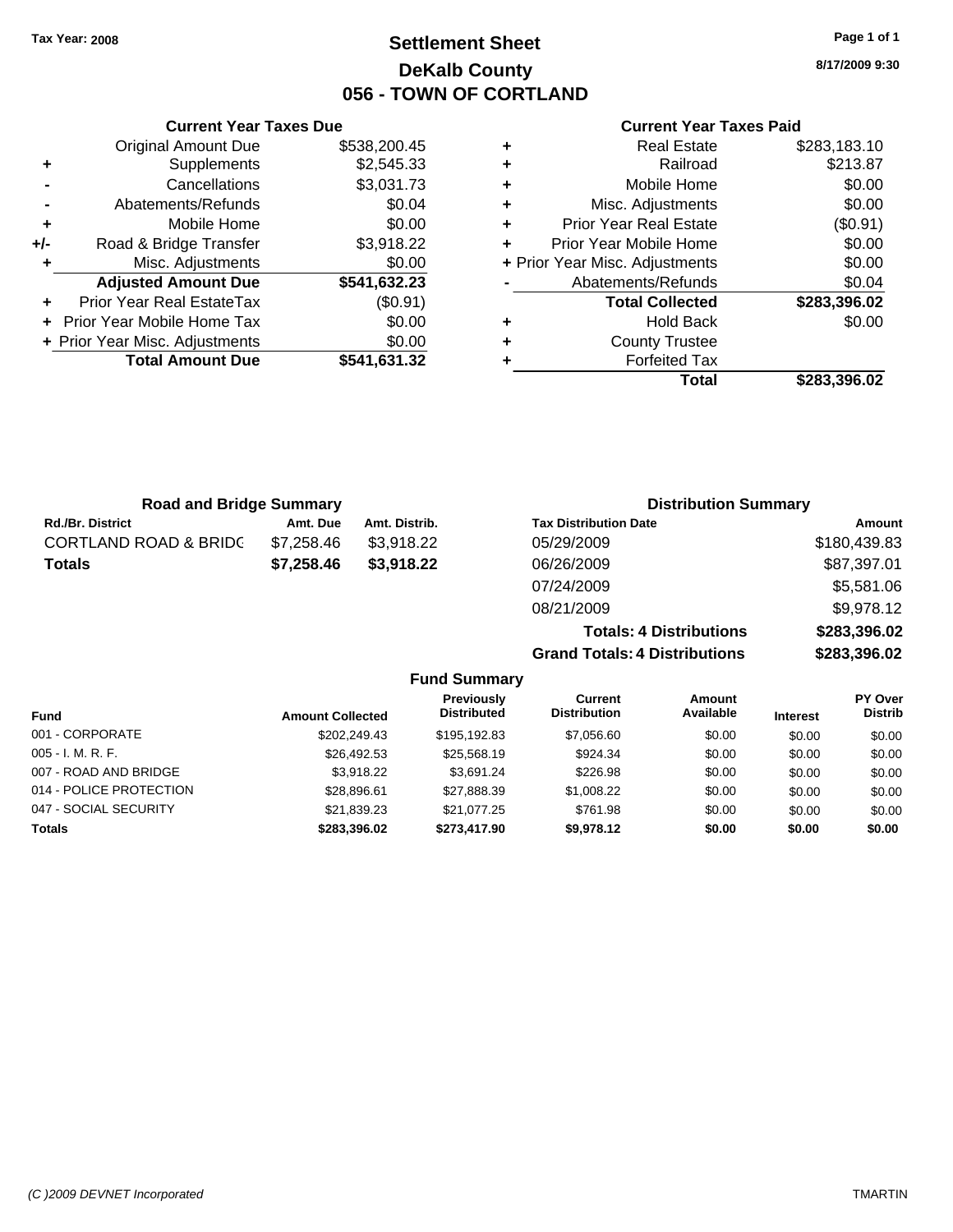Tax Year: 2008

# Settlement Sheet
## DeKalb County
## 056 - TOWN OF CORTLAND

8/17/2009 9:30

### Current Year Taxes Due

| | | |
|---|---|---|
| | Original Amount Due | $538,200.45 |
| + | Supplements | $2,545.33 |
| - | Cancellations | $3,031.73 |
| - | Abatements/Refunds | $0.04 |
| + | Mobile Home | $0.00 |
| +/- | Road & Bridge Transfer | $3,918.22 |
| + | Misc. Adjustments | $0.00 |
| | **Adjusted Amount Due** | **$541,632.23** |
| + | Prior Year Real EstateTax | ($0.91) |
| + | Prior Year Mobile Home Tax | $0.00 |
| + | Prior Year Misc. Adjustments | $0.00 |
| | **Total Amount Due** | **$541,631.32** |

### Current Year Taxes Paid

| | | |
|---|---|---|
| + | Real Estate | $283,183.10 |
| + | Railroad | $213.87 |
| + | Mobile Home | $0.00 |
| + | Misc. Adjustments | $0.00 |
| + | Prior Year Real Estate | ($0.91) |
| + | Prior Year Mobile Home | $0.00 |
| + | Prior Year Misc. Adjustments | $0.00 |
| - | Abatements/Refunds | $0.04 |
| | **Total Collected** | **$283,396.02** |
| + | Hold Back | $0.00 |
| + | County Trustee | |
| + | Forfeited Tax | |
| | **Total** | **$283,396.02** |

### Road and Bridge Summary

| Rd./Br. District | Amt. Due | Amt. Distrib. |
|---|---|---|
| CORTLAND ROAD & BRIDG | $7,258.46 | $3,918.22 |
| **Totals** | **$7,258.46** | **$3,918.22** |

### Distribution Summary

| Tax Distribution Date | Amount |
|---|---|
| 05/29/2009 | $180,439.83 |
| 06/26/2009 | $87,397.01 |
| 07/24/2009 | $5,581.06 |
| 08/21/2009 | $9,978.12 |
| **Totals: 4 Distributions** | **$283,396.02** |
| **Grand Totals: 4 Distributions** | **$283,396.02** |

### Fund Summary

| Fund | Amount Collected | Previously Distributed | Current Distribution | Amount Available | Interest | PY Over Distrib |
|---|---|---|---|---|---|---|
| 001 - CORPORATE | $202,249.43 | $195,192.83 | $7,056.60 | $0.00 | $0.00 | $0.00 |
| 005 - I. M. R. F. | $26,492.53 | $25,568.19 | $924.34 | $0.00 | $0.00 | $0.00 |
| 007 - ROAD AND BRIDGE | $3,918.22 | $3,691.24 | $226.98 | $0.00 | $0.00 | $0.00 |
| 014 - POLICE PROTECTION | $28,896.61 | $27,888.39 | $1,008.22 | $0.00 | $0.00 | $0.00 |
| 047 - SOCIAL SECURITY | $21,839.23 | $21,077.25 | $761.98 | $0.00 | $0.00 | $0.00 |
| **Totals** | **$283,396.02** | **$273,417.90** | **$9,978.12** | **$0.00** | **$0.00** | **$0.00** |

(C )2009 DEVNET Incorporated TMARTIN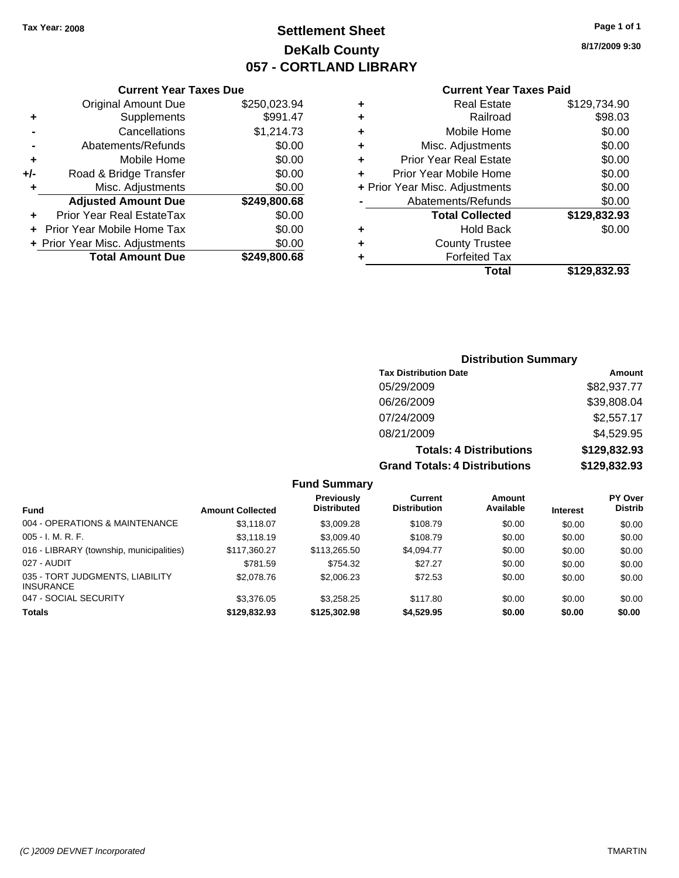Tax Year: 2008

# Settlement Sheet
## DeKalb County
## 057 - CORTLAND LIBRARY

8/17/2009 9:30

### Current Year Taxes Due

| | | |
|---|---|---|
| | Original Amount Due | $250,023.94 |
| + | Supplements | $991.47 |
| - | Cancellations | $1,214.73 |
| - | Abatements/Refunds | $0.00 |
| + | Mobile Home | $0.00 |
| +/- | Road & Bridge Transfer | $0.00 |
| + | Misc. Adjustments | $0.00 |
| | **Adjusted Amount Due** | **$249,800.68** |
| + | Prior Year Real EstateTax | $0.00 |
| + | Prior Year Mobile Home Tax | $0.00 |
| + | Prior Year Misc. Adjustments | $0.00 |
| | **Total Amount Due** | **$249,800.68** |

### Current Year Taxes Paid

| | | |
|---|---|---|
| + | Real Estate | $129,734.90 |
| + | Railroad | $98.03 |
| + | Mobile Home | $0.00 |
| + | Misc. Adjustments | $0.00 |
| + | Prior Year Real Estate | $0.00 |
| + | Prior Year Mobile Home | $0.00 |
| + | Prior Year Misc. Adjustments | $0.00 |
| - | Abatements/Refunds | $0.00 |
| | **Total Collected** | **$129,832.93** |
| + | Hold Back | $0.00 |
| + | County Trustee | |
| + | Forfeited Tax | |
| | **Total** | **$129,832.93** |

### Distribution Summary

| Tax Distribution Date | Amount |
|---|---|
| 05/29/2009 | $82,937.77 |
| 06/26/2009 | $39,808.04 |
| 07/24/2009 | $2,557.17 |
| 08/21/2009 | $4,529.95 |
| **Totals: 4 Distributions** | **$129,832.93** |
| **Grand Totals: 4 Distributions** | **$129,832.93** |

### Fund Summary

| Fund | Amount Collected | Previously Distributed | Current Distribution | Amount Available | Interest | PY Over Distrib |
|---|---|---|---|---|---|---|
| 004 - OPERATIONS & MAINTENANCE | $3,118.07 | $3,009.28 | $108.79 | $0.00 | $0.00 | $0.00 |
| 005 - I. M. R. F. | $3,118.19 | $3,009.40 | $108.79 | $0.00 | $0.00 | $0.00 |
| 016 - LIBRARY (township, municipalities) | $117,360.27 | $113,265.50 | $4,094.77 | $0.00 | $0.00 | $0.00 |
| 027 - AUDIT | $781.59 | $754.32 | $27.27 | $0.00 | $0.00 | $0.00 |
| 035 - TORT JUDGMENTS, LIABILITY INSURANCE | $2,078.76 | $2,006.23 | $72.53 | $0.00 | $0.00 | $0.00 |
| 047 - SOCIAL SECURITY | $3,376.05 | $3,258.25 | $117.80 | $0.00 | $0.00 | $0.00 |
| **Totals** | **$129,832.93** | **$125,302.98** | **$4,529.95** | **$0.00** | **$0.00** | **$0.00** |

(C )2009 DEVNET Incorporated TMARTIN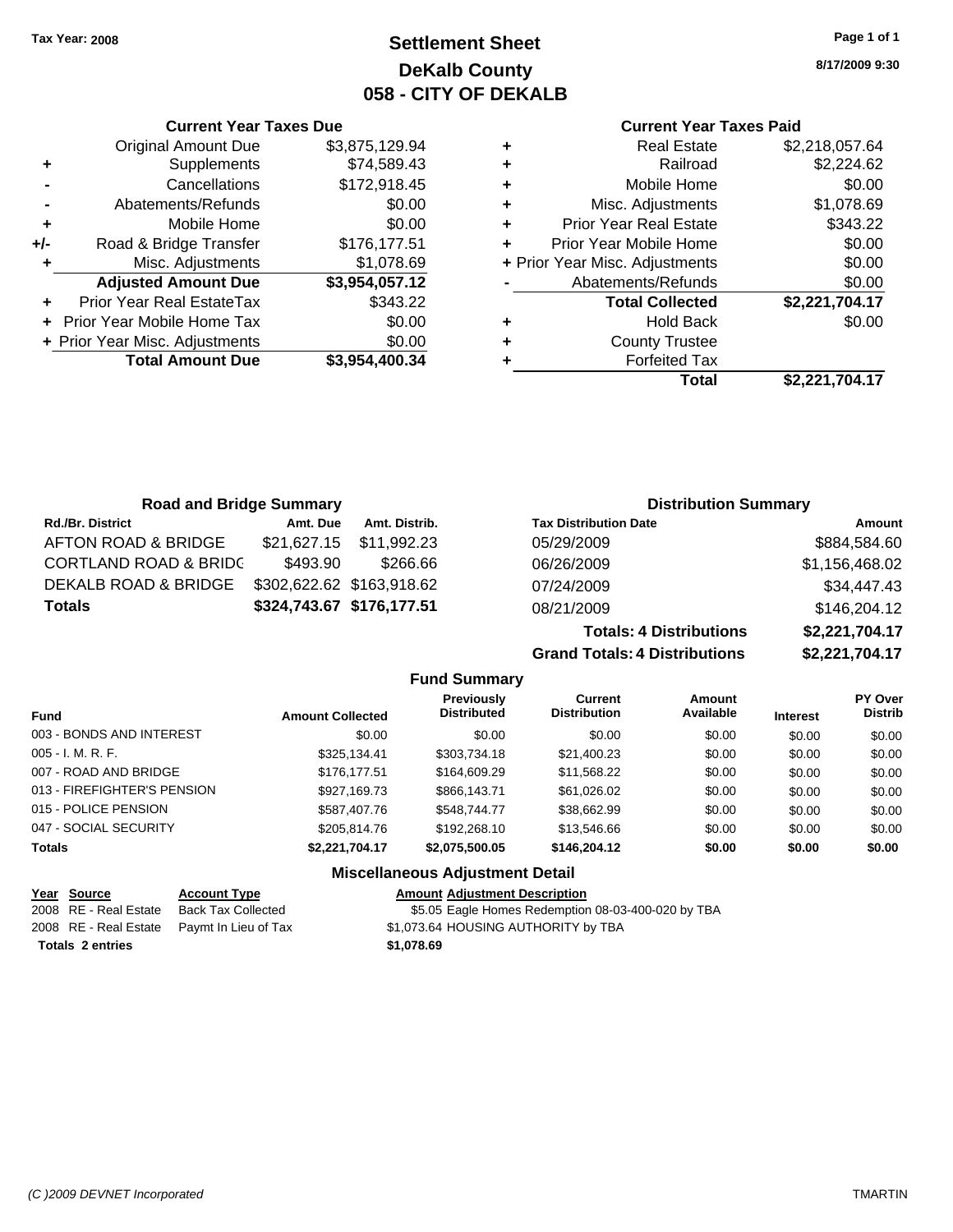Tax Year: 2008

# Settlement Sheet
## DeKalb County
## 058 - CITY OF DEKALB

8/17/2009 9:30

### Current Year Taxes Due

| | | |
|---|---|---|
| | Original Amount Due | $3,875,129.94 |
| + | Supplements | $74,589.43 |
| - | Cancellations | $172,918.45 |
| - | Abatements/Refunds | $0.00 |
| + | Mobile Home | $0.00 |
| +/- | Road & Bridge Transfer | $176,177.51 |
| + | Misc. Adjustments | $1,078.69 |
| | **Adjusted Amount Due** | **$3,954,057.12** |
| + | Prior Year Real EstateTax | $343.22 |
| + | Prior Year Mobile Home Tax | $0.00 |
| + | Prior Year Misc. Adjustments | $0.00 |
| | **Total Amount Due** | **$3,954,400.34** |

### Current Year Taxes Paid

| | | |
|---|---|---|
| + | Real Estate | $2,218,057.64 |
| + | Railroad | $2,224.62 |
| + | Mobile Home | $0.00 |
| + | Misc. Adjustments | $1,078.69 |
| + | Prior Year Real Estate | $343.22 |
| + | Prior Year Mobile Home | $0.00 |
| + | Prior Year Misc. Adjustments | $0.00 |
| - | Abatements/Refunds | $0.00 |
| | **Total Collected** | **$2,221,704.17** |
| + | Hold Back | $0.00 |
| + | County Trustee | |
| + | Forfeited Tax | |
| | **Total** | **$2,221,704.17** |

### Road and Bridge Summary

| Rd./Br. District | Amt. Due | Amt. Distrib. |
|---|---|---|
| AFTON ROAD & BRIDGE | $21,627.15 | $11,992.23 |
| CORTLAND ROAD & BRIDG | $493.90 | $266.66 |
| DEKALB ROAD & BRIDGE | $302,622.62 | $163,918.62 |
| **Totals** | **$324,743.67** | **$176,177.51** |

### Distribution Summary

| Tax Distribution Date | Amount |
|---|---|
| 05/29/2009 | $884,584.60 |
| 06/26/2009 | $1,156,468.02 |
| 07/24/2009 | $34,447.43 |
| 08/21/2009 | $146,204.12 |
| **Totals: 4 Distributions** | **$2,221,704.17** |
| **Grand Totals: 4 Distributions** | **$2,221,704.17** |

### Fund Summary

| Fund | Amount Collected | Previously Distributed | Current Distribution | Amount Available | Interest | PY Over Distrib |
|---|---|---|---|---|---|---|
| 003 - BONDS AND INTEREST | $0.00 | $0.00 | $0.00 | $0.00 | $0.00 | $0.00 |
| 005 - I. M. R. F. | $325,134.41 | $303,734.18 | $21,400.23 | $0.00 | $0.00 | $0.00 |
| 007 - ROAD AND BRIDGE | $176,177.51 | $164,609.29 | $11,568.22 | $0.00 | $0.00 | $0.00 |
| 013 - FIREFIGHTER'S PENSION | $927,169.73 | $866,143.71 | $61,026.02 | $0.00 | $0.00 | $0.00 |
| 015 - POLICE PENSION | $587,407.76 | $548,744.77 | $38,662.99 | $0.00 | $0.00 | $0.00 |
| 047 - SOCIAL SECURITY | $205,814.76 | $192,268.10 | $13,546.66 | $0.00 | $0.00 | $0.00 |
| **Totals** | **$2,221,704.17** | **$2,075,500.05** | **$146,204.12** | **$0.00** | **$0.00** | **$0.00** |

### Miscellaneous Adjustment Detail

| Year | Source | Account Type | Amount | Adjustment Description |
|---|---|---|---|---|
| 2008 | RE - Real Estate | Back Tax Collected | $5.05 | Eagle Homes Redemption 08-03-400-020 by TBA |
| 2008 | RE - Real Estate | Paymt In Lieu of Tax | $1,073.64 | HOUSING AUTHORITY by TBA |
| **Totals** | **2 entries** | | **$1,078.69** | |

(C )2009 DEVNET Incorporated — TMARTIN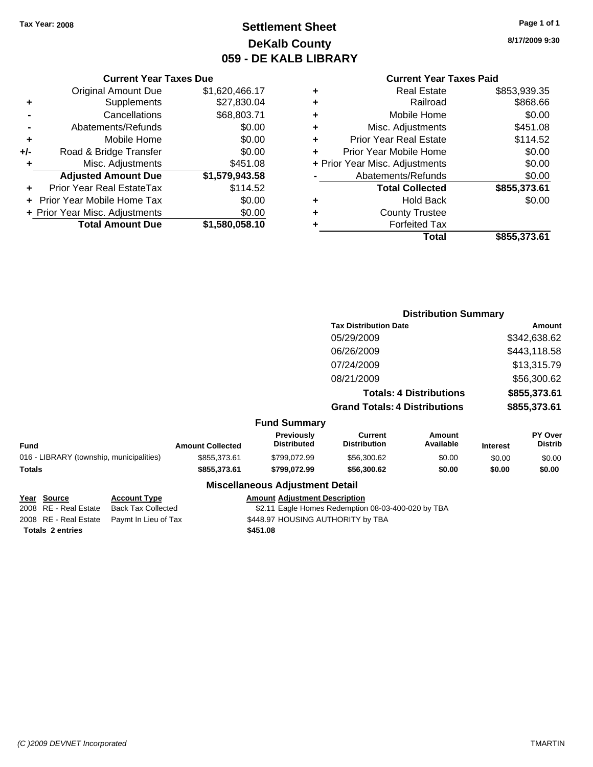Tax Year: 2008

# Settlement Sheet
## DeKalb County
## 059 - DE KALB LIBRARY

8/17/2009 9:30

### Current Year Taxes Due

| | | |
|---|---|---|
| | Original Amount Due | $1,620,466.17 |
| + | Supplements | $27,830.04 |
| - | Cancellations | $68,803.71 |
| - | Abatements/Refunds | $0.00 |
| + | Mobile Home | $0.00 |
| +/- | Road & Bridge Transfer | $0.00 |
| + | Misc. Adjustments | $451.08 |
| | **Adjusted Amount Due** | **$1,579,943.58** |
| + | Prior Year Real EstateTax | $114.52 |
| + | Prior Year Mobile Home Tax | $0.00 |
| + | Prior Year Misc. Adjustments | $0.00 |
| | **Total Amount Due** | **$1,580,058.10** |

### Current Year Taxes Paid

| | | |
|---|---|---|
| + | Real Estate | $853,939.35 |
| + | Railroad | $868.66 |
| + | Mobile Home | $0.00 |
| + | Misc. Adjustments | $451.08 |
| + | Prior Year Real Estate | $114.52 |
| + | Prior Year Mobile Home | $0.00 |
| + | Prior Year Misc. Adjustments | $0.00 |
| - | Abatements/Refunds | $0.00 |
| | **Total Collected** | **$855,373.61** |
| + | Hold Back | $0.00 |
| + | County Trustee | |
| + | Forfeited Tax | |
| | **Total** | **$855,373.61** |

### Distribution Summary

| Tax Distribution Date | Amount |
|---|---|
| 05/29/2009 | $342,638.62 |
| 06/26/2009 | $443,118.58 |
| 07/24/2009 | $13,315.79 |
| 08/21/2009 | $56,300.62 |
| **Totals: 4 Distributions** | **$855,373.61** |
| **Grand Totals: 4 Distributions** | **$855,373.61** |

### Fund Summary

| Fund | Amount Collected | Previously Distributed | Current Distribution | Amount Available | Interest | PY Over Distrib |
|---|---|---|---|---|---|---|
| 016 - LIBRARY (township, municipalities) | $855,373.61 | $799,072.99 | $56,300.62 | $0.00 | $0.00 | $0.00 |
| **Totals** | **$855,373.61** | **$799,072.99** | **$56,300.62** | **$0.00** | **$0.00** | **$0.00** |

### Miscellaneous Adjustment Detail

| Year | Source | Account Type | Amount | Adjustment Description |
|---|---|---|---|---|
| 2008 | RE - Real Estate | Back Tax Collected | $2.11 | Eagle Homes Redemption 08-03-400-020 by TBA |
| 2008 | RE - Real Estate | Paymt In Lieu of Tax | $448.97 | HOUSING AUTHORITY by TBA |
| **Totals 2 entries** | | | **$451.08** | |

(C )2009 DEVNET Incorporated TMARTIN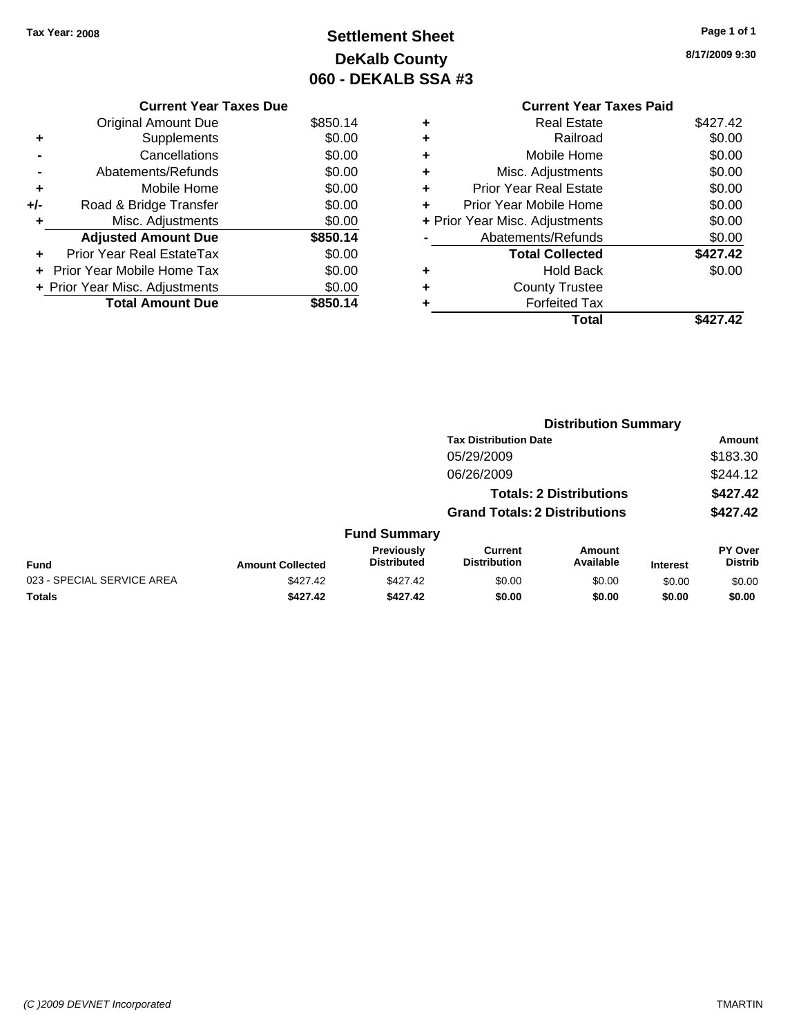**Tax Year: 2008**

# Settlement Sheet
## DeKalb County
## 060 - DEKALB SSA #3

8/17/2009 9:30

### Current Year Taxes Due

| | | |
|---|---|---|
| | Original Amount Due | $850.14 |
| + | Supplements | $0.00 |
| - | Cancellations | $0.00 |
| - | Abatements/Refunds | $0.00 |
| + | Mobile Home | $0.00 |
| +/- | Road & Bridge Transfer | $0.00 |
| + | Misc. Adjustments | $0.00 |
| | **Adjusted Amount Due** | **$850.14** |
| + | Prior Year Real EstateTax | $0.00 |
| + | Prior Year Mobile Home Tax | $0.00 |
| + | Prior Year Misc. Adjustments | $0.00 |
| | **Total Amount Due** | **$850.14** |

### Current Year Taxes Paid

| | | |
|---|---|---|
| + | Real Estate | $427.42 |
| + | Railroad | $0.00 |
| + | Mobile Home | $0.00 |
| + | Misc. Adjustments | $0.00 |
| + | Prior Year Real Estate | $0.00 |
| + | Prior Year Mobile Home | $0.00 |
| + | Prior Year Misc. Adjustments | $0.00 |
| - | Abatements/Refunds | $0.00 |
| | **Total Collected** | **$427.42** |
| + | Hold Back | $0.00 |
| + | County Trustee | |
| + | Forfeited Tax | |
| | **Total** | **$427.42** |

### Distribution Summary

| Tax Distribution Date | Amount |
|---|---|
| 05/29/2009 | $183.30 |
| 06/26/2009 | $244.12 |
| **Totals: 2 Distributions** | **$427.42** |
| **Grand Totals: 2 Distributions** | **$427.42** |

### Fund Summary

| Fund | Amount Collected | Previously Distributed | Current Distribution | Amount Available | Interest | PY Over Distrib |
|---|---|---|---|---|---|---|
| 023 - SPECIAL SERVICE AREA | $427.42 | $427.42 | $0.00 | $0.00 | $0.00 | $0.00 |
| **Totals** | **$427.42** | **$427.42** | **$0.00** | **$0.00** | **$0.00** | **$0.00** |

*(C )2009 DEVNET Incorporated* TMARTIN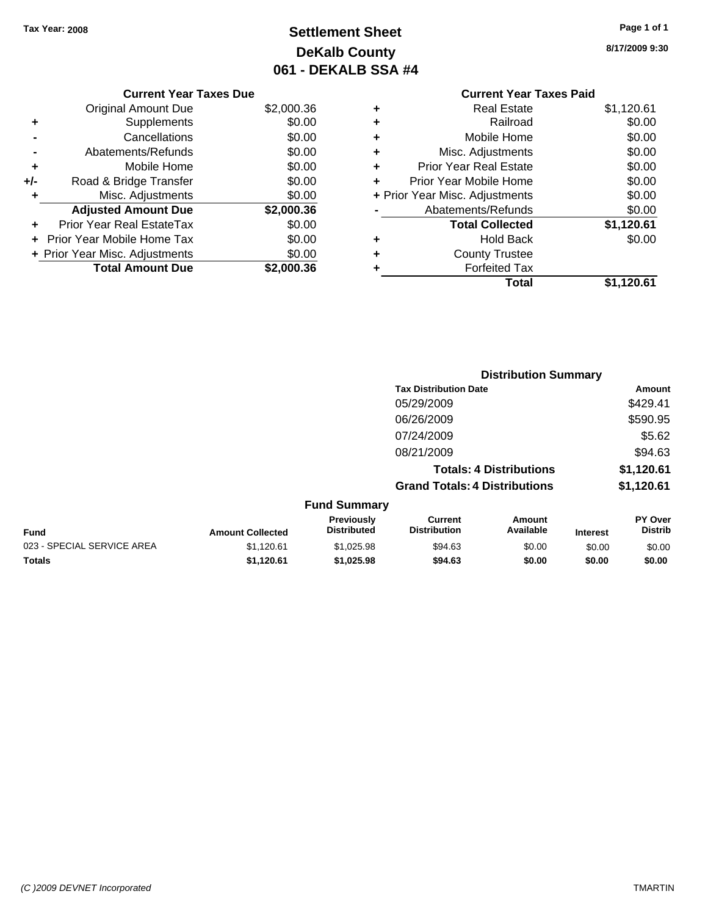Tax Year: 2008

# Settlement Sheet

## DeKalb County

## 061 - DEKALB SSA #4

8/17/2009 9:30

### Current Year Taxes Due

| | | |
|---|---|---|
| | Original Amount Due | $2,000.36 |
| + | Supplements | $0.00 |
| - | Cancellations | $0.00 |
| - | Abatements/Refunds | $0.00 |
| + | Mobile Home | $0.00 |
| +/- | Road & Bridge Transfer | $0.00 |
| + | Misc. Adjustments | $0.00 |
| | **Adjusted Amount Due** | **$2,000.36** |
| + | Prior Year Real EstateTax | $0.00 |
| + | Prior Year Mobile Home Tax | $0.00 |
| + | Prior Year Misc. Adjustments | $0.00 |
| | **Total Amount Due** | **$2,000.36** |

### Current Year Taxes Paid

| | | |
|---|---|---|
| + | Real Estate | $1,120.61 |
| + | Railroad | $0.00 |
| + | Mobile Home | $0.00 |
| + | Misc. Adjustments | $0.00 |
| + | Prior Year Real Estate | $0.00 |
| + | Prior Year Mobile Home | $0.00 |
| + | Prior Year Misc. Adjustments | $0.00 |
| - | Abatements/Refunds | $0.00 |
| | **Total Collected** | **$1,120.61** |
| + | Hold Back | $0.00 |
| + | County Trustee | |
| + | Forfeited Tax | |
| | **Total** | **$1,120.61** |

### Distribution Summary

| Tax Distribution Date | Amount |
|---|---|
| 05/29/2009 | $429.41 |
| 06/26/2009 | $590.95 |
| 07/24/2009 | $5.62 |
| 08/21/2009 | $94.63 |
| **Totals: 4 Distributions** | **$1,120.61** |
| **Grand Totals: 4 Distributions** | **$1,120.61** |

### Fund Summary

| Fund | Amount Collected | Previously Distributed | Current Distribution | Amount Available | Interest | PY Over Distrib |
|---|---|---|---|---|---|---|
| 023 - SPECIAL SERVICE AREA | $1,120.61 | $1,025.98 | $94.63 | $0.00 | $0.00 | $0.00 |
| **Totals** | **$1,120.61** | **$1,025.98** | **$94.63** | **$0.00** | **$0.00** | **$0.00** |

(C )2009 DEVNET Incorporated TMARTIN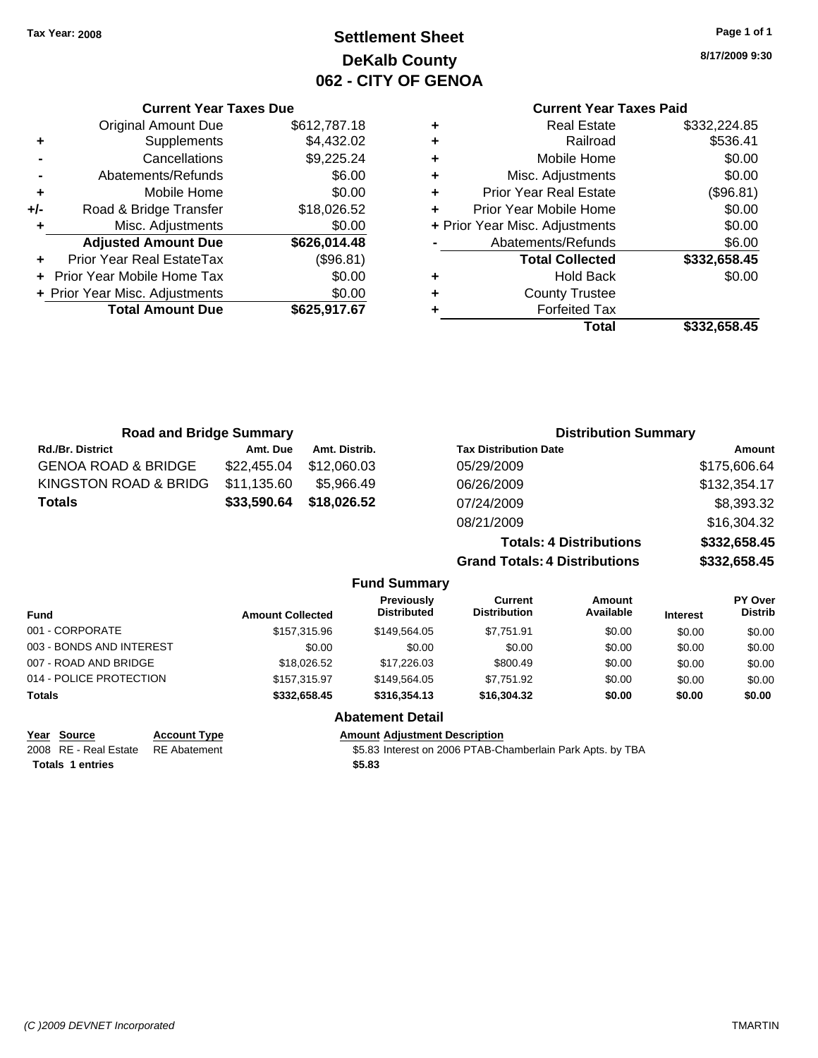Tax Year: 2008

# Settlement Sheet
## DeKalb County
## 062 - CITY OF GENOA

8/17/2009 9:30

### Current Year Taxes Due

| | | |
|---|---|---|
| | Original Amount Due | $612,787.18 |
| + | Supplements | $4,432.02 |
| - | Cancellations | $9,225.24 |
| - | Abatements/Refunds | $6.00 |
| + | Mobile Home | $0.00 |
| +/- | Road & Bridge Transfer | $18,026.52 |
| + | Misc. Adjustments | $0.00 |
| | **Adjusted Amount Due** | **$626,014.48** |
| + | Prior Year Real EstateTax | ($96.81) |
| + | Prior Year Mobile Home Tax | $0.00 |
| + | Prior Year Misc. Adjustments | $0.00 |
| | **Total Amount Due** | **$625,917.67** |

### Current Year Taxes Paid

| | | |
|---|---|---|
| + | Real Estate | $332,224.85 |
| + | Railroad | $536.41 |
| + | Mobile Home | $0.00 |
| + | Misc. Adjustments | $0.00 |
| + | Prior Year Real Estate | ($96.81) |
| + | Prior Year Mobile Home | $0.00 |
| + | Prior Year Misc. Adjustments | $0.00 |
| - | Abatements/Refunds | $6.00 |
| | **Total Collected** | **$332,658.45** |
| + | Hold Back | $0.00 |
| + | County Trustee | |
| + | Forfeited Tax | |
| | **Total** | **$332,658.45** |

### Road and Bridge Summary

| Rd./Br. District | Amt. Due | Amt. Distrib. |
|---|---|---|
| GENOA ROAD & BRIDGE | $22,455.04 | $12,060.03 |
| KINGSTON ROAD & BRIDG | $11,135.60 | $5,966.49 |
| **Totals** | **$33,590.64** | **$18,026.52** |

### Distribution Summary

| Tax Distribution Date | Amount |
|---|---|
| 05/29/2009 | $175,606.64 |
| 06/26/2009 | $132,354.17 |
| 07/24/2009 | $8,393.32 |
| 08/21/2009 | $16,304.32 |
| **Totals: 4 Distributions** | **$332,658.45** |
| **Grand Totals: 4 Distributions** | **$332,658.45** |

### Fund Summary

| Fund | Amount Collected | Previously Distributed | Current Distribution | Amount Available | Interest | PY Over Distrib |
|---|---|---|---|---|---|---|
| 001 - CORPORATE | $157,315.96 | $149,564.05 | $7,751.91 | $0.00 | $0.00 | $0.00 |
| 003 - BONDS AND INTEREST | $0.00 | $0.00 | $0.00 | $0.00 | $0.00 | $0.00 |
| 007 - ROAD AND BRIDGE | $18,026.52 | $17,226.03 | $800.49 | $0.00 | $0.00 | $0.00 |
| 014 - POLICE PROTECTION | $157,315.97 | $149,564.05 | $7,751.92 | $0.00 | $0.00 | $0.00 |
| **Totals** | **$332,658.45** | **$316,354.13** | **$16,304.32** | **$0.00** | **$0.00** | **$0.00** |

### Abatement Detail

| Year | Source | Account Type | Amount | Adjustment Description |
|---|---|---|---|---|
| 2008 | RE - Real Estate | RE Abatement | $5.83 | Interest on 2006 PTAB-Chamberlain Park Apts. by TBA |
| **Totals 1 entries** | | | **$5.83** | |

(C )2009 DEVNET Incorporated TMARTIN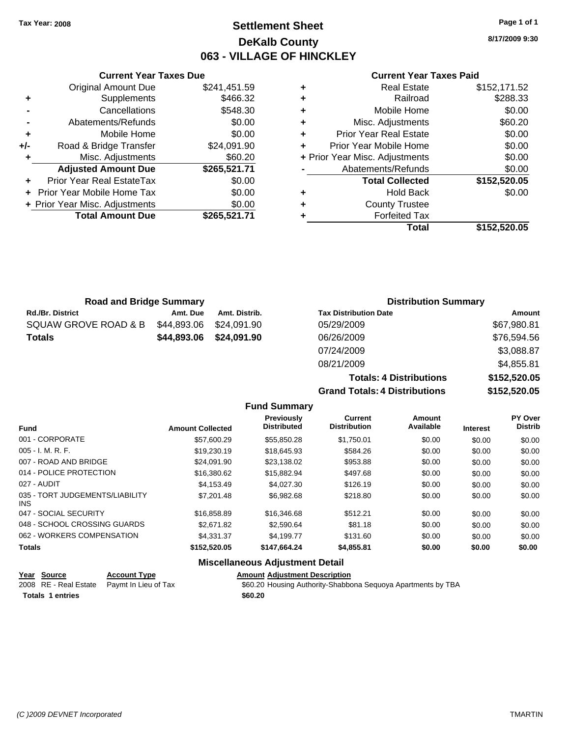Tax Year: 2008

# Settlement Sheet
## DeKalb County
## 063 - VILLAGE OF HINCKLEY

8/17/2009 9:30

### Current Year Taxes Due

| | | |
|---|---|---|
| | Original Amount Due | $241,451.59 |
| + | Supplements | $466.32 |
| - | Cancellations | $548.30 |
| - | Abatements/Refunds | $0.00 |
| + | Mobile Home | $0.00 |
| +/- | Road & Bridge Transfer | $24,091.90 |
| + | Misc. Adjustments | $60.20 |
| | **Adjusted Amount Due** | **$265,521.71** |
| + | Prior Year Real EstateTax | $0.00 |
| + | Prior Year Mobile Home Tax | $0.00 |
| + | Prior Year Misc. Adjustments | $0.00 |
| | **Total Amount Due** | **$265,521.71** |

### Current Year Taxes Paid

| | | |
|---|---|---|
| + | Real Estate | $152,171.52 |
| + | Railroad | $288.33 |
| + | Mobile Home | $0.00 |
| + | Misc. Adjustments | $60.20 |
| + | Prior Year Real Estate | $0.00 |
| + | Prior Year Mobile Home | $0.00 |
| + | Prior Year Misc. Adjustments | $0.00 |
| - | Abatements/Refunds | $0.00 |
| | **Total Collected** | **$152,520.05** |
| + | Hold Back | $0.00 |
| + | County Trustee | |
| + | Forfeited Tax | |
| | **Total** | **$152,520.05** |

### Road and Bridge Summary

| Rd./Br. District | Amt. Due | Amt. Distrib. |
|---|---|---|
| SQUAW GROVE ROAD & B | $44,893.06 | $24,091.90 |
| **Totals** | **$44,893.06** | **$24,091.90** |

### Distribution Summary

| Tax Distribution Date | Amount |
|---|---|
| 05/29/2009 | $67,980.81 |
| 06/26/2009 | $76,594.56 |
| 07/24/2009 | $3,088.87 |
| 08/21/2009 | $4,855.81 |
| **Totals: 4 Distributions** | **$152,520.05** |
| **Grand Totals: 4 Distributions** | **$152,520.05** |

### Fund Summary

| Fund | Amount Collected | Previously Distributed | Current Distribution | Amount Available | Interest | PY Over Distrib |
|---|---|---|---|---|---|---|
| 001 - CORPORATE | $57,600.29 | $55,850.28 | $1,750.01 | $0.00 | $0.00 | $0.00 |
| 005 - I. M. R. F. | $19,230.19 | $18,645.93 | $584.26 | $0.00 | $0.00 | $0.00 |
| 007 - ROAD AND BRIDGE | $24,091.90 | $23,138.02 | $953.88 | $0.00 | $0.00 | $0.00 |
| 014 - POLICE PROTECTION | $16,380.62 | $15,882.94 | $497.68 | $0.00 | $0.00 | $0.00 |
| 027 - AUDIT | $4,153.49 | $4,027.30 | $126.19 | $0.00 | $0.00 | $0.00 |
| 035 - TORT JUDGEMENTS/LIABILITY INS | $7,201.48 | $6,982.68 | $218.80 | $0.00 | $0.00 | $0.00 |
| 047 - SOCIAL SECURITY | $16,858.89 | $16,346.68 | $512.21 | $0.00 | $0.00 | $0.00 |
| 048 - SCHOOL CROSSING GUARDS | $2,671.82 | $2,590.64 | $81.18 | $0.00 | $0.00 | $0.00 |
| 062 - WORKERS COMPENSATION | $4,331.37 | $4,199.77 | $131.60 | $0.00 | $0.00 | $0.00 |
| **Totals** | **$152,520.05** | **$147,664.24** | **$4,855.81** | **$0.00** | **$0.00** | **$0.00** |

### Miscellaneous Adjustment Detail

| Year | Source | Account Type | Amount | Adjustment Description |
|---|---|---|---|---|
| 2008 | RE - Real Estate | Paymt In Lieu of Tax | $60.20 | Housing Authority-Shabbona Sequoya Apartments by TBA |
| **Totals** | **1 entries** | | **$60.20** | |

(C )2009 DEVNET Incorporated TMARTIN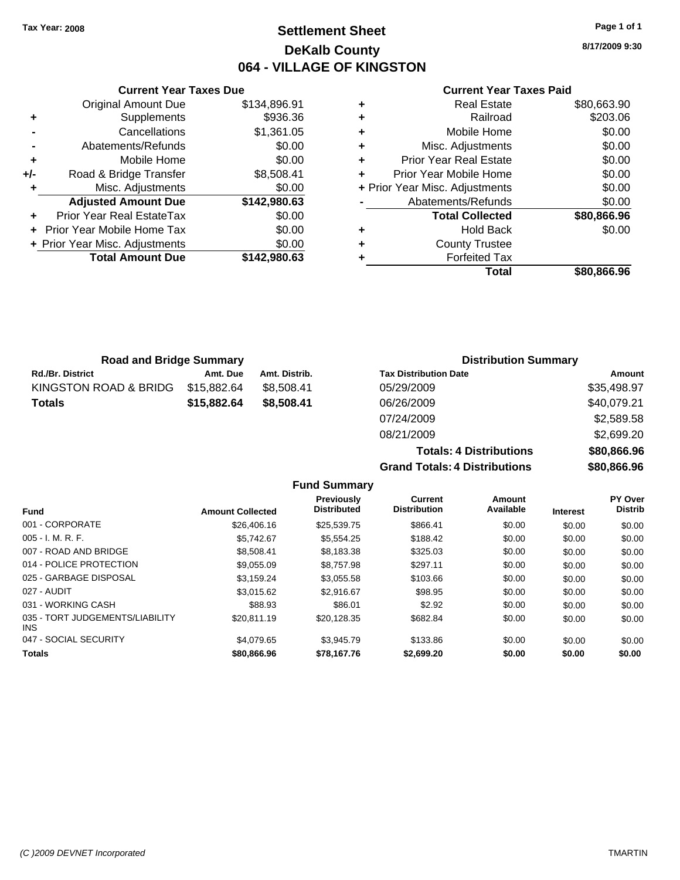Tax Year: 2008

# Settlement Sheet

## DeKalb County

## 064 - VILLAGE OF KINGSTON

8/17/2009 9:30

### Current Year Taxes Due

| | | |
|---|---|---|
| | Original Amount Due | $134,896.91 |
| + | Supplements | $936.36 |
| - | Cancellations | $1,361.05 |
| - | Abatements/Refunds | $0.00 |
| + | Mobile Home | $0.00 |
| +/- | Road & Bridge Transfer | $8,508.41 |
| + | Misc. Adjustments | $0.00 |
| | **Adjusted Amount Due** | **$142,980.63** |
| + | Prior Year Real EstateTax | $0.00 |
| + | Prior Year Mobile Home Tax | $0.00 |
| + | Prior Year Misc. Adjustments | $0.00 |
| | **Total Amount Due** | **$142,980.63** |

### Current Year Taxes Paid

| | | |
|---|---|---|
| + | Real Estate | $80,663.90 |
| + | Railroad | $203.06 |
| + | Mobile Home | $0.00 |
| + | Misc. Adjustments | $0.00 |
| + | Prior Year Real Estate | $0.00 |
| + | Prior Year Mobile Home | $0.00 |
| + | Prior Year Misc. Adjustments | $0.00 |
| - | Abatements/Refunds | $0.00 |
| | **Total Collected** | **$80,866.96** |
| + | Hold Back | $0.00 |
| + | County Trustee | |
| + | Forfeited Tax | |
| | **Total** | **$80,866.96** |

### Road and Bridge Summary

| Rd./Br. District | Amt. Due | Amt. Distrib. |
|---|---|---|
| KINGSTON ROAD & BRIDG | $15,882.64 | $8,508.41 |
| **Totals** | **$15,882.64** | **$8,508.41** |

### Distribution Summary

| Tax Distribution Date | Amount |
|---|---|
| 05/29/2009 | $35,498.97 |
| 06/26/2009 | $40,079.21 |
| 07/24/2009 | $2,589.58 |
| 08/21/2009 | $2,699.20 |
| **Totals: 4 Distributions** | **$80,866.96** |
| **Grand Totals: 4 Distributions** | **$80,866.96** |

### Fund Summary

| Fund | Amount Collected | Previously Distributed | Current Distribution | Amount Available | Interest | PY Over Distrib |
|---|---|---|---|---|---|---|
| 001 - CORPORATE | $26,406.16 | $25,539.75 | $866.41 | $0.00 | $0.00 | $0.00 |
| 005 - I. M. R. F. | $5,742.67 | $5,554.25 | $188.42 | $0.00 | $0.00 | $0.00 |
| 007 - ROAD AND BRIDGE | $8,508.41 | $8,183.38 | $325.03 | $0.00 | $0.00 | $0.00 |
| 014 - POLICE PROTECTION | $9,055.09 | $8,757.98 | $297.11 | $0.00 | $0.00 | $0.00 |
| 025 - GARBAGE DISPOSAL | $3,159.24 | $3,055.58 | $103.66 | $0.00 | $0.00 | $0.00 |
| 027 - AUDIT | $3,015.62 | $2,916.67 | $98.95 | $0.00 | $0.00 | $0.00 |
| 031 - WORKING CASH | $88.93 | $86.01 | $2.92 | $0.00 | $0.00 | $0.00 |
| 035 - TORT JUDGEMENTS/LIABILITY INS | $20,811.19 | $20,128.35 | $682.84 | $0.00 | $0.00 | $0.00 |
| 047 - SOCIAL SECURITY | $4,079.65 | $3,945.79 | $133.86 | $0.00 | $0.00 | $0.00 |
| **Totals** | **$80,866.96** | **$78,167.76** | **$2,699.20** | **$0.00** | **$0.00** | **$0.00** |

(C )2009 DEVNET Incorporated TMARTIN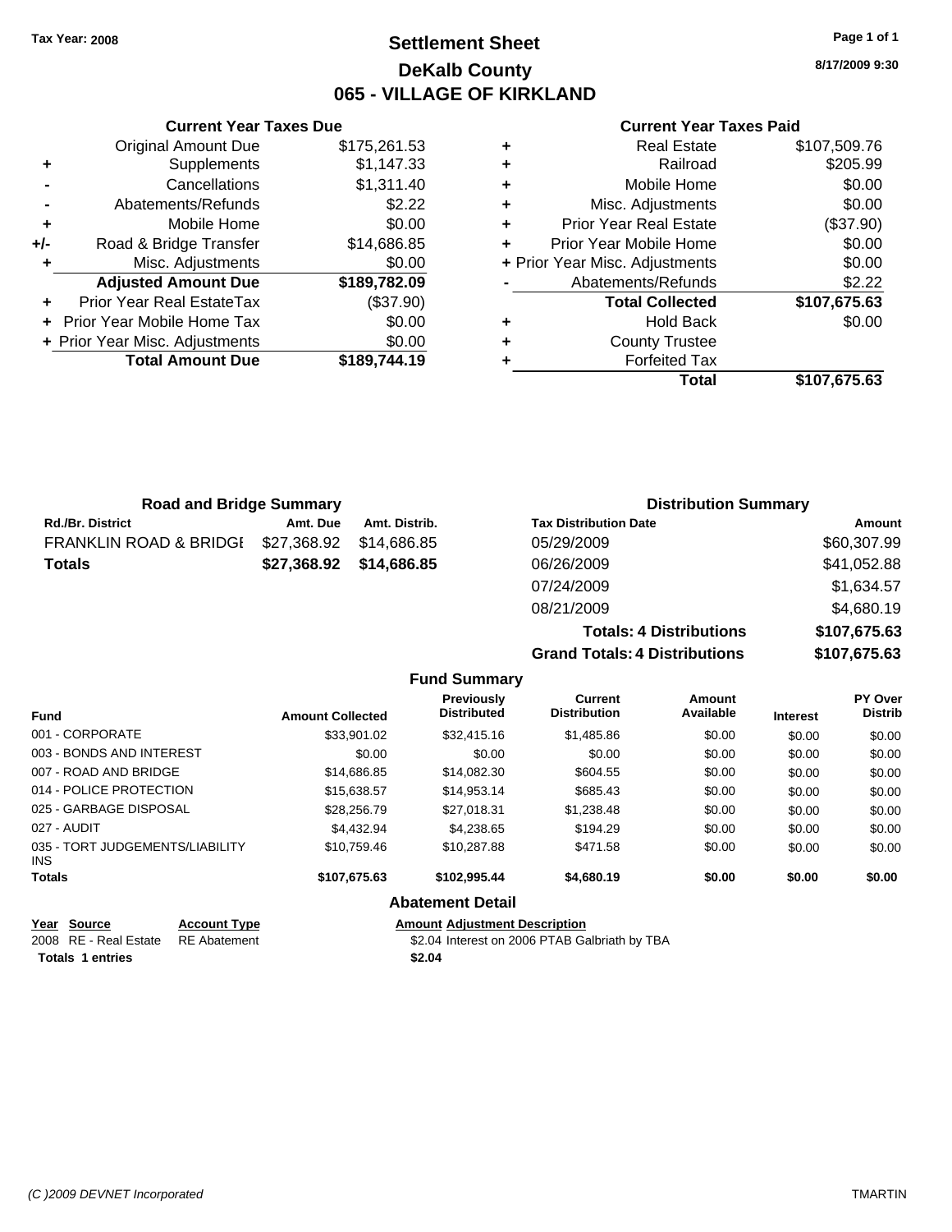**Tax Year: 2008**

# Settlement Sheet
## DeKalb County
## 065 - VILLAGE OF KIRKLAND

8/17/2009 9:30

### Current Year Taxes Due

| | | |
|---|---|---|
| | Original Amount Due | $175,261.53 |
| + | Supplements | $1,147.33 |
| - | Cancellations | $1,311.40 |
| - | Abatements/Refunds | $2.22 |
| + | Mobile Home | $0.00 |
| +/- | Road & Bridge Transfer | $14,686.85 |
| + | Misc. Adjustments | $0.00 |
| | **Adjusted Amount Due** | **$189,782.09** |
| + | Prior Year Real EstateTax | ($37.90) |
| + | Prior Year Mobile Home Tax | $0.00 |
| + | Prior Year Misc. Adjustments | $0.00 |
| | **Total Amount Due** | **$189,744.19** |

### Current Year Taxes Paid

| | | |
|---|---|---|
| + | Real Estate | $107,509.76 |
| + | Railroad | $205.99 |
| + | Mobile Home | $0.00 |
| + | Misc. Adjustments | $0.00 |
| + | Prior Year Real Estate | ($37.90) |
| + | Prior Year Mobile Home | $0.00 |
| + | Prior Year Misc. Adjustments | $0.00 |
| - | Abatements/Refunds | $2.22 |
| | **Total Collected** | **$107,675.63** |
| + | Hold Back | $0.00 |
| + | County Trustee | |
| + | Forfeited Tax | |
| | **Total** | **$107,675.63** |

### Road and Bridge Summary

| Rd./Br. District | Amt. Due | Amt. Distrib. |
|---|---|---|
| FRANKLIN ROAD & BRIDGE | $27,368.92 | $14,686.85 |
| **Totals** | **$27,368.92** | **$14,686.85** |

### Distribution Summary

| Tax Distribution Date | Amount |
|---|---|
| 05/29/2009 | $60,307.99 |
| 06/26/2009 | $41,052.88 |
| 07/24/2009 | $1,634.57 |
| 08/21/2009 | $4,680.19 |
| **Totals: 4 Distributions** | **$107,675.63** |
| **Grand Totals: 4 Distributions** | **$107,675.63** |

### Fund Summary

| Fund | Amount Collected | Previously Distributed | Current Distribution | Amount Available | Interest | PY Over Distrib |
|---|---|---|---|---|---|---|
| 001 - CORPORATE | $33,901.02 | $32,415.16 | $1,485.86 | $0.00 | $0.00 | $0.00 |
| 003 - BONDS AND INTEREST | $0.00 | $0.00 | $0.00 | $0.00 | $0.00 | $0.00 |
| 007 - ROAD AND BRIDGE | $14,686.85 | $14,082.30 | $604.55 | $0.00 | $0.00 | $0.00 |
| 014 - POLICE PROTECTION | $15,638.57 | $14,953.14 | $685.43 | $0.00 | $0.00 | $0.00 |
| 025 - GARBAGE DISPOSAL | $28,256.79 | $27,018.31 | $1,238.48 | $0.00 | $0.00 | $0.00 |
| 027 - AUDIT | $4,432.94 | $4,238.65 | $194.29 | $0.00 | $0.00 | $0.00 |
| 035 - TORT JUDGEMENTS/LIABILITY INS | $10,759.46 | $10,287.88 | $471.58 | $0.00 | $0.00 | $0.00 |
| **Totals** | **$107,675.63** | **$102,995.44** | **$4,680.19** | **$0.00** | **$0.00** | **$0.00** |

### Abatement Detail

| Year | Source | Account Type | Amount | Adjustment Description |
|---|---|---|---|---|
| 2008 | RE - Real Estate | RE Abatement | $2.04 | Interest on 2006 PTAB Galbriath by TBA |
| **Totals** | **1 entries** | | **$2.04** | |

(C )2009 DEVNET Incorporated — TMARTIN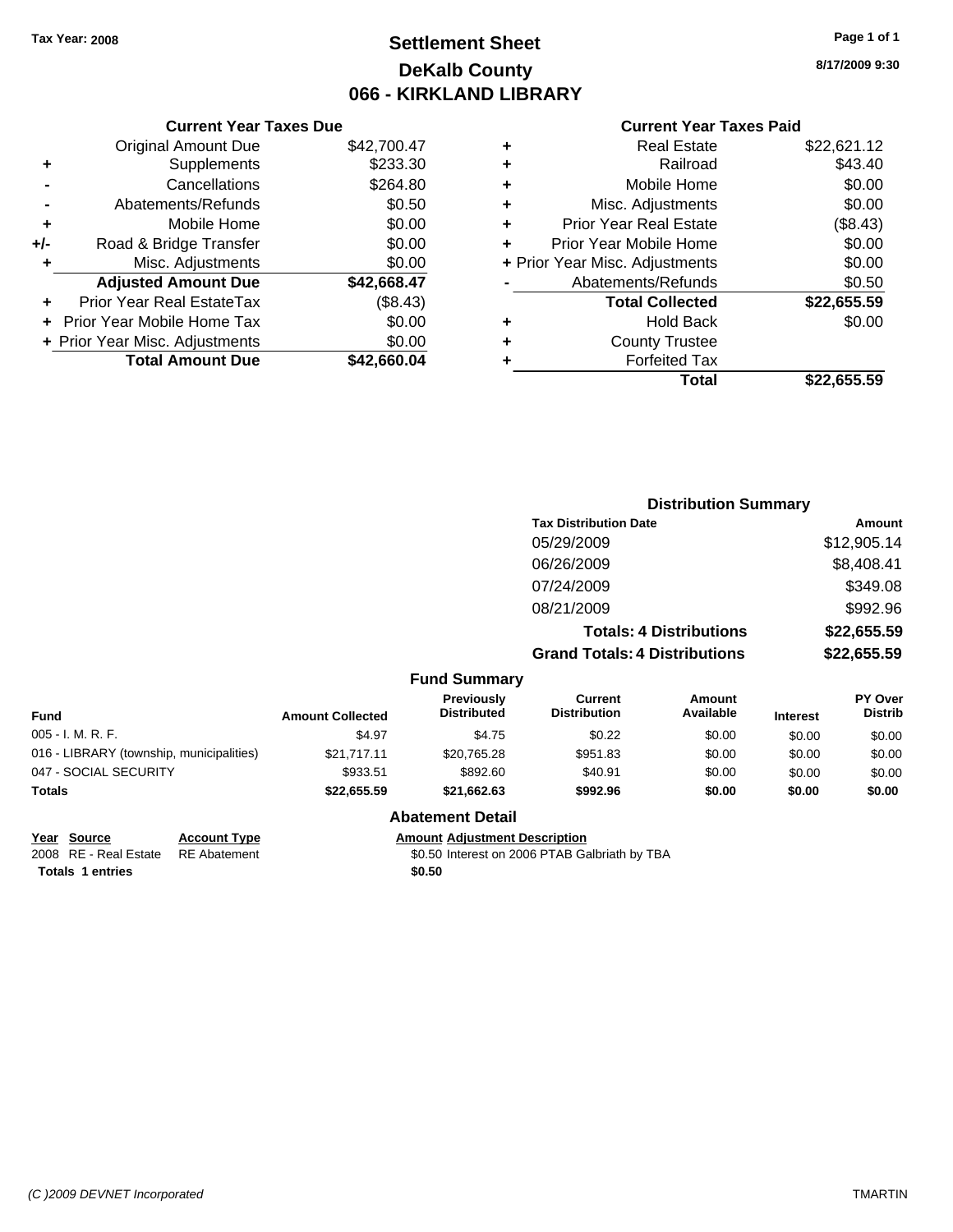Tax Year: 2008

# Settlement Sheet
## DeKalb County
## 066 - KIRKLAND LIBRARY

8/17/2009 9:30

### Current Year Taxes Due

| | | |
|---|---|---|
| | Original Amount Due | $42,700.47 |
| + | Supplements | $233.30 |
| - | Cancellations | $264.80 |
| - | Abatements/Refunds | $0.50 |
| + | Mobile Home | $0.00 |
| +/- | Road & Bridge Transfer | $0.00 |
| + | Misc. Adjustments | $0.00 |
| | **Adjusted Amount Due** | **$42,668.47** |
| + | Prior Year Real EstateTax | ($8.43) |
| + | Prior Year Mobile Home Tax | $0.00 |
| + | Prior Year Misc. Adjustments | $0.00 |
| | **Total Amount Due** | **$42,660.04** |

### Current Year Taxes Paid

| | | |
|---|---|---|
| + | Real Estate | $22,621.12 |
| + | Railroad | $43.40 |
| + | Mobile Home | $0.00 |
| + | Misc. Adjustments | $0.00 |
| + | Prior Year Real Estate | ($8.43) |
| + | Prior Year Mobile Home | $0.00 |
| + | Prior Year Misc. Adjustments | $0.00 |
| - | Abatements/Refunds | $0.50 |
| | **Total Collected** | **$22,655.59** |
| + | Hold Back | $0.00 |
| + | County Trustee | |
| + | Forfeited Tax | |
| | **Total** | **$22,655.59** |

### Distribution Summary

| Tax Distribution Date | Amount |
|---|---|
| 05/29/2009 | $12,905.14 |
| 06/26/2009 | $8,408.41 |
| 07/24/2009 | $349.08 |
| 08/21/2009 | $992.96 |
| **Totals: 4 Distributions** | **$22,655.59** |
| **Grand Totals: 4 Distributions** | **$22,655.59** |

### Fund Summary

| Fund | Amount Collected | Previously Distributed | Current Distribution | Amount Available | Interest | PY Over Distrib |
|---|---|---|---|---|---|---|
| 005 - I. M. R. F. | $4.97 | $4.75 | $0.22 | $0.00 | $0.00 | $0.00 |
| 016 - LIBRARY (township, municipalities) | $21,717.11 | $20,765.28 | $951.83 | $0.00 | $0.00 | $0.00 |
| 047 - SOCIAL SECURITY | $933.51 | $892.60 | $40.91 | $0.00 | $0.00 | $0.00 |
| **Totals** | **$22,655.59** | **$21,662.63** | **$992.96** | **$0.00** | **$0.00** | **$0.00** |

### Abatement Detail

| Year | Source | Account Type | Amount | Adjustment Description |
|---|---|---|---|---|
| 2008 | RE - Real Estate | RE Abatement | $0.50 | Interest on 2006 PTAB Galbriath by TBA |
| **Totals** | **1 entries** | | **$0.50** | |

(C )2009 DEVNET Incorporated TMARTIN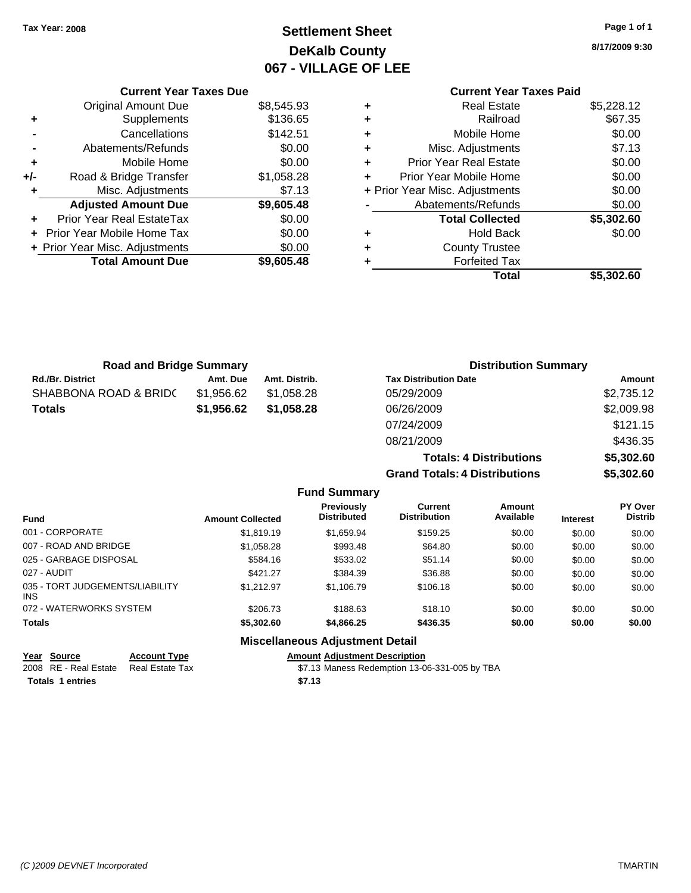Tax Year: 2008

# Settlement Sheet
## DeKalb County
## 067 - VILLAGE OF LEE

8/17/2009 9:30

### Current Year Taxes Due

| | | |
|---|---|---|
| | Original Amount Due | $8,545.93 |
| + | Supplements | $136.65 |
| - | Cancellations | $142.51 |
| - | Abatements/Refunds | $0.00 |
| + | Mobile Home | $0.00 |
| +/- | Road & Bridge Transfer | $1,058.28 |
| + | Misc. Adjustments | $7.13 |
| | **Adjusted Amount Due** | **$9,605.48** |
| + | Prior Year Real EstateTax | $0.00 |
| + | Prior Year Mobile Home Tax | $0.00 |
| + | Prior Year Misc. Adjustments | $0.00 |
| | **Total Amount Due** | **$9,605.48** |

### Current Year Taxes Paid

| | | |
|---|---|---|
| + | Real Estate | $5,228.12 |
| + | Railroad | $67.35 |
| + | Mobile Home | $0.00 |
| + | Misc. Adjustments | $7.13 |
| + | Prior Year Real Estate | $0.00 |
| + | Prior Year Mobile Home | $0.00 |
| + | Prior Year Misc. Adjustments | $0.00 |
| - | Abatements/Refunds | $0.00 |
| | **Total Collected** | **$5,302.60** |
| + | Hold Back | $0.00 |
| + | County Trustee | |
| + | Forfeited Tax | |
| | **Total** | **$5,302.60** |

### Road and Bridge Summary

| Rd./Br. District | Amt. Due | Amt. Distrib. |
|---|---|---|
| SHABBONA ROAD & BRIDC | $1,956.62 | $1,058.28 |
| **Totals** | **$1,956.62** | **$1,058.28** |

### Distribution Summary

| Tax Distribution Date | Amount |
|---|---|
| 05/29/2009 | $2,735.12 |
| 06/26/2009 | $2,009.98 |
| 07/24/2009 | $121.15 |
| 08/21/2009 | $436.35 |
| **Totals: 4 Distributions** | **$5,302.60** |
| **Grand Totals: 4 Distributions** | **$5,302.60** |

### Fund Summary

| Fund | Amount Collected | Previously Distributed | Current Distribution | Amount Available | Interest | PY Over Distrib |
|---|---|---|---|---|---|---|
| 001 - CORPORATE | $1,819.19 | $1,659.94 | $159.25 | $0.00 | $0.00 | $0.00 |
| 007 - ROAD AND BRIDGE | $1,058.28 | $993.48 | $64.80 | $0.00 | $0.00 | $0.00 |
| 025 - GARBAGE DISPOSAL | $584.16 | $533.02 | $51.14 | $0.00 | $0.00 | $0.00 |
| 027 - AUDIT | $421.27 | $384.39 | $36.88 | $0.00 | $0.00 | $0.00 |
| 035 - TORT JUDGEMENTS/LIABILITY INS | $1,212.97 | $1,106.79 | $106.18 | $0.00 | $0.00 | $0.00 |
| 072 - WATERWORKS SYSTEM | $206.73 | $188.63 | $18.10 | $0.00 | $0.00 | $0.00 |
| **Totals** | **$5,302.60** | **$4,866.25** | **$436.35** | **$0.00** | **$0.00** | **$0.00** |

### Miscellaneous Adjustment Detail

| Year | Source | Account Type | Amount | Adjustment Description |
|---|---|---|---|---|
| 2008 | RE - Real Estate | Real Estate Tax | $7.13 | Maness Redemption 13-06-331-005 by TBA |
| **Totals** | **1 entries** | | **$7.13** | |

(C )2009 DEVNET Incorporated TMARTIN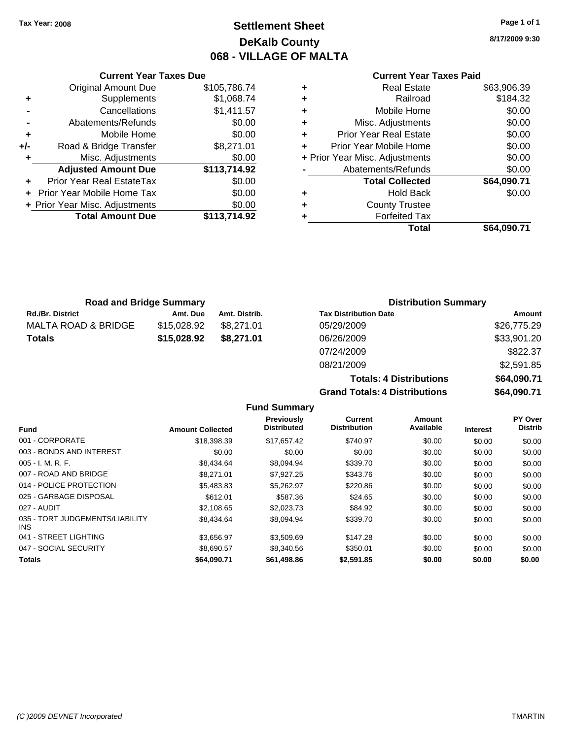Tax Year: 2008

# Settlement Sheet
## DeKalb County
## 068 - VILLAGE OF MALTA

8/17/2009 9:30

### Current Year Taxes Due

| | | |
|---|---|---|
| | Original Amount Due | $105,786.74 |
| + | Supplements | $1,068.74 |
| - | Cancellations | $1,411.57 |
| - | Abatements/Refunds | $0.00 |
| + | Mobile Home | $0.00 |
| +/- | Road & Bridge Transfer | $8,271.01 |
| + | Misc. Adjustments | $0.00 |
| | **Adjusted Amount Due** | **$113,714.92** |
| + | Prior Year Real EstateTax | $0.00 |
| + | Prior Year Mobile Home Tax | $0.00 |
| + | Prior Year Misc. Adjustments | $0.00 |
| | **Total Amount Due** | **$113,714.92** |

### Current Year Taxes Paid

| | | |
|---|---|---|
| + | Real Estate | $63,906.39 |
| + | Railroad | $184.32 |
| + | Mobile Home | $0.00 |
| + | Misc. Adjustments | $0.00 |
| + | Prior Year Real Estate | $0.00 |
| + | Prior Year Mobile Home | $0.00 |
| + | Prior Year Misc. Adjustments | $0.00 |
| - | Abatements/Refunds | $0.00 |
| | **Total Collected** | **$64,090.71** |
| + | Hold Back | $0.00 |
| + | County Trustee | |
| + | Forfeited Tax | |
| | **Total** | **$64,090.71** |

### Road and Bridge Summary

| Rd./Br. District | Amt. Due | Amt. Distrib. |
|---|---|---|
| MALTA ROAD & BRIDGE | $15,028.92 | $8,271.01 |
| **Totals** | **$15,028.92** | **$8,271.01** |

### Distribution Summary

| Tax Distribution Date | Amount |
|---|---|
| 05/29/2009 | $26,775.29 |
| 06/26/2009 | $33,901.20 |
| 07/24/2009 | $822.37 |
| 08/21/2009 | $2,591.85 |
| **Totals: 4 Distributions** | **$64,090.71** |
| **Grand Totals: 4 Distributions** | **$64,090.71** |

### Fund Summary

| Fund | Amount Collected | Previously Distributed | Current Distribution | Amount Available | Interest | PY Over Distrib |
|---|---|---|---|---|---|---|
| 001 - CORPORATE | $18,398.39 | $17,657.42 | $740.97 | $0.00 | $0.00 | $0.00 |
| 003 - BONDS AND INTEREST | $0.00 | $0.00 | $0.00 | $0.00 | $0.00 | $0.00 |
| 005 - I. M. R. F. | $8,434.64 | $8,094.94 | $339.70 | $0.00 | $0.00 | $0.00 |
| 007 - ROAD AND BRIDGE | $8,271.01 | $7,927.25 | $343.76 | $0.00 | $0.00 | $0.00 |
| 014 - POLICE PROTECTION | $5,483.83 | $5,262.97 | $220.86 | $0.00 | $0.00 | $0.00 |
| 025 - GARBAGE DISPOSAL | $612.01 | $587.36 | $24.65 | $0.00 | $0.00 | $0.00 |
| 027 - AUDIT | $2,108.65 | $2,023.73 | $84.92 | $0.00 | $0.00 | $0.00 |
| 035 - TORT JUDGEMENTS/LIABILITY INS | $8,434.64 | $8,094.94 | $339.70 | $0.00 | $0.00 | $0.00 |
| 041 - STREET LIGHTING | $3,656.97 | $3,509.69 | $147.28 | $0.00 | $0.00 | $0.00 |
| 047 - SOCIAL SECURITY | $8,690.57 | $8,340.56 | $350.01 | $0.00 | $0.00 | $0.00 |
| **Totals** | **$64,090.71** | **$61,498.86** | **$2,591.85** | **$0.00** | **$0.00** | **$0.00** |

(C )2009 DEVNET Incorporated TMARTIN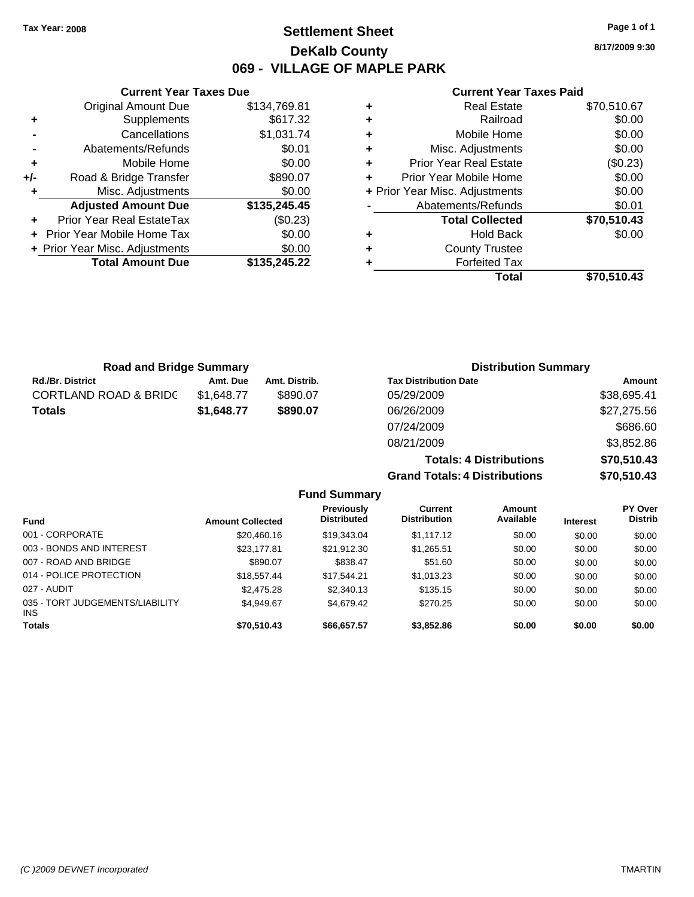Tax Year: 2008

# Settlement Sheet

## DeKalb County

## 069 - VILLAGE OF MAPLE PARK

8/17/2009 9:30

### Current Year Taxes Due

| | | |
|---|---|---|
| | Original Amount Due | $134,769.81 |
| + | Supplements | $617.32 |
| - | Cancellations | $1,031.74 |
| - | Abatements/Refunds | $0.01 |
| + | Mobile Home | $0.00 |
| +/- | Road & Bridge Transfer | $890.07 |
| + | Misc. Adjustments | $0.00 |
| | **Adjusted Amount Due** | **$135,245.45** |
| + | Prior Year Real EstateTax | ($0.23) |
| + | Prior Year Mobile Home Tax | $0.00 |
| + | Prior Year Misc. Adjustments | $0.00 |
| | **Total Amount Due** | **$135,245.22** |

### Current Year Taxes Paid

| | | |
|---|---|---|
| + | Real Estate | $70,510.67 |
| + | Railroad | $0.00 |
| + | Mobile Home | $0.00 |
| + | Misc. Adjustments | $0.00 |
| + | Prior Year Real Estate | ($0.23) |
| + | Prior Year Mobile Home | $0.00 |
| + | Prior Year Misc. Adjustments | $0.00 |
| - | Abatements/Refunds | $0.01 |
| | **Total Collected** | **$70,510.43** |
| + | Hold Back | $0.00 |
| + | County Trustee | |
| + | Forfeited Tax | |
| | **Total** | **$70,510.43** |

### Road and Bridge Summary

| Rd./Br. District | Amt. Due | Amt. Distrib. |
|---|---|---|
| CORTLAND ROAD & BRIDC | $1,648.77 | $890.07 |
| **Totals** | **$1,648.77** | **$890.07** |

### Distribution Summary

| Tax Distribution Date | Amount |
|---|---|
| 05/29/2009 | $38,695.41 |
| 06/26/2009 | $27,275.56 |
| 07/24/2009 | $686.60 |
| 08/21/2009 | $3,852.86 |
| **Totals: 4 Distributions** | **$70,510.43** |
| **Grand Totals: 4 Distributions** | **$70,510.43** |

### Fund Summary

| Fund | Amount Collected | Previously Distributed | Current Distribution | Amount Available | Interest | PY Over Distrib |
|---|---|---|---|---|---|---|
| 001 - CORPORATE | $20,460.16 | $19,343.04 | $1,117.12 | $0.00 | $0.00 | $0.00 |
| 003 - BONDS AND INTEREST | $23,177.81 | $21,912.30 | $1,265.51 | $0.00 | $0.00 | $0.00 |
| 007 - ROAD AND BRIDGE | $890.07 | $838.47 | $51.60 | $0.00 | $0.00 | $0.00 |
| 014 - POLICE PROTECTION | $18,557.44 | $17,544.21 | $1,013.23 | $0.00 | $0.00 | $0.00 |
| 027 - AUDIT | $2,475.28 | $2,340.13 | $135.15 | $0.00 | $0.00 | $0.00 |
| 035 - TORT JUDGEMENTS/LIABILITY INS | $4,949.67 | $4,679.42 | $270.25 | $0.00 | $0.00 | $0.00 |
| **Totals** | **$70,510.43** | **$66,657.57** | **$3,852.86** | **$0.00** | **$0.00** | **$0.00** |

(C )2009 DEVNET Incorporated TMARTIN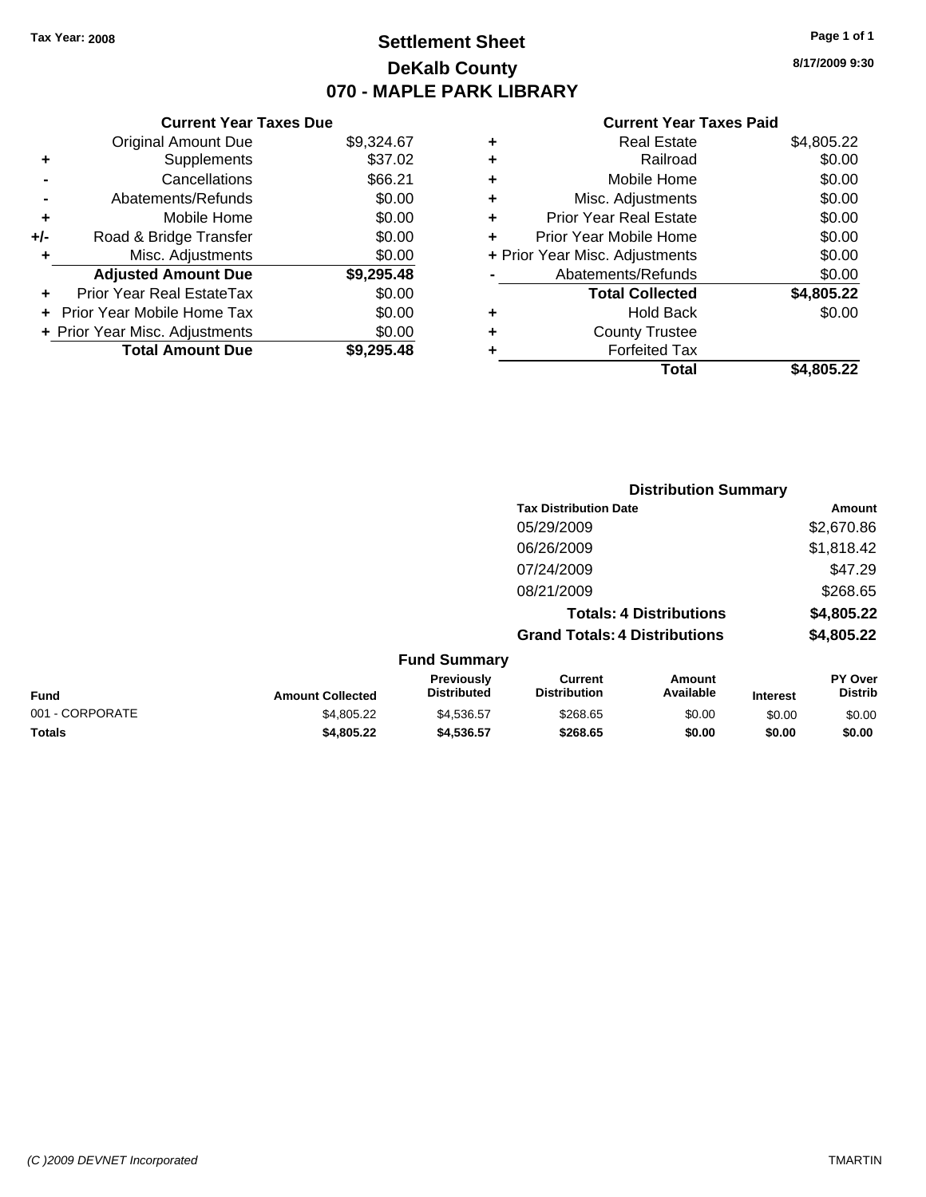Tax Year: 2008

# Settlement Sheet
## DeKalb County
## 070 - MAPLE PARK LIBRARY

8/17/2009 9:30

### Current Year Taxes Due

| | | |
|---|---|---|
| | Original Amount Due | $9,324.67 |
| + | Supplements | $37.02 |
| - | Cancellations | $66.21 |
| - | Abatements/Refunds | $0.00 |
| + | Mobile Home | $0.00 |
| +/- | Road & Bridge Transfer | $0.00 |
| + | Misc. Adjustments | $0.00 |
| | **Adjusted Amount Due** | **$9,295.48** |
| + | Prior Year Real EstateTax | $0.00 |
| + | Prior Year Mobile Home Tax | $0.00 |
| + | Prior Year Misc. Adjustments | $0.00 |
| | **Total Amount Due** | **$9,295.48** |

### Current Year Taxes Paid

| | | |
|---|---|---|
| + | Real Estate | $4,805.22 |
| + | Railroad | $0.00 |
| + | Mobile Home | $0.00 |
| + | Misc. Adjustments | $0.00 |
| + | Prior Year Real Estate | $0.00 |
| + | Prior Year Mobile Home | $0.00 |
| + | Prior Year Misc. Adjustments | $0.00 |
| - | Abatements/Refunds | $0.00 |
| | **Total Collected** | **$4,805.22** |
| + | Hold Back | $0.00 |
| + | County Trustee | |
| + | Forfeited Tax | |
| | **Total** | **$4,805.22** |

### Distribution Summary

| Tax Distribution Date | Amount |
|---|---|
| 05/29/2009 | $2,670.86 |
| 06/26/2009 | $1,818.42 |
| 07/24/2009 | $47.29 |
| 08/21/2009 | $268.65 |
| **Totals: 4 Distributions** | **$4,805.22** |
| **Grand Totals: 4 Distributions** | **$4,805.22** |

### Fund Summary

| Fund | Amount Collected | Previously Distributed | Current Distribution | Amount Available | Interest | PY Over Distrib |
|---|---|---|---|---|---|---|
| 001 - CORPORATE | $4,805.22 | $4,536.57 | $268.65 | $0.00 | $0.00 | $0.00 |
| **Totals** | **$4,805.22** | **$4,536.57** | **$268.65** | **$0.00** | **$0.00** | **$0.00** |

(C )2009 DEVNET Incorporated — TMARTIN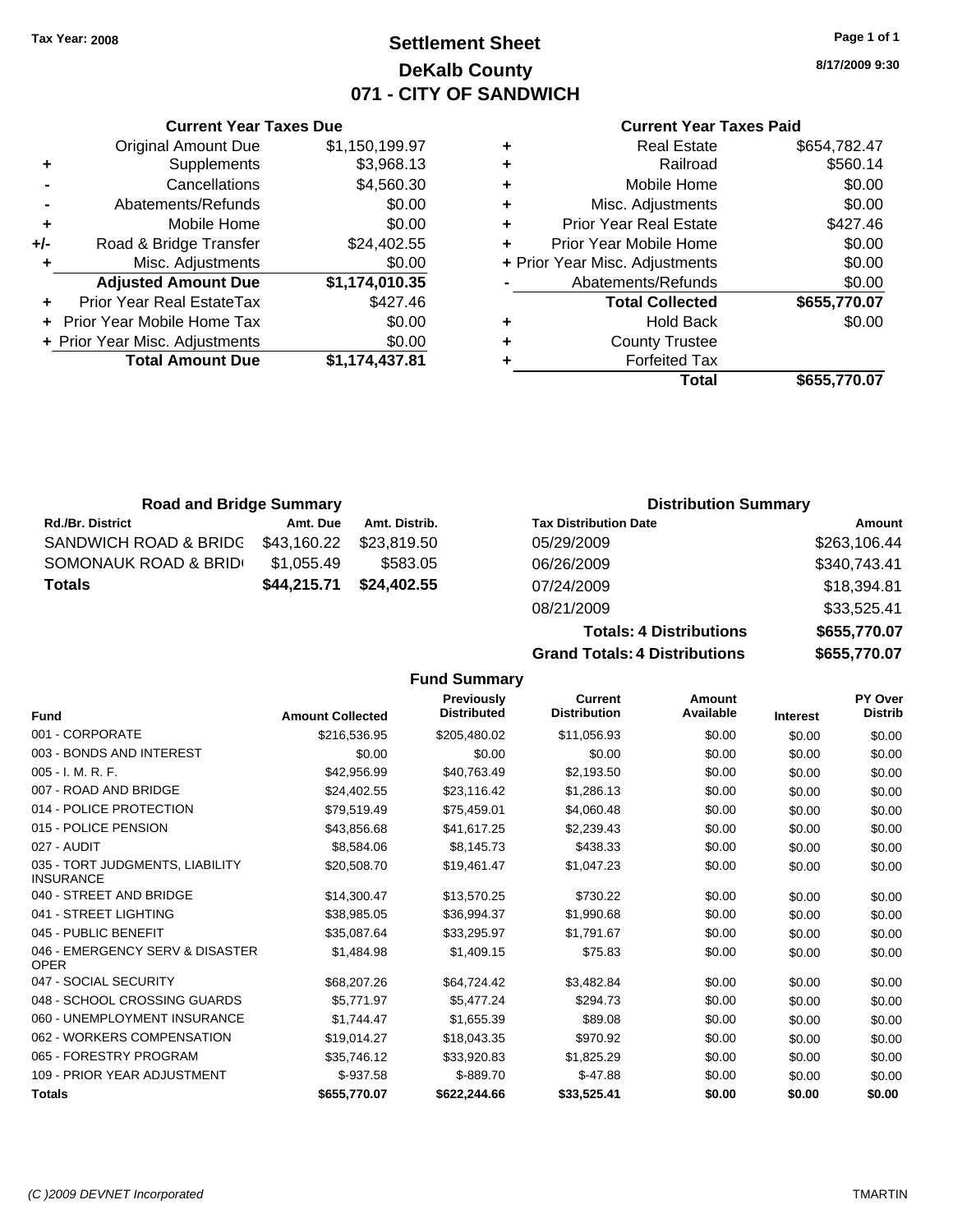**Tax Year: 2008**

# Settlement Sheet
## DeKalb County
## 071 - CITY OF SANDWICH

8/17/2009 9:30

### Current Year Taxes Due

| | | |
|---|---|---|
| | Original Amount Due | $1,150,199.97 |
| + | Supplements | $3,968.13 |
| - | Cancellations | $4,560.30 |
| - | Abatements/Refunds | $0.00 |
| + | Mobile Home | $0.00 |
| +/- | Road & Bridge Transfer | $24,402.55 |
| + | Misc. Adjustments | $0.00 |
| | **Adjusted Amount Due** | **$1,174,010.35** |
| + | Prior Year Real EstateTax | $427.46 |
| + | Prior Year Mobile Home Tax | $0.00 |
| + | Prior Year Misc. Adjustments | $0.00 |
| | **Total Amount Due** | **$1,174,437.81** |

### Current Year Taxes Paid

| | | |
|---|---|---|
| + | Real Estate | $654,782.47 |
| + | Railroad | $560.14 |
| + | Mobile Home | $0.00 |
| + | Misc. Adjustments | $0.00 |
| + | Prior Year Real Estate | $427.46 |
| + | Prior Year Mobile Home | $0.00 |
| + | Prior Year Misc. Adjustments | $0.00 |
| - | Abatements/Refunds | $0.00 |
| | **Total Collected** | **$655,770.07** |
| + | Hold Back | $0.00 |
| + | County Trustee | |
| + | Forfeited Tax | |
| | **Total** | **$655,770.07** |

### Road and Bridge Summary

| Rd./Br. District | Amt. Due | Amt. Distrib. |
|---|---|---|
| SANDWICH ROAD & BRIDG | $43,160.22 | $23,819.50 |
| SOMONAUK ROAD & BRID | $1,055.49 | $583.05 |
| **Totals** | **$44,215.71** | **$24,402.55** |

### Distribution Summary

| Tax Distribution Date | Amount |
|---|---|
| 05/29/2009 | $263,106.44 |
| 06/26/2009 | $340,743.41 |
| 07/24/2009 | $18,394.81 |
| 08/21/2009 | $33,525.41 |
| **Totals: 4 Distributions** | **$655,770.07** |
| **Grand Totals: 4 Distributions** | **$655,770.07** |

### Fund Summary

| Fund | Amount Collected | Previously Distributed | Current Distribution | Amount Available | Interest | PY Over Distrib |
|---|---|---|---|---|---|---|
| 001 - CORPORATE | $216,536.95 | $205,480.02 | $11,056.93 | $0.00 | $0.00 | $0.00 |
| 003 - BONDS AND INTEREST | $0.00 | $0.00 | $0.00 | $0.00 | $0.00 | $0.00 |
| 005 - I. M. R. F. | $42,956.99 | $40,763.49 | $2,193.50 | $0.00 | $0.00 | $0.00 |
| 007 - ROAD AND BRIDGE | $24,402.55 | $23,116.42 | $1,286.13 | $0.00 | $0.00 | $0.00 |
| 014 - POLICE PROTECTION | $79,519.49 | $75,459.01 | $4,060.48 | $0.00 | $0.00 | $0.00 |
| 015 - POLICE PENSION | $43,856.68 | $41,617.25 | $2,239.43 | $0.00 | $0.00 | $0.00 |
| 027 - AUDIT | $8,584.06 | $8,145.73 | $438.33 | $0.00 | $0.00 | $0.00 |
| 035 - TORT JUDGMENTS, LIABILITY INSURANCE | $20,508.70 | $19,461.47 | $1,047.23 | $0.00 | $0.00 | $0.00 |
| 040 - STREET AND BRIDGE | $14,300.47 | $13,570.25 | $730.22 | $0.00 | $0.00 | $0.00 |
| 041 - STREET LIGHTING | $38,985.05 | $36,994.37 | $1,990.68 | $0.00 | $0.00 | $0.00 |
| 045 - PUBLIC BENEFIT | $35,087.64 | $33,295.97 | $1,791.67 | $0.00 | $0.00 | $0.00 |
| 046 - EMERGENCY SERV & DISASTER OPER | $1,484.98 | $1,409.15 | $75.83 | $0.00 | $0.00 | $0.00 |
| 047 - SOCIAL SECURITY | $68,207.26 | $64,724.42 | $3,482.84 | $0.00 | $0.00 | $0.00 |
| 048 - SCHOOL CROSSING GUARDS | $5,771.97 | $5,477.24 | $294.73 | $0.00 | $0.00 | $0.00 |
| 060 - UNEMPLOYMENT INSURANCE | $1,744.47 | $1,655.39 | $89.08 | $0.00 | $0.00 | $0.00 |
| 062 - WORKERS COMPENSATION | $19,014.27 | $18,043.35 | $970.92 | $0.00 | $0.00 | $0.00 |
| 065 - FORESTRY PROGRAM | $35,746.12 | $33,920.83 | $1,825.29 | $0.00 | $0.00 | $0.00 |
| 109 - PRIOR YEAR ADJUSTMENT | $-937.58 | $-889.70 | $-47.88 | $0.00 | $0.00 | $0.00 |
| **Totals** | **$655,770.07** | **$622,244.66** | **$33,525.41** | **$0.00** | **$0.00** | **$0.00** |

(C )2009 DEVNET Incorporated TMARTIN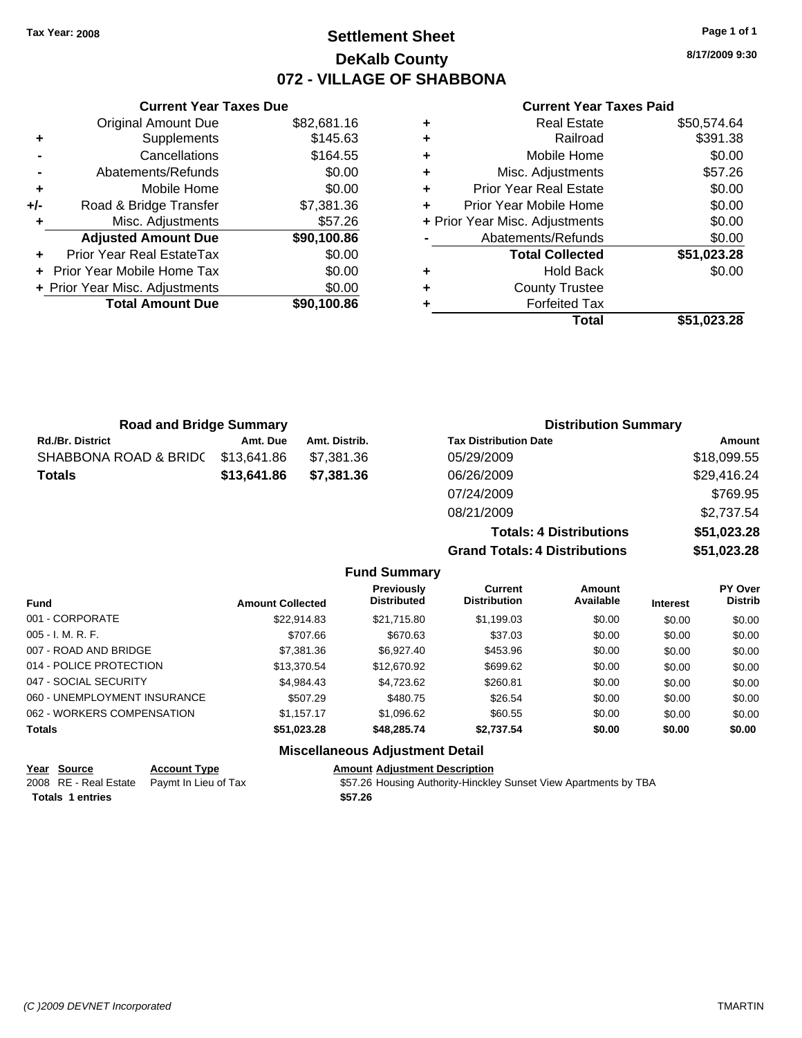Tax Year: 2008

# Settlement Sheet

## DeKalb County

## 072 - VILLAGE OF SHABBONA

8/17/2009 9:30

### Current Year Taxes Due

| | | |
|---|---|---|
| | Original Amount Due | $82,681.16 |
| + | Supplements | $145.63 |
| - | Cancellations | $164.55 |
| - | Abatements/Refunds | $0.00 |
| + | Mobile Home | $0.00 |
| +/- | Road & Bridge Transfer | $7,381.36 |
| + | Misc. Adjustments | $57.26 |
| | **Adjusted Amount Due** | **$90,100.86** |
| + | Prior Year Real EstateTax | $0.00 |
| + | Prior Year Mobile Home Tax | $0.00 |
| + | Prior Year Misc. Adjustments | $0.00 |
| | **Total Amount Due** | **$90,100.86** |

### Current Year Taxes Paid

| | | |
|---|---|---|
| + | Real Estate | $50,574.64 |
| + | Railroad | $391.38 |
| + | Mobile Home | $0.00 |
| + | Misc. Adjustments | $57.26 |
| + | Prior Year Real Estate | $0.00 |
| + | Prior Year Mobile Home | $0.00 |
| + | Prior Year Misc. Adjustments | $0.00 |
| - | Abatements/Refunds | $0.00 |
| | **Total Collected** | **$51,023.28** |
| + | Hold Back | $0.00 |
| + | County Trustee | |
| + | Forfeited Tax | |
| | **Total** | **$51,023.28** |

### Road and Bridge Summary

| Rd./Br. District | Amt. Due | Amt. Distrib. |
|---|---|---|
| SHABBONA ROAD & BRIDC | $13,641.86 | $7,381.36 |
| **Totals** | **$13,641.86** | **$7,381.36** |

### Distribution Summary

| Tax Distribution Date | Amount |
|---|---|
| 05/29/2009 | $18,099.55 |
| 06/26/2009 | $29,416.24 |
| 07/24/2009 | $769.95 |
| 08/21/2009 | $2,737.54 |
| **Totals: 4 Distributions** | **$51,023.28** |
| **Grand Totals: 4 Distributions** | **$51,023.28** |

### Fund Summary

| Fund | Amount Collected | Previously Distributed | Current Distribution | Amount Available | Interest | PY Over Distrib |
|---|---|---|---|---|---|---|
| 001 - CORPORATE | $22,914.83 | $21,715.80 | $1,199.03 | $0.00 | $0.00 | $0.00 |
| 005 - I. M. R. F. | $707.66 | $670.63 | $37.03 | $0.00 | $0.00 | $0.00 |
| 007 - ROAD AND BRIDGE | $7,381.36 | $6,927.40 | $453.96 | $0.00 | $0.00 | $0.00 |
| 014 - POLICE PROTECTION | $13,370.54 | $12,670.92 | $699.62 | $0.00 | $0.00 | $0.00 |
| 047 - SOCIAL SECURITY | $4,984.43 | $4,723.62 | $260.81 | $0.00 | $0.00 | $0.00 |
| 060 - UNEMPLOYMENT INSURANCE | $507.29 | $480.75 | $26.54 | $0.00 | $0.00 | $0.00 |
| 062 - WORKERS COMPENSATION | $1,157.17 | $1,096.62 | $60.55 | $0.00 | $0.00 | $0.00 |
| **Totals** | **$51,023.28** | **$48,285.74** | **$2,737.54** | **$0.00** | **$0.00** | **$0.00** |

### Miscellaneous Adjustment Detail

| Year | Source | Account Type | Amount | Adjustment Description |
|---|---|---|---|---|
| 2008 | RE - Real Estate | Paymt In Lieu of Tax | $57.26 | Housing Authority-Hinckley Sunset View Apartments by TBA |
| **Totals** | **1 entries** | | **$57.26** | |

(C )2009 DEVNET Incorporated TMARTIN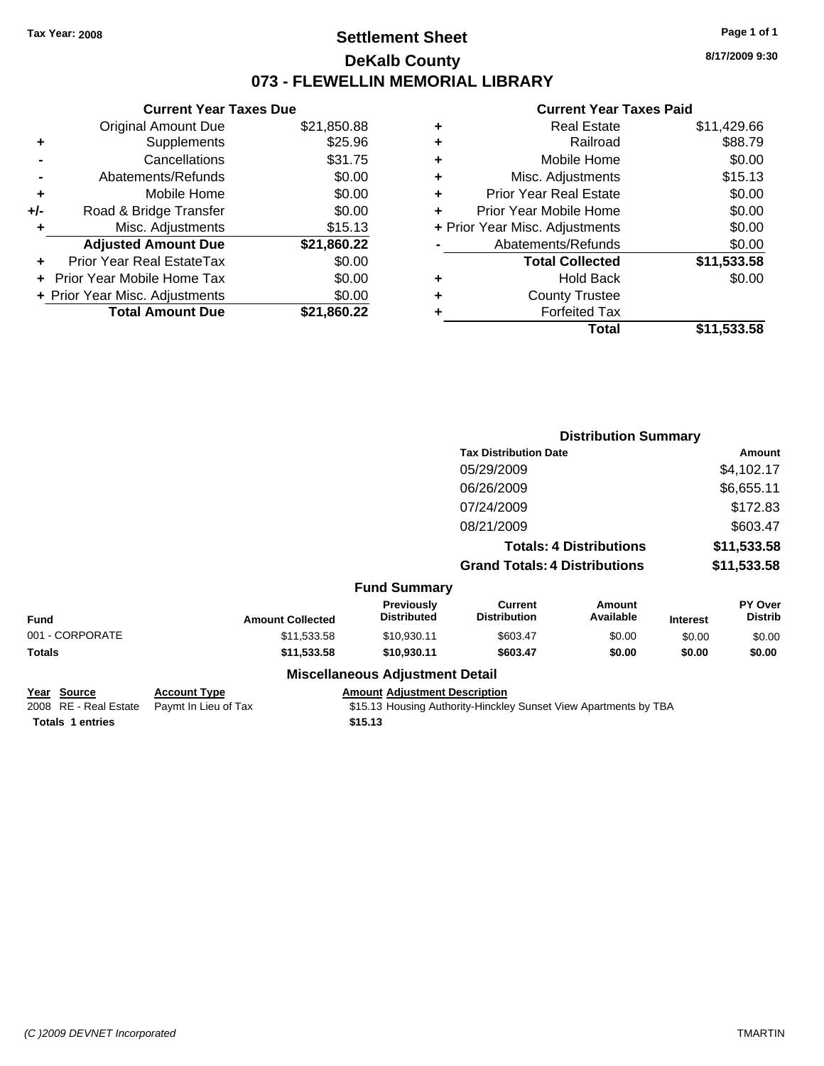Tax Year: 2008

# Settlement Sheet

## DeKalb County

## 073 - FLEWELLIN MEMORIAL LIBRARY

8/17/2009 9:30

### Current Year Taxes Due

| | | |
|---|---|---|
| | Original Amount Due | $21,850.88 |
| + | Supplements | $25.96 |
| - | Cancellations | $31.75 |
| - | Abatements/Refunds | $0.00 |
| + | Mobile Home | $0.00 |
| +/- | Road & Bridge Transfer | $0.00 |
| + | Misc. Adjustments | $15.13 |
| | **Adjusted Amount Due** | **$21,860.22** |
| + | Prior Year Real EstateTax | $0.00 |
| + | Prior Year Mobile Home Tax | $0.00 |
| + | Prior Year Misc. Adjustments | $0.00 |
| | **Total Amount Due** | **$21,860.22** |

### Current Year Taxes Paid

| | | |
|---|---|---|
| + | Real Estate | $11,429.66 |
| + | Railroad | $88.79 |
| + | Mobile Home | $0.00 |
| + | Misc. Adjustments | $15.13 |
| + | Prior Year Real Estate | $0.00 |
| + | Prior Year Mobile Home | $0.00 |
| + | Prior Year Misc. Adjustments | $0.00 |
| - | Abatements/Refunds | $0.00 |
| | **Total Collected** | **$11,533.58** |
| + | Hold Back | $0.00 |
| + | County Trustee | |
| + | Forfeited Tax | |
| | **Total** | **$11,533.58** |

### Distribution Summary

| Tax Distribution Date | Amount |
|---|---|
| 05/29/2009 | $4,102.17 |
| 06/26/2009 | $6,655.11 |
| 07/24/2009 | $172.83 |
| 08/21/2009 | $603.47 |
| **Totals: 4 Distributions** | **$11,533.58** |
| **Grand Totals: 4 Distributions** | **$11,533.58** |

### Fund Summary

| Fund | Amount Collected | Previously Distributed | Current Distribution | Amount Available | Interest | PY Over Distrib |
|---|---|---|---|---|---|---|
| 001 - CORPORATE | $11,533.58 | $10,930.11 | $603.47 | $0.00 | $0.00 | $0.00 |
| **Totals** | **$11,533.58** | **$10,930.11** | **$603.47** | **$0.00** | **$0.00** | **$0.00** |

### Miscellaneous Adjustment Detail

| Year | Source | Account Type | Amount | Adjustment Description |
|---|---|---|---|---|
| 2008 | RE - Real Estate | Paymt In Lieu of Tax | $15.13 | Housing Authority-Hinckley Sunset View Apartments by TBA |
| **Totals 1 entries** | | | **$15.13** | |

(C )2009 DEVNET Incorporated TMARTIN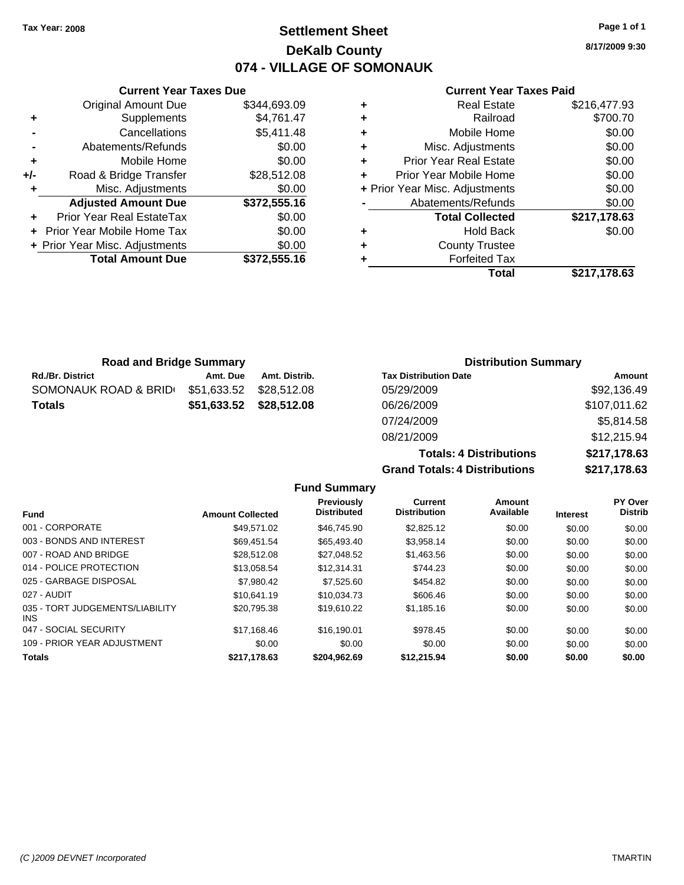Tax Year: 2008

# Settlement Sheet
## DeKalb County
## 074 - VILLAGE OF SOMONAUK

8/17/2009 9:30

### Current Year Taxes Due

| | | |
|---|---|---|
| | Original Amount Due | $344,693.09 |
| + | Supplements | $4,761.47 |
| - | Cancellations | $5,411.48 |
| - | Abatements/Refunds | $0.00 |
| + | Mobile Home | $0.00 |
| +/- | Road & Bridge Transfer | $28,512.08 |
| + | Misc. Adjustments | $0.00 |
| | **Adjusted Amount Due** | **$372,555.16** |
| + | Prior Year Real EstateTax | $0.00 |
| + | Prior Year Mobile Home Tax | $0.00 |
| + | Prior Year Misc. Adjustments | $0.00 |
| | **Total Amount Due** | **$372,555.16** |

### Current Year Taxes Paid

| | | |
|---|---|---|
| + | Real Estate | $216,477.93 |
| + | Railroad | $700.70 |
| + | Mobile Home | $0.00 |
| + | Misc. Adjustments | $0.00 |
| + | Prior Year Real Estate | $0.00 |
| + | Prior Year Mobile Home | $0.00 |
| + | Prior Year Misc. Adjustments | $0.00 |
| - | Abatements/Refunds | $0.00 |
| | **Total Collected** | **$217,178.63** |
| + | Hold Back | $0.00 |
| + | County Trustee | |
| + | Forfeited Tax | |
| | **Total** | **$217,178.63** |

### Road and Bridge Summary

| Rd./Br. District | Amt. Due | Amt. Distrib. |
|---|---|---|
| SOMONAUK ROAD & BRID | $51,633.52 | $28,512.08 |
| **Totals** | **$51,633.52** | **$28,512.08** |

### Distribution Summary

| Tax Distribution Date | Amount |
|---|---|
| 05/29/2009 | $92,136.49 |
| 06/26/2009 | $107,011.62 |
| 07/24/2009 | $5,814.58 |
| 08/21/2009 | $12,215.94 |
| **Totals: 4 Distributions** | **$217,178.63** |
| **Grand Totals: 4 Distributions** | **$217,178.63** |

### Fund Summary

| Fund | Amount Collected | Previously Distributed | Current Distribution | Amount Available | Interest | PY Over Distrib |
|---|---|---|---|---|---|---|
| 001 - CORPORATE | $49,571.02 | $46,745.90 | $2,825.12 | $0.00 | $0.00 | $0.00 |
| 003 - BONDS AND INTEREST | $69,451.54 | $65,493.40 | $3,958.14 | $0.00 | $0.00 | $0.00 |
| 007 - ROAD AND BRIDGE | $28,512.08 | $27,048.52 | $1,463.56 | $0.00 | $0.00 | $0.00 |
| 014 - POLICE PROTECTION | $13,058.54 | $12,314.31 | $744.23 | $0.00 | $0.00 | $0.00 |
| 025 - GARBAGE DISPOSAL | $7,980.42 | $7,525.60 | $454.82 | $0.00 | $0.00 | $0.00 |
| 027 - AUDIT | $10,641.19 | $10,034.73 | $606.46 | $0.00 | $0.00 | $0.00 |
| 035 - TORT JUDGEMENTS/LIABILITY INS | $20,795.38 | $19,610.22 | $1,185.16 | $0.00 | $0.00 | $0.00 |
| 047 - SOCIAL SECURITY | $17,168.46 | $16,190.01 | $978.45 | $0.00 | $0.00 | $0.00 |
| 109 - PRIOR YEAR ADJUSTMENT | $0.00 | $0.00 | $0.00 | $0.00 | $0.00 | $0.00 |
| **Totals** | **$217,178.63** | **$204,962.69** | **$12,215.94** | **$0.00** | **$0.00** | **$0.00** |

(C )2009 DEVNET Incorporated TMARTIN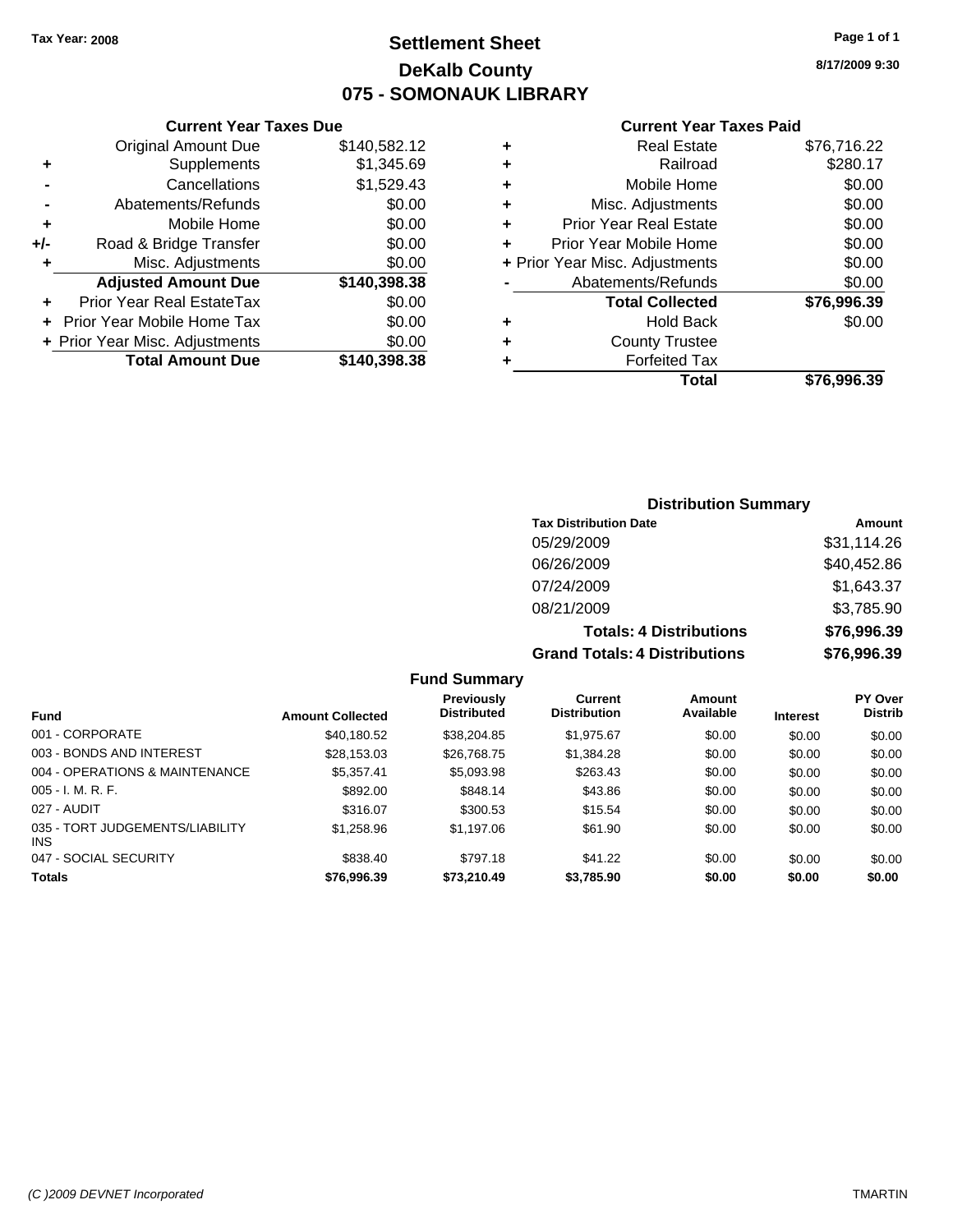Tax Year: 2008

# Settlement Sheet
## DeKalb County
## 075 - SOMONAUK LIBRARY

8/17/2009 9:30

### Current Year Taxes Due

| | | |
|---|---|---|
| | Original Amount Due | $140,582.12 |
| + | Supplements | $1,345.69 |
| - | Cancellations | $1,529.43 |
| - | Abatements/Refunds | $0.00 |
| + | Mobile Home | $0.00 |
| +/- | Road & Bridge Transfer | $0.00 |
| + | Misc. Adjustments | $0.00 |
| | **Adjusted Amount Due** | **$140,398.38** |
| + | Prior Year Real EstateTax | $0.00 |
| + | Prior Year Mobile Home Tax | $0.00 |
| + | Prior Year Misc. Adjustments | $0.00 |
| | **Total Amount Due** | **$140,398.38** |

### Current Year Taxes Paid

| | | |
|---|---|---|
| + | Real Estate | $76,716.22 |
| + | Railroad | $280.17 |
| + | Mobile Home | $0.00 |
| + | Misc. Adjustments | $0.00 |
| + | Prior Year Real Estate | $0.00 |
| + | Prior Year Mobile Home | $0.00 |
| + | Prior Year Misc. Adjustments | $0.00 |
| - | Abatements/Refunds | $0.00 |
| | **Total Collected** | **$76,996.39** |
| + | Hold Back | $0.00 |
| + | County Trustee | |
| + | Forfeited Tax | |
| | **Total** | **$76,996.39** |

### Distribution Summary

| Tax Distribution Date | Amount |
|---|---|
| 05/29/2009 | $31,114.26 |
| 06/26/2009 | $40,452.86 |
| 07/24/2009 | $1,643.37 |
| 08/21/2009 | $3,785.90 |
| **Totals: 4 Distributions** | **$76,996.39** |
| **Grand Totals: 4 Distributions** | **$76,996.39** |

### Fund Summary

| Fund | Amount Collected | Previously Distributed | Current Distribution | Amount Available | Interest | PY Over Distrib |
|---|---|---|---|---|---|---|
| 001 - CORPORATE | $40,180.52 | $38,204.85 | $1,975.67 | $0.00 | $0.00 | $0.00 |
| 003 - BONDS AND INTEREST | $28,153.03 | $26,768.75 | $1,384.28 | $0.00 | $0.00 | $0.00 |
| 004 - OPERATIONS & MAINTENANCE | $5,357.41 | $5,093.98 | $263.43 | $0.00 | $0.00 | $0.00 |
| 005 - I. M. R. F. | $892.00 | $848.14 | $43.86 | $0.00 | $0.00 | $0.00 |
| 027 - AUDIT | $316.07 | $300.53 | $15.54 | $0.00 | $0.00 | $0.00 |
| 035 - TORT JUDGEMENTS/LIABILITY INS | $1,258.96 | $1,197.06 | $61.90 | $0.00 | $0.00 | $0.00 |
| 047 - SOCIAL SECURITY | $838.40 | $797.18 | $41.22 | $0.00 | $0.00 | $0.00 |
| **Totals** | **$76,996.39** | **$73,210.49** | **$3,785.90** | **$0.00** | **$0.00** | **$0.00** |

(C )2009 DEVNET Incorporated TMARTIN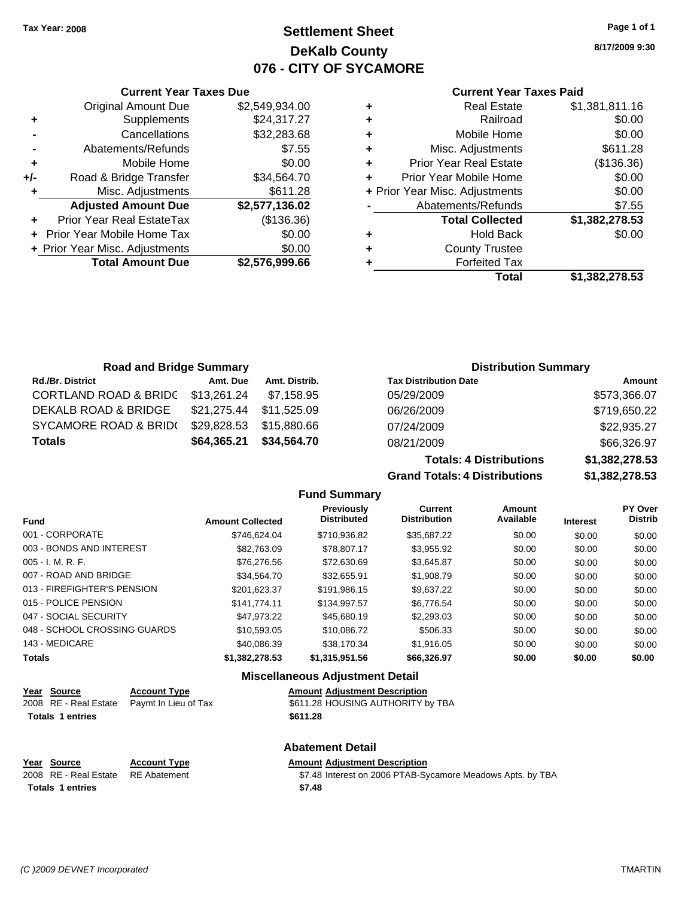Tax Year: 2008

# Settlement Sheet
## DeKalb County
## 076 - CITY OF SYCAMORE

8/17/2009 9:30

### Current Year Taxes Due

| | | |
|---|---|---|
| | Original Amount Due | $2,549,934.00 |
| + | Supplements | $24,317.27 |
| - | Cancellations | $32,283.68 |
| - | Abatements/Refunds | $7.55 |
| + | Mobile Home | $0.00 |
| +/- | Road & Bridge Transfer | $34,564.70 |
| + | Misc. Adjustments | $611.28 |
| | **Adjusted Amount Due** | **$2,577,136.02** |
| + | Prior Year Real EstateTax | ($136.36) |
| + | Prior Year Mobile Home Tax | $0.00 |
| + | Prior Year Misc. Adjustments | $0.00 |
| | **Total Amount Due** | **$2,576,999.66** |

### Current Year Taxes Paid

| | | |
|---|---|---|
| + | Real Estate | $1,381,811.16 |
| + | Railroad | $0.00 |
| + | Mobile Home | $0.00 |
| + | Misc. Adjustments | $611.28 |
| + | Prior Year Real Estate | ($136.36) |
| + | Prior Year Mobile Home | $0.00 |
| + | Prior Year Misc. Adjustments | $0.00 |
| - | Abatements/Refunds | $7.55 |
| | **Total Collected** | **$1,382,278.53** |
| + | Hold Back | $0.00 |
| + | County Trustee | |
| + | Forfeited Tax | |
| | **Total** | **$1,382,278.53** |

### Road and Bridge Summary

| Rd./Br. District | Amt. Due | Amt. Distrib. |
|---|---|---|
| CORTLAND ROAD & BRIDG | $13,261.24 | $7,158.95 |
| DEKALB ROAD & BRIDGE | $21,275.44 | $11,525.09 |
| SYCAMORE ROAD & BRID( | $29,828.53 | $15,880.66 |
| **Totals** | **$64,365.21** | **$34,564.70** |

### Distribution Summary

| Tax Distribution Date | Amount |
|---|---|
| 05/29/2009 | $573,366.07 |
| 06/26/2009 | $719,650.22 |
| 07/24/2009 | $22,935.27 |
| 08/21/2009 | $66,326.97 |
| **Totals: 4 Distributions** | **$1,382,278.53** |
| **Grand Totals: 4 Distributions** | **$1,382,278.53** |

### Fund Summary

| Fund | Amount Collected | Previously Distributed | Current Distribution | Amount Available | Interest | PY Over Distrib |
|---|---|---|---|---|---|---|
| 001 - CORPORATE | $746,624.04 | $710,936.82 | $35,687.22 | $0.00 | $0.00 | $0.00 |
| 003 - BONDS AND INTEREST | $82,763.09 | $78,807.17 | $3,955.92 | $0.00 | $0.00 | $0.00 |
| 005 - I. M. R. F. | $76,276.56 | $72,630.69 | $3,645.87 | $0.00 | $0.00 | $0.00 |
| 007 - ROAD AND BRIDGE | $34,564.70 | $32,655.91 | $1,908.79 | $0.00 | $0.00 | $0.00 |
| 013 - FIREFIGHTER'S PENSION | $201,623.37 | $191,986.15 | $9,637.22 | $0.00 | $0.00 | $0.00 |
| 015 - POLICE PENSION | $141,774.11 | $134,997.57 | $6,776.54 | $0.00 | $0.00 | $0.00 |
| 047 - SOCIAL SECURITY | $47,973.22 | $45,680.19 | $2,293.03 | $0.00 | $0.00 | $0.00 |
| 048 - SCHOOL CROSSING GUARDS | $10,593.05 | $10,086.72 | $506.33 | $0.00 | $0.00 | $0.00 |
| 143 - MEDICARE | $40,086.39 | $38,170.34 | $1,916.05 | $0.00 | $0.00 | $0.00 |
| **Totals** | **$1,382,278.53** | **$1,315,951.56** | **$66,326.97** | **$0.00** | **$0.00** | **$0.00** |

### Miscellaneous Adjustment Detail

| Year | Source | Account Type | Amount | Adjustment Description |
|---|---|---|---|---|
| 2008 | RE - Real Estate | Paymt In Lieu of Tax | $611.28 | HOUSING AUTHORITY by TBA |
| **Totals 1 entries** | | | **$611.28** | |

### Abatement Detail

| Year | Source | Account Type | Amount | Adjustment Description |
|---|---|---|---|---|
| 2008 | RE - Real Estate | RE Abatement | $7.48 | Interest on 2006 PTAB-Sycamore Meadows Apts. by TBA |
| **Totals 1 entries** | | | **$7.48** | |

(C )2009 DEVNET Incorporated TMARTIN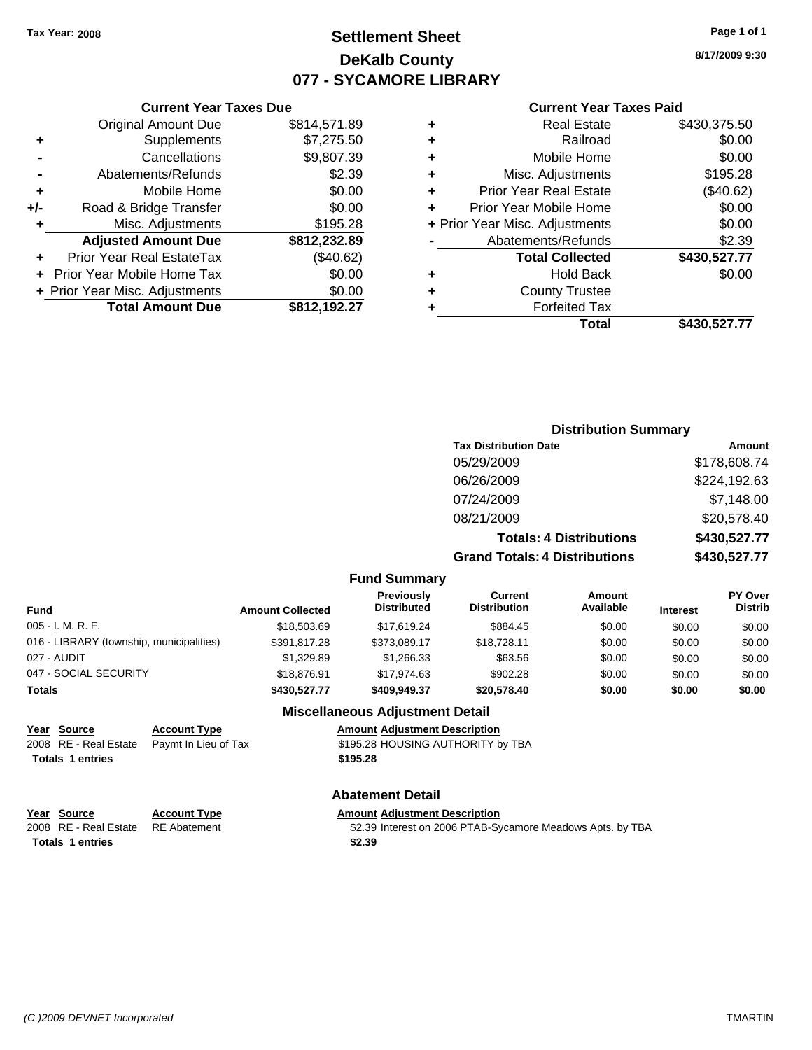Tax Year: 2008

# Settlement Sheet
# DeKalb County
# 077 - SYCAMORE LIBRARY

8/17/2009 9:30

### Current Year Taxes Due

| | | |
|---|---|---|
| | Original Amount Due | $814,571.89 |
| + | Supplements | $7,275.50 |
| - | Cancellations | $9,807.39 |
| - | Abatements/Refunds | $2.39 |
| + | Mobile Home | $0.00 |
| +/- | Road & Bridge Transfer | $0.00 |
| + | Misc. Adjustments | $195.28 |
| | **Adjusted Amount Due** | **$812,232.89** |
| + | Prior Year Real EstateTax | ($40.62) |
| + | Prior Year Mobile Home Tax | $0.00 |
| + | Prior Year Misc. Adjustments | $0.00 |
| | **Total Amount Due** | **$812,192.27** |

### Current Year Taxes Paid

| | | |
|---|---|---|
| + | Real Estate | $430,375.50 |
| + | Railroad | $0.00 |
| + | Mobile Home | $0.00 |
| + | Misc. Adjustments | $195.28 |
| + | Prior Year Real Estate | ($40.62) |
| + | Prior Year Mobile Home | $0.00 |
| + | Prior Year Misc. Adjustments | $0.00 |
| - | Abatements/Refunds | $2.39 |
| | **Total Collected** | **$430,527.77** |
| + | Hold Back | $0.00 |
| + | County Trustee | |
| + | Forfeited Tax | |
| | **Total** | **$430,527.77** |

### Distribution Summary

| Tax Distribution Date | Amount |
|---|---|
| 05/29/2009 | $178,608.74 |
| 06/26/2009 | $224,192.63 |
| 07/24/2009 | $7,148.00 |
| 08/21/2009 | $20,578.40 |
| **Totals: 4 Distributions** | **$430,527.77** |
| **Grand Totals: 4 Distributions** | **$430,527.77** |

### Fund Summary

| Fund | Amount Collected | Previously Distributed | Current Distribution | Amount Available | Interest | PY Over Distrib |
|---|---|---|---|---|---|---|
| 005 - I. M. R. F. | $18,503.69 | $17,619.24 | $884.45 | $0.00 | $0.00 | $0.00 |
| 016 - LIBRARY (township, municipalities) | $391,817.28 | $373,089.17 | $18,728.11 | $0.00 | $0.00 | $0.00 |
| 027 - AUDIT | $1,329.89 | $1,266.33 | $63.56 | $0.00 | $0.00 | $0.00 |
| 047 - SOCIAL SECURITY | $18,876.91 | $17,974.63 | $902.28 | $0.00 | $0.00 | $0.00 |
| **Totals** | **$430,527.77** | **$409,949.37** | **$20,578.40** | **$0.00** | **$0.00** | **$0.00** |

### Miscellaneous Adjustment Detail

| Year | Source | Account Type | Amount | Adjustment Description |
|---|---|---|---|---|
| 2008 | RE - Real Estate | Paymt In Lieu of Tax | $195.28 | HOUSING AUTHORITY by TBA |
| **Totals** | **1 entries** | | **$195.28** | |

### Abatement Detail

| Year | Source | Account Type | Amount | Adjustment Description |
|---|---|---|---|---|
| 2008 | RE - Real Estate | RE Abatement | $2.39 | Interest on 2006 PTAB-Sycamore Meadows Apts. by TBA |
| **Totals** | **1 entries** | | **$2.39** | |

(C )2009 DEVNET Incorporated TMARTIN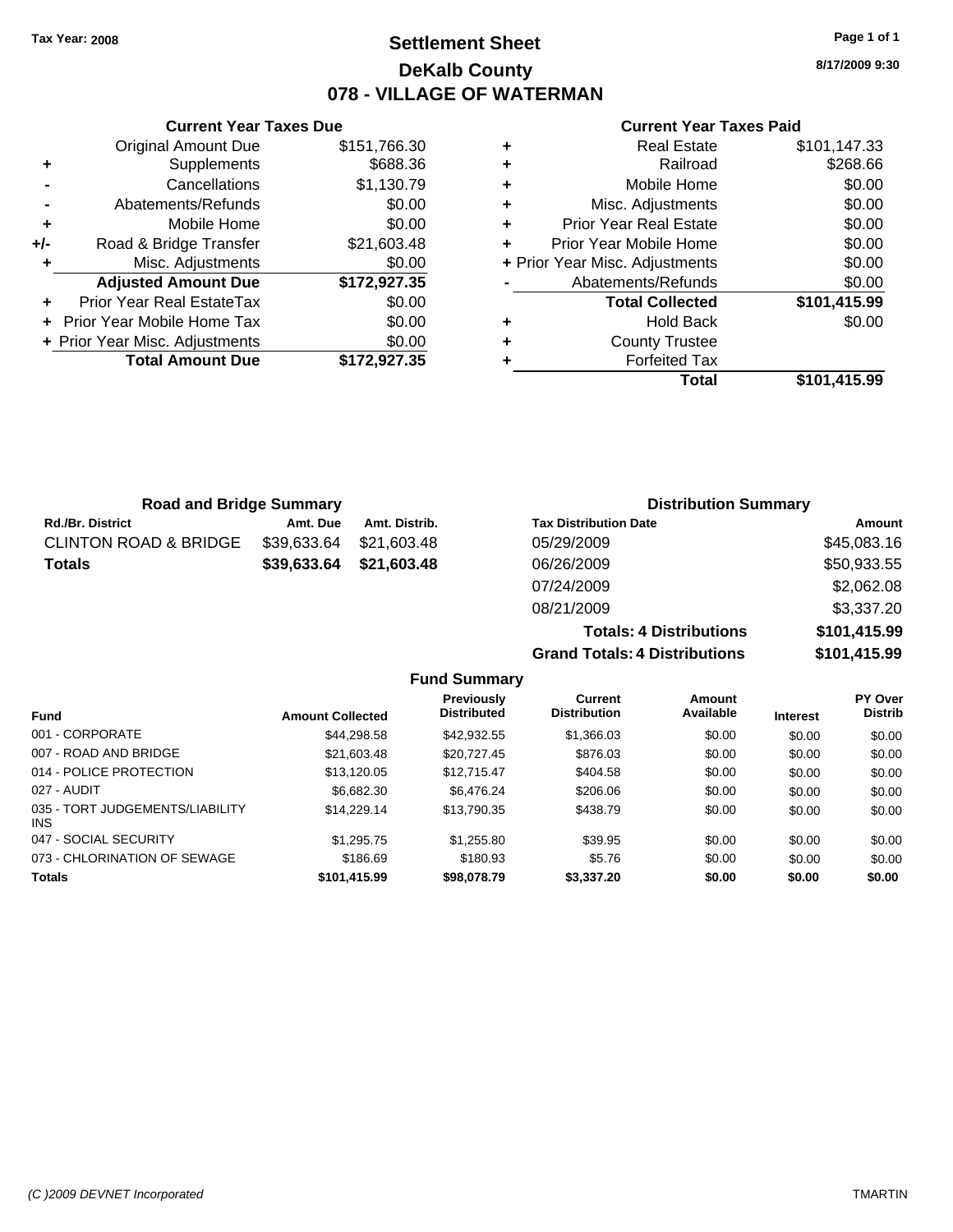Tax Year: 2008

# Settlement Sheet
## DeKalb County
## 078 - VILLAGE OF WATERMAN

8/17/2009 9:30

### Current Year Taxes Due

| | | |
|---|---|---|
| | Original Amount Due | $151,766.30 |
| + | Supplements | $688.36 |
| - | Cancellations | $1,130.79 |
| - | Abatements/Refunds | $0.00 |
| + | Mobile Home | $0.00 |
| +/- | Road & Bridge Transfer | $21,603.48 |
| + | Misc. Adjustments | $0.00 |
| | **Adjusted Amount Due** | **$172,927.35** |
| + | Prior Year Real EstateTax | $0.00 |
| + | Prior Year Mobile Home Tax | $0.00 |
| + | Prior Year Misc. Adjustments | $0.00 |
| | **Total Amount Due** | **$172,927.35** |

### Current Year Taxes Paid

| | | |
|---|---|---|
| + | Real Estate | $101,147.33 |
| + | Railroad | $268.66 |
| + | Mobile Home | $0.00 |
| + | Misc. Adjustments | $0.00 |
| + | Prior Year Real Estate | $0.00 |
| + | Prior Year Mobile Home | $0.00 |
| + | Prior Year Misc. Adjustments | $0.00 |
| - | Abatements/Refunds | $0.00 |
| | **Total Collected** | **$101,415.99** |
| + | Hold Back | $0.00 |
| + | County Trustee | |
| + | Forfeited Tax | |
| | **Total** | **$101,415.99** |

### Road and Bridge Summary

| Rd./Br. District | Amt. Due | Amt. Distrib. |
|---|---|---|
| CLINTON ROAD & BRIDGE | $39,633.64 | $21,603.48 |
| **Totals** | **$39,633.64** | **$21,603.48** |

### Distribution Summary

| Tax Distribution Date | Amount |
|---|---|
| 05/29/2009 | $45,083.16 |
| 06/26/2009 | $50,933.55 |
| 07/24/2009 | $2,062.08 |
| 08/21/2009 | $3,337.20 |
| **Totals: 4 Distributions** | **$101,415.99** |
| **Grand Totals: 4 Distributions** | **$101,415.99** |

### Fund Summary

| Fund | Amount Collected | Previously Distributed | Current Distribution | Amount Available | Interest | PY Over Distrib |
|---|---|---|---|---|---|---|
| 001 - CORPORATE | $44,298.58 | $42,932.55 | $1,366.03 | $0.00 | $0.00 | $0.00 |
| 007 - ROAD AND BRIDGE | $21,603.48 | $20,727.45 | $876.03 | $0.00 | $0.00 | $0.00 |
| 014 - POLICE PROTECTION | $13,120.05 | $12,715.47 | $404.58 | $0.00 | $0.00 | $0.00 |
| 027 - AUDIT | $6,682.30 | $6,476.24 | $206.06 | $0.00 | $0.00 | $0.00 |
| 035 - TORT JUDGEMENTS/LIABILITY INS | $14,229.14 | $13,790.35 | $438.79 | $0.00 | $0.00 | $0.00 |
| 047 - SOCIAL SECURITY | $1,295.75 | $1,255.80 | $39.95 | $0.00 | $0.00 | $0.00 |
| 073 - CHLORINATION OF SEWAGE | $186.69 | $180.93 | $5.76 | $0.00 | $0.00 | $0.00 |
| **Totals** | **$101,415.99** | **$98,078.79** | **$3,337.20** | **$0.00** | **$0.00** | **$0.00** |

(C )2009 DEVNET Incorporated TMARTIN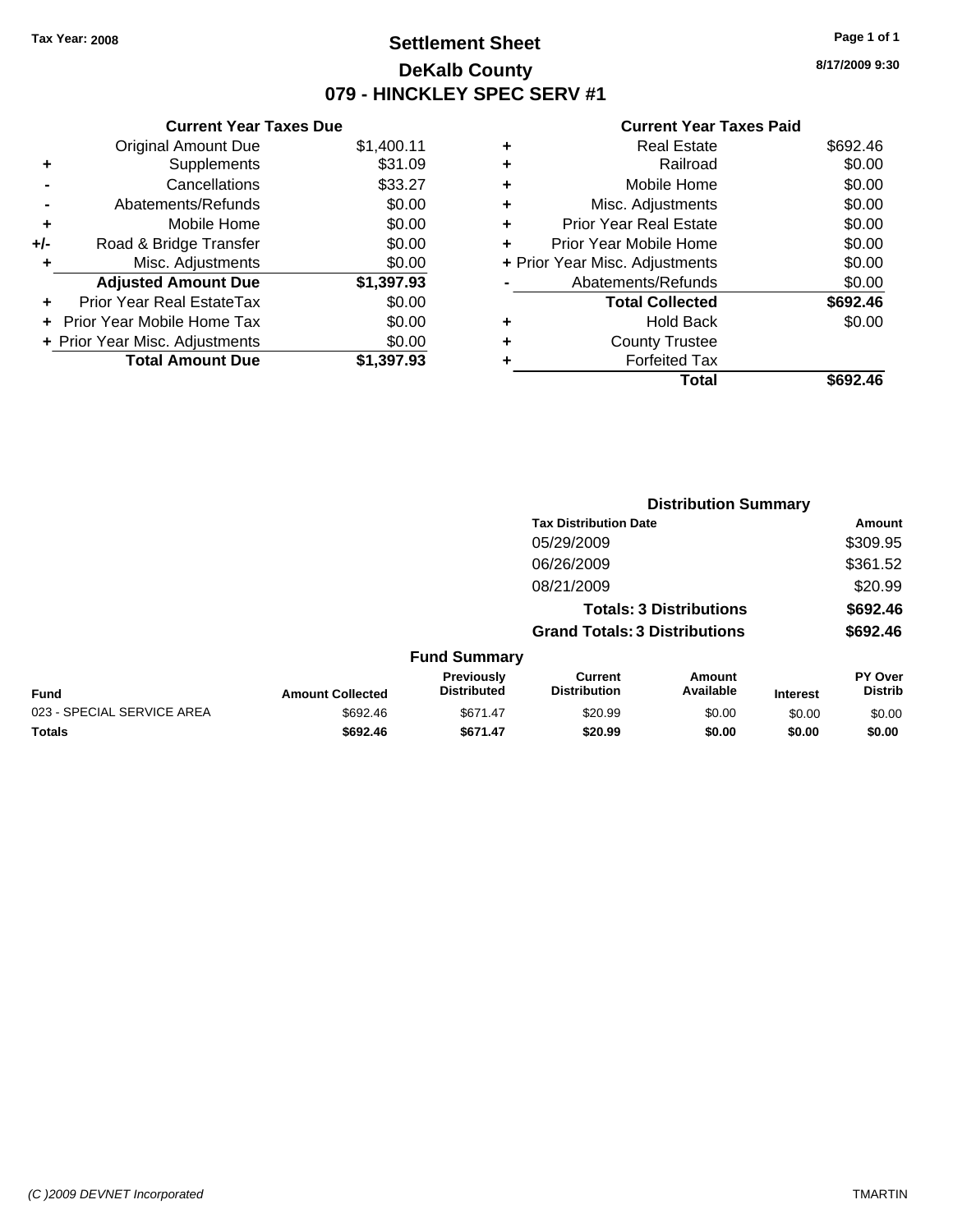Tax Year: 2008

# Settlement Sheet
## DeKalb County
## 079 - HINCKLEY SPEC SERV #1

8/17/2009 9:30

### Current Year Taxes Due

| | | |
|---|---|---|
| | Original Amount Due | $1,400.11 |
| + | Supplements | $31.09 |
| - | Cancellations | $33.27 |
| - | Abatements/Refunds | $0.00 |
| + | Mobile Home | $0.00 |
| +/- | Road & Bridge Transfer | $0.00 |
| + | Misc. Adjustments | $0.00 |
| | **Adjusted Amount Due** | **$1,397.93** |
| + | Prior Year Real EstateTax | $0.00 |
| + | Prior Year Mobile Home Tax | $0.00 |
| + | Prior Year Misc. Adjustments | $0.00 |
| | **Total Amount Due** | **$1,397.93** |

### Current Year Taxes Paid

| | | |
|---|---|---|
| + | Real Estate | $692.46 |
| + | Railroad | $0.00 |
| + | Mobile Home | $0.00 |
| + | Misc. Adjustments | $0.00 |
| + | Prior Year Real Estate | $0.00 |
| + | Prior Year Mobile Home | $0.00 |
| + | Prior Year Misc. Adjustments | $0.00 |
| - | Abatements/Refunds | $0.00 |
| | **Total Collected** | **$692.46** |
| + | Hold Back | $0.00 |
| + | County Trustee | |
| + | Forfeited Tax | |
| | **Total** | **$692.46** |

### Distribution Summary

| Tax Distribution Date | Amount |
|---|---|
| 05/29/2009 | $309.95 |
| 06/26/2009 | $361.52 |
| 08/21/2009 | $20.99 |
| **Totals: 3 Distributions** | **$692.46** |
| **Grand Totals: 3 Distributions** | **$692.46** |

### Fund Summary

| Fund | Amount Collected | Previously Distributed | Current Distribution | Amount Available | Interest | PY Over Distrib |
|---|---|---|---|---|---|---|
| 023 - SPECIAL SERVICE AREA | $692.46 | $671.47 | $20.99 | $0.00 | $0.00 | $0.00 |
| **Totals** | **$692.46** | **$671.47** | **$20.99** | **$0.00** | **$0.00** | **$0.00** |

(C )2009 DEVNET Incorporated TMARTIN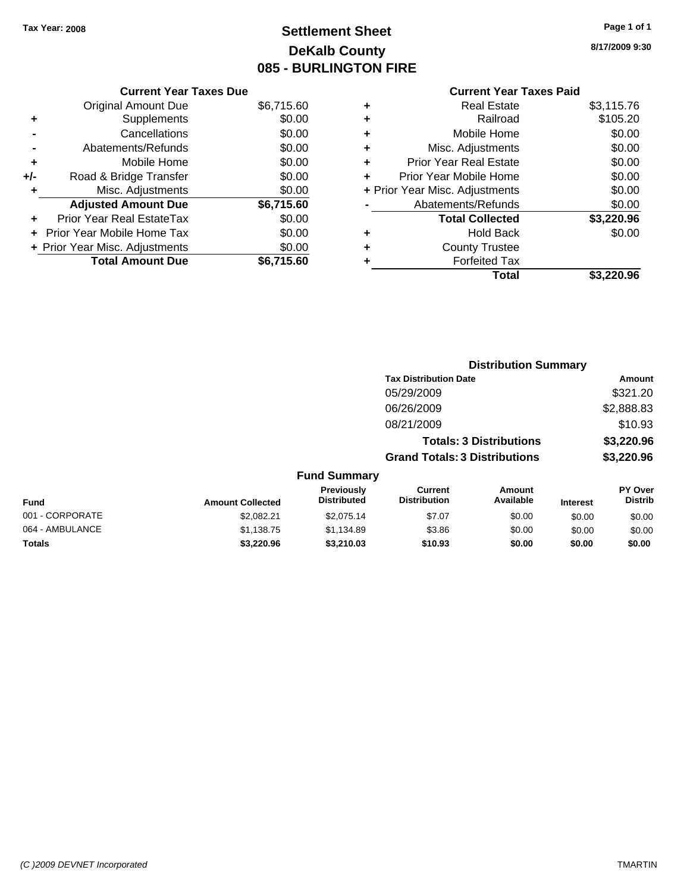Tax Year: 2008

# Settlement Sheet

## DeKalb County

## 085 - BURLINGTON FIRE

8/17/2009 9:30

### Current Year Taxes Due

| | | |
|---|---|---|
| | Original Amount Due | $6,715.60 |
| + | Supplements | $0.00 |
| - | Cancellations | $0.00 |
| - | Abatements/Refunds | $0.00 |
| + | Mobile Home | $0.00 |
| +/- | Road & Bridge Transfer | $0.00 |
| + | Misc. Adjustments | $0.00 |
| | **Adjusted Amount Due** | **$6,715.60** |
| + | Prior Year Real EstateTax | $0.00 |
| + | Prior Year Mobile Home Tax | $0.00 |
| + | Prior Year Misc. Adjustments | $0.00 |
| | **Total Amount Due** | **$6,715.60** |

### Current Year Taxes Paid

| | | |
|---|---|---|
| + | Real Estate | $3,115.76 |
| + | Railroad | $105.20 |
| + | Mobile Home | $0.00 |
| + | Misc. Adjustments | $0.00 |
| + | Prior Year Real Estate | $0.00 |
| + | Prior Year Mobile Home | $0.00 |
| + | Prior Year Misc. Adjustments | $0.00 |
| - | Abatements/Refunds | $0.00 |
| | **Total Collected** | **$3,220.96** |
| + | Hold Back | $0.00 |
| + | County Trustee | |
| + | Forfeited Tax | |
| | **Total** | **$3,220.96** |

### Distribution Summary

| Tax Distribution Date | Amount |
|---|---|
| 05/29/2009 | $321.20 |
| 06/26/2009 | $2,888.83 |
| 08/21/2009 | $10.93 |
| **Totals: 3 Distributions** | **$3,220.96** |
| **Grand Totals: 3 Distributions** | **$3,220.96** |

### Fund Summary

| Fund | Amount Collected | Previously Distributed | Current Distribution | Amount Available | Interest | PY Over Distrib |
|---|---|---|---|---|---|---|
| 001 - CORPORATE | $2,082.21 | $2,075.14 | $7.07 | $0.00 | $0.00 | $0.00 |
| 064 - AMBULANCE | $1,138.75 | $1,134.89 | $3.86 | $0.00 | $0.00 | $0.00 |
| **Totals** | **$3,220.96** | **$3,210.03** | **$10.93** | **$0.00** | **$0.00** | **$0.00** |

(C )2009 DEVNET Incorporated

TMARTIN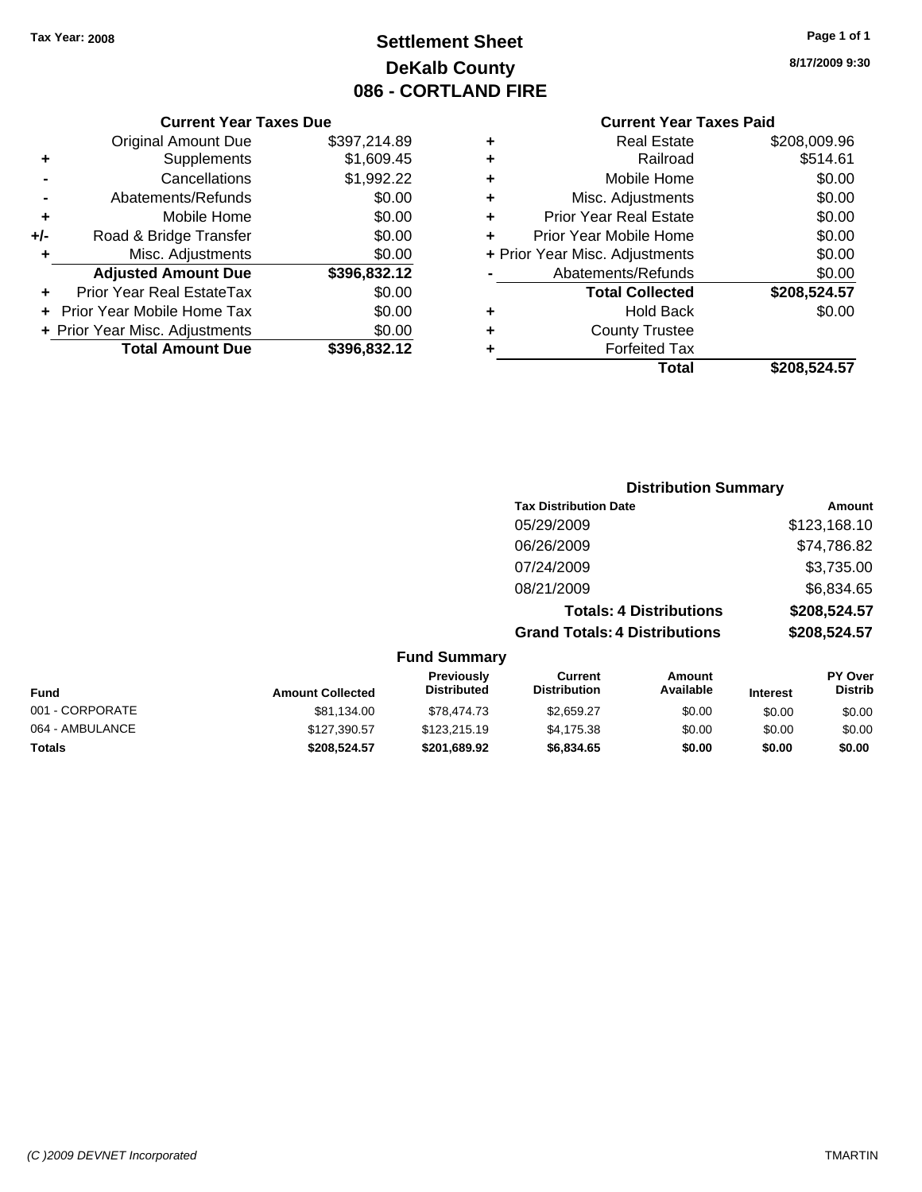**Tax Year: 2008**

# Settlement Sheet
## DeKalb County
## 086 - CORTLAND FIRE

8/17/2009 9:30

### Current Year Taxes Due

| | | |
|---|---|---|
| | Original Amount Due | $397,214.89 |
| + | Supplements | $1,609.45 |
| - | Cancellations | $1,992.22 |
| - | Abatements/Refunds | $0.00 |
| + | Mobile Home | $0.00 |
| +/- | Road & Bridge Transfer | $0.00 |
| + | Misc. Adjustments | $0.00 |
| | **Adjusted Amount Due** | **$396,832.12** |
| + | Prior Year Real EstateTax | $0.00 |
| + | Prior Year Mobile Home Tax | $0.00 |
| + | Prior Year Misc. Adjustments | $0.00 |
| | **Total Amount Due** | **$396,832.12** |

### Current Year Taxes Paid

| | | |
|---|---|---|
| + | Real Estate | $208,009.96 |
| + | Railroad | $514.61 |
| + | Mobile Home | $0.00 |
| + | Misc. Adjustments | $0.00 |
| + | Prior Year Real Estate | $0.00 |
| + | Prior Year Mobile Home | $0.00 |
| + | Prior Year Misc. Adjustments | $0.00 |
| - | Abatements/Refunds | $0.00 |
| | **Total Collected** | **$208,524.57** |
| + | Hold Back | $0.00 |
| + | County Trustee | |
| + | Forfeited Tax | |
| | **Total** | **$208,524.57** |

### Distribution Summary

| Tax Distribution Date | Amount |
|---|---|
| 05/29/2009 | $123,168.10 |
| 06/26/2009 | $74,786.82 |
| 07/24/2009 | $3,735.00 |
| 08/21/2009 | $6,834.65 |
| **Totals: 4 Distributions** | **$208,524.57** |
| **Grand Totals: 4 Distributions** | **$208,524.57** |

### Fund Summary

| Fund | Amount Collected | Previously Distributed | Current Distribution | Amount Available | Interest | PY Over Distrib |
|---|---|---|---|---|---|---|
| 001 - CORPORATE | $81,134.00 | $78,474.73 | $2,659.27 | $0.00 | $0.00 | $0.00 |
| 064 - AMBULANCE | $127,390.57 | $123,215.19 | $4,175.38 | $0.00 | $0.00 | $0.00 |
| **Totals** | **$208,524.57** | **$201,689.92** | **$6,834.65** | **$0.00** | **$0.00** | **$0.00** |

(C )2009 DEVNET Incorporated

TMARTIN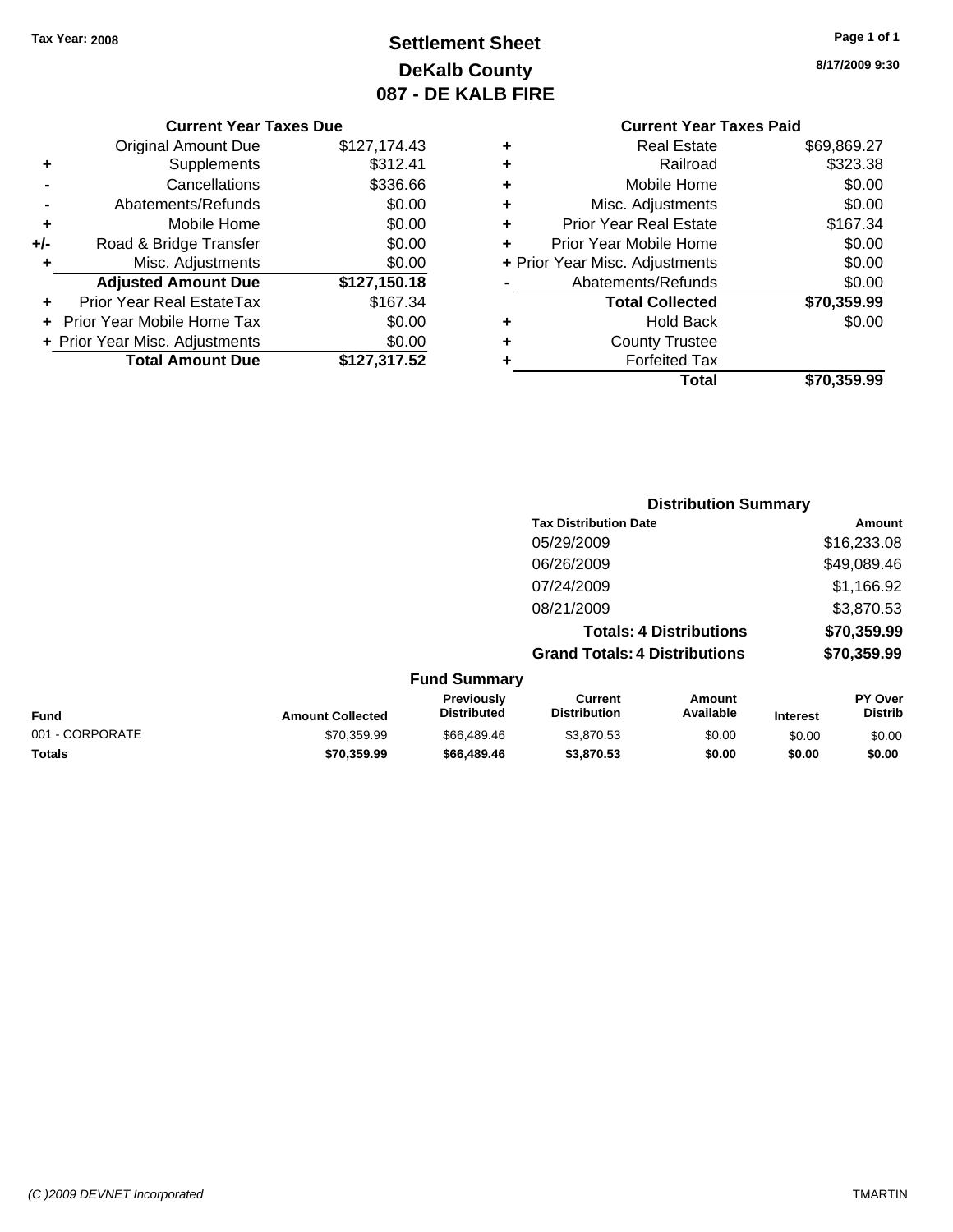**Tax Year: 2008**

# Settlement Sheet
## DeKalb County
## 087 - DE KALB FIRE

**8/17/2009 9:30**

### Current Year Taxes Due

| | | |
|---|---|---|
| | Original Amount Due | $127,174.43 |
| + | Supplements | $312.41 |
| - | Cancellations | $336.66 |
| - | Abatements/Refunds | $0.00 |
| + | Mobile Home | $0.00 |
| +/- | Road & Bridge Transfer | $0.00 |
| + | Misc. Adjustments | $0.00 |
| | **Adjusted Amount Due** | **$127,150.18** |
| + | Prior Year Real EstateTax | $167.34 |
| + | Prior Year Mobile Home Tax | $0.00 |
| + | Prior Year Misc. Adjustments | $0.00 |
| | **Total Amount Due** | **$127,317.52** |

### Current Year Taxes Paid

| | | |
|---|---|---|
| + | Real Estate | $69,869.27 |
| + | Railroad | $323.38 |
| + | Mobile Home | $0.00 |
| + | Misc. Adjustments | $0.00 |
| + | Prior Year Real Estate | $167.34 |
| + | Prior Year Mobile Home | $0.00 |
| + | Prior Year Misc. Adjustments | $0.00 |
| - | Abatements/Refunds | $0.00 |
| | **Total Collected** | **$70,359.99** |
| + | Hold Back | $0.00 |
| + | County Trustee | |
| + | Forfeited Tax | |
| | **Total** | **$70,359.99** |

### Distribution Summary

| Tax Distribution Date | Amount |
|---|---|
| 05/29/2009 | $16,233.08 |
| 06/26/2009 | $49,089.46 |
| 07/24/2009 | $1,166.92 |
| 08/21/2009 | $3,870.53 |
| **Totals: 4 Distributions** | **$70,359.99** |
| **Grand Totals: 4 Distributions** | **$70,359.99** |

### Fund Summary

| Fund | Amount Collected | Previously Distributed | Current Distribution | Amount Available | Interest | PY Over Distrib |
|---|---|---|---|---|---|---|
| 001 - CORPORATE | $70,359.99 | $66,489.46 | $3,870.53 | $0.00 | $0.00 | $0.00 |
| **Totals** | **$70,359.99** | **$66,489.46** | **$3,870.53** | **$0.00** | **$0.00** | **$0.00** |

*(C )2009 DEVNET Incorporated* TMARTIN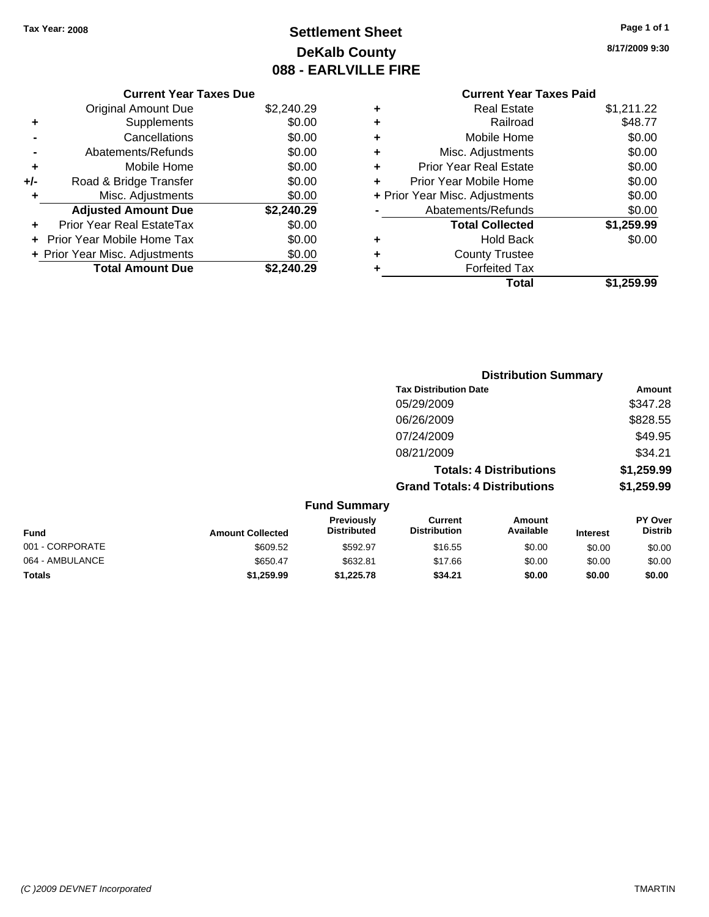Tax Year: 2008

# Settlement Sheet
## DeKalb County
## 088 - EARLVILLE FIRE

8/17/2009 9:30

| | Current Year Taxes Due | |
|---|---|---|
| | Original Amount Due | $2,240.29 |
| + | Supplements | $0.00 |
| - | Cancellations | $0.00 |
| - | Abatements/Refunds | $0.00 |
| + | Mobile Home | $0.00 |
| +/- | Road & Bridge Transfer | $0.00 |
| + | Misc. Adjustments | $0.00 |
| | **Adjusted Amount Due** | **$2,240.29** |
| + | Prior Year Real EstateTax | $0.00 |
| + | Prior Year Mobile Home Tax | $0.00 |
| + | Prior Year Misc. Adjustments | $0.00 |
| | **Total Amount Due** | **$2,240.29** |

| | Current Year Taxes Paid | |
|---|---|---|
| + | Real Estate | $1,211.22 |
| + | Railroad | $48.77 |
| + | Mobile Home | $0.00 |
| + | Misc. Adjustments | $0.00 |
| + | Prior Year Real Estate | $0.00 |
| + | Prior Year Mobile Home | $0.00 |
| + | Prior Year Misc. Adjustments | $0.00 |
| - | Abatements/Refunds | $0.00 |
| | **Total Collected** | **$1,259.99** |
| + | Hold Back | $0.00 |
| + | County Trustee | |
| + | Forfeited Tax | |
| | **Total** | **$1,259.99** |

### Distribution Summary

| Tax Distribution Date | Amount |
|---|---|
| 05/29/2009 | $347.28 |
| 06/26/2009 | $828.55 |
| 07/24/2009 | $49.95 |
| 08/21/2009 | $34.21 |
| **Totals: 4 Distributions** | **$1,259.99** |
| **Grand Totals: 4 Distributions** | **$1,259.99** |

### Fund Summary

| Fund | Amount Collected | Previously Distributed | Current Distribution | Amount Available | Interest | PY Over Distrib |
|---|---|---|---|---|---|---|
| 001 - CORPORATE | $609.52 | $592.97 | $16.55 | $0.00 | $0.00 | $0.00 |
| 064 - AMBULANCE | $650.47 | $632.81 | $17.66 | $0.00 | $0.00 | $0.00 |
| **Totals** | **$1,259.99** | **$1,225.78** | **$34.21** | **$0.00** | **$0.00** | **$0.00** |

(C )2009 DEVNET Incorporated — TMARTIN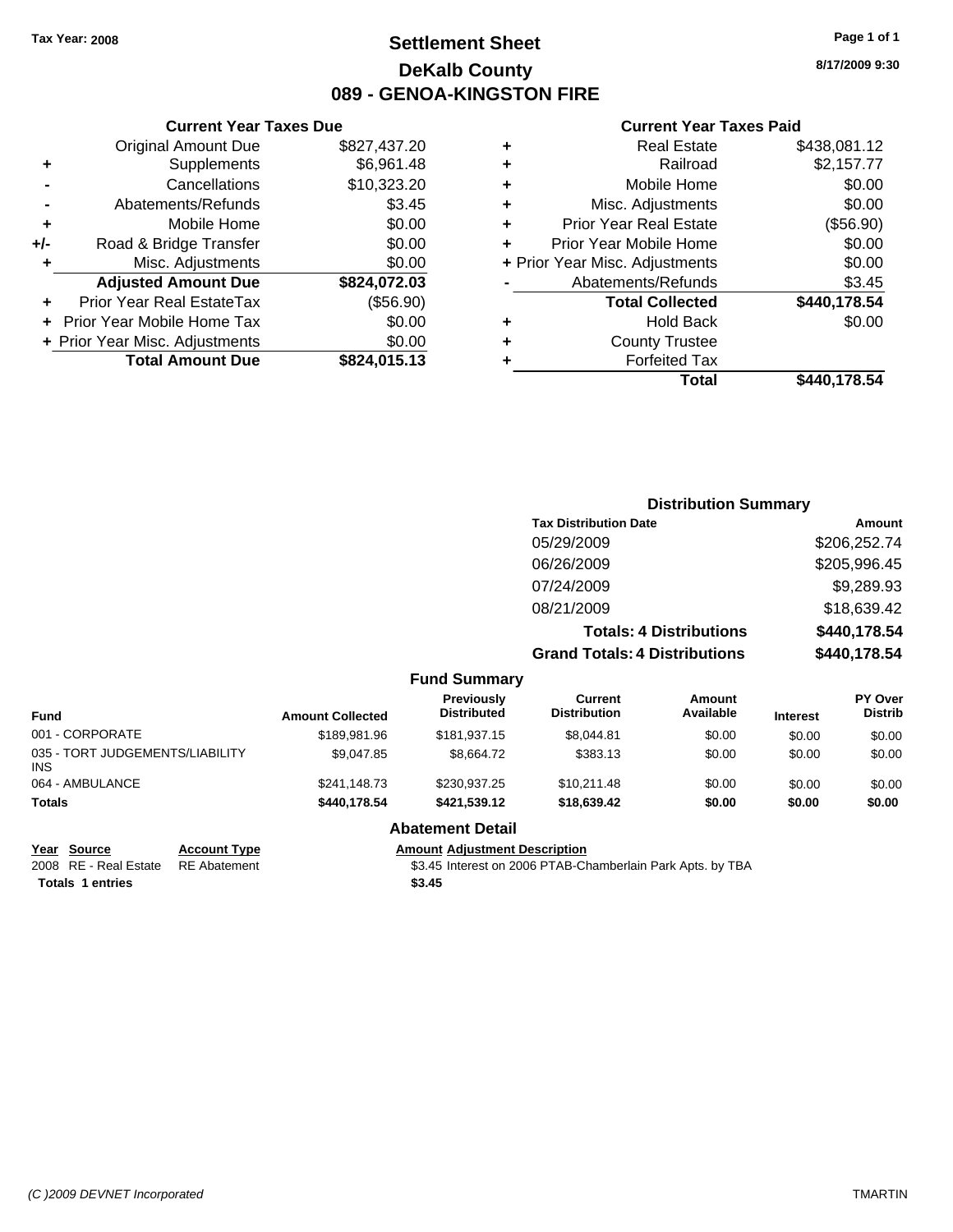Tax Year: 2008

# Settlement Sheet
## DeKalb County
## 089 - GENOA-KINGSTON FIRE

8/17/2009 9:30

### Current Year Taxes Due

| | | |
|---|---|---|
| | Original Amount Due | $827,437.20 |
| + | Supplements | $6,961.48 |
| - | Cancellations | $10,323.20 |
| - | Abatements/Refunds | $3.45 |
| + | Mobile Home | $0.00 |
| +/- | Road & Bridge Transfer | $0.00 |
| + | Misc. Adjustments | $0.00 |
| | **Adjusted Amount Due** | **$824,072.03** |
| + | Prior Year Real EstateTax | ($56.90) |
| + | Prior Year Mobile Home Tax | $0.00 |
| + | Prior Year Misc. Adjustments | $0.00 |
| | **Total Amount Due** | **$824,015.13** |

### Current Year Taxes Paid

| | | |
|---|---|---|
| + | Real Estate | $438,081.12 |
| + | Railroad | $2,157.77 |
| + | Mobile Home | $0.00 |
| + | Misc. Adjustments | $0.00 |
| + | Prior Year Real Estate | ($56.90) |
| + | Prior Year Mobile Home | $0.00 |
| + | Prior Year Misc. Adjustments | $0.00 |
| - | Abatements/Refunds | $3.45 |
| | **Total Collected** | **$440,178.54** |
| + | Hold Back | $0.00 |
| + | County Trustee | |
| + | Forfeited Tax | |
| | **Total** | **$440,178.54** |

### Distribution Summary

| Tax Distribution Date | Amount |
|---|---|
| 05/29/2009 | $206,252.74 |
| 06/26/2009 | $205,996.45 |
| 07/24/2009 | $9,289.93 |
| 08/21/2009 | $18,639.42 |
| **Totals: 4 Distributions** | **$440,178.54** |
| **Grand Totals: 4 Distributions** | **$440,178.54** |

### Fund Summary

| Fund | Amount Collected | Previously Distributed | Current Distribution | Amount Available | Interest | PY Over Distrib |
|---|---|---|---|---|---|---|
| 001 - CORPORATE | $189,981.96 | $181,937.15 | $8,044.81 | $0.00 | $0.00 | $0.00 |
| 035 - TORT JUDGEMENTS/LIABILITY INS | $9,047.85 | $8,664.72 | $383.13 | $0.00 | $0.00 | $0.00 |
| 064 - AMBULANCE | $241,148.73 | $230,937.25 | $10,211.48 | $0.00 | $0.00 | $0.00 |
| **Totals** | **$440,178.54** | **$421,539.12** | **$18,639.42** | **$0.00** | **$0.00** | **$0.00** |

### Abatement Detail

| Year | Source | Account Type | Amount | Adjustment Description |
|---|---|---|---|---|
| 2008 | RE - Real Estate | RE Abatement | $3.45 | Interest on 2006 PTAB-Chamberlain Park Apts. by TBA |
| **Totals** | **1 entries** | | **$3.45** | |

(C )2009 DEVNET Incorporated TMARTIN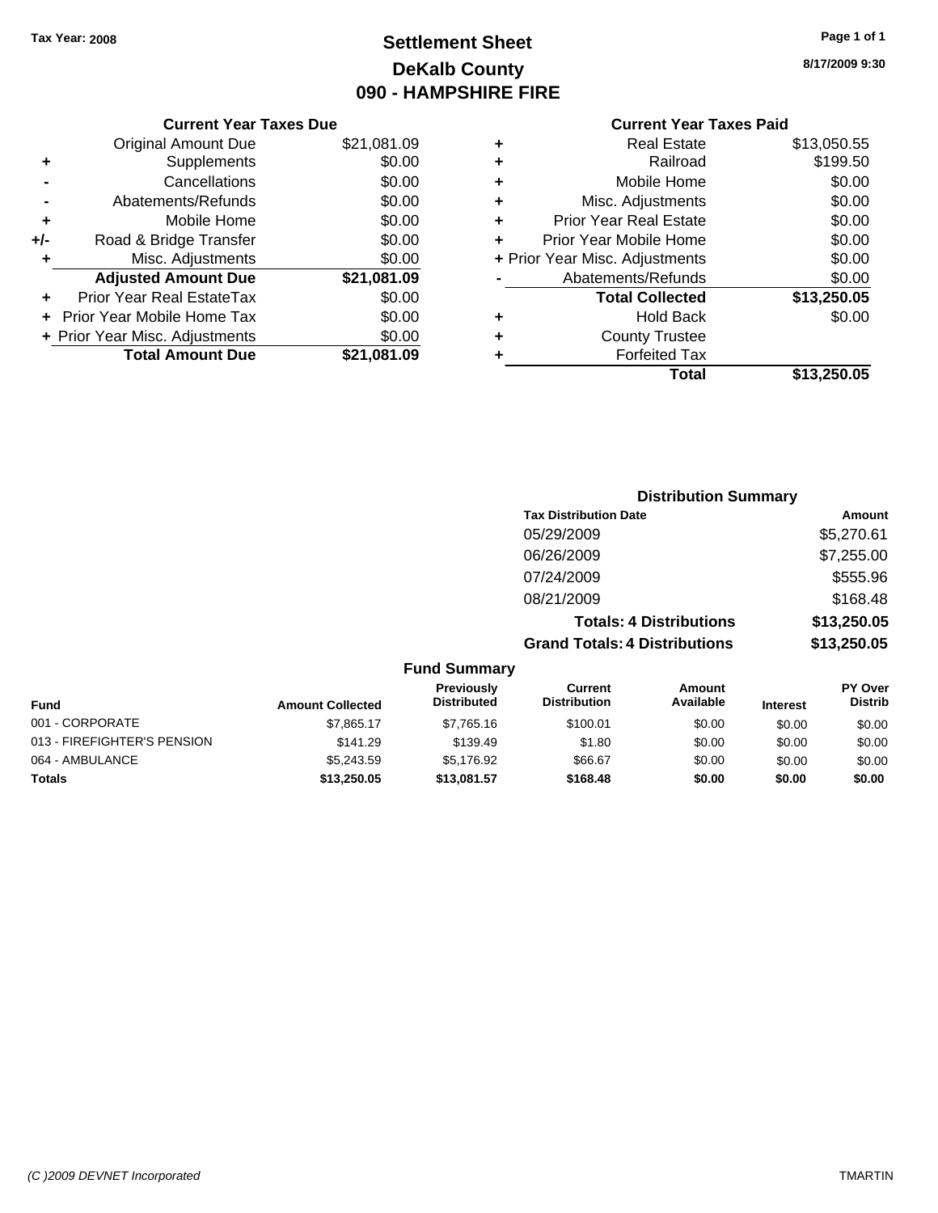Tax Year: 2008

# Settlement Sheet
## DeKalb County
## 090 - HAMPSHIRE FIRE

8/17/2009 9:30

### Current Year Taxes Due

| | | |
|---|---|---|
| | Original Amount Due | $21,081.09 |
| + | Supplements | $0.00 |
| - | Cancellations | $0.00 |
| - | Abatements/Refunds | $0.00 |
| + | Mobile Home | $0.00 |
| +/- | Road & Bridge Transfer | $0.00 |
| + | Misc. Adjustments | $0.00 |
| | **Adjusted Amount Due** | **$21,081.09** |
| + | Prior Year Real EstateTax | $0.00 |
| + | Prior Year Mobile Home Tax | $0.00 |
| + | Prior Year Misc. Adjustments | $0.00 |
| | **Total Amount Due** | **$21,081.09** |

### Current Year Taxes Paid

| | | |
|---|---|---|
| + | Real Estate | $13,050.55 |
| + | Railroad | $199.50 |
| + | Mobile Home | $0.00 |
| + | Misc. Adjustments | $0.00 |
| + | Prior Year Real Estate | $0.00 |
| + | Prior Year Mobile Home | $0.00 |
| + | Prior Year Misc. Adjustments | $0.00 |
| - | Abatements/Refunds | $0.00 |
| | **Total Collected** | **$13,250.05** |
| + | Hold Back | $0.00 |
| + | County Trustee | |
| + | Forfeited Tax | |
| | **Total** | **$13,250.05** |

### Distribution Summary

| Tax Distribution Date | Amount |
|---|---|
| 05/29/2009 | $5,270.61 |
| 06/26/2009 | $7,255.00 |
| 07/24/2009 | $555.96 |
| 08/21/2009 | $168.48 |
| **Totals: 4 Distributions** | **$13,250.05** |
| **Grand Totals: 4 Distributions** | **$13,250.05** |

### Fund Summary

| Fund | Amount Collected | Previously Distributed | Current Distribution | Amount Available | Interest | PY Over Distrib |
|---|---|---|---|---|---|---|
| 001 - CORPORATE | $7,865.17 | $7,765.16 | $100.01 | $0.00 | $0.00 | $0.00 |
| 013 - FIREFIGHTER'S PENSION | $141.29 | $139.49 | $1.80 | $0.00 | $0.00 | $0.00 |
| 064 - AMBULANCE | $5,243.59 | $5,176.92 | $66.67 | $0.00 | $0.00 | $0.00 |
| **Totals** | **$13,250.05** | **$13,081.57** | **$168.48** | **$0.00** | **$0.00** | **$0.00** |

(C )2009 DEVNET Incorporated TMARTIN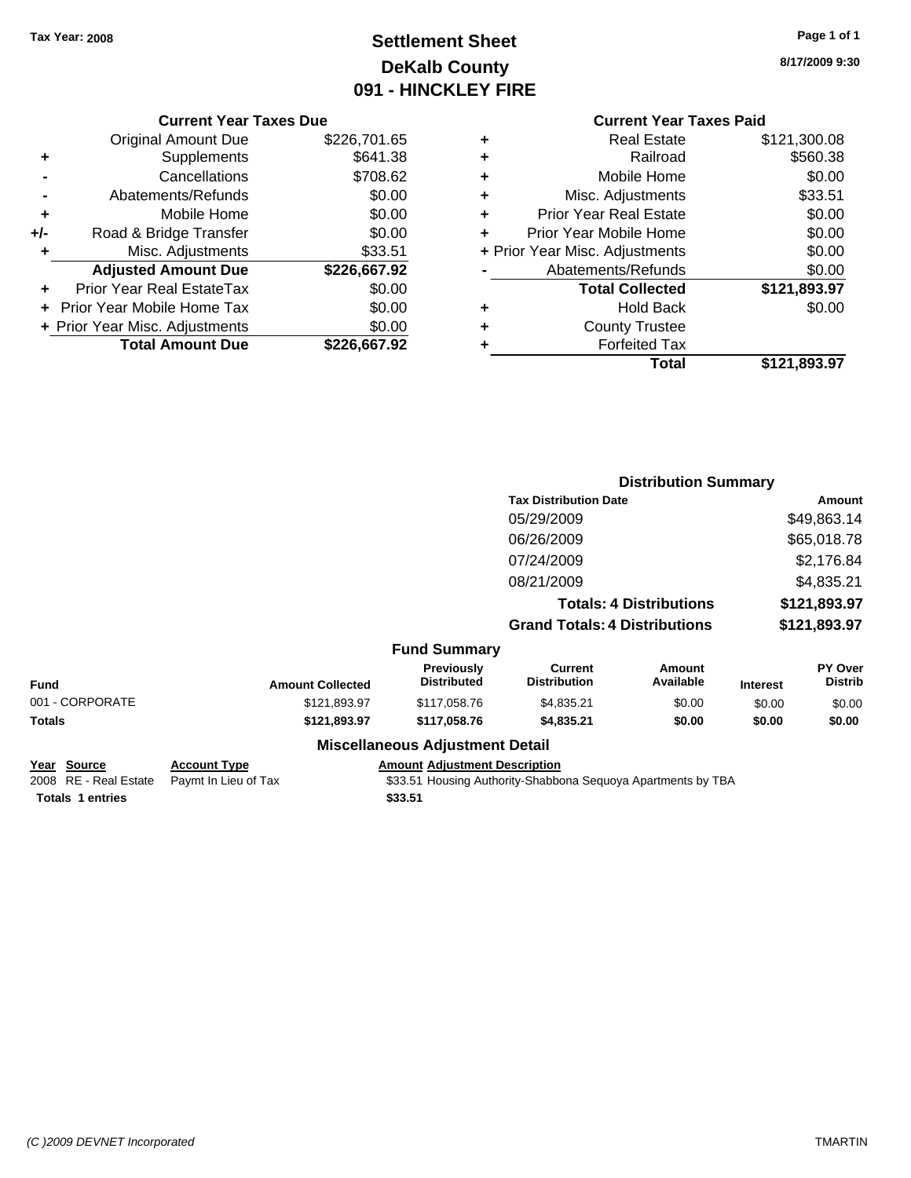Tax Year: 2008

# Settlement Sheet
## DeKalb County
## 091 - HINCKLEY FIRE

8/17/2009 9:30

### Current Year Taxes Due

| | | |
|---|---|---|
| | Original Amount Due | $226,701.65 |
| + | Supplements | $641.38 |
| - | Cancellations | $708.62 |
| - | Abatements/Refunds | $0.00 |
| + | Mobile Home | $0.00 |
| +/- | Road & Bridge Transfer | $0.00 |
| + | Misc. Adjustments | $33.51 |
| | **Adjusted Amount Due** | **$226,667.92** |
| + | Prior Year Real EstateTax | $0.00 |
| + | Prior Year Mobile Home Tax | $0.00 |
| + | Prior Year Misc. Adjustments | $0.00 |
| | **Total Amount Due** | **$226,667.92** |

### Current Year Taxes Paid

| | | |
|---|---|---|
| + | Real Estate | $121,300.08 |
| + | Railroad | $560.38 |
| + | Mobile Home | $0.00 |
| + | Misc. Adjustments | $33.51 |
| + | Prior Year Real Estate | $0.00 |
| + | Prior Year Mobile Home | $0.00 |
| + | Prior Year Misc. Adjustments | $0.00 |
| - | Abatements/Refunds | $0.00 |
| | **Total Collected** | **$121,893.97** |
| + | Hold Back | $0.00 |
| + | County Trustee | |
| + | Forfeited Tax | |
| | **Total** | **$121,893.97** |

### Distribution Summary

| Tax Distribution Date | Amount |
|---|---|
| 05/29/2009 | $49,863.14 |
| 06/26/2009 | $65,018.78 |
| 07/24/2009 | $2,176.84 |
| 08/21/2009 | $4,835.21 |
| **Totals: 4 Distributions** | **$121,893.97** |
| **Grand Totals: 4 Distributions** | **$121,893.97** |

### Fund Summary

| Fund | Amount Collected | Previously Distributed | Current Distribution | Amount Available | Interest | PY Over Distrib |
|---|---|---|---|---|---|---|
| 001 - CORPORATE | $121,893.97 | $117,058.76 | $4,835.21 | $0.00 | $0.00 | $0.00 |
| **Totals** | **$121,893.97** | **$117,058.76** | **$4,835.21** | **$0.00** | **$0.00** | **$0.00** |

### Miscellaneous Adjustment Detail

| Year | Source | Account Type | Amount | Adjustment Description |
|---|---|---|---|---|
| 2008 | RE - Real Estate | Paymt In Lieu of Tax | $33.51 | Housing Authority-Shabbona Sequoya Apartments by TBA |
| **Totals 1 entries** | | | **$33.51** | |

(C )2009 DEVNET Incorporated

TMARTIN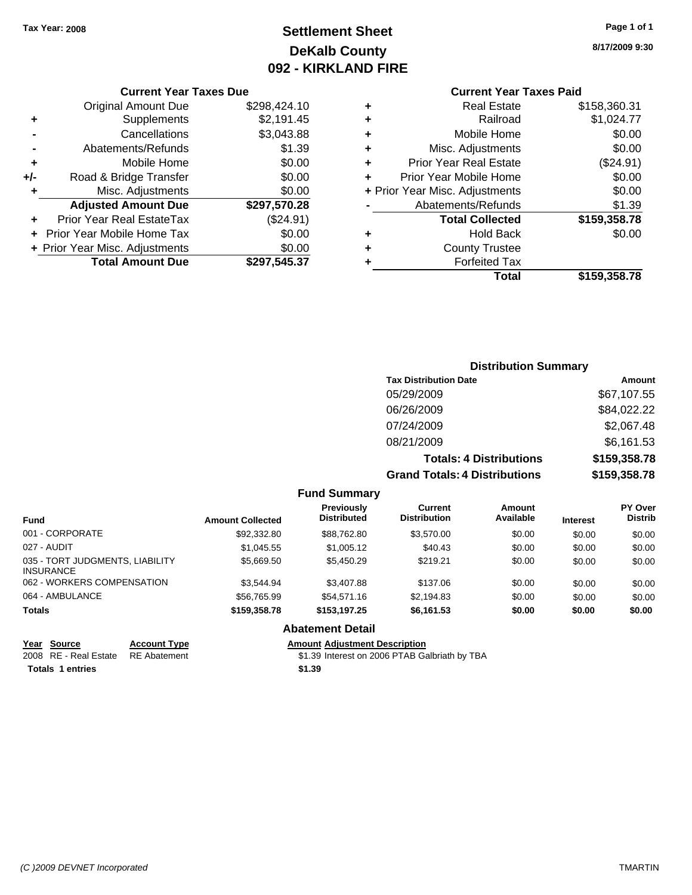Tax Year: 2008

# Settlement Sheet
## DeKalb County
## 092 - KIRKLAND FIRE

8/17/2009 9:30

### Current Year Taxes Due

| | | |
|---|---|---|
| | Original Amount Due | $298,424.10 |
| + | Supplements | $2,191.45 |
| - | Cancellations | $3,043.88 |
| - | Abatements/Refunds | $1.39 |
| + | Mobile Home | $0.00 |
| +/- | Road & Bridge Transfer | $0.00 |
| + | Misc. Adjustments | $0.00 |
| | **Adjusted Amount Due** | **$297,570.28** |
| + | Prior Year Real EstateTax | ($24.91) |
| + | Prior Year Mobile Home Tax | $0.00 |
| + | Prior Year Misc. Adjustments | $0.00 |
| | **Total Amount Due** | **$297,545.37** |

### Current Year Taxes Paid

| | | |
|---|---|---|
| + | Real Estate | $158,360.31 |
| + | Railroad | $1,024.77 |
| + | Mobile Home | $0.00 |
| + | Misc. Adjustments | $0.00 |
| + | Prior Year Real Estate | ($24.91) |
| + | Prior Year Mobile Home | $0.00 |
| + | Prior Year Misc. Adjustments | $0.00 |
| - | Abatements/Refunds | $1.39 |
| | **Total Collected** | **$159,358.78** |
| + | Hold Back | $0.00 |
| + | County Trustee | |
| + | Forfeited Tax | |
| | **Total** | **$159,358.78** |

### Distribution Summary

| Tax Distribution Date | Amount |
|---|---|
| 05/29/2009 | $67,107.55 |
| 06/26/2009 | $84,022.22 |
| 07/24/2009 | $2,067.48 |
| 08/21/2009 | $6,161.53 |
| **Totals: 4 Distributions** | **$159,358.78** |
| **Grand Totals: 4 Distributions** | **$159,358.78** |

### Fund Summary

| Fund | Amount Collected | Previously Distributed | Current Distribution | Amount Available | Interest | PY Over Distrib |
|---|---|---|---|---|---|---|
| 001 - CORPORATE | $92,332.80 | $88,762.80 | $3,570.00 | $0.00 | $0.00 | $0.00 |
| 027 - AUDIT | $1,045.55 | $1,005.12 | $40.43 | $0.00 | $0.00 | $0.00 |
| 035 - TORT JUDGMENTS, LIABILITY INSURANCE | $5,669.50 | $5,450.29 | $219.21 | $0.00 | $0.00 | $0.00 |
| 062 - WORKERS COMPENSATION | $3,544.94 | $3,407.88 | $137.06 | $0.00 | $0.00 | $0.00 |
| 064 - AMBULANCE | $56,765.99 | $54,571.16 | $2,194.83 | $0.00 | $0.00 | $0.00 |
| **Totals** | **$159,358.78** | **$153,197.25** | **$6,161.53** | **$0.00** | **$0.00** | **$0.00** |

### Abatement Detail

| Year | Source | Account Type | Amount | Adjustment Description |
|---|---|---|---|---|
| 2008 | RE - Real Estate | RE Abatement | $1.39 | Interest on 2006 PTAB Galbriath by TBA |
| **Totals** | **1 entries** | | **$1.39** | |

(C )2009 DEVNET Incorporated TMARTIN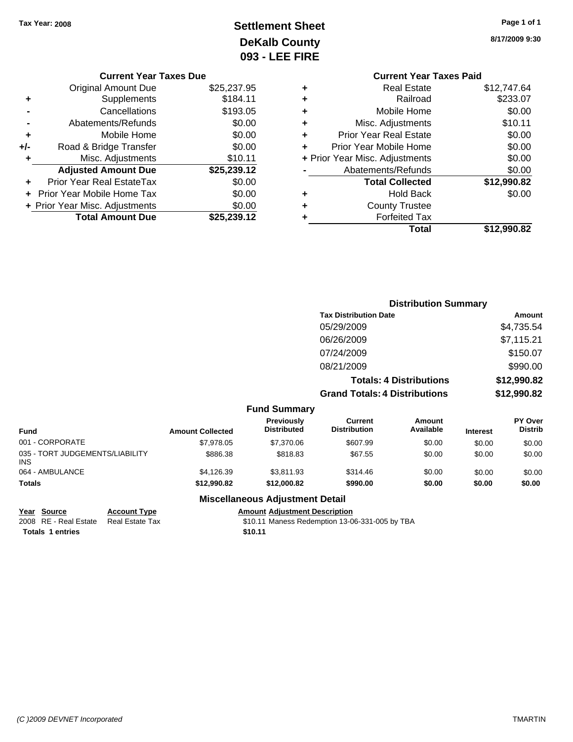Tax Year: 2008

# Settlement Sheet
## DeKalb County
## 093 - LEE FIRE

8/17/2009 9:30

### Current Year Taxes Due

| | | |
|---|---|---|
| | Original Amount Due | $25,237.95 |
| + | Supplements | $184.11 |
| - | Cancellations | $193.05 |
| - | Abatements/Refunds | $0.00 |
| + | Mobile Home | $0.00 |
| +/- | Road & Bridge Transfer | $0.00 |
| + | Misc. Adjustments | $10.11 |
| | **Adjusted Amount Due** | **$25,239.12** |
| + | Prior Year Real EstateTax | $0.00 |
| + | Prior Year Mobile Home Tax | $0.00 |
| + | Prior Year Misc. Adjustments | $0.00 |
| | **Total Amount Due** | **$25,239.12** |

### Current Year Taxes Paid

| | | |
|---|---|---|
| + | Real Estate | $12,747.64 |
| + | Railroad | $233.07 |
| + | Mobile Home | $0.00 |
| + | Misc. Adjustments | $10.11 |
| + | Prior Year Real Estate | $0.00 |
| + | Prior Year Mobile Home | $0.00 |
| + | Prior Year Misc. Adjustments | $0.00 |
| - | Abatements/Refunds | $0.00 |
| | **Total Collected** | **$12,990.82** |
| + | Hold Back | $0.00 |
| + | County Trustee | |
| + | Forfeited Tax | |
| | **Total** | **$12,990.82** |

### Distribution Summary

| Tax Distribution Date | Amount |
|---|---|
| 05/29/2009 | $4,735.54 |
| 06/26/2009 | $7,115.21 |
| 07/24/2009 | $150.07 |
| 08/21/2009 | $990.00 |
| **Totals: 4 Distributions** | **$12,990.82** |
| **Grand Totals: 4 Distributions** | **$12,990.82** |

### Fund Summary

| Fund | Amount Collected | Previously Distributed | Current Distribution | Amount Available | Interest | PY Over Distrib |
|---|---|---|---|---|---|---|
| 001 - CORPORATE | $7,978.05 | $7,370.06 | $607.99 | $0.00 | $0.00 | $0.00 |
| 035 - TORT JUDGEMENTS/LIABILITY INS | $886.38 | $818.83 | $67.55 | $0.00 | $0.00 | $0.00 |
| 064 - AMBULANCE | $4,126.39 | $3,811.93 | $314.46 | $0.00 | $0.00 | $0.00 |
| **Totals** | **$12,990.82** | **$12,000.82** | **$990.00** | **$0.00** | **$0.00** | **$0.00** |

### Miscellaneous Adjustment Detail

| Year | Source | Account Type | Amount | Adjustment Description |
|---|---|---|---|---|
| 2008 | RE - Real Estate | Real Estate Tax | $10.11 | Maness Redemption 13-06-331-005 by TBA |
| **Totals 1 entries** | | | **$10.11** | |

(C )2009 DEVNET Incorporated TMARTIN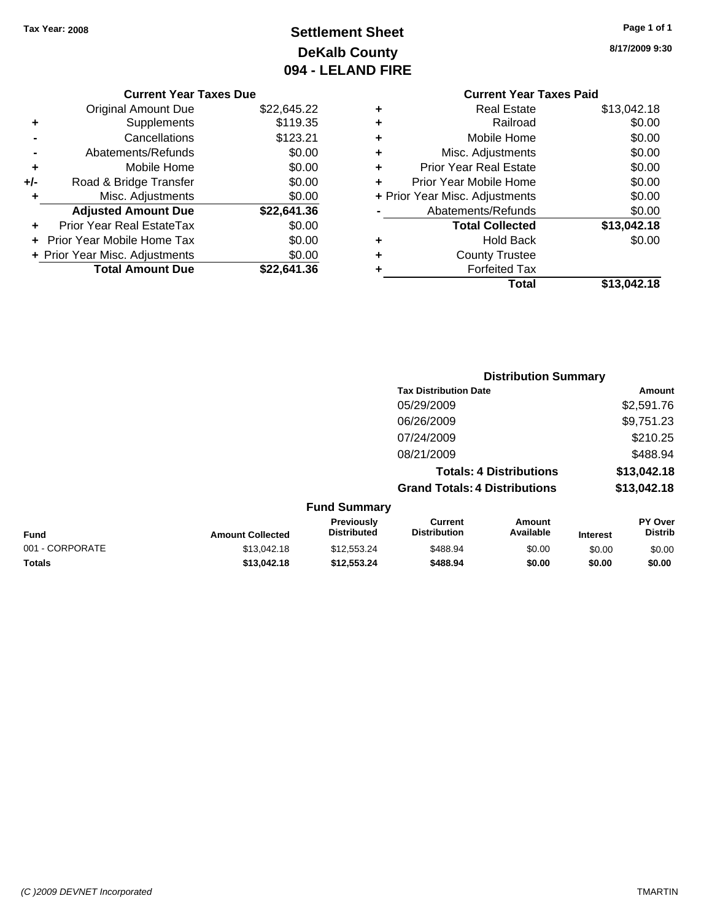Tax Year: 2008

# Settlement Sheet
## DeKalb County
## 094 - LELAND FIRE

8/17/2009 9:30

### Current Year Taxes Due

| | | |
|---|---|---|
| | Original Amount Due | $22,645.22 |
| + | Supplements | $119.35 |
| - | Cancellations | $123.21 |
| - | Abatements/Refunds | $0.00 |
| + | Mobile Home | $0.00 |
| +/- | Road & Bridge Transfer | $0.00 |
| + | Misc. Adjustments | $0.00 |
| | **Adjusted Amount Due** | **$22,641.36** |
| + | Prior Year Real EstateTax | $0.00 |
| + | Prior Year Mobile Home Tax | $0.00 |
| + | Prior Year Misc. Adjustments | $0.00 |
| | **Total Amount Due** | **$22,641.36** |

### Current Year Taxes Paid

| | | |
|---|---|---|
| + | Real Estate | $13,042.18 |
| + | Railroad | $0.00 |
| + | Mobile Home | $0.00 |
| + | Misc. Adjustments | $0.00 |
| + | Prior Year Real Estate | $0.00 |
| + | Prior Year Mobile Home | $0.00 |
| + | Prior Year Misc. Adjustments | $0.00 |
| - | Abatements/Refunds | $0.00 |
| | **Total Collected** | **$13,042.18** |
| + | Hold Back | $0.00 |
| + | County Trustee | |
| + | Forfeited Tax | |
| | **Total** | **$13,042.18** |

### Distribution Summary

| Tax Distribution Date | Amount |
|---|---|
| 05/29/2009 | $2,591.76 |
| 06/26/2009 | $9,751.23 |
| 07/24/2009 | $210.25 |
| 08/21/2009 | $488.94 |
| **Totals: 4 Distributions** | **$13,042.18** |
| **Grand Totals: 4 Distributions** | **$13,042.18** |

### Fund Summary

| Fund | Amount Collected | Previously Distributed | Current Distribution | Amount Available | Interest | PY Over Distrib |
|---|---|---|---|---|---|---|
| 001 - CORPORATE | $13,042.18 | $12,553.24 | $488.94 | $0.00 | $0.00 | $0.00 |
| **Totals** | **$13,042.18** | **$12,553.24** | **$488.94** | **$0.00** | **$0.00** | **$0.00** |

(C )2009 DEVNET Incorporated TMARTIN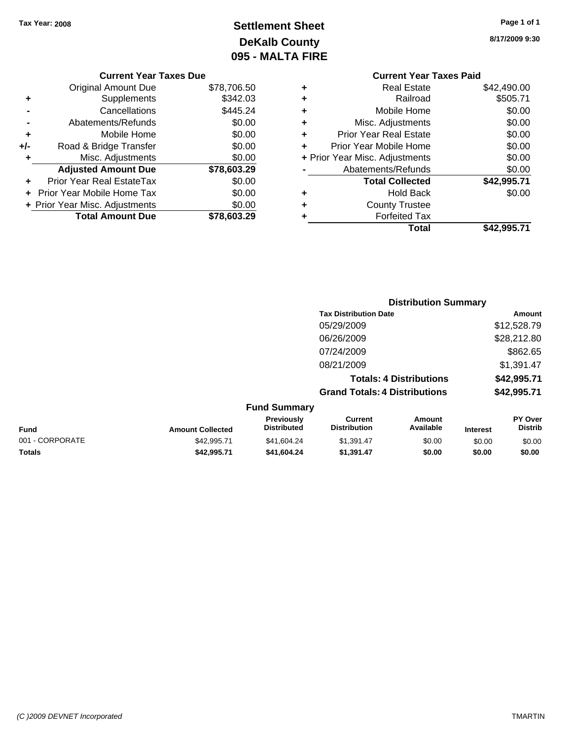Tax Year: 2008

# Settlement Sheet
## DeKalb County
## 095 - MALTA FIRE

8/17/2009 9:30

### Current Year Taxes Due

| | | |
|---|---|---|
| | Original Amount Due | $78,706.50 |
| + | Supplements | $342.03 |
| - | Cancellations | $445.24 |
| - | Abatements/Refunds | $0.00 |
| + | Mobile Home | $0.00 |
| +/- | Road & Bridge Transfer | $0.00 |
| + | Misc. Adjustments | $0.00 |
| | **Adjusted Amount Due** | **$78,603.29** |
| + | Prior Year Real EstateTax | $0.00 |
| + | Prior Year Mobile Home Tax | $0.00 |
| + | Prior Year Misc. Adjustments | $0.00 |
| | **Total Amount Due** | **$78,603.29** |

### Current Year Taxes Paid

| | | |
|---|---|---|
| + | Real Estate | $42,490.00 |
| + | Railroad | $505.71 |
| + | Mobile Home | $0.00 |
| + | Misc. Adjustments | $0.00 |
| + | Prior Year Real Estate | $0.00 |
| + | Prior Year Mobile Home | $0.00 |
| + | Prior Year Misc. Adjustments | $0.00 |
| - | Abatements/Refunds | $0.00 |
| | **Total Collected** | **$42,995.71** |
| + | Hold Back | $0.00 |
| + | County Trustee | |
| + | Forfeited Tax | |
| | **Total** | **$42,995.71** |

### Distribution Summary

| Tax Distribution Date | Amount |
|---|---|
| 05/29/2009 | $12,528.79 |
| 06/26/2009 | $28,212.80 |
| 07/24/2009 | $862.65 |
| 08/21/2009 | $1,391.47 |
| **Totals: 4 Distributions** | **$42,995.71** |
| **Grand Totals: 4 Distributions** | **$42,995.71** |

### Fund Summary

| Fund | Amount Collected | Previously Distributed | Current Distribution | Amount Available | Interest | PY Over Distrib |
|---|---|---|---|---|---|---|
| 001 - CORPORATE | $42,995.71 | $41,604.24 | $1,391.47 | $0.00 | $0.00 | $0.00 |
| **Totals** | **$42,995.71** | **$41,604.24** | **$1,391.47** | **$0.00** | **$0.00** | **$0.00** |

(C )2009 DEVNET Incorporated TMARTIN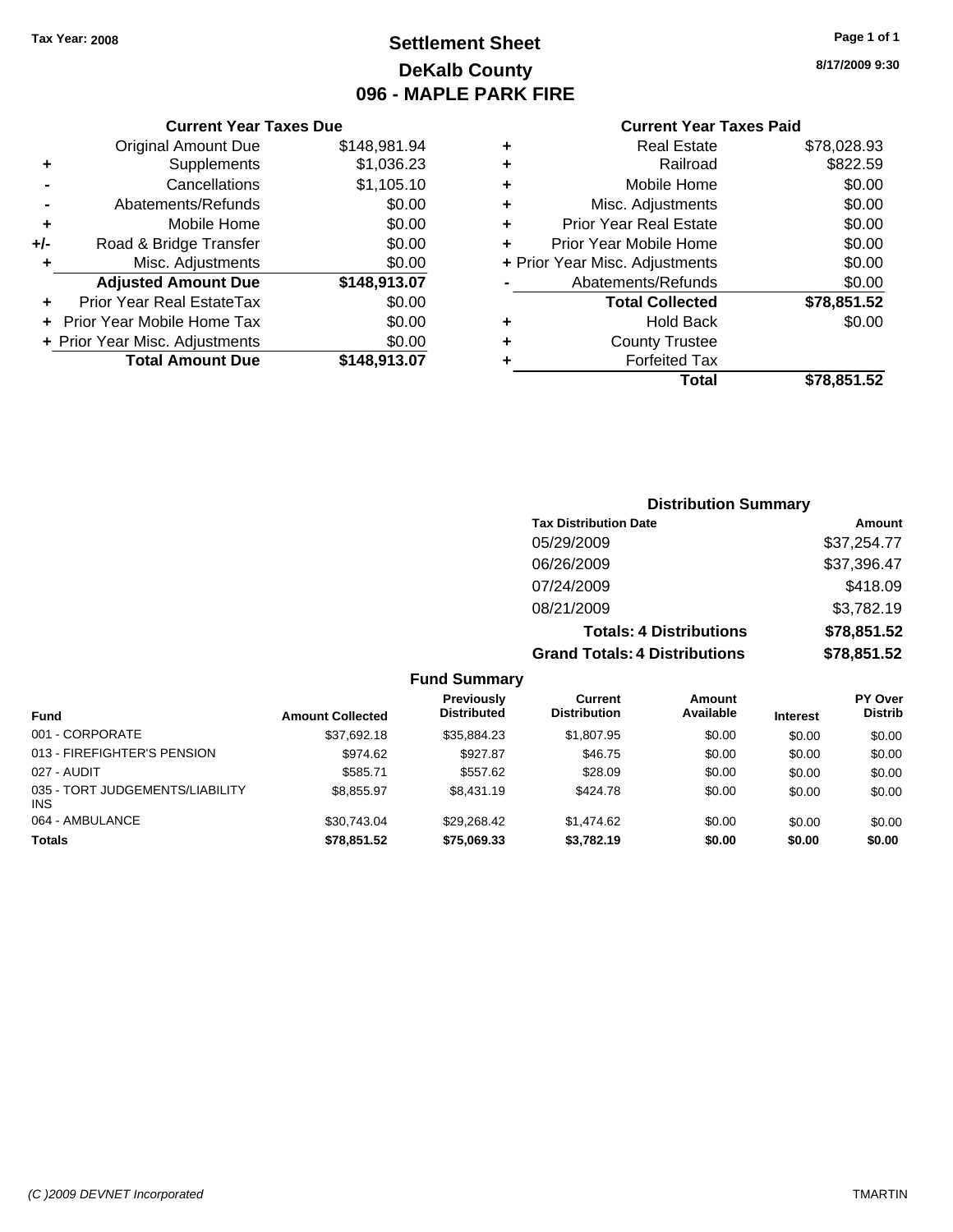Tax Year: 2008

# Settlement Sheet
## DeKalb County
## 096 - MAPLE PARK FIRE

8/17/2009 9:30

### Current Year Taxes Due

| | | |
|---|---|---|
| | Original Amount Due | $148,981.94 |
| + | Supplements | $1,036.23 |
| - | Cancellations | $1,105.10 |
| - | Abatements/Refunds | $0.00 |
| + | Mobile Home | $0.00 |
| +/- | Road & Bridge Transfer | $0.00 |
| + | Misc. Adjustments | $0.00 |
| | **Adjusted Amount Due** | **$148,913.07** |
| + | Prior Year Real EstateTax | $0.00 |
| + | Prior Year Mobile Home Tax | $0.00 |
| + | Prior Year Misc. Adjustments | $0.00 |
| | **Total Amount Due** | **$148,913.07** |

### Current Year Taxes Paid

| | | |
|---|---|---|
| + | Real Estate | $78,028.93 |
| + | Railroad | $822.59 |
| + | Mobile Home | $0.00 |
| + | Misc. Adjustments | $0.00 |
| + | Prior Year Real Estate | $0.00 |
| + | Prior Year Mobile Home | $0.00 |
| + | Prior Year Misc. Adjustments | $0.00 |
| - | Abatements/Refunds | $0.00 |
| | **Total Collected** | **$78,851.52** |
| + | Hold Back | $0.00 |
| + | County Trustee | |
| + | Forfeited Tax | |
| | **Total** | **$78,851.52** |

### Distribution Summary

| Tax Distribution Date | Amount |
|---|---|
| 05/29/2009 | $37,254.77 |
| 06/26/2009 | $37,396.47 |
| 07/24/2009 | $418.09 |
| 08/21/2009 | $3,782.19 |
| **Totals: 4 Distributions** | **$78,851.52** |
| **Grand Totals: 4 Distributions** | **$78,851.52** |

### Fund Summary

| Fund | Amount Collected | Previously Distributed | Current Distribution | Amount Available | Interest | PY Over Distrib |
|---|---|---|---|---|---|---|
| 001 - CORPORATE | $37,692.18 | $35,884.23 | $1,807.95 | $0.00 | $0.00 | $0.00 |
| 013 - FIREFIGHTER'S PENSION | $974.62 | $927.87 | $46.75 | $0.00 | $0.00 | $0.00 |
| 027 - AUDIT | $585.71 | $557.62 | $28.09 | $0.00 | $0.00 | $0.00 |
| 035 - TORT JUDGEMENTS/LIABILITY INS | $8,855.97 | $8,431.19 | $424.78 | $0.00 | $0.00 | $0.00 |
| 064 - AMBULANCE | $30,743.04 | $29,268.42 | $1,474.62 | $0.00 | $0.00 | $0.00 |
| **Totals** | **$78,851.52** | **$75,069.33** | **$3,782.19** | **$0.00** | **$0.00** | **$0.00** |

(C )2009 DEVNET Incorporated

TMARTIN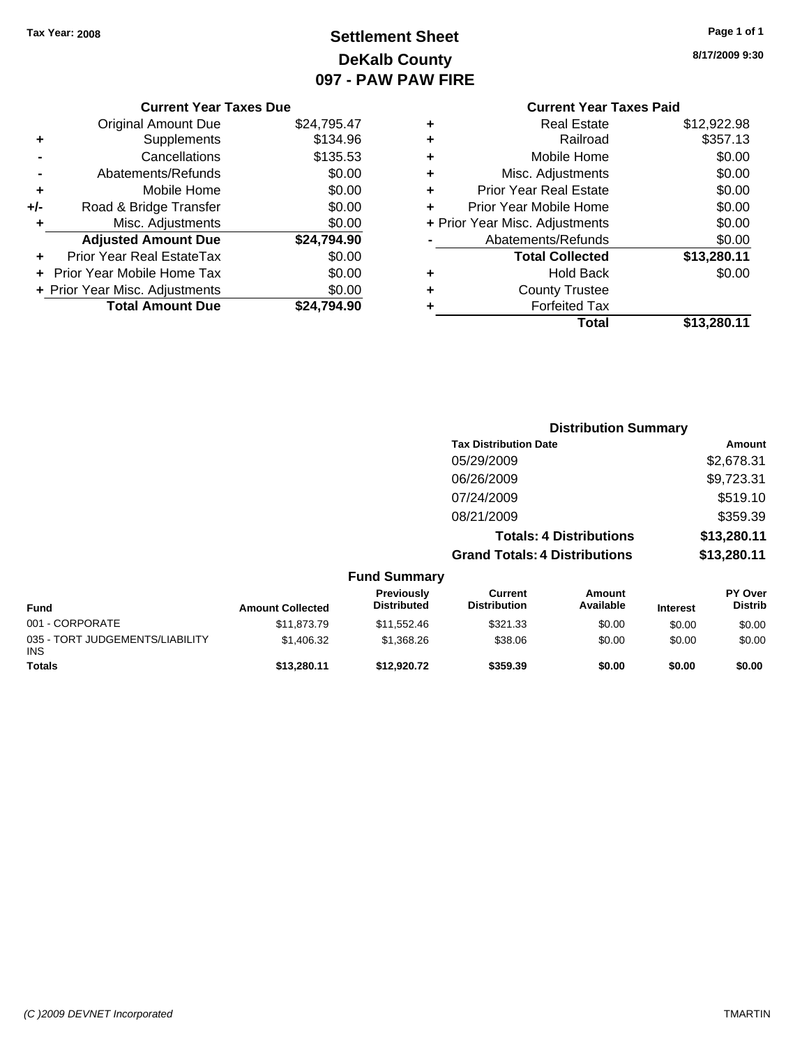Tax Year: 2008

# Settlement Sheet
## DeKalb County
## 097 - PAW PAW FIRE

8/17/2009 9:30

### Current Year Taxes Due

| | | |
|---|---|---|
| | Original Amount Due | $24,795.47 |
| + | Supplements | $134.96 |
| - | Cancellations | $135.53 |
| - | Abatements/Refunds | $0.00 |
| + | Mobile Home | $0.00 |
| +/- | Road & Bridge Transfer | $0.00 |
| + | Misc. Adjustments | $0.00 |
| | **Adjusted Amount Due** | **$24,794.90** |
| + | Prior Year Real EstateTax | $0.00 |
| + | Prior Year Mobile Home Tax | $0.00 |
| + | Prior Year Misc. Adjustments | $0.00 |
| | **Total Amount Due** | **$24,794.90** |

### Current Year Taxes Paid

| | | |
|---|---|---|
| + | Real Estate | $12,922.98 |
| + | Railroad | $357.13 |
| + | Mobile Home | $0.00 |
| + | Misc. Adjustments | $0.00 |
| + | Prior Year Real Estate | $0.00 |
| + | Prior Year Mobile Home | $0.00 |
| + | Prior Year Misc. Adjustments | $0.00 |
| - | Abatements/Refunds | $0.00 |
| | **Total Collected** | **$13,280.11** |
| + | Hold Back | $0.00 |
| + | County Trustee | |
| + | Forfeited Tax | |
| | **Total** | **$13,280.11** |

### Distribution Summary

| Tax Distribution Date | Amount |
|---|---|
| 05/29/2009 | $2,678.31 |
| 06/26/2009 | $9,723.31 |
| 07/24/2009 | $519.10 |
| 08/21/2009 | $359.39 |
| **Totals: 4 Distributions** | **$13,280.11** |
| **Grand Totals: 4 Distributions** | **$13,280.11** |

### Fund Summary

| Fund | Amount Collected | Previously Distributed | Current Distribution | Amount Available | Interest | PY Over Distrib |
|---|---|---|---|---|---|---|
| 001 - CORPORATE | $11,873.79 | $11,552.46 | $321.33 | $0.00 | $0.00 | $0.00 |
| 035 - TORT JUDGEMENTS/LIABILITY INS | $1,406.32 | $1,368.26 | $38.06 | $0.00 | $0.00 | $0.00 |
| **Totals** | **$13,280.11** | **$12,920.72** | **$359.39** | **$0.00** | **$0.00** | **$0.00** |

(C )2009 DEVNET Incorporated — TMARTIN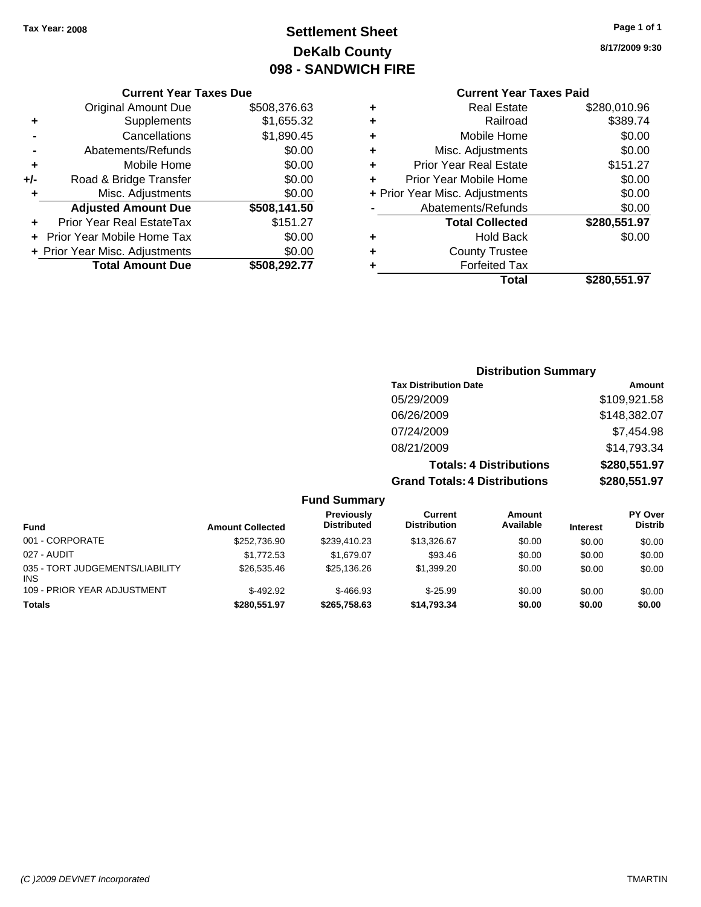Tax Year: 2008

# Settlement Sheet
## DeKalb County
## 098 - SANDWICH FIRE

8/17/2009 9:30

### Current Year Taxes Due

| | | |
|---|---|---|
| | Original Amount Due | $508,376.63 |
| + | Supplements | $1,655.32 |
| - | Cancellations | $1,890.45 |
| - | Abatements/Refunds | $0.00 |
| + | Mobile Home | $0.00 |
| +/- | Road & Bridge Transfer | $0.00 |
| + | Misc. Adjustments | $0.00 |
| | **Adjusted Amount Due** | **$508,141.50** |
| + | Prior Year Real EstateTax | $151.27 |
| + | Prior Year Mobile Home Tax | $0.00 |
| + | Prior Year Misc. Adjustments | $0.00 |
| | **Total Amount Due** | **$508,292.77** |

### Current Year Taxes Paid

| | | |
|---|---|---|
| + | Real Estate | $280,010.96 |
| + | Railroad | $389.74 |
| + | Mobile Home | $0.00 |
| + | Misc. Adjustments | $0.00 |
| + | Prior Year Real Estate | $151.27 |
| + | Prior Year Mobile Home | $0.00 |
| + | Prior Year Misc. Adjustments | $0.00 |
| - | Abatements/Refunds | $0.00 |
| | **Total Collected** | **$280,551.97** |
| + | Hold Back | $0.00 |
| + | County Trustee | |
| + | Forfeited Tax | |
| | **Total** | **$280,551.97** |

### Distribution Summary

| Tax Distribution Date | Amount |
|---|---|
| 05/29/2009 | $109,921.58 |
| 06/26/2009 | $148,382.07 |
| 07/24/2009 | $7,454.98 |
| 08/21/2009 | $14,793.34 |
| **Totals: 4 Distributions** | **$280,551.97** |
| **Grand Totals: 4 Distributions** | **$280,551.97** |

### Fund Summary

| Fund | Amount Collected | Previously Distributed | Current Distribution | Amount Available | Interest | PY Over Distrib |
|---|---|---|---|---|---|---|
| 001 - CORPORATE | $252,736.90 | $239,410.23 | $13,326.67 | $0.00 | $0.00 | $0.00 |
| 027 - AUDIT | $1,772.53 | $1,679.07 | $93.46 | $0.00 | $0.00 | $0.00 |
| 035 - TORT JUDGEMENTS/LIABILITY INS | $26,535.46 | $25,136.26 | $1,399.20 | $0.00 | $0.00 | $0.00 |
| 109 - PRIOR YEAR ADJUSTMENT | $-492.92 | $-466.93 | $-25.99 | $0.00 | $0.00 | $0.00 |
| **Totals** | **$280,551.97** | **$265,758.63** | **$14,793.34** | **$0.00** | **$0.00** | **$0.00** |

(C )2009 DEVNET Incorporated TMARTIN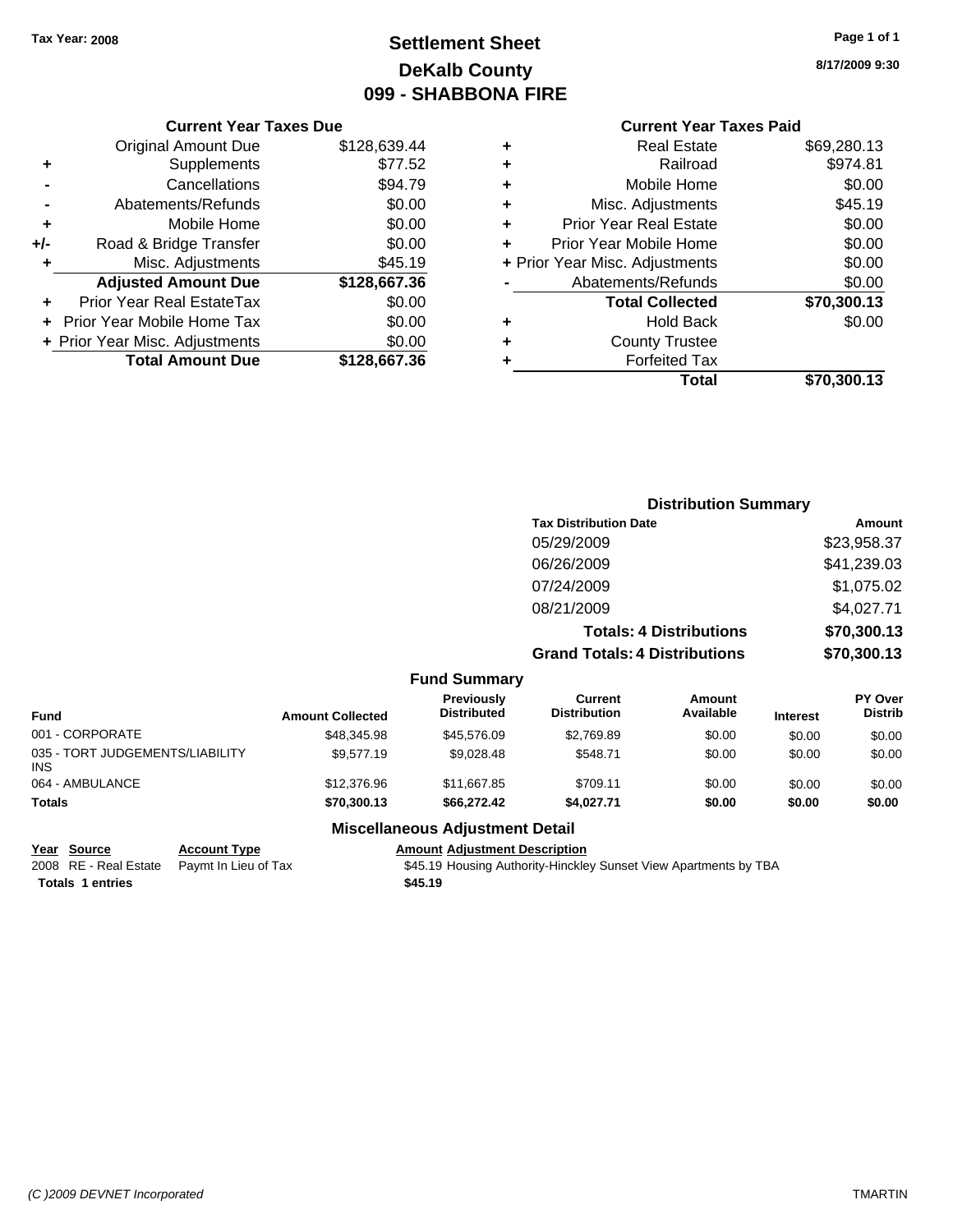**Tax Year: 2008**

# Settlement Sheet
## DeKalb County
## 099 - SHABBONA FIRE

8/17/2009 9:30

### Current Year Taxes Due

| | | |
|---|---|---|
| | Original Amount Due | $128,639.44 |
| + | Supplements | $77.52 |
| - | Cancellations | $94.79 |
| - | Abatements/Refunds | $0.00 |
| + | Mobile Home | $0.00 |
| +/- | Road & Bridge Transfer | $0.00 |
| + | Misc. Adjustments | $45.19 |
| | **Adjusted Amount Due** | **$128,667.36** |
| + | Prior Year Real EstateTax | $0.00 |
| + | Prior Year Mobile Home Tax | $0.00 |
| + | Prior Year Misc. Adjustments | $0.00 |
| | **Total Amount Due** | **$128,667.36** |

### Current Year Taxes Paid

| | | |
|---|---|---|
| + | Real Estate | $69,280.13 |
| + | Railroad | $974.81 |
| + | Mobile Home | $0.00 |
| + | Misc. Adjustments | $45.19 |
| + | Prior Year Real Estate | $0.00 |
| + | Prior Year Mobile Home | $0.00 |
| + | Prior Year Misc. Adjustments | $0.00 |
| - | Abatements/Refunds | $0.00 |
| | **Total Collected** | **$70,300.13** |
| + | Hold Back | $0.00 |
| + | County Trustee | |
| + | Forfeited Tax | |
| | **Total** | **$70,300.13** |

### Distribution Summary

| Tax Distribution Date | Amount |
|---|---|
| 05/29/2009 | $23,958.37 |
| 06/26/2009 | $41,239.03 |
| 07/24/2009 | $1,075.02 |
| 08/21/2009 | $4,027.71 |
| **Totals: 4 Distributions** | **$70,300.13** |
| **Grand Totals: 4 Distributions** | **$70,300.13** |

### Fund Summary

| Fund | Amount Collected | Previously Distributed | Current Distribution | Amount Available | Interest | PY Over Distrib |
|---|---|---|---|---|---|---|
| 001 - CORPORATE | $48,345.98 | $45,576.09 | $2,769.89 | $0.00 | $0.00 | $0.00 |
| 035 - TORT JUDGEMENTS/LIABILITY INS | $9,577.19 | $9,028.48 | $548.71 | $0.00 | $0.00 | $0.00 |
| 064 - AMBULANCE | $12,376.96 | $11,667.85 | $709.11 | $0.00 | $0.00 | $0.00 |
| **Totals** | **$70,300.13** | **$66,272.42** | **$4,027.71** | **$0.00** | **$0.00** | **$0.00** |

### Miscellaneous Adjustment Detail

| Year | Source | Account Type | Amount | Adjustment Description |
|---|---|---|---|---|
| 2008 | RE - Real Estate | Paymt In Lieu of Tax | $45.19 | Housing Authority-Hinckley Sunset View Apartments by TBA |
| **Totals 1 entries** | | | **$45.19** | |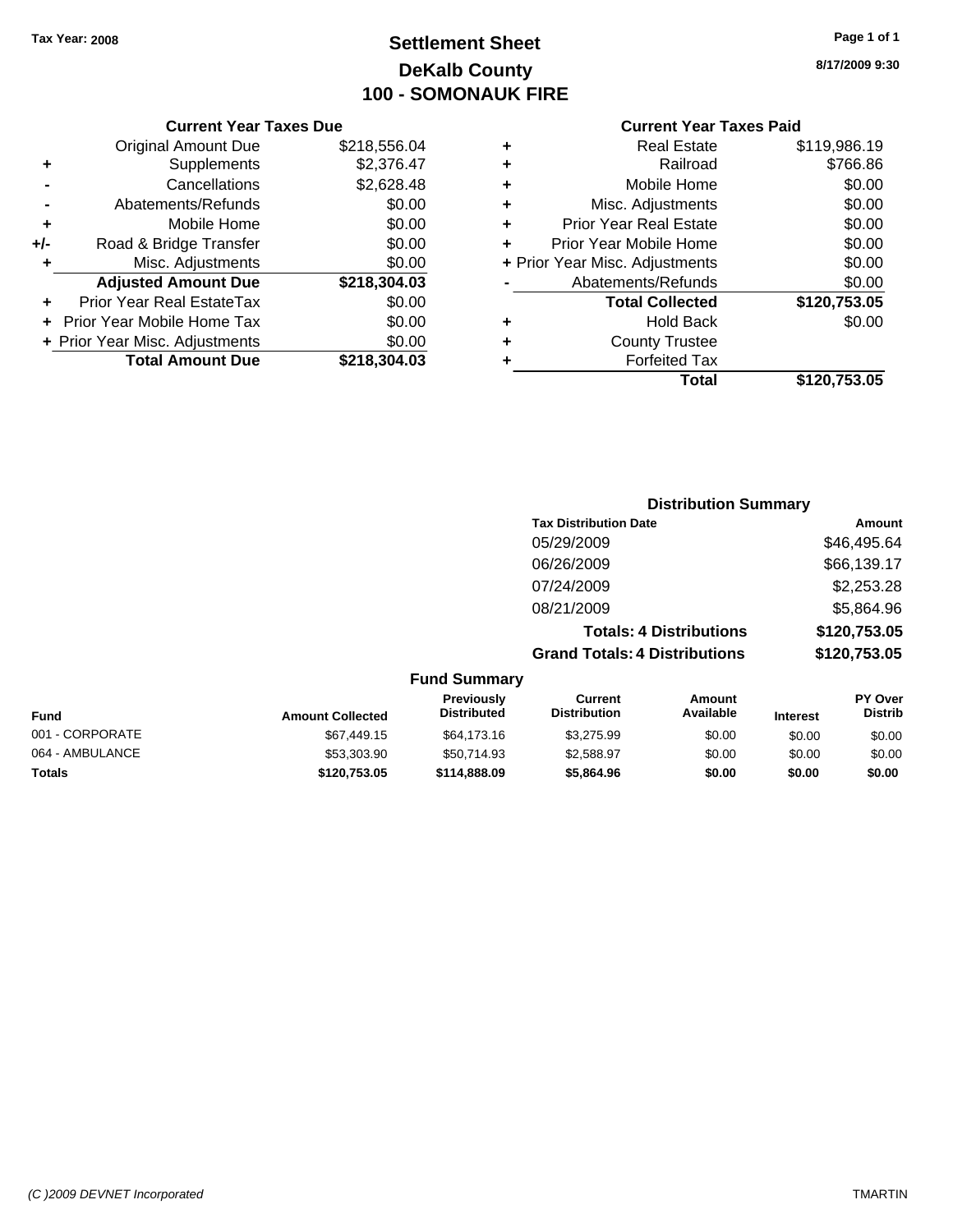Tax Year: 2008

# Settlement Sheet
## DeKalb County
## 100 - SOMONAUK FIRE

8/17/2009 9:30

### Current Year Taxes Due

| | | |
|---|---|---|
| | Original Amount Due | $218,556.04 |
| + | Supplements | $2,376.47 |
| - | Cancellations | $2,628.48 |
| - | Abatements/Refunds | $0.00 |
| + | Mobile Home | $0.00 |
| +/- | Road & Bridge Transfer | $0.00 |
| + | Misc. Adjustments | $0.00 |
| | **Adjusted Amount Due** | **$218,304.03** |
| + | Prior Year Real EstateTax | $0.00 |
| + | Prior Year Mobile Home Tax | $0.00 |
| + | Prior Year Misc. Adjustments | $0.00 |
| | **Total Amount Due** | **$218,304.03** |

### Current Year Taxes Paid

| | | |
|---|---|---|
| + | Real Estate | $119,986.19 |
| + | Railroad | $766.86 |
| + | Mobile Home | $0.00 |
| + | Misc. Adjustments | $0.00 |
| + | Prior Year Real Estate | $0.00 |
| + | Prior Year Mobile Home | $0.00 |
| + | Prior Year Misc. Adjustments | $0.00 |
| - | Abatements/Refunds | $0.00 |
| | **Total Collected** | **$120,753.05** |
| + | Hold Back | $0.00 |
| + | County Trustee | |
| + | Forfeited Tax | |
| | **Total** | **$120,753.05** |

### Distribution Summary

| Tax Distribution Date | Amount |
|---|---|
| 05/29/2009 | $46,495.64 |
| 06/26/2009 | $66,139.17 |
| 07/24/2009 | $2,253.28 |
| 08/21/2009 | $5,864.96 |
| **Totals: 4 Distributions** | **$120,753.05** |
| **Grand Totals: 4 Distributions** | **$120,753.05** |

### Fund Summary

| Fund | Amount Collected | Previously Distributed | Current Distribution | Amount Available | Interest | PY Over Distrib |
|---|---|---|---|---|---|---|
| 001 - CORPORATE | $67,449.15 | $64,173.16 | $3,275.99 | $0.00 | $0.00 | $0.00 |
| 064 - AMBULANCE | $53,303.90 | $50,714.93 | $2,588.97 | $0.00 | $0.00 | $0.00 |
| **Totals** | **$120,753.05** | **$114,888.09** | **$5,864.96** | **$0.00** | **$0.00** | **$0.00** |

(C )2009 DEVNET Incorporated

TMARTIN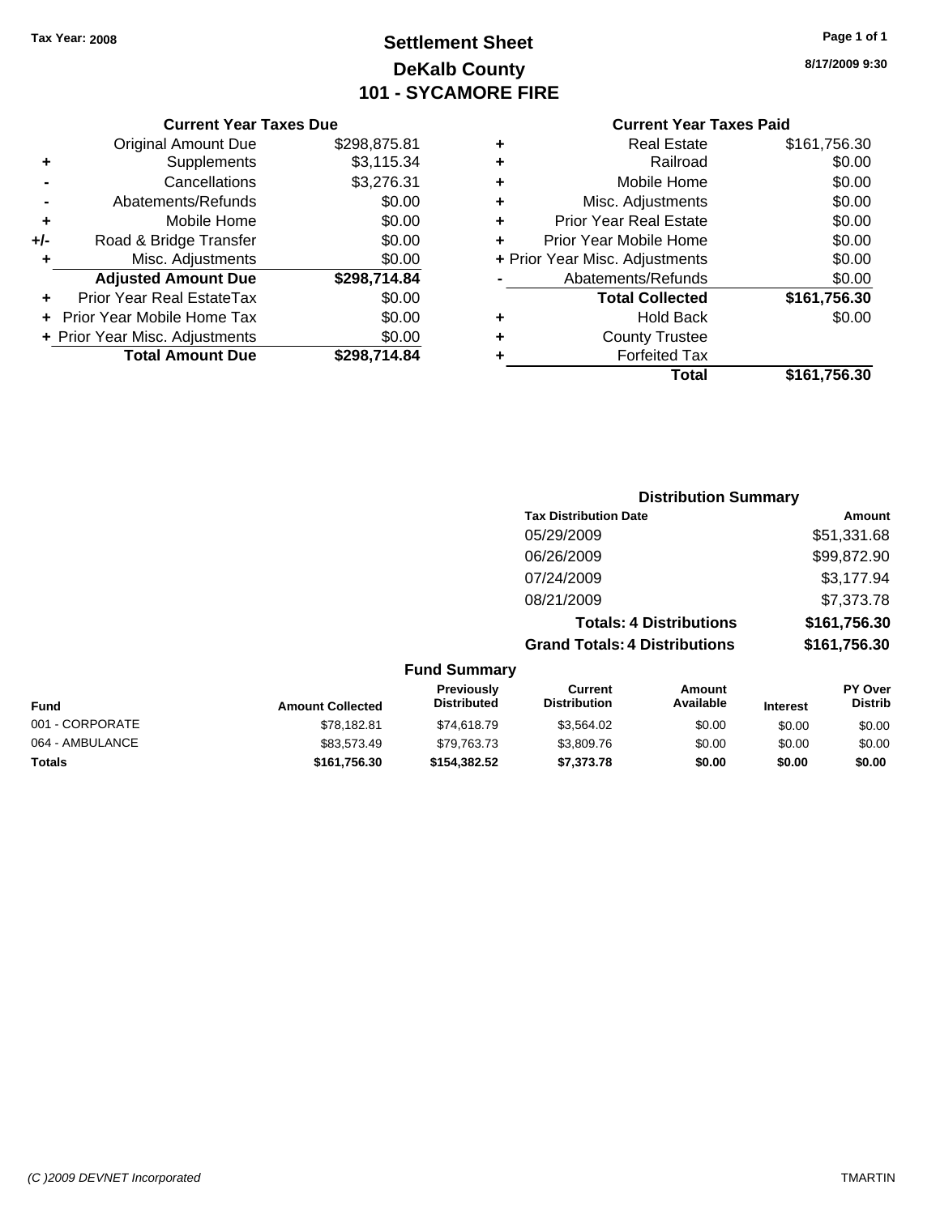Tax Year: 2008

# Settlement Sheet
## DeKalb County
## 101 - SYCAMORE FIRE

8/17/2009 9:30

### Current Year Taxes Due

| | | |
|---|---|---|
| | Original Amount Due | $298,875.81 |
| + | Supplements | $3,115.34 |
| - | Cancellations | $3,276.31 |
| - | Abatements/Refunds | $0.00 |
| + | Mobile Home | $0.00 |
| +/- | Road & Bridge Transfer | $0.00 |
| + | Misc. Adjustments | $0.00 |
| | **Adjusted Amount Due** | **$298,714.84** |
| + | Prior Year Real EstateTax | $0.00 |
| + | Prior Year Mobile Home Tax | $0.00 |
| + | Prior Year Misc. Adjustments | $0.00 |
| | **Total Amount Due** | **$298,714.84** |

### Current Year Taxes Paid

| | | |
|---|---|---|
| + | Real Estate | $161,756.30 |
| + | Railroad | $0.00 |
| + | Mobile Home | $0.00 |
| + | Misc. Adjustments | $0.00 |
| + | Prior Year Real Estate | $0.00 |
| + | Prior Year Mobile Home | $0.00 |
| + | Prior Year Misc. Adjustments | $0.00 |
| - | Abatements/Refunds | $0.00 |
| | **Total Collected** | **$161,756.30** |
| + | Hold Back | $0.00 |
| + | County Trustee | |
| + | Forfeited Tax | |
| | **Total** | **$161,756.30** |

### Distribution Summary

| Tax Distribution Date | Amount |
|---|---|
| 05/29/2009 | $51,331.68 |
| 06/26/2009 | $99,872.90 |
| 07/24/2009 | $3,177.94 |
| 08/21/2009 | $7,373.78 |
| **Totals: 4 Distributions** | **$161,756.30** |
| **Grand Totals: 4 Distributions** | **$161,756.30** |

### Fund Summary

| Fund | Amount Collected | Previously Distributed | Current Distribution | Amount Available | Interest | PY Over Distrib |
|---|---|---|---|---|---|---|
| 001 - CORPORATE | $78,182.81 | $74,618.79 | $3,564.02 | $0.00 | $0.00 | $0.00 |
| 064 - AMBULANCE | $83,573.49 | $79,763.73 | $3,809.76 | $0.00 | $0.00 | $0.00 |
| **Totals** | **$161,756.30** | **$154,382.52** | **$7,373.78** | **$0.00** | **$0.00** | **$0.00** |

(C )2009 DEVNET Incorporated TMARTIN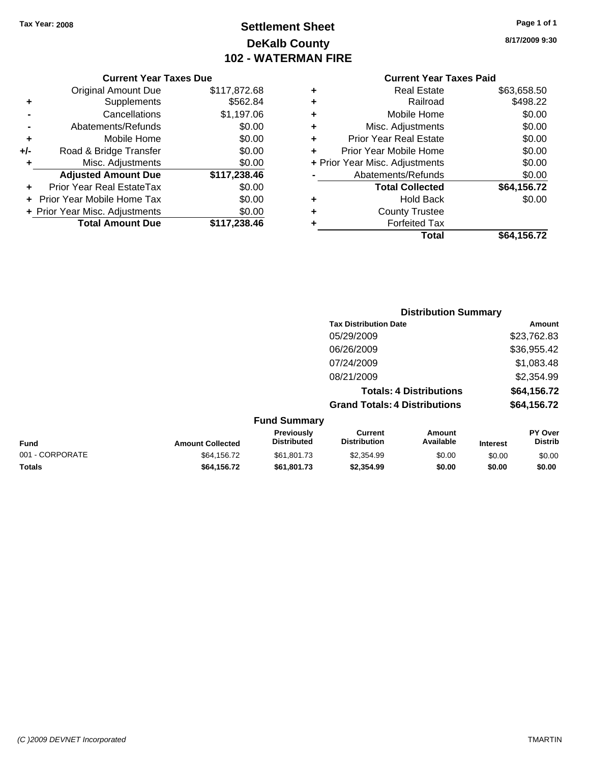Tax Year: 2008

# Settlement Sheet
## DeKalb County
## 102 - WATERMAN FIRE

8/17/2009 9:30

### Current Year Taxes Due

| | | |
|---|---|---|
| | Original Amount Due | $117,872.68 |
| + | Supplements | $562.84 |
| - | Cancellations | $1,197.06 |
| - | Abatements/Refunds | $0.00 |
| + | Mobile Home | $0.00 |
| +/- | Road & Bridge Transfer | $0.00 |
| + | Misc. Adjustments | $0.00 |
| | **Adjusted Amount Due** | **$117,238.46** |
| + | Prior Year Real EstateTax | $0.00 |
| + | Prior Year Mobile Home Tax | $0.00 |
| + | Prior Year Misc. Adjustments | $0.00 |
| | **Total Amount Due** | **$117,238.46** |

### Current Year Taxes Paid

| | | |
|---|---|---|
| + | Real Estate | $63,658.50 |
| + | Railroad | $498.22 |
| + | Mobile Home | $0.00 |
| + | Misc. Adjustments | $0.00 |
| + | Prior Year Real Estate | $0.00 |
| + | Prior Year Mobile Home | $0.00 |
| + | Prior Year Misc. Adjustments | $0.00 |
| - | Abatements/Refunds | $0.00 |
| | **Total Collected** | **$64,156.72** |
| + | Hold Back | $0.00 |
| + | County Trustee | |
| + | Forfeited Tax | |
| | **Total** | **$64,156.72** |

### Distribution Summary

| Tax Distribution Date | Amount |
|---|---|
| 05/29/2009 | $23,762.83 |
| 06/26/2009 | $36,955.42 |
| 07/24/2009 | $1,083.48 |
| 08/21/2009 | $2,354.99 |
| **Totals: 4 Distributions** | **$64,156.72** |
| **Grand Totals: 4 Distributions** | **$64,156.72** |

### Fund Summary

| Fund | Amount Collected | Previously Distributed | Current Distribution | Amount Available | Interest | PY Over Distrib |
|---|---|---|---|---|---|---|
| 001 - CORPORATE | $64,156.72 | $61,801.73 | $2,354.99 | $0.00 | $0.00 | $0.00 |
| **Totals** | **$64,156.72** | **$61,801.73** | **$2,354.99** | **$0.00** | **$0.00** | **$0.00** |

(C )2009 DEVNET Incorporated TMARTIN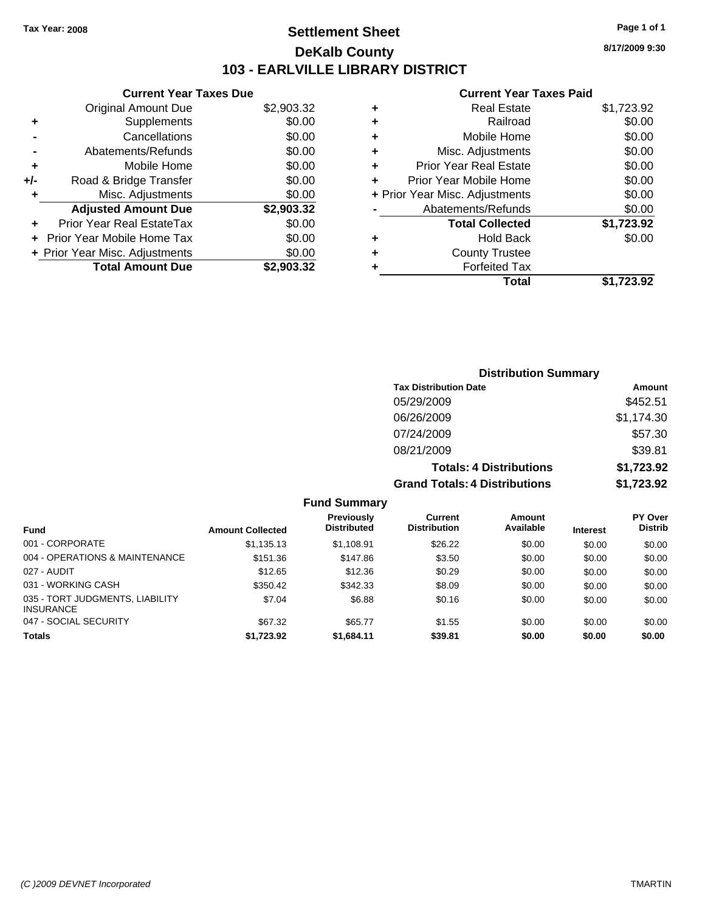Tax Year: 2008

# Settlement Sheet

## DeKalb County

## 103 - EARLVILLE LIBRARY DISTRICT

8/17/2009 9:30

### Current Year Taxes Due

| | | |
|---|---|---|
| | Original Amount Due | $2,903.32 |
| + | Supplements | $0.00 |
| - | Cancellations | $0.00 |
| - | Abatements/Refunds | $0.00 |
| + | Mobile Home | $0.00 |
| +/- | Road & Bridge Transfer | $0.00 |
| + | Misc. Adjustments | $0.00 |
| | **Adjusted Amount Due** | **$2,903.32** |
| + | Prior Year Real EstateTax | $0.00 |
| + | Prior Year Mobile Home Tax | $0.00 |
| + | Prior Year Misc. Adjustments | $0.00 |
| | **Total Amount Due** | **$2,903.32** |

### Current Year Taxes Paid

| | | |
|---|---|---|
| + | Real Estate | $1,723.92 |
| + | Railroad | $0.00 |
| + | Mobile Home | $0.00 |
| + | Misc. Adjustments | $0.00 |
| + | Prior Year Real Estate | $0.00 |
| + | Prior Year Mobile Home | $0.00 |
| + | Prior Year Misc. Adjustments | $0.00 |
| - | Abatements/Refunds | $0.00 |
| | **Total Collected** | **$1,723.92** |
| + | Hold Back | $0.00 |
| + | County Trustee | |
| + | Forfeited Tax | |
| | **Total** | **$1,723.92** |

### Distribution Summary

| Tax Distribution Date | Amount |
|---|---|
| 05/29/2009 | $452.51 |
| 06/26/2009 | $1,174.30 |
| 07/24/2009 | $57.30 |
| 08/21/2009 | $39.81 |
| **Totals: 4 Distributions** | **$1,723.92** |
| **Grand Totals: 4 Distributions** | **$1,723.92** |

### Fund Summary

| Fund | Amount Collected | Previously Distributed | Current Distribution | Amount Available | Interest | PY Over Distrib |
|---|---|---|---|---|---|---|
| 001 - CORPORATE | $1,135.13 | $1,108.91 | $26.22 | $0.00 | $0.00 | $0.00 |
| 004 - OPERATIONS & MAINTENANCE | $151.36 | $147.86 | $3.50 | $0.00 | $0.00 | $0.00 |
| 027 - AUDIT | $12.65 | $12.36 | $0.29 | $0.00 | $0.00 | $0.00 |
| 031 - WORKING CASH | $350.42 | $342.33 | $8.09 | $0.00 | $0.00 | $0.00 |
| 035 - TORT JUDGMENTS, LIABILITY INSURANCE | $7.04 | $6.88 | $0.16 | $0.00 | $0.00 | $0.00 |
| 047 - SOCIAL SECURITY | $67.32 | $65.77 | $1.55 | $0.00 | $0.00 | $0.00 |
| **Totals** | **$1,723.92** | **$1,684.11** | **$39.81** | **$0.00** | **$0.00** | **$0.00** |

(C )2009 DEVNET Incorporated TMARTIN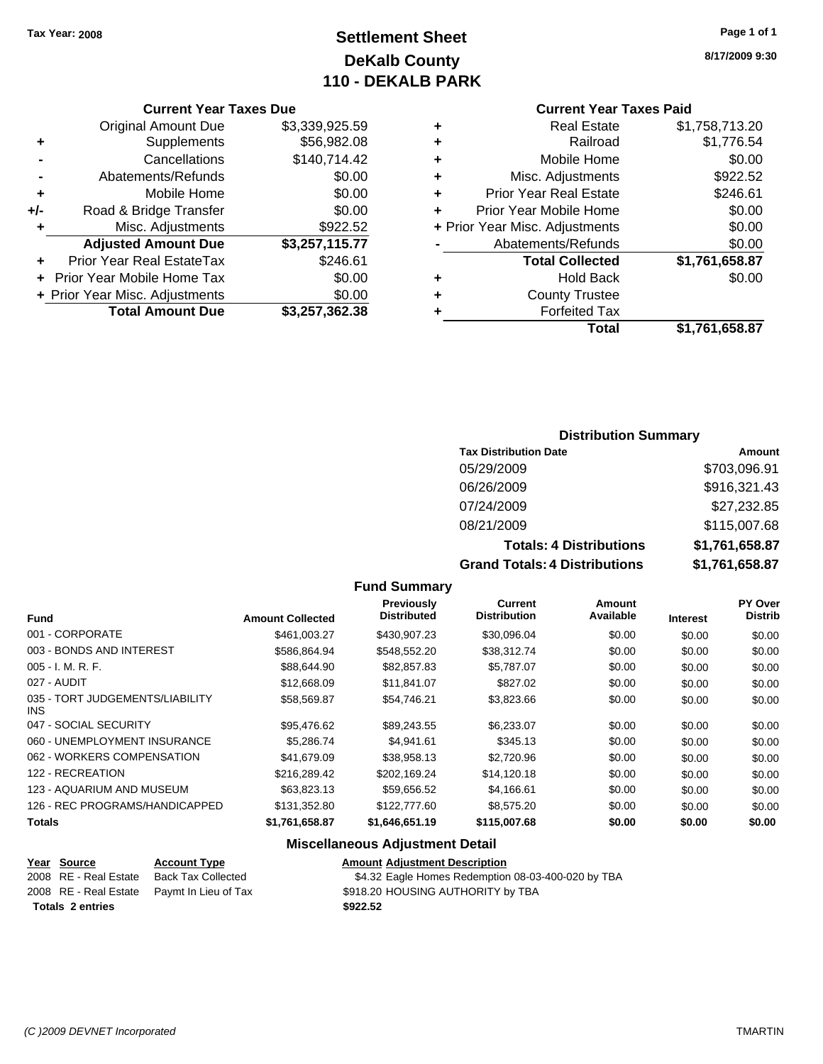Tax Year: 2008

# Settlement Sheet
## DeKalb County
## 110 - DEKALB PARK

8/17/2009 9:30

### Current Year Taxes Due

| | | |
|---|---|---|
| | Original Amount Due | $3,339,925.59 |
| + | Supplements | $56,982.08 |
| - | Cancellations | $140,714.42 |
| - | Abatements/Refunds | $0.00 |
| + | Mobile Home | $0.00 |
| +/- | Road & Bridge Transfer | $0.00 |
| + | Misc. Adjustments | $922.52 |
| | **Adjusted Amount Due** | **$3,257,115.77** |
| + | Prior Year Real EstateTax | $246.61 |
| + | Prior Year Mobile Home Tax | $0.00 |
| + | Prior Year Misc. Adjustments | $0.00 |
| | **Total Amount Due** | **$3,257,362.38** |

### Current Year Taxes Paid

| | | |
|---|---|---|
| + | Real Estate | $1,758,713.20 |
| + | Railroad | $1,776.54 |
| + | Mobile Home | $0.00 |
| + | Misc. Adjustments | $922.52 |
| + | Prior Year Real Estate | $246.61 |
| + | Prior Year Mobile Home | $0.00 |
| + | Prior Year Misc. Adjustments | $0.00 |
| - | Abatements/Refunds | $0.00 |
| | **Total Collected** | **$1,761,658.87** |
| + | Hold Back | $0.00 |
| + | County Trustee | |
| + | Forfeited Tax | |
| | **Total** | **$1,761,658.87** |

### Distribution Summary

| Tax Distribution Date | Amount |
|---|---|
| 05/29/2009 | $703,096.91 |
| 06/26/2009 | $916,321.43 |
| 07/24/2009 | $27,232.85 |
| 08/21/2009 | $115,007.68 |
| **Totals: 4 Distributions** | **$1,761,658.87** |
| **Grand Totals: 4 Distributions** | **$1,761,658.87** |

### Fund Summary

| Fund | Amount Collected | Previously Distributed | Current Distribution | Amount Available | Interest | PY Over Distrib |
|---|---|---|---|---|---|---|
| 001 - CORPORATE | $461,003.27 | $430,907.23 | $30,096.04 | $0.00 | $0.00 | $0.00 |
| 003 - BONDS AND INTEREST | $586,864.94 | $548,552.20 | $38,312.74 | $0.00 | $0.00 | $0.00 |
| 005 - I. M. R. F. | $88,644.90 | $82,857.83 | $5,787.07 | $0.00 | $0.00 | $0.00 |
| 027 - AUDIT | $12,668.09 | $11,841.07 | $827.02 | $0.00 | $0.00 | $0.00 |
| 035 - TORT JUDGEMENTS/LIABILITY INS | $58,569.87 | $54,746.21 | $3,823.66 | $0.00 | $0.00 | $0.00 |
| 047 - SOCIAL SECURITY | $95,476.62 | $89,243.55 | $6,233.07 | $0.00 | $0.00 | $0.00 |
| 060 - UNEMPLOYMENT INSURANCE | $5,286.74 | $4,941.61 | $345.13 | $0.00 | $0.00 | $0.00 |
| 062 - WORKERS COMPENSATION | $41,679.09 | $38,958.13 | $2,720.96 | $0.00 | $0.00 | $0.00 |
| 122 - RECREATION | $216,289.42 | $202,169.24 | $14,120.18 | $0.00 | $0.00 | $0.00 |
| 123 - AQUARIUM AND MUSEUM | $63,823.13 | $59,656.52 | $4,166.61 | $0.00 | $0.00 | $0.00 |
| 126 - REC PROGRAMS/HANDICAPPED | $131,352.80 | $122,777.60 | $8,575.20 | $0.00 | $0.00 | $0.00 |
| **Totals** | **$1,761,658.87** | **$1,646,651.19** | **$115,007.68** | **$0.00** | **$0.00** | **$0.00** |

### Miscellaneous Adjustment Detail

| Year | Source | Account Type | Amount | Adjustment Description |
|---|---|---|---|---|
| 2008 | RE - Real Estate | Back Tax Collected | $4.32 | Eagle Homes Redemption 08-03-400-020 by TBA |
| 2008 | RE - Real Estate | Paymt In Lieu of Tax | $918.20 | HOUSING AUTHORITY by TBA |
| **Totals 2 entries** | | | **$922.52** | |

(C )2009 DEVNET Incorporated — TMARTIN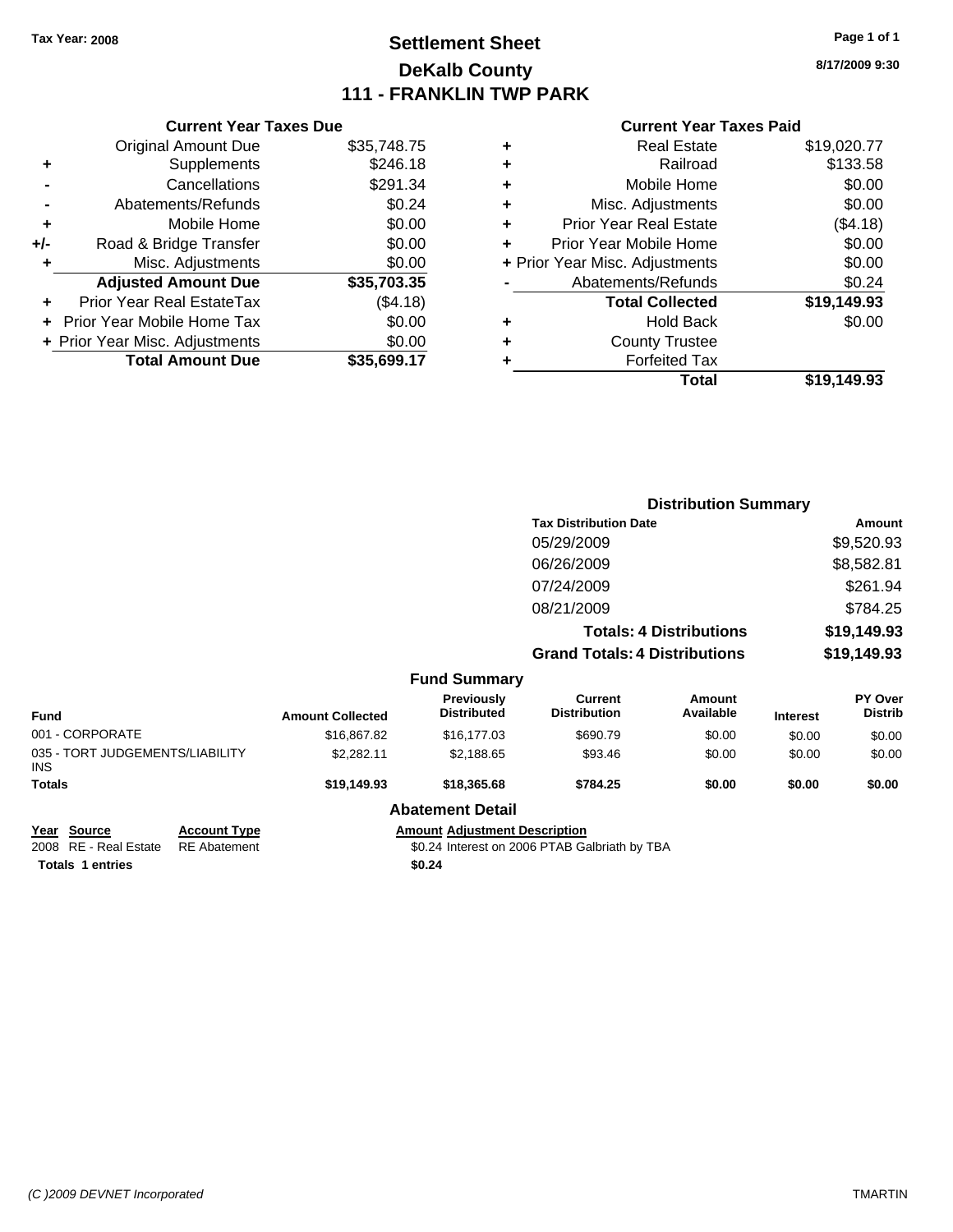Tax Year: 2008

# Settlement Sheet
## DeKalb County
## 111 - FRANKLIN TWP PARK

8/17/2009 9:30

### Current Year Taxes Due

| | | |
|---|---|---|
| | Original Amount Due | $35,748.75 |
| + | Supplements | $246.18 |
| - | Cancellations | $291.34 |
| - | Abatements/Refunds | $0.24 |
| + | Mobile Home | $0.00 |
| +/- | Road & Bridge Transfer | $0.00 |
| + | Misc. Adjustments | $0.00 |
| | **Adjusted Amount Due** | **$35,703.35** |
| + | Prior Year Real EstateTax | ($4.18) |
| + | Prior Year Mobile Home Tax | $0.00 |
| + | Prior Year Misc. Adjustments | $0.00 |
| | **Total Amount Due** | **$35,699.17** |

### Current Year Taxes Paid

| | | |
|---|---|---|
| + | Real Estate | $19,020.77 |
| + | Railroad | $133.58 |
| + | Mobile Home | $0.00 |
| + | Misc. Adjustments | $0.00 |
| + | Prior Year Real Estate | ($4.18) |
| + | Prior Year Mobile Home | $0.00 |
| + | Prior Year Misc. Adjustments | $0.00 |
| - | Abatements/Refunds | $0.24 |
| | **Total Collected** | **$19,149.93** |
| + | Hold Back | $0.00 |
| + | County Trustee | |
| + | Forfeited Tax | |
| | **Total** | **$19,149.93** |

### Distribution Summary

| Tax Distribution Date | Amount |
|---|---|
| 05/29/2009 | $9,520.93 |
| 06/26/2009 | $8,582.81 |
| 07/24/2009 | $261.94 |
| 08/21/2009 | $784.25 |
| **Totals: 4 Distributions** | **$19,149.93** |
| **Grand Totals: 4 Distributions** | **$19,149.93** |

### Fund Summary

| Fund | Amount Collected | Previously Distributed | Current Distribution | Amount Available | Interest | PY Over Distrib |
|---|---|---|---|---|---|---|
| 001 - CORPORATE | $16,867.82 | $16,177.03 | $690.79 | $0.00 | $0.00 | $0.00 |
| 035 - TORT JUDGEMENTS/LIABILITY INS | $2,282.11 | $2,188.65 | $93.46 | $0.00 | $0.00 | $0.00 |
| **Totals** | **$19,149.93** | **$18,365.68** | **$784.25** | **$0.00** | **$0.00** | **$0.00** |

### Abatement Detail

| Year | Source | Account Type | Amount | Adjustment Description |
|---|---|---|---|---|
| 2008 | RE - Real Estate | RE Abatement | $0.24 | Interest on 2006 PTAB Galbriath by TBA |
| **Totals 1 entries** | | | **$0.24** | |

(C )2009 DEVNET Incorporated TMARTIN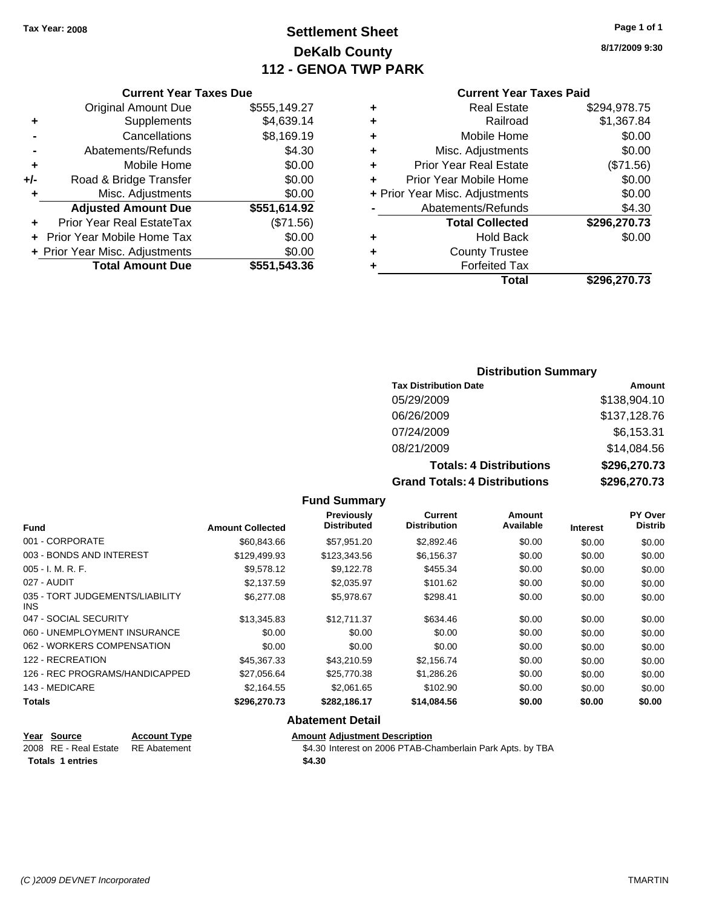Tax Year: 2008

# Settlement Sheet
## DeKalb County
## 112 - GENOA TWP PARK

8/17/2009 9:30

### Current Year Taxes Due

| | | |
|---|---|---|
| | Original Amount Due | $555,149.27 |
| + | Supplements | $4,639.14 |
| - | Cancellations | $8,169.19 |
| - | Abatements/Refunds | $4.30 |
| + | Mobile Home | $0.00 |
| +/- | Road & Bridge Transfer | $0.00 |
| + | Misc. Adjustments | $0.00 |
| | **Adjusted Amount Due** | **$551,614.92** |
| + | Prior Year Real EstateTax | ($71.56) |
| + | Prior Year Mobile Home Tax | $0.00 |
| + | Prior Year Misc. Adjustments | $0.00 |
| | **Total Amount Due** | **$551,543.36** |

### Current Year Taxes Paid

| | | |
|---|---|---|
| + | Real Estate | $294,978.75 |
| + | Railroad | $1,367.84 |
| + | Mobile Home | $0.00 |
| + | Misc. Adjustments | $0.00 |
| + | Prior Year Real Estate | ($71.56) |
| + | Prior Year Mobile Home | $0.00 |
| + | Prior Year Misc. Adjustments | $0.00 |
| - | Abatements/Refunds | $4.30 |
| | **Total Collected** | **$296,270.73** |
| + | Hold Back | $0.00 |
| + | County Trustee | |
| + | Forfeited Tax | |
| | **Total** | **$296,270.73** |

### Distribution Summary

| Tax Distribution Date | Amount |
|---|---|
| 05/29/2009 | $138,904.10 |
| 06/26/2009 | $137,128.76 |
| 07/24/2009 | $6,153.31 |
| 08/21/2009 | $14,084.56 |
| **Totals: 4 Distributions** | **$296,270.73** |
| **Grand Totals: 4 Distributions** | **$296,270.73** |

### Fund Summary

| Fund | Amount Collected | Previously Distributed | Current Distribution | Amount Available | Interest | PY Over Distrib |
|---|---|---|---|---|---|---|
| 001 - CORPORATE | $60,843.66 | $57,951.20 | $2,892.46 | $0.00 | $0.00 | $0.00 |
| 003 - BONDS AND INTEREST | $129,499.93 | $123,343.56 | $6,156.37 | $0.00 | $0.00 | $0.00 |
| 005 - I. M. R. F. | $9,578.12 | $9,122.78 | $455.34 | $0.00 | $0.00 | $0.00 |
| 027 - AUDIT | $2,137.59 | $2,035.97 | $101.62 | $0.00 | $0.00 | $0.00 |
| 035 - TORT JUDGEMENTS/LIABILITY INS | $6,277.08 | $5,978.67 | $298.41 | $0.00 | $0.00 | $0.00 |
| 047 - SOCIAL SECURITY | $13,345.83 | $12,711.37 | $634.46 | $0.00 | $0.00 | $0.00 |
| 060 - UNEMPLOYMENT INSURANCE | $0.00 | $0.00 | $0.00 | $0.00 | $0.00 | $0.00 |
| 062 - WORKERS COMPENSATION | $0.00 | $0.00 | $0.00 | $0.00 | $0.00 | $0.00 |
| 122 - RECREATION | $45,367.33 | $43,210.59 | $2,156.74 | $0.00 | $0.00 | $0.00 |
| 126 - REC PROGRAMS/HANDICAPPED | $27,056.64 | $25,770.38 | $1,286.26 | $0.00 | $0.00 | $0.00 |
| 143 - MEDICARE | $2,164.55 | $2,061.65 | $102.90 | $0.00 | $0.00 | $0.00 |
| **Totals** | **$296,270.73** | **$282,186.17** | **$14,084.56** | **$0.00** | **$0.00** | **$0.00** |

### Abatement Detail

| Year | Source | Account Type | Amount | Adjustment Description |
|---|---|---|---|---|
| 2008 | RE - Real Estate | RE Abatement | $4.30 | Interest on 2006 PTAB-Chamberlain Park Apts. by TBA |
| **Totals 1 entries** | | | **$4.30** | |

(C )2009 DEVNET Incorporated TMARTIN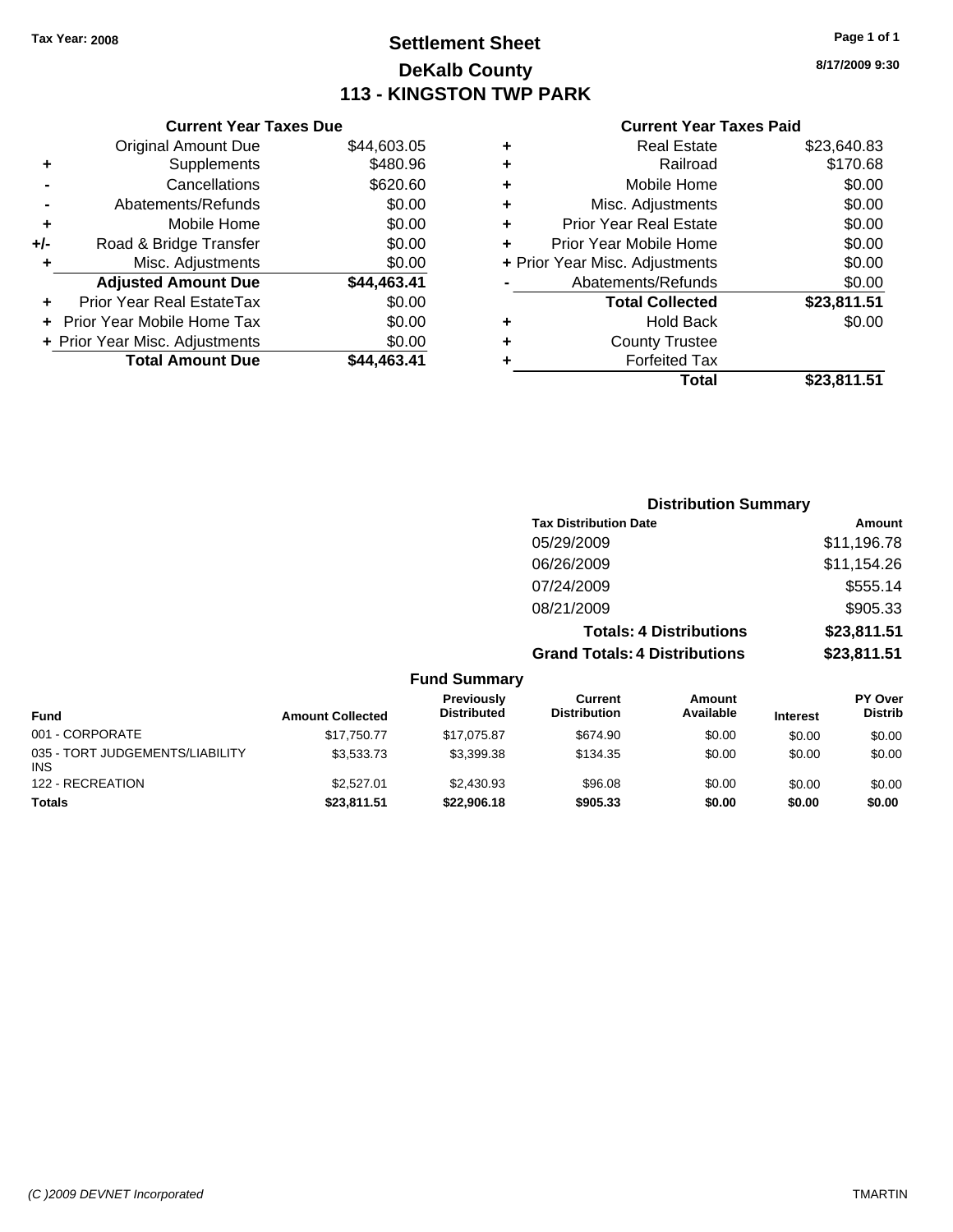Tax Year: 2008

# Settlement Sheet
## DeKalb County
## 113 - KINGSTON TWP PARK

8/17/2009 9:30

### Current Year Taxes Due

| | | |
|---|---|---|
| | Original Amount Due | $44,603.05 |
| + | Supplements | $480.96 |
| - | Cancellations | $620.60 |
| - | Abatements/Refunds | $0.00 |
| + | Mobile Home | $0.00 |
| +/- | Road & Bridge Transfer | $0.00 |
| + | Misc. Adjustments | $0.00 |
| | **Adjusted Amount Due** | **$44,463.41** |
| + | Prior Year Real EstateTax | $0.00 |
| + | Prior Year Mobile Home Tax | $0.00 |
| + | Prior Year Misc. Adjustments | $0.00 |
| | **Total Amount Due** | **$44,463.41** |

### Current Year Taxes Paid

| | | |
|---|---|---|
| + | Real Estate | $23,640.83 |
| + | Railroad | $170.68 |
| + | Mobile Home | $0.00 |
| + | Misc. Adjustments | $0.00 |
| + | Prior Year Real Estate | $0.00 |
| + | Prior Year Mobile Home | $0.00 |
| + | Prior Year Misc. Adjustments | $0.00 |
| - | Abatements/Refunds | $0.00 |
| | **Total Collected** | **$23,811.51** |
| + | Hold Back | $0.00 |
| + | County Trustee | |
| + | Forfeited Tax | |
| | **Total** | **$23,811.51** |

### Distribution Summary

| Tax Distribution Date | Amount |
|---|---|
| 05/29/2009 | $11,196.78 |
| 06/26/2009 | $11,154.26 |
| 07/24/2009 | $555.14 |
| 08/21/2009 | $905.33 |
| **Totals: 4 Distributions** | **$23,811.51** |
| **Grand Totals: 4 Distributions** | **$23,811.51** |

### Fund Summary

| Fund | Amount Collected | Previously Distributed | Current Distribution | Amount Available | Interest | PY Over Distrib |
|---|---|---|---|---|---|---|
| 001 - CORPORATE | $17,750.77 | $17,075.87 | $674.90 | $0.00 | $0.00 | $0.00 |
| 035 - TORT JUDGEMENTS/LIABILITY INS | $3,533.73 | $3,399.38 | $134.35 | $0.00 | $0.00 | $0.00 |
| 122 - RECREATION | $2,527.01 | $2,430.93 | $96.08 | $0.00 | $0.00 | $0.00 |
| **Totals** | **$23,811.51** | **$22,906.18** | **$905.33** | **$0.00** | **$0.00** | **$0.00** |

(C )2009 DEVNET Incorporated

TMARTIN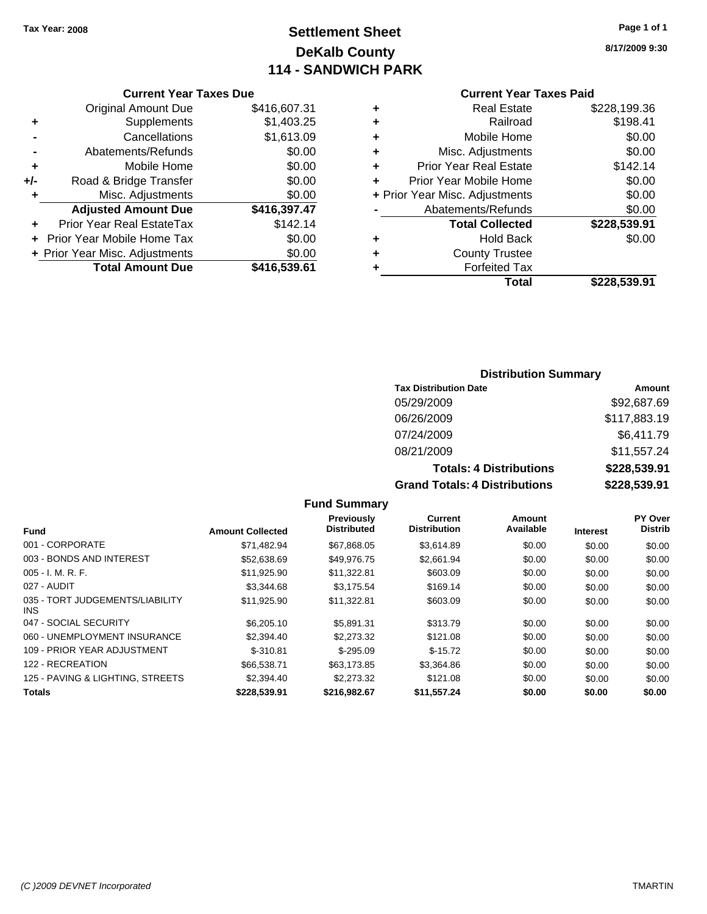Tax Year: 2008

# Settlement Sheet
## DeKalb County
## 114 - SANDWICH PARK

8/17/2009 9:30

### Current Year Taxes Due

| | | |
|---|---|---|
| | Original Amount Due | $416,607.31 |
| + | Supplements | $1,403.25 |
| - | Cancellations | $1,613.09 |
| - | Abatements/Refunds | $0.00 |
| + | Mobile Home | $0.00 |
| +/- | Road & Bridge Transfer | $0.00 |
| + | Misc. Adjustments | $0.00 |
| | **Adjusted Amount Due** | **$416,397.47** |
| + | Prior Year Real EstateTax | $142.14 |
| + | Prior Year Mobile Home Tax | $0.00 |
| + | Prior Year Misc. Adjustments | $0.00 |
| | **Total Amount Due** | **$416,539.61** |

### Current Year Taxes Paid

| | | |
|---|---|---|
| + | Real Estate | $228,199.36 |
| + | Railroad | $198.41 |
| + | Mobile Home | $0.00 |
| + | Misc. Adjustments | $0.00 |
| + | Prior Year Real Estate | $142.14 |
| + | Prior Year Mobile Home | $0.00 |
| + | Prior Year Misc. Adjustments | $0.00 |
| - | Abatements/Refunds | $0.00 |
| | **Total Collected** | **$228,539.91** |
| + | Hold Back | $0.00 |
| + | County Trustee | |
| + | Forfeited Tax | |
| | **Total** | **$228,539.91** |

### Distribution Summary

| Tax Distribution Date | Amount |
|---|---|
| 05/29/2009 | $92,687.69 |
| 06/26/2009 | $117,883.19 |
| 07/24/2009 | $6,411.79 |
| 08/21/2009 | $11,557.24 |
| **Totals: 4 Distributions** | **$228,539.91** |
| **Grand Totals: 4 Distributions** | **$228,539.91** |

### Fund Summary

| Fund | Amount Collected | Previously Distributed | Current Distribution | Amount Available | Interest | PY Over Distrib |
|---|---|---|---|---|---|---|
| 001 - CORPORATE | $71,482.94 | $67,868.05 | $3,614.89 | $0.00 | $0.00 | $0.00 |
| 003 - BONDS AND INTEREST | $52,638.69 | $49,976.75 | $2,661.94 | $0.00 | $0.00 | $0.00 |
| 005 - I. M. R. F. | $11,925.90 | $11,322.81 | $603.09 | $0.00 | $0.00 | $0.00 |
| 027 - AUDIT | $3,344.68 | $3,175.54 | $169.14 | $0.00 | $0.00 | $0.00 |
| 035 - TORT JUDGEMENTS/LIABILITY INS | $11,925.90 | $11,322.81 | $603.09 | $0.00 | $0.00 | $0.00 |
| 047 - SOCIAL SECURITY | $6,205.10 | $5,891.31 | $313.79 | $0.00 | $0.00 | $0.00 |
| 060 - UNEMPLOYMENT INSURANCE | $2,394.40 | $2,273.32 | $121.08 | $0.00 | $0.00 | $0.00 |
| 109 - PRIOR YEAR ADJUSTMENT | $-310.81 | $-295.09 | $-15.72 | $0.00 | $0.00 | $0.00 |
| 122 - RECREATION | $66,538.71 | $63,173.85 | $3,364.86 | $0.00 | $0.00 | $0.00 |
| 125 - PAVING & LIGHTING, STREETS | $2,394.40 | $2,273.32 | $121.08 | $0.00 | $0.00 | $0.00 |
| **Totals** | **$228,539.91** | **$216,982.67** | **$11,557.24** | **$0.00** | **$0.00** | **$0.00** |

(C )2009 DEVNET Incorporated TMARTIN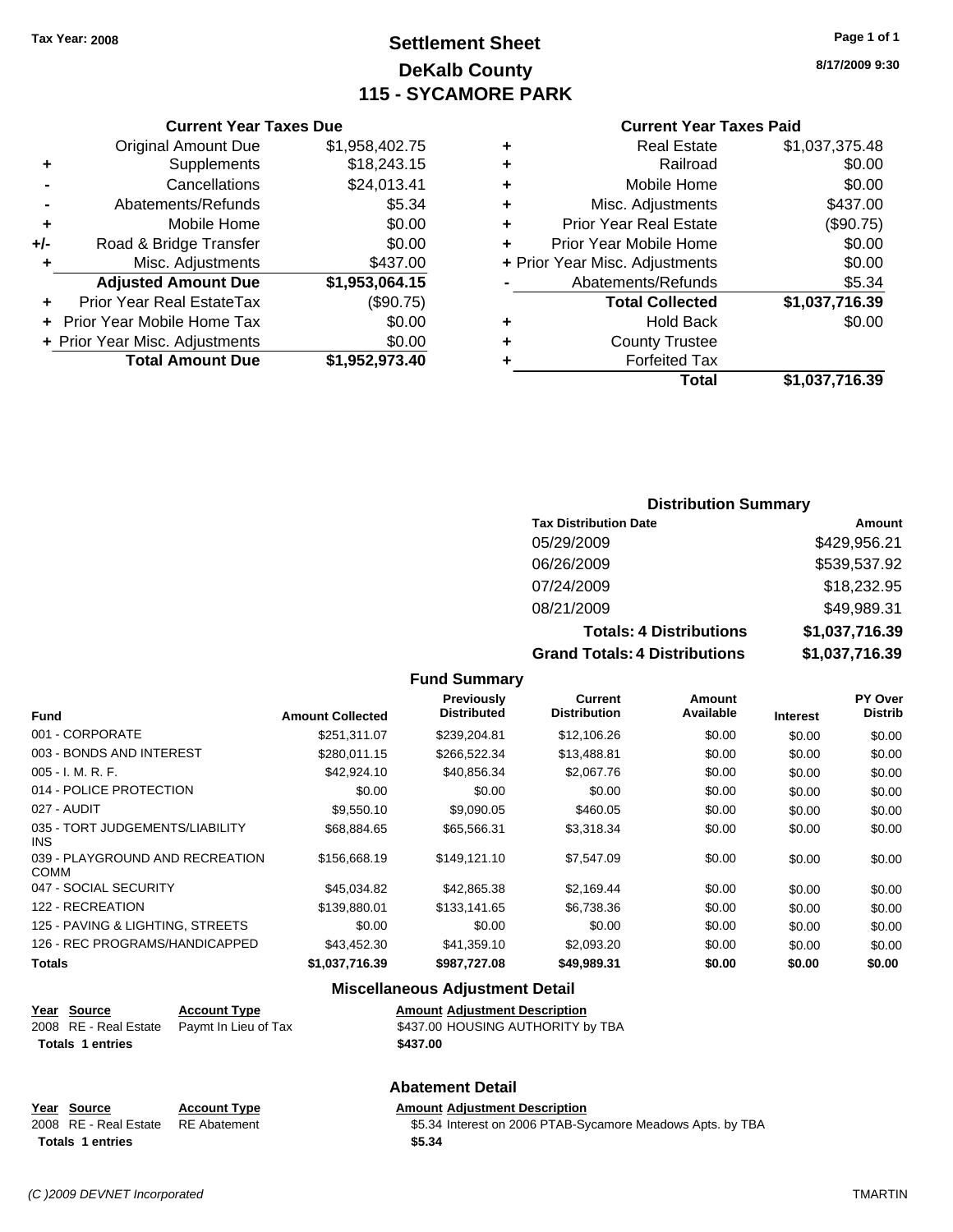Tax Year: 2008

# Settlement Sheet
## DeKalb County
## 115 - SYCAMORE PARK

8/17/2009 9:30

### Current Year Taxes Due

| | | |
|---|---|---|
| | Original Amount Due | $1,958,402.75 |
| + | Supplements | $18,243.15 |
| - | Cancellations | $24,013.41 |
| - | Abatements/Refunds | $5.34 |
| + | Mobile Home | $0.00 |
| +/- | Road & Bridge Transfer | $0.00 |
| + | Misc. Adjustments | $437.00 |
| | **Adjusted Amount Due** | **$1,953,064.15** |
| + | Prior Year Real EstateTax | ($90.75) |
| + | Prior Year Mobile Home Tax | $0.00 |
| + | Prior Year Misc. Adjustments | $0.00 |
| | **Total Amount Due** | **$1,952,973.40** |

### Current Year Taxes Paid

| | | |
|---|---|---|
| + | Real Estate | $1,037,375.48 |
| + | Railroad | $0.00 |
| + | Mobile Home | $0.00 |
| + | Misc. Adjustments | $437.00 |
| + | Prior Year Real Estate | ($90.75) |
| + | Prior Year Mobile Home | $0.00 |
| + | Prior Year Misc. Adjustments | $0.00 |
| - | Abatements/Refunds | $5.34 |
| | **Total Collected** | **$1,037,716.39** |
| + | Hold Back | $0.00 |
| + | County Trustee | |
| + | Forfeited Tax | |
| | **Total** | **$1,037,716.39** |

### Distribution Summary

| Tax Distribution Date | Amount |
|---|---|
| 05/29/2009 | $429,956.21 |
| 06/26/2009 | $539,537.92 |
| 07/24/2009 | $18,232.95 |
| 08/21/2009 | $49,989.31 |
| **Totals: 4 Distributions** | **$1,037,716.39** |
| **Grand Totals: 4 Distributions** | **$1,037,716.39** |

### Fund Summary

| Fund | Amount Collected | Previously Distributed | Current Distribution | Amount Available | Interest | PY Over Distrib |
|---|---|---|---|---|---|---|
| 001 - CORPORATE | $251,311.07 | $239,204.81 | $12,106.26 | $0.00 | $0.00 | $0.00 |
| 003 - BONDS AND INTEREST | $280,011.15 | $266,522.34 | $13,488.81 | $0.00 | $0.00 | $0.00 |
| 005 - I. M. R. F. | $42,924.10 | $40,856.34 | $2,067.76 | $0.00 | $0.00 | $0.00 |
| 014 - POLICE PROTECTION | $0.00 | $0.00 | $0.00 | $0.00 | $0.00 | $0.00 |
| 027 - AUDIT | $9,550.10 | $9,090.05 | $460.05 | $0.00 | $0.00 | $0.00 |
| 035 - TORT JUDGEMENTS/LIABILITY INS | $68,884.65 | $65,566.31 | $3,318.34 | $0.00 | $0.00 | $0.00 |
| 039 - PLAYGROUND AND RECREATION COMM | $156,668.19 | $149,121.10 | $7,547.09 | $0.00 | $0.00 | $0.00 |
| 047 - SOCIAL SECURITY | $45,034.82 | $42,865.38 | $2,169.44 | $0.00 | $0.00 | $0.00 |
| 122 - RECREATION | $139,880.01 | $133,141.65 | $6,738.36 | $0.00 | $0.00 | $0.00 |
| 125 - PAVING & LIGHTING, STREETS | $0.00 | $0.00 | $0.00 | $0.00 | $0.00 | $0.00 |
| 126 - REC PROGRAMS/HANDICAPPED | $43,452.30 | $41,359.10 | $2,093.20 | $0.00 | $0.00 | $0.00 |
| **Totals** | **$1,037,716.39** | **$987,727.08** | **$49,989.31** | **$0.00** | **$0.00** | **$0.00** |

### Miscellaneous Adjustment Detail

| Year | Source | Account Type | Amount | Adjustment Description |
|---|---|---|---|---|
| 2008 | RE - Real Estate | Paymt In Lieu of Tax | $437.00 | HOUSING AUTHORITY by TBA |
| **Totals** | **1 entries** | | **$437.00** | |

### Abatement Detail

| Year | Source | Account Type | Amount | Adjustment Description |
|---|---|---|---|---|
| 2008 | RE - Real Estate | RE Abatement | $5.34 | Interest on 2006 PTAB-Sycamore Meadows Apts. by TBA |
| **Totals** | **1 entries** | | **$5.34** | |

(C )2009 DEVNET Incorporated TMARTIN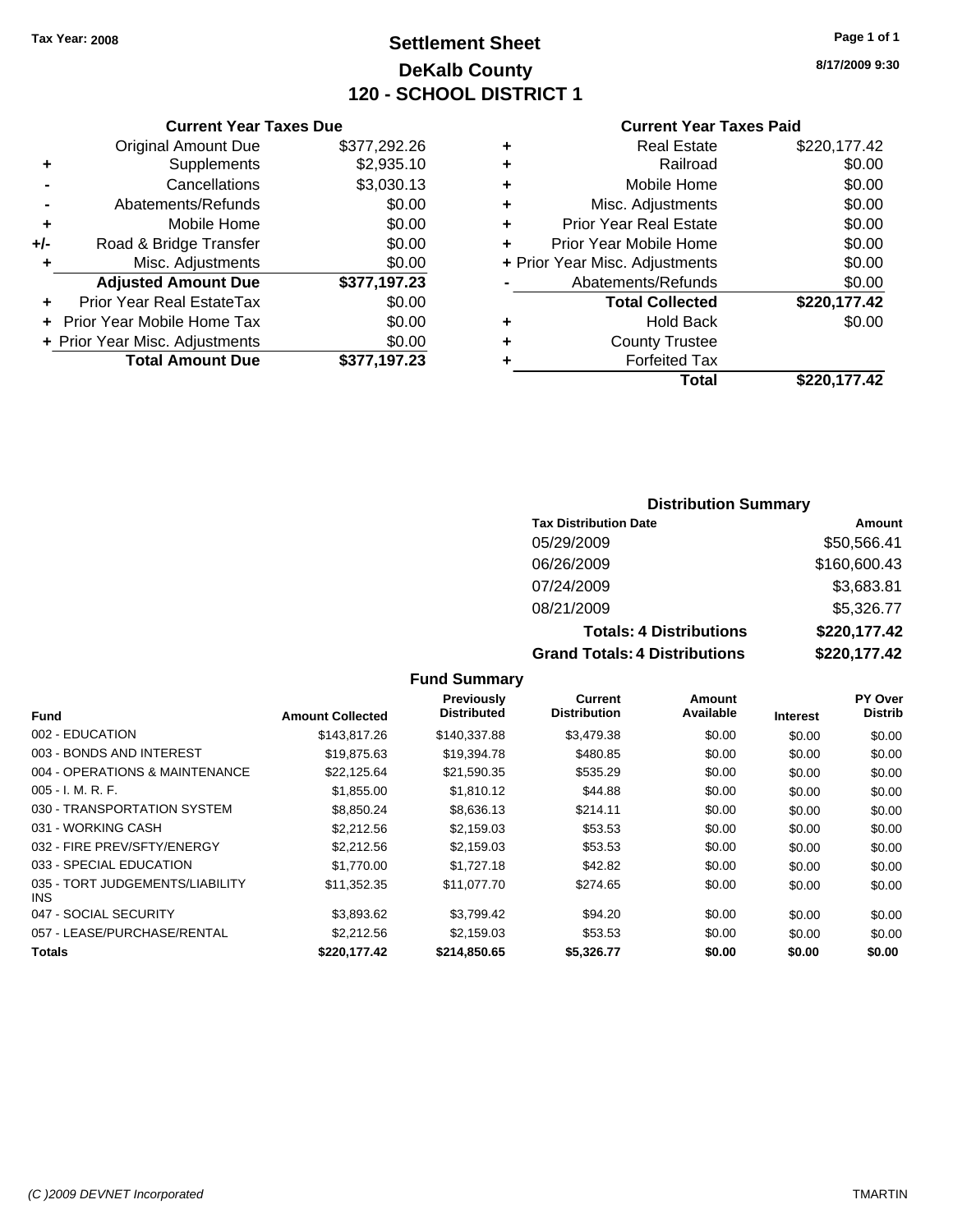Tax Year: 2008

# Settlement Sheet
## DeKalb County
## 120 - SCHOOL DISTRICT 1

8/17/2009 9:30

### Current Year Taxes Due

| | | |
|---|---|---|
| | Original Amount Due | $377,292.26 |
| + | Supplements | $2,935.10 |
| - | Cancellations | $3,030.13 |
| - | Abatements/Refunds | $0.00 |
| + | Mobile Home | $0.00 |
| +/- | Road & Bridge Transfer | $0.00 |
| + | Misc. Adjustments | $0.00 |
| | **Adjusted Amount Due** | **$377,197.23** |
| + | Prior Year Real EstateTax | $0.00 |
| + | Prior Year Mobile Home Tax | $0.00 |
| + | Prior Year Misc. Adjustments | $0.00 |
| | **Total Amount Due** | **$377,197.23** |

### Current Year Taxes Paid

| | | |
|---|---|---|
| + | Real Estate | $220,177.42 |
| + | Railroad | $0.00 |
| + | Mobile Home | $0.00 |
| + | Misc. Adjustments | $0.00 |
| + | Prior Year Real Estate | $0.00 |
| + | Prior Year Mobile Home | $0.00 |
| + | Prior Year Misc. Adjustments | $0.00 |
| - | Abatements/Refunds | $0.00 |
| | **Total Collected** | **$220,177.42** |
| + | Hold Back | $0.00 |
| + | County Trustee | |
| + | Forfeited Tax | |
| | **Total** | **$220,177.42** |

### Distribution Summary

| Tax Distribution Date | Amount |
|---|---|
| 05/29/2009 | $50,566.41 |
| 06/26/2009 | $160,600.43 |
| 07/24/2009 | $3,683.81 |
| 08/21/2009 | $5,326.77 |
| **Totals: 4 Distributions** | **$220,177.42** |
| **Grand Totals: 4 Distributions** | **$220,177.42** |

### Fund Summary

| Fund | Amount Collected | Previously Distributed | Current Distribution | Amount Available | Interest | PY Over Distrib |
|---|---|---|---|---|---|---|
| 002 - EDUCATION | $143,817.26 | $140,337.88 | $3,479.38 | $0.00 | $0.00 | $0.00 |
| 003 - BONDS AND INTEREST | $19,875.63 | $19,394.78 | $480.85 | $0.00 | $0.00 | $0.00 |
| 004 - OPERATIONS & MAINTENANCE | $22,125.64 | $21,590.35 | $535.29 | $0.00 | $0.00 | $0.00 |
| 005 - I. M. R. F. | $1,855.00 | $1,810.12 | $44.88 | $0.00 | $0.00 | $0.00 |
| 030 - TRANSPORTATION SYSTEM | $8,850.24 | $8,636.13 | $214.11 | $0.00 | $0.00 | $0.00 |
| 031 - WORKING CASH | $2,212.56 | $2,159.03 | $53.53 | $0.00 | $0.00 | $0.00 |
| 032 - FIRE PREV/SFTY/ENERGY | $2,212.56 | $2,159.03 | $53.53 | $0.00 | $0.00 | $0.00 |
| 033 - SPECIAL EDUCATION | $1,770.00 | $1,727.18 | $42.82 | $0.00 | $0.00 | $0.00 |
| 035 - TORT JUDGEMENTS/LIABILITY INS | $11,352.35 | $11,077.70 | $274.65 | $0.00 | $0.00 | $0.00 |
| 047 - SOCIAL SECURITY | $3,893.62 | $3,799.42 | $94.20 | $0.00 | $0.00 | $0.00 |
| 057 - LEASE/PURCHASE/RENTAL | $2,212.56 | $2,159.03 | $53.53 | $0.00 | $0.00 | $0.00 |
| **Totals** | **$220,177.42** | **$214,850.65** | **$5,326.77** | **$0.00** | **$0.00** | **$0.00** |

(C )2009 DEVNET Incorporated — TMARTIN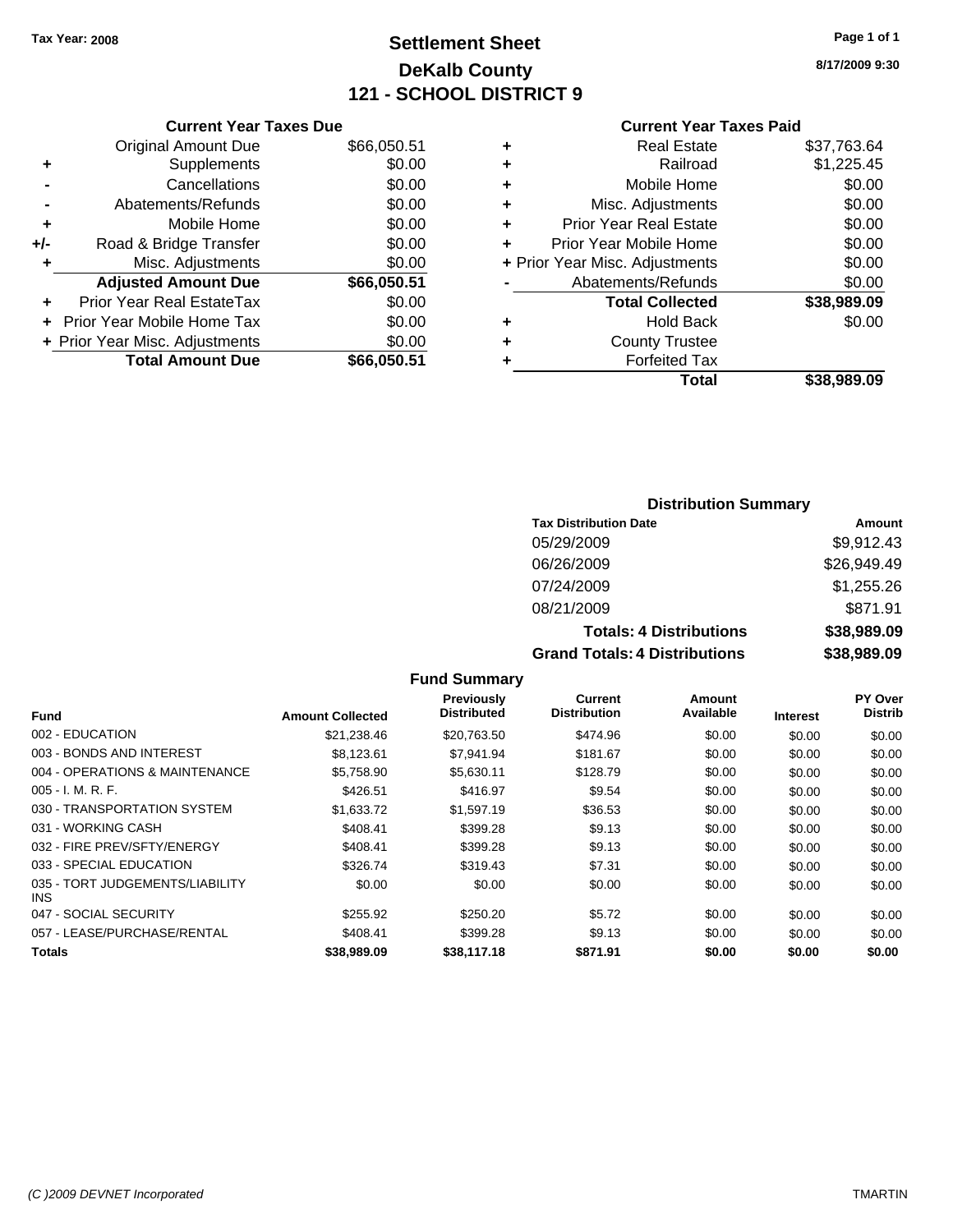Tax Year: 2008

# Settlement Sheet
## DeKalb County
## 121 - SCHOOL DISTRICT 9

8/17/2009 9:30

### Current Year Taxes Due

| | | |
|---|---|---|
| | Original Amount Due | $66,050.51 |
| + | Supplements | $0.00 |
| - | Cancellations | $0.00 |
| - | Abatements/Refunds | $0.00 |
| + | Mobile Home | $0.00 |
| +/- | Road & Bridge Transfer | $0.00 |
| + | Misc. Adjustments | $0.00 |
| | **Adjusted Amount Due** | **$66,050.51** |
| + | Prior Year Real EstateTax | $0.00 |
| + | Prior Year Mobile Home Tax | $0.00 |
| + | Prior Year Misc. Adjustments | $0.00 |
| | **Total Amount Due** | **$66,050.51** |

### Current Year Taxes Paid

| | | |
|---|---|---|
| + | Real Estate | $37,763.64 |
| + | Railroad | $1,225.45 |
| + | Mobile Home | $0.00 |
| + | Misc. Adjustments | $0.00 |
| + | Prior Year Real Estate | $0.00 |
| + | Prior Year Mobile Home | $0.00 |
| + | Prior Year Misc. Adjustments | $0.00 |
| - | Abatements/Refunds | $0.00 |
| | **Total Collected** | **$38,989.09** |
| + | Hold Back | $0.00 |
| + | County Trustee | |
| + | Forfeited Tax | |
| | **Total** | **$38,989.09** |

### Distribution Summary

| Tax Distribution Date | Amount |
|---|---|
| 05/29/2009 | $9,912.43 |
| 06/26/2009 | $26,949.49 |
| 07/24/2009 | $1,255.26 |
| 08/21/2009 | $871.91 |
| **Totals: 4 Distributions** | **$38,989.09** |
| **Grand Totals: 4 Distributions** | **$38,989.09** |

### Fund Summary

| Fund | Amount Collected | Previously Distributed | Current Distribution | Amount Available | Interest | PY Over Distrib |
|---|---|---|---|---|---|---|
| 002 - EDUCATION | $21,238.46 | $20,763.50 | $474.96 | $0.00 | $0.00 | $0.00 |
| 003 - BONDS AND INTEREST | $8,123.61 | $7,941.94 | $181.67 | $0.00 | $0.00 | $0.00 |
| 004 - OPERATIONS & MAINTENANCE | $5,758.90 | $5,630.11 | $128.79 | $0.00 | $0.00 | $0.00 |
| 005 - I. M. R. F. | $426.51 | $416.97 | $9.54 | $0.00 | $0.00 | $0.00 |
| 030 - TRANSPORTATION SYSTEM | $1,633.72 | $1,597.19 | $36.53 | $0.00 | $0.00 | $0.00 |
| 031 - WORKING CASH | $408.41 | $399.28 | $9.13 | $0.00 | $0.00 | $0.00 |
| 032 - FIRE PREV/SFTY/ENERGY | $408.41 | $399.28 | $9.13 | $0.00 | $0.00 | $0.00 |
| 033 - SPECIAL EDUCATION | $326.74 | $319.43 | $7.31 | $0.00 | $0.00 | $0.00 |
| 035 - TORT JUDGEMENTS/LIABILITY INS | $0.00 | $0.00 | $0.00 | $0.00 | $0.00 | $0.00 |
| 047 - SOCIAL SECURITY | $255.92 | $250.20 | $5.72 | $0.00 | $0.00 | $0.00 |
| 057 - LEASE/PURCHASE/RENTAL | $408.41 | $399.28 | $9.13 | $0.00 | $0.00 | $0.00 |
| **Totals** | **$38,989.09** | **$38,117.18** | **$871.91** | **$0.00** | **$0.00** | **$0.00** |

(C )2009 DEVNET Incorporated — TMARTIN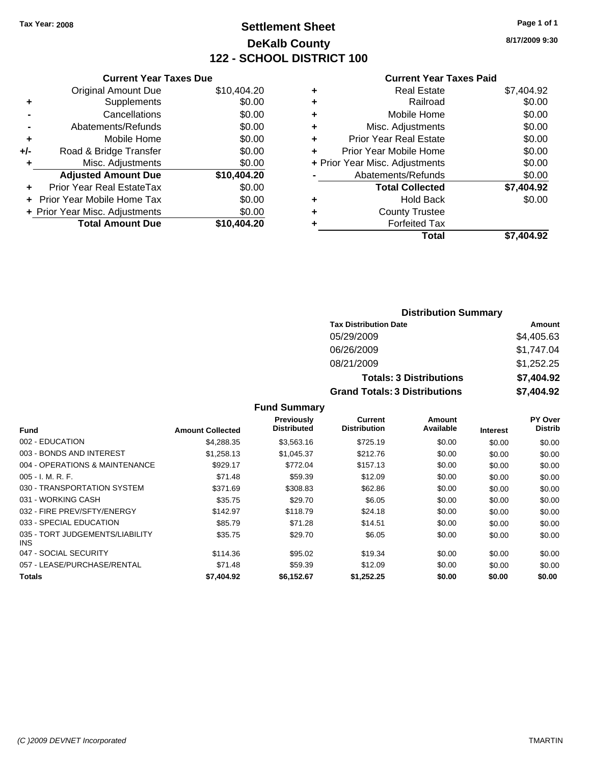Tax Year: 2008

# Settlement Sheet
## DeKalb County
## 122 - SCHOOL DISTRICT 100

8/17/2009 9:30

### Current Year Taxes Due

| | | |
|---|---|---|
| | Original Amount Due | $10,404.20 |
| + | Supplements | $0.00 |
| - | Cancellations | $0.00 |
| - | Abatements/Refunds | $0.00 |
| + | Mobile Home | $0.00 |
| +/- | Road & Bridge Transfer | $0.00 |
| + | Misc. Adjustments | $0.00 |
| | **Adjusted Amount Due** | **$10,404.20** |
| + | Prior Year Real EstateTax | $0.00 |
| + | Prior Year Mobile Home Tax | $0.00 |
| + | Prior Year Misc. Adjustments | $0.00 |
| | **Total Amount Due** | **$10,404.20** |

### Current Year Taxes Paid

| | | |
|---|---|---|
| + | Real Estate | $7,404.92 |
| + | Railroad | $0.00 |
| + | Mobile Home | $0.00 |
| + | Misc. Adjustments | $0.00 |
| + | Prior Year Real Estate | $0.00 |
| + | Prior Year Mobile Home | $0.00 |
| + | Prior Year Misc. Adjustments | $0.00 |
| - | Abatements/Refunds | $0.00 |
| | **Total Collected** | **$7,404.92** |
| + | Hold Back | $0.00 |
| + | County Trustee | |
| + | Forfeited Tax | |
| | **Total** | **$7,404.92** |

### Distribution Summary

| Tax Distribution Date | Amount |
|---|---|
| 05/29/2009 | $4,405.63 |
| 06/26/2009 | $1,747.04 |
| 08/21/2009 | $1,252.25 |
| **Totals: 3 Distributions** | **$7,404.92** |
| **Grand Totals: 3 Distributions** | **$7,404.92** |

### Fund Summary

| Fund | Amount Collected | Previously Distributed | Current Distribution | Amount Available | Interest | PY Over Distrib |
|---|---|---|---|---|---|---|
| 002 - EDUCATION | $4,288.35 | $3,563.16 | $725.19 | $0.00 | $0.00 | $0.00 |
| 003 - BONDS AND INTEREST | $1,258.13 | $1,045.37 | $212.76 | $0.00 | $0.00 | $0.00 |
| 004 - OPERATIONS & MAINTENANCE | $929.17 | $772.04 | $157.13 | $0.00 | $0.00 | $0.00 |
| 005 - I. M. R. F. | $71.48 | $59.39 | $12.09 | $0.00 | $0.00 | $0.00 |
| 030 - TRANSPORTATION SYSTEM | $371.69 | $308.83 | $62.86 | $0.00 | $0.00 | $0.00 |
| 031 - WORKING CASH | $35.75 | $29.70 | $6.05 | $0.00 | $0.00 | $0.00 |
| 032 - FIRE PREV/SFTY/ENERGY | $142.97 | $118.79 | $24.18 | $0.00 | $0.00 | $0.00 |
| 033 - SPECIAL EDUCATION | $85.79 | $71.28 | $14.51 | $0.00 | $0.00 | $0.00 |
| 035 - TORT JUDGEMENTS/LIABILITY INS | $35.75 | $29.70 | $6.05 | $0.00 | $0.00 | $0.00 |
| 047 - SOCIAL SECURITY | $114.36 | $95.02 | $19.34 | $0.00 | $0.00 | $0.00 |
| 057 - LEASE/PURCHASE/RENTAL | $71.48 | $59.39 | $12.09 | $0.00 | $0.00 | $0.00 |
| **Totals** | **$7,404.92** | **$6,152.67** | **$1,252.25** | **$0.00** | **$0.00** | **$0.00** |

(C )2009 DEVNET Incorporated TMARTIN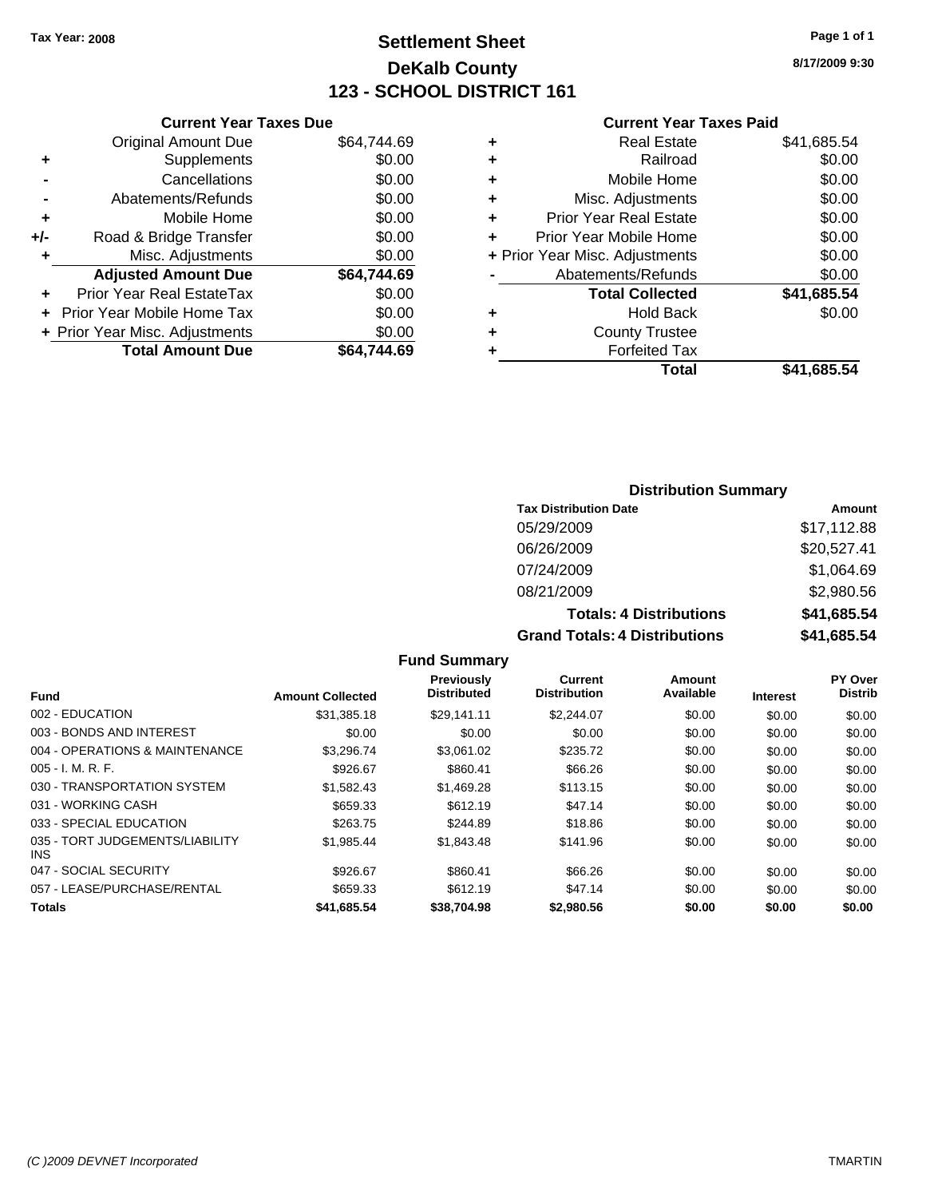Tax Year: 2008

# Settlement Sheet
## DeKalb County
## 123 - SCHOOL DISTRICT 161

8/17/2009 9:30

### Current Year Taxes Due

| | | |
|---|---|---|
| | Original Amount Due | $64,744.69 |
| + | Supplements | $0.00 |
| - | Cancellations | $0.00 |
| - | Abatements/Refunds | $0.00 |
| + | Mobile Home | $0.00 |
| +/- | Road & Bridge Transfer | $0.00 |
| + | Misc. Adjustments | $0.00 |
| | **Adjusted Amount Due** | **$64,744.69** |
| + | Prior Year Real EstateTax | $0.00 |
| + | Prior Year Mobile Home Tax | $0.00 |
| + | Prior Year Misc. Adjustments | $0.00 |
| | **Total Amount Due** | **$64,744.69** |

### Current Year Taxes Paid

| | | |
|---|---|---|
| + | Real Estate | $41,685.54 |
| + | Railroad | $0.00 |
| + | Mobile Home | $0.00 |
| + | Misc. Adjustments | $0.00 |
| + | Prior Year Real Estate | $0.00 |
| + | Prior Year Mobile Home | $0.00 |
| + | Prior Year Misc. Adjustments | $0.00 |
| - | Abatements/Refunds | $0.00 |
| | **Total Collected** | **$41,685.54** |
| + | Hold Back | $0.00 |
| + | County Trustee | |
| + | Forfeited Tax | |
| | **Total** | **$41,685.54** |

### Distribution Summary

| Tax Distribution Date | Amount |
|---|---|
| 05/29/2009 | $17,112.88 |
| 06/26/2009 | $20,527.41 |
| 07/24/2009 | $1,064.69 |
| 08/21/2009 | $2,980.56 |
| **Totals: 4 Distributions** | **$41,685.54** |
| **Grand Totals: 4 Distributions** | **$41,685.54** |

### Fund Summary

| Fund | Amount Collected | Previously Distributed | Current Distribution | Amount Available | Interest | PY Over Distrib |
|---|---|---|---|---|---|---|
| 002 - EDUCATION | $31,385.18 | $29,141.11 | $2,244.07 | $0.00 | $0.00 | $0.00 |
| 003 - BONDS AND INTEREST | $0.00 | $0.00 | $0.00 | $0.00 | $0.00 | $0.00 |
| 004 - OPERATIONS & MAINTENANCE | $3,296.74 | $3,061.02 | $235.72 | $0.00 | $0.00 | $0.00 |
| 005 - I. M. R. F. | $926.67 | $860.41 | $66.26 | $0.00 | $0.00 | $0.00 |
| 030 - TRANSPORTATION SYSTEM | $1,582.43 | $1,469.28 | $113.15 | $0.00 | $0.00 | $0.00 |
| 031 - WORKING CASH | $659.33 | $612.19 | $47.14 | $0.00 | $0.00 | $0.00 |
| 033 - SPECIAL EDUCATION | $263.75 | $244.89 | $18.86 | $0.00 | $0.00 | $0.00 |
| 035 - TORT JUDGEMENTS/LIABILITY INS | $1,985.44 | $1,843.48 | $141.96 | $0.00 | $0.00 | $0.00 |
| 047 - SOCIAL SECURITY | $926.67 | $860.41 | $66.26 | $0.00 | $0.00 | $0.00 |
| 057 - LEASE/PURCHASE/RENTAL | $659.33 | $612.19 | $47.14 | $0.00 | $0.00 | $0.00 |
| **Totals** | **$41,685.54** | **$38,704.98** | **$2,980.56** | **$0.00** | **$0.00** | **$0.00** |

(C )2009 DEVNET Incorporated TMARTIN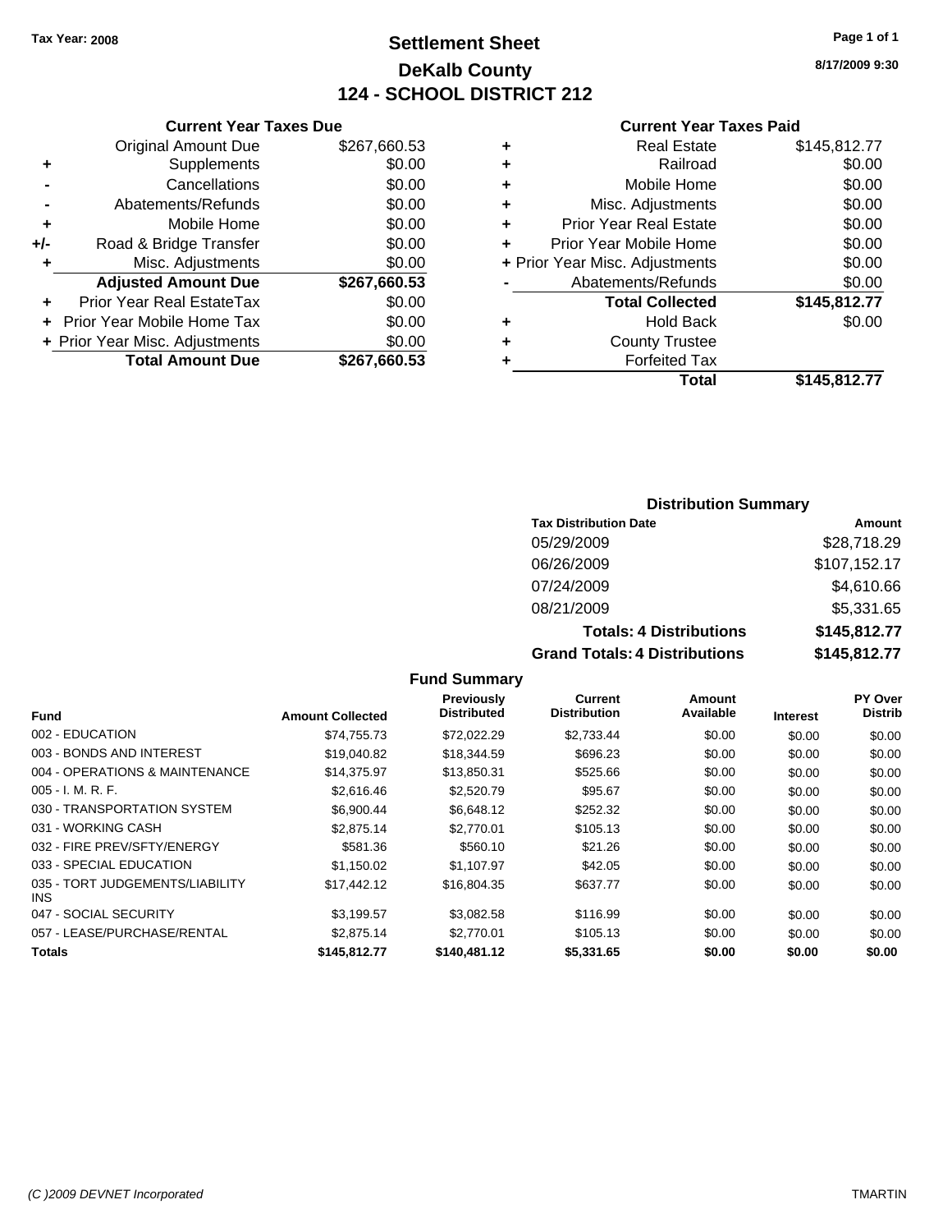Tax Year: 2008

# Settlement Sheet

## DeKalb County

## 124 - SCHOOL DISTRICT 212

8/17/2009 9:30

### Current Year Taxes Due

| | | |
|---|---|---|
| | Original Amount Due | $267,660.53 |
| + | Supplements | $0.00 |
| - | Cancellations | $0.00 |
| - | Abatements/Refunds | $0.00 |
| + | Mobile Home | $0.00 |
| +/- | Road & Bridge Transfer | $0.00 |
| + | Misc. Adjustments | $0.00 |
| | **Adjusted Amount Due** | **$267,660.53** |
| + | Prior Year Real EstateTax | $0.00 |
| + | Prior Year Mobile Home Tax | $0.00 |
| + | Prior Year Misc. Adjustments | $0.00 |
| | **Total Amount Due** | **$267,660.53** |

### Current Year Taxes Paid

| | | |
|---|---|---|
| + | Real Estate | $145,812.77 |
| + | Railroad | $0.00 |
| + | Mobile Home | $0.00 |
| + | Misc. Adjustments | $0.00 |
| + | Prior Year Real Estate | $0.00 |
| + | Prior Year Mobile Home | $0.00 |
| + | Prior Year Misc. Adjustments | $0.00 |
| - | Abatements/Refunds | $0.00 |
| | **Total Collected** | **$145,812.77** |
| + | Hold Back | $0.00 |
| + | County Trustee | |
| + | Forfeited Tax | |
| | **Total** | **$145,812.77** |

### Distribution Summary

| Tax Distribution Date | Amount |
|---|---|
| 05/29/2009 | $28,718.29 |
| 06/26/2009 | $107,152.17 |
| 07/24/2009 | $4,610.66 |
| 08/21/2009 | $5,331.65 |
| **Totals: 4 Distributions** | **$145,812.77** |
| **Grand Totals: 4 Distributions** | **$145,812.77** |

### Fund Summary

| Fund | Amount Collected | Previously Distributed | Current Distribution | Amount Available | Interest | PY Over Distrib |
|---|---|---|---|---|---|---|
| 002 - EDUCATION | $74,755.73 | $72,022.29 | $2,733.44 | $0.00 | $0.00 | $0.00 |
| 003 - BONDS AND INTEREST | $19,040.82 | $18,344.59 | $696.23 | $0.00 | $0.00 | $0.00 |
| 004 - OPERATIONS & MAINTENANCE | $14,375.97 | $13,850.31 | $525.66 | $0.00 | $0.00 | $0.00 |
| 005 - I. M. R. F. | $2,616.46 | $2,520.79 | $95.67 | $0.00 | $0.00 | $0.00 |
| 030 - TRANSPORTATION SYSTEM | $6,900.44 | $6,648.12 | $252.32 | $0.00 | $0.00 | $0.00 |
| 031 - WORKING CASH | $2,875.14 | $2,770.01 | $105.13 | $0.00 | $0.00 | $0.00 |
| 032 - FIRE PREV/SFTY/ENERGY | $581.36 | $560.10 | $21.26 | $0.00 | $0.00 | $0.00 |
| 033 - SPECIAL EDUCATION | $1,150.02 | $1,107.97 | $42.05 | $0.00 | $0.00 | $0.00 |
| 035 - TORT JUDGEMENTS/LIABILITY INS | $17,442.12 | $16,804.35 | $637.77 | $0.00 | $0.00 | $0.00 |
| 047 - SOCIAL SECURITY | $3,199.57 | $3,082.58 | $116.99 | $0.00 | $0.00 | $0.00 |
| 057 - LEASE/PURCHASE/RENTAL | $2,875.14 | $2,770.01 | $105.13 | $0.00 | $0.00 | $0.00 |
| **Totals** | **$145,812.77** | **$140,481.12** | **$5,331.65** | **$0.00** | **$0.00** | **$0.00** |

(C )2009 DEVNET Incorporated

TMARTIN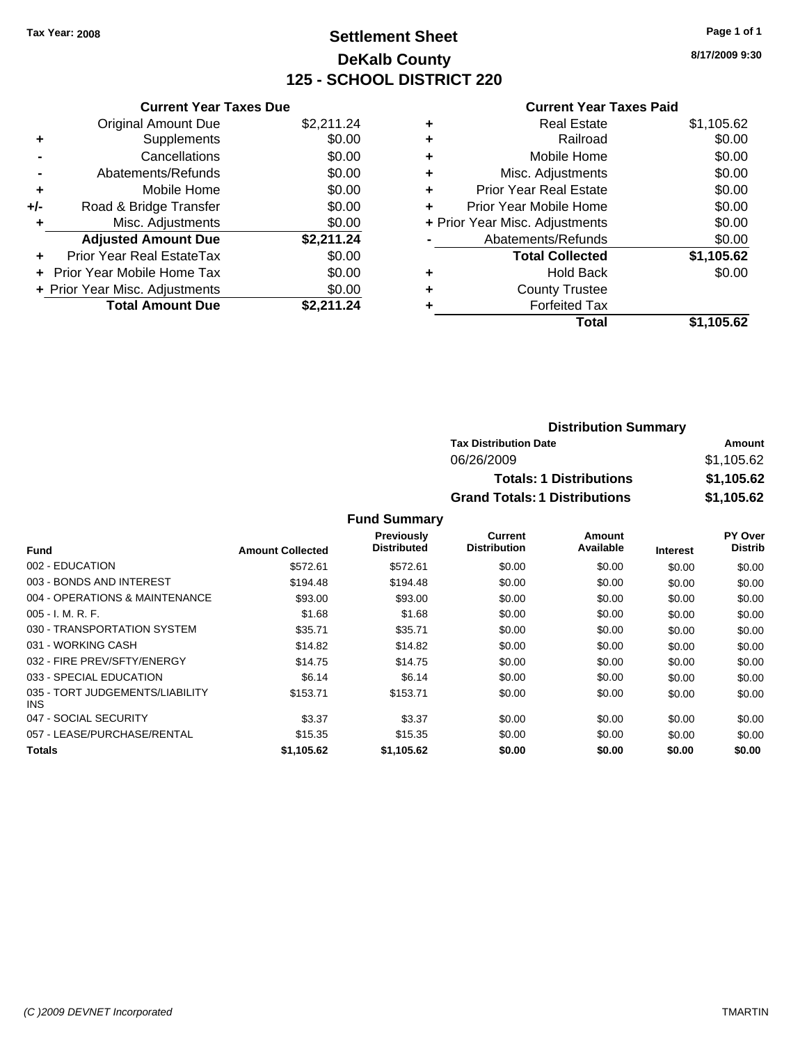**Tax Year: 2008**

# Settlement Sheet
## DeKalb County
## 125 - SCHOOL DISTRICT 220

8/17/2009 9:30

### Current Year Taxes Due

| | | |
|---|---|---|
| | Original Amount Due | $2,211.24 |
| + | Supplements | $0.00 |
| - | Cancellations | $0.00 |
| - | Abatements/Refunds | $0.00 |
| + | Mobile Home | $0.00 |
| +/- | Road & Bridge Transfer | $0.00 |
| + | Misc. Adjustments | $0.00 |
| | **Adjusted Amount Due** | **$2,211.24** |
| + | Prior Year Real EstateTax | $0.00 |
| + | Prior Year Mobile Home Tax | $0.00 |
| + | Prior Year Misc. Adjustments | $0.00 |
| | **Total Amount Due** | **$2,211.24** |

### Current Year Taxes Paid

| | | |
|---|---|---|
| + | Real Estate | $1,105.62 |
| + | Railroad | $0.00 |
| + | Mobile Home | $0.00 |
| + | Misc. Adjustments | $0.00 |
| + | Prior Year Real Estate | $0.00 |
| + | Prior Year Mobile Home | $0.00 |
| + | Prior Year Misc. Adjustments | $0.00 |
| - | Abatements/Refunds | $0.00 |
| | **Total Collected** | **$1,105.62** |
| + | Hold Back | $0.00 |
| + | County Trustee | |
| + | Forfeited Tax | |
| | **Total** | **$1,105.62** |

### Distribution Summary

| Tax Distribution Date | Amount |
|---|---|
| 06/26/2009 | $1,105.62 |
| **Totals: 1 Distributions** | **$1,105.62** |
| **Grand Totals: 1 Distributions** | **$1,105.62** |

### Fund Summary

| Fund | Amount Collected | Previously Distributed | Current Distribution | Amount Available | Interest | PY Over Distrib |
|---|---|---|---|---|---|---|
| 002 - EDUCATION | $572.61 | $572.61 | $0.00 | $0.00 | $0.00 | $0.00 |
| 003 - BONDS AND INTEREST | $194.48 | $194.48 | $0.00 | $0.00 | $0.00 | $0.00 |
| 004 - OPERATIONS & MAINTENANCE | $93.00 | $93.00 | $0.00 | $0.00 | $0.00 | $0.00 |
| 005 - I. M. R. F. | $1.68 | $1.68 | $0.00 | $0.00 | $0.00 | $0.00 |
| 030 - TRANSPORTATION SYSTEM | $35.71 | $35.71 | $0.00 | $0.00 | $0.00 | $0.00 |
| 031 - WORKING CASH | $14.82 | $14.82 | $0.00 | $0.00 | $0.00 | $0.00 |
| 032 - FIRE PREV/SFTY/ENERGY | $14.75 | $14.75 | $0.00 | $0.00 | $0.00 | $0.00 |
| 033 - SPECIAL EDUCATION | $6.14 | $6.14 | $0.00 | $0.00 | $0.00 | $0.00 |
| 035 - TORT JUDGEMENTS/LIABILITY INS | $153.71 | $153.71 | $0.00 | $0.00 | $0.00 | $0.00 |
| 047 - SOCIAL SECURITY | $3.37 | $3.37 | $0.00 | $0.00 | $0.00 | $0.00 |
| 057 - LEASE/PURCHASE/RENTAL | $15.35 | $15.35 | $0.00 | $0.00 | $0.00 | $0.00 |
| **Totals** | **$1,105.62** | **$1,105.62** | **$0.00** | **$0.00** | **$0.00** | **$0.00** |

(C )2009 DEVNET Incorporated — TMARTIN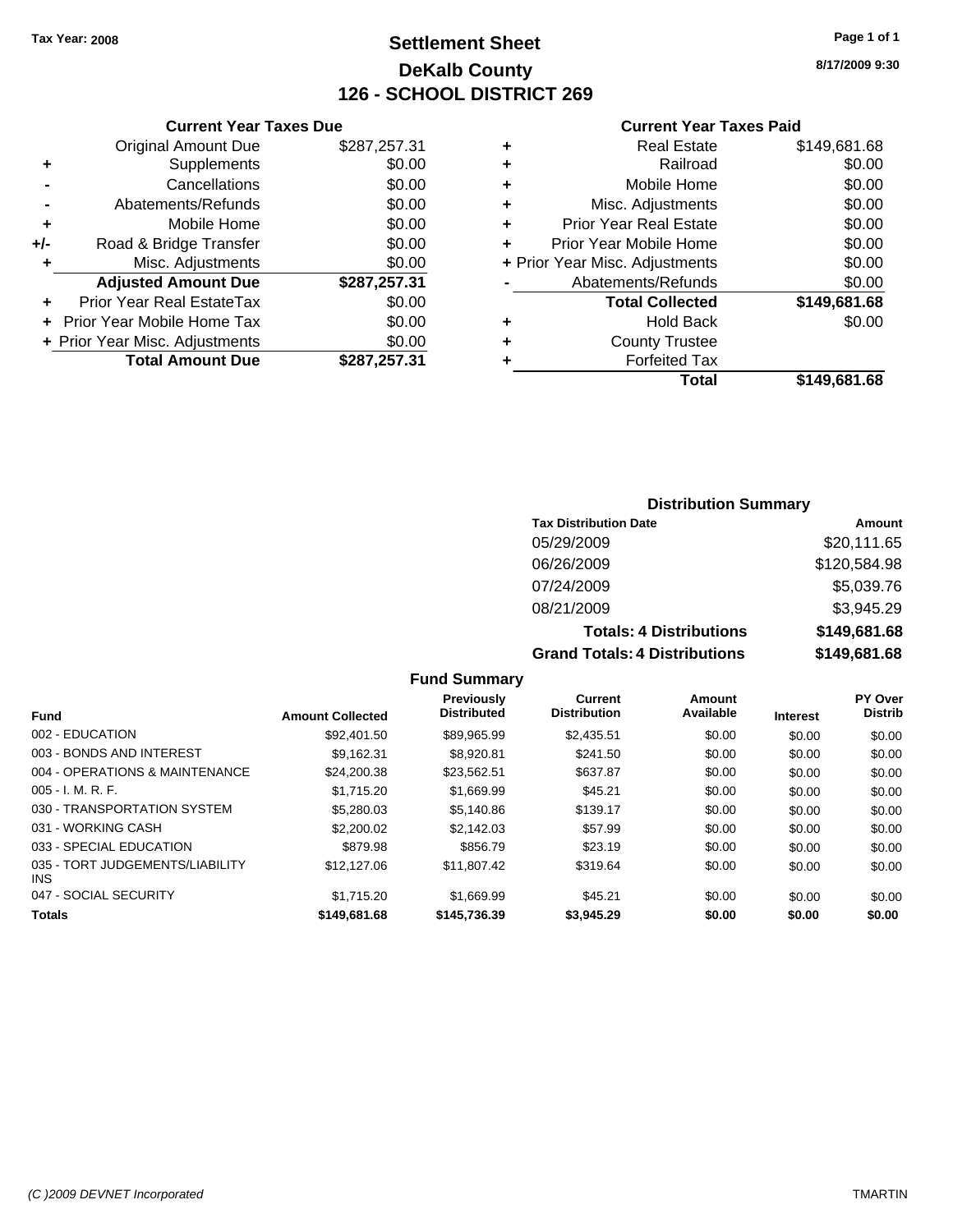**Tax Year: 2008**

# Settlement Sheet
## DeKalb County
## 126 - SCHOOL DISTRICT 269

8/17/2009 9:30

### Current Year Taxes Due

| | | |
|---|---|---|
| | Original Amount Due | $287,257.31 |
| + | Supplements | $0.00 |
| - | Cancellations | $0.00 |
| - | Abatements/Refunds | $0.00 |
| + | Mobile Home | $0.00 |
| +/- | Road & Bridge Transfer | $0.00 |
| + | Misc. Adjustments | $0.00 |
| | **Adjusted Amount Due** | **$287,257.31** |
| + | Prior Year Real EstateTax | $0.00 |
| + | Prior Year Mobile Home Tax | $0.00 |
| + | Prior Year Misc. Adjustments | $0.00 |
| | **Total Amount Due** | **$287,257.31** |

### Current Year Taxes Paid

| | | |
|---|---|---|
| + | Real Estate | $149,681.68 |
| + | Railroad | $0.00 |
| + | Mobile Home | $0.00 |
| + | Misc. Adjustments | $0.00 |
| + | Prior Year Real Estate | $0.00 |
| + | Prior Year Mobile Home | $0.00 |
| + | Prior Year Misc. Adjustments | $0.00 |
| - | Abatements/Refunds | $0.00 |
| | **Total Collected** | **$149,681.68** |
| + | Hold Back | $0.00 |
| + | County Trustee | |
| + | Forfeited Tax | |
| | **Total** | **$149,681.68** |

### Distribution Summary

| Tax Distribution Date | Amount |
|---|---|
| 05/29/2009 | $20,111.65 |
| 06/26/2009 | $120,584.98 |
| 07/24/2009 | $5,039.76 |
| 08/21/2009 | $3,945.29 |
| **Totals: 4 Distributions** | **$149,681.68** |
| **Grand Totals: 4 Distributions** | **$149,681.68** |

### Fund Summary

| Fund | Amount Collected | Previously Distributed | Current Distribution | Amount Available | Interest | PY Over Distrib |
|---|---|---|---|---|---|---|
| 002 - EDUCATION | $92,401.50 | $89,965.99 | $2,435.51 | $0.00 | $0.00 | $0.00 |
| 003 - BONDS AND INTEREST | $9,162.31 | $8,920.81 | $241.50 | $0.00 | $0.00 | $0.00 |
| 004 - OPERATIONS & MAINTENANCE | $24,200.38 | $23,562.51 | $637.87 | $0.00 | $0.00 | $0.00 |
| 005 - I. M. R. F. | $1,715.20 | $1,669.99 | $45.21 | $0.00 | $0.00 | $0.00 |
| 030 - TRANSPORTATION SYSTEM | $5,280.03 | $5,140.86 | $139.17 | $0.00 | $0.00 | $0.00 |
| 031 - WORKING CASH | $2,200.02 | $2,142.03 | $57.99 | $0.00 | $0.00 | $0.00 |
| 033 - SPECIAL EDUCATION | $879.98 | $856.79 | $23.19 | $0.00 | $0.00 | $0.00 |
| 035 - TORT JUDGEMENTS/LIABILITY INS | $12,127.06 | $11,807.42 | $319.64 | $0.00 | $0.00 | $0.00 |
| 047 - SOCIAL SECURITY | $1,715.20 | $1,669.99 | $45.21 | $0.00 | $0.00 | $0.00 |
| **Totals** | **$149,681.68** | **$145,736.39** | **$3,945.29** | **$0.00** | **$0.00** | **$0.00** |

(C )2009 DEVNET Incorporated — TMARTIN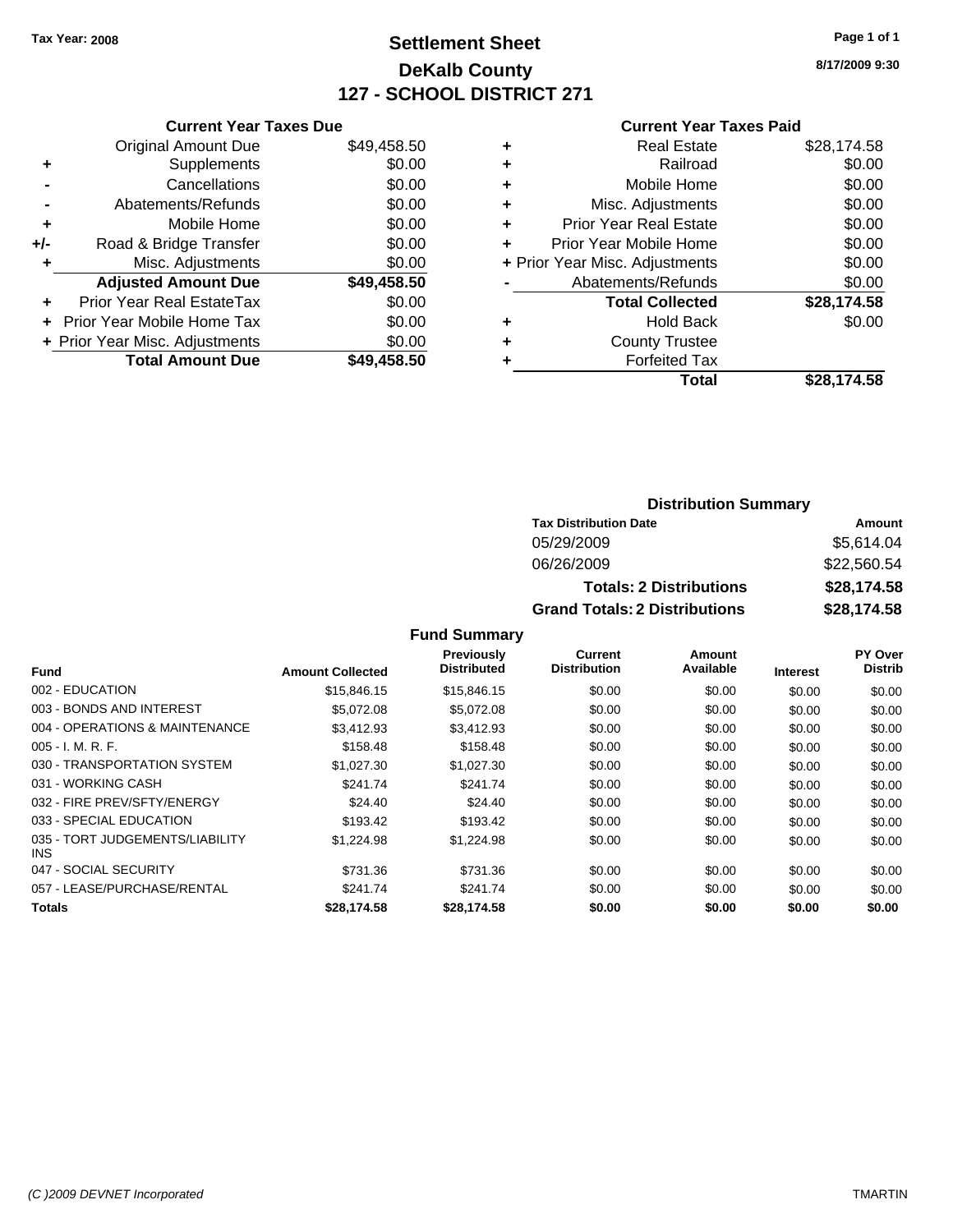**Tax Year: 2008**

# Settlement Sheet
## DeKalb County
## 127 - SCHOOL DISTRICT 271

**8/17/2009 9:30**

### Current Year Taxes Due

| | | |
|---|---|---|
| | Original Amount Due | $49,458.50 |
| + | Supplements | $0.00 |
| - | Cancellations | $0.00 |
| - | Abatements/Refunds | $0.00 |
| + | Mobile Home | $0.00 |
| +/- | Road & Bridge Transfer | $0.00 |
| + | Misc. Adjustments | $0.00 |
| | **Adjusted Amount Due** | **$49,458.50** |
| + | Prior Year Real EstateTax | $0.00 |
| + | Prior Year Mobile Home Tax | $0.00 |
| + | Prior Year Misc. Adjustments | $0.00 |
| | **Total Amount Due** | **$49,458.50** |

### Current Year Taxes Paid

| | | |
|---|---|---|
| + | Real Estate | $28,174.58 |
| + | Railroad | $0.00 |
| + | Mobile Home | $0.00 |
| + | Misc. Adjustments | $0.00 |
| + | Prior Year Real Estate | $0.00 |
| + | Prior Year Mobile Home | $0.00 |
| + | Prior Year Misc. Adjustments | $0.00 |
| - | Abatements/Refunds | $0.00 |
| | **Total Collected** | **$28,174.58** |
| + | Hold Back | $0.00 |
| + | County Trustee | |
| + | Forfeited Tax | |
| | **Total** | **$28,174.58** |

### Distribution Summary

| Tax Distribution Date | Amount |
|---|---|
| 05/29/2009 | $5,614.04 |
| 06/26/2009 | $22,560.54 |
| **Totals: 2 Distributions** | **$28,174.58** |
| **Grand Totals: 2 Distributions** | **$28,174.58** |

### Fund Summary

| Fund | Amount Collected | Previously Distributed | Current Distribution | Amount Available | Interest | PY Over Distrib |
|---|---|---|---|---|---|---|
| 002 - EDUCATION | $15,846.15 | $15,846.15 | $0.00 | $0.00 | $0.00 | $0.00 |
| 003 - BONDS AND INTEREST | $5,072.08 | $5,072.08 | $0.00 | $0.00 | $0.00 | $0.00 |
| 004 - OPERATIONS & MAINTENANCE | $3,412.93 | $3,412.93 | $0.00 | $0.00 | $0.00 | $0.00 |
| 005 - I. M. R. F. | $158.48 | $158.48 | $0.00 | $0.00 | $0.00 | $0.00 |
| 030 - TRANSPORTATION SYSTEM | $1,027.30 | $1,027.30 | $0.00 | $0.00 | $0.00 | $0.00 |
| 031 - WORKING CASH | $241.74 | $241.74 | $0.00 | $0.00 | $0.00 | $0.00 |
| 032 - FIRE PREV/SFTY/ENERGY | $24.40 | $24.40 | $0.00 | $0.00 | $0.00 | $0.00 |
| 033 - SPECIAL EDUCATION | $193.42 | $193.42 | $0.00 | $0.00 | $0.00 | $0.00 |
| 035 - TORT JUDGEMENTS/LIABILITY INS | $1,224.98 | $1,224.98 | $0.00 | $0.00 | $0.00 | $0.00 |
| 047 - SOCIAL SECURITY | $731.36 | $731.36 | $0.00 | $0.00 | $0.00 | $0.00 |
| 057 - LEASE/PURCHASE/RENTAL | $241.74 | $241.74 | $0.00 | $0.00 | $0.00 | $0.00 |
| **Totals** | **$28,174.58** | **$28,174.58** | **$0.00** | **$0.00** | **$0.00** | **$0.00** |

*(C )2009 DEVNET Incorporated* TMARTIN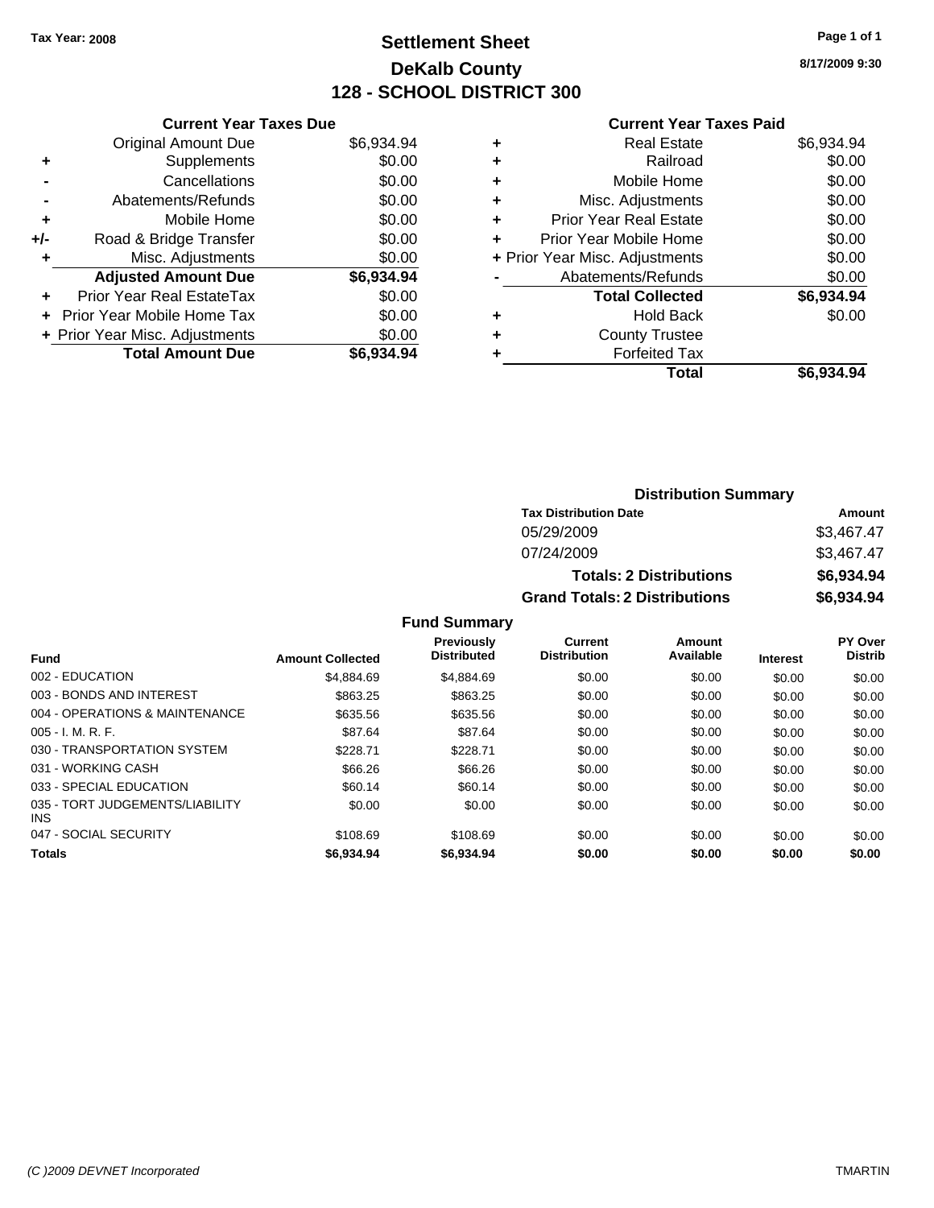**Tax Year: 2008**

# Settlement Sheet
## DeKalb County
## 128 - SCHOOL DISTRICT 300

**8/17/2009 9:30**

### Current Year Taxes Due

| | | |
|---|---|---|
| | Original Amount Due | $6,934.94 |
| + | Supplements | $0.00 |
| - | Cancellations | $0.00 |
| - | Abatements/Refunds | $0.00 |
| + | Mobile Home | $0.00 |
| +/- | Road & Bridge Transfer | $0.00 |
| + | Misc. Adjustments | $0.00 |
| | **Adjusted Amount Due** | **$6,934.94** |
| + | Prior Year Real EstateTax | $0.00 |
| + | Prior Year Mobile Home Tax | $0.00 |
| + | Prior Year Misc. Adjustments | $0.00 |
| | **Total Amount Due** | **$6,934.94** |

### Current Year Taxes Paid

| | | |
|---|---|---|
| + | Real Estate | $6,934.94 |
| + | Railroad | $0.00 |
| + | Mobile Home | $0.00 |
| + | Misc. Adjustments | $0.00 |
| + | Prior Year Real Estate | $0.00 |
| + | Prior Year Mobile Home | $0.00 |
| + | Prior Year Misc. Adjustments | $0.00 |
| - | Abatements/Refunds | $0.00 |
| | **Total Collected** | **$6,934.94** |
| + | Hold Back | $0.00 |
| + | County Trustee | |
| + | Forfeited Tax | |
| | **Total** | **$6,934.94** |

### Distribution Summary

| Tax Distribution Date | Amount |
|---|---|
| 05/29/2009 | $3,467.47 |
| 07/24/2009 | $3,467.47 |
| **Totals: 2 Distributions** | **$6,934.94** |
| **Grand Totals: 2 Distributions** | **$6,934.94** |

### Fund Summary

| Fund | Amount Collected | Previously Distributed | Current Distribution | Amount Available | Interest | PY Over Distrib |
|---|---|---|---|---|---|---|
| 002 - EDUCATION | $4,884.69 | $4,884.69 | $0.00 | $0.00 | $0.00 | $0.00 |
| 003 - BONDS AND INTEREST | $863.25 | $863.25 | $0.00 | $0.00 | $0.00 | $0.00 |
| 004 - OPERATIONS & MAINTENANCE | $635.56 | $635.56 | $0.00 | $0.00 | $0.00 | $0.00 |
| 005 - I. M. R. F. | $87.64 | $87.64 | $0.00 | $0.00 | $0.00 | $0.00 |
| 030 - TRANSPORTATION SYSTEM | $228.71 | $228.71 | $0.00 | $0.00 | $0.00 | $0.00 |
| 031 - WORKING CASH | $66.26 | $66.26 | $0.00 | $0.00 | $0.00 | $0.00 |
| 033 - SPECIAL EDUCATION | $60.14 | $60.14 | $0.00 | $0.00 | $0.00 | $0.00 |
| 035 - TORT JUDGEMENTS/LIABILITY INS | $0.00 | $0.00 | $0.00 | $0.00 | $0.00 | $0.00 |
| 047 - SOCIAL SECURITY | $108.69 | $108.69 | $0.00 | $0.00 | $0.00 | $0.00 |
| **Totals** | **$6,934.94** | **$6,934.94** | **$0.00** | **$0.00** | **$0.00** | **$0.00** |

*(C )2009 DEVNET Incorporated* TMARTIN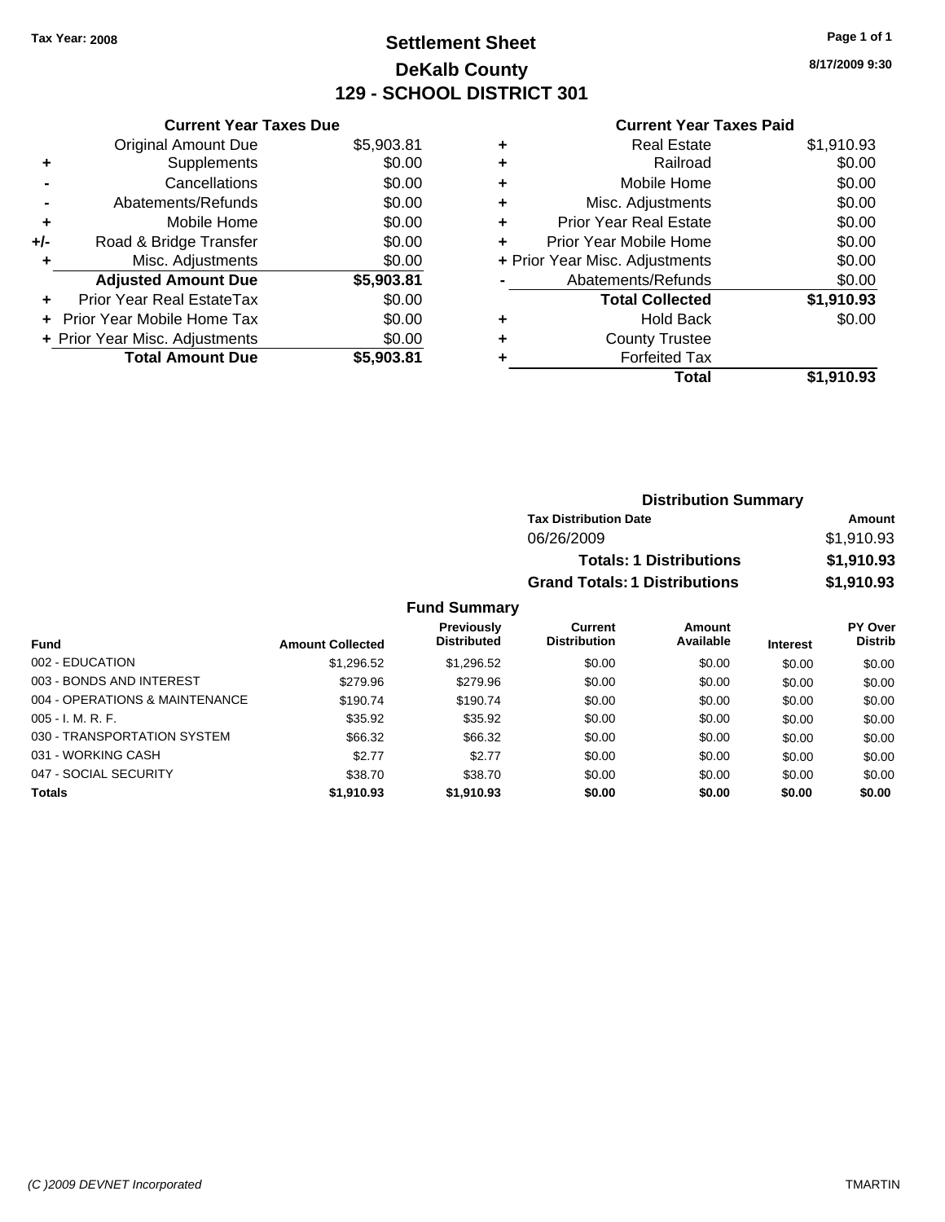Tax Year: 2008

# Settlement Sheet
## DeKalb County
## 129 - SCHOOL DISTRICT 301

8/17/2009 9:30

### Current Year Taxes Due

| | | |
|---|---|---|
| | Original Amount Due | $5,903.81 |
| + | Supplements | $0.00 |
| - | Cancellations | $0.00 |
| - | Abatements/Refunds | $0.00 |
| + | Mobile Home | $0.00 |
| +/- | Road & Bridge Transfer | $0.00 |
| + | Misc. Adjustments | $0.00 |
| | **Adjusted Amount Due** | **$5,903.81** |
| + | Prior Year Real EstateTax | $0.00 |
| + | Prior Year Mobile Home Tax | $0.00 |
| + | Prior Year Misc. Adjustments | $0.00 |
| | **Total Amount Due** | **$5,903.81** |

### Current Year Taxes Paid

| | | |
|---|---|---|
| + | Real Estate | $1,910.93 |
| + | Railroad | $0.00 |
| + | Mobile Home | $0.00 |
| + | Misc. Adjustments | $0.00 |
| + | Prior Year Real Estate | $0.00 |
| + | Prior Year Mobile Home | $0.00 |
| + | Prior Year Misc. Adjustments | $0.00 |
| - | Abatements/Refunds | $0.00 |
| | **Total Collected** | **$1,910.93** |
| + | Hold Back | $0.00 |
| + | County Trustee | |
| + | Forfeited Tax | |
| | **Total** | **$1,910.93** |

### Distribution Summary

| Tax Distribution Date | Amount |
|---|---|
| 06/26/2009 | $1,910.93 |
| **Totals: 1 Distributions** | **$1,910.93** |
| **Grand Totals: 1 Distributions** | **$1,910.93** |

### Fund Summary

| Fund | Amount Collected | Previously Distributed | Current Distribution | Amount Available | Interest | PY Over Distrib |
|---|---|---|---|---|---|---|
| 002 - EDUCATION | $1,296.52 | $1,296.52 | $0.00 | $0.00 | $0.00 | $0.00 |
| 003 - BONDS AND INTEREST | $279.96 | $279.96 | $0.00 | $0.00 | $0.00 | $0.00 |
| 004 - OPERATIONS & MAINTENANCE | $190.74 | $190.74 | $0.00 | $0.00 | $0.00 | $0.00 |
| 005 - I. M. R. F. | $35.92 | $35.92 | $0.00 | $0.00 | $0.00 | $0.00 |
| 030 - TRANSPORTATION SYSTEM | $66.32 | $66.32 | $0.00 | $0.00 | $0.00 | $0.00 |
| 031 - WORKING CASH | $2.77 | $2.77 | $0.00 | $0.00 | $0.00 | $0.00 |
| 047 - SOCIAL SECURITY | $38.70 | $38.70 | $0.00 | $0.00 | $0.00 | $0.00 |
| **Totals** | **$1,910.93** | **$1,910.93** | **$0.00** | **$0.00** | **$0.00** | **$0.00** |

(C )2009 DEVNET Incorporated TMARTIN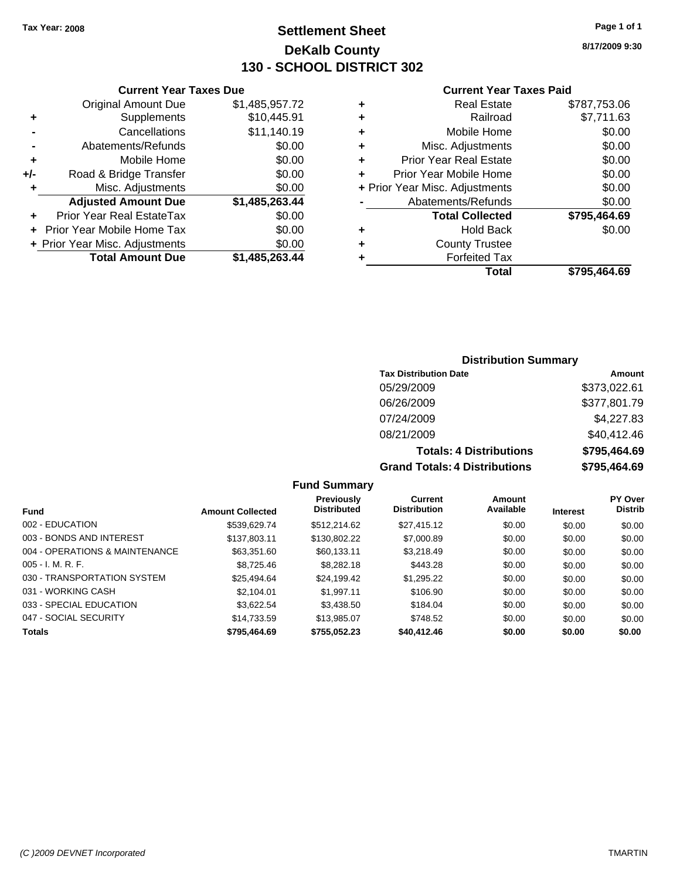**Tax Year: 2008**

# Settlement Sheet

## DeKalb County

## 130 - SCHOOL DISTRICT 302

8/17/2009 9:30

### Current Year Taxes Due

| | | |
|---|---|---|
| | Original Amount Due | $1,485,957.72 |
| + | Supplements | $10,445.91 |
| - | Cancellations | $11,140.19 |
| - | Abatements/Refunds | $0.00 |
| + | Mobile Home | $0.00 |
| +/- | Road & Bridge Transfer | $0.00 |
| + | Misc. Adjustments | $0.00 |
| | **Adjusted Amount Due** | **$1,485,263.44** |
| + | Prior Year Real EstateTax | $0.00 |
| + | Prior Year Mobile Home Tax | $0.00 |
| + | Prior Year Misc. Adjustments | $0.00 |
| | **Total Amount Due** | **$1,485,263.44** |

### Current Year Taxes Paid

| | | |
|---|---|---|
| + | Real Estate | $787,753.06 |
| + | Railroad | $7,711.63 |
| + | Mobile Home | $0.00 |
| + | Misc. Adjustments | $0.00 |
| + | Prior Year Real Estate | $0.00 |
| + | Prior Year Mobile Home | $0.00 |
| + | Prior Year Misc. Adjustments | $0.00 |
| - | Abatements/Refunds | $0.00 |
| | **Total Collected** | **$795,464.69** |
| + | Hold Back | $0.00 |
| + | County Trustee | |
| + | Forfeited Tax | |
| | **Total** | **$795,464.69** |

### Distribution Summary

| Tax Distribution Date | Amount |
|---|---|
| 05/29/2009 | $373,022.61 |
| 06/26/2009 | $377,801.79 |
| 07/24/2009 | $4,227.83 |
| 08/21/2009 | $40,412.46 |
| **Totals: 4 Distributions** | **$795,464.69** |
| **Grand Totals: 4 Distributions** | **$795,464.69** |

### Fund Summary

| Fund | Amount Collected | Previously Distributed | Current Distribution | Amount Available | Interest | PY Over Distrib |
|---|---|---|---|---|---|---|
| 002 - EDUCATION | $539,629.74 | $512,214.62 | $27,415.12 | $0.00 | $0.00 | $0.00 |
| 003 - BONDS AND INTEREST | $137,803.11 | $130,802.22 | $7,000.89 | $0.00 | $0.00 | $0.00 |
| 004 - OPERATIONS & MAINTENANCE | $63,351.60 | $60,133.11 | $3,218.49 | $0.00 | $0.00 | $0.00 |
| 005 - I. M. R. F. | $8,725.46 | $8,282.18 | $443.28 | $0.00 | $0.00 | $0.00 |
| 030 - TRANSPORTATION SYSTEM | $25,494.64 | $24,199.42 | $1,295.22 | $0.00 | $0.00 | $0.00 |
| 031 - WORKING CASH | $2,104.01 | $1,997.11 | $106.90 | $0.00 | $0.00 | $0.00 |
| 033 - SPECIAL EDUCATION | $3,622.54 | $3,438.50 | $184.04 | $0.00 | $0.00 | $0.00 |
| 047 - SOCIAL SECURITY | $14,733.59 | $13,985.07 | $748.52 | $0.00 | $0.00 | $0.00 |
| **Totals** | **$795,464.69** | **$755,052.23** | **$40,412.46** | **$0.00** | **$0.00** | **$0.00** |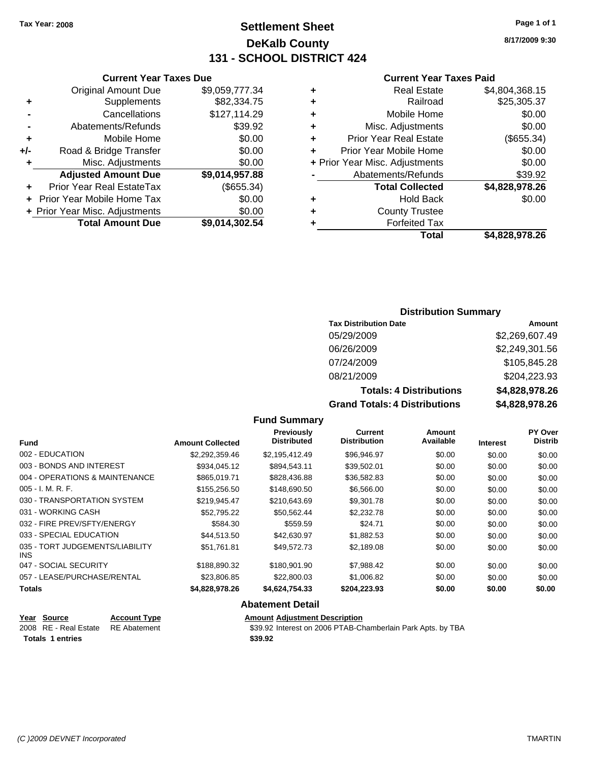Tax Year: 2008

# Settlement Sheet
## DeKalb County
## 131 - SCHOOL DISTRICT 424

8/17/2009 9:30

### Current Year Taxes Due

| | | |
|---|---|---|
| | Original Amount Due | $9,059,777.34 |
| + | Supplements | $82,334.75 |
| - | Cancellations | $127,114.29 |
| - | Abatements/Refunds | $39.92 |
| + | Mobile Home | $0.00 |
| +/- | Road & Bridge Transfer | $0.00 |
| + | Misc. Adjustments | $0.00 |
| | **Adjusted Amount Due** | **$9,014,957.88** |
| + | Prior Year Real EstateTax | ($655.34) |
| + | Prior Year Mobile Home Tax | $0.00 |
| + | Prior Year Misc. Adjustments | $0.00 |
| | **Total Amount Due** | **$9,014,302.54** |

### Current Year Taxes Paid

| | | |
|---|---|---|
| + | Real Estate | $4,804,368.15 |
| + | Railroad | $25,305.37 |
| + | Mobile Home | $0.00 |
| + | Misc. Adjustments | $0.00 |
| + | Prior Year Real Estate | ($655.34) |
| + | Prior Year Mobile Home | $0.00 |
| + | Prior Year Misc. Adjustments | $0.00 |
| - | Abatements/Refunds | $39.92 |
| | **Total Collected** | **$4,828,978.26** |
| + | Hold Back | $0.00 |
| + | County Trustee | |
| + | Forfeited Tax | |
| | **Total** | **$4,828,978.26** |

### Distribution Summary

| Tax Distribution Date | Amount |
|---|---|
| 05/29/2009 | $2,269,607.49 |
| 06/26/2009 | $2,249,301.56 |
| 07/24/2009 | $105,845.28 |
| 08/21/2009 | $204,223.93 |
| **Totals: 4 Distributions** | **$4,828,978.26** |
| **Grand Totals: 4 Distributions** | **$4,828,978.26** |

### Fund Summary

| Fund | Amount Collected | Previously Distributed | Current Distribution | Amount Available | Interest | PY Over Distrib |
|---|---|---|---|---|---|---|
| 002 - EDUCATION | $2,292,359.46 | $2,195,412.49 | $96,946.97 | $0.00 | $0.00 | $0.00 |
| 003 - BONDS AND INTEREST | $934,045.12 | $894,543.11 | $39,502.01 | $0.00 | $0.00 | $0.00 |
| 004 - OPERATIONS & MAINTENANCE | $865,019.71 | $828,436.88 | $36,582.83 | $0.00 | $0.00 | $0.00 |
| 005 - I. M. R. F. | $155,256.50 | $148,690.50 | $6,566.00 | $0.00 | $0.00 | $0.00 |
| 030 - TRANSPORTATION SYSTEM | $219,945.47 | $210,643.69 | $9,301.78 | $0.00 | $0.00 | $0.00 |
| 031 - WORKING CASH | $52,795.22 | $50,562.44 | $2,232.78 | $0.00 | $0.00 | $0.00 |
| 032 - FIRE PREV/SFTY/ENERGY | $584.30 | $559.59 | $24.71 | $0.00 | $0.00 | $0.00 |
| 033 - SPECIAL EDUCATION | $44,513.50 | $42,630.97 | $1,882.53 | $0.00 | $0.00 | $0.00 |
| 035 - TORT JUDGEMENTS/LIABILITY INS | $51,761.81 | $49,572.73 | $2,189.08 | $0.00 | $0.00 | $0.00 |
| 047 - SOCIAL SECURITY | $188,890.32 | $180,901.90 | $7,988.42 | $0.00 | $0.00 | $0.00 |
| 057 - LEASE/PURCHASE/RENTAL | $23,806.85 | $22,800.03 | $1,006.82 | $0.00 | $0.00 | $0.00 |
| **Totals** | **$4,828,978.26** | **$4,624,754.33** | **$204,223.93** | **$0.00** | **$0.00** | **$0.00** |

### Abatement Detail

| Year | Source | Account Type | Amount | Adjustment Description |
|---|---|---|---|---|
| 2008 | RE - Real Estate | RE Abatement | $39.92 | Interest on 2006 PTAB-Chamberlain Park Apts. by TBA |
| **Totals 1 entries** | | | **$39.92** | |

(C )2009 DEVNET Incorporated TMARTIN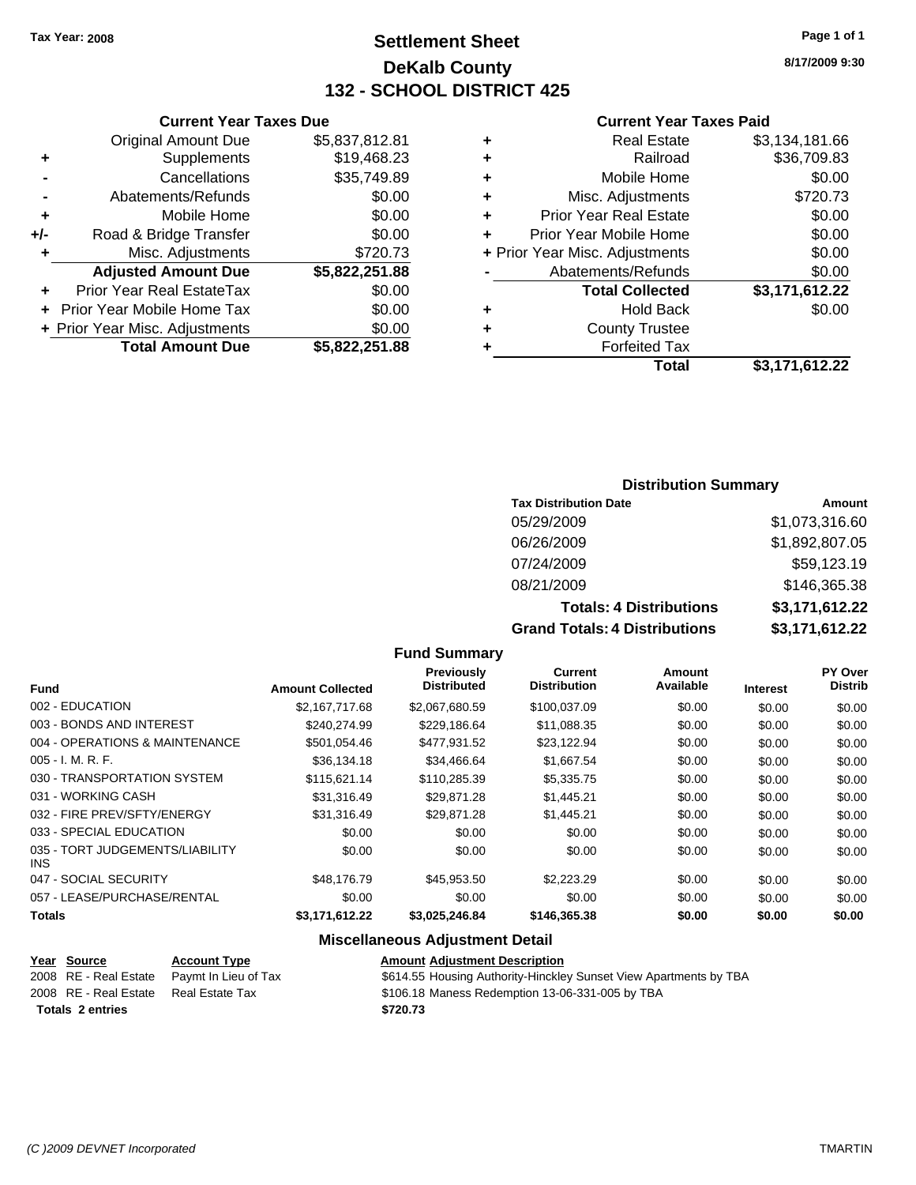Tax Year: 2008

# Settlement Sheet

## DeKalb County

## 132 - SCHOOL DISTRICT 425

8/17/2009 9:30

### Current Year Taxes Due

| | | |
|---|---|---|
| | Original Amount Due | $5,837,812.81 |
| + | Supplements | $19,468.23 |
| - | Cancellations | $35,749.89 |
| - | Abatements/Refunds | $0.00 |
| + | Mobile Home | $0.00 |
| +/- | Road & Bridge Transfer | $0.00 |
| + | Misc. Adjustments | $720.73 |
| | **Adjusted Amount Due** | **$5,822,251.88** |
| + | Prior Year Real EstateTax | $0.00 |
| + | Prior Year Mobile Home Tax | $0.00 |
| + | Prior Year Misc. Adjustments | $0.00 |
| | **Total Amount Due** | **$5,822,251.88** |

### Current Year Taxes Paid

| | | |
|---|---|---|
| + | Real Estate | $3,134,181.66 |
| + | Railroad | $36,709.83 |
| + | Mobile Home | $0.00 |
| + | Misc. Adjustments | $720.73 |
| + | Prior Year Real Estate | $0.00 |
| + | Prior Year Mobile Home | $0.00 |
| + | Prior Year Misc. Adjustments | $0.00 |
| - | Abatements/Refunds | $0.00 |
| | **Total Collected** | **$3,171,612.22** |
| + | Hold Back | $0.00 |
| + | County Trustee | |
| + | Forfeited Tax | |
| | **Total** | **$3,171,612.22** |

### Distribution Summary

| Tax Distribution Date | Amount |
|---|---|
| 05/29/2009 | $1,073,316.60 |
| 06/26/2009 | $1,892,807.05 |
| 07/24/2009 | $59,123.19 |
| 08/21/2009 | $146,365.38 |
| **Totals: 4 Distributions** | **$3,171,612.22** |
| **Grand Totals: 4 Distributions** | **$3,171,612.22** |

### Fund Summary

| Fund | Amount Collected | Previously Distributed | Current Distribution | Amount Available | Interest | PY Over Distrib |
|---|---|---|---|---|---|---|
| 002 - EDUCATION | $2,167,717.68 | $2,067,680.59 | $100,037.09 | $0.00 | $0.00 | $0.00 |
| 003 - BONDS AND INTEREST | $240,274.99 | $229,186.64 | $11,088.35 | $0.00 | $0.00 | $0.00 |
| 004 - OPERATIONS & MAINTENANCE | $501,054.46 | $477,931.52 | $23,122.94 | $0.00 | $0.00 | $0.00 |
| 005 - I. M. R. F. | $36,134.18 | $34,466.64 | $1,667.54 | $0.00 | $0.00 | $0.00 |
| 030 - TRANSPORTATION SYSTEM | $115,621.14 | $110,285.39 | $5,335.75 | $0.00 | $0.00 | $0.00 |
| 031 - WORKING CASH | $31,316.49 | $29,871.28 | $1,445.21 | $0.00 | $0.00 | $0.00 |
| 032 - FIRE PREV/SFTY/ENERGY | $31,316.49 | $29,871.28 | $1,445.21 | $0.00 | $0.00 | $0.00 |
| 033 - SPECIAL EDUCATION | $0.00 | $0.00 | $0.00 | $0.00 | $0.00 | $0.00 |
| 035 - TORT JUDGEMENTS/LIABILITY INS | $0.00 | $0.00 | $0.00 | $0.00 | $0.00 | $0.00 |
| 047 - SOCIAL SECURITY | $48,176.79 | $45,953.50 | $2,223.29 | $0.00 | $0.00 | $0.00 |
| 057 - LEASE/PURCHASE/RENTAL | $0.00 | $0.00 | $0.00 | $0.00 | $0.00 | $0.00 |
| **Totals** | **$3,171,612.22** | **$3,025,246.84** | **$146,365.38** | **$0.00** | **$0.00** | **$0.00** |

### Miscellaneous Adjustment Detail

| Year | Source | Account Type | Amount | Adjustment Description |
|---|---|---|---|---|
| 2008 | RE - Real Estate | Paymt In Lieu of Tax | $614.55 | Housing Authority-Hinckley Sunset View Apartments by TBA |
| 2008 | RE - Real Estate | Real Estate Tax | $106.18 | Maness Redemption 13-06-331-005 by TBA |
| **Totals 2 entries** | | | **$720.73** | |

(C )2009 DEVNET Incorporated TMARTIN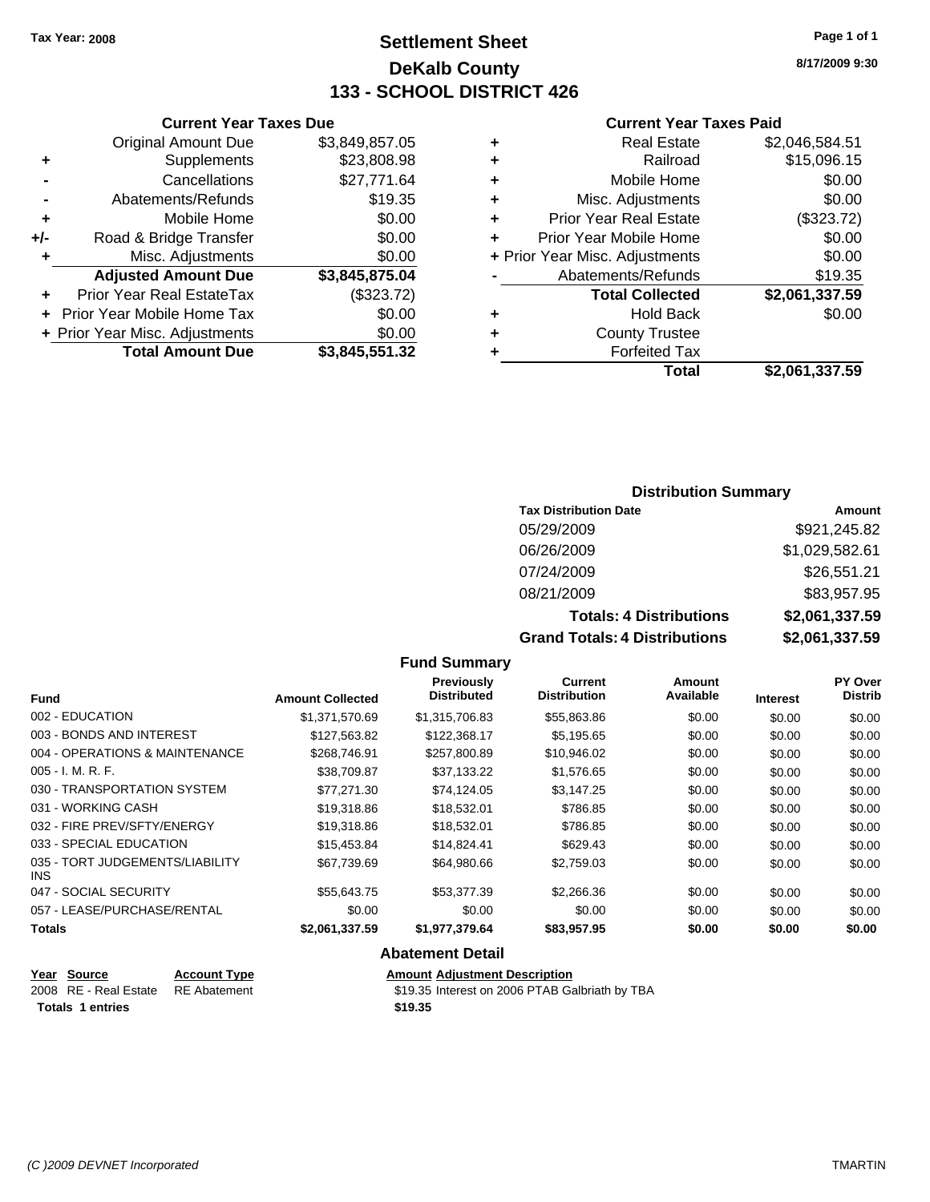Tax Year: 2008

# Settlement Sheet
## DeKalb County
## 133 - SCHOOL DISTRICT 426

8/17/2009 9:30

### Current Year Taxes Due

| | | |
|---|---|---|
| | Original Amount Due | $3,849,857.05 |
| + | Supplements | $23,808.98 |
| - | Cancellations | $27,771.64 |
| - | Abatements/Refunds | $19.35 |
| + | Mobile Home | $0.00 |
| +/- | Road & Bridge Transfer | $0.00 |
| + | Misc. Adjustments | $0.00 |
| | **Adjusted Amount Due** | **$3,845,875.04** |
| + | Prior Year Real EstateTax | ($323.72) |
| + | Prior Year Mobile Home Tax | $0.00 |
| + | Prior Year Misc. Adjustments | $0.00 |
| | **Total Amount Due** | **$3,845,551.32** |

### Current Year Taxes Paid

| | | |
|---|---|---|
| + | Real Estate | $2,046,584.51 |
| + | Railroad | $15,096.15 |
| + | Mobile Home | $0.00 |
| + | Misc. Adjustments | $0.00 |
| + | Prior Year Real Estate | ($323.72) |
| + | Prior Year Mobile Home | $0.00 |
| + | Prior Year Misc. Adjustments | $0.00 |
| - | Abatements/Refunds | $19.35 |
| | **Total Collected** | **$2,061,337.59** |
| + | Hold Back | $0.00 |
| + | County Trustee | |
| + | Forfeited Tax | |
| | **Total** | **$2,061,337.59** |

### Distribution Summary

| Tax Distribution Date | Amount |
|---|---|
| 05/29/2009 | $921,245.82 |
| 06/26/2009 | $1,029,582.61 |
| 07/24/2009 | $26,551.21 |
| 08/21/2009 | $83,957.95 |
| **Totals: 4 Distributions** | **$2,061,337.59** |
| **Grand Totals: 4 Distributions** | **$2,061,337.59** |

### Fund Summary

| Fund | Amount Collected | Previously Distributed | Current Distribution | Amount Available | Interest | PY Over Distrib |
|---|---|---|---|---|---|---|
| 002 - EDUCATION | $1,371,570.69 | $1,315,706.83 | $55,863.86 | $0.00 | $0.00 | $0.00 |
| 003 - BONDS AND INTEREST | $127,563.82 | $122,368.17 | $5,195.65 | $0.00 | $0.00 | $0.00 |
| 004 - OPERATIONS & MAINTENANCE | $268,746.91 | $257,800.89 | $10,946.02 | $0.00 | $0.00 | $0.00 |
| 005 - I. M. R. F. | $38,709.87 | $37,133.22 | $1,576.65 | $0.00 | $0.00 | $0.00 |
| 030 - TRANSPORTATION SYSTEM | $77,271.30 | $74,124.05 | $3,147.25 | $0.00 | $0.00 | $0.00 |
| 031 - WORKING CASH | $19,318.86 | $18,532.01 | $786.85 | $0.00 | $0.00 | $0.00 |
| 032 - FIRE PREV/SFTY/ENERGY | $19,318.86 | $18,532.01 | $786.85 | $0.00 | $0.00 | $0.00 |
| 033 - SPECIAL EDUCATION | $15,453.84 | $14,824.41 | $629.43 | $0.00 | $0.00 | $0.00 |
| 035 - TORT JUDGEMENTS/LIABILITY INS | $67,739.69 | $64,980.66 | $2,759.03 | $0.00 | $0.00 | $0.00 |
| 047 - SOCIAL SECURITY | $55,643.75 | $53,377.39 | $2,266.36 | $0.00 | $0.00 | $0.00 |
| 057 - LEASE/PURCHASE/RENTAL | $0.00 | $0.00 | $0.00 | $0.00 | $0.00 | $0.00 |
| **Totals** | **$2,061,337.59** | **$1,977,379.64** | **$83,957.95** | **$0.00** | **$0.00** | **$0.00** |

### Abatement Detail

| Year | Source | Account Type | Amount | Adjustment Description |
|---|---|---|---|---|
| 2008 | RE - Real Estate | RE Abatement | $19.35 | Interest on 2006 PTAB Galbriath by TBA |
| **Totals 1 entries** | | | **$19.35** | |

(C )2009 DEVNET Incorporated — TMARTIN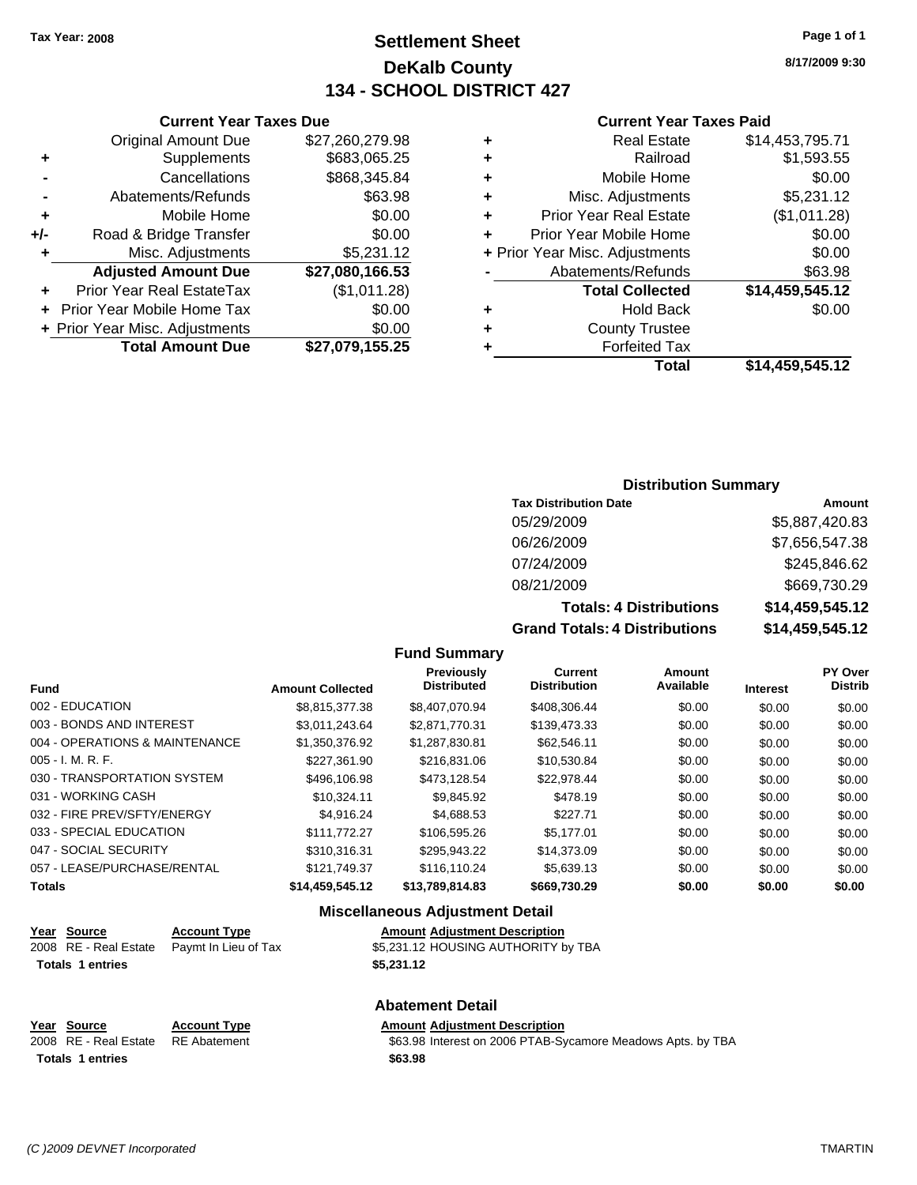Tax Year: 2008

# Settlement Sheet
## DeKalb County
## 134 - SCHOOL DISTRICT 427

8/17/2009 9:30

### Current Year Taxes Due

| | | |
|---|---|---|
| | Original Amount Due | $27,260,279.98 |
| + | Supplements | $683,065.25 |
| - | Cancellations | $868,345.84 |
| - | Abatements/Refunds | $63.98 |
| + | Mobile Home | $0.00 |
| +/- | Road & Bridge Transfer | $0.00 |
| + | Misc. Adjustments | $5,231.12 |
| | **Adjusted Amount Due** | **$27,080,166.53** |
| + | Prior Year Real EstateTax | ($1,011.28) |
| + | Prior Year Mobile Home Tax | $0.00 |
| + | Prior Year Misc. Adjustments | $0.00 |
| | **Total Amount Due** | **$27,079,155.25** |

### Current Year Taxes Paid

| | | |
|---|---|---|
| + | Real Estate | $14,453,795.71 |
| + | Railroad | $1,593.55 |
| + | Mobile Home | $0.00 |
| + | Misc. Adjustments | $5,231.12 |
| + | Prior Year Real Estate | ($1,011.28) |
| + | Prior Year Mobile Home | $0.00 |
| + | Prior Year Misc. Adjustments | $0.00 |
| - | Abatements/Refunds | $63.98 |
| | **Total Collected** | **$14,459,545.12** |
| + | Hold Back | $0.00 |
| + | County Trustee | |
| + | Forfeited Tax | |
| | **Total** | **$14,459,545.12** |

### Distribution Summary

| Tax Distribution Date | Amount |
|---|---|
| 05/29/2009 | $5,887,420.83 |
| 06/26/2009 | $7,656,547.38 |
| 07/24/2009 | $245,846.62 |
| 08/21/2009 | $669,730.29 |
| **Totals: 4 Distributions** | **$14,459,545.12** |
| **Grand Totals: 4 Distributions** | **$14,459,545.12** |

### Fund Summary

| Fund | Amount Collected | Previously Distributed | Current Distribution | Amount Available | Interest | PY Over Distrib |
|---|---|---|---|---|---|---|
| 002 - EDUCATION | $8,815,377.38 | $8,407,070.94 | $408,306.44 | $0.00 | $0.00 | $0.00 |
| 003 - BONDS AND INTEREST | $3,011,243.64 | $2,871,770.31 | $139,473.33 | $0.00 | $0.00 | $0.00 |
| 004 - OPERATIONS & MAINTENANCE | $1,350,376.92 | $1,287,830.81 | $62,546.11 | $0.00 | $0.00 | $0.00 |
| 005 - I. M. R. F. | $227,361.90 | $216,831.06 | $10,530.84 | $0.00 | $0.00 | $0.00 |
| 030 - TRANSPORTATION SYSTEM | $496,106.98 | $473,128.54 | $22,978.44 | $0.00 | $0.00 | $0.00 |
| 031 - WORKING CASH | $10,324.11 | $9,845.92 | $478.19 | $0.00 | $0.00 | $0.00 |
| 032 - FIRE PREV/SFTY/ENERGY | $4,916.24 | $4,688.53 | $227.71 | $0.00 | $0.00 | $0.00 |
| 033 - SPECIAL EDUCATION | $111,772.27 | $106,595.26 | $5,177.01 | $0.00 | $0.00 | $0.00 |
| 047 - SOCIAL SECURITY | $310,316.31 | $295,943.22 | $14,373.09 | $0.00 | $0.00 | $0.00 |
| 057 - LEASE/PURCHASE/RENTAL | $121,749.37 | $116,110.24 | $5,639.13 | $0.00 | $0.00 | $0.00 |
| **Totals** | **$14,459,545.12** | **$13,789,814.83** | **$669,730.29** | **$0.00** | **$0.00** | **$0.00** |

### Miscellaneous Adjustment Detail

| Year | Source | Account Type | Amount | Adjustment Description |
|---|---|---|---|---|
| 2008 | RE - Real Estate | Paymt In Lieu of Tax | $5,231.12 | HOUSING AUTHORITY by TBA |
| **Totals 1 entries** | | | **$5,231.12** | |

### Abatement Detail

| Year | Source | Account Type | Amount | Adjustment Description |
|---|---|---|---|---|
| 2008 | RE - Real Estate | RE Abatement | $63.98 | Interest on 2006 PTAB-Sycamore Meadows Apts. by TBA |
| **Totals 1 entries** | | | **$63.98** | |

(C )2009 DEVNET Incorporated — TMARTIN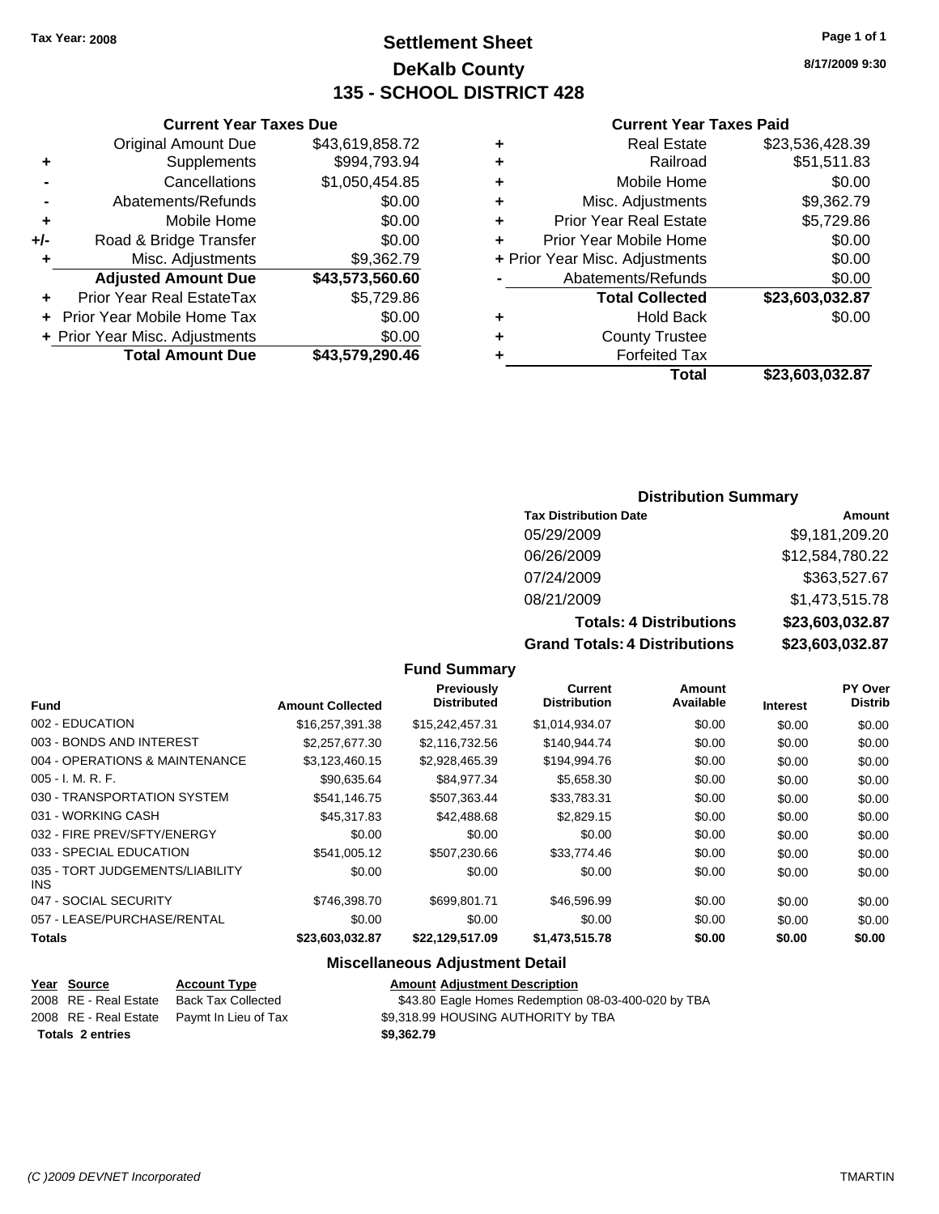Tax Year: 2008

# Settlement Sheet
## DeKalb County
## 135 - SCHOOL DISTRICT 428

8/17/2009 9:30

### Current Year Taxes Due

| | | |
|---|---|---|
| | Original Amount Due | $43,619,858.72 |
| + | Supplements | $994,793.94 |
| - | Cancellations | $1,050,454.85 |
| - | Abatements/Refunds | $0.00 |
| + | Mobile Home | $0.00 |
| +/- | Road & Bridge Transfer | $0.00 |
| + | Misc. Adjustments | $9,362.79 |
| | **Adjusted Amount Due** | **$43,573,560.60** |
| + | Prior Year Real EstateTax | $5,729.86 |
| + | Prior Year Mobile Home Tax | $0.00 |
| + | Prior Year Misc. Adjustments | $0.00 |
| | **Total Amount Due** | **$43,579,290.46** |

### Current Year Taxes Paid

| | | |
|---|---|---|
| + | Real Estate | $23,536,428.39 |
| + | Railroad | $51,511.83 |
| + | Mobile Home | $0.00 |
| + | Misc. Adjustments | $9,362.79 |
| + | Prior Year Real Estate | $5,729.86 |
| + | Prior Year Mobile Home | $0.00 |
| + | Prior Year Misc. Adjustments | $0.00 |
| - | Abatements/Refunds | $0.00 |
| | **Total Collected** | **$23,603,032.87** |
| + | Hold Back | $0.00 |
| + | County Trustee | |
| + | Forfeited Tax | |
| | **Total** | **$23,603,032.87** |

### Distribution Summary

| Tax Distribution Date | Amount |
|---|---|
| 05/29/2009 | $9,181,209.20 |
| 06/26/2009 | $12,584,780.22 |
| 07/24/2009 | $363,527.67 |
| 08/21/2009 | $1,473,515.78 |
| **Totals: 4 Distributions** | **$23,603,032.87** |
| **Grand Totals: 4 Distributions** | **$23,603,032.87** |

### Fund Summary

| Fund | Amount Collected | Previously Distributed | Current Distribution | Amount Available | Interest | PY Over Distrib |
|---|---|---|---|---|---|---|
| 002 - EDUCATION | $16,257,391.38 | $15,242,457.31 | $1,014,934.07 | $0.00 | $0.00 | $0.00 |
| 003 - BONDS AND INTEREST | $2,257,677.30 | $2,116,732.56 | $140,944.74 | $0.00 | $0.00 | $0.00 |
| 004 - OPERATIONS & MAINTENANCE | $3,123,460.15 | $2,928,465.39 | $194,994.76 | $0.00 | $0.00 | $0.00 |
| 005 - I. M. R. F. | $90,635.64 | $84,977.34 | $5,658.30 | $0.00 | $0.00 | $0.00 |
| 030 - TRANSPORTATION SYSTEM | $541,146.75 | $507,363.44 | $33,783.31 | $0.00 | $0.00 | $0.00 |
| 031 - WORKING CASH | $45,317.83 | $42,488.68 | $2,829.15 | $0.00 | $0.00 | $0.00 |
| 032 - FIRE PREV/SFTY/ENERGY | $0.00 | $0.00 | $0.00 | $0.00 | $0.00 | $0.00 |
| 033 - SPECIAL EDUCATION | $541,005.12 | $507,230.66 | $33,774.46 | $0.00 | $0.00 | $0.00 |
| 035 - TORT JUDGEMENTS/LIABILITY INS | $0.00 | $0.00 | $0.00 | $0.00 | $0.00 | $0.00 |
| 047 - SOCIAL SECURITY | $746,398.70 | $699,801.71 | $46,596.99 | $0.00 | $0.00 | $0.00 |
| 057 - LEASE/PURCHASE/RENTAL | $0.00 | $0.00 | $0.00 | $0.00 | $0.00 | $0.00 |
| **Totals** | **$23,603,032.87** | **$22,129,517.09** | **$1,473,515.78** | **$0.00** | **$0.00** | **$0.00** |

### Miscellaneous Adjustment Detail

| Year | Source | Account Type | Amount | Adjustment Description |
|---|---|---|---|---|
| 2008 | RE - Real Estate | Back Tax Collected | $43.80 | Eagle Homes Redemption 08-03-400-020 by TBA |
| 2008 | RE - Real Estate | Paymt In Lieu of Tax | $9,318.99 | HOUSING AUTHORITY by TBA |
| **Totals 2 entries** | | | **$9,362.79** | |

(C )2009 DEVNET Incorporated TMARTIN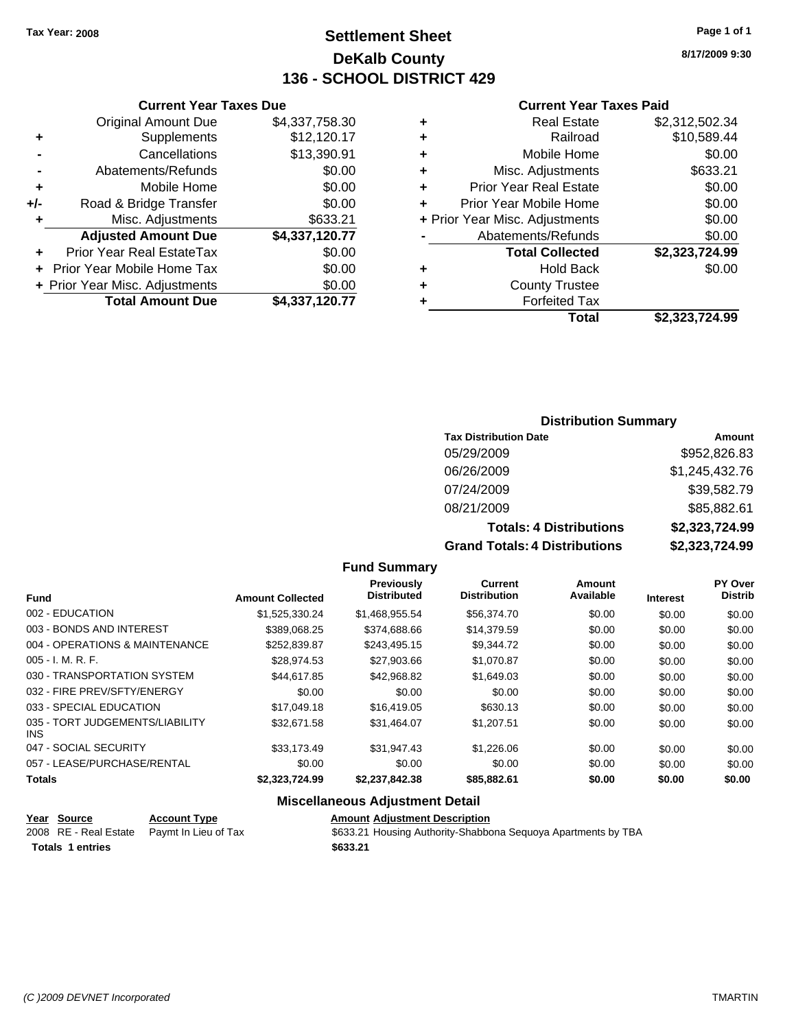Tax Year: 2008

# Settlement Sheet
## DeKalb County
## 136 - SCHOOL DISTRICT 429

8/17/2009 9:30

### Current Year Taxes Due

| | | |
|---|---|---|
| | Original Amount Due | $4,337,758.30 |
| + | Supplements | $12,120.17 |
| - | Cancellations | $13,390.91 |
| - | Abatements/Refunds | $0.00 |
| + | Mobile Home | $0.00 |
| +/- | Road & Bridge Transfer | $0.00 |
| + | Misc. Adjustments | $633.21 |
| | **Adjusted Amount Due** | **$4,337,120.77** |
| + | Prior Year Real EstateTax | $0.00 |
| + | Prior Year Mobile Home Tax | $0.00 |
| + | Prior Year Misc. Adjustments | $0.00 |
| | **Total Amount Due** | **$4,337,120.77** |

### Current Year Taxes Paid

| | | |
|---|---|---|
| + | Real Estate | $2,312,502.34 |
| + | Railroad | $10,589.44 |
| + | Mobile Home | $0.00 |
| + | Misc. Adjustments | $633.21 |
| + | Prior Year Real Estate | $0.00 |
| + | Prior Year Mobile Home | $0.00 |
| + | Prior Year Misc. Adjustments | $0.00 |
| - | Abatements/Refunds | $0.00 |
| | **Total Collected** | **$2,323,724.99** |
| + | Hold Back | $0.00 |
| + | County Trustee | |
| + | Forfeited Tax | |
| | **Total** | **$2,323,724.99** |

### Distribution Summary

| Tax Distribution Date | Amount |
|---|---|
| 05/29/2009 | $952,826.83 |
| 06/26/2009 | $1,245,432.76 |
| 07/24/2009 | $39,582.79 |
| 08/21/2009 | $85,882.61 |
| **Totals: 4 Distributions** | **$2,323,724.99** |
| **Grand Totals: 4 Distributions** | **$2,323,724.99** |

### Fund Summary

| Fund | Amount Collected | Previously Distributed | Current Distribution | Amount Available | Interest | PY Over Distrib |
|---|---|---|---|---|---|---|
| 002 - EDUCATION | $1,525,330.24 | $1,468,955.54 | $56,374.70 | $0.00 | $0.00 | $0.00 |
| 003 - BONDS AND INTEREST | $389,068.25 | $374,688.66 | $14,379.59 | $0.00 | $0.00 | $0.00 |
| 004 - OPERATIONS & MAINTENANCE | $252,839.87 | $243,495.15 | $9,344.72 | $0.00 | $0.00 | $0.00 |
| 005 - I. M. R. F. | $28,974.53 | $27,903.66 | $1,070.87 | $0.00 | $0.00 | $0.00 |
| 030 - TRANSPORTATION SYSTEM | $44,617.85 | $42,968.82 | $1,649.03 | $0.00 | $0.00 | $0.00 |
| 032 - FIRE PREV/SFTY/ENERGY | $0.00 | $0.00 | $0.00 | $0.00 | $0.00 | $0.00 |
| 033 - SPECIAL EDUCATION | $17,049.18 | $16,419.05 | $630.13 | $0.00 | $0.00 | $0.00 |
| 035 - TORT JUDGEMENTS/LIABILITY INS | $32,671.58 | $31,464.07 | $1,207.51 | $0.00 | $0.00 | $0.00 |
| 047 - SOCIAL SECURITY | $33,173.49 | $31,947.43 | $1,226.06 | $0.00 | $0.00 | $0.00 |
| 057 - LEASE/PURCHASE/RENTAL | $0.00 | $0.00 | $0.00 | $0.00 | $0.00 | $0.00 |
| **Totals** | **$2,323,724.99** | **$2,237,842.38** | **$85,882.61** | **$0.00** | **$0.00** | **$0.00** |

### Miscellaneous Adjustment Detail

| Year | Source | Account Type | Amount | Adjustment Description |
|---|---|---|---|---|
| 2008 | RE - Real Estate | Paymt In Lieu of Tax | $633.21 | Housing Authority-Shabbona Sequoya Apartments by TBA |
| **Totals 1 entries** | | | **$633.21** | |

*(C )2009 DEVNET Incorporated* TMARTIN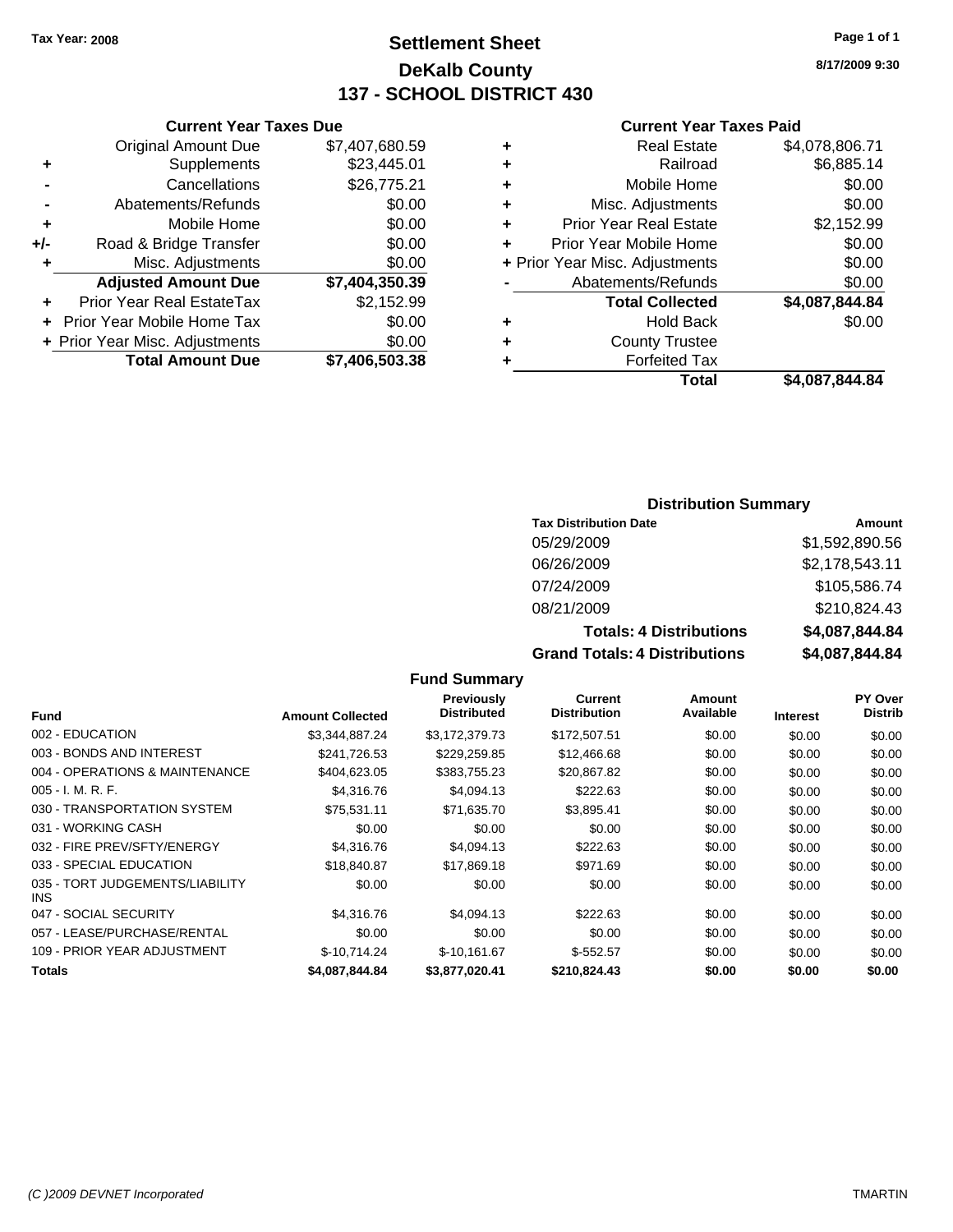Tax Year: 2008

# Settlement Sheet

## DeKalb County

## 137 - SCHOOL DISTRICT 430

8/17/2009 9:30

### Current Year Taxes Due

| | | |
|---|---|---|
| | Original Amount Due | $7,407,680.59 |
| + | Supplements | $23,445.01 |
| - | Cancellations | $26,775.21 |
| - | Abatements/Refunds | $0.00 |
| + | Mobile Home | $0.00 |
| +/- | Road & Bridge Transfer | $0.00 |
| + | Misc. Adjustments | $0.00 |
| | **Adjusted Amount Due** | **$7,404,350.39** |
| + | Prior Year Real EstateTax | $2,152.99 |
| + | Prior Year Mobile Home Tax | $0.00 |
| + | Prior Year Misc. Adjustments | $0.00 |
| | **Total Amount Due** | **$7,406,503.38** |

### Current Year Taxes Paid

| | | |
|---|---|---|
| + | Real Estate | $4,078,806.71 |
| + | Railroad | $6,885.14 |
| + | Mobile Home | $0.00 |
| + | Misc. Adjustments | $0.00 |
| + | Prior Year Real Estate | $2,152.99 |
| + | Prior Year Mobile Home | $0.00 |
| + | Prior Year Misc. Adjustments | $0.00 |
| - | Abatements/Refunds | $0.00 |
| | **Total Collected** | **$4,087,844.84** |
| + | Hold Back | $0.00 |
| + | County Trustee | |
| + | Forfeited Tax | |
| | **Total** | **$4,087,844.84** |

### Distribution Summary

| Tax Distribution Date | Amount |
|---|---|
| 05/29/2009 | $1,592,890.56 |
| 06/26/2009 | $2,178,543.11 |
| 07/24/2009 | $105,586.74 |
| 08/21/2009 | $210,824.43 |
| **Totals: 4 Distributions** | **$4,087,844.84** |
| **Grand Totals: 4 Distributions** | **$4,087,844.84** |

### Fund Summary

| Fund | Amount Collected | Previously Distributed | Current Distribution | Amount Available | Interest | PY Over Distrib |
|---|---|---|---|---|---|---|
| 002 - EDUCATION | $3,344,887.24 | $3,172,379.73 | $172,507.51 | $0.00 | $0.00 | $0.00 |
| 003 - BONDS AND INTEREST | $241,726.53 | $229,259.85 | $12,466.68 | $0.00 | $0.00 | $0.00 |
| 004 - OPERATIONS & MAINTENANCE | $404,623.05 | $383,755.23 | $20,867.82 | $0.00 | $0.00 | $0.00 |
| 005 - I. M. R. F. | $4,316.76 | $4,094.13 | $222.63 | $0.00 | $0.00 | $0.00 |
| 030 - TRANSPORTATION SYSTEM | $75,531.11 | $71,635.70 | $3,895.41 | $0.00 | $0.00 | $0.00 |
| 031 - WORKING CASH | $0.00 | $0.00 | $0.00 | $0.00 | $0.00 | $0.00 |
| 032 - FIRE PREV/SFTY/ENERGY | $4,316.76 | $4,094.13 | $222.63 | $0.00 | $0.00 | $0.00 |
| 033 - SPECIAL EDUCATION | $18,840.87 | $17,869.18 | $971.69 | $0.00 | $0.00 | $0.00 |
| 035 - TORT JUDGEMENTS/LIABILITY INS | $0.00 | $0.00 | $0.00 | $0.00 | $0.00 | $0.00 |
| 047 - SOCIAL SECURITY | $4,316.76 | $4,094.13 | $222.63 | $0.00 | $0.00 | $0.00 |
| 057 - LEASE/PURCHASE/RENTAL | $0.00 | $0.00 | $0.00 | $0.00 | $0.00 | $0.00 |
| 109 - PRIOR YEAR ADJUSTMENT | $-10,714.24 | $-10,161.67 | $-552.57 | $0.00 | $0.00 | $0.00 |
| **Totals** | **$4,087,844.84** | **$3,877,020.41** | **$210,824.43** | **$0.00** | **$0.00** | **$0.00** |

(C )2009 DEVNET Incorporated — TMARTIN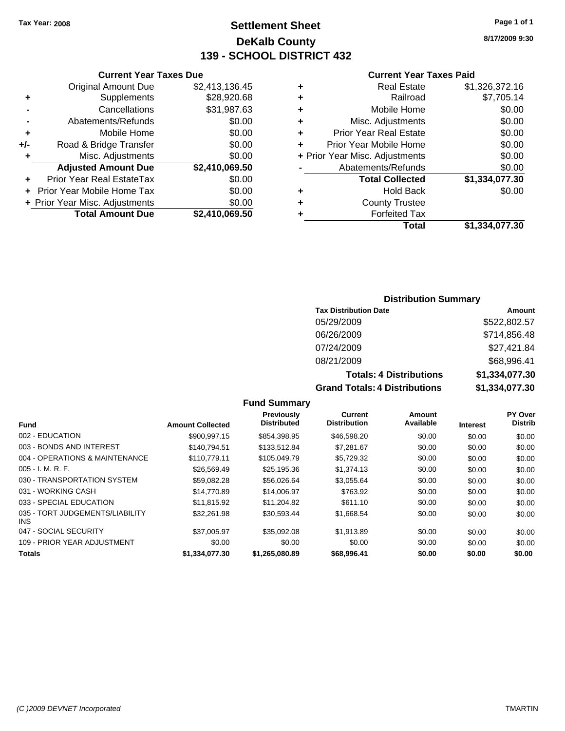Tax Year: 2008

# Settlement Sheet
## DeKalb County
## 139 - SCHOOL DISTRICT 432

8/17/2009 9:30

### Current Year Taxes Due

| | | |
|---|---|---|
| | Original Amount Due | $2,413,136.45 |
| + | Supplements | $28,920.68 |
| - | Cancellations | $31,987.63 |
| - | Abatements/Refunds | $0.00 |
| + | Mobile Home | $0.00 |
| +/- | Road & Bridge Transfer | $0.00 |
| + | Misc. Adjustments | $0.00 |
| | **Adjusted Amount Due** | **$2,410,069.50** |
| + | Prior Year Real EstateTax | $0.00 |
| + | Prior Year Mobile Home Tax | $0.00 |
| + | Prior Year Misc. Adjustments | $0.00 |
| | **Total Amount Due** | **$2,410,069.50** |

### Current Year Taxes Paid

| | | |
|---|---|---|
| + | Real Estate | $1,326,372.16 |
| + | Railroad | $7,705.14 |
| + | Mobile Home | $0.00 |
| + | Misc. Adjustments | $0.00 |
| + | Prior Year Real Estate | $0.00 |
| + | Prior Year Mobile Home | $0.00 |
| + | Prior Year Misc. Adjustments | $0.00 |
| - | Abatements/Refunds | $0.00 |
| | **Total Collected** | **$1,334,077.30** |
| + | Hold Back | $0.00 |
| + | County Trustee | |
| + | Forfeited Tax | |
| | **Total** | **$1,334,077.30** |

### Distribution Summary

| Tax Distribution Date | Amount |
|---|---|
| 05/29/2009 | $522,802.57 |
| 06/26/2009 | $714,856.48 |
| 07/24/2009 | $27,421.84 |
| 08/21/2009 | $68,996.41 |
| **Totals: 4 Distributions** | **$1,334,077.30** |
| **Grand Totals: 4 Distributions** | **$1,334,077.30** |

### Fund Summary

| Fund | Amount Collected | Previously Distributed | Current Distribution | Amount Available | Interest | PY Over Distrib |
|---|---|---|---|---|---|---|
| 002 - EDUCATION | $900,997.15 | $854,398.95 | $46,598.20 | $0.00 | $0.00 | $0.00 |
| 003 - BONDS AND INTEREST | $140,794.51 | $133,512.84 | $7,281.67 | $0.00 | $0.00 | $0.00 |
| 004 - OPERATIONS & MAINTENANCE | $110,779.11 | $105,049.79 | $5,729.32 | $0.00 | $0.00 | $0.00 |
| 005 - I. M. R. F. | $26,569.49 | $25,195.36 | $1,374.13 | $0.00 | $0.00 | $0.00 |
| 030 - TRANSPORTATION SYSTEM | $59,082.28 | $56,026.64 | $3,055.64 | $0.00 | $0.00 | $0.00 |
| 031 - WORKING CASH | $14,770.89 | $14,006.97 | $763.92 | $0.00 | $0.00 | $0.00 |
| 033 - SPECIAL EDUCATION | $11,815.92 | $11,204.82 | $611.10 | $0.00 | $0.00 | $0.00 |
| 035 - TORT JUDGEMENTS/LIABILITY INS | $32,261.98 | $30,593.44 | $1,668.54 | $0.00 | $0.00 | $0.00 |
| 047 - SOCIAL SECURITY | $37,005.97 | $35,092.08 | $1,913.89 | $0.00 | $0.00 | $0.00 |
| 109 - PRIOR YEAR ADJUSTMENT | $0.00 | $0.00 | $0.00 | $0.00 | $0.00 | $0.00 |
| **Totals** | **$1,334,077.30** | **$1,265,080.89** | **$68,996.41** | **$0.00** | **$0.00** | **$0.00** |

(C )2009 DEVNET Incorporated

TMARTIN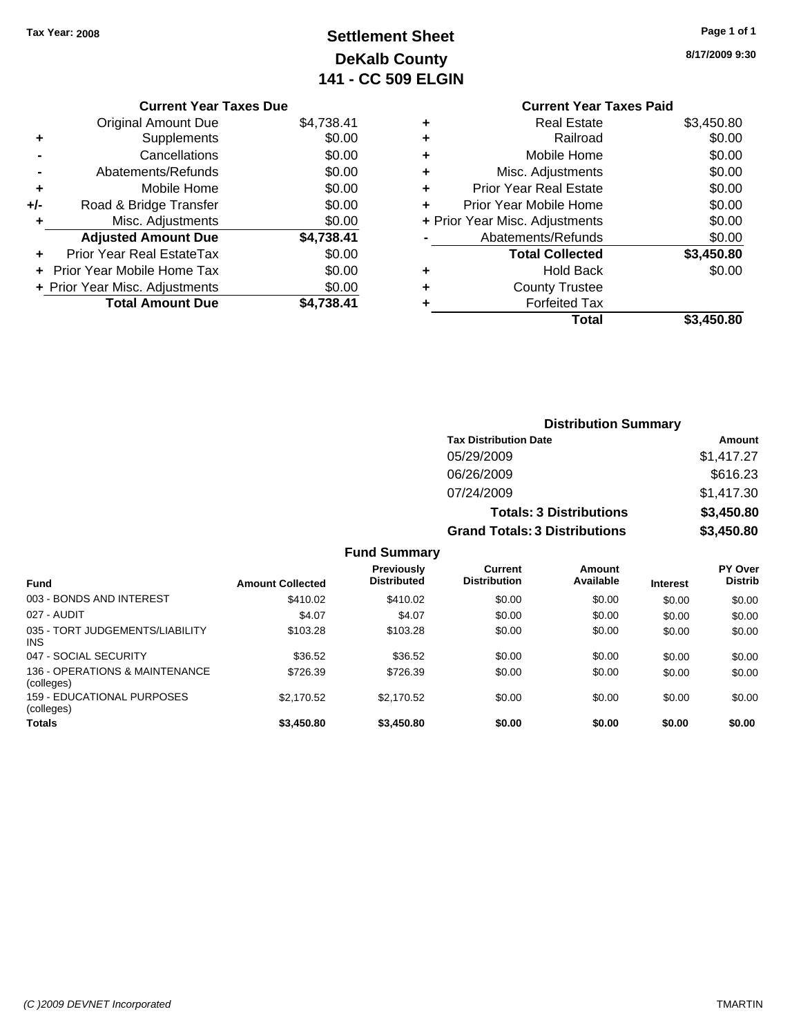Tax Year: 2008

# Settlement Sheet
## DeKalb County
## 141 - CC 509 ELGIN

Page 1 of 1

8/17/2009 9:30

### Current Year Taxes Due

| | | |
|---|---|---|
| | Original Amount Due | $4,738.41 |
| + | Supplements | $0.00 |
| - | Cancellations | $0.00 |
| - | Abatements/Refunds | $0.00 |
| + | Mobile Home | $0.00 |
| +/- | Road & Bridge Transfer | $0.00 |
| + | Misc. Adjustments | $0.00 |
| | **Adjusted Amount Due** | **$4,738.41** |
| + | Prior Year Real EstateTax | $0.00 |
| + | Prior Year Mobile Home Tax | $0.00 |
| + | Prior Year Misc. Adjustments | $0.00 |
| | **Total Amount Due** | **$4,738.41** |

### Current Year Taxes Paid

| | | |
|---|---|---|
| + | Real Estate | $3,450.80 |
| + | Railroad | $0.00 |
| + | Mobile Home | $0.00 |
| + | Misc. Adjustments | $0.00 |
| + | Prior Year Real Estate | $0.00 |
| + | Prior Year Mobile Home | $0.00 |
| + | Prior Year Misc. Adjustments | $0.00 |
| - | Abatements/Refunds | $0.00 |
| | **Total Collected** | **$3,450.80** |
| + | Hold Back | $0.00 |
| + | County Trustee | |
| + | Forfeited Tax | |
| | **Total** | **$3,450.80** |

### Distribution Summary

| Tax Distribution Date | Amount |
|---|---|
| 05/29/2009 | $1,417.27 |
| 06/26/2009 | $616.23 |
| 07/24/2009 | $1,417.30 |
| **Totals: 3 Distributions** | **$3,450.80** |
| **Grand Totals: 3 Distributions** | **$3,450.80** |

### Fund Summary

| Fund | Amount Collected | Previously Distributed | Current Distribution | Amount Available | Interest | PY Over Distrib |
|---|---|---|---|---|---|---|
| 003 - BONDS AND INTEREST | $410.02 | $410.02 | $0.00 | $0.00 | $0.00 | $0.00 |
| 027 - AUDIT | $4.07 | $4.07 | $0.00 | $0.00 | $0.00 | $0.00 |
| 035 - TORT JUDGEMENTS/LIABILITY INS | $103.28 | $103.28 | $0.00 | $0.00 | $0.00 | $0.00 |
| 047 - SOCIAL SECURITY | $36.52 | $36.52 | $0.00 | $0.00 | $0.00 | $0.00 |
| 136 - OPERATIONS & MAINTENANCE (colleges) | $726.39 | $726.39 | $0.00 | $0.00 | $0.00 | $0.00 |
| 159 - EDUCATIONAL PURPOSES (colleges) | $2,170.52 | $2,170.52 | $0.00 | $0.00 | $0.00 | $0.00 |
| **Totals** | **$3,450.80** | **$3,450.80** | **$0.00** | **$0.00** | **$0.00** | **$0.00** |

(C )2009 DEVNET Incorporated

TMARTIN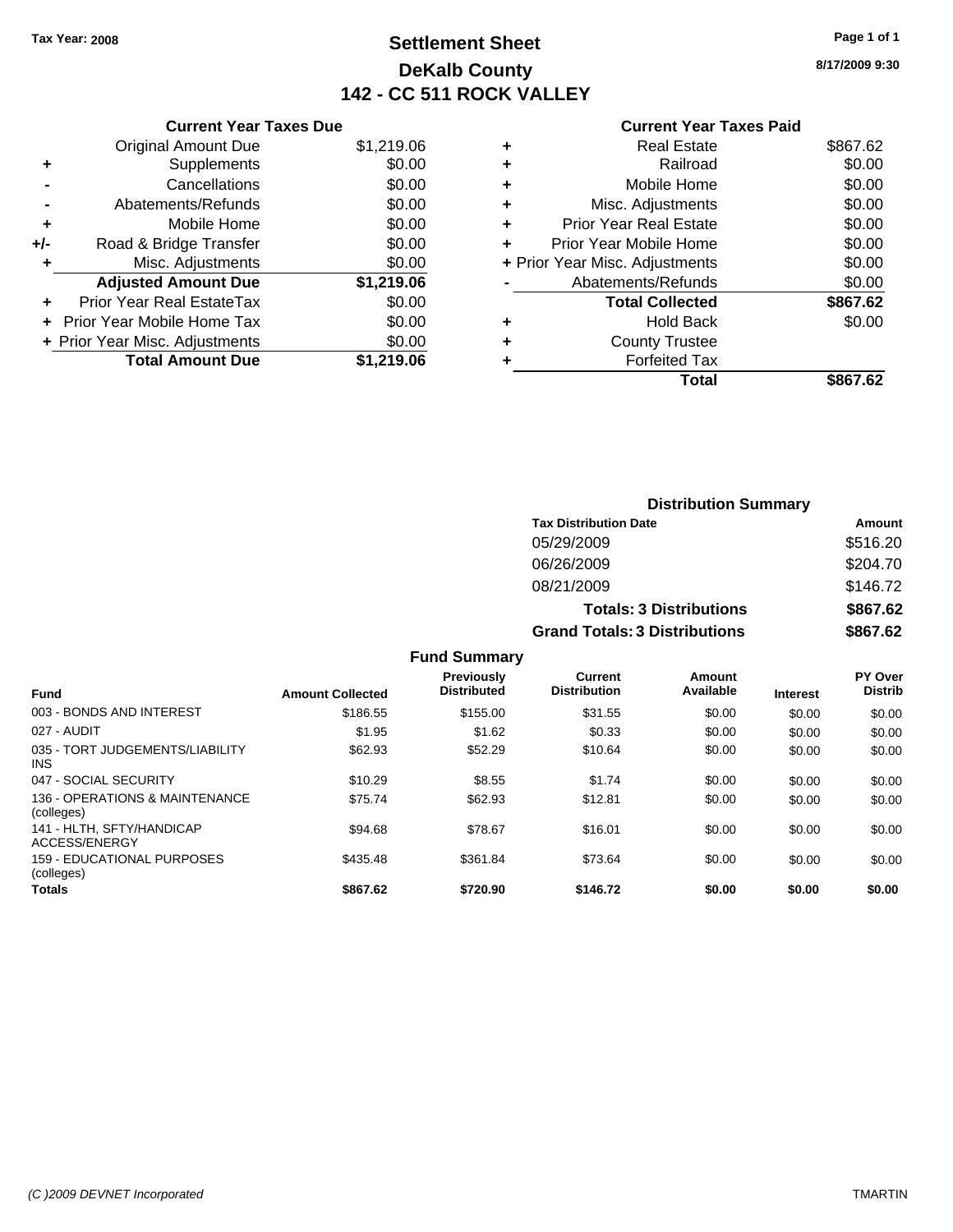Tax Year: 2008

# Settlement Sheet

## DeKalb County

## 142 - CC 511 ROCK VALLEY

8/17/2009 9:30

### Current Year Taxes Due

| | | |
|---|---|---|
| | Original Amount Due | $1,219.06 |
| + | Supplements | $0.00 |
| - | Cancellations | $0.00 |
| - | Abatements/Refunds | $0.00 |
| + | Mobile Home | $0.00 |
| +/- | Road & Bridge Transfer | $0.00 |
| + | Misc. Adjustments | $0.00 |
| | **Adjusted Amount Due** | **$1,219.06** |
| + | Prior Year Real EstateTax | $0.00 |
| + | Prior Year Mobile Home Tax | $0.00 |
| + | Prior Year Misc. Adjustments | $0.00 |
| | **Total Amount Due** | **$1,219.06** |

### Current Year Taxes Paid

| | | |
|---|---|---|
| + | Real Estate | $867.62 |
| + | Railroad | $0.00 |
| + | Mobile Home | $0.00 |
| + | Misc. Adjustments | $0.00 |
| + | Prior Year Real Estate | $0.00 |
| + | Prior Year Mobile Home | $0.00 |
| + | Prior Year Misc. Adjustments | $0.00 |
| - | Abatements/Refunds | $0.00 |
| | **Total Collected** | **$867.62** |
| + | Hold Back | $0.00 |
| + | County Trustee | |
| + | Forfeited Tax | |
| | **Total** | **$867.62** |

### Distribution Summary

| Tax Distribution Date | Amount |
|---|---|
| 05/29/2009 | $516.20 |
| 06/26/2009 | $204.70 |
| 08/21/2009 | $146.72 |
| **Totals: 3 Distributions** | **$867.62** |
| **Grand Totals: 3 Distributions** | **$867.62** |

### Fund Summary

| Fund | Amount Collected | Previously Distributed | Current Distribution | Amount Available | Interest | PY Over Distrib |
|---|---|---|---|---|---|---|
| 003 - BONDS AND INTEREST | $186.55 | $155.00 | $31.55 | $0.00 | $0.00 | $0.00 |
| 027 - AUDIT | $1.95 | $1.62 | $0.33 | $0.00 | $0.00 | $0.00 |
| 035 - TORT JUDGEMENTS/LIABILITY INS | $62.93 | $52.29 | $10.64 | $0.00 | $0.00 | $0.00 |
| 047 - SOCIAL SECURITY | $10.29 | $8.55 | $1.74 | $0.00 | $0.00 | $0.00 |
| 136 - OPERATIONS & MAINTENANCE (colleges) | $75.74 | $62.93 | $12.81 | $0.00 | $0.00 | $0.00 |
| 141 - HLTH, SFTY/HANDICAP ACCESS/ENERGY | $94.68 | $78.67 | $16.01 | $0.00 | $0.00 | $0.00 |
| 159 - EDUCATIONAL PURPOSES (colleges) | $435.48 | $361.84 | $73.64 | $0.00 | $0.00 | $0.00 |
| **Totals** | **$867.62** | **$720.90** | **$146.72** | **$0.00** | **$0.00** | **$0.00** |

(C )2009 DEVNET Incorporated

TMARTIN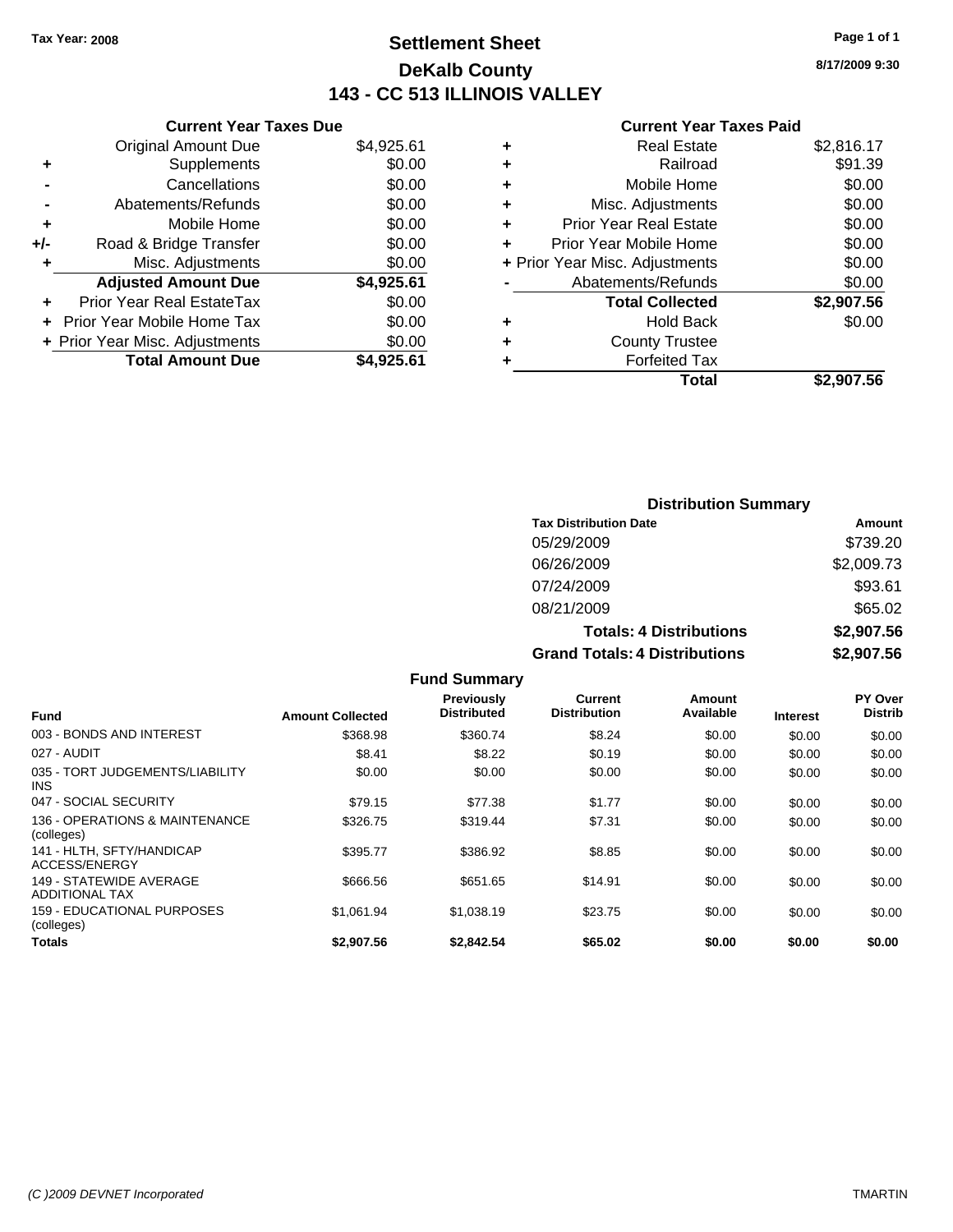**Tax Year: 2008**

# Settlement Sheet
## DeKalb County
## 143 - CC 513 ILLINOIS VALLEY

8/17/2009 9:30

### Current Year Taxes Due

| | | |
|---|---|---|
| | Original Amount Due | $4,925.61 |
| + | Supplements | $0.00 |
| - | Cancellations | $0.00 |
| - | Abatements/Refunds | $0.00 |
| + | Mobile Home | $0.00 |
| +/- | Road & Bridge Transfer | $0.00 |
| + | Misc. Adjustments | $0.00 |
| | **Adjusted Amount Due** | **$4,925.61** |
| + | Prior Year Real EstateTax | $0.00 |
| + | Prior Year Mobile Home Tax | $0.00 |
| + | Prior Year Misc. Adjustments | $0.00 |
| | **Total Amount Due** | **$4,925.61** |

### Current Year Taxes Paid

| | | |
|---|---|---|
| + | Real Estate | $2,816.17 |
| + | Railroad | $91.39 |
| + | Mobile Home | $0.00 |
| + | Misc. Adjustments | $0.00 |
| + | Prior Year Real Estate | $0.00 |
| + | Prior Year Mobile Home | $0.00 |
| + | Prior Year Misc. Adjustments | $0.00 |
| - | Abatements/Refunds | $0.00 |
| | **Total Collected** | **$2,907.56** |
| + | Hold Back | $0.00 |
| + | County Trustee | |
| + | Forfeited Tax | |
| | **Total** | **$2,907.56** |

### Distribution Summary

| Tax Distribution Date | Amount |
|---|---|
| 05/29/2009 | $739.20 |
| 06/26/2009 | $2,009.73 |
| 07/24/2009 | $93.61 |
| 08/21/2009 | $65.02 |
| **Totals: 4 Distributions** | **$2,907.56** |
| **Grand Totals: 4 Distributions** | **$2,907.56** |

### Fund Summary

| Fund | Amount Collected | Previously Distributed | Current Distribution | Amount Available | Interest | PY Over Distrib |
|---|---|---|---|---|---|---|
| 003 - BONDS AND INTEREST | $368.98 | $360.74 | $8.24 | $0.00 | $0.00 | $0.00 |
| 027 - AUDIT | $8.41 | $8.22 | $0.19 | $0.00 | $0.00 | $0.00 |
| 035 - TORT JUDGEMENTS/LIABILITY INS | $0.00 | $0.00 | $0.00 | $0.00 | $0.00 | $0.00 |
| 047 - SOCIAL SECURITY | $79.15 | $77.38 | $1.77 | $0.00 | $0.00 | $0.00 |
| 136 - OPERATIONS & MAINTENANCE (colleges) | $326.75 | $319.44 | $7.31 | $0.00 | $0.00 | $0.00 |
| 141 - HLTH, SFTY/HANDICAP ACCESS/ENERGY | $395.77 | $386.92 | $8.85 | $0.00 | $0.00 | $0.00 |
| 149 - STATEWIDE AVERAGE ADDITIONAL TAX | $666.56 | $651.65 | $14.91 | $0.00 | $0.00 | $0.00 |
| 159 - EDUCATIONAL PURPOSES (colleges) | $1,061.94 | $1,038.19 | $23.75 | $0.00 | $0.00 | $0.00 |
| **Totals** | **$2,907.56** | **$2,842.54** | **$65.02** | **$0.00** | **$0.00** | **$0.00** |

(C )2009 DEVNET Incorporated TMARTIN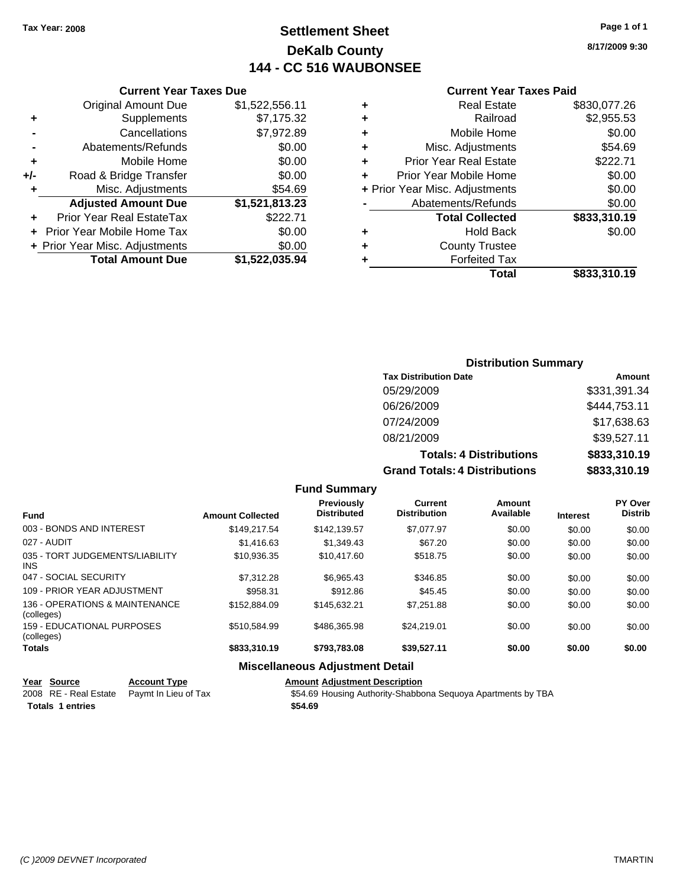Tax Year: 2008

# Settlement Sheet
## DeKalb County
## 144 - CC 516 WAUBONSEE

8/17/2009 9:30

### Current Year Taxes Due

| | | |
|---|---|---|
| | Original Amount Due | $1,522,556.11 |
| + | Supplements | $7,175.32 |
| - | Cancellations | $7,972.89 |
| - | Abatements/Refunds | $0.00 |
| + | Mobile Home | $0.00 |
| +/- | Road & Bridge Transfer | $0.00 |
| + | Misc. Adjustments | $54.69 |
| | **Adjusted Amount Due** | **$1,521,813.23** |
| + | Prior Year Real EstateTax | $222.71 |
| + | Prior Year Mobile Home Tax | $0.00 |
| + | Prior Year Misc. Adjustments | $0.00 |
| | **Total Amount Due** | **$1,522,035.94** |

### Current Year Taxes Paid

| | | |
|---|---|---|
| + | Real Estate | $830,077.26 |
| + | Railroad | $2,955.53 |
| + | Mobile Home | $0.00 |
| + | Misc. Adjustments | $54.69 |
| + | Prior Year Real Estate | $222.71 |
| + | Prior Year Mobile Home | $0.00 |
| + | Prior Year Misc. Adjustments | $0.00 |
| - | Abatements/Refunds | $0.00 |
| | **Total Collected** | **$833,310.19** |
| + | Hold Back | $0.00 |
| + | County Trustee | |
| + | Forfeited Tax | |
| | **Total** | **$833,310.19** |

### Distribution Summary

| Tax Distribution Date | Amount |
|---|---|
| 05/29/2009 | $331,391.34 |
| 06/26/2009 | $444,753.11 |
| 07/24/2009 | $17,638.63 |
| 08/21/2009 | $39,527.11 |
| **Totals: 4 Distributions** | **$833,310.19** |
| **Grand Totals: 4 Distributions** | **$833,310.19** |

### Fund Summary

| Fund | Amount Collected | Previously Distributed | Current Distribution | Amount Available | Interest | PY Over Distrib |
|---|---|---|---|---|---|---|
| 003 - BONDS AND INTEREST | $149,217.54 | $142,139.57 | $7,077.97 | $0.00 | $0.00 | $0.00 |
| 027 - AUDIT | $1,416.63 | $1,349.43 | $67.20 | $0.00 | $0.00 | $0.00 |
| 035 - TORT JUDGEMENTS/LIABILITY INS | $10,936.35 | $10,417.60 | $518.75 | $0.00 | $0.00 | $0.00 |
| 047 - SOCIAL SECURITY | $7,312.28 | $6,965.43 | $346.85 | $0.00 | $0.00 | $0.00 |
| 109 - PRIOR YEAR ADJUSTMENT | $958.31 | $912.86 | $45.45 | $0.00 | $0.00 | $0.00 |
| 136 - OPERATIONS & MAINTENANCE (colleges) | $152,884.09 | $145,632.21 | $7,251.88 | $0.00 | $0.00 | $0.00 |
| 159 - EDUCATIONAL PURPOSES (colleges) | $510,584.99 | $486,365.98 | $24,219.01 | $0.00 | $0.00 | $0.00 |
| **Totals** | **$833,310.19** | **$793,783.08** | **$39,527.11** | **$0.00** | **$0.00** | **$0.00** |

### Miscellaneous Adjustment Detail

| Year | Source | Account Type | Amount | Adjustment Description |
|---|---|---|---|---|
| 2008 | RE - Real Estate | Paymt In Lieu of Tax | $54.69 | Housing Authority-Shabbona Sequoya Apartments by TBA |
| **Totals 1 entries** | | | **$54.69** | |

(C )2009 DEVNET Incorporated — TMARTIN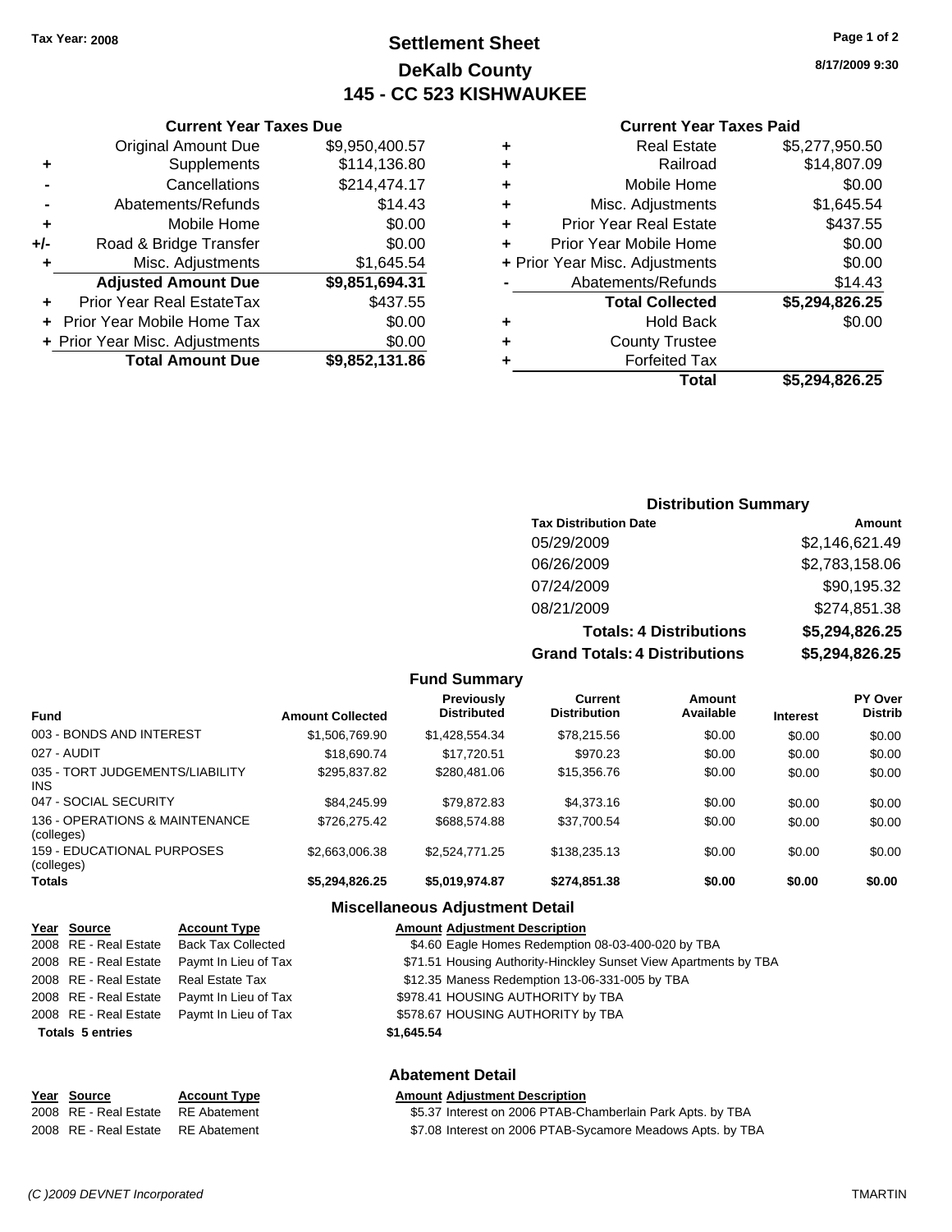**Tax Year: 2008**

# Settlement Sheet
## DeKalb County
## 145 - CC 523 KISHWAUKEE

8/17/2009 9:30

### Current Year Taxes Due

| | | |
|---|---|---|
| | Original Amount Due | $9,950,400.57 |
| + | Supplements | $114,136.80 |
| - | Cancellations | $214,474.17 |
| - | Abatements/Refunds | $14.43 |
| + | Mobile Home | $0.00 |
| +/- | Road & Bridge Transfer | $0.00 |
| + | Misc. Adjustments | $1,645.54 |
| | **Adjusted Amount Due** | **$9,851,694.31** |
| + | Prior Year Real EstateTax | $437.55 |
| + | Prior Year Mobile Home Tax | $0.00 |
| + | Prior Year Misc. Adjustments | $0.00 |
| | **Total Amount Due** | **$9,852,131.86** |

### Current Year Taxes Paid

| | | |
|---|---|---|
| + | Real Estate | $5,277,950.50 |
| + | Railroad | $14,807.09 |
| + | Mobile Home | $0.00 |
| + | Misc. Adjustments | $1,645.54 |
| + | Prior Year Real Estate | $437.55 |
| + | Prior Year Mobile Home | $0.00 |
| + | Prior Year Misc. Adjustments | $0.00 |
| - | Abatements/Refunds | $14.43 |
| | **Total Collected** | **$5,294,826.25** |
| + | Hold Back | $0.00 |
| + | County Trustee | |
| + | Forfeited Tax | |
| | **Total** | **$5,294,826.25** |

### Distribution Summary

| Tax Distribution Date | Amount |
|---|---|
| 05/29/2009 | $2,146,621.49 |
| 06/26/2009 | $2,783,158.06 |
| 07/24/2009 | $90,195.32 |
| 08/21/2009 | $274,851.38 |
| **Totals: 4 Distributions** | **$5,294,826.25** |
| **Grand Totals: 4 Distributions** | **$5,294,826.25** |

### Fund Summary

| Fund | Amount Collected | Previously Distributed | Current Distribution | Amount Available | Interest | PY Over Distrib |
|---|---|---|---|---|---|---|
| 003 - BONDS AND INTEREST | $1,506,769.90 | $1,428,554.34 | $78,215.56 | $0.00 | $0.00 | $0.00 |
| 027 - AUDIT | $18,690.74 | $17,720.51 | $970.23 | $0.00 | $0.00 | $0.00 |
| 035 - TORT JUDGEMENTS/LIABILITY INS | $295,837.82 | $280,481.06 | $15,356.76 | $0.00 | $0.00 | $0.00 |
| 047 - SOCIAL SECURITY | $84,245.99 | $79,872.83 | $4,373.16 | $0.00 | $0.00 | $0.00 |
| 136 - OPERATIONS & MAINTENANCE (colleges) | $726,275.42 | $688,574.88 | $37,700.54 | $0.00 | $0.00 | $0.00 |
| 159 - EDUCATIONAL PURPOSES (colleges) | $2,663,006.38 | $2,524,771.25 | $138,235.13 | $0.00 | $0.00 | $0.00 |
| **Totals** | **$5,294,826.25** | **$5,019,974.87** | **$274,851.38** | **$0.00** | **$0.00** | **$0.00** |

### Miscellaneous Adjustment Detail

| Year | Source | Account Type | Amount | Adjustment Description |
|---|---|---|---|---|
| 2008 | RE - Real Estate | Back Tax Collected | $4.60 | Eagle Homes Redemption 08-03-400-020 by TBA |
| 2008 | RE - Real Estate | Paymt In Lieu of Tax | $71.51 | Housing Authority-Hinckley Sunset View Apartments by TBA |
| 2008 | RE - Real Estate | Real Estate Tax | $12.35 | Maness Redemption 13-06-331-005 by TBA |
| 2008 | RE - Real Estate | Paymt In Lieu of Tax | $978.41 | HOUSING AUTHORITY by TBA |
| 2008 | RE - Real Estate | Paymt In Lieu of Tax | $578.67 | HOUSING AUTHORITY by TBA |
| **Totals 5 entries** | | | **$1,645.54** | |

### Abatement Detail

| Year | Source | Account Type | Amount | Adjustment Description |
|---|---|---|---|---|
| 2008 | RE - Real Estate | RE Abatement | $5.37 | Interest on 2006 PTAB-Chamberlain Park Apts. by TBA |
| 2008 | RE - Real Estate | RE Abatement | $7.08 | Interest on 2006 PTAB-Sycamore Meadows Apts. by TBA |

(C )2009 DEVNET Incorporated TMARTIN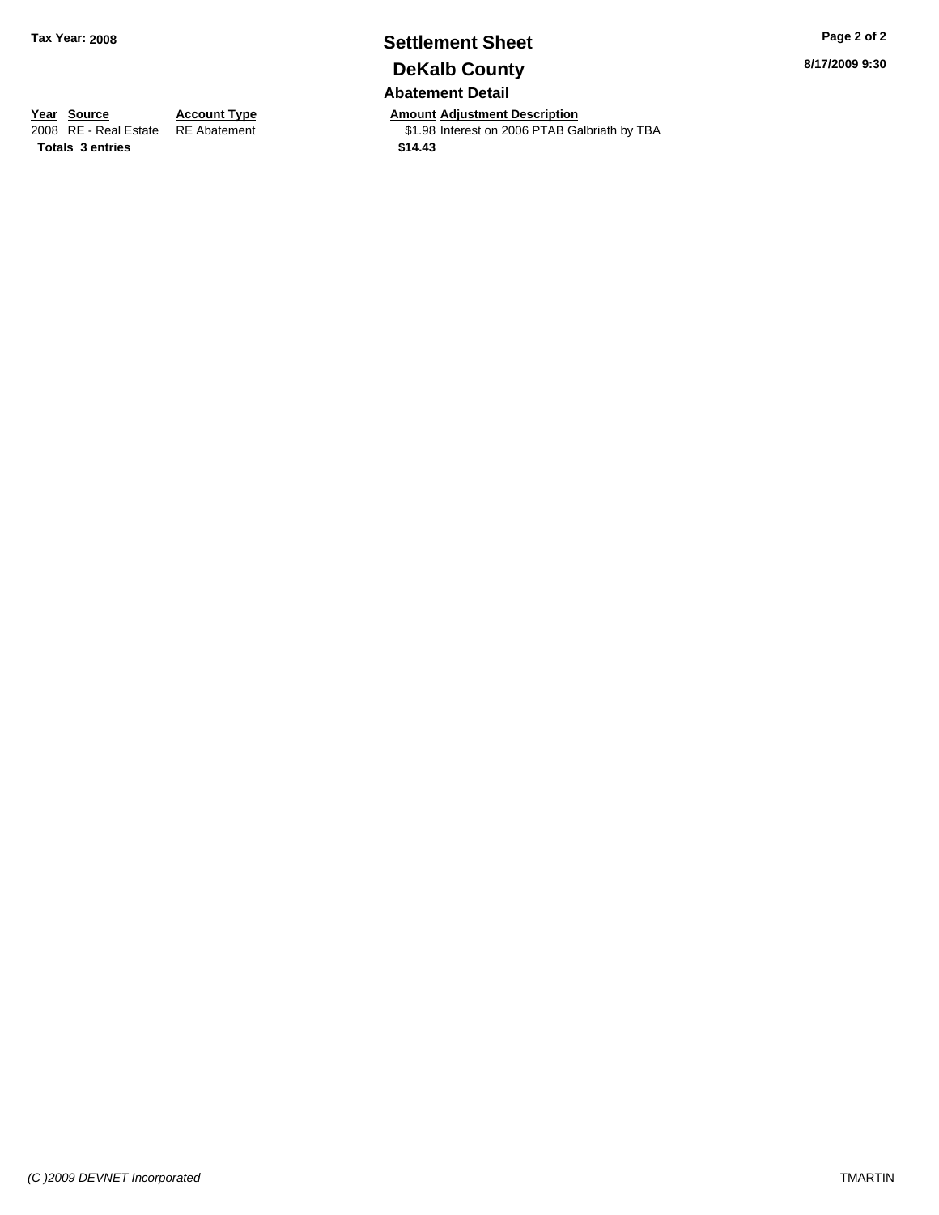# Settlement Sheet

## DeKalb County

### Abatement Detail

| Year | Source | Account Type | Amount | Adjustment Description |
| --- | --- | --- | --- | --- |
| 2008 | RE - Real Estate | RE Abatement | $1.98 | Interest on 2006 PTAB Galbriath by TBA |
| **Totals** | **3 entries** | | **$14.43** | |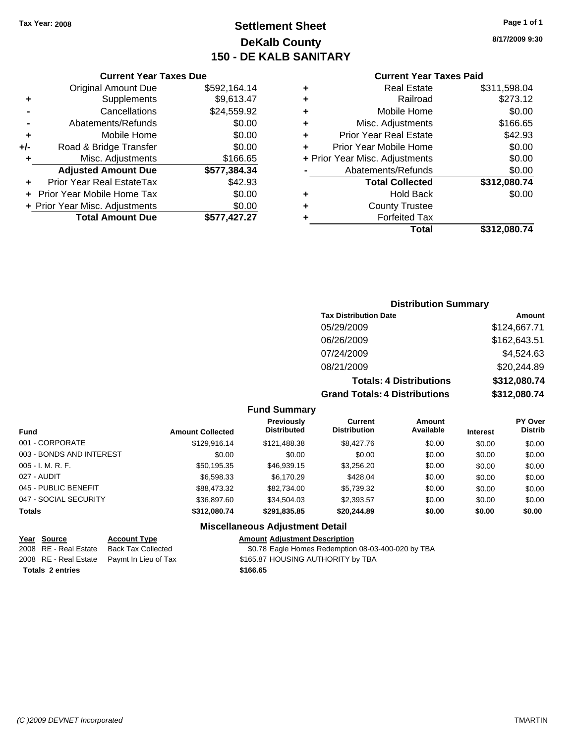Tax Year: 2008

# Settlement Sheet
## DeKalb County
## 150 - DE KALB SANITARY

8/17/2009 9:30

### Current Year Taxes Due

| | | |
|---|---|---|
| | Original Amount Due | $592,164.14 |
| + | Supplements | $9,613.47 |
| - | Cancellations | $24,559.92 |
| - | Abatements/Refunds | $0.00 |
| + | Mobile Home | $0.00 |
| +/- | Road & Bridge Transfer | $0.00 |
| + | Misc. Adjustments | $166.65 |
| | **Adjusted Amount Due** | **$577,384.34** |
| + | Prior Year Real EstateTax | $42.93 |
| + | Prior Year Mobile Home Tax | $0.00 |
| + | Prior Year Misc. Adjustments | $0.00 |
| | **Total Amount Due** | **$577,427.27** |

### Current Year Taxes Paid

| | | |
|---|---|---|
| + | Real Estate | $311,598.04 |
| + | Railroad | $273.12 |
| + | Mobile Home | $0.00 |
| + | Misc. Adjustments | $166.65 |
| + | Prior Year Real Estate | $42.93 |
| + | Prior Year Mobile Home | $0.00 |
| + | Prior Year Misc. Adjustments | $0.00 |
| - | Abatements/Refunds | $0.00 |
| | **Total Collected** | **$312,080.74** |
| + | Hold Back | $0.00 |
| + | County Trustee | |
| + | Forfeited Tax | |
| | **Total** | **$312,080.74** |

### Distribution Summary

| Tax Distribution Date | Amount |
|---|---|
| 05/29/2009 | $124,667.71 |
| 06/26/2009 | $162,643.51 |
| 07/24/2009 | $4,524.63 |
| 08/21/2009 | $20,244.89 |
| **Totals: 4 Distributions** | **$312,080.74** |
| **Grand Totals: 4 Distributions** | **$312,080.74** |

### Fund Summary

| Fund | Amount Collected | Previously Distributed | Current Distribution | Amount Available | Interest | PY Over Distrib |
|---|---|---|---|---|---|---|
| 001 - CORPORATE | $129,916.14 | $121,488.38 | $8,427.76 | $0.00 | $0.00 | $0.00 |
| 003 - BONDS AND INTEREST | $0.00 | $0.00 | $0.00 | $0.00 | $0.00 | $0.00 |
| 005 - I. M. R. F. | $50,195.35 | $46,939.15 | $3,256.20 | $0.00 | $0.00 | $0.00 |
| 027 - AUDIT | $6,598.33 | $6,170.29 | $428.04 | $0.00 | $0.00 | $0.00 |
| 045 - PUBLIC BENEFIT | $88,473.32 | $82,734.00 | $5,739.32 | $0.00 | $0.00 | $0.00 |
| 047 - SOCIAL SECURITY | $36,897.60 | $34,504.03 | $2,393.57 | $0.00 | $0.00 | $0.00 |
| **Totals** | **$312,080.74** | **$291,835.85** | **$20,244.89** | **$0.00** | **$0.00** | **$0.00** |

### Miscellaneous Adjustment Detail

| Year | Source | Account Type | Amount | Adjustment Description |
|---|---|---|---|---|
| 2008 | RE - Real Estate | Back Tax Collected | $0.78 | Eagle Homes Redemption 08-03-400-020 by TBA |
| 2008 | RE - Real Estate | Paymt In Lieu of Tax | $165.87 | HOUSING AUTHORITY by TBA |
| **Totals 2 entries** | | | **$166.65** | |

(C )2009 DEVNET Incorporated TMARTIN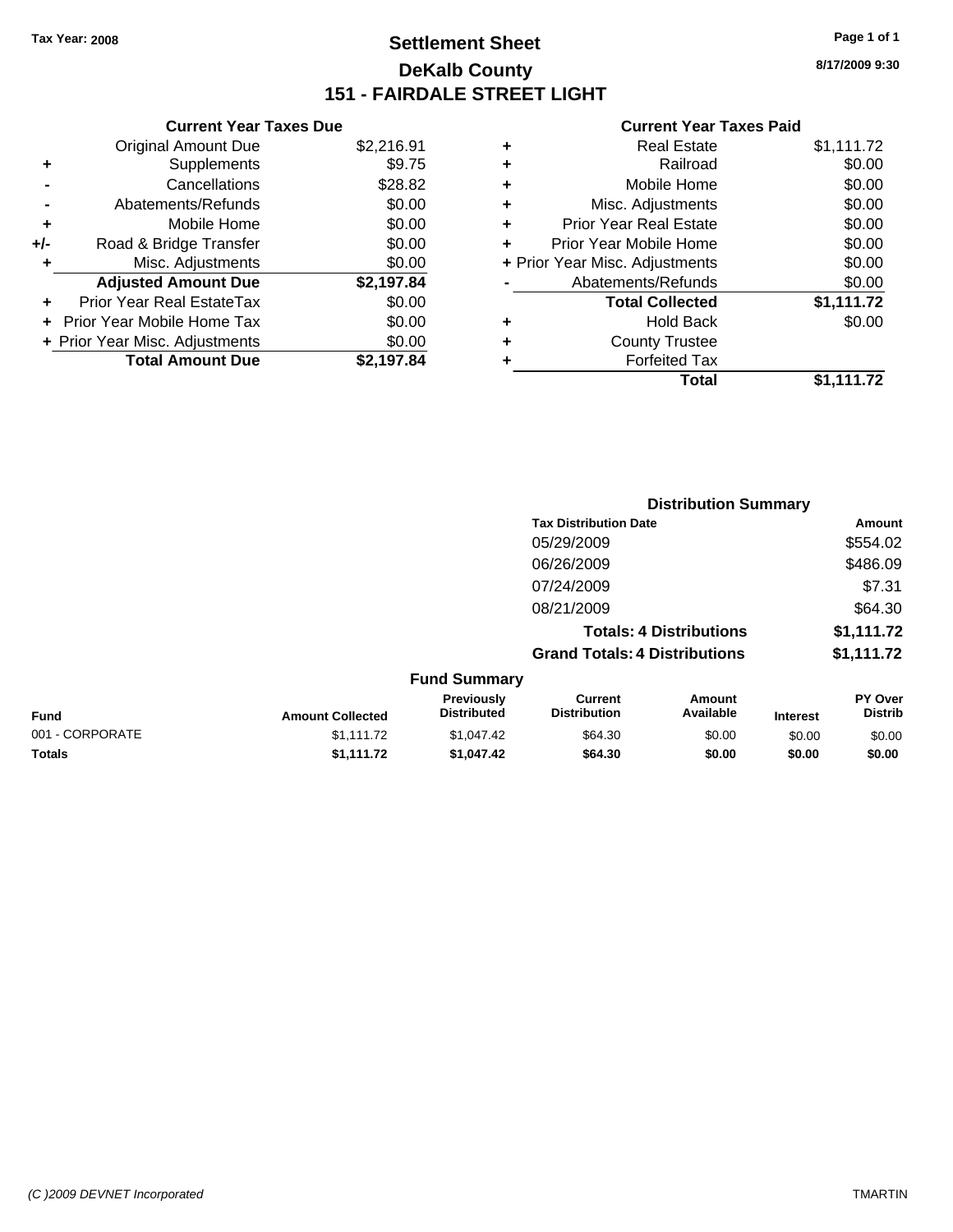Tax Year: 2008

# Settlement Sheet
## DeKalb County
## 151 - FAIRDALE STREET LIGHT

8/17/2009 9:30

**Current Year Taxes Due**

| | | |
|---|---|---|
| | Original Amount Due | $2,216.91 |
| + | Supplements | $9.75 |
| - | Cancellations | $28.82 |
| - | Abatements/Refunds | $0.00 |
| + | Mobile Home | $0.00 |
| +/- | Road & Bridge Transfer | $0.00 |
| + | Misc. Adjustments | $0.00 |
| | **Adjusted Amount Due** | **$2,197.84** |
| + | Prior Year Real EstateTax | $0.00 |
| + | Prior Year Mobile Home Tax | $0.00 |
| + | Prior Year Misc. Adjustments | $0.00 |
| | **Total Amount Due** | **$2,197.84** |

**Current Year Taxes Paid**

| | | |
|---|---|---|
| + | Real Estate | $1,111.72 |
| + | Railroad | $0.00 |
| + | Mobile Home | $0.00 |
| + | Misc. Adjustments | $0.00 |
| + | Prior Year Real Estate | $0.00 |
| + | Prior Year Mobile Home | $0.00 |
| + | Prior Year Misc. Adjustments | $0.00 |
| - | Abatements/Refunds | $0.00 |
| | **Total Collected** | **$1,111.72** |
| + | Hold Back | $0.00 |
| + | County Trustee | |
| + | Forfeited Tax | |
| | **Total** | **$1,111.72** |

**Distribution Summary**

| Tax Distribution Date | Amount |
|---|---|
| 05/29/2009 | $554.02 |
| 06/26/2009 | $486.09 |
| 07/24/2009 | $7.31 |
| 08/21/2009 | $64.30 |
| **Totals: 4 Distributions** | **$1,111.72** |
| **Grand Totals: 4 Distributions** | **$1,111.72** |

**Fund Summary**

| Fund | Amount Collected | Previously Distributed | Current Distribution | Amount Available | Interest | PY Over Distrib |
|---|---|---|---|---|---|---|
| 001 - CORPORATE | $1,111.72 | $1,047.42 | $64.30 | $0.00 | $0.00 | $0.00 |
| **Totals** | **$1,111.72** | **$1,047.42** | **$64.30** | **$0.00** | **$0.00** | **$0.00** |

(C )2009 DEVNET Incorporated TMARTIN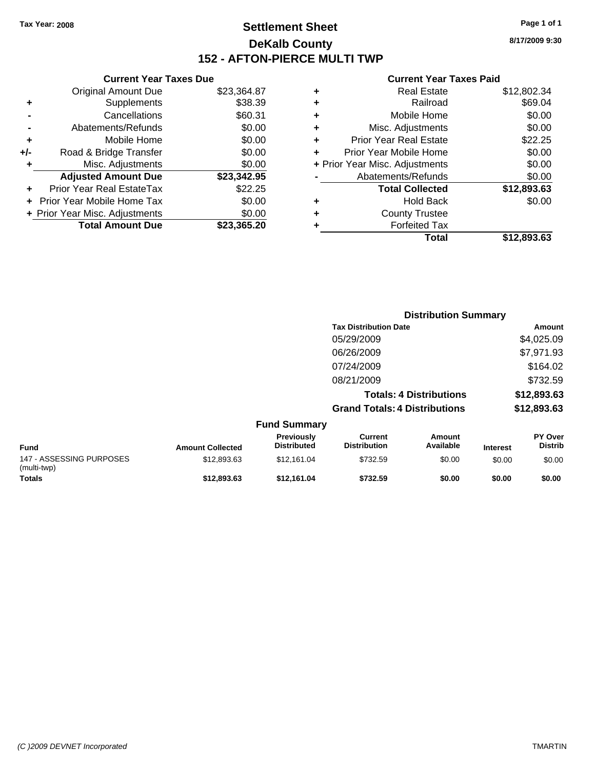Tax Year: 2008

# Settlement Sheet
## DeKalb County
## 152 - AFTON-PIERCE MULTI TWP

8/17/2009 9:30

### Current Year Taxes Due

| | | |
|---|---|---|
| | Original Amount Due | $23,364.87 |
| + | Supplements | $38.39 |
| - | Cancellations | $60.31 |
| - | Abatements/Refunds | $0.00 |
| + | Mobile Home | $0.00 |
| +/- | Road & Bridge Transfer | $0.00 |
| + | Misc. Adjustments | $0.00 |
| | **Adjusted Amount Due** | **$23,342.95** |
| + | Prior Year Real EstateTax | $22.25 |
| + | Prior Year Mobile Home Tax | $0.00 |
| + | Prior Year Misc. Adjustments | $0.00 |
| | **Total Amount Due** | **$23,365.20** |

### Current Year Taxes Paid

| | | |
|---|---|---|
| + | Real Estate | $12,802.34 |
| + | Railroad | $69.04 |
| + | Mobile Home | $0.00 |
| + | Misc. Adjustments | $0.00 |
| + | Prior Year Real Estate | $22.25 |
| + | Prior Year Mobile Home | $0.00 |
| + | Prior Year Misc. Adjustments | $0.00 |
| - | Abatements/Refunds | $0.00 |
| | **Total Collected** | **$12,893.63** |
| + | Hold Back | $0.00 |
| + | County Trustee | |
| + | Forfeited Tax | |
| | **Total** | **$12,893.63** |

### Distribution Summary

| Tax Distribution Date | Amount |
|---|---|
| 05/29/2009 | $4,025.09 |
| 06/26/2009 | $7,971.93 |
| 07/24/2009 | $164.02 |
| 08/21/2009 | $732.59 |
| **Totals: 4 Distributions** | **$12,893.63** |
| **Grand Totals: 4 Distributions** | **$12,893.63** |

### Fund Summary

| Fund | Amount Collected | Previously Distributed | Current Distribution | Amount Available | Interest | PY Over Distrib |
|---|---|---|---|---|---|---|
| 147 - ASSESSING PURPOSES (multi-twp) | $12,893.63 | $12,161.04 | $732.59 | $0.00 | $0.00 | $0.00 |
| **Totals** | **$12,893.63** | **$12,161.04** | **$732.59** | **$0.00** | **$0.00** | **$0.00** |

(C )2009 DEVNET Incorporated TMARTIN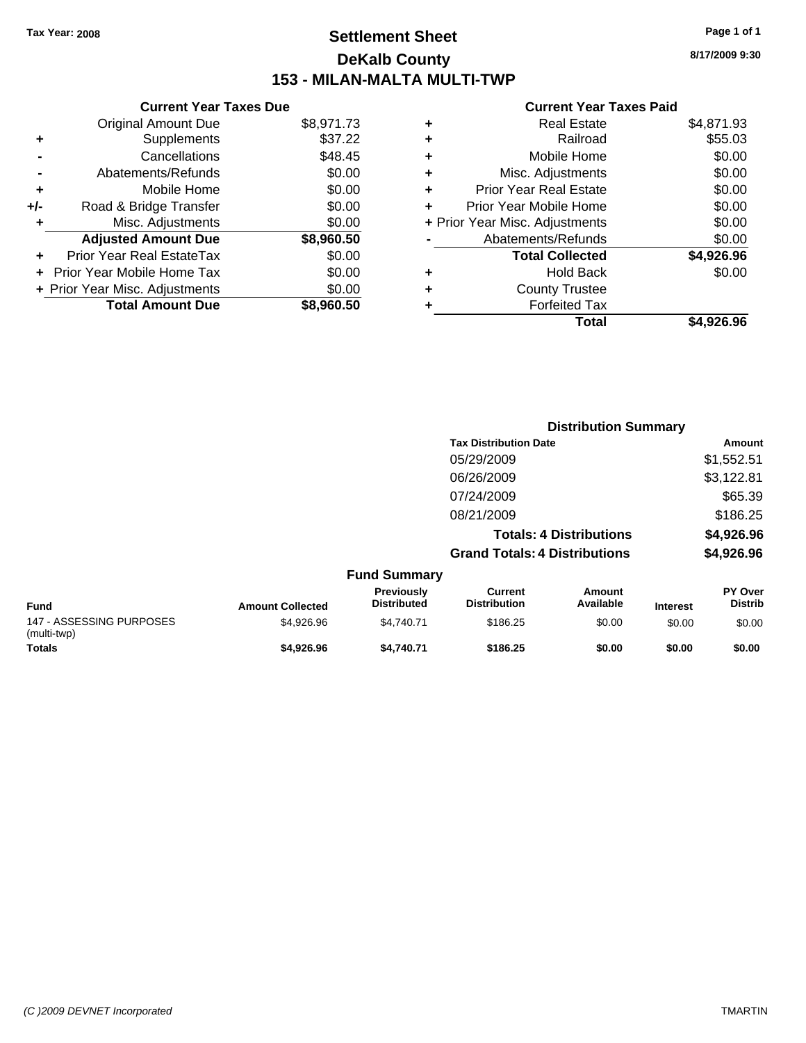Tax Year: 2008

# Settlement Sheet
## DeKalb County
## 153 - MILAN-MALTA MULTI-TWP

8/17/2009 9:30

### Current Year Taxes Due

| | | |
|---|---|---|
| | Original Amount Due | $8,971.73 |
| + | Supplements | $37.22 |
| - | Cancellations | $48.45 |
| - | Abatements/Refunds | $0.00 |
| + | Mobile Home | $0.00 |
| +/- | Road & Bridge Transfer | $0.00 |
| + | Misc. Adjustments | $0.00 |
| | **Adjusted Amount Due** | **$8,960.50** |
| + | Prior Year Real EstateTax | $0.00 |
| + | Prior Year Mobile Home Tax | $0.00 |
| + | Prior Year Misc. Adjustments | $0.00 |
| | **Total Amount Due** | **$8,960.50** |

### Current Year Taxes Paid

| | | |
|---|---|---|
| + | Real Estate | $4,871.93 |
| + | Railroad | $55.03 |
| + | Mobile Home | $0.00 |
| + | Misc. Adjustments | $0.00 |
| + | Prior Year Real Estate | $0.00 |
| + | Prior Year Mobile Home | $0.00 |
| + | Prior Year Misc. Adjustments | $0.00 |
| - | Abatements/Refunds | $0.00 |
| | **Total Collected** | **$4,926.96** |
| + | Hold Back | $0.00 |
| + | County Trustee | |
| + | Forfeited Tax | |
| | **Total** | **$4,926.96** |

### Distribution Summary

| Tax Distribution Date | Amount |
|---|---|
| 05/29/2009 | $1,552.51 |
| 06/26/2009 | $3,122.81 |
| 07/24/2009 | $65.39 |
| 08/21/2009 | $186.25 |
| **Totals: 4 Distributions** | **$4,926.96** |
| **Grand Totals: 4 Distributions** | **$4,926.96** |

### Fund Summary

| Fund | Amount Collected | Previously Distributed | Current Distribution | Amount Available | Interest | PY Over Distrib |
|---|---|---|---|---|---|---|
| 147 - ASSESSING PURPOSES (multi-twp) | $4,926.96 | $4,740.71 | $186.25 | $0.00 | $0.00 | $0.00 |
| **Totals** | **$4,926.96** | **$4,740.71** | **$186.25** | **$0.00** | **$0.00** | **$0.00** |

(C )2009 DEVNET Incorporated TMARTIN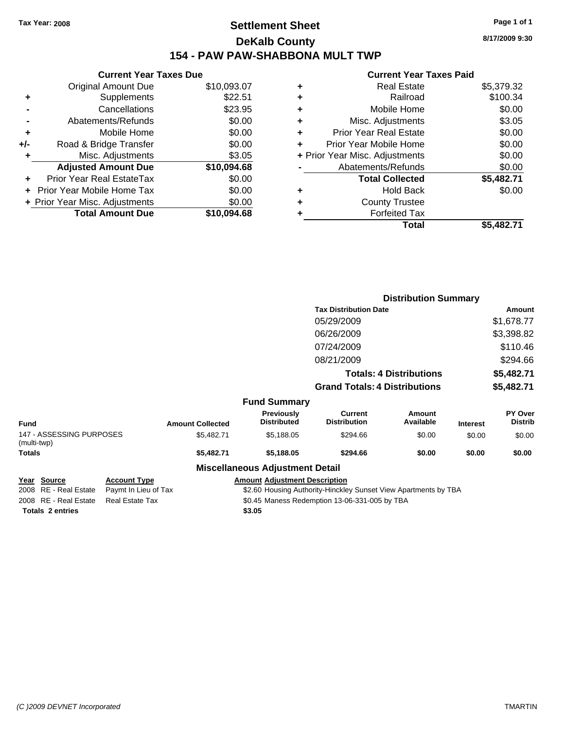Tax Year: 2008

# Settlement Sheet

## DeKalb County

## 154 - PAW PAW-SHABBONA MULT TWP

8/17/2009 9:30

### Current Year Taxes Due

| | | |
|---|---|---|
| | Original Amount Due | $10,093.07 |
| + | Supplements | $22.51 |
| - | Cancellations | $23.95 |
| - | Abatements/Refunds | $0.00 |
| + | Mobile Home | $0.00 |
| +/- | Road & Bridge Transfer | $0.00 |
| + | Misc. Adjustments | $3.05 |
| | **Adjusted Amount Due** | **$10,094.68** |
| + | Prior Year Real EstateTax | $0.00 |
| + | Prior Year Mobile Home Tax | $0.00 |
| + | Prior Year Misc. Adjustments | $0.00 |
| | **Total Amount Due** | **$10,094.68** |

### Current Year Taxes Paid

| | | |
|---|---|---|
| + | Real Estate | $5,379.32 |
| + | Railroad | $100.34 |
| + | Mobile Home | $0.00 |
| + | Misc. Adjustments | $3.05 |
| + | Prior Year Real Estate | $0.00 |
| + | Prior Year Mobile Home | $0.00 |
| + | Prior Year Misc. Adjustments | $0.00 |
| - | Abatements/Refunds | $0.00 |
| | **Total Collected** | **$5,482.71** |
| + | Hold Back | $0.00 |
| + | County Trustee | |
| + | Forfeited Tax | |
| | **Total** | **$5,482.71** |

### Distribution Summary

| Tax Distribution Date | Amount |
|---|---|
| 05/29/2009 | $1,678.77 |
| 06/26/2009 | $3,398.82 |
| 07/24/2009 | $110.46 |
| 08/21/2009 | $294.66 |
| **Totals: 4 Distributions** | **$5,482.71** |
| **Grand Totals: 4 Distributions** | **$5,482.71** |

### Fund Summary

| Fund | Amount Collected | Previously Distributed | Current Distribution | Amount Available | Interest | PY Over Distrib |
|---|---|---|---|---|---|---|
| 147 - ASSESSING PURPOSES (multi-twp) | $5,482.71 | $5,188.05 | $294.66 | $0.00 | $0.00 | $0.00 |
| **Totals** | **$5,482.71** | **$5,188.05** | **$294.66** | **$0.00** | **$0.00** | **$0.00** |

### Miscellaneous Adjustment Detail

| Year | Source | Account Type | Amount | Adjustment Description |
|---|---|---|---|---|
| 2008 | RE - Real Estate | Paymt In Lieu of Tax | $2.60 | Housing Authority-Hinckley Sunset View Apartments by TBA |
| 2008 | RE - Real Estate | Real Estate Tax | $0.45 | Maness Redemption 13-06-331-005 by TBA |
| **Totals** | **2 entries** | | **$3.05** | |

(C )2009 DEVNET Incorporated TMARTIN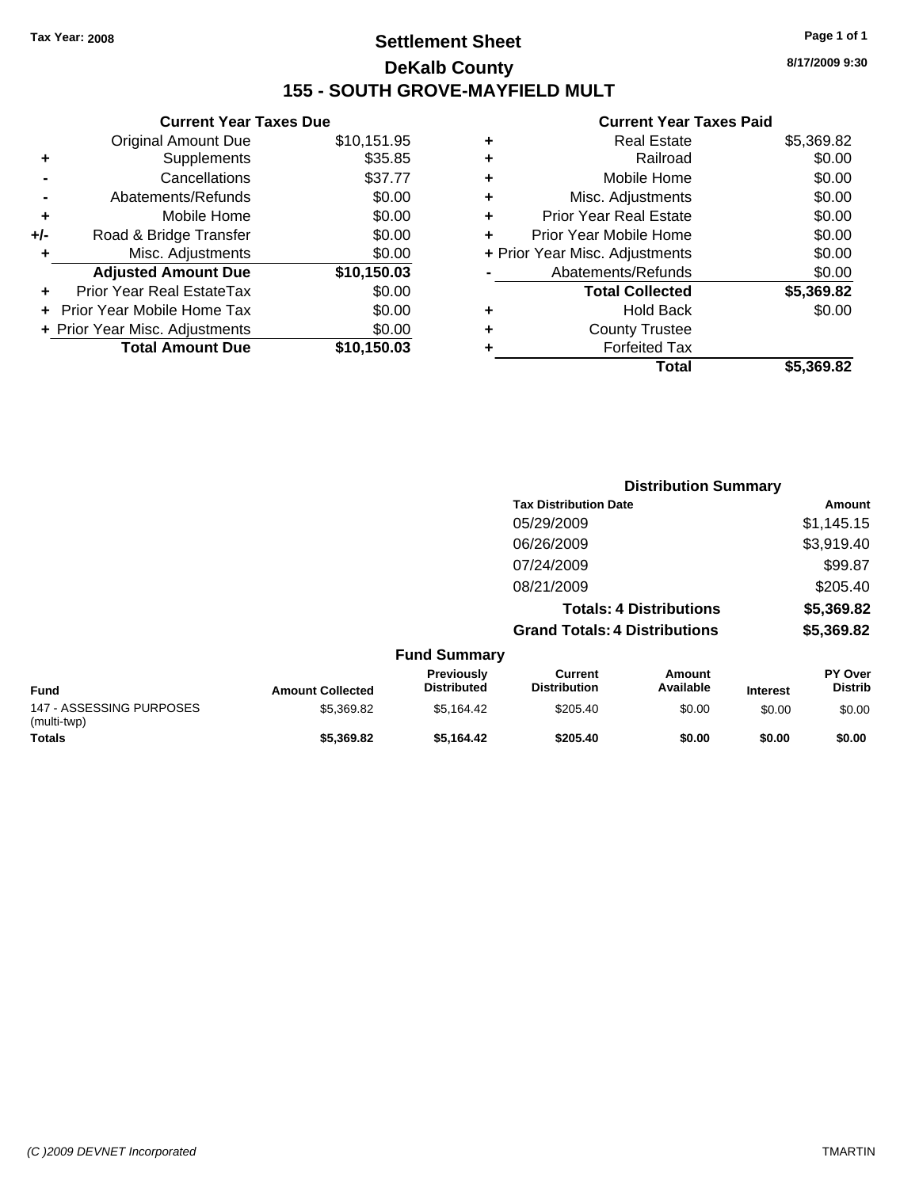Tax Year: 2008

# Settlement Sheet

## DeKalb County

## 155 - SOUTH GROVE-MAYFIELD MULT

8/17/2009 9:30

### Current Year Taxes Due

| | | |
|---|---|---|
| | Original Amount Due | $10,151.95 |
| + | Supplements | $35.85 |
| - | Cancellations | $37.77 |
| - | Abatements/Refunds | $0.00 |
| + | Mobile Home | $0.00 |
| +/- | Road & Bridge Transfer | $0.00 |
| + | Misc. Adjustments | $0.00 |
| | **Adjusted Amount Due** | **$10,150.03** |
| + | Prior Year Real EstateTax | $0.00 |
| + | Prior Year Mobile Home Tax | $0.00 |
| + | Prior Year Misc. Adjustments | $0.00 |
| | **Total Amount Due** | **$10,150.03** |

### Current Year Taxes Paid

| | | |
|---|---|---|
| + | Real Estate | $5,369.82 |
| + | Railroad | $0.00 |
| + | Mobile Home | $0.00 |
| + | Misc. Adjustments | $0.00 |
| + | Prior Year Real Estate | $0.00 |
| + | Prior Year Mobile Home | $0.00 |
| + | Prior Year Misc. Adjustments | $0.00 |
| - | Abatements/Refunds | $0.00 |
| | **Total Collected** | **$5,369.82** |
| + | Hold Back | $0.00 |
| + | County Trustee | |
| + | Forfeited Tax | |
| | **Total** | **$5,369.82** |

### Distribution Summary

| Tax Distribution Date | Amount |
|---|---|
| 05/29/2009 | $1,145.15 |
| 06/26/2009 | $3,919.40 |
| 07/24/2009 | $99.87 |
| 08/21/2009 | $205.40 |
| **Totals: 4 Distributions** | **$5,369.82** |
| **Grand Totals: 4 Distributions** | **$5,369.82** |

### Fund Summary

| Fund | Amount Collected | Previously Distributed | Current Distribution | Amount Available | Interest | PY Over Distrib |
|---|---|---|---|---|---|---|
| 147 - ASSESSING PURPOSES (multi-twp) | $5,369.82 | $5,164.42 | $205.40 | $0.00 | $0.00 | $0.00 |
| **Totals** | **$5,369.82** | **$5,164.42** | **$205.40** | **$0.00** | **$0.00** | **$0.00** |

(C )2009 DEVNET Incorporated

TMARTIN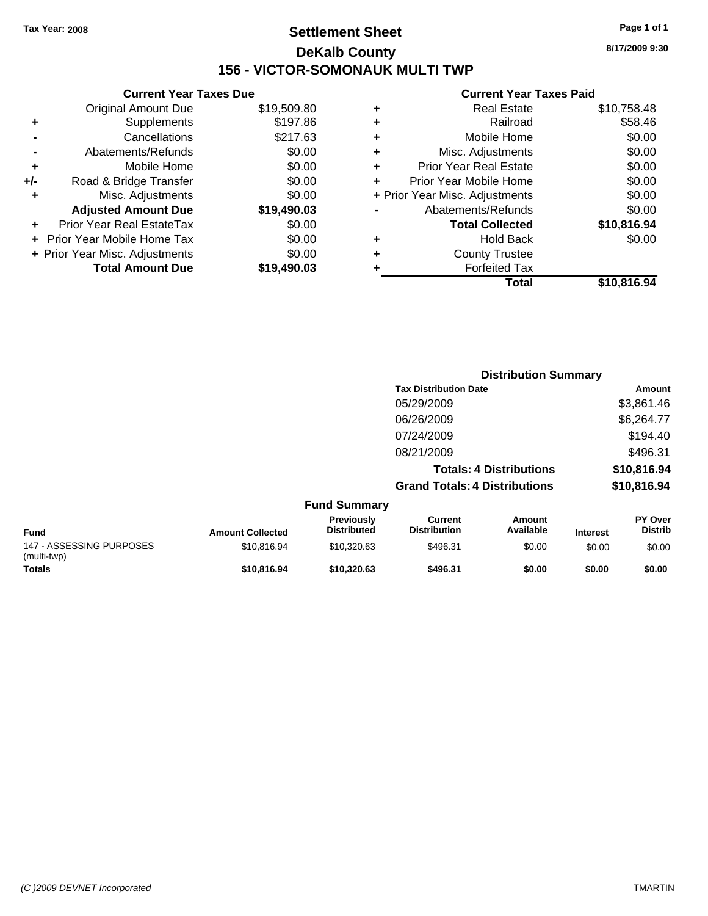Tax Year: 2008

# Settlement Sheet

## DeKalb County

## 156 - VICTOR-SOMONAUK MULTI TWP

8/17/2009 9:30

### Current Year Taxes Due

| | | |
|---|---|---|
| | Original Amount Due | $19,509.80 |
| + | Supplements | $197.86 |
| - | Cancellations | $217.63 |
| - | Abatements/Refunds | $0.00 |
| + | Mobile Home | $0.00 |
| +/- | Road & Bridge Transfer | $0.00 |
| + | Misc. Adjustments | $0.00 |
| | **Adjusted Amount Due** | **$19,490.03** |
| + | Prior Year Real EstateTax | $0.00 |
| + | Prior Year Mobile Home Tax | $0.00 |
| + | Prior Year Misc. Adjustments | $0.00 |
| | **Total Amount Due** | **$19,490.03** |

### Current Year Taxes Paid

| | | |
|---|---|---|
| + | Real Estate | $10,758.48 |
| + | Railroad | $58.46 |
| + | Mobile Home | $0.00 |
| + | Misc. Adjustments | $0.00 |
| + | Prior Year Real Estate | $0.00 |
| + | Prior Year Mobile Home | $0.00 |
| + | Prior Year Misc. Adjustments | $0.00 |
| - | Abatements/Refunds | $0.00 |
| | **Total Collected** | **$10,816.94** |
| + | Hold Back | $0.00 |
| + | County Trustee | |
| + | Forfeited Tax | |
| | **Total** | **$10,816.94** |

### Distribution Summary

| Tax Distribution Date | Amount |
|---|---|
| 05/29/2009 | $3,861.46 |
| 06/26/2009 | $6,264.77 |
| 07/24/2009 | $194.40 |
| 08/21/2009 | $496.31 |
| **Totals: 4 Distributions** | **$10,816.94** |
| **Grand Totals: 4 Distributions** | **$10,816.94** |

### Fund Summary

| Fund | Amount Collected | Previously Distributed | Current Distribution | Amount Available | Interest | PY Over Distrib |
|---|---|---|---|---|---|---|
| 147 - ASSESSING PURPOSES (multi-twp) | $10,816.94 | $10,320.63 | $496.31 | $0.00 | $0.00 | $0.00 |
| **Totals** | **$10,816.94** | **$10,320.63** | **$496.31** | **$0.00** | **$0.00** | **$0.00** |

(C )2009 DEVNET Incorporated TMARTIN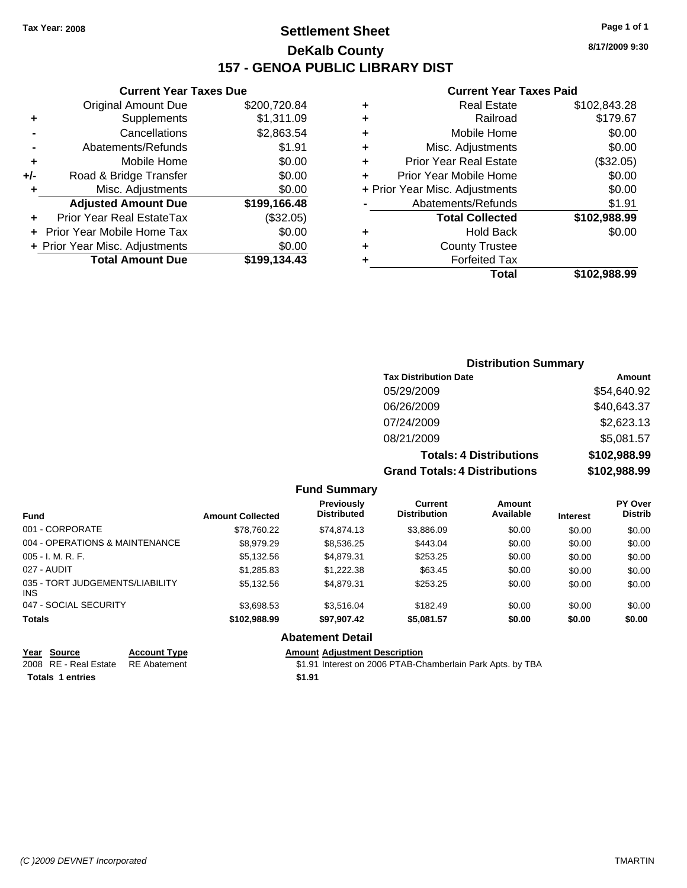Tax Year: 2008

# Settlement Sheet
## DeKalb County
## 157 - GENOA PUBLIC LIBRARY DIST

8/17/2009 9:30

### Current Year Taxes Due

| | | |
|---|---|---|
| | Original Amount Due | $200,720.84 |
| + | Supplements | $1,311.09 |
| - | Cancellations | $2,863.54 |
| - | Abatements/Refunds | $1.91 |
| + | Mobile Home | $0.00 |
| +/- | Road & Bridge Transfer | $0.00 |
| + | Misc. Adjustments | $0.00 |
| | **Adjusted Amount Due** | **$199,166.48** |
| + | Prior Year Real EstateTax | ($32.05) |
| + | Prior Year Mobile Home Tax | $0.00 |
| + | Prior Year Misc. Adjustments | $0.00 |
| | **Total Amount Due** | **$199,134.43** |

### Current Year Taxes Paid

| | | |
|---|---|---|
| + | Real Estate | $102,843.28 |
| + | Railroad | $179.67 |
| + | Mobile Home | $0.00 |
| + | Misc. Adjustments | $0.00 |
| + | Prior Year Real Estate | ($32.05) |
| + | Prior Year Mobile Home | $0.00 |
| + | Prior Year Misc. Adjustments | $0.00 |
| - | Abatements/Refunds | $1.91 |
| | **Total Collected** | **$102,988.99** |
| + | Hold Back | $0.00 |
| + | County Trustee | |
| + | Forfeited Tax | |
| | **Total** | **$102,988.99** |

### Distribution Summary

| Tax Distribution Date | Amount |
|---|---|
| 05/29/2009 | $54,640.92 |
| 06/26/2009 | $40,643.37 |
| 07/24/2009 | $2,623.13 |
| 08/21/2009 | $5,081.57 |
| **Totals: 4 Distributions** | **$102,988.99** |
| **Grand Totals: 4 Distributions** | **$102,988.99** |

### Fund Summary

| Fund | Amount Collected | Previously Distributed | Current Distribution | Amount Available | Interest | PY Over Distrib |
|---|---|---|---|---|---|---|
| 001 - CORPORATE | $78,760.22 | $74,874.13 | $3,886.09 | $0.00 | $0.00 | $0.00 |
| 004 - OPERATIONS & MAINTENANCE | $8,979.29 | $8,536.25 | $443.04 | $0.00 | $0.00 | $0.00 |
| 005 - I. M. R. F. | $5,132.56 | $4,879.31 | $253.25 | $0.00 | $0.00 | $0.00 |
| 027 - AUDIT | $1,285.83 | $1,222.38 | $63.45 | $0.00 | $0.00 | $0.00 |
| 035 - TORT JUDGEMENTS/LIABILITY INS | $5,132.56 | $4,879.31 | $253.25 | $0.00 | $0.00 | $0.00 |
| 047 - SOCIAL SECURITY | $3,698.53 | $3,516.04 | $182.49 | $0.00 | $0.00 | $0.00 |
| **Totals** | **$102,988.99** | **$97,907.42** | **$5,081.57** | **$0.00** | **$0.00** | **$0.00** |

### Abatement Detail

| Year | Source | Account Type | Amount | Adjustment Description |
|---|---|---|---|---|
| 2008 | RE - Real Estate | RE Abatement | $1.91 | Interest on 2006 PTAB-Chamberlain Park Apts. by TBA |
| **Totals 1 entries** | | | **$1.91** | |

(C )2009 DEVNET Incorporated

TMARTIN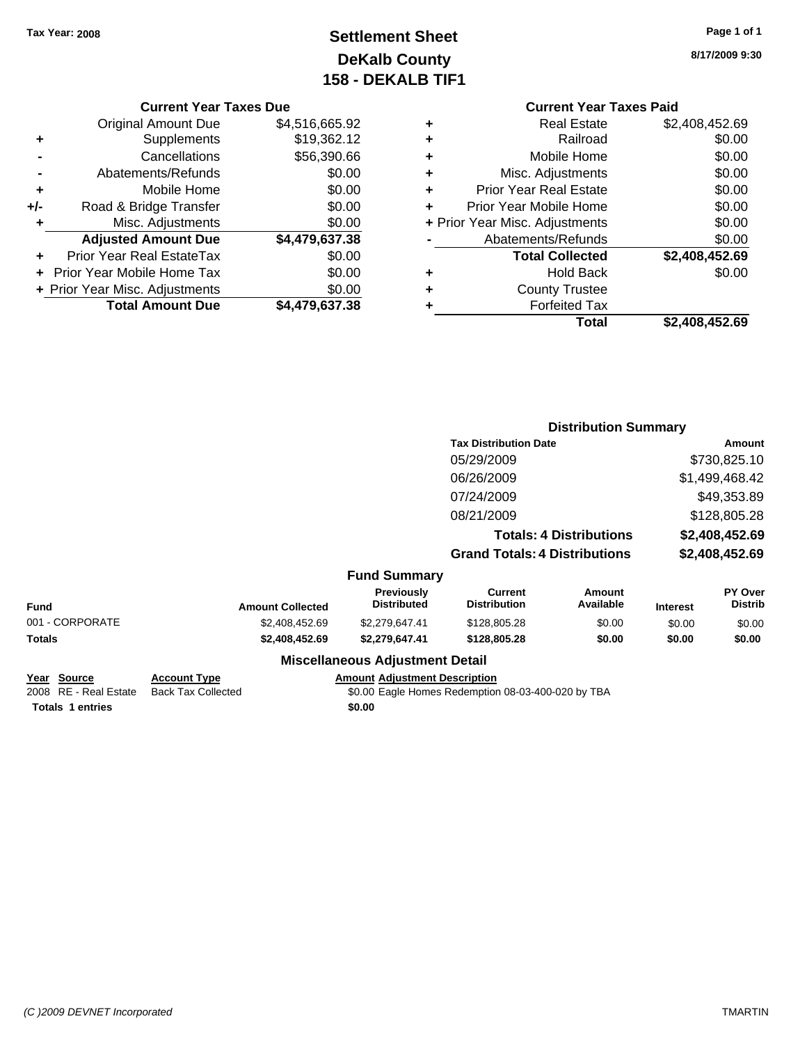Tax Year: 2008

# Settlement Sheet
## DeKalb County
## 158 - DEKALB TIF1

8/17/2009 9:30

### Current Year Taxes Due

| | | |
|---|---|---|
| | Original Amount Due | $4,516,665.92 |
| + | Supplements | $19,362.12 |
| - | Cancellations | $56,390.66 |
| - | Abatements/Refunds | $0.00 |
| + | Mobile Home | $0.00 |
| +/- | Road & Bridge Transfer | $0.00 |
| + | Misc. Adjustments | $0.00 |
| | **Adjusted Amount Due** | **$4,479,637.38** |
| + | Prior Year Real EstateTax | $0.00 |
| + | Prior Year Mobile Home Tax | $0.00 |
| + | Prior Year Misc. Adjustments | $0.00 |
| | **Total Amount Due** | **$4,479,637.38** |

### Current Year Taxes Paid

| | | |
|---|---|---|
| + | Real Estate | $2,408,452.69 |
| + | Railroad | $0.00 |
| + | Mobile Home | $0.00 |
| + | Misc. Adjustments | $0.00 |
| + | Prior Year Real Estate | $0.00 |
| + | Prior Year Mobile Home | $0.00 |
| + | Prior Year Misc. Adjustments | $0.00 |
| - | Abatements/Refunds | $0.00 |
| | **Total Collected** | **$2,408,452.69** |
| + | Hold Back | $0.00 |
| + | County Trustee | |
| + | Forfeited Tax | |
| | **Total** | **$2,408,452.69** |

### Distribution Summary

| Tax Distribution Date | Amount |
|---|---|
| 05/29/2009 | $730,825.10 |
| 06/26/2009 | $1,499,468.42 |
| 07/24/2009 | $49,353.89 |
| 08/21/2009 | $128,805.28 |
| **Totals: 4 Distributions** | **$2,408,452.69** |
| **Grand Totals: 4 Distributions** | **$2,408,452.69** |

### Fund Summary

| Fund | Amount Collected | Previously Distributed | Current Distribution | Amount Available | Interest | PY Over Distrib |
|---|---|---|---|---|---|---|
| 001 - CORPORATE | $2,408,452.69 | $2,279,647.41 | $128,805.28 | $0.00 | $0.00 | $0.00 |
| **Totals** | **$2,408,452.69** | **$2,279,647.41** | **$128,805.28** | **$0.00** | **$0.00** | **$0.00** |

### Miscellaneous Adjustment Detail

| Year | Source | Account Type | Amount | Adjustment Description |
|---|---|---|---|---|
| 2008 | RE - Real Estate | Back Tax Collected | $0.00 | Eagle Homes Redemption 08-03-400-020 by TBA |
| **Totals** | **1 entries** | | **$0.00** | |

(C )2009 DEVNET Incorporated TMARTIN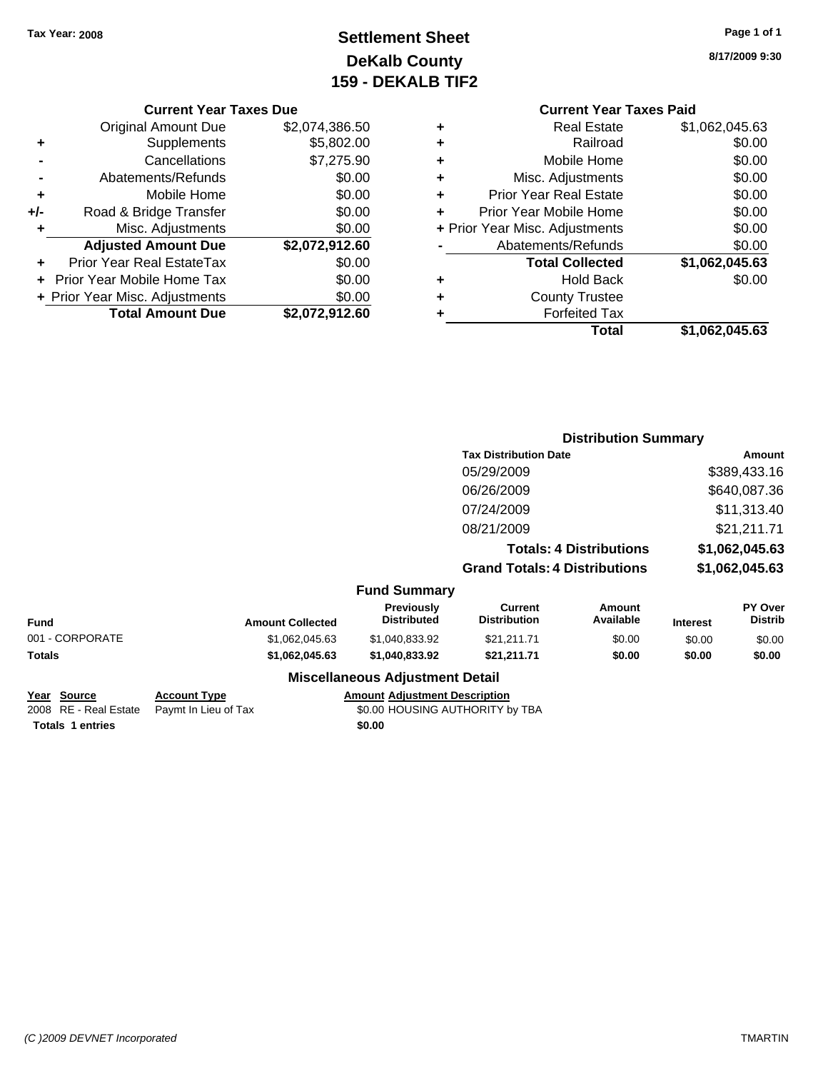Tax Year: 2008

# Settlement Sheet
## DeKalb County
## 159 - DEKALB TIF2

8/17/2009 9:30

### Current Year Taxes Due

| | | |
|---|---|---|
| | Original Amount Due | $2,074,386.50 |
| + | Supplements | $5,802.00 |
| - | Cancellations | $7,275.90 |
| - | Abatements/Refunds | $0.00 |
| + | Mobile Home | $0.00 |
| +/- | Road & Bridge Transfer | $0.00 |
| + | Misc. Adjustments | $0.00 |
| | **Adjusted Amount Due** | **$2,072,912.60** |
| + | Prior Year Real EstateTax | $0.00 |
| + | Prior Year Mobile Home Tax | $0.00 |
| + | Prior Year Misc. Adjustments | $0.00 |
| | **Total Amount Due** | **$2,072,912.60** |

### Current Year Taxes Paid

| | | |
|---|---|---|
| + | Real Estate | $1,062,045.63 |
| + | Railroad | $0.00 |
| + | Mobile Home | $0.00 |
| + | Misc. Adjustments | $0.00 |
| + | Prior Year Real Estate | $0.00 |
| + | Prior Year Mobile Home | $0.00 |
| + | Prior Year Misc. Adjustments | $0.00 |
| - | Abatements/Refunds | $0.00 |
| | **Total Collected** | **$1,062,045.63** |
| + | Hold Back | $0.00 |
| + | County Trustee | |
| + | Forfeited Tax | |
| | **Total** | **$1,062,045.63** |

### Distribution Summary

| Tax Distribution Date | Amount |
|---|---|
| 05/29/2009 | $389,433.16 |
| 06/26/2009 | $640,087.36 |
| 07/24/2009 | $11,313.40 |
| 08/21/2009 | $21,211.71 |
| **Totals: 4 Distributions** | **$1,062,045.63** |
| **Grand Totals: 4 Distributions** | **$1,062,045.63** |

### Fund Summary

| Fund | Amount Collected | Previously Distributed | Current Distribution | Amount Available | Interest | PY Over Distrib |
|---|---|---|---|---|---|---|
| 001 - CORPORATE | $1,062,045.63 | $1,040,833.92 | $21,211.71 | $0.00 | $0.00 | $0.00 |
| **Totals** | **$1,062,045.63** | **$1,040,833.92** | **$21,211.71** | **$0.00** | **$0.00** | **$0.00** |

### Miscellaneous Adjustment Detail

| Year | Source | Account Type | Amount | Adjustment Description |
|---|---|---|---|---|
| 2008 | RE - Real Estate | Paymt In Lieu of Tax | $0.00 | HOUSING AUTHORITY by TBA |
| **Totals** | **1 entries** | | **$0.00** | |

(C )2009 DEVNET Incorporated TMARTIN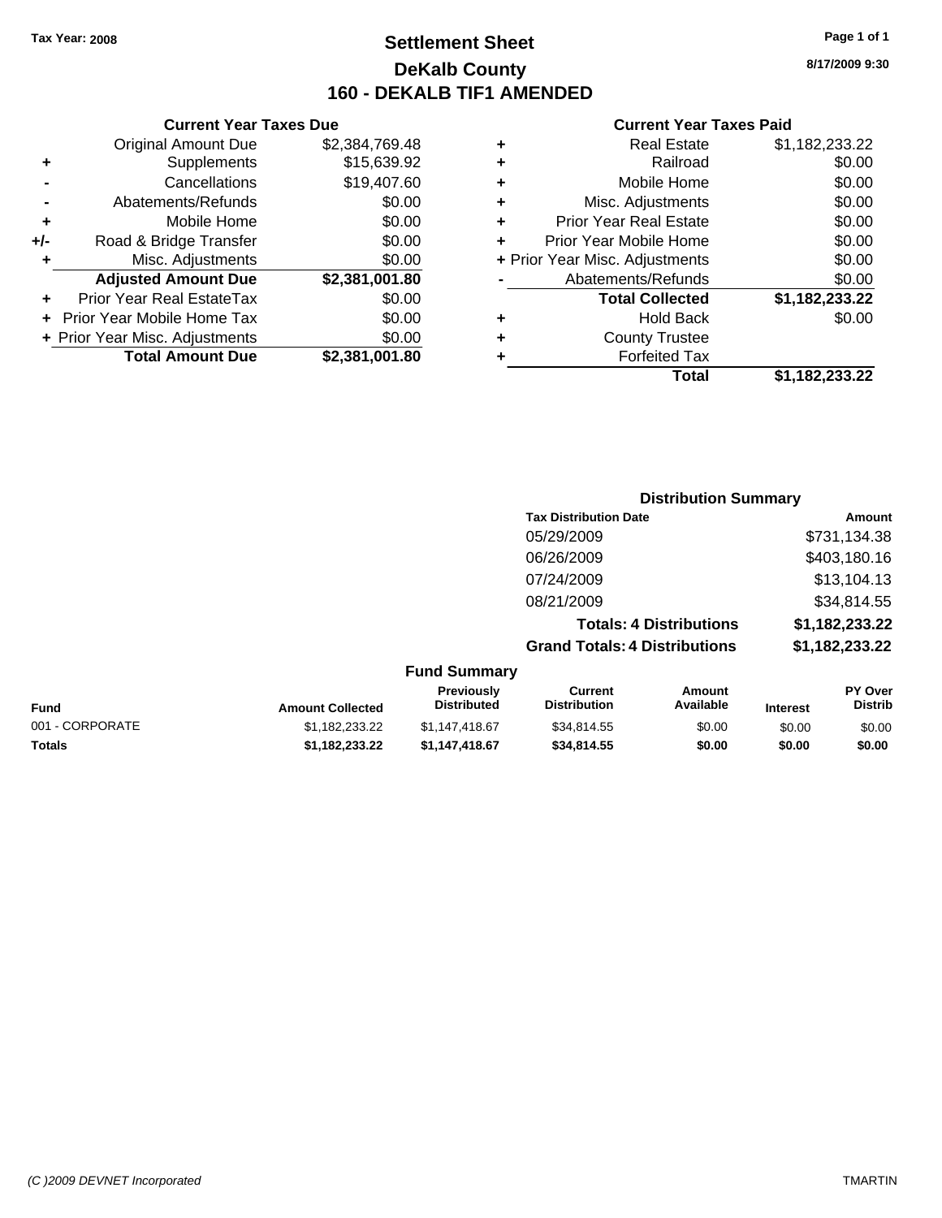Tax Year: 2008

# Settlement Sheet
## DeKalb County
## 160 - DEKALB TIF1 AMENDED

8/17/2009 9:30

### Current Year Taxes Due

| | | |
|---|---|---|
| | Original Amount Due | $2,384,769.48 |
| + | Supplements | $15,639.92 |
| - | Cancellations | $19,407.60 |
| - | Abatements/Refunds | $0.00 |
| + | Mobile Home | $0.00 |
| +/- | Road & Bridge Transfer | $0.00 |
| + | Misc. Adjustments | $0.00 |
| | **Adjusted Amount Due** | **$2,381,001.80** |
| + | Prior Year Real EstateTax | $0.00 |
| + | Prior Year Mobile Home Tax | $0.00 |
| + | Prior Year Misc. Adjustments | $0.00 |
| | **Total Amount Due** | **$2,381,001.80** |

### Current Year Taxes Paid

| | | |
|---|---|---|
| + | Real Estate | $1,182,233.22 |
| + | Railroad | $0.00 |
| + | Mobile Home | $0.00 |
| + | Misc. Adjustments | $0.00 |
| + | Prior Year Real Estate | $0.00 |
| + | Prior Year Mobile Home | $0.00 |
| + | Prior Year Misc. Adjustments | $0.00 |
| - | Abatements/Refunds | $0.00 |
| | **Total Collected** | **$1,182,233.22** |
| + | Hold Back | $0.00 |
| + | County Trustee | |
| + | Forfeited Tax | |
| | **Total** | **$1,182,233.22** |

### Distribution Summary

| Tax Distribution Date | Amount |
|---|---|
| 05/29/2009 | $731,134.38 |
| 06/26/2009 | $403,180.16 |
| 07/24/2009 | $13,104.13 |
| 08/21/2009 | $34,814.55 |
| **Totals: 4 Distributions** | **$1,182,233.22** |
| **Grand Totals: 4 Distributions** | **$1,182,233.22** |

### Fund Summary

| Fund | Amount Collected | Previously Distributed | Current Distribution | Amount Available | Interest | PY Over Distrib |
|---|---|---|---|---|---|---|
| 001 - CORPORATE | $1,182,233.22 | $1,147,418.67 | $34,814.55 | $0.00 | $0.00 | $0.00 |
| **Totals** | **$1,182,233.22** | **$1,147,418.67** | **$34,814.55** | **$0.00** | **$0.00** | **$0.00** |

(C )2009 DEVNET Incorporated TMARTIN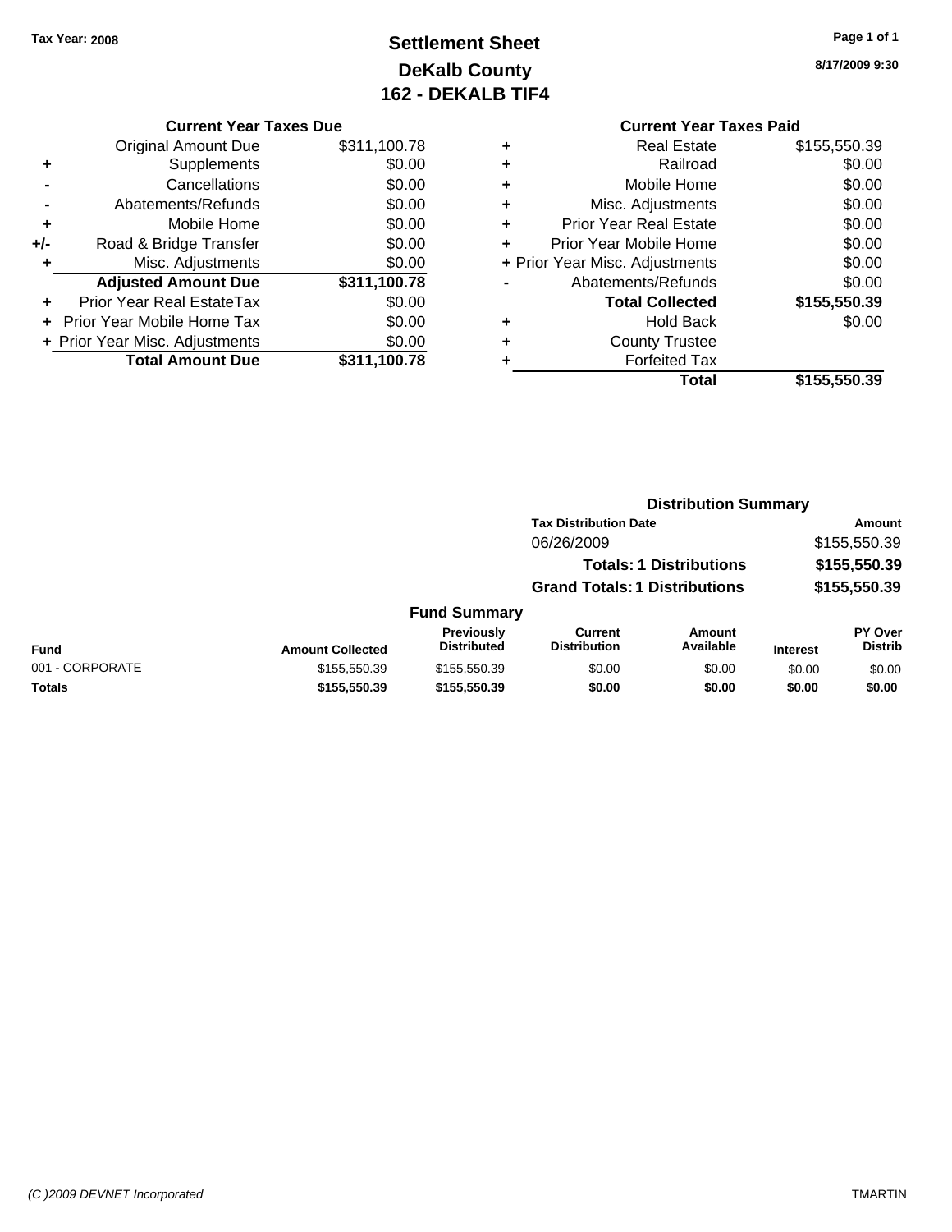Tax Year: 2008

# Settlement Sheet
## DeKalb County
## 162 - DEKALB TIF4

8/17/2009 9:30

### Current Year Taxes Due

| | | |
|---|---|---|
| | Original Amount Due | $311,100.78 |
| + | Supplements | $0.00 |
| - | Cancellations | $0.00 |
| - | Abatements/Refunds | $0.00 |
| + | Mobile Home | $0.00 |
| +/- | Road & Bridge Transfer | $0.00 |
| + | Misc. Adjustments | $0.00 |
| | **Adjusted Amount Due** | **$311,100.78** |
| + | Prior Year Real EstateTax | $0.00 |
| + | Prior Year Mobile Home Tax | $0.00 |
| + | Prior Year Misc. Adjustments | $0.00 |
| | **Total Amount Due** | **$311,100.78** |

### Current Year Taxes Paid

| | | |
|---|---|---|
| + | Real Estate | $155,550.39 |
| + | Railroad | $0.00 |
| + | Mobile Home | $0.00 |
| + | Misc. Adjustments | $0.00 |
| + | Prior Year Real Estate | $0.00 |
| + | Prior Year Mobile Home | $0.00 |
| + | Prior Year Misc. Adjustments | $0.00 |
| - | Abatements/Refunds | $0.00 |
| | **Total Collected** | **$155,550.39** |
| + | Hold Back | $0.00 |
| + | County Trustee | |
| + | Forfeited Tax | |
| | **Total** | **$155,550.39** |

### Distribution Summary

| Tax Distribution Date | Amount |
|---|---|
| 06/26/2009 | $155,550.39 |
| **Totals: 1 Distributions** | **$155,550.39** |
| **Grand Totals: 1 Distributions** | **$155,550.39** |

### Fund Summary

| Fund | Amount Collected | Previously Distributed | Current Distribution | Amount Available | Interest | PY Over Distrib |
|---|---|---|---|---|---|---|
| 001 - CORPORATE | $155,550.39 | $155,550.39 | $0.00 | $0.00 | $0.00 | $0.00 |
| **Totals** | **$155,550.39** | **$155,550.39** | **$0.00** | **$0.00** | **$0.00** | **$0.00** |

(C )2009 DEVNET Incorporated TMARTIN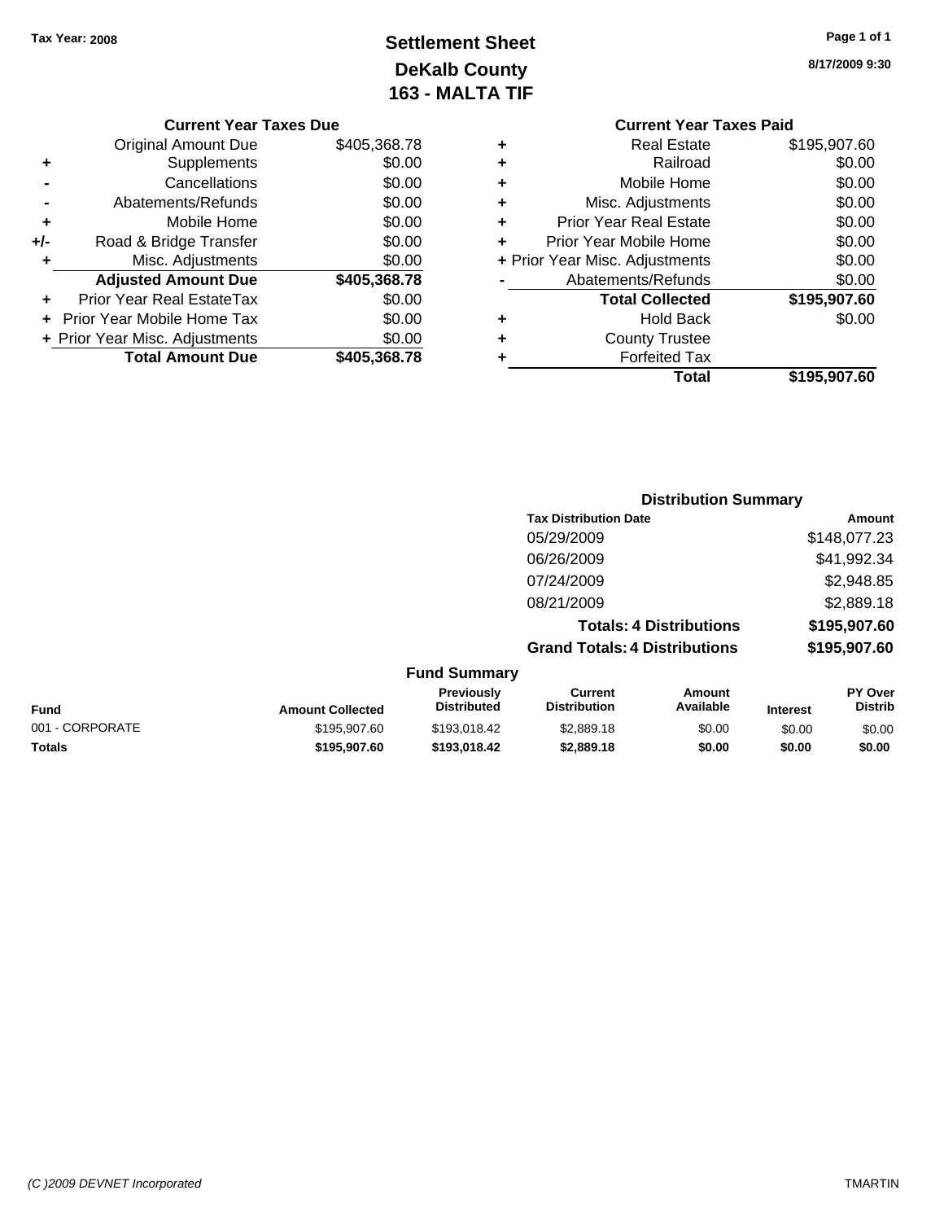**Tax Year: 2008**

# Settlement Sheet
## DeKalb County
## 163 - MALTA TIF

8/17/2009 9:30

### Current Year Taxes Due

| | | |
|---|---|---|
| | Original Amount Due | $405,368.78 |
| + | Supplements | $0.00 |
| - | Cancellations | $0.00 |
| - | Abatements/Refunds | $0.00 |
| + | Mobile Home | $0.00 |
| +/- | Road & Bridge Transfer | $0.00 |
| + | Misc. Adjustments | $0.00 |
| | **Adjusted Amount Due** | **$405,368.78** |
| + | Prior Year Real EstateTax | $0.00 |
| + | Prior Year Mobile Home Tax | $0.00 |
| + | Prior Year Misc. Adjustments | $0.00 |
| | **Total Amount Due** | **$405,368.78** |

### Current Year Taxes Paid

| | | |
|---|---|---|
| + | Real Estate | $195,907.60 |
| + | Railroad | $0.00 |
| + | Mobile Home | $0.00 |
| + | Misc. Adjustments | $0.00 |
| + | Prior Year Real Estate | $0.00 |
| + | Prior Year Mobile Home | $0.00 |
| + | Prior Year Misc. Adjustments | $0.00 |
| - | Abatements/Refunds | $0.00 |
| | **Total Collected** | **$195,907.60** |
| + | Hold Back | $0.00 |
| + | County Trustee | |
| + | Forfeited Tax | |
| | **Total** | **$195,907.60** |

### Distribution Summary

| Tax Distribution Date | Amount |
|---|---|
| 05/29/2009 | $148,077.23 |
| 06/26/2009 | $41,992.34 |
| 07/24/2009 | $2,948.85 |
| 08/21/2009 | $2,889.18 |
| **Totals: 4 Distributions** | **$195,907.60** |
| **Grand Totals: 4 Distributions** | **$195,907.60** |

### Fund Summary

| Fund | Amount Collected | Previously Distributed | Current Distribution | Amount Available | Interest | PY Over Distrib |
|---|---|---|---|---|---|---|
| 001 - CORPORATE | $195,907.60 | $193,018.42 | $2,889.18 | $0.00 | $0.00 | $0.00 |
| **Totals** | **$195,907.60** | **$193,018.42** | **$2,889.18** | **$0.00** | **$0.00** | **$0.00** |

(C )2009 DEVNET Incorporated — TMARTIN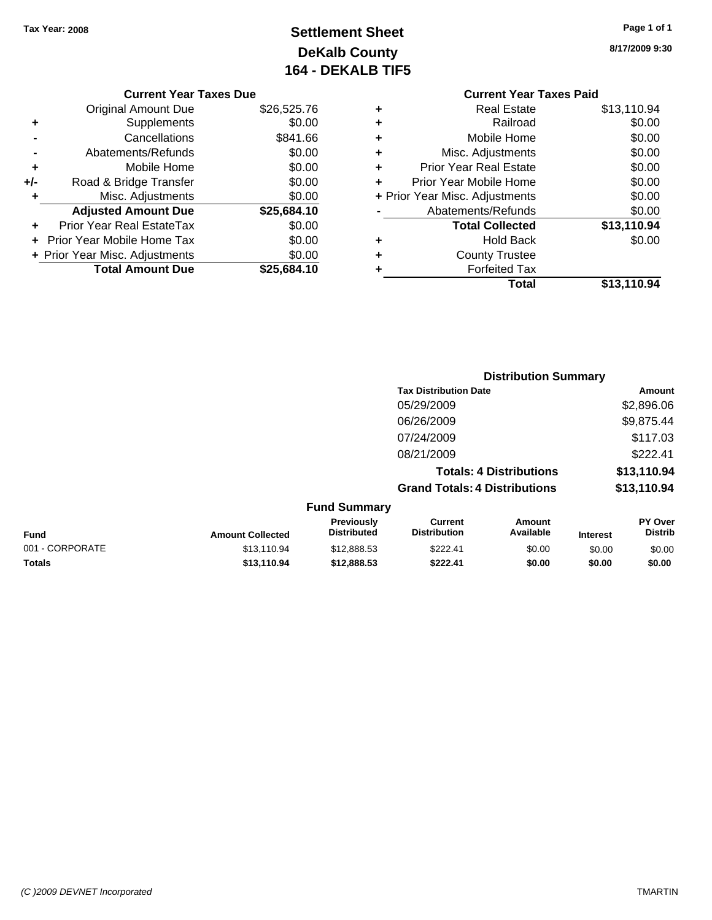Tax Year: 2008

# Settlement Sheet
## DeKalb County
## 164 - DEKALB TIF5

8/17/2009 9:30

### Current Year Taxes Due

| | | |
|---|---|---|
| | Original Amount Due | $26,525.76 |
| + | Supplements | $0.00 |
| - | Cancellations | $841.66 |
| - | Abatements/Refunds | $0.00 |
| + | Mobile Home | $0.00 |
| +/- | Road & Bridge Transfer | $0.00 |
| + | Misc. Adjustments | $0.00 |
| | **Adjusted Amount Due** | **$25,684.10** |
| + | Prior Year Real EstateTax | $0.00 |
| + | Prior Year Mobile Home Tax | $0.00 |
| + | Prior Year Misc. Adjustments | $0.00 |
| | **Total Amount Due** | **$25,684.10** |

### Current Year Taxes Paid

| | | |
|---|---|---|
| + | Real Estate | $13,110.94 |
| + | Railroad | $0.00 |
| + | Mobile Home | $0.00 |
| + | Misc. Adjustments | $0.00 |
| + | Prior Year Real Estate | $0.00 |
| + | Prior Year Mobile Home | $0.00 |
| + | Prior Year Misc. Adjustments | $0.00 |
| - | Abatements/Refunds | $0.00 |
| | **Total Collected** | **$13,110.94** |
| + | Hold Back | $0.00 |
| + | County Trustee | |
| + | Forfeited Tax | |
| | **Total** | **$13,110.94** |

### Distribution Summary

| Tax Distribution Date | Amount |
|---|---|
| 05/29/2009 | $2,896.06 |
| 06/26/2009 | $9,875.44 |
| 07/24/2009 | $117.03 |
| 08/21/2009 | $222.41 |
| **Totals: 4 Distributions** | **$13,110.94** |
| **Grand Totals: 4 Distributions** | **$13,110.94** |

### Fund Summary

| Fund | Amount Collected | Previously Distributed | Current Distribution | Amount Available | Interest | PY Over Distrib |
|---|---|---|---|---|---|---|
| 001 - CORPORATE | $13,110.94 | $12,888.53 | $222.41 | $0.00 | $0.00 | $0.00 |
| **Totals** | **$13,110.94** | **$12,888.53** | **$222.41** | **$0.00** | **$0.00** | **$0.00** |

(C )2009 DEVNET Incorporated TMARTIN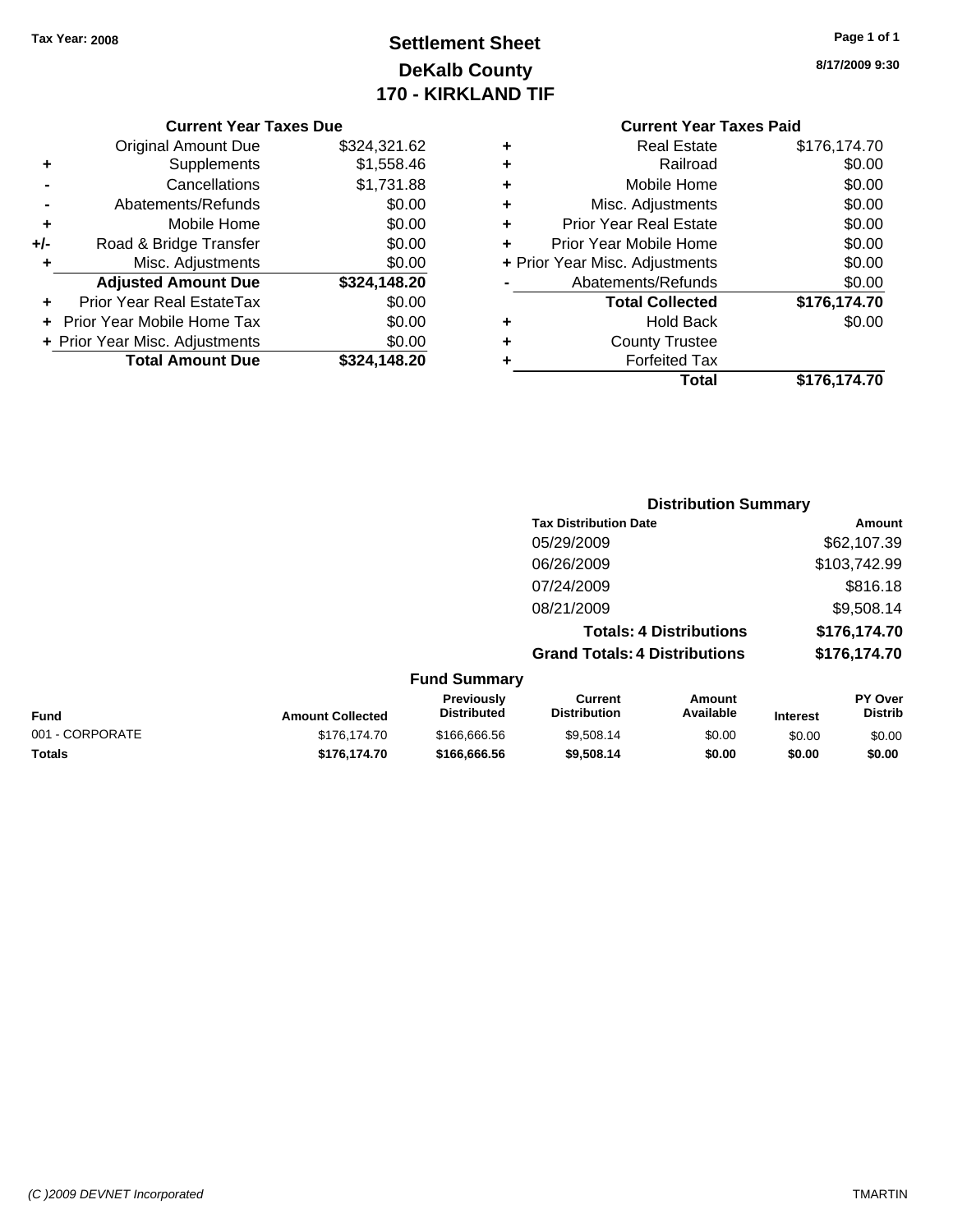**Tax Year: 2008**

# Settlement Sheet
## DeKalb County
## 170 - KIRKLAND TIF

8/17/2009 9:30

### Current Year Taxes Due

| | | |
|---|---|---|
| | Original Amount Due | $324,321.62 |
| + | Supplements | $1,558.46 |
| - | Cancellations | $1,731.88 |
| - | Abatements/Refunds | $0.00 |
| + | Mobile Home | $0.00 |
| +/- | Road & Bridge Transfer | $0.00 |
| + | Misc. Adjustments | $0.00 |
| | **Adjusted Amount Due** | **$324,148.20** |
| + | Prior Year Real EstateTax | $0.00 |
| + | Prior Year Mobile Home Tax | $0.00 |
| + | Prior Year Misc. Adjustments | $0.00 |
| | **Total Amount Due** | **$324,148.20** |

### Current Year Taxes Paid

| | | |
|---|---|---|
| + | Real Estate | $176,174.70 |
| + | Railroad | $0.00 |
| + | Mobile Home | $0.00 |
| + | Misc. Adjustments | $0.00 |
| + | Prior Year Real Estate | $0.00 |
| + | Prior Year Mobile Home | $0.00 |
| + | Prior Year Misc. Adjustments | $0.00 |
| - | Abatements/Refunds | $0.00 |
| | **Total Collected** | **$176,174.70** |
| + | Hold Back | $0.00 |
| + | County Trustee | |
| + | Forfeited Tax | |
| | **Total** | **$176,174.70** |

### Distribution Summary

| Tax Distribution Date | Amount |
|---|---|
| 05/29/2009 | $62,107.39 |
| 06/26/2009 | $103,742.99 |
| 07/24/2009 | $816.18 |
| 08/21/2009 | $9,508.14 |
| **Totals: 4 Distributions** | **$176,174.70** |
| **Grand Totals: 4 Distributions** | **$176,174.70** |

### Fund Summary

| Fund | Amount Collected | Previously Distributed | Current Distribution | Amount Available | Interest | PY Over Distrib |
|---|---|---|---|---|---|---|
| 001 - CORPORATE | $176,174.70 | $166,666.56 | $9,508.14 | $0.00 | $0.00 | $0.00 |
| **Totals** | **$176,174.70** | **$166,666.56** | **$9,508.14** | **$0.00** | **$0.00** | **$0.00** |

*(C )2009 DEVNET Incorporated* TMARTIN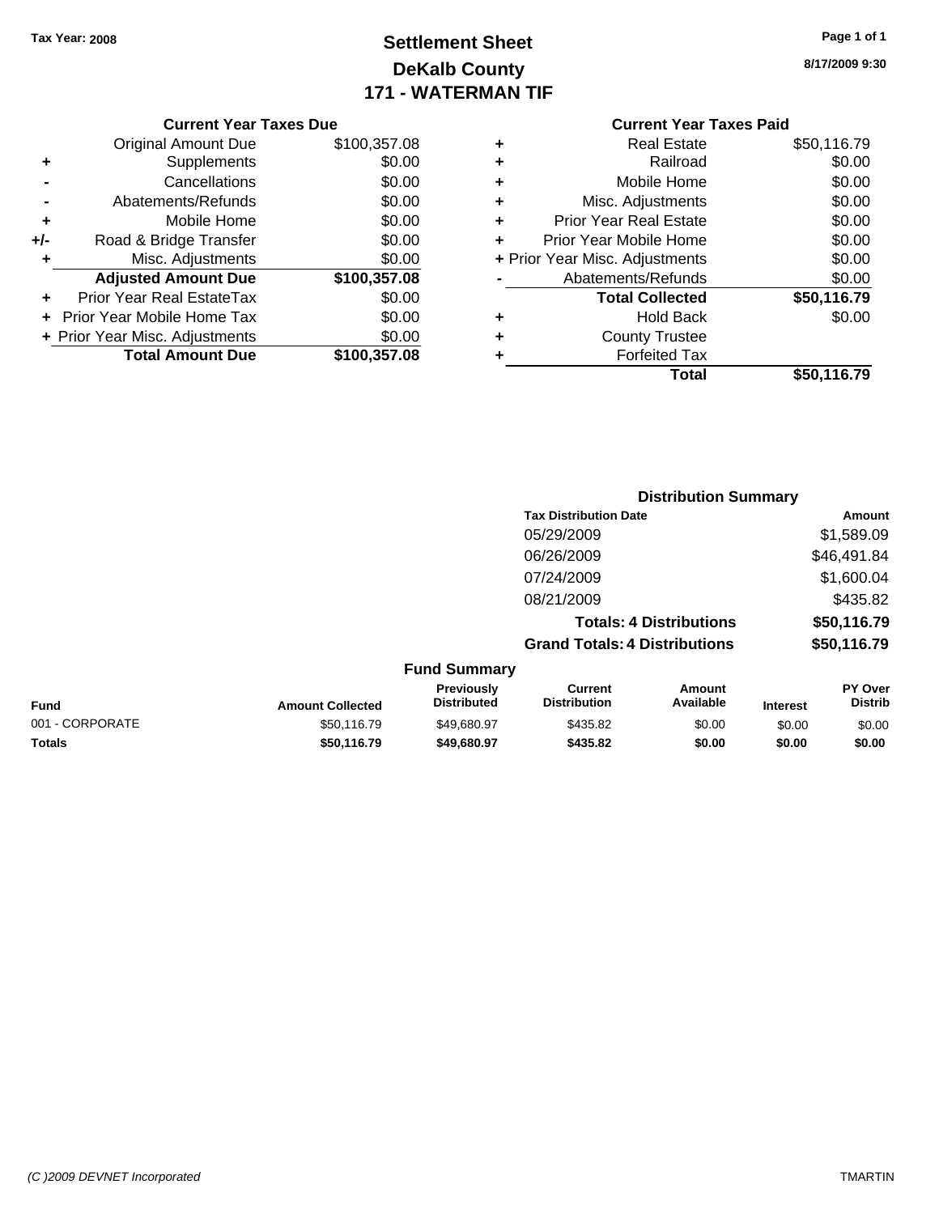Tax Year: 2008

# Settlement Sheet
## DeKalb County
## 171 - WATERMAN TIF

8/17/2009 9:30

### Current Year Taxes Due

| | | |
|---|---|---|
| | Original Amount Due | $100,357.08 |
| + | Supplements | $0.00 |
| - | Cancellations | $0.00 |
| - | Abatements/Refunds | $0.00 |
| + | Mobile Home | $0.00 |
| +/- | Road & Bridge Transfer | $0.00 |
| + | Misc. Adjustments | $0.00 |
| | **Adjusted Amount Due** | **$100,357.08** |
| + | Prior Year Real EstateTax | $0.00 |
| + | Prior Year Mobile Home Tax | $0.00 |
| + | Prior Year Misc. Adjustments | $0.00 |
| | **Total Amount Due** | **$100,357.08** |

### Current Year Taxes Paid

| | | |
|---|---|---|
| + | Real Estate | $50,116.79 |
| + | Railroad | $0.00 |
| + | Mobile Home | $0.00 |
| + | Misc. Adjustments | $0.00 |
| + | Prior Year Real Estate | $0.00 |
| + | Prior Year Mobile Home | $0.00 |
| + | Prior Year Misc. Adjustments | $0.00 |
| - | Abatements/Refunds | $0.00 |
| | **Total Collected** | **$50,116.79** |
| + | Hold Back | $0.00 |
| + | County Trustee | |
| + | Forfeited Tax | |
| | **Total** | **$50,116.79** |

### Distribution Summary

| Tax Distribution Date | Amount |
|---|---|
| 05/29/2009 | $1,589.09 |
| 06/26/2009 | $46,491.84 |
| 07/24/2009 | $1,600.04 |
| 08/21/2009 | $435.82 |
| **Totals: 4 Distributions** | **$50,116.79** |
| **Grand Totals: 4 Distributions** | **$50,116.79** |

### Fund Summary

| Fund | Amount Collected | Previously Distributed | Current Distribution | Amount Available | Interest | PY Over Distrib |
|---|---|---|---|---|---|---|
| 001 - CORPORATE | $50,116.79 | $49,680.97 | $435.82 | $0.00 | $0.00 | $0.00 |
| **Totals** | **$50,116.79** | **$49,680.97** | **$435.82** | **$0.00** | **$0.00** | **$0.00** |

(C )2009 DEVNET Incorporated TMARTIN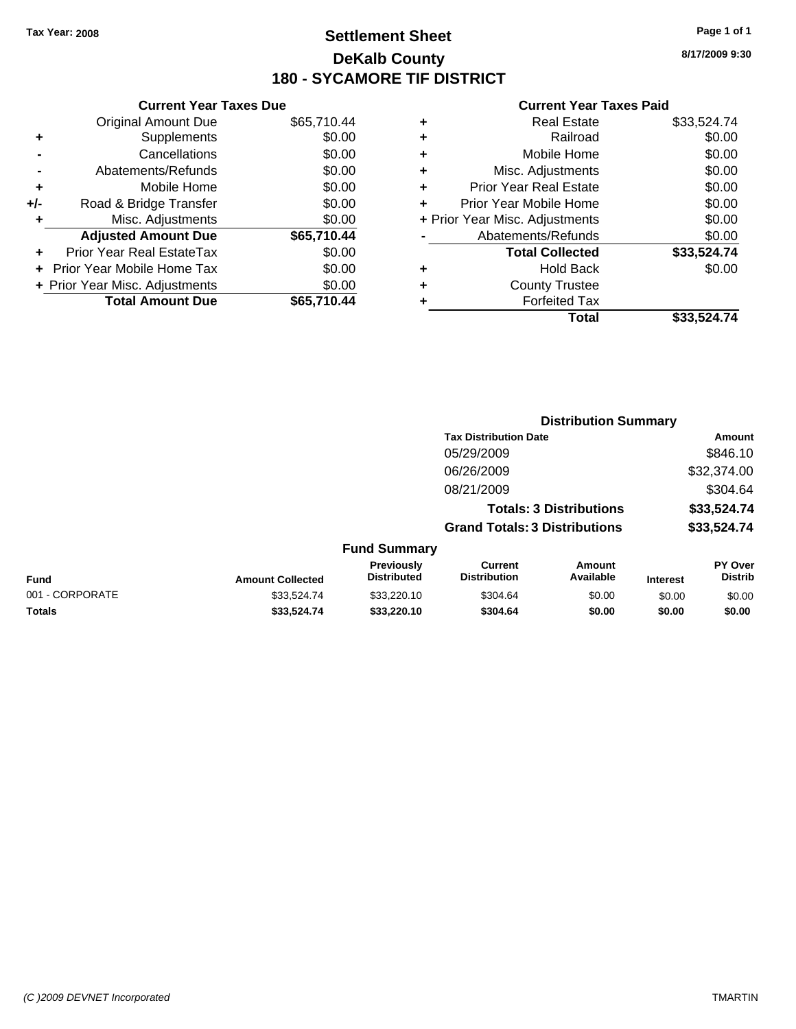Tax Year: 2008

# Settlement Sheet
## DeKalb County
## 180 - SYCAMORE TIF DISTRICT

8/17/2009 9:30

### Current Year Taxes Due

| | | |
|---|---|---|
| | Original Amount Due | $65,710.44 |
| + | Supplements | $0.00 |
| - | Cancellations | $0.00 |
| - | Abatements/Refunds | $0.00 |
| + | Mobile Home | $0.00 |
| +/- | Road & Bridge Transfer | $0.00 |
| + | Misc. Adjustments | $0.00 |
| | **Adjusted Amount Due** | **$65,710.44** |
| + | Prior Year Real EstateTax | $0.00 |
| + | Prior Year Mobile Home Tax | $0.00 |
| + | Prior Year Misc. Adjustments | $0.00 |
| | **Total Amount Due** | **$65,710.44** |

### Current Year Taxes Paid

| | | |
|---|---|---|
| + | Real Estate | $33,524.74 |
| + | Railroad | $0.00 |
| + | Mobile Home | $0.00 |
| + | Misc. Adjustments | $0.00 |
| + | Prior Year Real Estate | $0.00 |
| + | Prior Year Mobile Home | $0.00 |
| + | Prior Year Misc. Adjustments | $0.00 |
| - | Abatements/Refunds | $0.00 |
| | **Total Collected** | **$33,524.74** |
| + | Hold Back | $0.00 |
| + | County Trustee | |
| + | Forfeited Tax | |
| | **Total** | **$33,524.74** |

### Distribution Summary

| Tax Distribution Date | Amount |
|---|---|
| 05/29/2009 | $846.10 |
| 06/26/2009 | $32,374.00 |
| 08/21/2009 | $304.64 |
| **Totals: 3 Distributions** | **$33,524.74** |
| **Grand Totals: 3 Distributions** | **$33,524.74** |

### Fund Summary

| Fund | Amount Collected | Previously Distributed | Current Distribution | Amount Available | Interest | PY Over Distrib |
|---|---|---|---|---|---|---|
| 001 - CORPORATE | $33,524.74 | $33,220.10 | $304.64 | $0.00 | $0.00 | $0.00 |
| **Totals** | **$33,524.74** | **$33,220.10** | **$304.64** | **$0.00** | **$0.00** | **$0.00** |

(C )2009 DEVNET Incorporated TMARTIN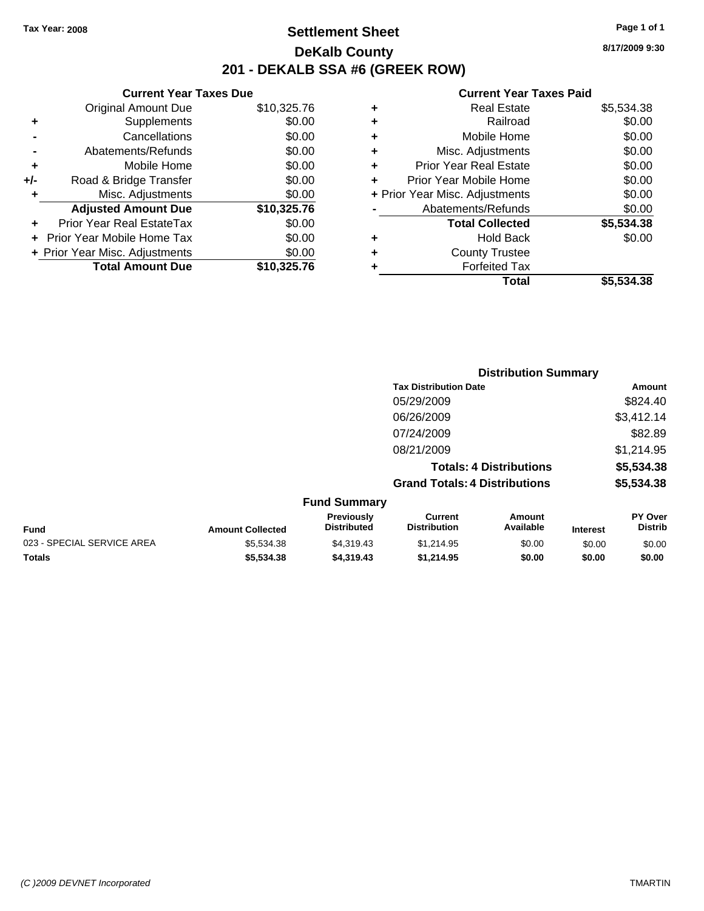Tax Year: 2008

# Settlement Sheet
## DeKalb County
## 201 - DEKALB SSA #6 (GREEK ROW)

8/17/2009 9:30

### Current Year Taxes Due

| | | |
|---|---|---|
| | Original Amount Due | $10,325.76 |
| + | Supplements | $0.00 |
| - | Cancellations | $0.00 |
| - | Abatements/Refunds | $0.00 |
| + | Mobile Home | $0.00 |
| +/- | Road & Bridge Transfer | $0.00 |
| + | Misc. Adjustments | $0.00 |
| | **Adjusted Amount Due** | **$10,325.76** |
| + | Prior Year Real EstateTax | $0.00 |
| + | Prior Year Mobile Home Tax | $0.00 |
| + | Prior Year Misc. Adjustments | $0.00 |
| | **Total Amount Due** | **$10,325.76** |

### Current Year Taxes Paid

| | | |
|---|---|---|
| + | Real Estate | $5,534.38 |
| + | Railroad | $0.00 |
| + | Mobile Home | $0.00 |
| + | Misc. Adjustments | $0.00 |
| + | Prior Year Real Estate | $0.00 |
| + | Prior Year Mobile Home | $0.00 |
| + | Prior Year Misc. Adjustments | $0.00 |
| - | Abatements/Refunds | $0.00 |
| | **Total Collected** | **$5,534.38** |
| + | Hold Back | $0.00 |
| + | County Trustee | |
| + | Forfeited Tax | |
| | **Total** | **$5,534.38** |

### Distribution Summary

| Tax Distribution Date | Amount |
|---|---|
| 05/29/2009 | $824.40 |
| 06/26/2009 | $3,412.14 |
| 07/24/2009 | $82.89 |
| 08/21/2009 | $1,214.95 |
| **Totals: 4 Distributions** | **$5,534.38** |
| **Grand Totals: 4 Distributions** | **$5,534.38** |

### Fund Summary

| Fund | Amount Collected | Previously Distributed | Current Distribution | Amount Available | Interest | PY Over Distrib |
|---|---|---|---|---|---|---|
| 023 - SPECIAL SERVICE AREA | $5,534.38 | $4,319.43 | $1,214.95 | $0.00 | $0.00 | $0.00 |
| **Totals** | **$5,534.38** | **$4,319.43** | **$1,214.95** | **$0.00** | **$0.00** | **$0.00** |

(C )2009 DEVNET Incorporated

TMARTIN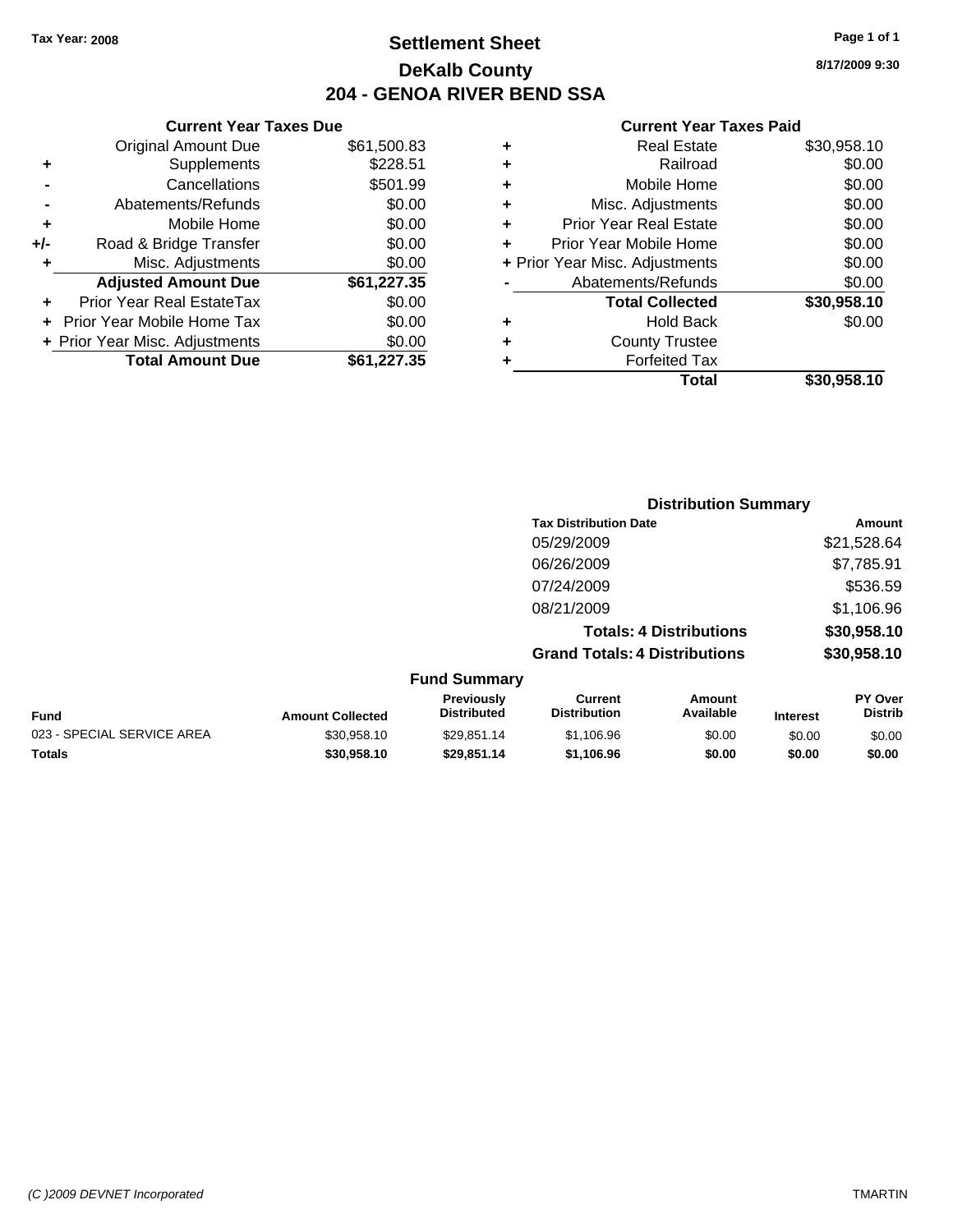Tax Year: 2008

# Settlement Sheet
## DeKalb County
## 204 - GENOA RIVER BEND SSA

8/17/2009 9:30

### Current Year Taxes Due

| | | |
|---|---|---|
| | Original Amount Due | $61,500.83 |
| + | Supplements | $228.51 |
| - | Cancellations | $501.99 |
| - | Abatements/Refunds | $0.00 |
| + | Mobile Home | $0.00 |
| +/- | Road & Bridge Transfer | $0.00 |
| + | Misc. Adjustments | $0.00 |
| | **Adjusted Amount Due** | **$61,227.35** |
| + | Prior Year Real EstateTax | $0.00 |
| + | Prior Year Mobile Home Tax | $0.00 |
| + | Prior Year Misc. Adjustments | $0.00 |
| | **Total Amount Due** | **$61,227.35** |

### Current Year Taxes Paid

| | | |
|---|---|---|
| + | Real Estate | $30,958.10 |
| + | Railroad | $0.00 |
| + | Mobile Home | $0.00 |
| + | Misc. Adjustments | $0.00 |
| + | Prior Year Real Estate | $0.00 |
| + | Prior Year Mobile Home | $0.00 |
| + | Prior Year Misc. Adjustments | $0.00 |
| - | Abatements/Refunds | $0.00 |
| | **Total Collected** | **$30,958.10** |
| + | Hold Back | $0.00 |
| + | County Trustee | |
| + | Forfeited Tax | |
| | **Total** | **$30,958.10** |

### Distribution Summary

| Tax Distribution Date | Amount |
|---|---|
| 05/29/2009 | $21,528.64 |
| 06/26/2009 | $7,785.91 |
| 07/24/2009 | $536.59 |
| 08/21/2009 | $1,106.96 |
| **Totals: 4 Distributions** | **$30,958.10** |
| **Grand Totals: 4 Distributions** | **$30,958.10** |

### Fund Summary

| Fund | Amount Collected | Previously Distributed | Current Distribution | Amount Available | Interest | PY Over Distrib |
|---|---|---|---|---|---|---|
| 023 - SPECIAL SERVICE AREA | $30,958.10 | $29,851.14 | $1,106.96 | $0.00 | $0.00 | $0.00 |
| **Totals** | **$30,958.10** | **$29,851.14** | **$1,106.96** | **$0.00** | **$0.00** | **$0.00** |

(C )2009 DEVNET Incorporated TMARTIN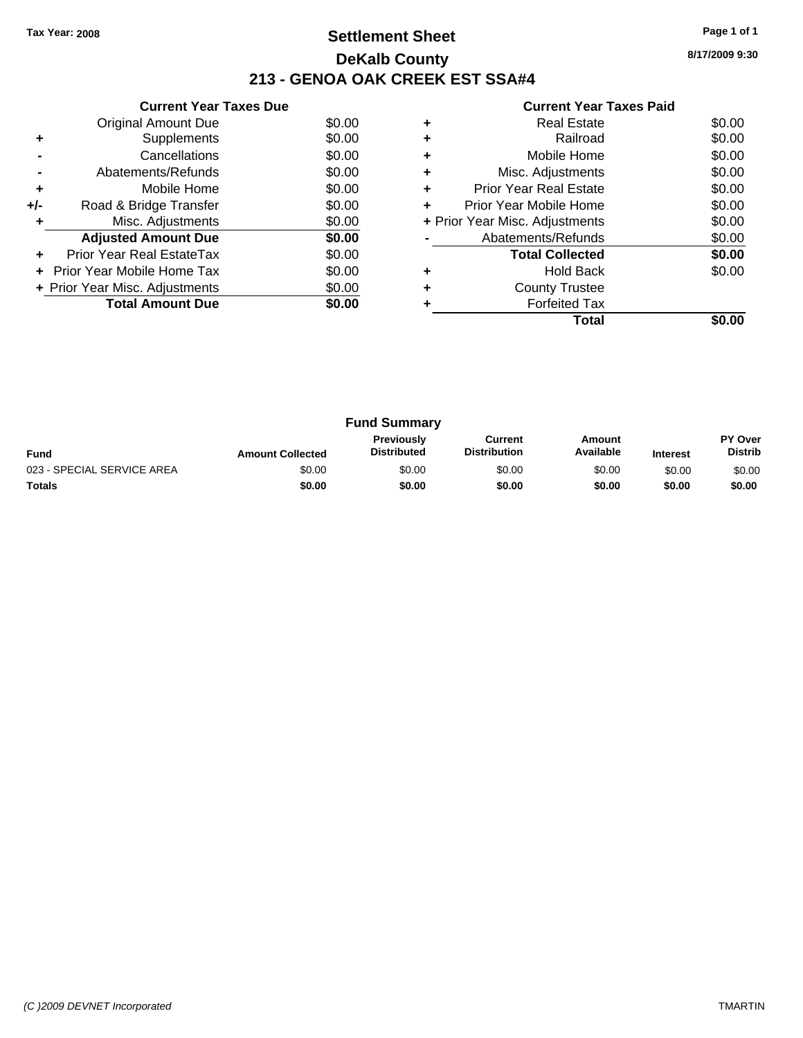Tax Year: 2008

# Settlement Sheet

## DeKalb County

## 213 - GENOA OAK CREEK EST SSA#4

8/17/2009 9:30

### Current Year Taxes Due

| | | |
|---|---|---|
| | Original Amount Due | $0.00 |
| + | Supplements | $0.00 |
| - | Cancellations | $0.00 |
| - | Abatements/Refunds | $0.00 |
| + | Mobile Home | $0.00 |
| +/- | Road & Bridge Transfer | $0.00 |
| + | Misc. Adjustments | $0.00 |
| | **Adjusted Amount Due** | **$0.00** |
| + | Prior Year Real EstateTax | $0.00 |
| + | Prior Year Mobile Home Tax | $0.00 |
| + | Prior Year Misc. Adjustments | $0.00 |
| | **Total Amount Due** | **$0.00** |

### Current Year Taxes Paid

| | | |
|---|---|---|
| + | Real Estate | $0.00 |
| + | Railroad | $0.00 |
| + | Mobile Home | $0.00 |
| + | Misc. Adjustments | $0.00 |
| + | Prior Year Real Estate | $0.00 |
| + | Prior Year Mobile Home | $0.00 |
| + | Prior Year Misc. Adjustments | $0.00 |
| - | Abatements/Refunds | $0.00 |
| | **Total Collected** | **$0.00** |
| + | Hold Back | $0.00 |
| + | County Trustee | |
| + | Forfeited Tax | |
| | **Total** | **$0.00** |

### Fund Summary

| Fund | Amount Collected | Previously Distributed | Current Distribution | Amount Available | Interest | PY Over Distrib |
|---|---|---|---|---|---|---|
| 023 - SPECIAL SERVICE AREA | $0.00 | $0.00 | $0.00 | $0.00 | $0.00 | $0.00 |
| **Totals** | **$0.00** | **$0.00** | **$0.00** | **$0.00** | **$0.00** | **$0.00** |

*(C )2009 DEVNET Incorporated* TMARTIN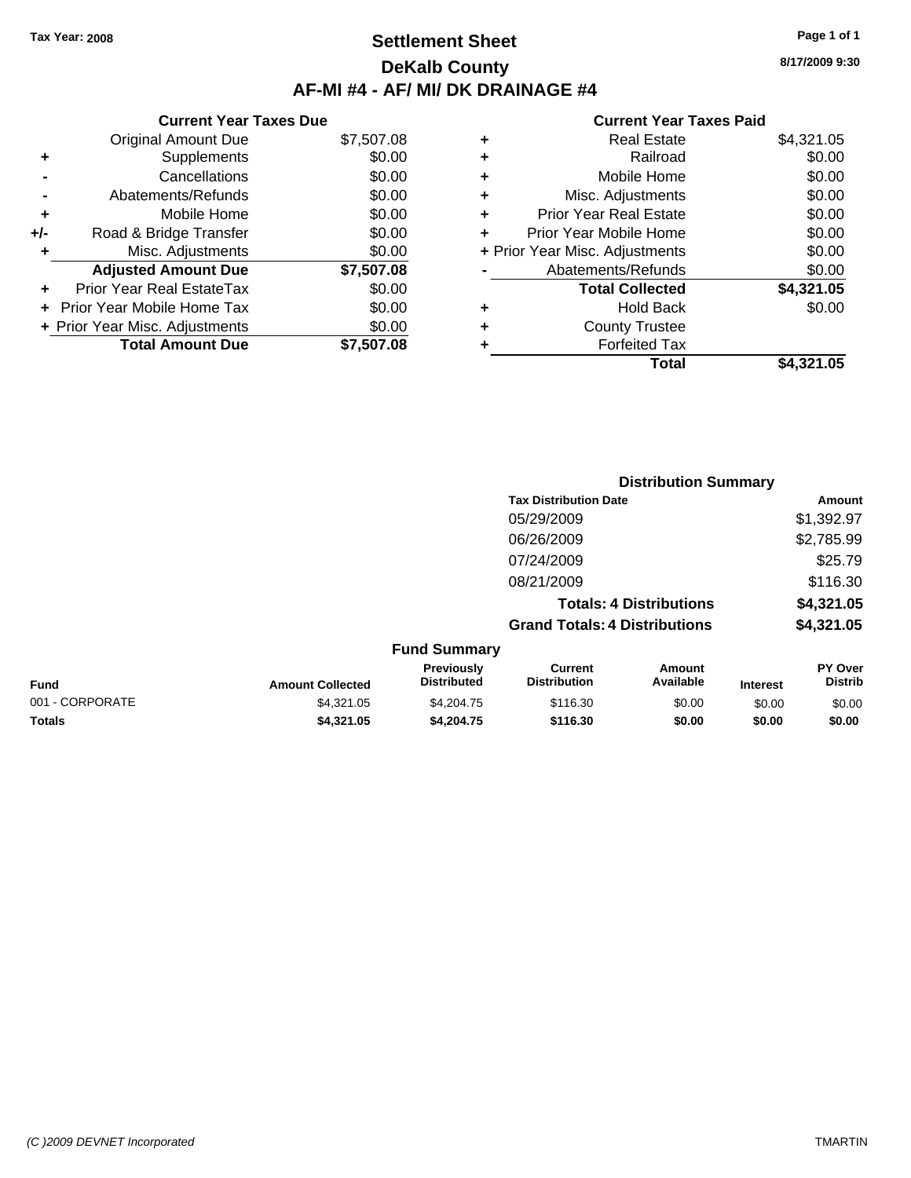Tax Year: 2008

# Settlement Sheet
## DeKalb County
## AF-MI #4 - AF/ MI/ DK DRAINAGE #4

8/17/2009 9:30

### Current Year Taxes Due

| | | |
|---|---|---|
| | Original Amount Due | $7,507.08 |
| + | Supplements | $0.00 |
| - | Cancellations | $0.00 |
| - | Abatements/Refunds | $0.00 |
| + | Mobile Home | $0.00 |
| +/- | Road & Bridge Transfer | $0.00 |
| + | Misc. Adjustments | $0.00 |
| | **Adjusted Amount Due** | **$7,507.08** |
| + | Prior Year Real EstateTax | $0.00 |
| + | Prior Year Mobile Home Tax | $0.00 |
| + | Prior Year Misc. Adjustments | $0.00 |
| | **Total Amount Due** | **$7,507.08** |

### Current Year Taxes Paid

| | | |
|---|---|---|
| + | Real Estate | $4,321.05 |
| + | Railroad | $0.00 |
| + | Mobile Home | $0.00 |
| + | Misc. Adjustments | $0.00 |
| + | Prior Year Real Estate | $0.00 |
| + | Prior Year Mobile Home | $0.00 |
| + | Prior Year Misc. Adjustments | $0.00 |
| - | Abatements/Refunds | $0.00 |
| | **Total Collected** | **$4,321.05** |
| + | Hold Back | $0.00 |
| + | County Trustee | |
| + | Forfeited Tax | |
| | **Total** | **$4,321.05** |

### Distribution Summary

| Tax Distribution Date | Amount |
|---|---|
| 05/29/2009 | $1,392.97 |
| 06/26/2009 | $2,785.99 |
| 07/24/2009 | $25.79 |
| 08/21/2009 | $116.30 |
| **Totals: 4 Distributions** | **$4,321.05** |
| **Grand Totals: 4 Distributions** | **$4,321.05** |

### Fund Summary

| Fund | Amount Collected | Previously Distributed | Current Distribution | Amount Available | Interest | PY Over Distrib |
|---|---|---|---|---|---|---|
| 001 - CORPORATE | $4,321.05 | $4,204.75 | $116.30 | $0.00 | $0.00 | $0.00 |
| **Totals** | **$4,321.05** | **$4,204.75** | **$116.30** | **$0.00** | **$0.00** | **$0.00** |

(C )2009 DEVNET Incorporated

TMARTIN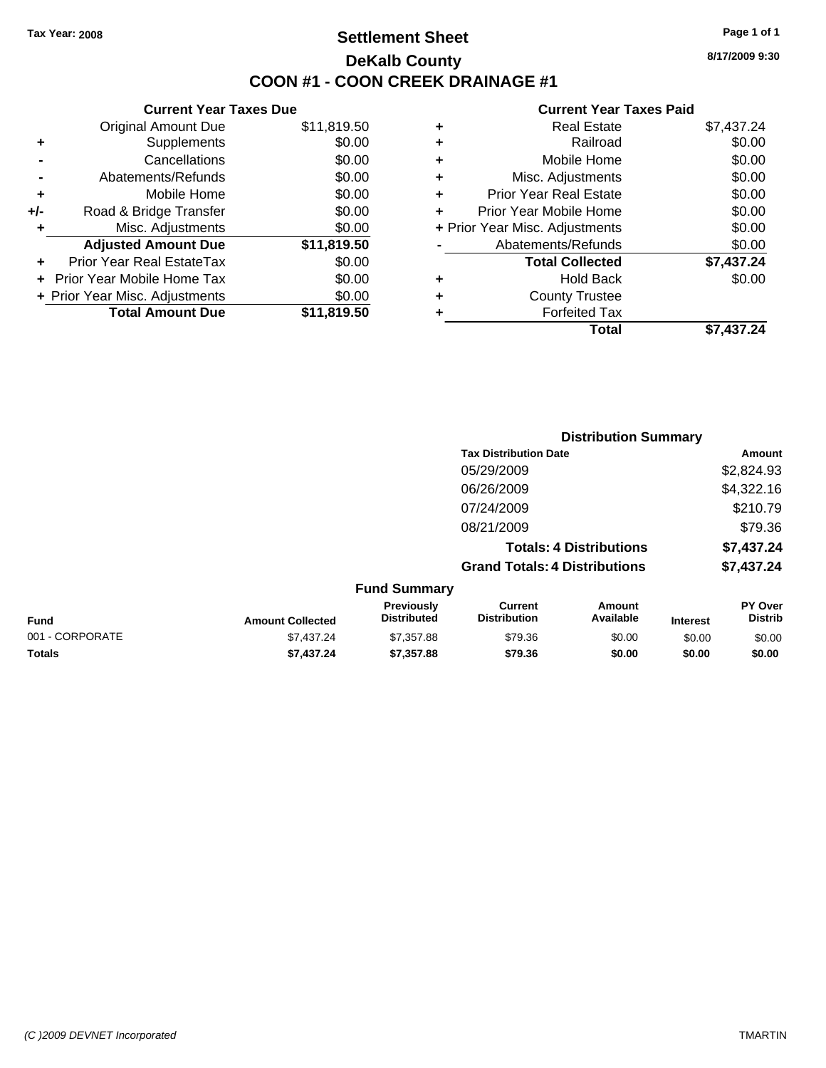Tax Year: 2008

# Settlement Sheet

## DeKalb County

## COON #1 - COON CREEK DRAINAGE #1

8/17/2009 9:30

### Current Year Taxes Due

| | | |
|---|---|---|
| | Original Amount Due | $11,819.50 |
| + | Supplements | $0.00 |
| - | Cancellations | $0.00 |
| - | Abatements/Refunds | $0.00 |
| + | Mobile Home | $0.00 |
| +/- | Road & Bridge Transfer | $0.00 |
| + | Misc. Adjustments | $0.00 |
| | **Adjusted Amount Due** | **$11,819.50** |
| + | Prior Year Real EstateTax | $0.00 |
| + | Prior Year Mobile Home Tax | $0.00 |
| + | Prior Year Misc. Adjustments | $0.00 |
| | **Total Amount Due** | **$11,819.50** |

### Current Year Taxes Paid

| | | |
|---|---|---|
| + | Real Estate | $7,437.24 |
| + | Railroad | $0.00 |
| + | Mobile Home | $0.00 |
| + | Misc. Adjustments | $0.00 |
| + | Prior Year Real Estate | $0.00 |
| + | Prior Year Mobile Home | $0.00 |
| + | Prior Year Misc. Adjustments | $0.00 |
| - | Abatements/Refunds | $0.00 |
| | **Total Collected** | **$7,437.24** |
| + | Hold Back | $0.00 |
| + | County Trustee | |
| + | Forfeited Tax | |
| | **Total** | **$7,437.24** |

### Distribution Summary

| Tax Distribution Date | Amount |
|---|---|
| 05/29/2009 | $2,824.93 |
| 06/26/2009 | $4,322.16 |
| 07/24/2009 | $210.79 |
| 08/21/2009 | $79.36 |
| **Totals: 4 Distributions** | **$7,437.24** |
| **Grand Totals: 4 Distributions** | **$7,437.24** |

### Fund Summary

| Fund | Amount Collected | Previously Distributed | Current Distribution | Amount Available | Interest | PY Over Distrib |
|---|---|---|---|---|---|---|
| 001 - CORPORATE | $7,437.24 | $7,357.88 | $79.36 | $0.00 | $0.00 | $0.00 |
| **Totals** | **$7,437.24** | **$7,357.88** | **$79.36** | **$0.00** | **$0.00** | **$0.00** |

(C )2009 DEVNET Incorporated TMARTIN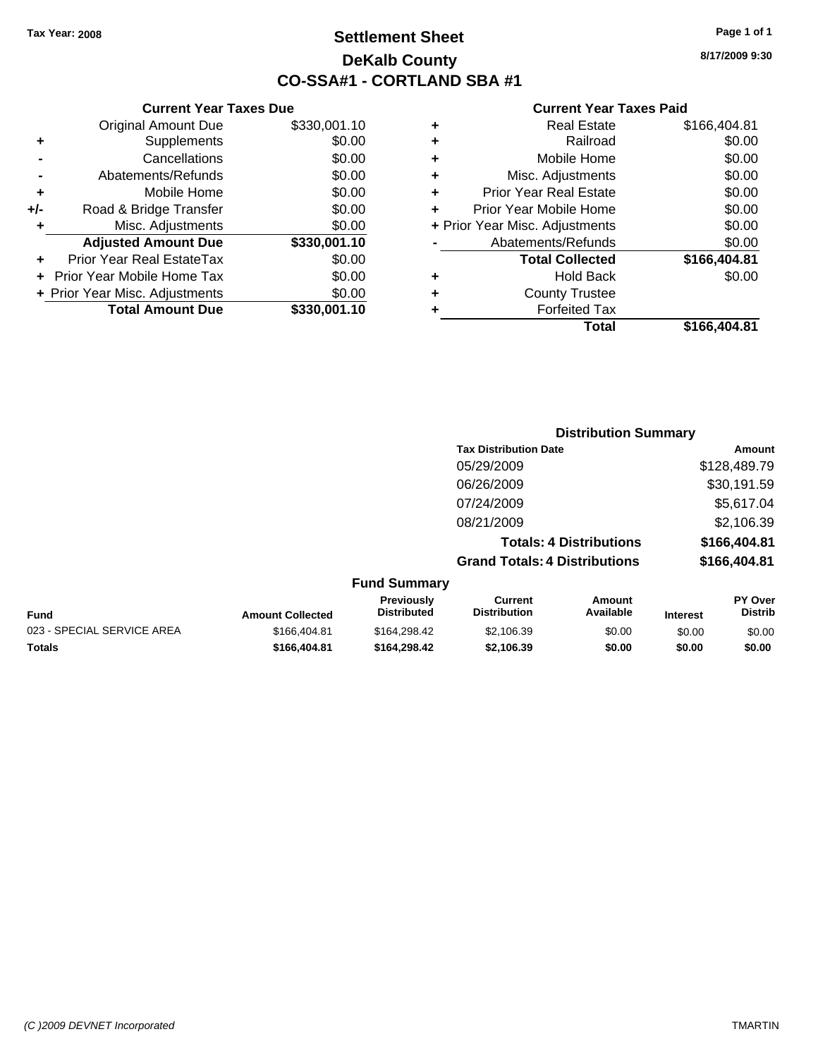Tax Year: 2008

# Settlement Sheet

## DeKalb County

## CO-SSA#1 - CORTLAND SBA #1

8/17/2009 9:30

### Current Year Taxes Due

| | | |
|---|---|---|
| | Original Amount Due | $330,001.10 |
| + | Supplements | $0.00 |
| - | Cancellations | $0.00 |
| - | Abatements/Refunds | $0.00 |
| + | Mobile Home | $0.00 |
| +/- | Road & Bridge Transfer | $0.00 |
| + | Misc. Adjustments | $0.00 |
| | **Adjusted Amount Due** | **$330,001.10** |
| + | Prior Year Real EstateTax | $0.00 |
| + | Prior Year Mobile Home Tax | $0.00 |
| + | Prior Year Misc. Adjustments | $0.00 |
| | **Total Amount Due** | **$330,001.10** |

### Current Year Taxes Paid

| | | |
|---|---|---|
| + | Real Estate | $166,404.81 |
| + | Railroad | $0.00 |
| + | Mobile Home | $0.00 |
| + | Misc. Adjustments | $0.00 |
| + | Prior Year Real Estate | $0.00 |
| + | Prior Year Mobile Home | $0.00 |
| + | Prior Year Misc. Adjustments | $0.00 |
| - | Abatements/Refunds | $0.00 |
| | **Total Collected** | **$166,404.81** |
| + | Hold Back | $0.00 |
| + | County Trustee | |
| + | Forfeited Tax | |
| | **Total** | **$166,404.81** |

### Distribution Summary

| Tax Distribution Date | Amount |
|---|---|
| 05/29/2009 | $128,489.79 |
| 06/26/2009 | $30,191.59 |
| 07/24/2009 | $5,617.04 |
| 08/21/2009 | $2,106.39 |
| **Totals: 4 Distributions** | **$166,404.81** |
| **Grand Totals: 4 Distributions** | **$166,404.81** |

### Fund Summary

| Fund | Amount Collected | Previously Distributed | Current Distribution | Amount Available | Interest | PY Over Distrib |
|---|---|---|---|---|---|---|
| 023 - SPECIAL SERVICE AREA | $166,404.81 | $164,298.42 | $2,106.39 | $0.00 | $0.00 | $0.00 |
| **Totals** | **$166,404.81** | **$164,298.42** | **$2,106.39** | **$0.00** | **$0.00** | **$0.00** |

(C )2009 DEVNET Incorporated

TMARTIN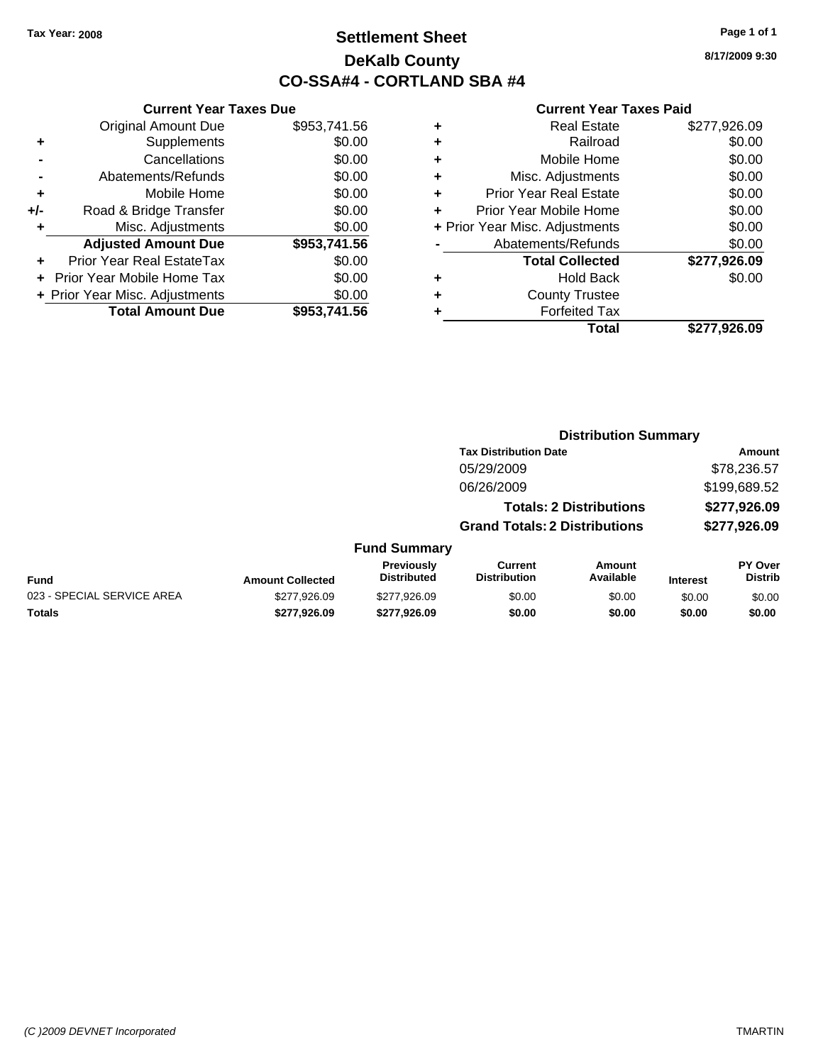Tax Year: 2008

# Settlement Sheet

## DeKalb County

## CO-SSA#4 - CORTLAND SBA #4

8/17/2009 9:30

### Current Year Taxes Due

| | | |
|---|---|---|
| | Original Amount Due | $953,741.56 |
| + | Supplements | $0.00 |
| - | Cancellations | $0.00 |
| - | Abatements/Refunds | $0.00 |
| + | Mobile Home | $0.00 |
| +/- | Road & Bridge Transfer | $0.00 |
| + | Misc. Adjustments | $0.00 |
| | **Adjusted Amount Due** | **$953,741.56** |
| + | Prior Year Real EstateTax | $0.00 |
| + | Prior Year Mobile Home Tax | $0.00 |
| + | Prior Year Misc. Adjustments | $0.00 |
| | **Total Amount Due** | **$953,741.56** |

### Current Year Taxes Paid

| | | |
|---|---|---|
| + | Real Estate | $277,926.09 |
| + | Railroad | $0.00 |
| + | Mobile Home | $0.00 |
| + | Misc. Adjustments | $0.00 |
| + | Prior Year Real Estate | $0.00 |
| + | Prior Year Mobile Home | $0.00 |
| + | Prior Year Misc. Adjustments | $0.00 |
| - | Abatements/Refunds | $0.00 |
| | **Total Collected** | **$277,926.09** |
| + | Hold Back | $0.00 |
| + | County Trustee | |
| + | Forfeited Tax | |
| | **Total** | **$277,926.09** |

### Distribution Summary

| Tax Distribution Date | Amount |
|---|---|
| 05/29/2009 | $78,236.57 |
| 06/26/2009 | $199,689.52 |
| **Totals: 2 Distributions** | **$277,926.09** |
| **Grand Totals: 2 Distributions** | **$277,926.09** |

### Fund Summary

| Fund | Amount Collected | Previously Distributed | Current Distribution | Amount Available | Interest | PY Over Distrib |
|---|---|---|---|---|---|---|
| 023 - SPECIAL SERVICE AREA | $277,926.09 | $277,926.09 | $0.00 | $0.00 | $0.00 | $0.00 |
| **Totals** | **$277,926.09** | **$277,926.09** | **$0.00** | **$0.00** | **$0.00** | **$0.00** |

(C )2009 DEVNET Incorporated TMARTIN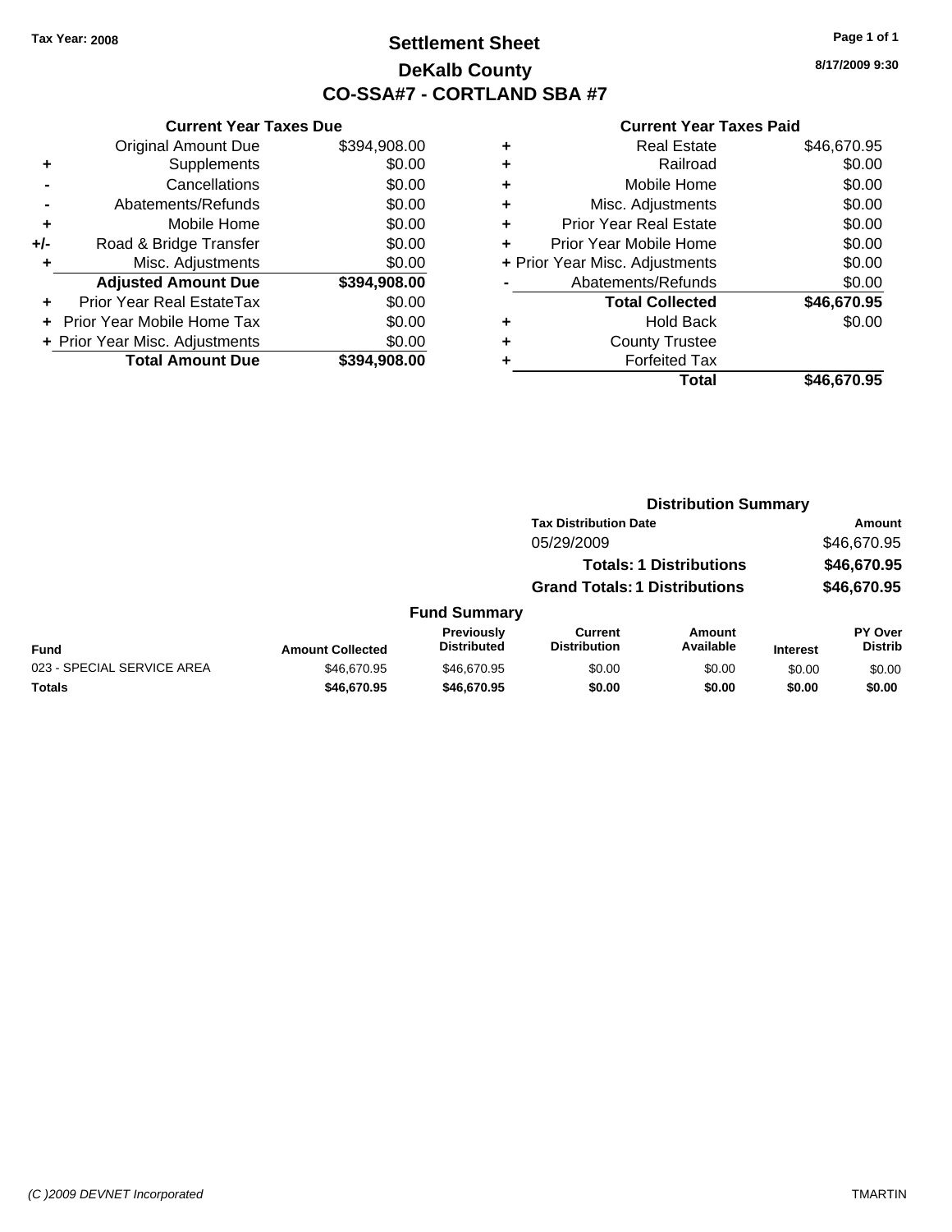Tax Year: 2008

# Settlement Sheet
## DeKalb County
## CO-SSA#7 - CORTLAND SBA #7

8/17/2009 9:30

### Current Year Taxes Due

| | | |
|---|---|---|
| | Original Amount Due | $394,908.00 |
| + | Supplements | $0.00 |
| - | Cancellations | $0.00 |
| - | Abatements/Refunds | $0.00 |
| + | Mobile Home | $0.00 |
| +/- | Road & Bridge Transfer | $0.00 |
| + | Misc. Adjustments | $0.00 |
| | **Adjusted Amount Due** | **$394,908.00** |
| + | Prior Year Real EstateTax | $0.00 |
| + | Prior Year Mobile Home Tax | $0.00 |
| + | Prior Year Misc. Adjustments | $0.00 |
| | **Total Amount Due** | **$394,908.00** |

### Current Year Taxes Paid

| | | |
|---|---|---|
| + | Real Estate | $46,670.95 |
| + | Railroad | $0.00 |
| + | Mobile Home | $0.00 |
| + | Misc. Adjustments | $0.00 |
| + | Prior Year Real Estate | $0.00 |
| + | Prior Year Mobile Home | $0.00 |
| + | Prior Year Misc. Adjustments | $0.00 |
| - | Abatements/Refunds | $0.00 |
| | **Total Collected** | **$46,670.95** |
| + | Hold Back | $0.00 |
| + | County Trustee | |
| + | Forfeited Tax | |
| | **Total** | **$46,670.95** |

### Distribution Summary

| Tax Distribution Date | | Amount |
|---|---|---|
| 05/29/2009 | | $46,670.95 |
| | **Totals: 1 Distributions** | **$46,670.95** |
| | **Grand Totals: 1 Distributions** | **$46,670.95** |

### Fund Summary

| Fund | Amount Collected | Previously Distributed | Current Distribution | Amount Available | Interest | PY Over Distrib |
|---|---|---|---|---|---|---|
| 023 - SPECIAL SERVICE AREA | $46,670.95 | $46,670.95 | $0.00 | $0.00 | $0.00 | $0.00 |
| **Totals** | **$46,670.95** | **$46,670.95** | **$0.00** | **$0.00** | **$0.00** | **$0.00** |

(C )2009 DEVNET Incorporated TMARTIN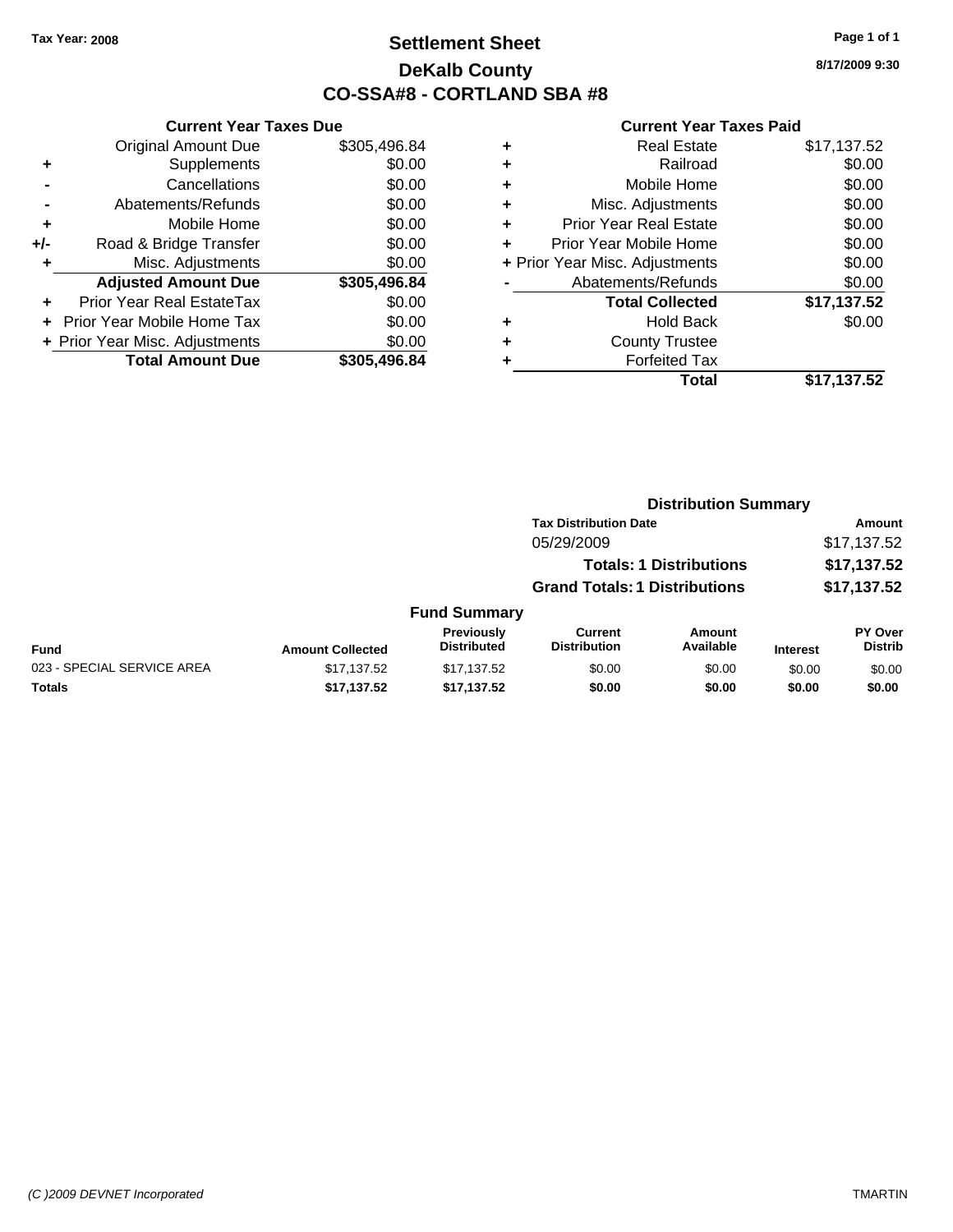Tax Year: 2008

# Settlement Sheet

## DeKalb County

## CO-SSA#8 - CORTLAND SBA #8

8/17/2009 9:30

### Current Year Taxes Due

| | | |
|---|---|---|
| | Original Amount Due | $305,496.84 |
| + | Supplements | $0.00 |
| - | Cancellations | $0.00 |
| - | Abatements/Refunds | $0.00 |
| + | Mobile Home | $0.00 |
| +/- | Road & Bridge Transfer | $0.00 |
| + | Misc. Adjustments | $0.00 |
| | **Adjusted Amount Due** | **$305,496.84** |
| + | Prior Year Real EstateTax | $0.00 |
| + | Prior Year Mobile Home Tax | $0.00 |
| + | Prior Year Misc. Adjustments | $0.00 |
| | **Total Amount Due** | **$305,496.84** |

### Current Year Taxes Paid

| | | |
|---|---|---|
| + | Real Estate | $17,137.52 |
| + | Railroad | $0.00 |
| + | Mobile Home | $0.00 |
| + | Misc. Adjustments | $0.00 |
| + | Prior Year Real Estate | $0.00 |
| + | Prior Year Mobile Home | $0.00 |
| + | Prior Year Misc. Adjustments | $0.00 |
| - | Abatements/Refunds | $0.00 |
| | **Total Collected** | **$17,137.52** |
| + | Hold Back | $0.00 |
| + | County Trustee | |
| + | Forfeited Tax | |
| | **Total** | **$17,137.52** |

### Distribution Summary

| Tax Distribution Date | Amount |
|---|---|
| 05/29/2009 | $17,137.52 |
| **Totals: 1 Distributions** | **$17,137.52** |
| **Grand Totals: 1 Distributions** | **$17,137.52** |

### Fund Summary

| Fund | Amount Collected | Previously Distributed | Current Distribution | Amount Available | Interest | PY Over Distrib |
|---|---|---|---|---|---|---|
| 023 - SPECIAL SERVICE AREA | $17,137.52 | $17,137.52 | $0.00 | $0.00 | $0.00 | $0.00 |
| **Totals** | **$17,137.52** | **$17,137.52** | **$0.00** | **$0.00** | **$0.00** | **$0.00** |

(C )2009 DEVNET Incorporated

TMARTIN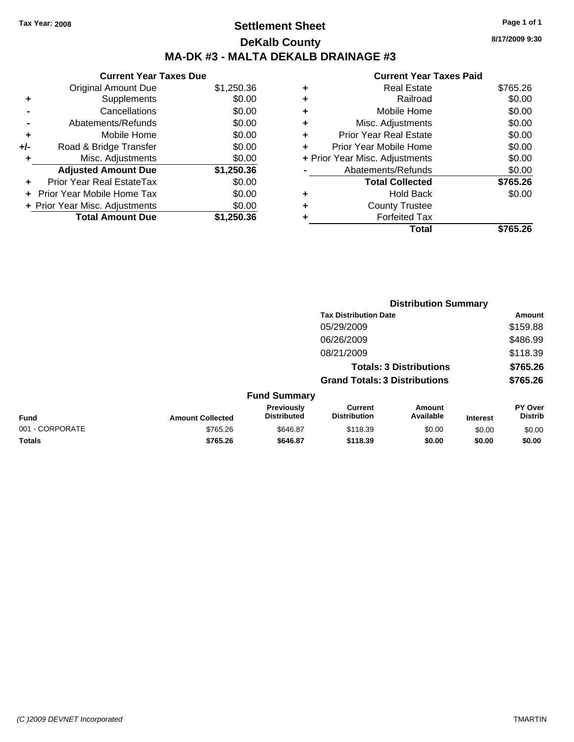Tax Year: 2008

# Settlement Sheet

## DeKalb County

## MA-DK #3 - MALTA DEKALB DRAINAGE #3

8/17/2009 9:30

### Current Year Taxes Due

| | | |
|---|---|---|
| | Original Amount Due | $1,250.36 |
| + | Supplements | $0.00 |
| - | Cancellations | $0.00 |
| - | Abatements/Refunds | $0.00 |
| + | Mobile Home | $0.00 |
| +/- | Road & Bridge Transfer | $0.00 |
| + | Misc. Adjustments | $0.00 |
| | **Adjusted Amount Due** | **$1,250.36** |
| + | Prior Year Real EstateTax | $0.00 |
| + | Prior Year Mobile Home Tax | $0.00 |
| + | Prior Year Misc. Adjustments | $0.00 |
| | **Total Amount Due** | **$1,250.36** |

### Current Year Taxes Paid

| | | |
|---|---|---|
| + | Real Estate | $765.26 |
| + | Railroad | $0.00 |
| + | Mobile Home | $0.00 |
| + | Misc. Adjustments | $0.00 |
| + | Prior Year Real Estate | $0.00 |
| + | Prior Year Mobile Home | $0.00 |
| + | Prior Year Misc. Adjustments | $0.00 |
| - | Abatements/Refunds | $0.00 |
| | **Total Collected** | **$765.26** |
| + | Hold Back | $0.00 |
| + | County Trustee | |
| + | Forfeited Tax | |
| | **Total** | **$765.26** |

### Distribution Summary

| Tax Distribution Date | Amount |
|---|---|
| 05/29/2009 | $159.88 |
| 06/26/2009 | $486.99 |
| 08/21/2009 | $118.39 |
| **Totals: 3 Distributions** | **$765.26** |
| **Grand Totals: 3 Distributions** | **$765.26** |

### Fund Summary

| Fund | Amount Collected | Previously Distributed | Current Distribution | Amount Available | Interest | PY Over Distrib |
|---|---|---|---|---|---|---|
| 001 - CORPORATE | $765.26 | $646.87 | $118.39 | $0.00 | $0.00 | $0.00 |
| **Totals** | **$765.26** | **$646.87** | **$118.39** | **$0.00** | **$0.00** | **$0.00** |

(C )2009 DEVNET Incorporated TMARTIN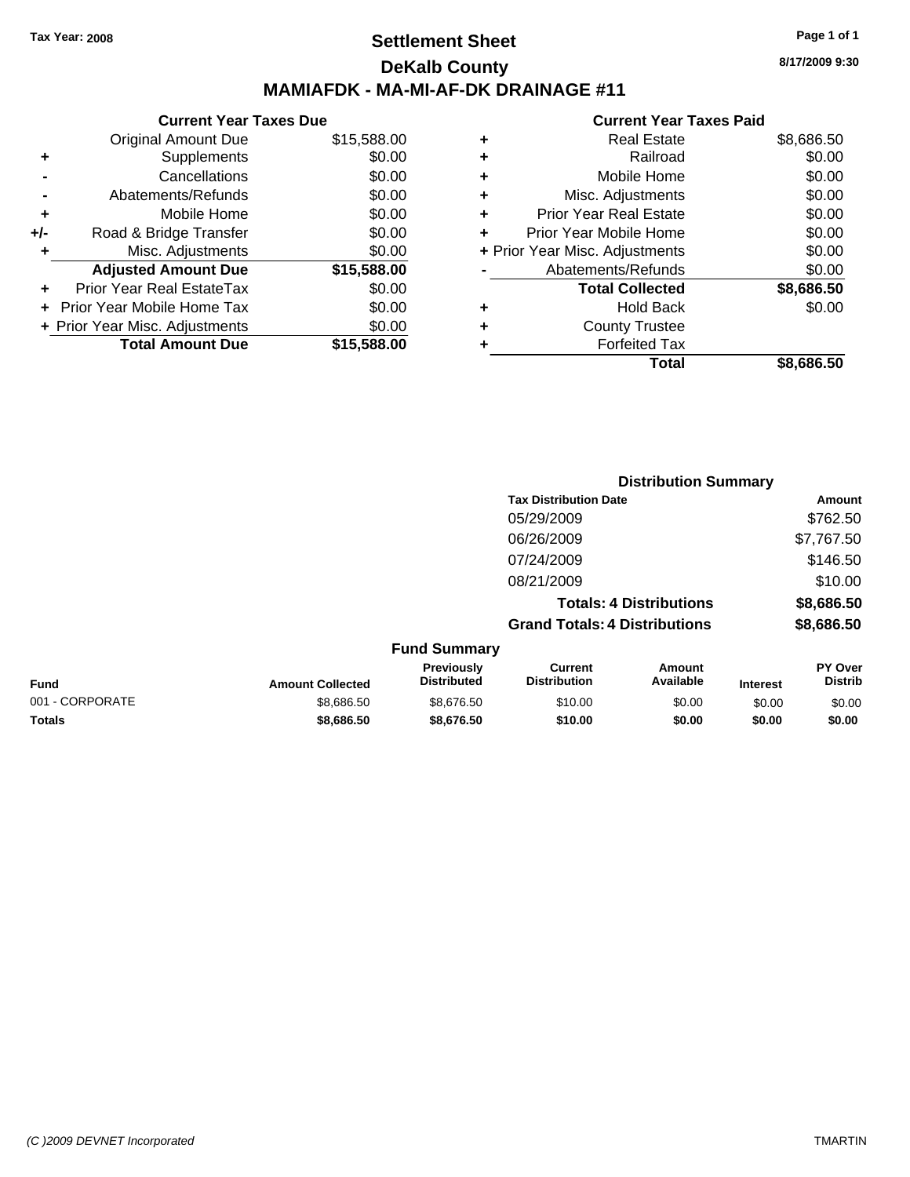Tax Year: 2008

# Settlement Sheet

## DeKalb County

## MAMIAFDK - MA-MI-AF-DK DRAINAGE #11

8/17/2009 9:30

### Current Year Taxes Due

| | | |
|---|---|---|
| | Original Amount Due | $15,588.00 |
| + | Supplements | $0.00 |
| - | Cancellations | $0.00 |
| - | Abatements/Refunds | $0.00 |
| + | Mobile Home | $0.00 |
| +/- | Road & Bridge Transfer | $0.00 |
| + | Misc. Adjustments | $0.00 |
| | **Adjusted Amount Due** | **$15,588.00** |
| + | Prior Year Real EstateTax | $0.00 |
| + | Prior Year Mobile Home Tax | $0.00 |
| + | Prior Year Misc. Adjustments | $0.00 |
| | **Total Amount Due** | **$15,588.00** |

### Current Year Taxes Paid

| | | |
|---|---|---|
| + | Real Estate | $8,686.50 |
| + | Railroad | $0.00 |
| + | Mobile Home | $0.00 |
| + | Misc. Adjustments | $0.00 |
| + | Prior Year Real Estate | $0.00 |
| + | Prior Year Mobile Home | $0.00 |
| + | Prior Year Misc. Adjustments | $0.00 |
| - | Abatements/Refunds | $0.00 |
| | **Total Collected** | **$8,686.50** |
| + | Hold Back | $0.00 |
| + | County Trustee | |
| + | Forfeited Tax | |
| | **Total** | **$8,686.50** |

### Distribution Summary

| Tax Distribution Date | Amount |
|---|---|
| 05/29/2009 | $762.50 |
| 06/26/2009 | $7,767.50 |
| 07/24/2009 | $146.50 |
| 08/21/2009 | $10.00 |
| **Totals: 4 Distributions** | **$8,686.50** |
| **Grand Totals: 4 Distributions** | **$8,686.50** |

### Fund Summary

| Fund | Amount Collected | Previously Distributed | Current Distribution | Amount Available | Interest | PY Over Distrib |
|---|---|---|---|---|---|---|
| 001 - CORPORATE | $8,686.50 | $8,676.50 | $10.00 | $0.00 | $0.00 | $0.00 |
| **Totals** | **$8,686.50** | **$8,676.50** | **$10.00** | **$0.00** | **$0.00** | **$0.00** |

(C )2009 DEVNET Incorporated TMARTIN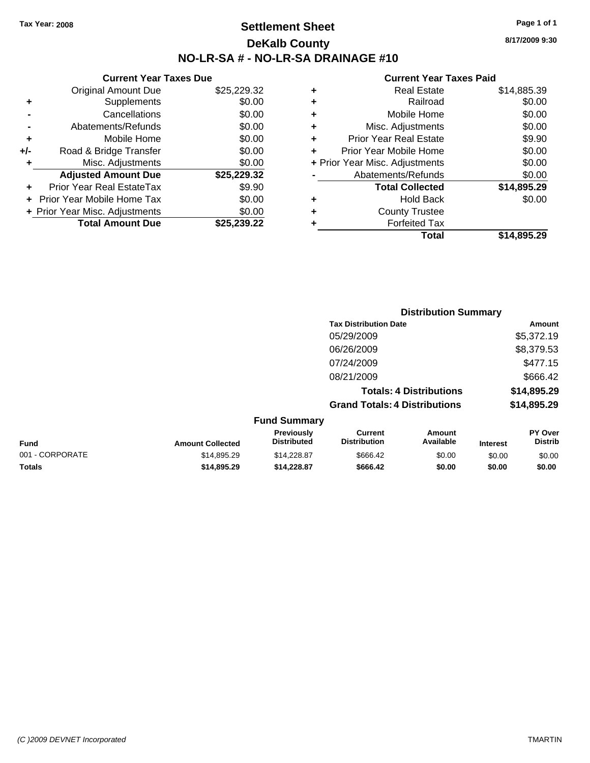Tax Year: 2008

# Settlement Sheet

## DeKalb County

## NO-LR-SA # - NO-LR-SA DRAINAGE #10

8/17/2009 9:30

### Current Year Taxes Due

| | | |
|---|---|---|
| | Original Amount Due | $25,229.32 |
| + | Supplements | $0.00 |
| - | Cancellations | $0.00 |
| - | Abatements/Refunds | $0.00 |
| + | Mobile Home | $0.00 |
| +/- | Road & Bridge Transfer | $0.00 |
| + | Misc. Adjustments | $0.00 |
| | **Adjusted Amount Due** | **$25,229.32** |
| + | Prior Year Real EstateTax | $9.90 |
| + | Prior Year Mobile Home Tax | $0.00 |
| + | Prior Year Misc. Adjustments | $0.00 |
| | **Total Amount Due** | **$25,239.22** |

### Current Year Taxes Paid

| | | |
|---|---|---|
| + | Real Estate | $14,885.39 |
| + | Railroad | $0.00 |
| + | Mobile Home | $0.00 |
| + | Misc. Adjustments | $0.00 |
| + | Prior Year Real Estate | $9.90 |
| + | Prior Year Mobile Home | $0.00 |
| + | Prior Year Misc. Adjustments | $0.00 |
| - | Abatements/Refunds | $0.00 |
| | **Total Collected** | **$14,895.29** |
| + | Hold Back | $0.00 |
| + | County Trustee | |
| + | Forfeited Tax | |
| | **Total** | **$14,895.29** |

### Distribution Summary

| Tax Distribution Date | Amount |
|---|---|
| 05/29/2009 | $5,372.19 |
| 06/26/2009 | $8,379.53 |
| 07/24/2009 | $477.15 |
| 08/21/2009 | $666.42 |
| **Totals: 4 Distributions** | **$14,895.29** |
| **Grand Totals: 4 Distributions** | **$14,895.29** |

### Fund Summary

| Fund | Amount Collected | Previously Distributed | Current Distribution | Amount Available | Interest | PY Over Distrib |
|---|---|---|---|---|---|---|
| 001 - CORPORATE | $14,895.29 | $14,228.87 | $666.42 | $0.00 | $0.00 | $0.00 |
| **Totals** | **$14,895.29** | **$14,228.87** | **$666.42** | **$0.00** | **$0.00** | **$0.00** |

(C )2009 DEVNET Incorporated TMARTIN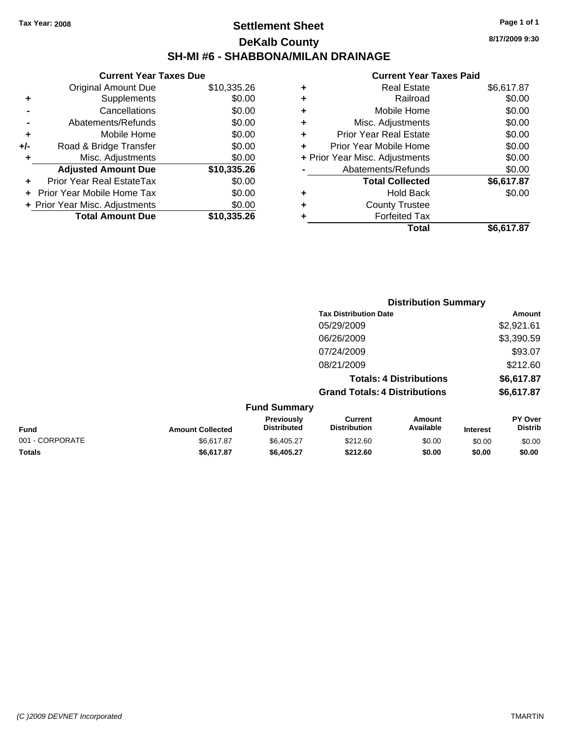**Tax Year: 2008**

# Settlement Sheet

## DeKalb County

## SH-MI #6 - SHABBONA/MILAN DRAINAGE

8/17/2009 9:30

### Current Year Taxes Due

| | | |
|---|---|---|
| | Original Amount Due | $10,335.26 |
| + | Supplements | $0.00 |
| - | Cancellations | $0.00 |
| - | Abatements/Refunds | $0.00 |
| + | Mobile Home | $0.00 |
| +/- | Road & Bridge Transfer | $0.00 |
| + | Misc. Adjustments | $0.00 |
| | **Adjusted Amount Due** | **$10,335.26** |
| + | Prior Year Real EstateTax | $0.00 |
| + | Prior Year Mobile Home Tax | $0.00 |
| + | Prior Year Misc. Adjustments | $0.00 |
| | **Total Amount Due** | **$10,335.26** |

### Current Year Taxes Paid

| | | |
|---|---|---|
| + | Real Estate | $6,617.87 |
| + | Railroad | $0.00 |
| + | Mobile Home | $0.00 |
| + | Misc. Adjustments | $0.00 |
| + | Prior Year Real Estate | $0.00 |
| + | Prior Year Mobile Home | $0.00 |
| + | Prior Year Misc. Adjustments | $0.00 |
| - | Abatements/Refunds | $0.00 |
| | **Total Collected** | **$6,617.87** |
| + | Hold Back | $0.00 |
| + | County Trustee | |
| + | Forfeited Tax | |
| | **Total** | **$6,617.87** |

### Distribution Summary

| Tax Distribution Date | Amount |
|---|---|
| 05/29/2009 | $2,921.61 |
| 06/26/2009 | $3,390.59 |
| 07/24/2009 | $93.07 |
| 08/21/2009 | $212.60 |
| **Totals: 4 Distributions** | **$6,617.87** |
| **Grand Totals: 4 Distributions** | **$6,617.87** |

### Fund Summary

| Fund | Amount Collected | Previously Distributed | Current Distribution | Amount Available | Interest | PY Over Distrib |
|---|---|---|---|---|---|---|
| 001 - CORPORATE | $6,617.87 | $6,405.27 | $212.60 | $0.00 | $0.00 | $0.00 |
| **Totals** | **$6,617.87** | **$6,405.27** | **$212.60** | **$0.00** | **$0.00** | **$0.00** |

(C )2009 DEVNET Incorporated — TMARTIN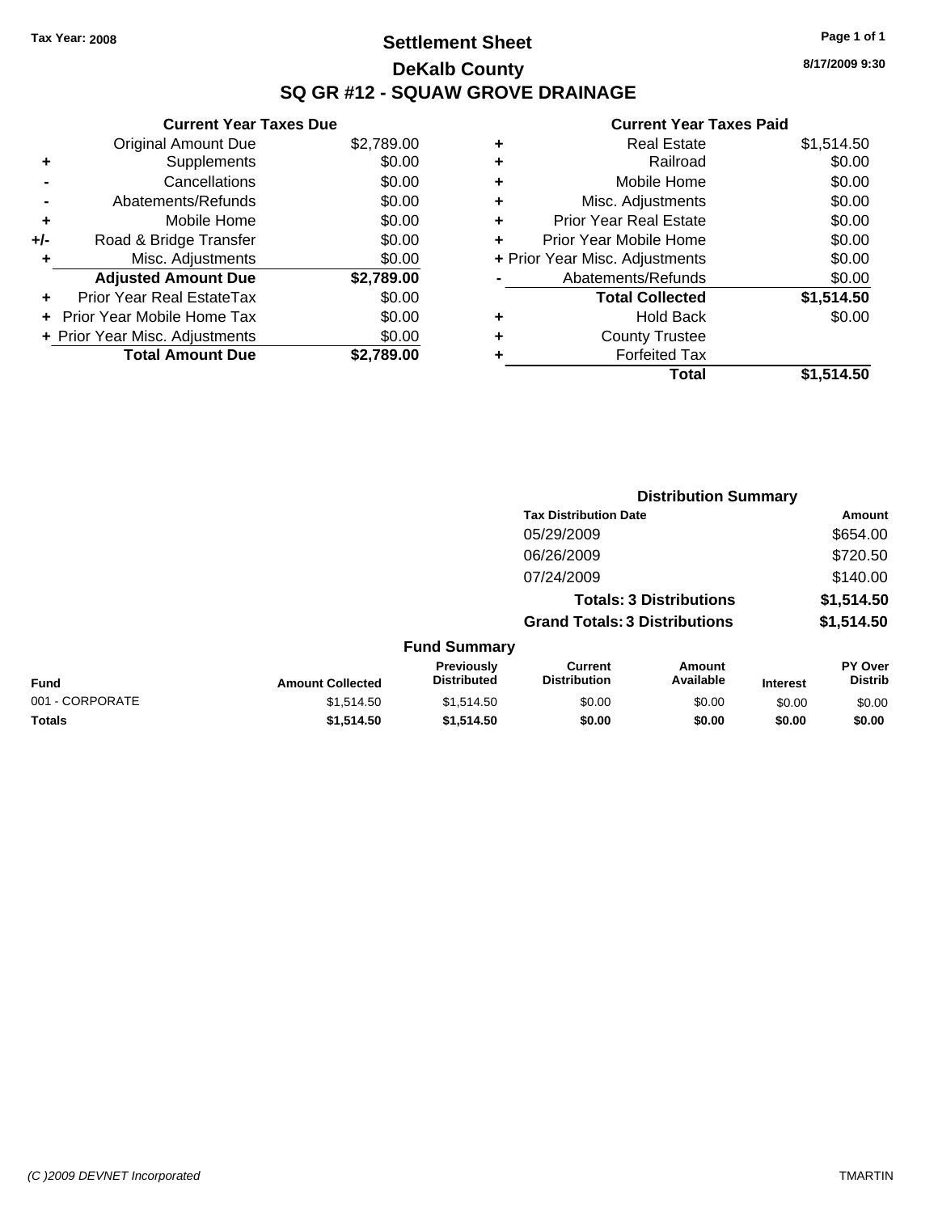Tax Year: 2008

# Settlement Sheet

## DeKalb County

## SQ GR #12 - SQUAW GROVE DRAINAGE

8/17/2009 9:30

### Current Year Taxes Due

| | | |
|---|---|---|
| | Original Amount Due | $2,789.00 |
| + | Supplements | $0.00 |
| - | Cancellations | $0.00 |
| - | Abatements/Refunds | $0.00 |
| + | Mobile Home | $0.00 |
| +/- | Road & Bridge Transfer | $0.00 |
| + | Misc. Adjustments | $0.00 |
| | **Adjusted Amount Due** | **$2,789.00** |
| + | Prior Year Real EstateTax | $0.00 |
| + | Prior Year Mobile Home Tax | $0.00 |
| + | Prior Year Misc. Adjustments | $0.00 |
| | **Total Amount Due** | **$2,789.00** |

### Current Year Taxes Paid

| | | |
|---|---|---|
| + | Real Estate | $1,514.50 |
| + | Railroad | $0.00 |
| + | Mobile Home | $0.00 |
| + | Misc. Adjustments | $0.00 |
| + | Prior Year Real Estate | $0.00 |
| + | Prior Year Mobile Home | $0.00 |
| + | Prior Year Misc. Adjustments | $0.00 |
| - | Abatements/Refunds | $0.00 |
| | **Total Collected** | **$1,514.50** |
| + | Hold Back | $0.00 |
| + | County Trustee | |
| + | Forfeited Tax | |
| | **Total** | **$1,514.50** |

### Distribution Summary

| Tax Distribution Date | Amount |
|---|---|
| 05/29/2009 | $654.00 |
| 06/26/2009 | $720.50 |
| 07/24/2009 | $140.00 |
| **Totals: 3 Distributions** | **$1,514.50** |
| **Grand Totals: 3 Distributions** | **$1,514.50** |

### Fund Summary

| Fund | Amount Collected | Previously Distributed | Current Distribution | Amount Available | Interest | PY Over Distrib |
|---|---|---|---|---|---|---|
| 001 - CORPORATE | $1,514.50 | $1,514.50 | $0.00 | $0.00 | $0.00 | $0.00 |
| **Totals** | **$1,514.50** | **$1,514.50** | **$0.00** | **$0.00** | **$0.00** | **$0.00** |

(C )2009 DEVNET Incorporated TMARTIN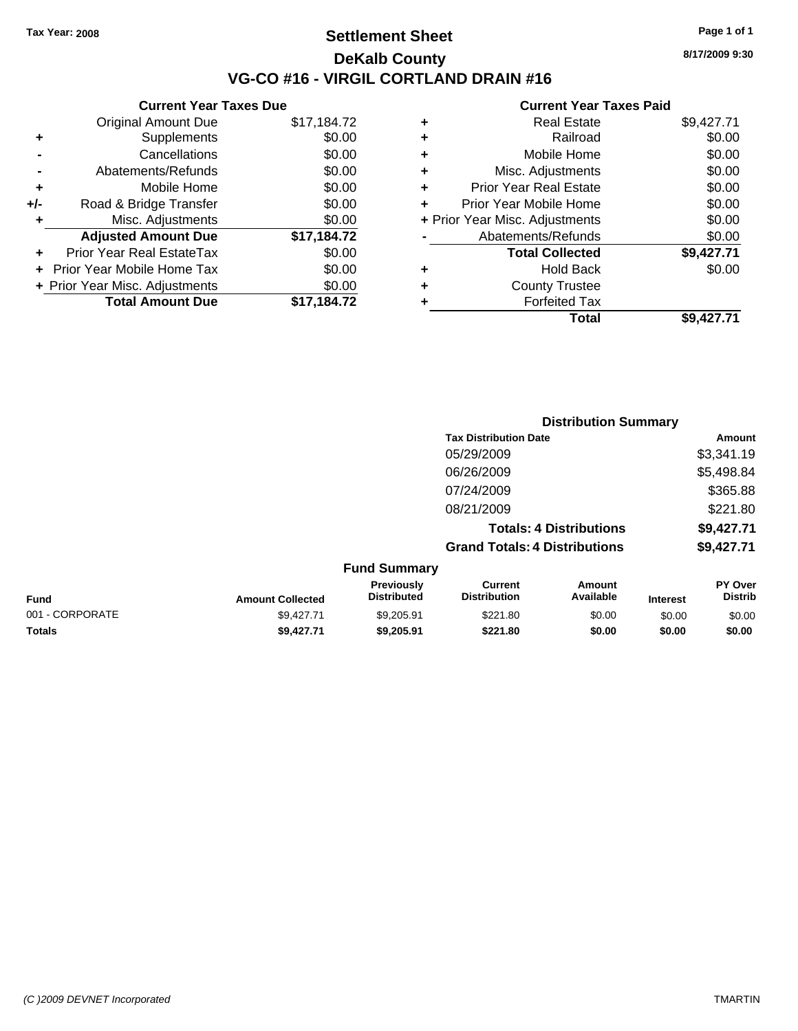Tax Year: 2008

# Settlement Sheet

## DeKalb County

## VG-CO #16 - VIRGIL CORTLAND DRAIN #16

8/17/2009 9:30

### Current Year Taxes Due

| | | |
|---|---|---|
| | Original Amount Due | $17,184.72 |
| + | Supplements | $0.00 |
| - | Cancellations | $0.00 |
| - | Abatements/Refunds | $0.00 |
| + | Mobile Home | $0.00 |
| +/- | Road & Bridge Transfer | $0.00 |
| + | Misc. Adjustments | $0.00 |
| | **Adjusted Amount Due** | **$17,184.72** |
| + | Prior Year Real EstateTax | $0.00 |
| + | Prior Year Mobile Home Tax | $0.00 |
| + | Prior Year Misc. Adjustments | $0.00 |
| | **Total Amount Due** | **$17,184.72** |

### Current Year Taxes Paid

| | | |
|---|---|---|
| + | Real Estate | $9,427.71 |
| + | Railroad | $0.00 |
| + | Mobile Home | $0.00 |
| + | Misc. Adjustments | $0.00 |
| + | Prior Year Real Estate | $0.00 |
| + | Prior Year Mobile Home | $0.00 |
| + | Prior Year Misc. Adjustments | $0.00 |
| - | Abatements/Refunds | $0.00 |
| | **Total Collected** | **$9,427.71** |
| + | Hold Back | $0.00 |
| + | County Trustee | |
| + | Forfeited Tax | |
| | **Total** | **$9,427.71** |

### Distribution Summary

| Tax Distribution Date | Amount |
|---|---|
| 05/29/2009 | $3,341.19 |
| 06/26/2009 | $5,498.84 |
| 07/24/2009 | $365.88 |
| 08/21/2009 | $221.80 |
| **Totals: 4 Distributions** | **$9,427.71** |
| **Grand Totals: 4 Distributions** | **$9,427.71** |

### Fund Summary

| Fund | Amount Collected | Previously Distributed | Current Distribution | Amount Available | Interest | PY Over Distrib |
|---|---|---|---|---|---|---|
| 001 - CORPORATE | $9,427.71 | $9,205.91 | $221.80 | $0.00 | $0.00 | $0.00 |
| **Totals** | **$9,427.71** | **$9,205.91** | **$221.80** | **$0.00** | **$0.00** | **$0.00** |

(C )2009 DEVNET Incorporated TMARTIN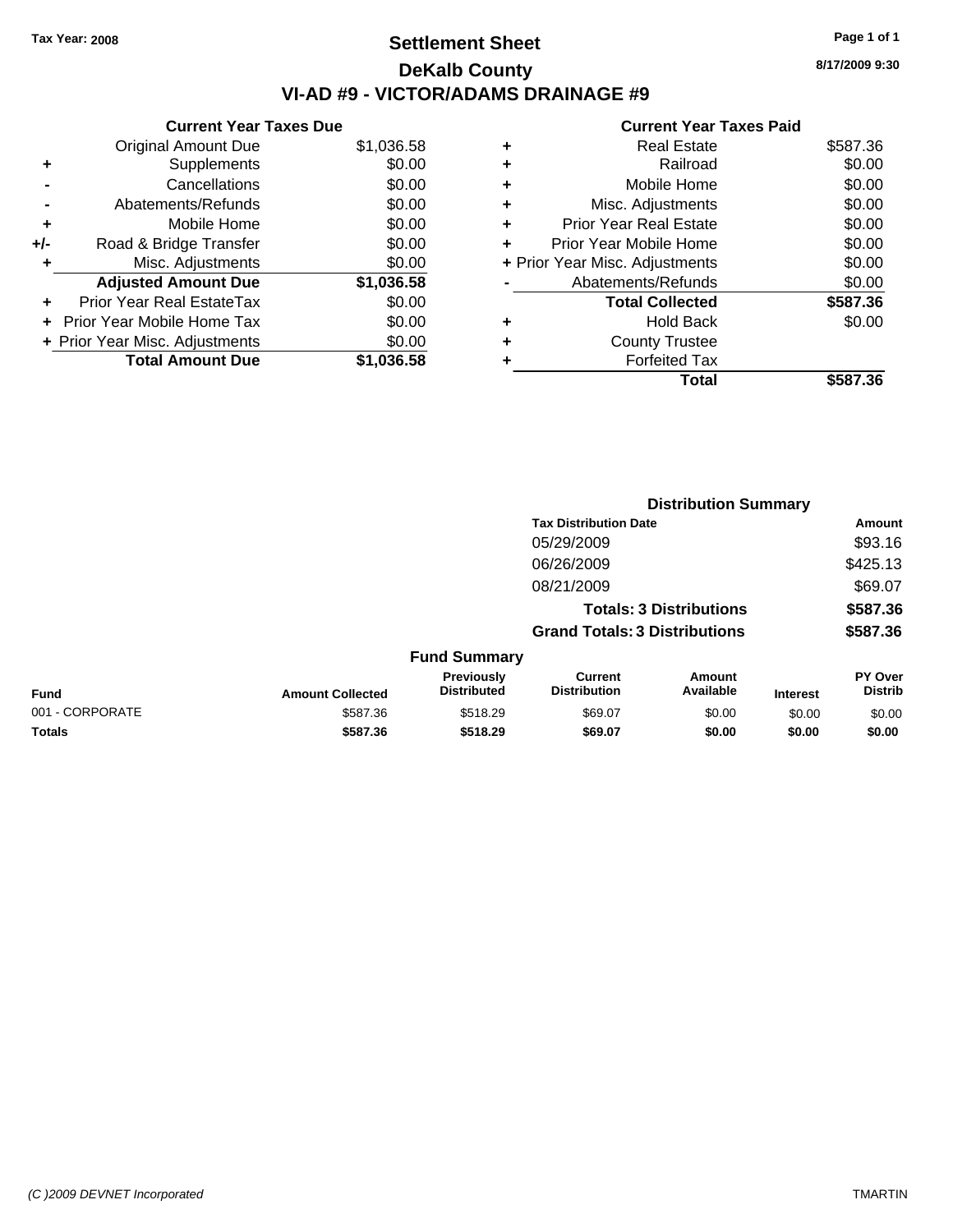Tax Year: 2008

# Settlement Sheet

## DeKalb County

## VI-AD #9 - VICTOR/ADAMS DRAINAGE #9

8/17/2009 9:30

### Current Year Taxes Due

| | | |
|---|---|---|
| | Original Amount Due | $1,036.58 |
| + | Supplements | $0.00 |
| - | Cancellations | $0.00 |
| - | Abatements/Refunds | $0.00 |
| + | Mobile Home | $0.00 |
| +/- | Road & Bridge Transfer | $0.00 |
| + | Misc. Adjustments | $0.00 |
| | **Adjusted Amount Due** | **$1,036.58** |
| + | Prior Year Real EstateTax | $0.00 |
| + | Prior Year Mobile Home Tax | $0.00 |
| + | Prior Year Misc. Adjustments | $0.00 |
| | **Total Amount Due** | **$1,036.58** |

### Current Year Taxes Paid

| | | |
|---|---|---|
| + | Real Estate | $587.36 |
| + | Railroad | $0.00 |
| + | Mobile Home | $0.00 |
| + | Misc. Adjustments | $0.00 |
| + | Prior Year Real Estate | $0.00 |
| + | Prior Year Mobile Home | $0.00 |
| + | Prior Year Misc. Adjustments | $0.00 |
| - | Abatements/Refunds | $0.00 |
| | **Total Collected** | **$587.36** |
| + | Hold Back | $0.00 |
| + | County Trustee | |
| + | Forfeited Tax | |
| | **Total** | **$587.36** |

### Distribution Summary

| Tax Distribution Date | Amount |
|---|---|
| 05/29/2009 | $93.16 |
| 06/26/2009 | $425.13 |
| 08/21/2009 | $69.07 |
| **Totals: 3 Distributions** | **$587.36** |
| **Grand Totals: 3 Distributions** | **$587.36** |

### Fund Summary

| Fund | Amount Collected | Previously Distributed | Current Distribution | Amount Available | Interest | PY Over Distrib |
|---|---|---|---|---|---|---|
| 001 - CORPORATE | $587.36 | $518.29 | $69.07 | $0.00 | $0.00 | $0.00 |
| **Totals** | **$587.36** | **$518.29** | **$69.07** | **$0.00** | **$0.00** | **$0.00** |

(C )2009 DEVNET Incorporated TMARTIN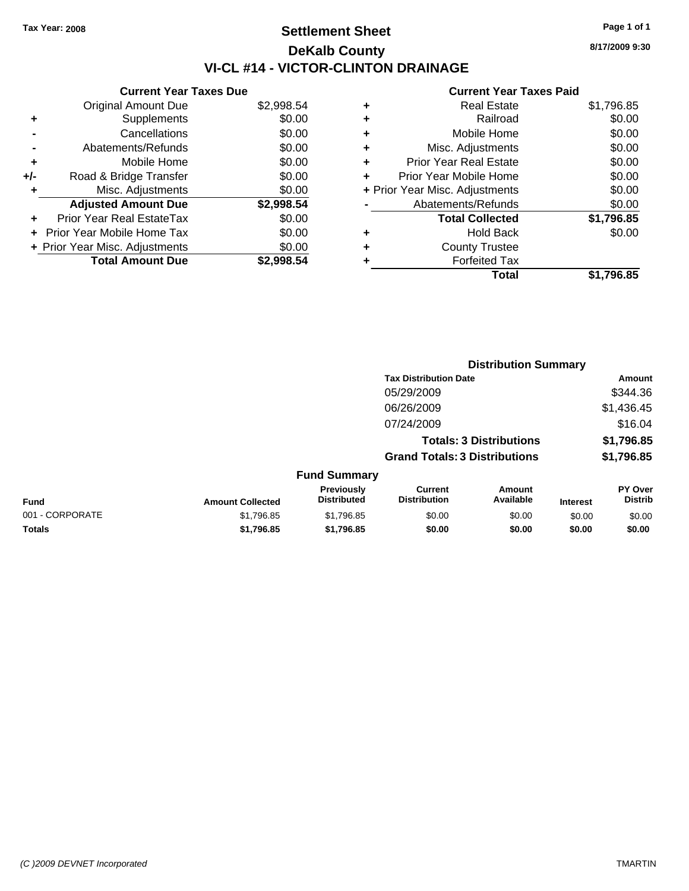Tax Year: 2008

# Settlement Sheet
## DeKalb County
## VI-CL #14 - VICTOR-CLINTON DRAINAGE

8/17/2009 9:30

**Current Year Taxes Due**

| | | |
|---|---|---|
| | Original Amount Due | $2,998.54 |
| + | Supplements | $0.00 |
| - | Cancellations | $0.00 |
| - | Abatements/Refunds | $0.00 |
| + | Mobile Home | $0.00 |
| +/- | Road & Bridge Transfer | $0.00 |
| + | Misc. Adjustments | $0.00 |
| | **Adjusted Amount Due** | **$2,998.54** |
| + | Prior Year Real EstateTax | $0.00 |
| + | Prior Year Mobile Home Tax | $0.00 |
| + | Prior Year Misc. Adjustments | $0.00 |
| | **Total Amount Due** | **$2,998.54** |

**Current Year Taxes Paid**

| | | |
|---|---|---|
| + | Real Estate | $1,796.85 |
| + | Railroad | $0.00 |
| + | Mobile Home | $0.00 |
| + | Misc. Adjustments | $0.00 |
| + | Prior Year Real Estate | $0.00 |
| + | Prior Year Mobile Home | $0.00 |
| + | Prior Year Misc. Adjustments | $0.00 |
| - | Abatements/Refunds | $0.00 |
| | **Total Collected** | **$1,796.85** |
| + | Hold Back | $0.00 |
| + | County Trustee | |
| + | Forfeited Tax | |
| | **Total** | **$1,796.85** |

**Distribution Summary**

| Tax Distribution Date | Amount |
|---|---|
| 05/29/2009 | $344.36 |
| 06/26/2009 | $1,436.45 |
| 07/24/2009 | $16.04 |
| **Totals: 3 Distributions** | **$1,796.85** |
| **Grand Totals: 3 Distributions** | **$1,796.85** |

**Fund Summary**

| Fund | Amount Collected | Previously Distributed | Current Distribution | Amount Available | Interest | PY Over Distrib |
|---|---|---|---|---|---|---|
| 001 - CORPORATE | $1,796.85 | $1,796.85 | $0.00 | $0.00 | $0.00 | $0.00 |
| **Totals** | **$1,796.85** | **$1,796.85** | **$0.00** | **$0.00** | **$0.00** | **$0.00** |

(C )2009 DEVNET Incorporated TMARTIN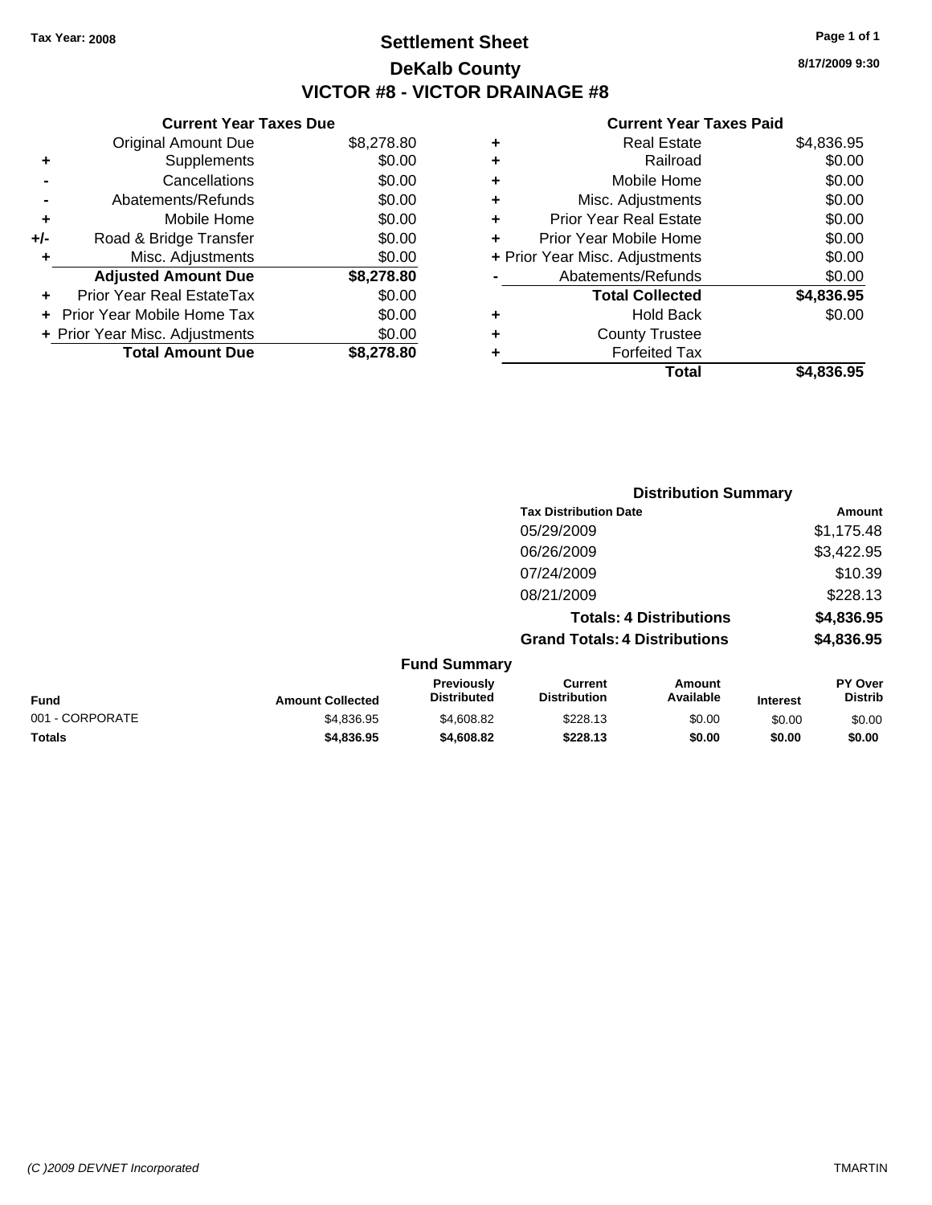Tax Year: 2008

# Settlement Sheet

## DeKalb County

## VICTOR #8 - VICTOR DRAINAGE #8

8/17/2009 9:30

### Current Year Taxes Due

| | | |
|---|---|---|
| | Original Amount Due | $8,278.80 |
| + | Supplements | $0.00 |
| - | Cancellations | $0.00 |
| - | Abatements/Refunds | $0.00 |
| + | Mobile Home | $0.00 |
| +/- | Road & Bridge Transfer | $0.00 |
| + | Misc. Adjustments | $0.00 |
| | **Adjusted Amount Due** | **$8,278.80** |
| + | Prior Year Real EstateTax | $0.00 |
| + | Prior Year Mobile Home Tax | $0.00 |
| + | Prior Year Misc. Adjustments | $0.00 |
| | **Total Amount Due** | **$8,278.80** |

### Current Year Taxes Paid

| | | |
|---|---|---|
| + | Real Estate | $4,836.95 |
| + | Railroad | $0.00 |
| + | Mobile Home | $0.00 |
| + | Misc. Adjustments | $0.00 |
| + | Prior Year Real Estate | $0.00 |
| + | Prior Year Mobile Home | $0.00 |
| + | Prior Year Misc. Adjustments | $0.00 |
| - | Abatements/Refunds | $0.00 |
| | **Total Collected** | **$4,836.95** |
| + | Hold Back | $0.00 |
| + | County Trustee | |
| + | Forfeited Tax | |
| | **Total** | **$4,836.95** |

### Distribution Summary

| Tax Distribution Date | Amount |
|---|---|
| 05/29/2009 | $1,175.48 |
| 06/26/2009 | $3,422.95 |
| 07/24/2009 | $10.39 |
| 08/21/2009 | $228.13 |
| **Totals: 4 Distributions** | **$4,836.95** |
| **Grand Totals: 4 Distributions** | **$4,836.95** |

### Fund Summary

| Fund | Amount Collected | Previously Distributed | Current Distribution | Amount Available | Interest | PY Over Distrib |
|---|---|---|---|---|---|---|
| 001 - CORPORATE | $4,836.95 | $4,608.82 | $228.13 | $0.00 | $0.00 | $0.00 |
| **Totals** | **$4,836.95** | **$4,608.82** | **$228.13** | **$0.00** | **$0.00** | **$0.00** |

(C )2009 DEVNET Incorporated

TMARTIN